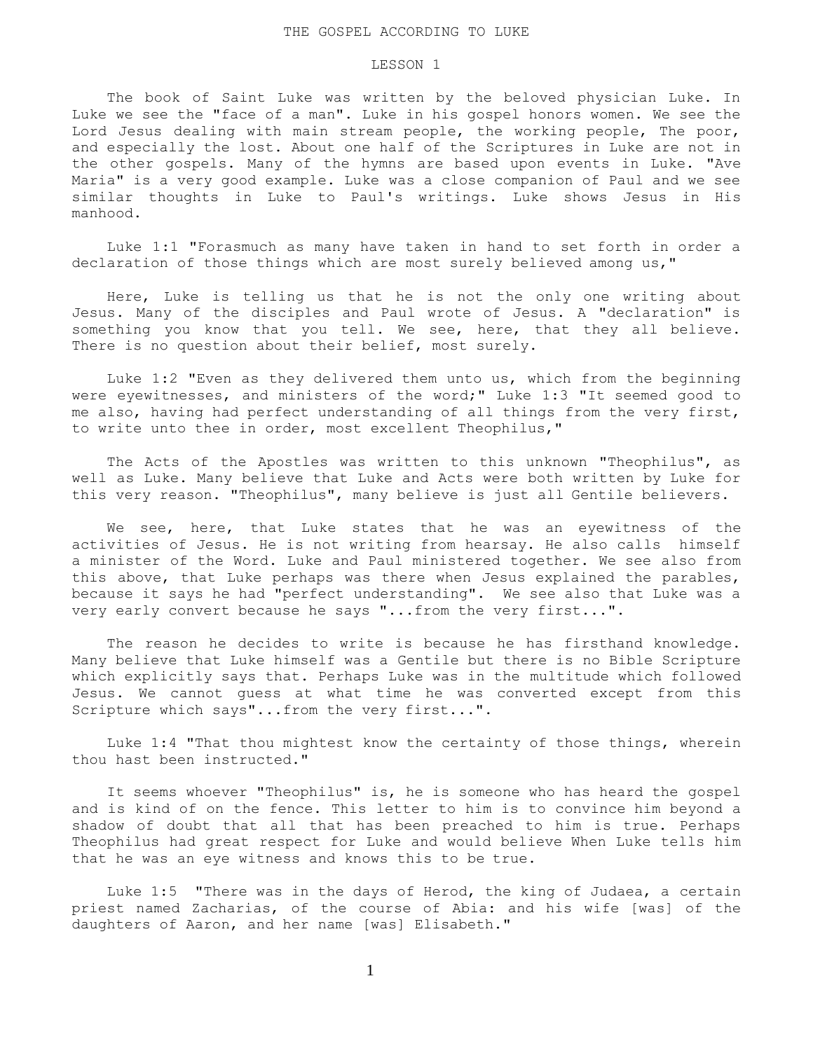# THE GOSPEL ACCORDING TO LUKE

## LESSON 1

The book of Saint Luke was written by the beloved physician Luke. In Luke we see the "face of a man". Luke in his gospel honors women. We see the Lord Jesus dealing with main stream people, the working people, The poor, and especially the lost. About one half of the Scriptures in Luke are not in the other gospels. Many of the hymns are based upon events in Luke. "Ave Maria" is a very good example. Luke was a close companion of Paul and we see similar thoughts in Luke to Paul's writings. Luke shows Jesus in His manhood.

Luke 1:1 "Forasmuch as many have taken in hand to set forth in order a declaration of those things which are most surely believed among us,"

Here, Luke is telling us that he is not the only one writing about Jesus. Many of the disciples and Paul wrote of Jesus. A "declaration" is something you know that you tell. We see, here, that they all believe. There is no question about their belief, most surely.

Luke 1:2 "Even as they delivered them unto us, which from the beginning were eyewitnesses, and ministers of the word;" Luke 1:3 "It seemed good to me also, having had perfect understanding of all things from the very first, to write unto thee in order, most excellent Theophilus,"

The Acts of the Apostles was written to this unknown "Theophilus", as well as Luke. Many believe that Luke and Acts were both written by Luke for this very reason. "Theophilus", many believe is just all Gentile believers.

We see, here, that Luke states that he was an eyewitness of the activities of Jesus. He is not writing from hearsay. He also calls himself a minister of the Word. Luke and Paul ministered together. We see also from this above, that Luke perhaps was there when Jesus explained the parables, because it says he had "perfect understanding". We see also that Luke was a very early convert because he says "...from the very first...".

The reason he decides to write is because he has firsthand knowledge. Many believe that Luke himself was a Gentile but there is no Bible Scripture which explicitly says that. Perhaps Luke was in the multitude which followed Jesus. We cannot guess at what time he was converted except from this Scripture which says"...from the very first...".

Luke 1:4 "That thou mightest know the certainty of those things, wherein thou hast been instructed."

It seems whoever "Theophilus" is, he is someone who has heard the gospel and is kind of on the fence. This letter to him is to convince him beyond a shadow of doubt that all that has been preached to him is true. Perhaps Theophilus had great respect for Luke and would believe When Luke tells him that he was an eye witness and knows this to be true.

Luke 1:5 "There was in the days of Herod, the king of Judaea, a certain priest named Zacharias, of the course of Abia: and his wife [was] of the daughters of Aaron, and her name [was] Elisabeth."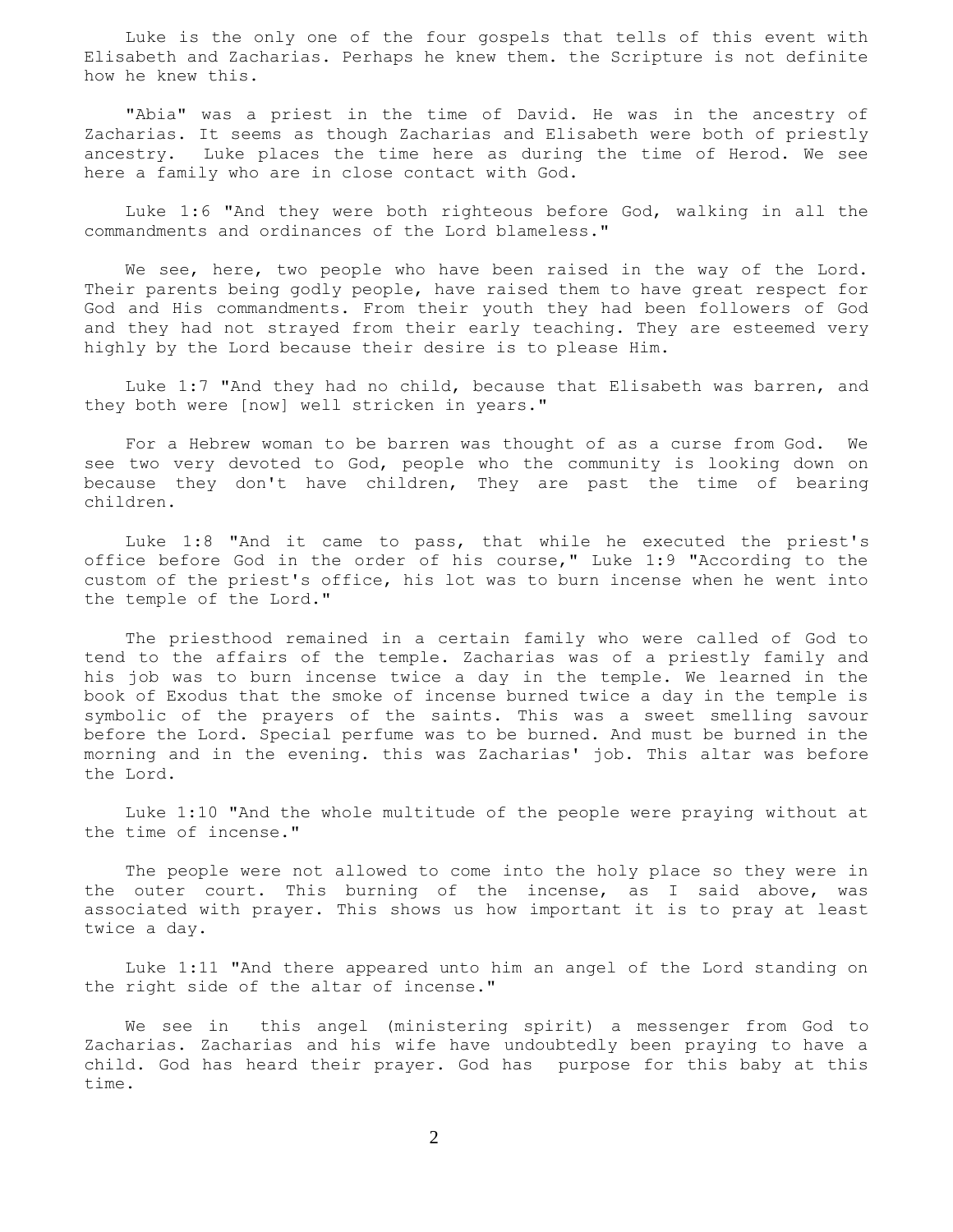Luke is the only one of the four gospels that tells of this event with Elisabeth and Zacharias. Perhaps he knew them. the Scripture is not definite how he knew this.

"Abia" was a priest in the time of David. He was in the ancestry of Zacharias. It seems as though Zacharias and Elisabeth were both of priestly ancestry. Luke places the time here as during the time of Herod. We see here a family who are in close contact with God.

Luke 1:6 "And they were both righteous before God, walking in all the commandments and ordinances of the Lord blameless."

We see, here, two people who have been raised in the way of the Lord. Their parents being godly people, have raised them to have great respect for God and His commandments. From their youth they had been followers of God and they had not strayed from their early teaching. They are esteemed very highly by the Lord because their desire is to please Him.

Luke 1:7 "And they had no child, because that Elisabeth was barren, and they both were [now] well stricken in years."

For a Hebrew woman to be barren was thought of as a curse from God. We see two very devoted to God, people who the community is looking down on because they don't have children, They are past the time of bearing children.

Luke 1:8 "And it came to pass, that while he executed the priest's office before God in the order of his course," Luke 1:9 "According to the custom of the priest's office, his lot was to burn incense when he went into the temple of the Lord."

The priesthood remained in a certain family who were called of God to tend to the affairs of the temple. Zacharias was of a priestly family and his job was to burn incense twice a day in the temple. We learned in the book of Exodus that the smoke of incense burned twice a day in the temple is symbolic of the prayers of the saints. This was a sweet smelling savour before the Lord. Special perfume was to be burned. And must be burned in the morning and in the evening. this was Zacharias' job. This altar was before the Lord.

Luke 1:10 "And the whole multitude of the people were praying without at the time of incense."

The people were not allowed to come into the holy place so they were in the outer court. This burning of the incense, as I said above, was associated with prayer. This shows us how important it is to pray at least twice a day.

Luke 1:11 "And there appeared unto him an angel of the Lord standing on the right side of the altar of incense."

We see in this angel (ministering spirit) a messenger from God to Zacharias. Zacharias and his wife have undoubtedly been praying to have a child. God has heard their prayer. God has purpose for this baby at this time.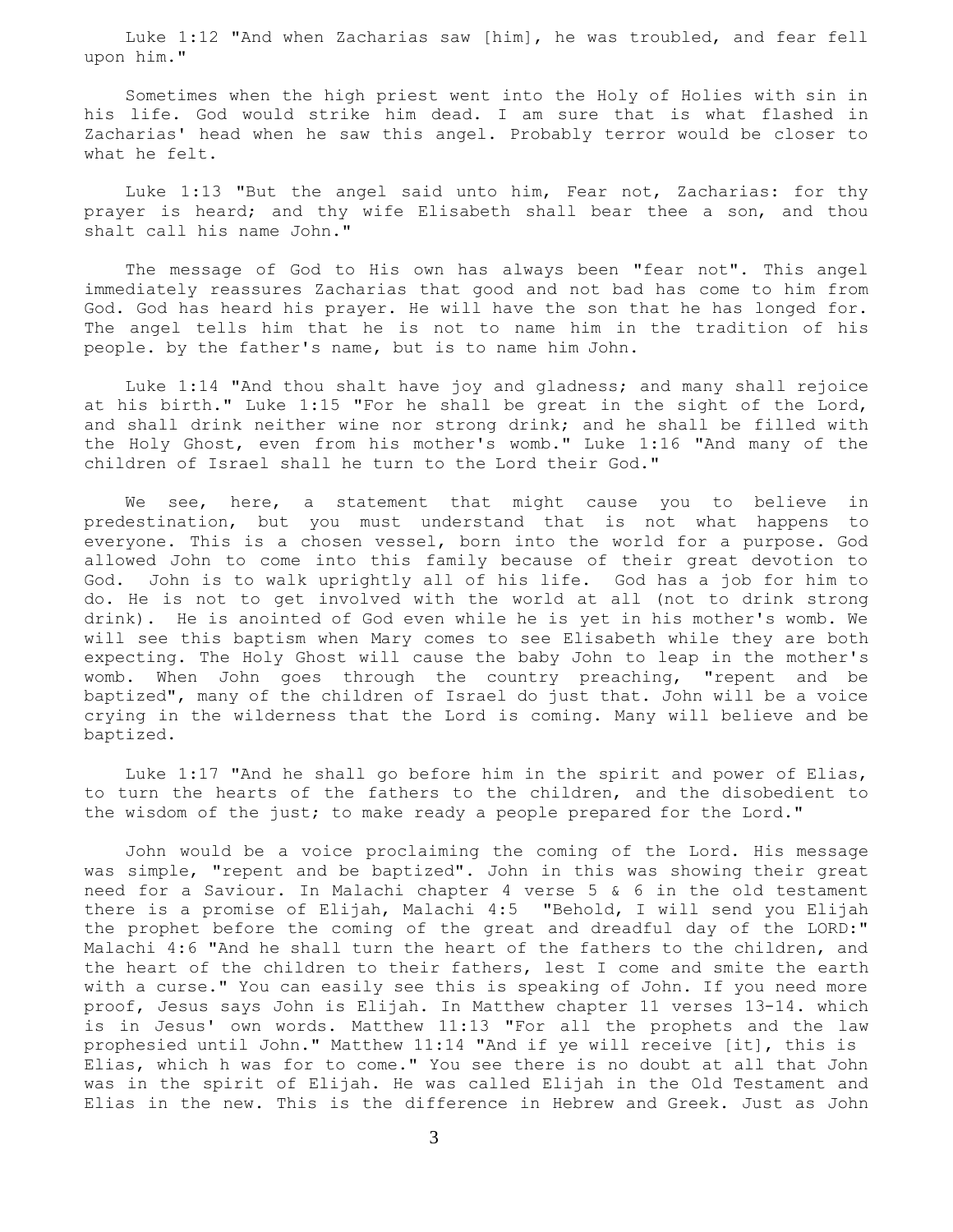Luke 1:12 "And when Zacharias saw [him], he was troubled, and fear fell upon him."

Sometimes when the high priest went into the Holy of Holies with sin in his life. God would strike him dead. I am sure that is what flashed in Zacharias' head when he saw this angel. Probably terror would be closer to what he felt.

Luke 1:13 "But the angel said unto him, Fear not, Zacharias: for thy prayer is heard; and thy wife Elisabeth shall bear thee a son, and thou shalt call his name John."

The message of God to His own has always been "fear not". This angel immediately reassures Zacharias that good and not bad has come to him from God. God has heard his prayer. He will have the son that he has longed for. The angel tells him that he is not to name him in the tradition of his people. by the father's name, but is to name him John.

Luke 1:14 "And thou shalt have joy and gladness; and many shall rejoice at his birth." Luke 1:15 "For he shall be great in the sight of the Lord, and shall drink neither wine nor strong drink; and he shall be filled with the Holy Ghost, even from his mother's womb." Luke 1:16 "And many of the children of Israel shall he turn to the Lord their God."

We see, here, a statement that might cause you to believe in predestination, but you must understand that is not what happens to everyone. This is a chosen vessel, born into the world for a purpose. God allowed John to come into this family because of their great devotion to God. John is to walk uprightly all of his life. God has a job for him to do. He is not to get involved with the world at all (not to drink strong drink). He is anointed of God even while he is yet in his mother's womb. We will see this baptism when Mary comes to see Elisabeth while they are both expecting. The Holy Ghost will cause the baby John to leap in the mother's womb. When John goes through the country preaching, "repent and be baptized", many of the children of Israel do just that. John will be a voice crying in the wilderness that the Lord is coming. Many will believe and be baptized.

Luke 1:17 "And he shall go before him in the spirit and power of Elias, to turn the hearts of the fathers to the children, and the disobedient to the wisdom of the just; to make ready a people prepared for the Lord."

John would be a voice proclaiming the coming of the Lord. His message was simple, "repent and be baptized". John in this was showing their great need for a Saviour. In Malachi chapter 4 verse 5 & 6 in the old testament there is a promise of Elijah, Malachi 4:5 "Behold, I will send you Elijah the prophet before the coming of the great and dreadful day of the LORD:" Malachi 4:6 "And he shall turn the heart of the fathers to the children, and the heart of the children to their fathers, lest I come and smite the earth with a curse." You can easily see this is speaking of John. If you need more proof, Jesus says John is Elijah. In Matthew chapter 11 verses 13-14. which is in Jesus' own words. Matthew 11:13 "For all the prophets and the law prophesied until John." Matthew 11:14 "And if ye will receive [it], this is Elias, which h was for to come." You see there is no doubt at all that John was in the spirit of Elijah. He was called Elijah in the Old Testament and Elias in the new. This is the difference in Hebrew and Greek. Just as John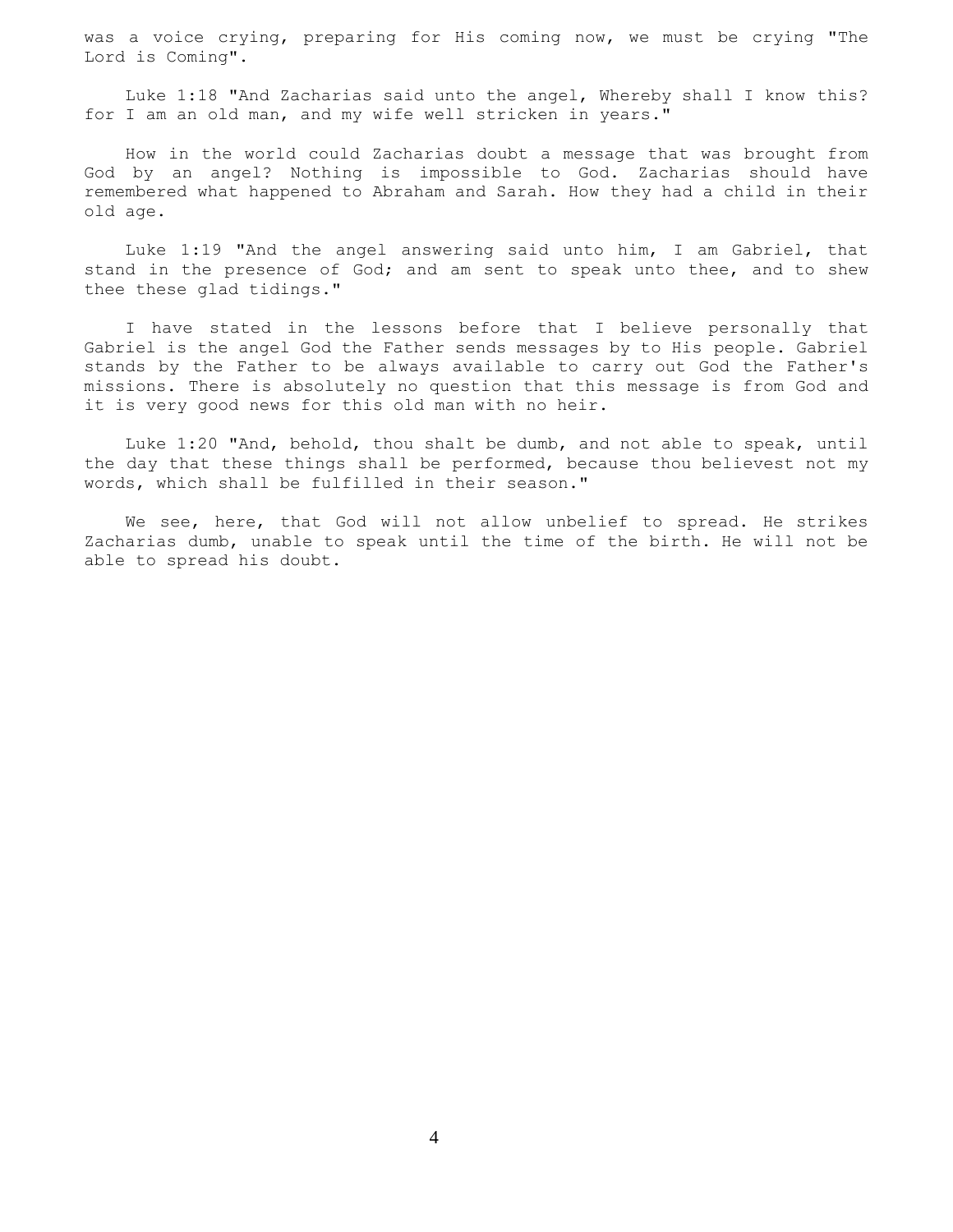was a voice crying, preparing for His coming now, we must be crying "The Lord is Coming".

Luke 1:18 "And Zacharias said unto the angel, Whereby shall I know this? for I am an old man, and my wife well stricken in years."

How in the world could Zacharias doubt a message that was brought from God by an angel? Nothing is impossible to God. Zacharias should have remembered what happened to Abraham and Sarah. How they had a child in their old age.

Luke 1:19 "And the angel answering said unto him, I am Gabriel, that stand in the presence of God; and am sent to speak unto thee, and to shew thee these glad tidings."

I have stated in the lessons before that I believe personally that Gabriel is the angel God the Father sends messages by to His people. Gabriel stands by the Father to be always available to carry out God the Father's missions. There is absolutely no question that this message is from God and it is very good news for this old man with no heir.

Luke 1:20 "And, behold, thou shalt be dumb, and not able to speak, until the day that these things shall be performed, because thou believest not my words, which shall be fulfilled in their season."

We see, here, that God will not allow unbelief to spread. He strikes Zacharias dumb, unable to speak until the time of the birth. He will not be able to spread his doubt.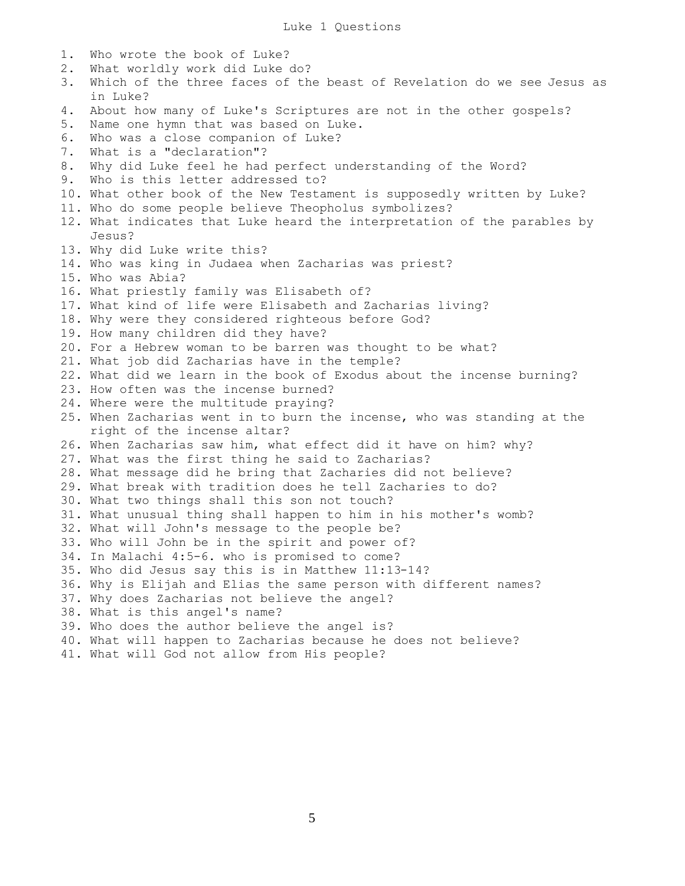# Luke 1 Questions

1. Who wrote the book of Luke?
2. What worldly work did Luke do?
3. Which of the three faces of the beast of Revelation do we see Jesus as in Luke?
4. About how many of Luke's Scriptures are not in the other gospels?
5. Name one hymn that was based on Luke.
6. Who was a close companion of Luke?
7. What is a "declaration"?
8. Why did Luke feel he had perfect understanding of the Word?
9. Who is this letter addressed to?
10. What other book of the New Testament is supposedly written by Luke?
11. Who do some people believe Theopholus symbolizes?
12. What indicates that Luke heard the interpretation of the parables by Jesus?
13. Why did Luke write this?
14. Who was king in Judaea when Zacharias was priest?
15. Who was Abia?
16. What priestly family was Elisabeth of?
17. What kind of life were Elisabeth and Zacharias living?
18. Why were they considered righteous before God?
19. How many children did they have?
20. For a Hebrew woman to be barren was thought to be what?
21. What job did Zacharias have in the temple?
22. What did we learn in the book of Exodus about the incense burning?
23. How often was the incense burned?
24. Where were the multitude praying?
25. When Zacharias went in to burn the incense, who was standing at the right of the incense altar?
26. When Zacharias saw him, what effect did it have on him? why?
27. What was the first thing he said to Zacharias?
28. What message did he bring that Zacharies did not believe?
29. What break with tradition does he tell Zacharies to do?
30. What two things shall this son not touch?
31. What unusual thing shall happen to him in his mother's womb?
32. What will John's message to the people be?
33. Who will John be in the spirit and power of?
34. In Malachi 4:5-6. who is promised to come?
35. Who did Jesus say this is in Matthew 11:13-14?
36. Why is Elijah and Elias the same person with different names?
37. Why does Zacharias not believe the angel?
38. What is this angel's name?
39. Who does the author believe the angel is?
40. What will happen to Zacharias because he does not believe?
41. What will God not allow from His people?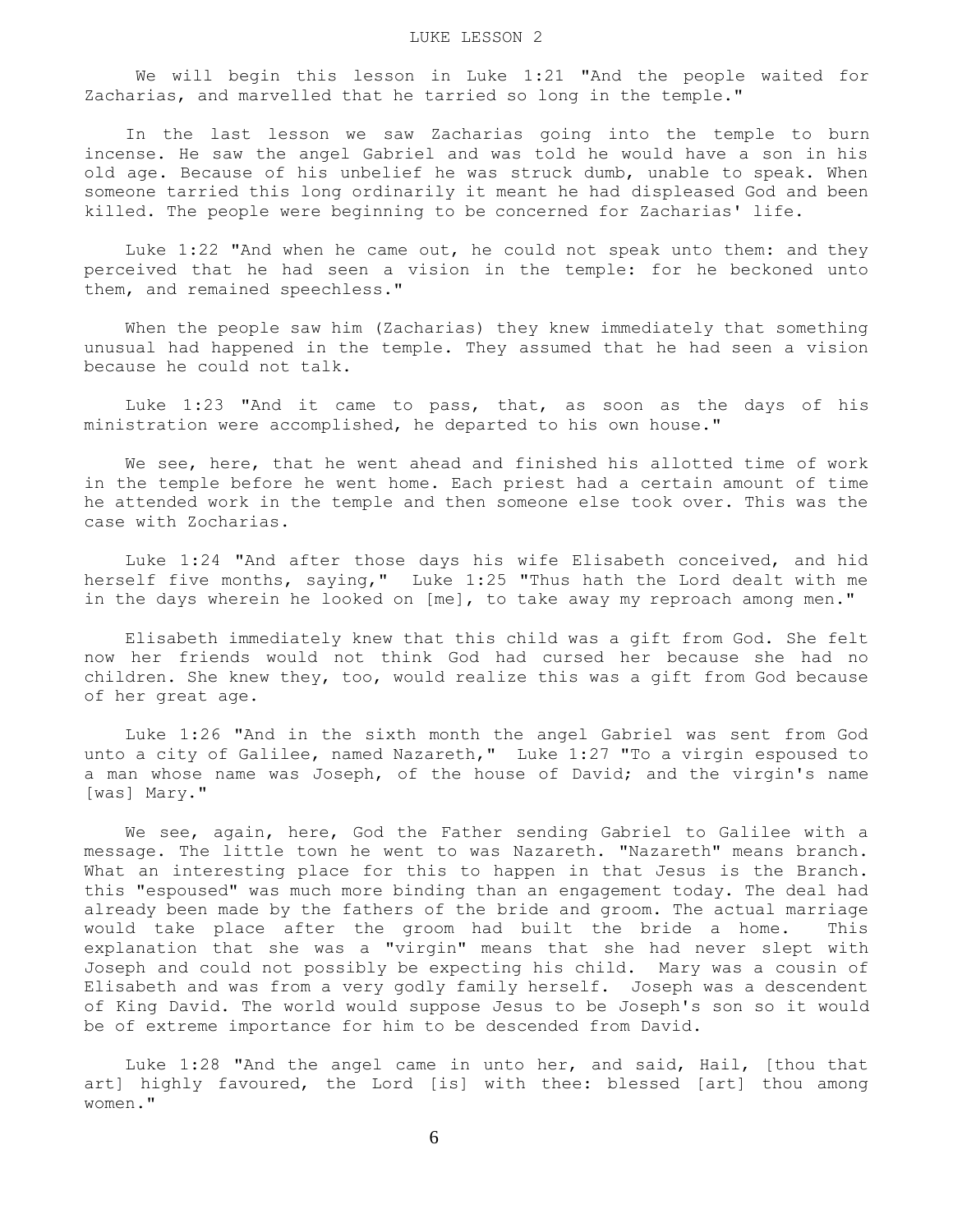We will begin this lesson in Luke 1:21 "And the people waited for Zacharias, and marvelled that he tarried so long in the temple."

In the last lesson we saw Zacharias going into the temple to burn incense. He saw the angel Gabriel and was told he would have a son in his old age. Because of his unbelief he was struck dumb, unable to speak. When someone tarried this long ordinarily it meant he had displeased God and been killed. The people were beginning to be concerned for Zacharias' life.

Luke 1:22 "And when he came out, he could not speak unto them: and they perceived that he had seen a vision in the temple: for he beckoned unto them, and remained speechless."

When the people saw him (Zacharias) they knew immediately that something unusual had happened in the temple. They assumed that he had seen a vision because he could not talk.

Luke 1:23 "And it came to pass, that, as soon as the days of his ministration were accomplished, he departed to his own house."

We see, here, that he went ahead and finished his allotted time of work in the temple before he went home. Each priest had a certain amount of time he attended work in the temple and then someone else took over. This was the case with Zocharias.

Luke 1:24 "And after those days his wife Elisabeth conceived, and hid herself five months, saying," Luke 1:25 "Thus hath the Lord dealt with me in the days wherein he looked on [me], to take away my reproach among men."

Elisabeth immediately knew that this child was a gift from God. She felt now her friends would not think God had cursed her because she had no children. She knew they, too, would realize this was a gift from God because of her great age.

Luke 1:26 "And in the sixth month the angel Gabriel was sent from God unto a city of Galilee, named Nazareth," Luke 1:27 "To a virgin espoused to a man whose name was Joseph, of the house of David; and the virgin's name [was] Mary."

We see, again, here, God the Father sending Gabriel to Galilee with a message. The little town he went to was Nazareth. "Nazareth" means branch. What an interesting place for this to happen in that Jesus is the Branch. this "espoused" was much more binding than an engagement today. The deal had already been made by the fathers of the bride and groom. The actual marriage would take place after the groom had built the bride a home. This explanation that she was a "virgin" means that she had never slept with Joseph and could not possibly be expecting his child. Mary was a cousin of Elisabeth and was from a very godly family herself. Joseph was a descendent of King David. The world would suppose Jesus to be Joseph's son so it would be of extreme importance for him to be descended from David.

Luke 1:28 "And the angel came in unto her, and said, Hail, [thou that art] highly favoured, the Lord [is] with thee: blessed [art] thou among women."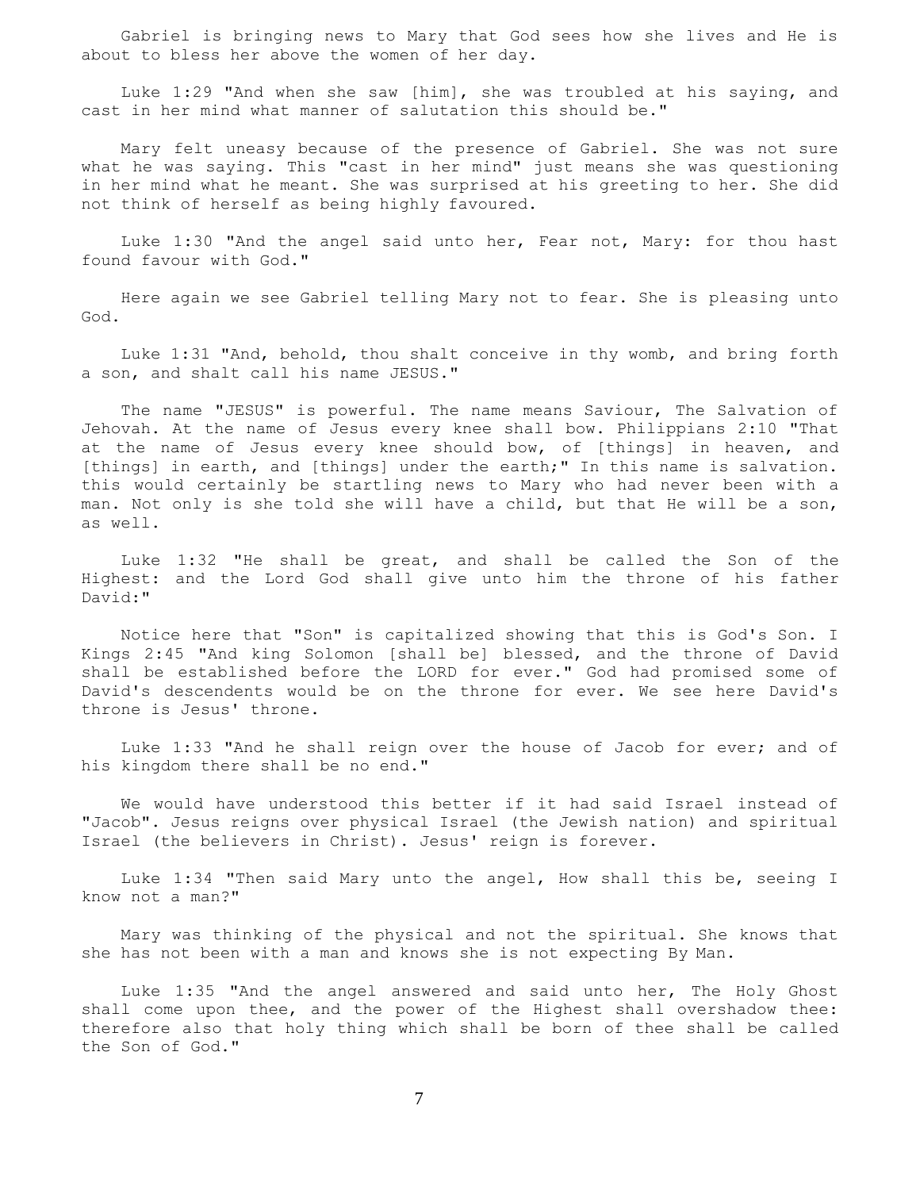Gabriel is bringing news to Mary that God sees how she lives and He is about to bless her above the women of her day.

Luke 1:29 "And when she saw [him], she was troubled at his saying, and cast in her mind what manner of salutation this should be."

Mary felt uneasy because of the presence of Gabriel. She was not sure what he was saying. This "cast in her mind" just means she was questioning in her mind what he meant. She was surprised at his greeting to her. She did not think of herself as being highly favoured.

Luke 1:30 "And the angel said unto her, Fear not, Mary: for thou hast found favour with God."

Here again we see Gabriel telling Mary not to fear. She is pleasing unto God.

Luke 1:31 "And, behold, thou shalt conceive in thy womb, and bring forth a son, and shalt call his name JESUS."

The name "JESUS" is powerful. The name means Saviour, The Salvation of Jehovah. At the name of Jesus every knee shall bow. Philippians 2:10 "That at the name of Jesus every knee should bow, of [things] in heaven, and [things] in earth, and [things] under the earth;" In this name is salvation. this would certainly be startling news to Mary who had never been with a man. Not only is she told she will have a child, but that He will be a son, as well.

Luke 1:32 "He shall be great, and shall be called the Son of the Highest: and the Lord God shall give unto him the throne of his father David:"

Notice here that "Son" is capitalized showing that this is God's Son. I Kings 2:45 "And king Solomon [shall be] blessed, and the throne of David shall be established before the LORD for ever." God had promised some of David's descendents would be on the throne for ever. We see here David's throne is Jesus' throne.

Luke 1:33 "And he shall reign over the house of Jacob for ever; and of his kingdom there shall be no end."

We would have understood this better if it had said Israel instead of "Jacob". Jesus reigns over physical Israel (the Jewish nation) and spiritual Israel (the believers in Christ). Jesus' reign is forever.

Luke 1:34 "Then said Mary unto the angel, How shall this be, seeing I know not a man?"

Mary was thinking of the physical and not the spiritual. She knows that she has not been with a man and knows she is not expecting By Man.

Luke 1:35 "And the angel answered and said unto her, The Holy Ghost shall come upon thee, and the power of the Highest shall overshadow thee: therefore also that holy thing which shall be born of thee shall be called the Son of God."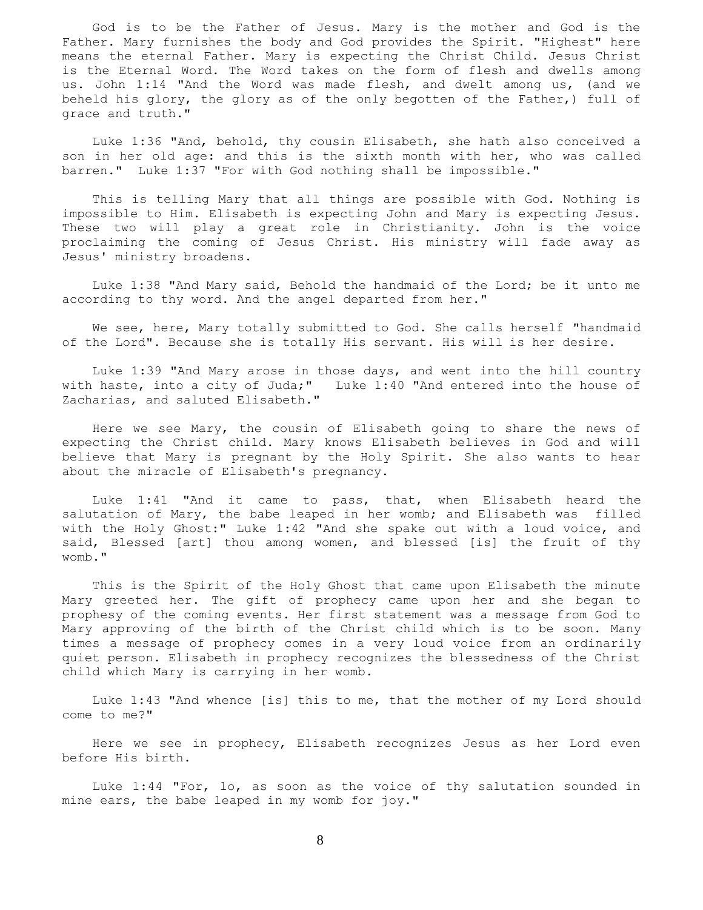God is to be the Father of Jesus. Mary is the mother and God is the Father. Mary furnishes the body and God provides the Spirit. "Highest" here means the eternal Father. Mary is expecting the Christ Child. Jesus Christ is the Eternal Word. The Word takes on the form of flesh and dwells among us. John 1:14 "And the Word was made flesh, and dwelt among us, (and we beheld his glory, the glory as of the only begotten of the Father,) full of grace and truth."

Luke 1:36 "And, behold, thy cousin Elisabeth, she hath also conceived a son in her old age: and this is the sixth month with her, who was called barren." Luke 1:37 "For with God nothing shall be impossible."

This is telling Mary that all things are possible with God. Nothing is impossible to Him. Elisabeth is expecting John and Mary is expecting Jesus. These two will play a great role in Christianity. John is the voice proclaiming the coming of Jesus Christ. His ministry will fade away as Jesus' ministry broadens.

Luke 1:38 "And Mary said, Behold the handmaid of the Lord; be it unto me according to thy word. And the angel departed from her."

We see, here, Mary totally submitted to God. She calls herself "handmaid of the Lord". Because she is totally His servant. His will is her desire.

Luke 1:39 "And Mary arose in those days, and went into the hill country with haste, into a city of Juda;" Luke 1:40 "And entered into the house of Zacharias, and saluted Elisabeth."

Here we see Mary, the cousin of Elisabeth going to share the news of expecting the Christ child. Mary knows Elisabeth believes in God and will believe that Mary is pregnant by the Holy Spirit. She also wants to hear about the miracle of Elisabeth's pregnancy.

Luke 1:41 "And it came to pass, that, when Elisabeth heard the salutation of Mary, the babe leaped in her womb; and Elisabeth was filled with the Holy Ghost:" Luke 1:42 "And she spake out with a loud voice, and said, Blessed [art] thou among women, and blessed [is] the fruit of thy womb."

This is the Spirit of the Holy Ghost that came upon Elisabeth the minute Mary greeted her. The gift of prophecy came upon her and she began to prophesy of the coming events. Her first statement was a message from God to Mary approving of the birth of the Christ child which is to be soon. Many times a message of prophecy comes in a very loud voice from an ordinarily quiet person. Elisabeth in prophecy recognizes the blessedness of the Christ child which Mary is carrying in her womb.

Luke 1:43 "And whence [is] this to me, that the mother of my Lord should come to me?"

Here we see in prophecy, Elisabeth recognizes Jesus as her Lord even before His birth.

Luke 1:44 "For, lo, as soon as the voice of thy salutation sounded in mine ears, the babe leaped in my womb for joy."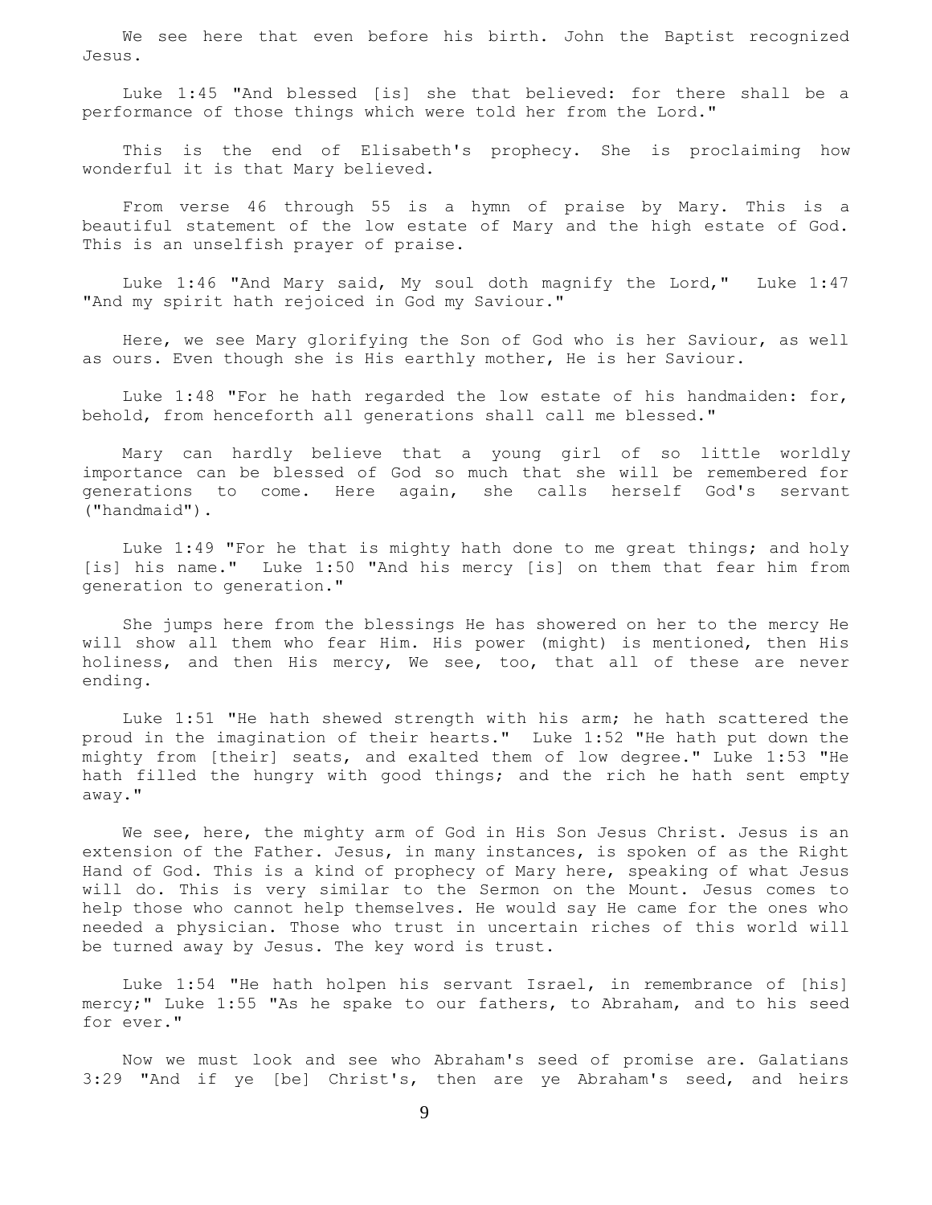We see here that even before his birth. John the Baptist recognized Jesus.

Luke 1:45 "And blessed [is] she that believed: for there shall be a performance of those things which were told her from the Lord."

This is the end of Elisabeth's prophecy. She is proclaiming how wonderful it is that Mary believed.

From verse 46 through 55 is a hymn of praise by Mary. This is a beautiful statement of the low estate of Mary and the high estate of God. This is an unselfish prayer of praise.

Luke 1:46 "And Mary said, My soul doth magnify the Lord," Luke 1:47 "And my spirit hath rejoiced in God my Saviour."

Here, we see Mary glorifying the Son of God who is her Saviour, as well as ours. Even though she is His earthly mother, He is her Saviour.

Luke 1:48 "For he hath regarded the low estate of his handmaiden: for, behold, from henceforth all generations shall call me blessed."

Mary can hardly believe that a young girl of so little worldly importance can be blessed of God so much that she will be remembered for generations to come. Here again, she calls herself God's servant ("handmaid").

Luke 1:49 "For he that is mighty hath done to me great things; and holy [is] his name." Luke 1:50 "And his mercy [is] on them that fear him from generation to generation."

She jumps here from the blessings He has showered on her to the mercy He will show all them who fear Him. His power (might) is mentioned, then His holiness, and then His mercy, We see, too, that all of these are never ending.

Luke 1:51 "He hath shewed strength with his arm; he hath scattered the proud in the imagination of their hearts." Luke 1:52 "He hath put down the mighty from [their] seats, and exalted them of low degree." Luke 1:53 "He hath filled the hungry with good things; and the rich he hath sent empty away."

We see, here, the mighty arm of God in His Son Jesus Christ. Jesus is an extension of the Father. Jesus, in many instances, is spoken of as the Right Hand of God. This is a kind of prophecy of Mary here, speaking of what Jesus will do. This is very similar to the Sermon on the Mount. Jesus comes to help those who cannot help themselves. He would say He came for the ones who needed a physician. Those who trust in uncertain riches of this world will be turned away by Jesus. The key word is trust.

Luke 1:54 "He hath holpen his servant Israel, in remembrance of [his] mercy;" Luke 1:55 "As he spake to our fathers, to Abraham, and to his seed for ever."

Now we must look and see who Abraham's seed of promise are. Galatians 3:29 "And if ye [be] Christ's, then are ye Abraham's seed, and heirs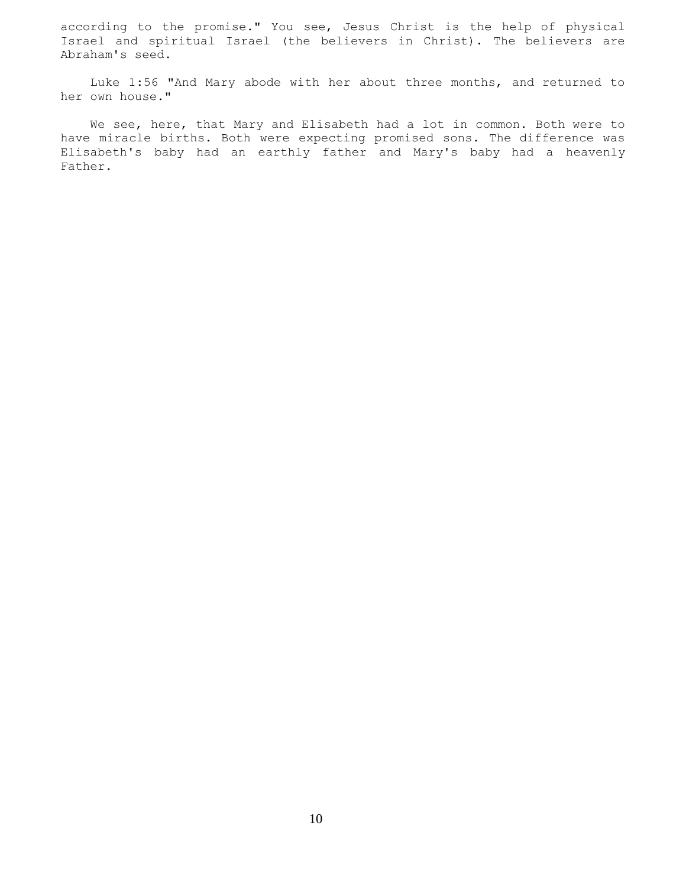according to the promise." You see, Jesus Christ is the help of physical Israel and spiritual Israel (the believers in Christ). The believers are Abraham's seed.

Luke 1:56 "And Mary abode with her about three months, and returned to her own house."

We see, here, that Mary and Elisabeth had a lot in common. Both were to have miracle births. Both were expecting promised sons. The difference was Elisabeth's baby had an earthly father and Mary's baby had a heavenly Father.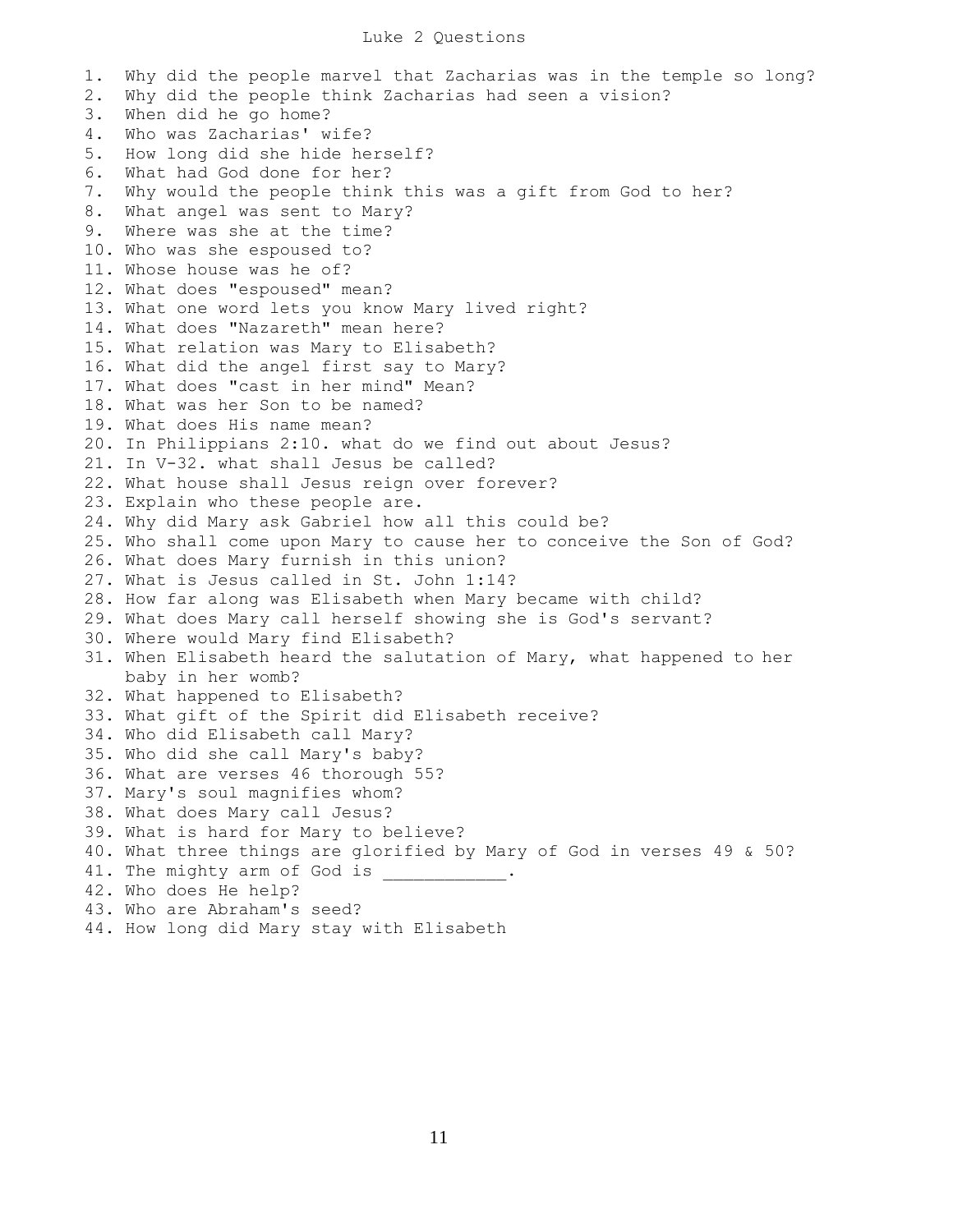# Luke 2 Questions

1. Why did the people marvel that Zacharias was in the temple so long?
2. Why did the people think Zacharias had seen a vision?
3. When did he go home?
4. Who was Zacharias' wife?
5. How long did she hide herself?
6. What had God done for her?
7. Why would the people think this was a gift from God to her?
8. What angel was sent to Mary?
9. Where was she at the time?
10. Who was she espoused to?
11. Whose house was he of?
12. What does "espoused" mean?
13. What one word lets you know Mary lived right?
14. What does "Nazareth" mean here?
15. What relation was Mary to Elisabeth?
16. What did the angel first say to Mary?
17. What does "cast in her mind" Mean?
18. What was her Son to be named?
19. What does His name mean?
20. In Philippians 2:10. what do we find out about Jesus?
21. In V-32. what shall Jesus be called?
22. What house shall Jesus reign over forever?
23. Explain who these people are.
24. Why did Mary ask Gabriel how all this could be?
25. Who shall come upon Mary to cause her to conceive the Son of God?
26. What does Mary furnish in this union?
27. What is Jesus called in St. John 1:14?
28. How far along was Elisabeth when Mary became with child?
29. What does Mary call herself showing she is God's servant?
30. Where would Mary find Elisabeth?
31. When Elisabeth heard the salutation of Mary, what happened to her baby in her womb?
32. What happened to Elisabeth?
33. What gift of the Spirit did Elisabeth receive?
34. Who did Elisabeth call Mary?
35. Who did she call Mary's baby?
36. What are verses 46 thorough 55?
37. Mary's soul magnifies whom?
38. What does Mary call Jesus?
39. What is hard for Mary to believe?
40. What three things are glorified by Mary of God in verses 49 & 50?
41. The mighty arm of God is ____________.
42. Who does He help?
43. Who are Abraham's seed?
44. How long did Mary stay with Elisabeth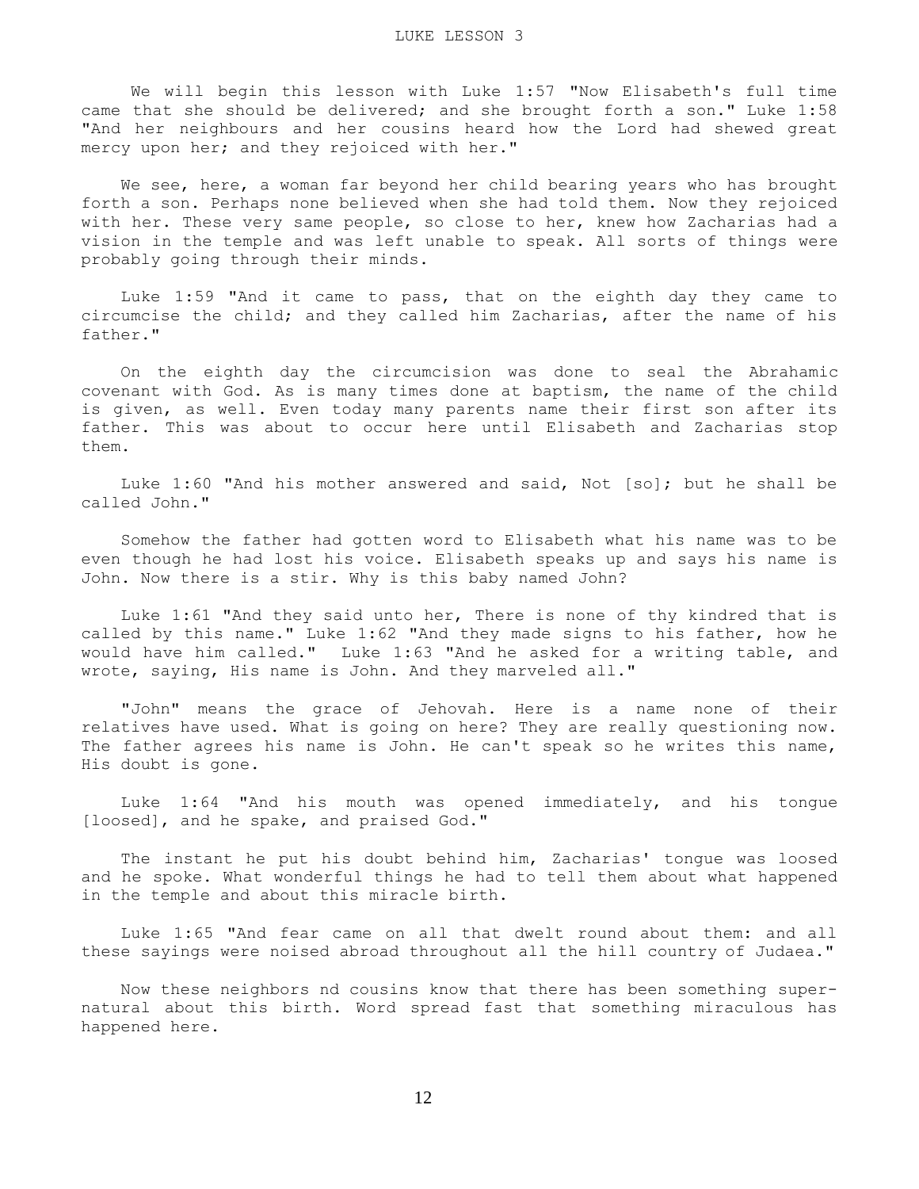# LUKE LESSON 3

We will begin this lesson with Luke 1:57 "Now Elisabeth's full time came that she should be delivered; and she brought forth a son." Luke 1:58 "And her neighbours and her cousins heard how the Lord had shewed great mercy upon her; and they rejoiced with her."

We see, here, a woman far beyond her child bearing years who has brought forth a son. Perhaps none believed when she had told them. Now they rejoiced with her. These very same people, so close to her, knew how Zacharias had a vision in the temple and was left unable to speak. All sorts of things were probably going through their minds.

Luke 1:59 "And it came to pass, that on the eighth day they came to circumcise the child; and they called him Zacharias, after the name of his father."

On the eighth day the circumcision was done to seal the Abrahamic covenant with God. As is many times done at baptism, the name of the child is given, as well. Even today many parents name their first son after its father. This was about to occur here until Elisabeth and Zacharias stop them.

Luke 1:60 "And his mother answered and said, Not [so]; but he shall be called John."

Somehow the father had gotten word to Elisabeth what his name was to be even though he had lost his voice. Elisabeth speaks up and says his name is John. Now there is a stir. Why is this baby named John?

Luke 1:61 "And they said unto her, There is none of thy kindred that is called by this name." Luke 1:62 "And they made signs to his father, how he would have him called." Luke 1:63 "And he asked for a writing table, and wrote, saying, His name is John. And they marveled all."

"John" means the grace of Jehovah. Here is a name none of their relatives have used. What is going on here? They are really questioning now. The father agrees his name is John. He can't speak so he writes this name, His doubt is gone.

Luke 1:64 "And his mouth was opened immediately, and his tongue [loosed], and he spake, and praised God."

The instant he put his doubt behind him, Zacharias' tongue was loosed and he spoke. What wonderful things he had to tell them about what happened in the temple and about this miracle birth.

Luke 1:65 "And fear came on all that dwelt round about them: and all these sayings were noised abroad throughout all the hill country of Judaea."

Now these neighbors nd cousins know that there has been something super-natural about this birth. Word spread fast that something miraculous has happened here.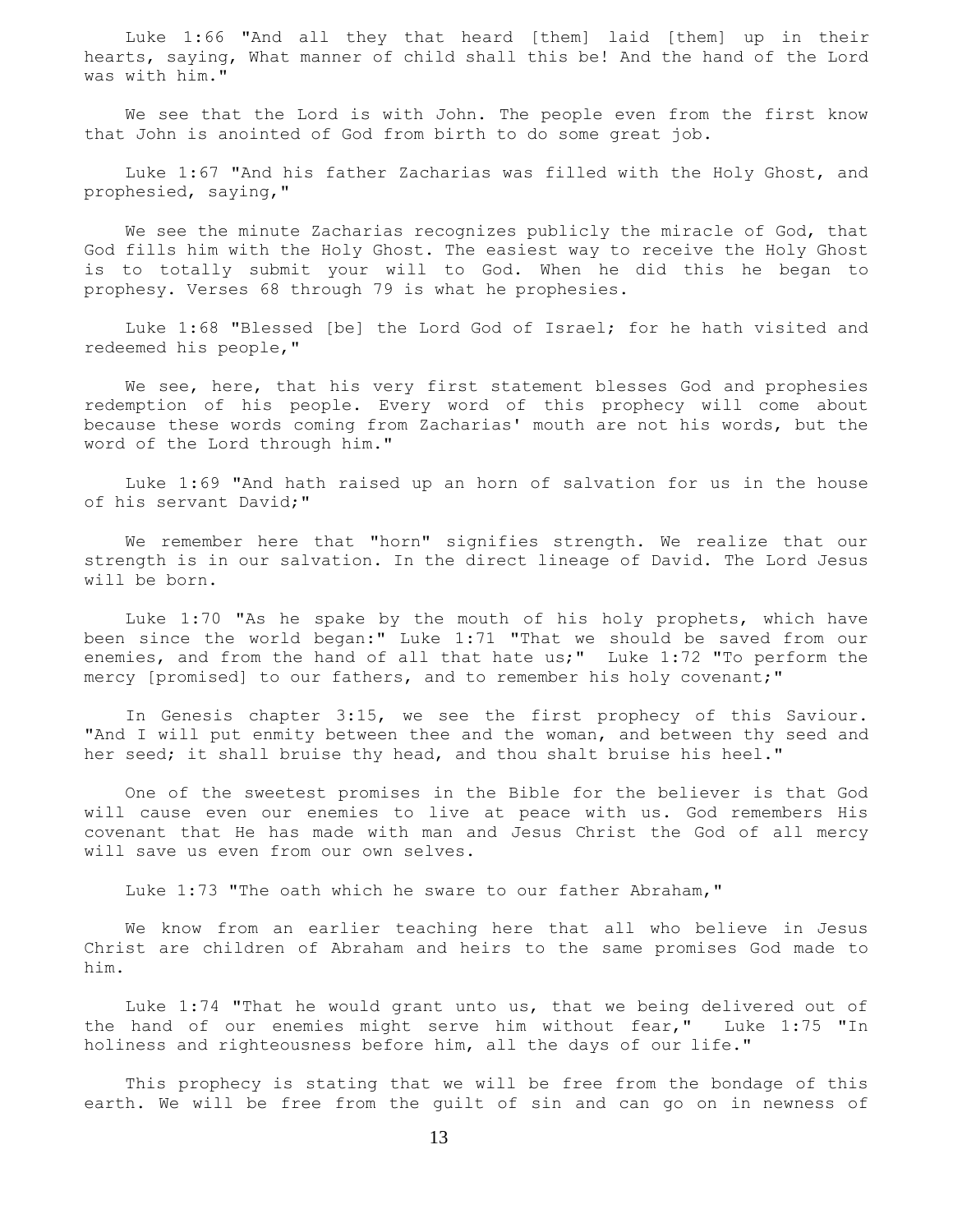Luke 1:66 "And all they that heard [them] laid [them] up in their hearts, saying, What manner of child shall this be! And the hand of the Lord was with him."

We see that the Lord is with John. The people even from the first know that John is anointed of God from birth to do some great job.

Luke 1:67 "And his father Zacharias was filled with the Holy Ghost, and prophesied, saying,"

We see the minute Zacharias recognizes publicly the miracle of God, that God fills him with the Holy Ghost. The easiest way to receive the Holy Ghost is to totally submit your will to God. When he did this he began to prophesy. Verses 68 through 79 is what he prophesies.

Luke 1:68 "Blessed [be] the Lord God of Israel; for he hath visited and redeemed his people,"

We see, here, that his very first statement blesses God and prophesies redemption of his people. Every word of this prophecy will come about because these words coming from Zacharias' mouth are not his words, but the word of the Lord through him."

Luke 1:69 "And hath raised up an horn of salvation for us in the house of his servant David;"

We remember here that "horn" signifies strength. We realize that our strength is in our salvation. In the direct lineage of David. The Lord Jesus will be born.

Luke 1:70 "As he spake by the mouth of his holy prophets, which have been since the world began:" Luke 1:71 "That we should be saved from our enemies, and from the hand of all that hate us;" Luke 1:72 "To perform the mercy [promised] to our fathers, and to remember his holy covenant;"

In Genesis chapter 3:15, we see the first prophecy of this Saviour. "And I will put enmity between thee and the woman, and between thy seed and her seed; it shall bruise thy head, and thou shalt bruise his heel."

One of the sweetest promises in the Bible for the believer is that God will cause even our enemies to live at peace with us. God remembers His covenant that He has made with man and Jesus Christ the God of all mercy will save us even from our own selves.

Luke 1:73 "The oath which he sware to our father Abraham,"

We know from an earlier teaching here that all who believe in Jesus Christ are children of Abraham and heirs to the same promises God made to him.

Luke 1:74 "That he would grant unto us, that we being delivered out of the hand of our enemies might serve him without fear," Luke 1:75 "In holiness and righteousness before him, all the days of our life."

This prophecy is stating that we will be free from the bondage of this earth. We will be free from the guilt of sin and can go on in newness of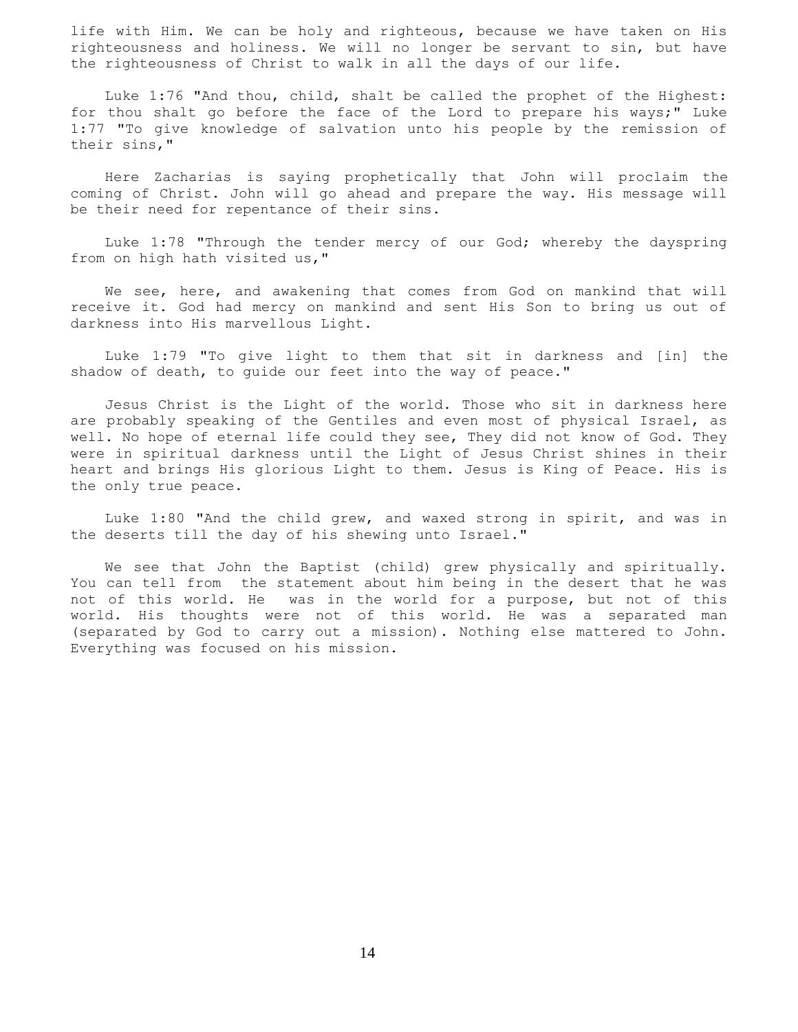life with Him. We can be holy and righteous, because we have taken on His righteousness and holiness. We will no longer be servant to sin, but have the righteousness of Christ to walk in all the days of our life.

Luke 1:76 "And thou, child, shalt be called the prophet of the Highest: for thou shalt go before the face of the Lord to prepare his ways;" Luke 1:77 "To give knowledge of salvation unto his people by the remission of their sins,"

Here Zacharias is saying prophetically that John will proclaim the coming of Christ. John will go ahead and prepare the way. His message will be their need for repentance of their sins.

Luke 1:78 "Through the tender mercy of our God; whereby the dayspring from on high hath visited us,"

We see, here, and awakening that comes from God on mankind that will receive it. God had mercy on mankind and sent His Son to bring us out of darkness into His marvellous Light.

Luke 1:79 "To give light to them that sit in darkness and [in] the shadow of death, to guide our feet into the way of peace."

Jesus Christ is the Light of the world. Those who sit in darkness here are probably speaking of the Gentiles and even most of physical Israel, as well. No hope of eternal life could they see, They did not know of God. They were in spiritual darkness until the Light of Jesus Christ shines in their heart and brings His glorious Light to them. Jesus is King of Peace. His is the only true peace.

Luke 1:80 "And the child grew, and waxed strong in spirit, and was in the deserts till the day of his shewing unto Israel."

We see that John the Baptist (child) grew physically and spiritually. You can tell from the statement about him being in the desert that he was not of this world. He was in the world for a purpose, but not of this world. His thoughts were not of this world. He was a separated man (separated by God to carry out a mission). Nothing else mattered to John. Everything was focused on his mission.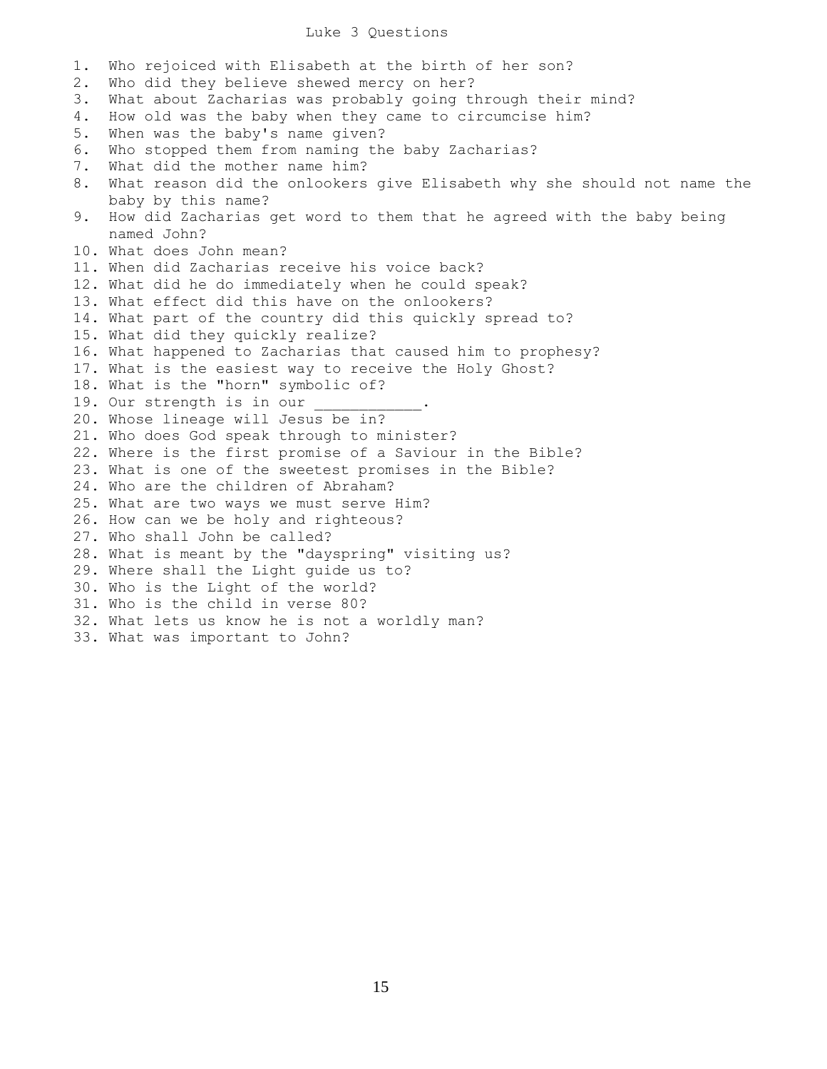# Luke 3 Questions

1. Who rejoiced with Elisabeth at the birth of her son?
2. Who did they believe shewed mercy on her?
3. What about Zacharias was probably going through their mind?
4. How old was the baby when they came to circumcise him?
5. When was the baby's name given?
6. Who stopped them from naming the baby Zacharias?
7. What did the mother name him?
8. What reason did the onlookers give Elisabeth why she should not name the baby by this name?
9. How did Zacharias get word to them that he agreed with the baby being named John?
10. What does John mean?
11. When did Zacharias receive his voice back?
12. What did he do immediately when he could speak?
13. What effect did this have on the onlookers?
14. What part of the country did this quickly spread to?
15. What did they quickly realize?
16. What happened to Zacharias that caused him to prophesy?
17. What is the easiest way to receive the Holy Ghost?
18. What is the "horn" symbolic of?
19. Our strength is in our ___________.
20. Whose lineage will Jesus be in?
21. Who does God speak through to minister?
22. Where is the first promise of a Saviour in the Bible?
23. What is one of the sweetest promises in the Bible?
24. Who are the children of Abraham?
25. What are two ways we must serve Him?
26. How can we be holy and righteous?
27. Who shall John be called?
28. What is meant by the "dayspring" visiting us?
29. Where shall the Light guide us to?
30. Who is the Light of the world?
31. Who is the child in verse 80?
32. What lets us know he is not a worldly man?
33. What was important to John?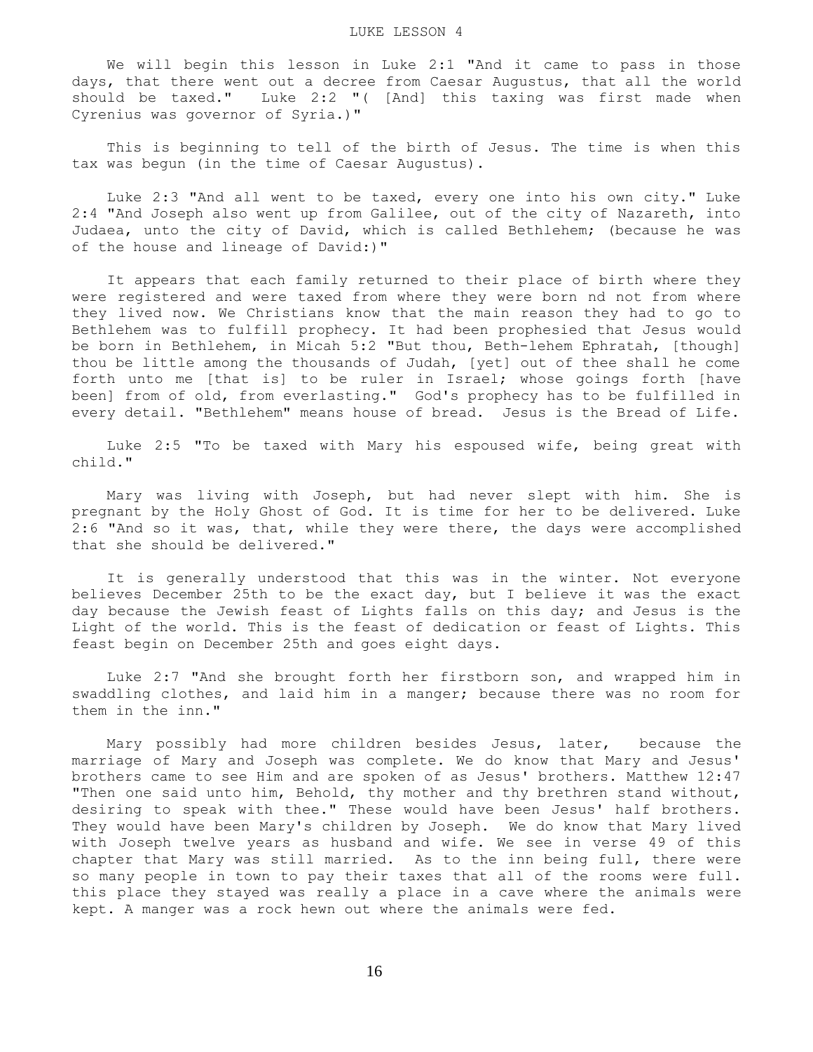# LUKE LESSON 4

We will begin this lesson in Luke 2:1 "And it came to pass in those days, that there went out a decree from Caesar Augustus, that all the world should be taxed." Luke 2:2 "( [And] this taxing was first made when Cyrenius was governor of Syria.)"

This is beginning to tell of the birth of Jesus. The time is when this tax was begun (in the time of Caesar Augustus).

Luke 2:3 "And all went to be taxed, every one into his own city." Luke 2:4 "And Joseph also went up from Galilee, out of the city of Nazareth, into Judaea, unto the city of David, which is called Bethlehem; (because he was of the house and lineage of David:)"

It appears that each family returned to their place of birth where they were registered and were taxed from where they were born nd not from where they lived now. We Christians know that the main reason they had to go to Bethlehem was to fulfill prophecy. It had been prophesied that Jesus would be born in Bethlehem, in Micah 5:2 "But thou, Beth-lehem Ephratah, [though] thou be little among the thousands of Judah, [yet] out of thee shall he come forth unto me [that is] to be ruler in Israel; whose goings forth [have been] from of old, from everlasting." God's prophecy has to be fulfilled in every detail. "Bethlehem" means house of bread. Jesus is the Bread of Life.

Luke 2:5 "To be taxed with Mary his espoused wife, being great with child."

Mary was living with Joseph, but had never slept with him. She is pregnant by the Holy Ghost of God. It is time for her to be delivered. Luke 2:6 "And so it was, that, while they were there, the days were accomplished that she should be delivered."

It is generally understood that this was in the winter. Not everyone believes December 25th to be the exact day, but I believe it was the exact day because the Jewish feast of Lights falls on this day; and Jesus is the Light of the world. This is the feast of dedication or feast of Lights. This feast begin on December 25th and goes eight days.

Luke 2:7 "And she brought forth her firstborn son, and wrapped him in swaddling clothes, and laid him in a manger; because there was no room for them in the inn."

Mary possibly had more children besides Jesus, later, because the marriage of Mary and Joseph was complete. We do know that Mary and Jesus' brothers came to see Him and are spoken of as Jesus' brothers. Matthew 12:47 "Then one said unto him, Behold, thy mother and thy brethren stand without, desiring to speak with thee." These would have been Jesus' half brothers. They would have been Mary's children by Joseph. We do know that Mary lived with Joseph twelve years as husband and wife. We see in verse 49 of this chapter that Mary was still married. As to the inn being full, there were so many people in town to pay their taxes that all of the rooms were full. this place they stayed was really a place in a cave where the animals were kept. A manger was a rock hewn out where the animals were fed.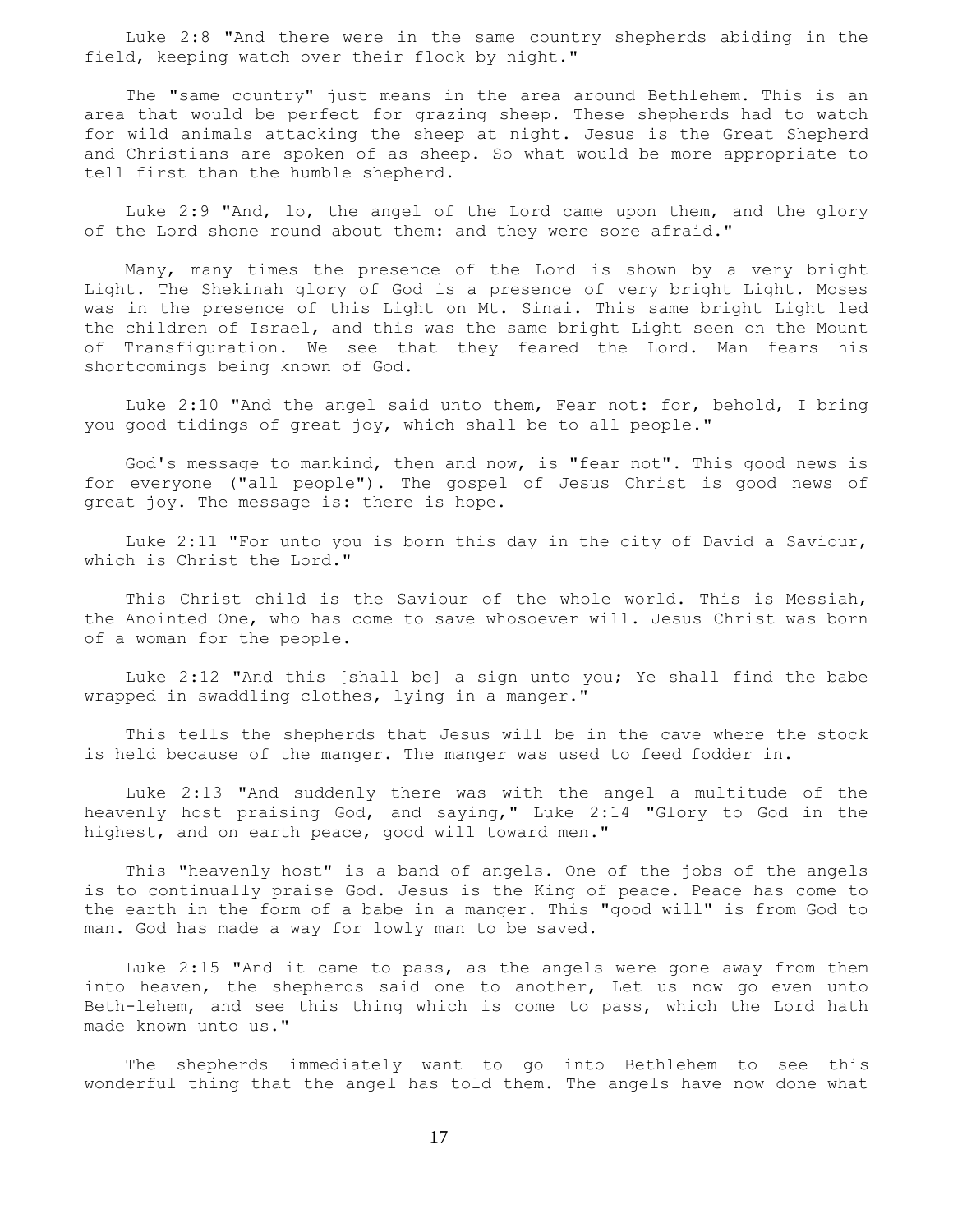Luke 2:8 "And there were in the same country shepherds abiding in the field, keeping watch over their flock by night."

The "same country" just means in the area around Bethlehem. This is an area that would be perfect for grazing sheep. These shepherds had to watch for wild animals attacking the sheep at night. Jesus is the Great Shepherd and Christians are spoken of as sheep. So what would be more appropriate to tell first than the humble shepherd.

Luke 2:9 "And, lo, the angel of the Lord came upon them, and the glory of the Lord shone round about them: and they were sore afraid."

Many, many times the presence of the Lord is shown by a very bright Light. The Shekinah glory of God is a presence of very bright Light. Moses was in the presence of this Light on Mt. Sinai. This same bright Light led the children of Israel, and this was the same bright Light seen on the Mount of Transfiguration. We see that they feared the Lord. Man fears his shortcomings being known of God.

Luke 2:10 "And the angel said unto them, Fear not: for, behold, I bring you good tidings of great joy, which shall be to all people."

God's message to mankind, then and now, is "fear not". This good news is for everyone ("all people"). The gospel of Jesus Christ is good news of great joy. The message is: there is hope.

Luke 2:11 "For unto you is born this day in the city of David a Saviour, which is Christ the Lord."

This Christ child is the Saviour of the whole world. This is Messiah, the Anointed One, who has come to save whosoever will. Jesus Christ was born of a woman for the people.

Luke 2:12 "And this [shall be] a sign unto you; Ye shall find the babe wrapped in swaddling clothes, lying in a manger."

This tells the shepherds that Jesus will be in the cave where the stock is held because of the manger. The manger was used to feed fodder in.

Luke 2:13 "And suddenly there was with the angel a multitude of the heavenly host praising God, and saying," Luke 2:14 "Glory to God in the highest, and on earth peace, good will toward men."

This "heavenly host" is a band of angels. One of the jobs of the angels is to continually praise God. Jesus is the King of peace. Peace has come to the earth in the form of a babe in a manger. This "good will" is from God to man. God has made a way for lowly man to be saved.

Luke 2:15 "And it came to pass, as the angels were gone away from them into heaven, the shepherds said one to another, Let us now go even unto Beth-lehem, and see this thing which is come to pass, which the Lord hath made known unto us."

The shepherds immediately want to go into Bethlehem to see this wonderful thing that the angel has told them. The angels have now done what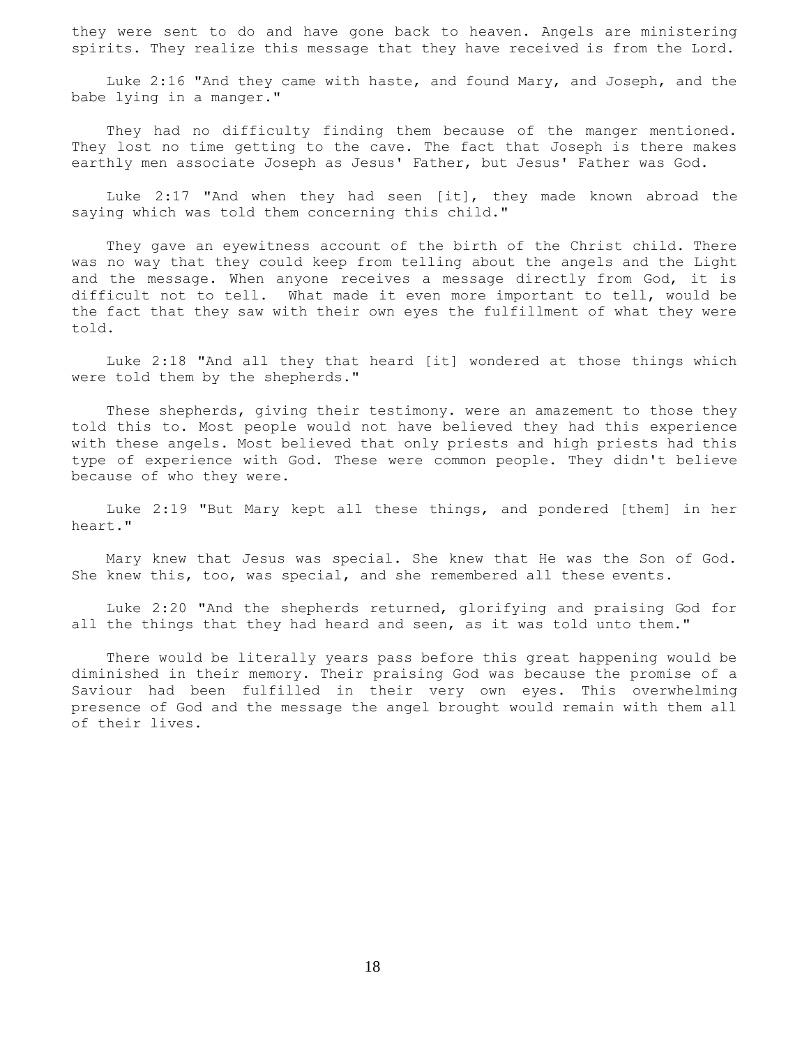they were sent to do and have gone back to heaven. Angels are ministering spirits. They realize this message that they have received is from the Lord.

Luke 2:16 "And they came with haste, and found Mary, and Joseph, and the babe lying in a manger."

They had no difficulty finding them because of the manger mentioned. They lost no time getting to the cave. The fact that Joseph is there makes earthly men associate Joseph as Jesus' Father, but Jesus' Father was God.

Luke 2:17 "And when they had seen [it], they made known abroad the saying which was told them concerning this child."

They gave an eyewitness account of the birth of the Christ child. There was no way that they could keep from telling about the angels and the Light and the message. When anyone receives a message directly from God, it is difficult not to tell. What made it even more important to tell, would be the fact that they saw with their own eyes the fulfillment of what they were told.

Luke 2:18 "And all they that heard [it] wondered at those things which were told them by the shepherds."

These shepherds, giving their testimony. were an amazement to those they told this to. Most people would not have believed they had this experience with these angels. Most believed that only priests and high priests had this type of experience with God. These were common people. They didn't believe because of who they were.

Luke 2:19 "But Mary kept all these things, and pondered [them] in her heart."

Mary knew that Jesus was special. She knew that He was the Son of God. She knew this, too, was special, and she remembered all these events.

Luke 2:20 "And the shepherds returned, glorifying and praising God for all the things that they had heard and seen, as it was told unto them."

There would be literally years pass before this great happening would be diminished in their memory. Their praising God was because the promise of a Saviour had been fulfilled in their very own eyes. This overwhelming presence of God and the message the angel brought would remain with them all of their lives.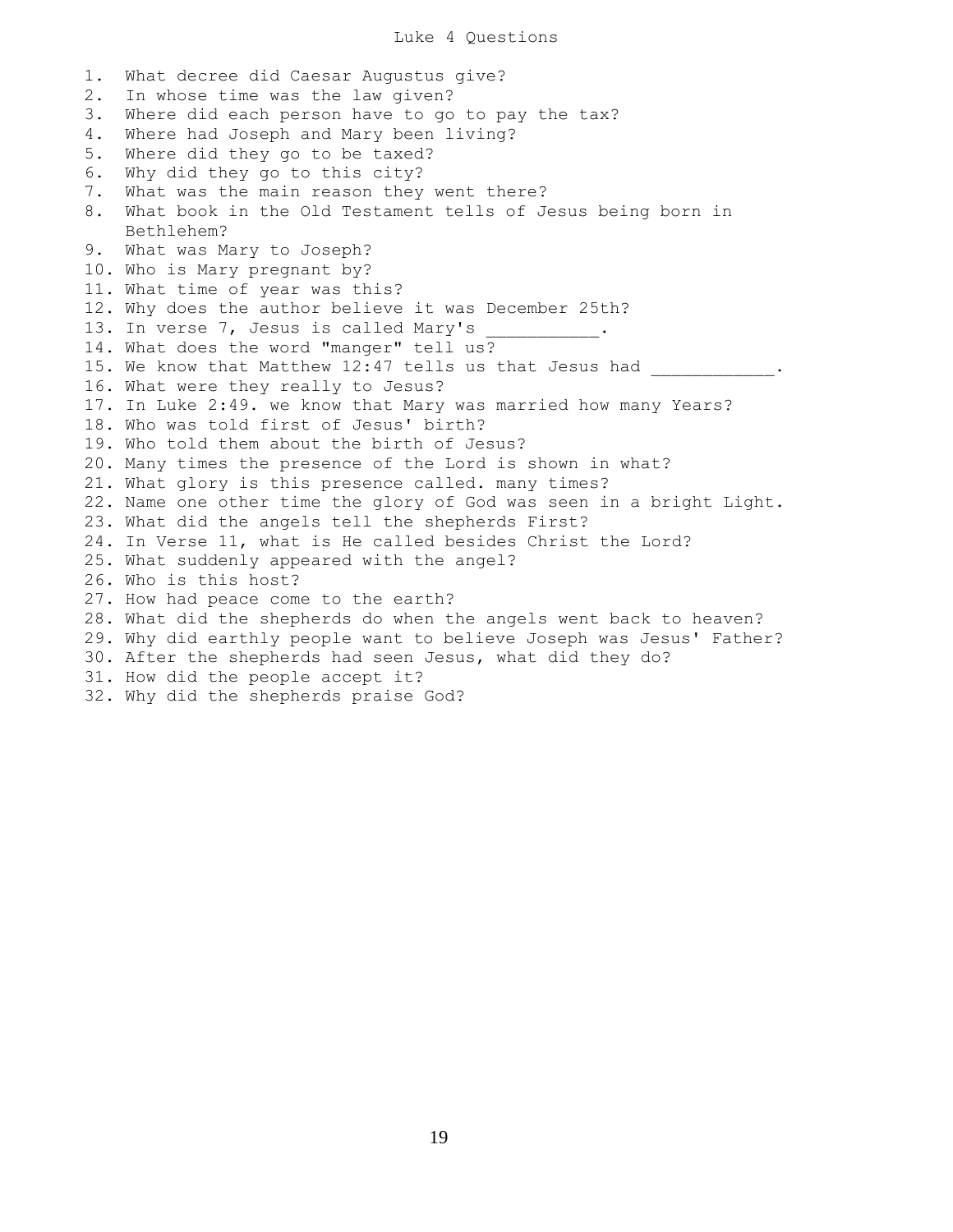# Luke 4 Questions

1. What decree did Caesar Augustus give?
2. In whose time was the law given?
3. Where did each person have to go to pay the tax?
4. Where had Joseph and Mary been living?
5. Where did they go to be taxed?
6. Why did they go to this city?
7. What was the main reason they went there?
8. What book in the Old Testament tells of Jesus being born in Bethlehem?
9. What was Mary to Joseph?
10. Who is Mary pregnant by?
11. What time of year was this?
12. Why does the author believe it was December 25th?
13. In verse 7, Jesus is called Mary's ___________.
14. What does the word "manger" tell us?
15. We know that Matthew 12:47 tells us that Jesus had ____________.
16. What were they really to Jesus?
17. In Luke 2:49. we know that Mary was married how many Years?
18. Who was told first of Jesus' birth?
19. Who told them about the birth of Jesus?
20. Many times the presence of the Lord is shown in what?
21. What glory is this presence called. many times?
22. Name one other time the glory of God was seen in a bright Light.
23. What did the angels tell the shepherds First?
24. In Verse 11, what is He called besides Christ the Lord?
25. What suddenly appeared with the angel?
26. Who is this host?
27. How had peace come to the earth?
28. What did the shepherds do when the angels went back to heaven?
29. Why did earthly people want to believe Joseph was Jesus' Father?
30. After the shepherds had seen Jesus, what did they do?
31. How did the people accept it?
32. Why did the shepherds praise God?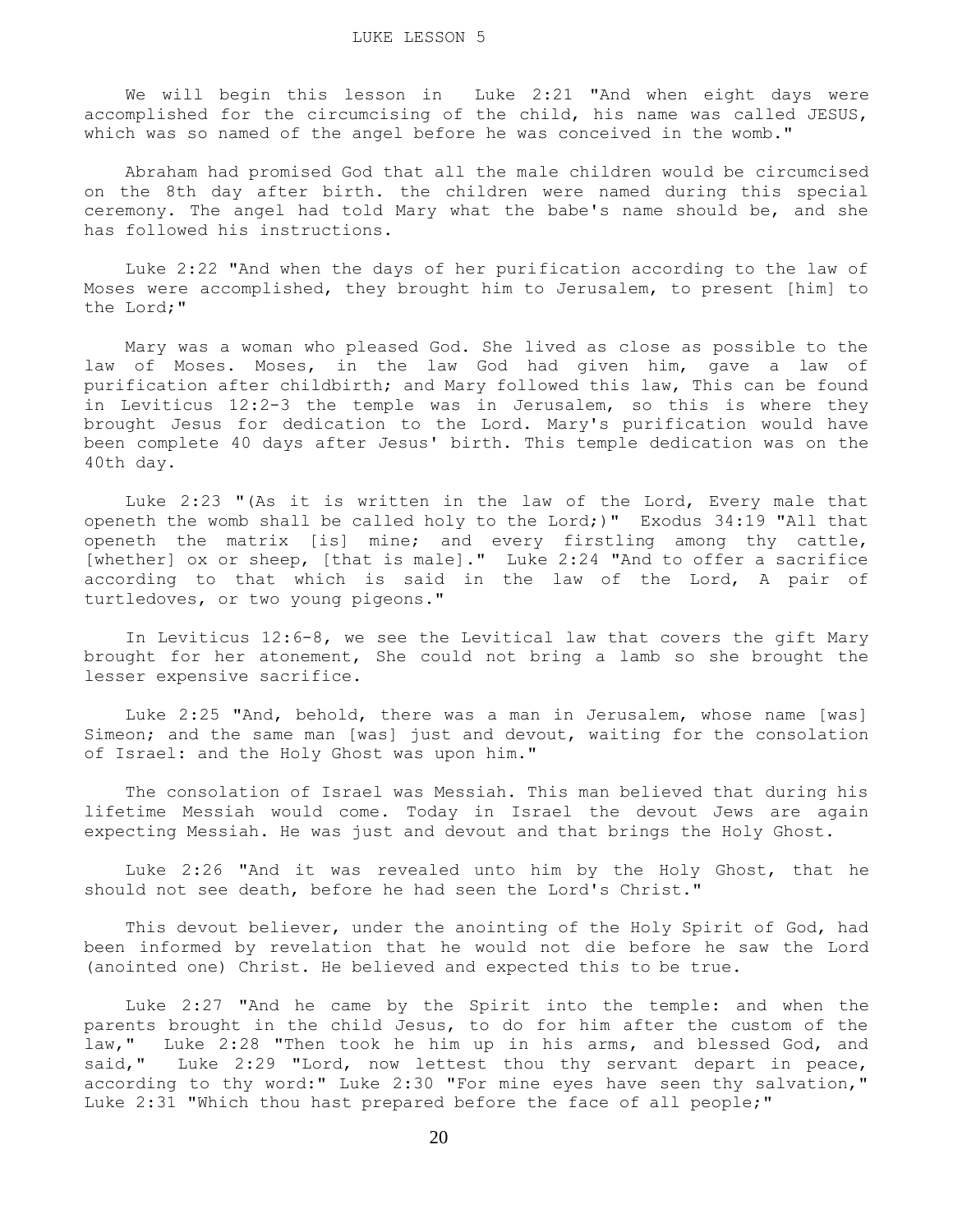# LUKE LESSON 5

We will begin this lesson in Luke 2:21 "And when eight days were accomplished for the circumcising of the child, his name was called JESUS, which was so named of the angel before he was conceived in the womb."

Abraham had promised God that all the male children would be circumcised on the 8th day after birth. the children were named during this special ceremony. The angel had told Mary what the babe's name should be, and she has followed his instructions.

Luke 2:22 "And when the days of her purification according to the law of Moses were accomplished, they brought him to Jerusalem, to present [him] to the Lord;"

Mary was a woman who pleased God. She lived as close as possible to the law of Moses. Moses, in the law God had given him, gave a law of purification after childbirth; and Mary followed this law, This can be found in Leviticus 12:2-3 the temple was in Jerusalem, so this is where they brought Jesus for dedication to the Lord. Mary's purification would have been complete 40 days after Jesus' birth. This temple dedication was on the 40th day.

Luke 2:23 "(As it is written in the law of the Lord, Every male that openeth the womb shall be called holy to the Lord;)" Exodus 34:19 "All that openeth the matrix [is] mine; and every firstling among thy cattle, [whether] ox or sheep, [that is male]." Luke 2:24 "And to offer a sacrifice according to that which is said in the law of the Lord, A pair of turtledoves, or two young pigeons."

In Leviticus 12:6-8, we see the Levitical law that covers the gift Mary brought for her atonement, She could not bring a lamb so she brought the lesser expensive sacrifice.

Luke 2:25 "And, behold, there was a man in Jerusalem, whose name [was] Simeon; and the same man [was] just and devout, waiting for the consolation of Israel: and the Holy Ghost was upon him."

The consolation of Israel was Messiah. This man believed that during his lifetime Messiah would come. Today in Israel the devout Jews are again expecting Messiah. He was just and devout and that brings the Holy Ghost.

Luke 2:26 "And it was revealed unto him by the Holy Ghost, that he should not see death, before he had seen the Lord's Christ."

This devout believer, under the anointing of the Holy Spirit of God, had been informed by revelation that he would not die before he saw the Lord (anointed one) Christ. He believed and expected this to be true.

Luke 2:27 "And he came by the Spirit into the temple: and when the parents brought in the child Jesus, to do for him after the custom of the law," Luke 2:28 "Then took he him up in his arms, and blessed God, and said," Luke 2:29 "Lord, now lettest thou thy servant depart in peace, according to thy word:" Luke 2:30 "For mine eyes have seen thy salvation," Luke 2:31 "Which thou hast prepared before the face of all people;"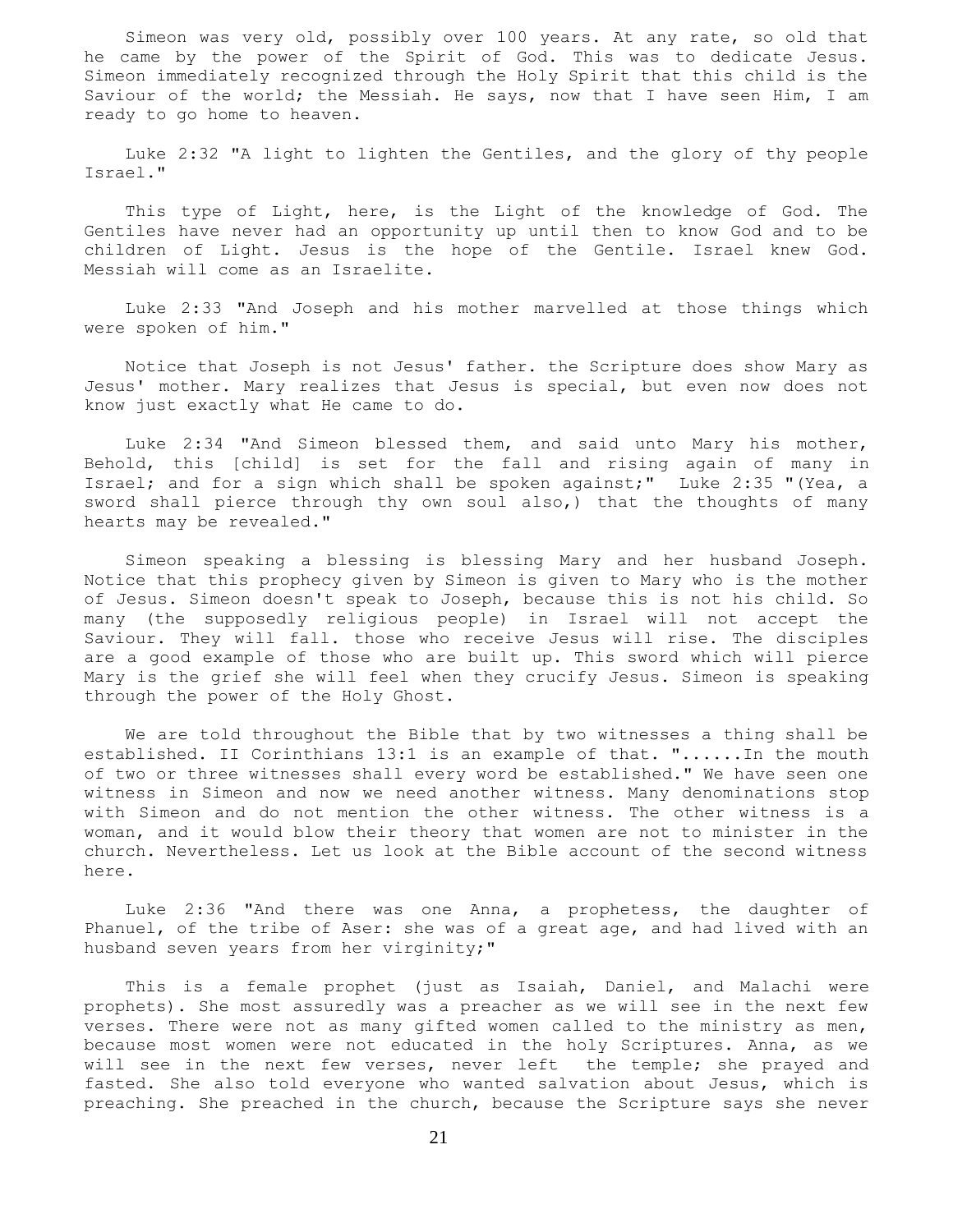Simeon was very old, possibly over 100 years. At any rate, so old that he came by the power of the Spirit of God. This was to dedicate Jesus. Simeon immediately recognized through the Holy Spirit that this child is the Saviour of the world; the Messiah. He says, now that I have seen Him, I am ready to go home to heaven.

Luke 2:32 "A light to lighten the Gentiles, and the glory of thy people Israel."

This type of Light, here, is the Light of the knowledge of God. The Gentiles have never had an opportunity up until then to know God and to be children of Light. Jesus is the hope of the Gentile. Israel knew God. Messiah will come as an Israelite.

Luke 2:33 "And Joseph and his mother marvelled at those things which were spoken of him."

Notice that Joseph is not Jesus' father. the Scripture does show Mary as Jesus' mother. Mary realizes that Jesus is special, but even now does not know just exactly what He came to do.

Luke 2:34 "And Simeon blessed them, and said unto Mary his mother, Behold, this [child] is set for the fall and rising again of many in Israel; and for a sign which shall be spoken against;" Luke 2:35 "(Yea, a sword shall pierce through thy own soul also,) that the thoughts of many hearts may be revealed."

Simeon speaking a blessing is blessing Mary and her husband Joseph. Notice that this prophecy given by Simeon is given to Mary who is the mother of Jesus. Simeon doesn't speak to Joseph, because this is not his child. So many (the supposedly religious people) in Israel will not accept the Saviour. They will fall. those who receive Jesus will rise. The disciples are a good example of those who are built up. This sword which will pierce Mary is the grief she will feel when they crucify Jesus. Simeon is speaking through the power of the Holy Ghost.

We are told throughout the Bible that by two witnesses a thing shall be established. II Corinthians 13:1 is an example of that. "......In the mouth of two or three witnesses shall every word be established." We have seen one witness in Simeon and now we need another witness. Many denominations stop with Simeon and do not mention the other witness. The other witness is a woman, and it would blow their theory that women are not to minister in the church. Nevertheless. Let us look at the Bible account of the second witness here.

Luke 2:36 "And there was one Anna, a prophetess, the daughter of Phanuel, of the tribe of Aser: she was of a great age, and had lived with an husband seven years from her virginity;"

This is a female prophet (just as Isaiah, Daniel, and Malachi were prophets). She most assuredly was a preacher as we will see in the next few verses. There were not as many gifted women called to the ministry as men, because most women were not educated in the holy Scriptures. Anna, as we will see in the next few verses, never left the temple; she prayed and fasted. She also told everyone who wanted salvation about Jesus, which is preaching. She preached in the church, because the Scripture says she never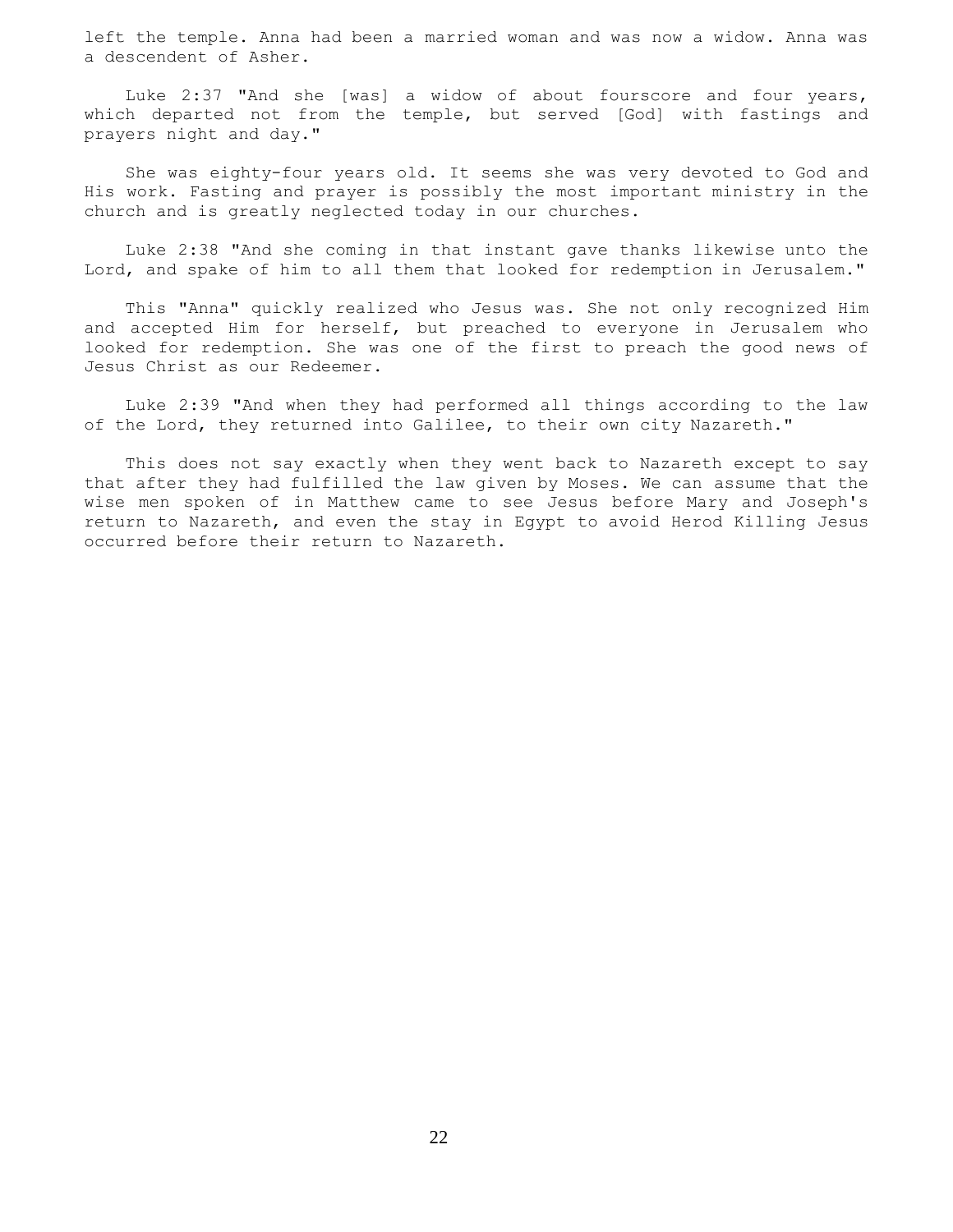left the temple. Anna had been a married woman and was now a widow. Anna was a descendent of Asher.

Luke 2:37 "And she [was] a widow of about fourscore and four years, which departed not from the temple, but served [God] with fastings and prayers night and day."

She was eighty-four years old. It seems she was very devoted to God and His work. Fasting and prayer is possibly the most important ministry in the church and is greatly neglected today in our churches.

Luke 2:38 "And she coming in that instant gave thanks likewise unto the Lord, and spake of him to all them that looked for redemption in Jerusalem."

This "Anna" quickly realized who Jesus was. She not only recognized Him and accepted Him for herself, but preached to everyone in Jerusalem who looked for redemption. She was one of the first to preach the good news of Jesus Christ as our Redeemer.

Luke 2:39 "And when they had performed all things according to the law of the Lord, they returned into Galilee, to their own city Nazareth."

This does not say exactly when they went back to Nazareth except to say that after they had fulfilled the law given by Moses. We can assume that the wise men spoken of in Matthew came to see Jesus before Mary and Joseph's return to Nazareth, and even the stay in Egypt to avoid Herod Killing Jesus occurred before their return to Nazareth.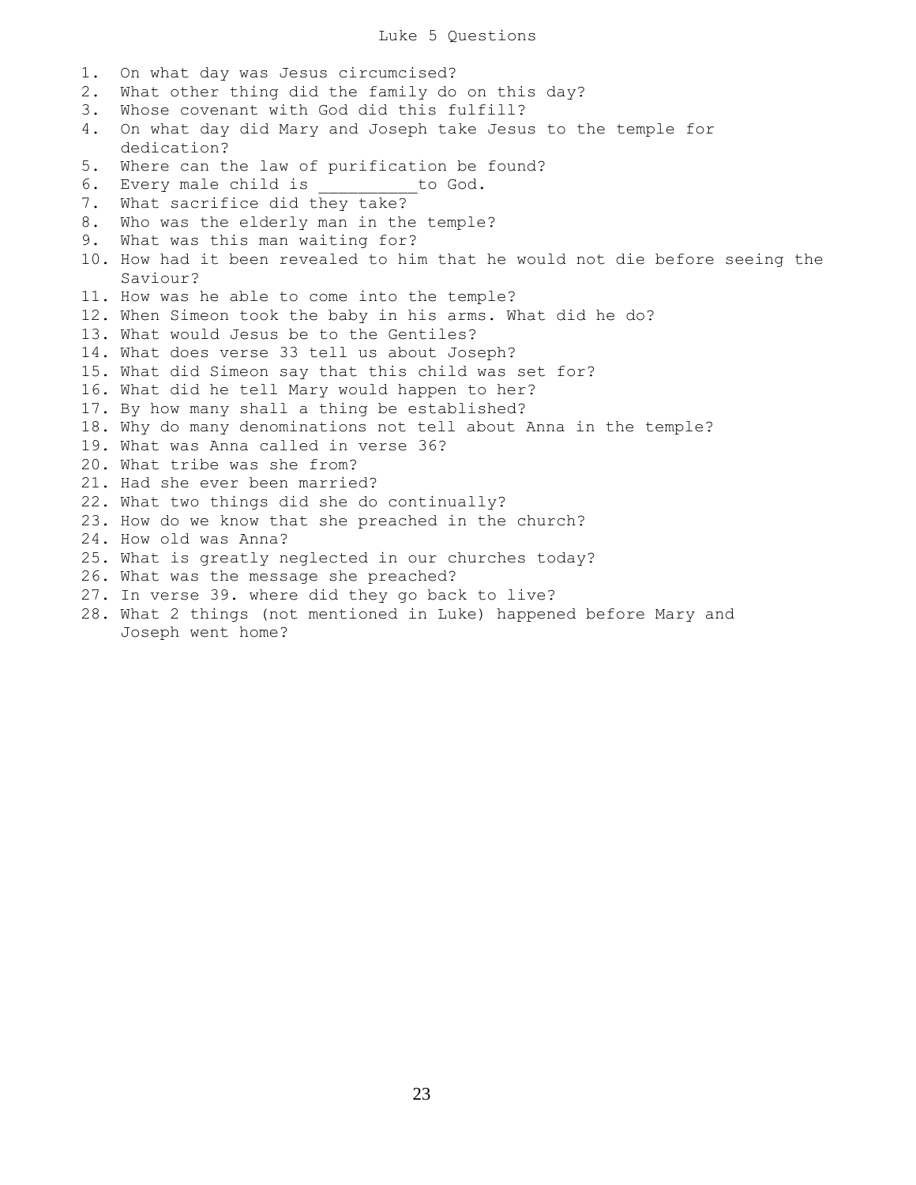# Luke 5 Questions

1. On what day was Jesus circumcised?
2. What other thing did the family do on this day?
3. Whose covenant with God did this fulfill?
4. On what day did Mary and Joseph take Jesus to the temple for dedication?
5. Where can the law of purification be found?
6. Every male child is __________to God.
7. What sacrifice did they take?
8. Who was the elderly man in the temple?
9. What was this man waiting for?
10. How had it been revealed to him that he would not die before seeing the Saviour?
11. How was he able to come into the temple?
12. When Simeon took the baby in his arms. What did he do?
13. What would Jesus be to the Gentiles?
14. What does verse 33 tell us about Joseph?
15. What did Simeon say that this child was set for?
16. What did he tell Mary would happen to her?
17. By how many shall a thing be established?
18. Why do many denominations not tell about Anna in the temple?
19. What was Anna called in verse 36?
20. What tribe was she from?
21. Had she ever been married?
22. What two things did she do continually?
23. How do we know that she preached in the church?
24. How old was Anna?
25. What is greatly neglected in our churches today?
26. What was the message she preached?
27. In verse 39. where did they go back to live?
28. What 2 things (not mentioned in Luke) happened before Mary and Joseph went home?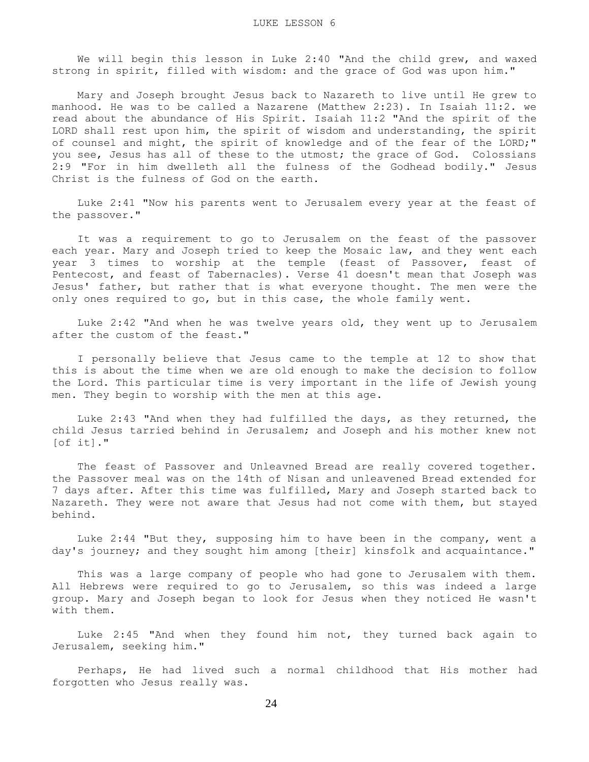We will begin this lesson in Luke 2:40 "And the child grew, and waxed strong in spirit, filled with wisdom: and the grace of God was upon him."

Mary and Joseph brought Jesus back to Nazareth to live until He grew to manhood. He was to be called a Nazarene (Matthew 2:23). In Isaiah 11:2. we read about the abundance of His Spirit. Isaiah 11:2 "And the spirit of the LORD shall rest upon him, the spirit of wisdom and understanding, the spirit of counsel and might, the spirit of knowledge and of the fear of the LORD;" you see, Jesus has all of these to the utmost; the grace of God. Colossians 2:9 "For in him dwelleth all the fulness of the Godhead bodily." Jesus Christ is the fulness of God on the earth.

Luke 2:41 "Now his parents went to Jerusalem every year at the feast of the passover."

It was a requirement to go to Jerusalem on the feast of the passover each year. Mary and Joseph tried to keep the Mosaic law, and they went each year 3 times to worship at the temple (feast of Passover, feast of Pentecost, and feast of Tabernacles). Verse 41 doesn't mean that Joseph was Jesus' father, but rather that is what everyone thought. The men were the only ones required to go, but in this case, the whole family went.

Luke 2:42 "And when he was twelve years old, they went up to Jerusalem after the custom of the feast."

I personally believe that Jesus came to the temple at 12 to show that this is about the time when we are old enough to make the decision to follow the Lord. This particular time is very important in the life of Jewish young men. They begin to worship with the men at this age.

Luke 2:43 "And when they had fulfilled the days, as they returned, the child Jesus tarried behind in Jerusalem; and Joseph and his mother knew not [of it]."

The feast of Passover and Unleavned Bread are really covered together. the Passover meal was on the 14th of Nisan and unleavened Bread extended for 7 days after. After this time was fulfilled, Mary and Joseph started back to Nazareth. They were not aware that Jesus had not come with them, but stayed behind.

Luke 2:44 "But they, supposing him to have been in the company, went a day's journey; and they sought him among [their] kinsfolk and acquaintance."

This was a large company of people who had gone to Jerusalem with them. All Hebrews were required to go to Jerusalem, so this was indeed a large group. Mary and Joseph began to look for Jesus when they noticed He wasn't with them.

Luke 2:45 "And when they found him not, they turned back again to Jerusalem, seeking him."

Perhaps, He had lived such a normal childhood that His mother had forgotten who Jesus really was.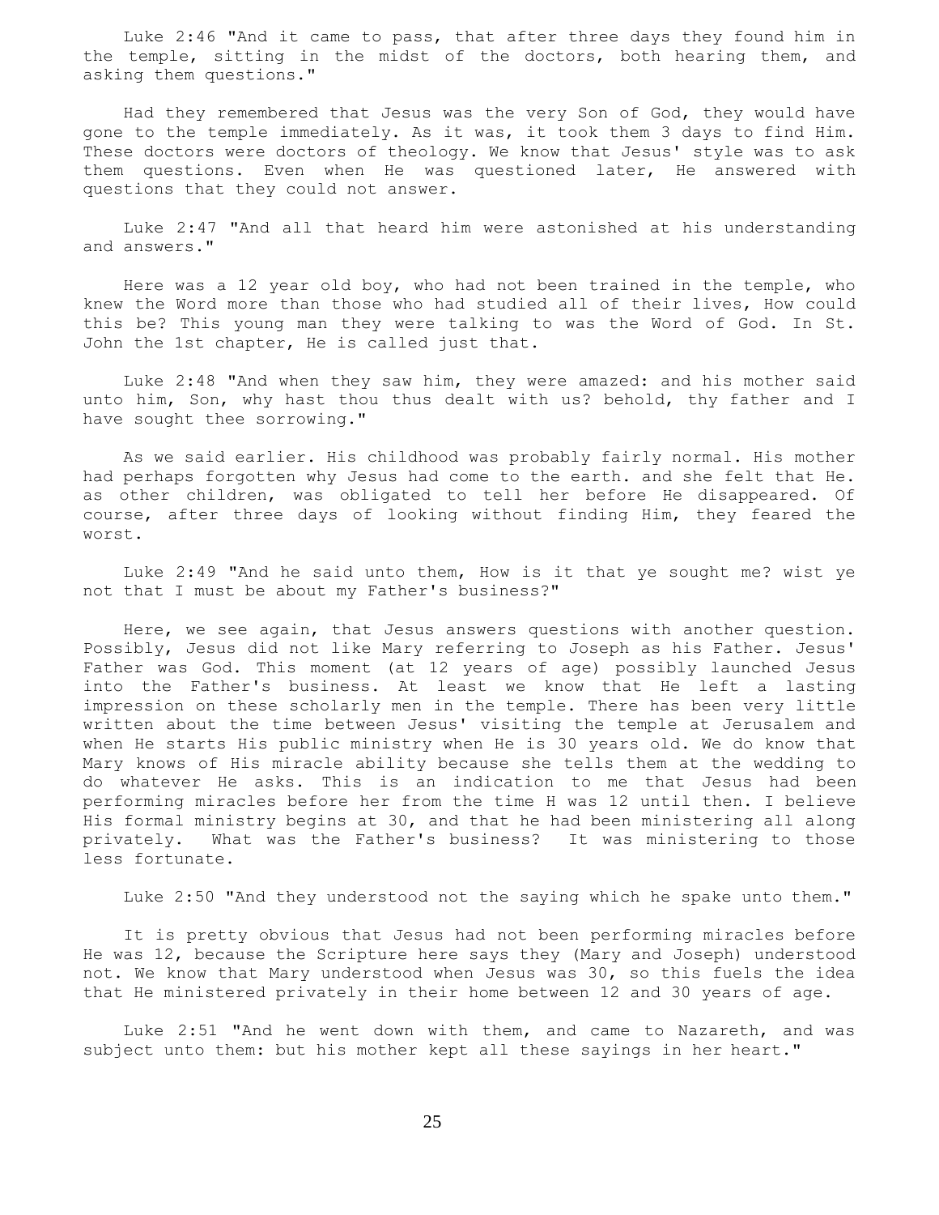Luke 2:46 "And it came to pass, that after three days they found him in the temple, sitting in the midst of the doctors, both hearing them, and asking them questions."

Had they remembered that Jesus was the very Son of God, they would have gone to the temple immediately. As it was, it took them 3 days to find Him. These doctors were doctors of theology. We know that Jesus' style was to ask them questions. Even when He was questioned later, He answered with questions that they could not answer.

Luke 2:47 "And all that heard him were astonished at his understanding and answers."

Here was a 12 year old boy, who had not been trained in the temple, who knew the Word more than those who had studied all of their lives, How could this be? This young man they were talking to was the Word of God. In St. John the 1st chapter, He is called just that.

Luke 2:48 "And when they saw him, they were amazed: and his mother said unto him, Son, why hast thou thus dealt with us? behold, thy father and I have sought thee sorrowing."

As we said earlier. His childhood was probably fairly normal. His mother had perhaps forgotten why Jesus had come to the earth. and she felt that He. as other children, was obligated to tell her before He disappeared. Of course, after three days of looking without finding Him, they feared the worst.

Luke 2:49 "And he said unto them, How is it that ye sought me? wist ye not that I must be about my Father's business?"

Here, we see again, that Jesus answers questions with another question. Possibly, Jesus did not like Mary referring to Joseph as his Father. Jesus' Father was God. This moment (at 12 years of age) possibly launched Jesus into the Father's business. At least we know that He left a lasting impression on these scholarly men in the temple. There has been very little written about the time between Jesus' visiting the temple at Jerusalem and when He starts His public ministry when He is 30 years old. We do know that Mary knows of His miracle ability because she tells them at the wedding to do whatever He asks. This is an indication to me that Jesus had been performing miracles before her from the time H was 12 until then. I believe His formal ministry begins at 30, and that he had been ministering all along privately. What was the Father's business? It was ministering to those less fortunate.

Luke 2:50 "And they understood not the saying which he spake unto them."

It is pretty obvious that Jesus had not been performing miracles before He was 12, because the Scripture here says they (Mary and Joseph) understood not. We know that Mary understood when Jesus was 30, so this fuels the idea that He ministered privately in their home between 12 and 30 years of age.

Luke 2:51 "And he went down with them, and came to Nazareth, and was subject unto them: but his mother kept all these sayings in her heart."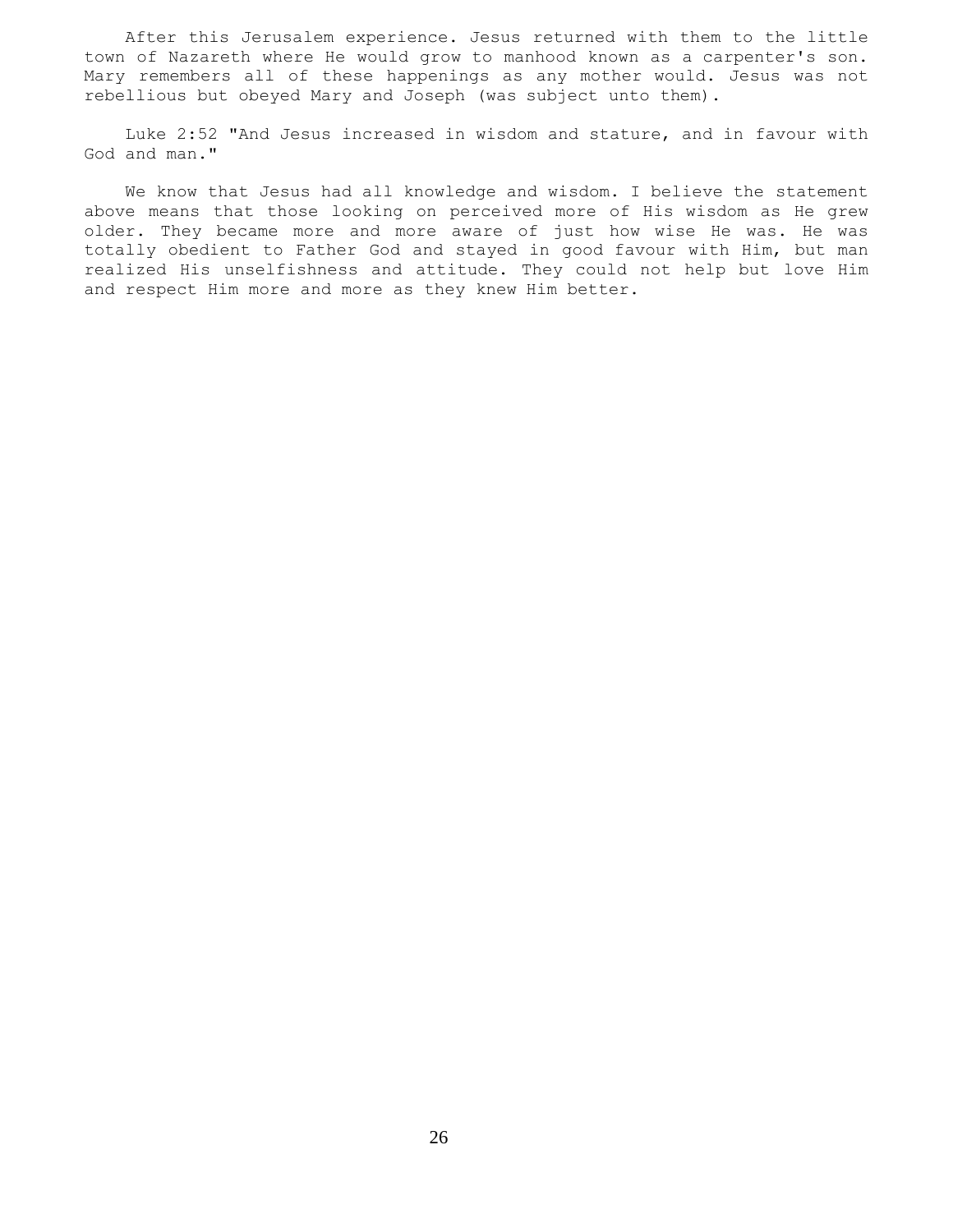After this Jerusalem experience. Jesus returned with them to the little town of Nazareth where He would grow to manhood known as a carpenter's son. Mary remembers all of these happenings as any mother would. Jesus was not rebellious but obeyed Mary and Joseph (was subject unto them).

Luke 2:52 "And Jesus increased in wisdom and stature, and in favour with God and man."

We know that Jesus had all knowledge and wisdom. I believe the statement above means that those looking on perceived more of His wisdom as He grew older. They became more and more aware of just how wise He was. He was totally obedient to Father God and stayed in good favour with Him, but man realized His unselfishness and attitude. They could not help but love Him and respect Him more and more as they knew Him better.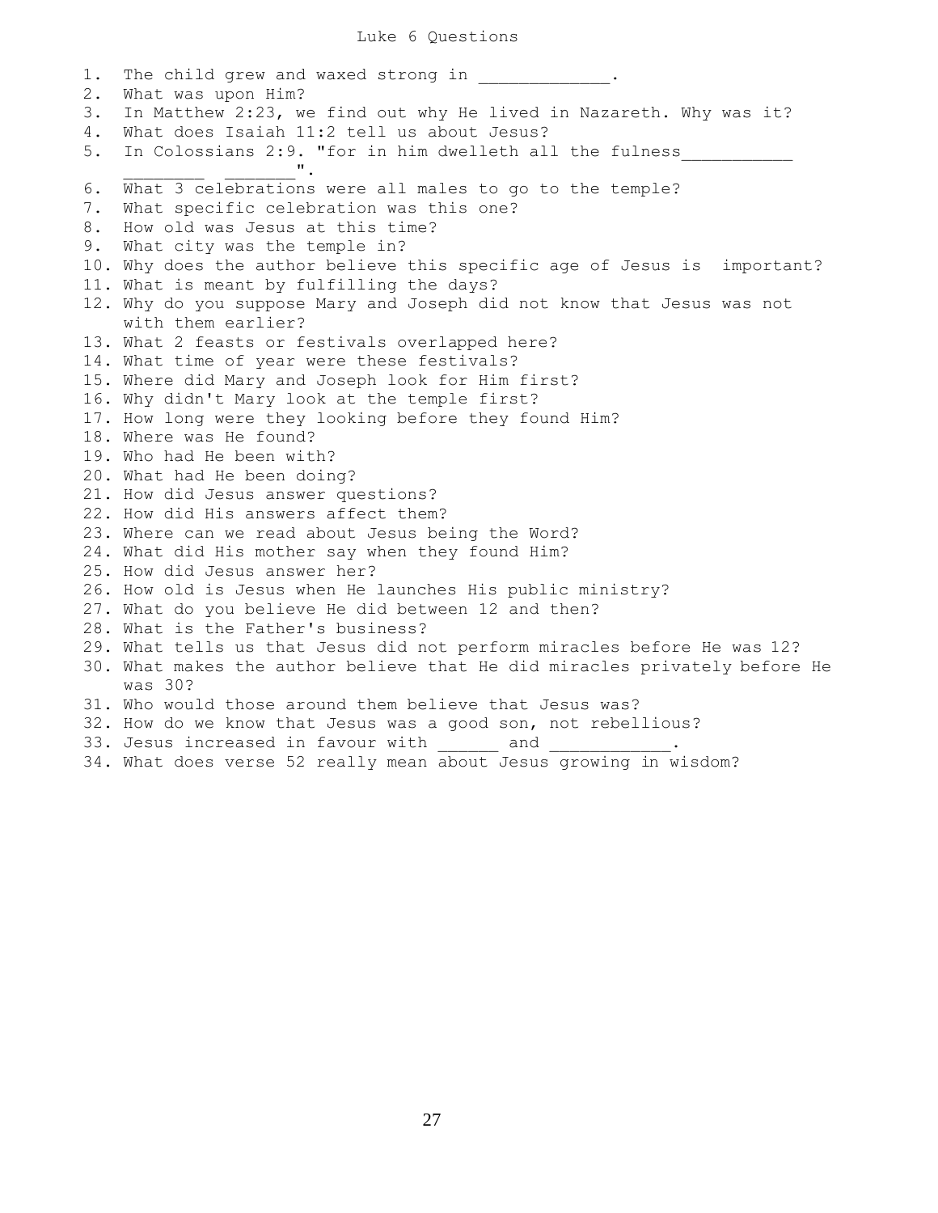# Luke 6 Questions

1. The child grew and waxed strong in _____________.
2. What was upon Him?
3. In Matthew 2:23, we find out why He lived in Nazareth. Why was it?
4. What does Isaiah 11:2 tell us about Jesus?
5. In Colossians 2:9. "for in him dwelleth all the fulness___________ ________ _______".
6. What 3 celebrations were all males to go to the temple?
7. What specific celebration was this one?
8. How old was Jesus at this time?
9. What city was the temple in?
10. Why does the author believe this specific age of Jesus is important?
11. What is meant by fulfilling the days?
12. Why do you suppose Mary and Joseph did not know that Jesus was not with them earlier?
13. What 2 feasts or festivals overlapped here?
14. What time of year were these festivals?
15. Where did Mary and Joseph look for Him first?
16. Why didn't Mary look at the temple first?
17. How long were they looking before they found Him?
18. Where was He found?
19. Who had He been with?
20. What had He been doing?
21. How did Jesus answer questions?
22. How did His answers affect them?
23. Where can we read about Jesus being the Word?
24. What did His mother say when they found Him?
25. How did Jesus answer her?
26. How old is Jesus when He launches His public ministry?
27. What do you believe He did between 12 and then?
28. What is the Father's business?
29. What tells us that Jesus did not perform miracles before He was 12?
30. What makes the author believe that He did miracles privately before He was 30?
31. Who would those around them believe that Jesus was?
32. How do we know that Jesus was a good son, not rebellious?
33. Jesus increased in favour with ______ and ____________.
34. What does verse 52 really mean about Jesus growing in wisdom?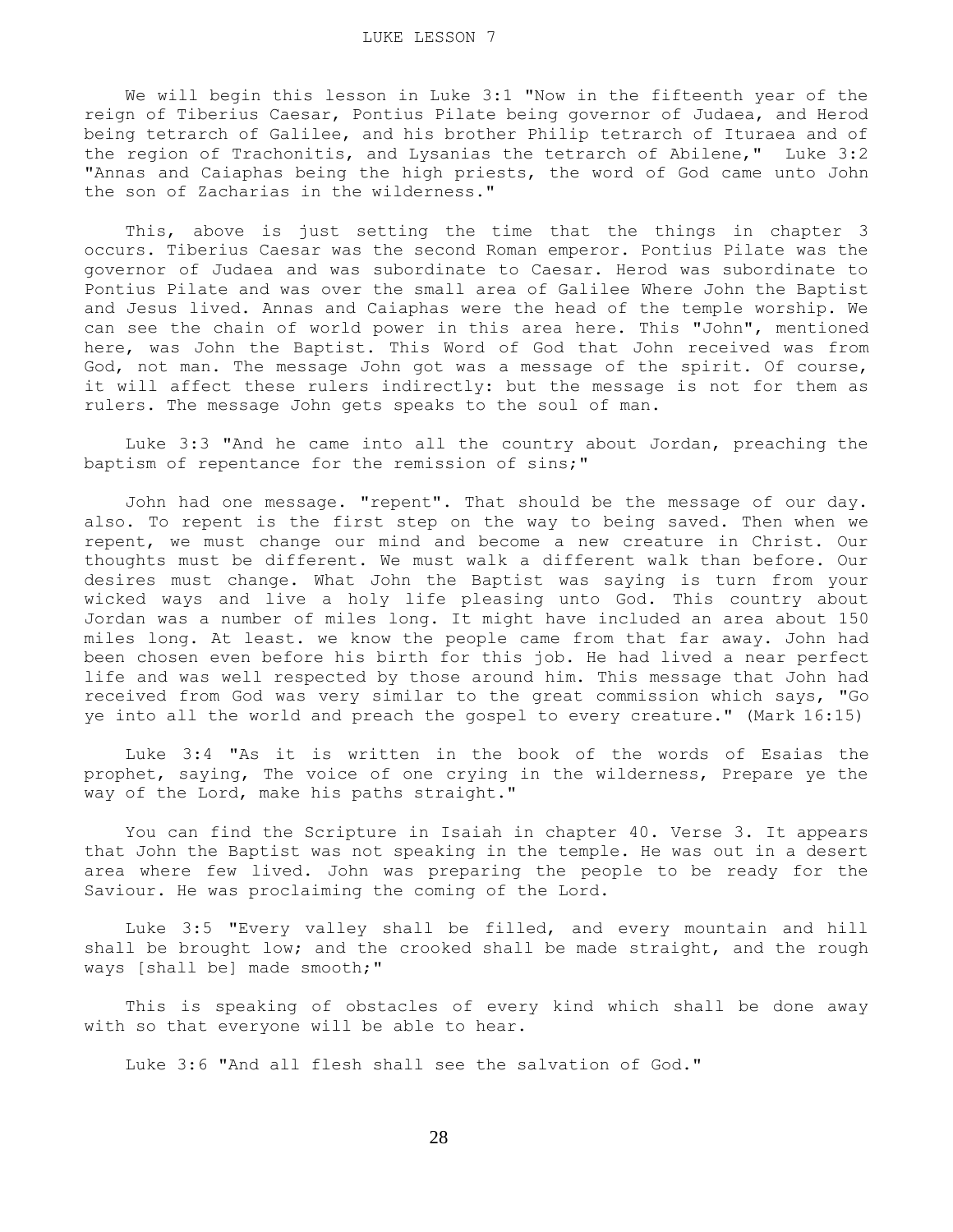# LUKE LESSON 7

We will begin this lesson in Luke 3:1 "Now in the fifteenth year of the reign of Tiberius Caesar, Pontius Pilate being governor of Judaea, and Herod being tetrarch of Galilee, and his brother Philip tetrarch of Ituraea and of the region of Trachonitis, and Lysanias the tetrarch of Abilene," Luke 3:2 "Annas and Caiaphas being the high priests, the word of God came unto John the son of Zacharias in the wilderness."

This, above is just setting the time that the things in chapter 3 occurs. Tiberius Caesar was the second Roman emperor. Pontius Pilate was the governor of Judaea and was subordinate to Caesar. Herod was subordinate to Pontius Pilate and was over the small area of Galilee Where John the Baptist and Jesus lived. Annas and Caiaphas were the head of the temple worship. We can see the chain of world power in this area here. This "John", mentioned here, was John the Baptist. This Word of God that John received was from God, not man. The message John got was a message of the spirit. Of course, it will affect these rulers indirectly: but the message is not for them as rulers. The message John gets speaks to the soul of man.

Luke 3:3 "And he came into all the country about Jordan, preaching the baptism of repentance for the remission of sins;"

John had one message. "repent". That should be the message of our day. also. To repent is the first step on the way to being saved. Then when we repent, we must change our mind and become a new creature in Christ. Our thoughts must be different. We must walk a different walk than before. Our desires must change. What John the Baptist was saying is turn from your wicked ways and live a holy life pleasing unto God. This country about Jordan was a number of miles long. It might have included an area about 150 miles long. At least. we know the people came from that far away. John had been chosen even before his birth for this job. He had lived a near perfect life and was well respected by those around him. This message that John had received from God was very similar to the great commission which says, "Go ye into all the world and preach the gospel to every creature." (Mark 16:15)

Luke 3:4 "As it is written in the book of the words of Esaias the prophet, saying, The voice of one crying in the wilderness, Prepare ye the way of the Lord, make his paths straight."

You can find the Scripture in Isaiah in chapter 40. Verse 3. It appears that John the Baptist was not speaking in the temple. He was out in a desert area where few lived. John was preparing the people to be ready for the Saviour. He was proclaiming the coming of the Lord.

Luke 3:5 "Every valley shall be filled, and every mountain and hill shall be brought low; and the crooked shall be made straight, and the rough ways [shall be] made smooth;"

This is speaking of obstacles of every kind which shall be done away with so that everyone will be able to hear.

Luke 3:6 "And all flesh shall see the salvation of God."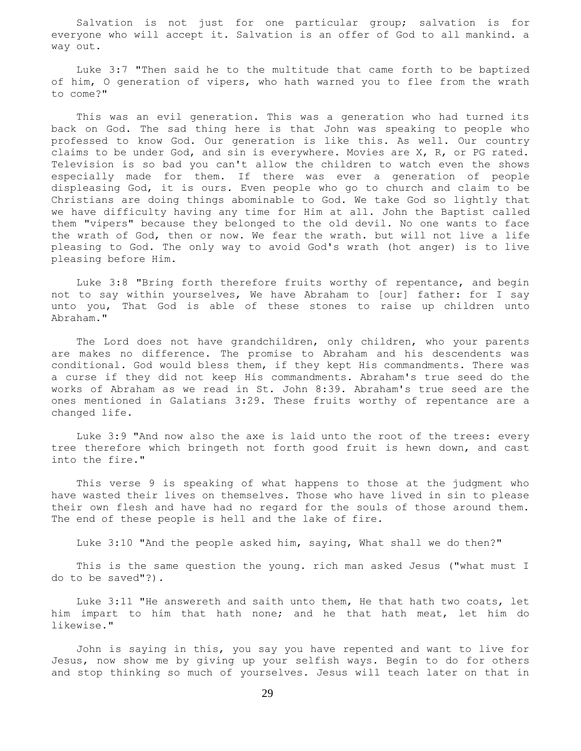Salvation is not just for one particular group; salvation is for everyone who will accept it. Salvation is an offer of God to all mankind. a way out.

Luke 3:7 "Then said he to the multitude that came forth to be baptized of him, O generation of vipers, who hath warned you to flee from the wrath to come?"

This was an evil generation. This was a generation who had turned its back on God. The sad thing here is that John was speaking to people who professed to know God. Our generation is like this. As well. Our country claims to be under God, and sin is everywhere. Movies are X, R, or PG rated. Television is so bad you can't allow the children to watch even the shows especially made for them. If there was ever a generation of people displeasing God, it is ours. Even people who go to church and claim to be Christians are doing things abominable to God. We take God so lightly that we have difficulty having any time for Him at all. John the Baptist called them "vipers" because they belonged to the old devil. No one wants to face the wrath of God, then or now. We fear the wrath. but will not live a life pleasing to God. The only way to avoid God's wrath (hot anger) is to live pleasing before Him.

Luke 3:8 "Bring forth therefore fruits worthy of repentance, and begin not to say within yourselves, We have Abraham to [our] father: for I say unto you, That God is able of these stones to raise up children unto Abraham."

The Lord does not have grandchildren, only children, who your parents are makes no difference. The promise to Abraham and his descendents was conditional. God would bless them, if they kept His commandments. There was a curse if they did not keep His commandments. Abraham's true seed do the works of Abraham as we read in St. John 8:39. Abraham's true seed are the ones mentioned in Galatians 3:29. These fruits worthy of repentance are a changed life.

Luke 3:9 "And now also the axe is laid unto the root of the trees: every tree therefore which bringeth not forth good fruit is hewn down, and cast into the fire."

This verse 9 is speaking of what happens to those at the judgment who have wasted their lives on themselves. Those who have lived in sin to please their own flesh and have had no regard for the souls of those around them. The end of these people is hell and the lake of fire.

Luke 3:10 "And the people asked him, saying, What shall we do then?"

This is the same question the young. rich man asked Jesus ("what must I do to be saved"?).

Luke 3:11 "He answereth and saith unto them, He that hath two coats, let him impart to him that hath none; and he that hath meat, let him do likewise."

John is saying in this, you say you have repented and want to live for Jesus, now show me by giving up your selfish ways. Begin to do for others and stop thinking so much of yourselves. Jesus will teach later on that in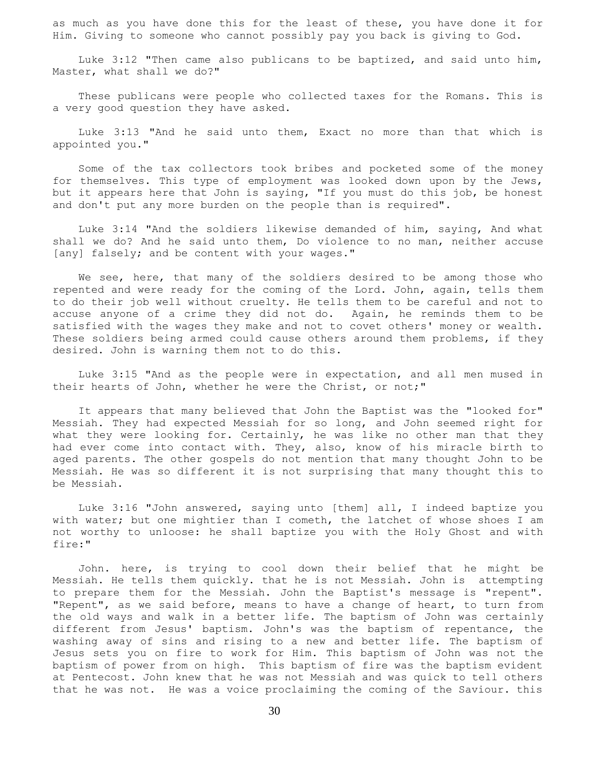as much as you have done this for the least of these, you have done it for Him. Giving to someone who cannot possibly pay you back is giving to God.

Luke 3:12 "Then came also publicans to be baptized, and said unto him, Master, what shall we do?"

These publicans were people who collected taxes for the Romans. This is a very good question they have asked.

Luke 3:13 "And he said unto them, Exact no more than that which is appointed you."

Some of the tax collectors took bribes and pocketed some of the money for themselves. This type of employment was looked down upon by the Jews, but it appears here that John is saying, "If you must do this job, be honest and don't put any more burden on the people than is required".

Luke 3:14 "And the soldiers likewise demanded of him, saying, And what shall we do? And he said unto them, Do violence to no man, neither accuse [any] falsely; and be content with your wages."

We see, here, that many of the soldiers desired to be among those who repented and were ready for the coming of the Lord. John, again, tells them to do their job well without cruelty. He tells them to be careful and not to accuse anyone of a crime they did not do. Again, he reminds them to be satisfied with the wages they make and not to covet others' money or wealth. These soldiers being armed could cause others around them problems, if they desired. John is warning them not to do this.

Luke 3:15 "And as the people were in expectation, and all men mused in their hearts of John, whether he were the Christ, or not;"

It appears that many believed that John the Baptist was the "looked for" Messiah. They had expected Messiah for so long, and John seemed right for what they were looking for. Certainly, he was like no other man that they had ever come into contact with. They, also, know of his miracle birth to aged parents. The other gospels do not mention that many thought John to be Messiah. He was so different it is not surprising that many thought this to be Messiah.

Luke 3:16 "John answered, saying unto [them] all, I indeed baptize you with water; but one mightier than I cometh, the latchet of whose shoes I am not worthy to unloose: he shall baptize you with the Holy Ghost and with fire:"

John. here, is trying to cool down their belief that he might be Messiah. He tells them quickly. that he is not Messiah. John is attempting to prepare them for the Messiah. John the Baptist's message is "repent". "Repent", as we said before, means to have a change of heart, to turn from the old ways and walk in a better life. The baptism of John was certainly different from Jesus' baptism. John's was the baptism of repentance, the washing away of sins and rising to a new and better life. The baptism of Jesus sets you on fire to work for Him. This baptism of John was not the baptism of power from on high. This baptism of fire was the baptism evident at Pentecost. John knew that he was not Messiah and was quick to tell others that he was not. He was a voice proclaiming the coming of the Saviour. this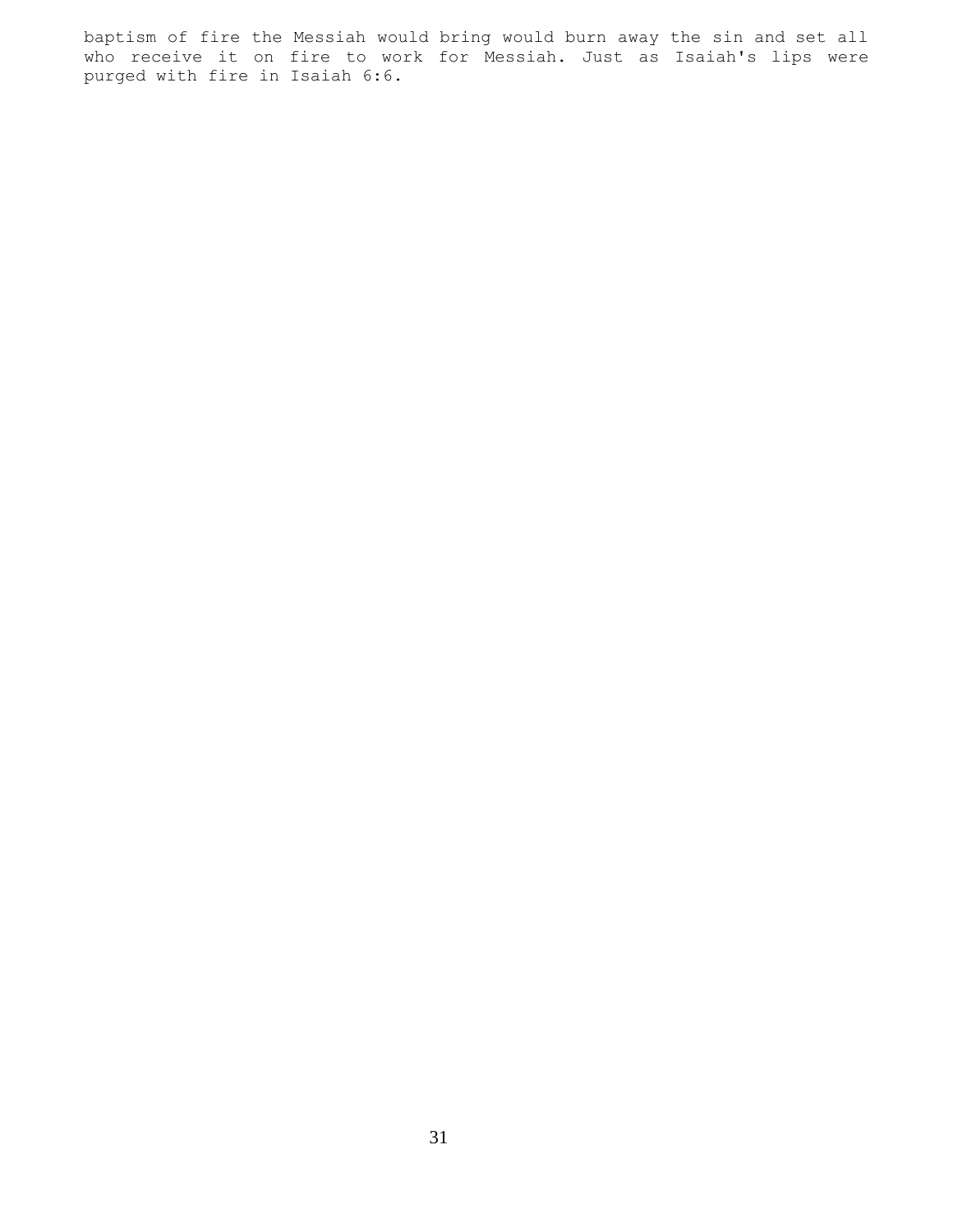baptism of fire the Messiah would bring would burn away the sin and set all who receive it on fire to work for Messiah. Just as Isaiah's lips were purged with fire in Isaiah 6:6.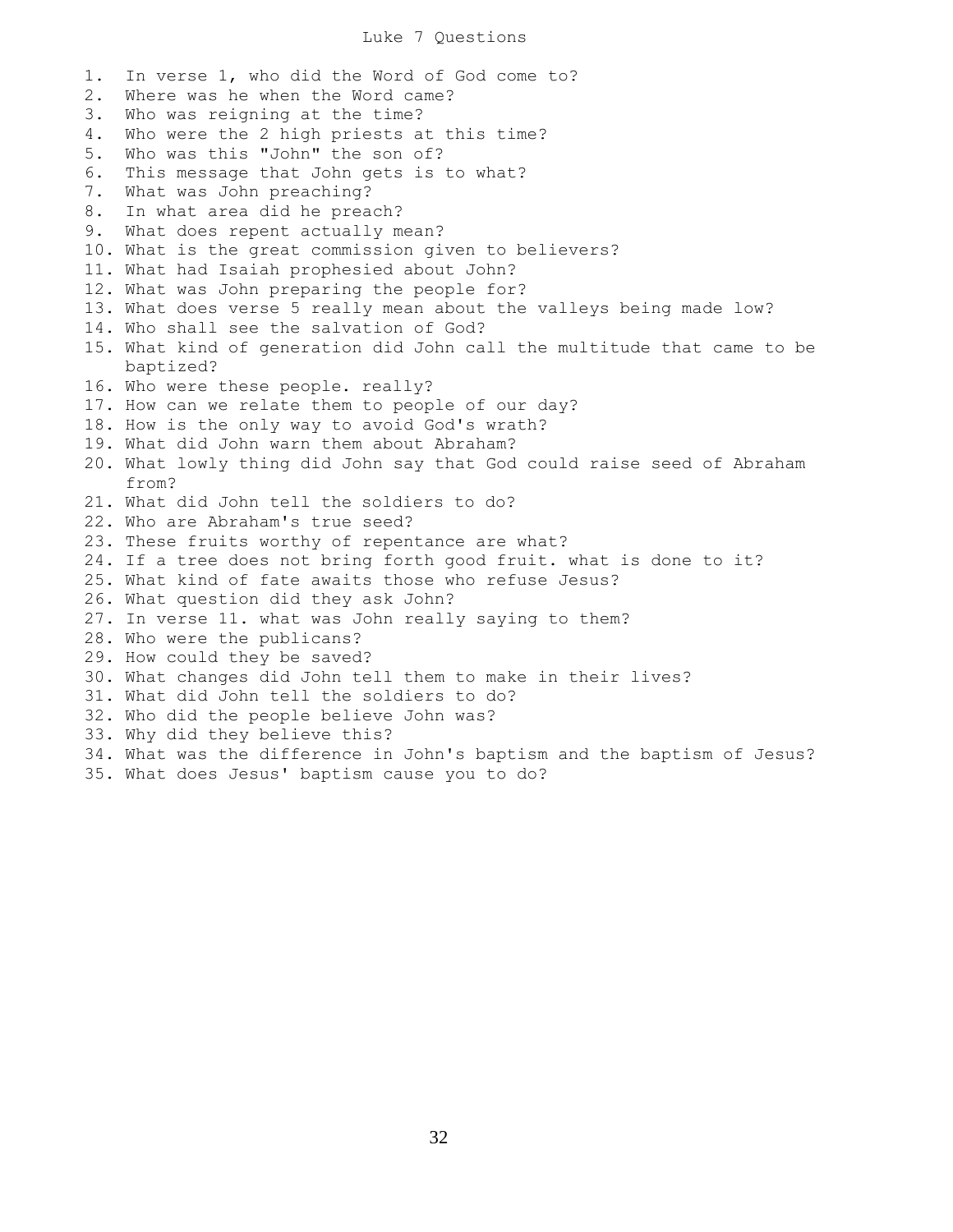# Luke 7 Questions

1. In verse 1, who did the Word of God come to?
2. Where was he when the Word came?
3. Who was reigning at the time?
4. Who were the 2 high priests at this time?
5. Who was this "John" the son of?
6. This message that John gets is to what?
7. What was John preaching?
8. In what area did he preach?
9. What does repent actually mean?
10. What is the great commission given to believers?
11. What had Isaiah prophesied about John?
12. What was John preparing the people for?
13. What does verse 5 really mean about the valleys being made low?
14. Who shall see the salvation of God?
15. What kind of generation did John call the multitude that came to be baptized?
16. Who were these people. really?
17. How can we relate them to people of our day?
18. How is the only way to avoid God's wrath?
19. What did John warn them about Abraham?
20. What lowly thing did John say that God could raise seed of Abraham from?
21. What did John tell the soldiers to do?
22. Who are Abraham's true seed?
23. These fruits worthy of repentance are what?
24. If a tree does not bring forth good fruit. what is done to it?
25. What kind of fate awaits those who refuse Jesus?
26. What question did they ask John?
27. In verse 11. what was John really saying to them?
28. Who were the publicans?
29. How could they be saved?
30. What changes did John tell them to make in their lives?
31. What did John tell the soldiers to do?
32. Who did the people believe John was?
33. Why did they believe this?
34. What was the difference in John's baptism and the baptism of Jesus?
35. What does Jesus' baptism cause you to do?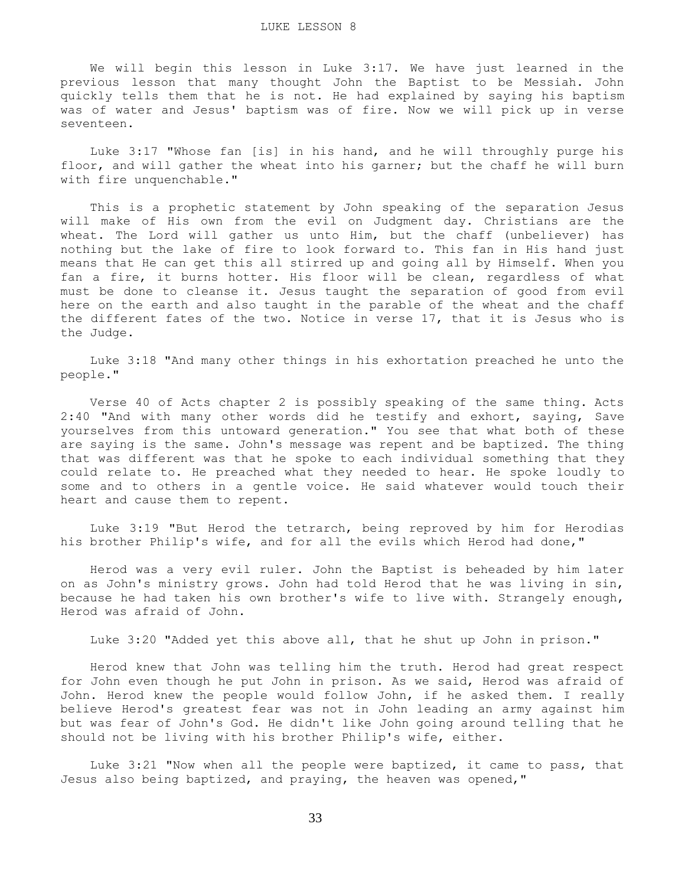# LUKE LESSON 8

We will begin this lesson in Luke 3:17. We have just learned in the previous lesson that many thought John the Baptist to be Messiah. John quickly tells them that he is not. He had explained by saying his baptism was of water and Jesus' baptism was of fire. Now we will pick up in verse seventeen.

Luke 3:17 "Whose fan [is] in his hand, and he will throughly purge his floor, and will gather the wheat into his garner; but the chaff he will burn with fire unquenchable."

This is a prophetic statement by John speaking of the separation Jesus will make of His own from the evil on Judgment day. Christians are the wheat. The Lord will gather us unto Him, but the chaff (unbeliever) has nothing but the lake of fire to look forward to. This fan in His hand just means that He can get this all stirred up and going all by Himself. When you fan a fire, it burns hotter. His floor will be clean, regardless of what must be done to cleanse it. Jesus taught the separation of good from evil here on the earth and also taught in the parable of the wheat and the chaff the different fates of the two. Notice in verse 17, that it is Jesus who is the Judge.

Luke 3:18 "And many other things in his exhortation preached he unto the people."

Verse 40 of Acts chapter 2 is possibly speaking of the same thing. Acts 2:40 "And with many other words did he testify and exhort, saying, Save yourselves from this untoward generation." You see that what both of these are saying is the same. John's message was repent and be baptized. The thing that was different was that he spoke to each individual something that they could relate to. He preached what they needed to hear. He spoke loudly to some and to others in a gentle voice. He said whatever would touch their heart and cause them to repent.

Luke 3:19 "But Herod the tetrarch, being reproved by him for Herodias his brother Philip's wife, and for all the evils which Herod had done,"

Herod was a very evil ruler. John the Baptist is beheaded by him later on as John's ministry grows. John had told Herod that he was living in sin, because he had taken his own brother's wife to live with. Strangely enough, Herod was afraid of John.

Luke 3:20 "Added yet this above all, that he shut up John in prison."

Herod knew that John was telling him the truth. Herod had great respect for John even though he put John in prison. As we said, Herod was afraid of John. Herod knew the people would follow John, if he asked them. I really believe Herod's greatest fear was not in John leading an army against him but was fear of John's God. He didn't like John going around telling that he should not be living with his brother Philip's wife, either.

Luke 3:21 "Now when all the people were baptized, it came to pass, that Jesus also being baptized, and praying, the heaven was opened,"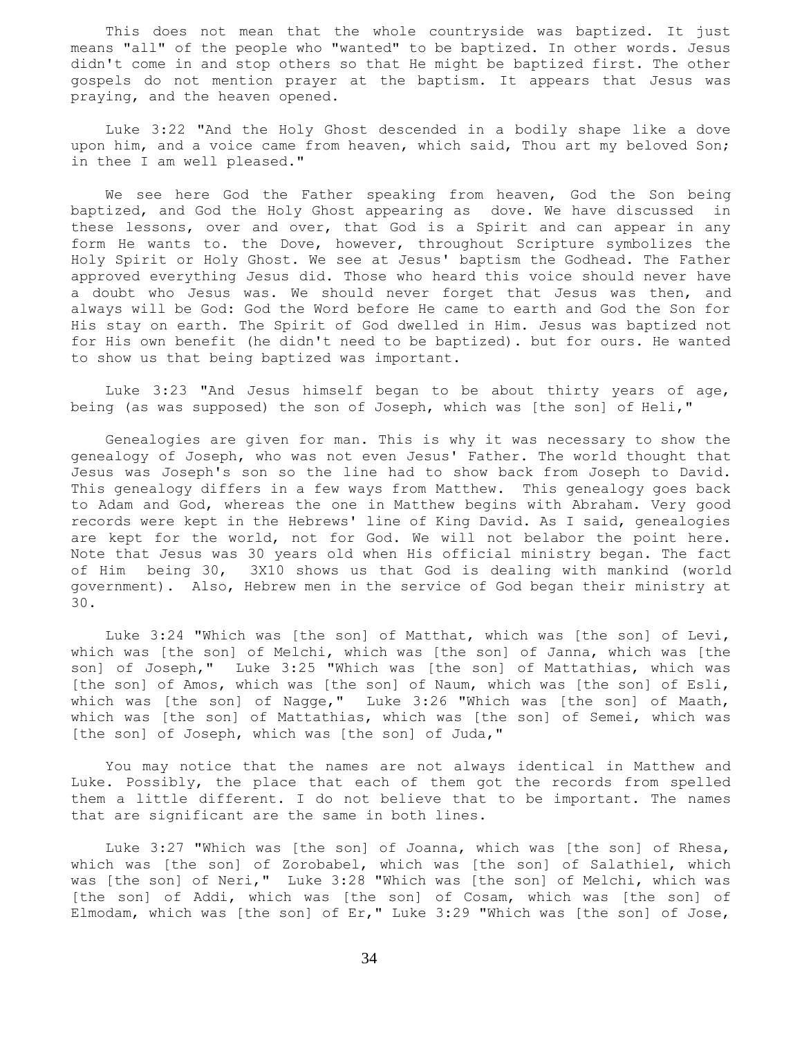This does not mean that the whole countryside was baptized. It just means "all" of the people who "wanted" to be baptized. In other words. Jesus didn't come in and stop others so that He might be baptized first. The other gospels do not mention prayer at the baptism. It appears that Jesus was praying, and the heaven opened.

Luke 3:22 "And the Holy Ghost descended in a bodily shape like a dove upon him, and a voice came from heaven, which said, Thou art my beloved Son; in thee I am well pleased."

We see here God the Father speaking from heaven, God the Son being baptized, and God the Holy Ghost appearing as dove. We have discussed in these lessons, over and over, that God is a Spirit and can appear in any form He wants to. the Dove, however, throughout Scripture symbolizes the Holy Spirit or Holy Ghost. We see at Jesus' baptism the Godhead. The Father approved everything Jesus did. Those who heard this voice should never have a doubt who Jesus was. We should never forget that Jesus was then, and always will be God: God the Word before He came to earth and God the Son for His stay on earth. The Spirit of God dwelled in Him. Jesus was baptized not for His own benefit (he didn't need to be baptized). but for ours. He wanted to show us that being baptized was important.

Luke 3:23 "And Jesus himself began to be about thirty years of age, being (as was supposed) the son of Joseph, which was [the son] of Heli,"

Genealogies are given for man. This is why it was necessary to show the genealogy of Joseph, who was not even Jesus' Father. The world thought that Jesus was Joseph's son so the line had to show back from Joseph to David. This genealogy differs in a few ways from Matthew. This genealogy goes back to Adam and God, whereas the one in Matthew begins with Abraham. Very good records were kept in the Hebrews' line of King David. As I said, genealogies are kept for the world, not for God. We will not belabor the point here. Note that Jesus was 30 years old when His official ministry began. The fact of Him being 30, 3X10 shows us that God is dealing with mankind (world government). Also, Hebrew men in the service of God began their ministry at 30.

Luke 3:24 "Which was [the son] of Matthat, which was [the son] of Levi, which was [the son] of Melchi, which was [the son] of Janna, which was [the son] of Joseph," Luke 3:25 "Which was [the son] of Mattathias, which was [the son] of Amos, which was [the son] of Naum, which was [the son] of Esli, which was [the son] of Nagge," Luke 3:26 "Which was [the son] of Maath, which was [the son] of Mattathias, which was [the son] of Semei, which was [the son] of Joseph, which was [the son] of Juda,"

You may notice that the names are not always identical in Matthew and Luke. Possibly, the place that each of them got the records from spelled them a little different. I do not believe that to be important. The names that are significant are the same in both lines.

Luke 3:27 "Which was [the son] of Joanna, which was [the son] of Rhesa, which was [the son] of Zorobabel, which was [the son] of Salathiel, which was [the son] of Neri," Luke 3:28 "Which was [the son] of Melchi, which was [the son] of Addi, which was [the son] of Cosam, which was [the son] of Elmodam, which was [the son] of Er," Luke 3:29 "Which was [the son] of Jose,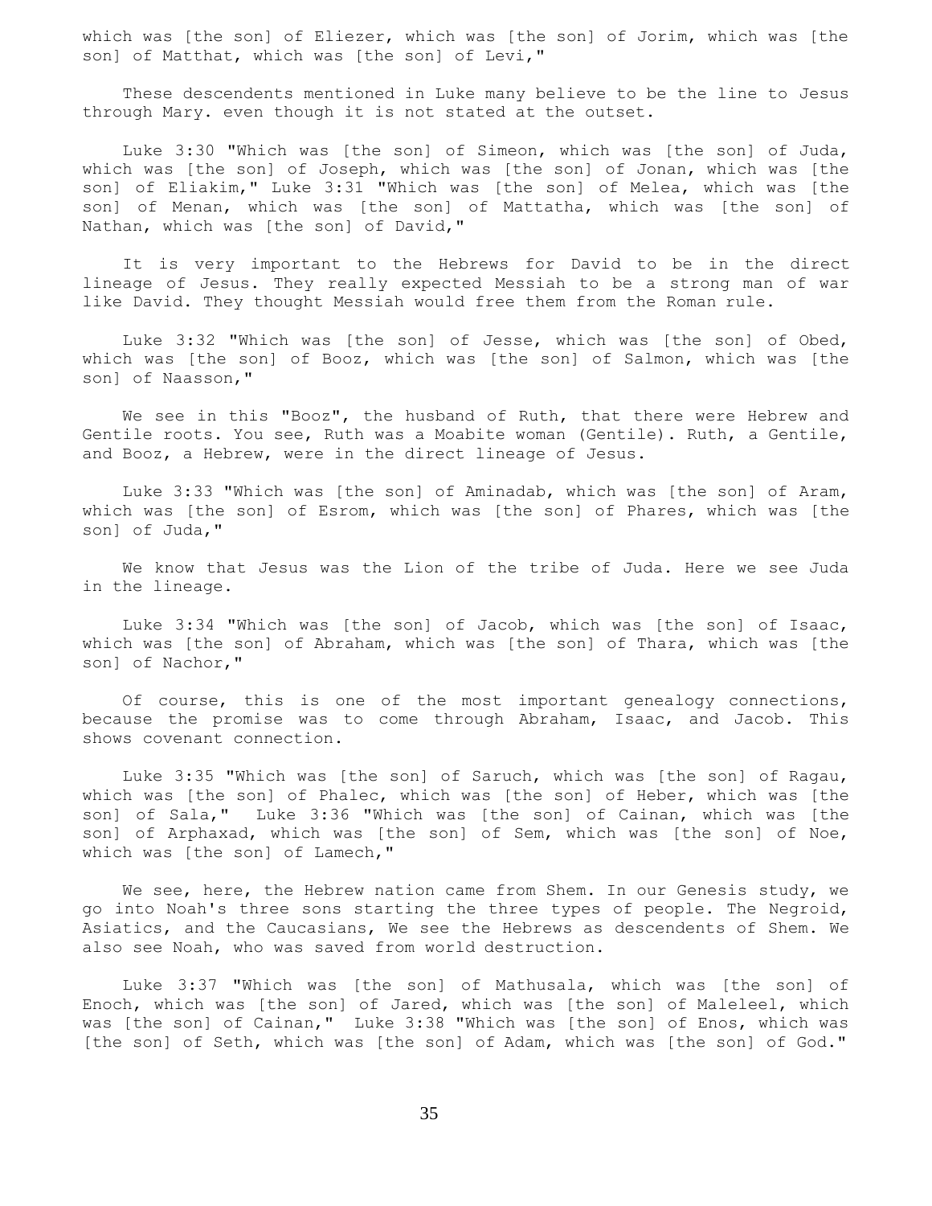which was [the son] of Eliezer, which was [the son] of Jorim, which was [the son] of Matthat, which was [the son] of Levi,"

These descendents mentioned in Luke many believe to be the line to Jesus through Mary. even though it is not stated at the outset.

Luke 3:30 "Which was [the son] of Simeon, which was [the son] of Juda, which was [the son] of Joseph, which was [the son] of Jonan, which was [the son] of Eliakim," Luke 3:31 "Which was [the son] of Melea, which was [the son] of Menan, which was [the son] of Mattatha, which was [the son] of Nathan, which was [the son] of David,"

It is very important to the Hebrews for David to be in the direct lineage of Jesus. They really expected Messiah to be a strong man of war like David. They thought Messiah would free them from the Roman rule.

Luke 3:32 "Which was [the son] of Jesse, which was [the son] of Obed, which was [the son] of Booz, which was [the son] of Salmon, which was [the son] of Naasson,"

We see in this "Booz", the husband of Ruth, that there were Hebrew and Gentile roots. You see, Ruth was a Moabite woman (Gentile). Ruth, a Gentile, and Booz, a Hebrew, were in the direct lineage of Jesus.

Luke 3:33 "Which was [the son] of Aminadab, which was [the son] of Aram, which was [the son] of Esrom, which was [the son] of Phares, which was [the son] of Juda,"

We know that Jesus was the Lion of the tribe of Juda. Here we see Juda in the lineage.

Luke 3:34 "Which was [the son] of Jacob, which was [the son] of Isaac, which was [the son] of Abraham, which was [the son] of Thara, which was [the son] of Nachor,"

Of course, this is one of the most important genealogy connections, because the promise was to come through Abraham, Isaac, and Jacob. This shows covenant connection.

Luke 3:35 "Which was [the son] of Saruch, which was [the son] of Ragau, which was [the son] of Phalec, which was [the son] of Heber, which was [the son] of Sala," Luke 3:36 "Which was [the son] of Cainan, which was [the son] of Arphaxad, which was [the son] of Sem, which was [the son] of Noe, which was [the son] of Lamech,"

We see, here, the Hebrew nation came from Shem. In our Genesis study, we go into Noah's three sons starting the three types of people. The Negroid, Asiatics, and the Caucasians, We see the Hebrews as descendents of Shem. We also see Noah, who was saved from world destruction.

Luke 3:37 "Which was [the son] of Mathusala, which was [the son] of Enoch, which was [the son] of Jared, which was [the son] of Maleleel, which was [the son] of Cainan," Luke 3:38 "Which was [the son] of Enos, which was [the son] of Seth, which was [the son] of Adam, which was [the son] of God."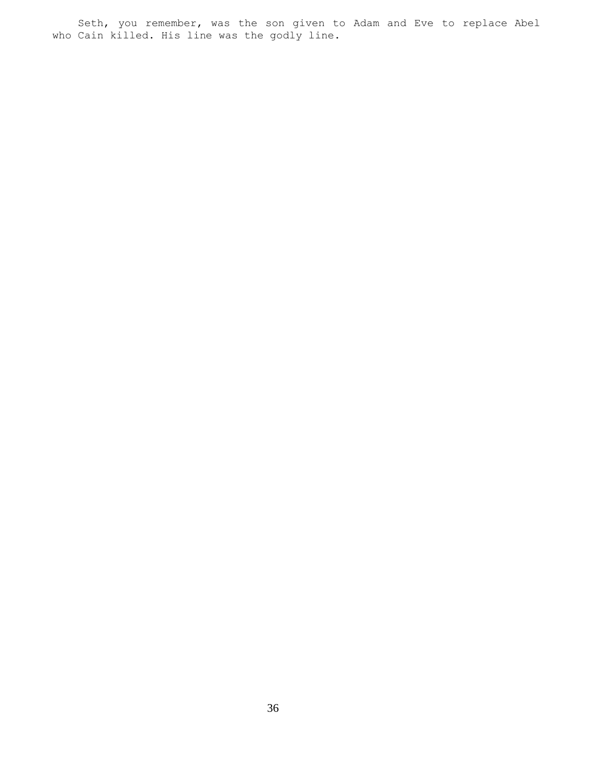Seth, you remember, was the son given to Adam and Eve to replace Abel who Cain killed. His line was the godly line.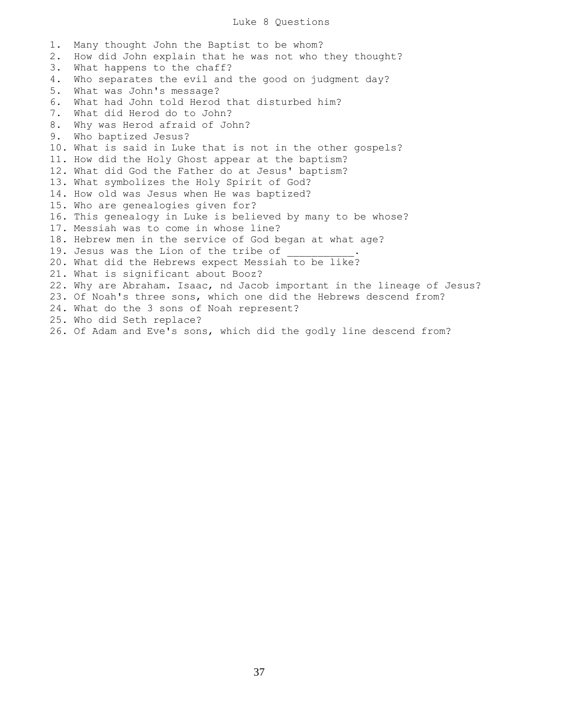# Luke 8 Questions

1. Many thought John the Baptist to be whom?
2. How did John explain that he was not who they thought?
3. What happens to the chaff?
4. Who separates the evil and the good on judgment day?
5. What was John's message?
6. What had John told Herod that disturbed him?
7. What did Herod do to John?
8. Why was Herod afraid of John?
9. Who baptized Jesus?
10. What is said in Luke that is not in the other gospels?
11. How did the Holy Ghost appear at the baptism?
12. What did God the Father do at Jesus' baptism?
13. What symbolizes the Holy Spirit of God?
14. How old was Jesus when He was baptized?
15. Who are genealogies given for?
16. This genealogy in Luke is believed by many to be whose?
17. Messiah was to come in whose line?
18. Hebrew men in the service of God began at what age?
19. Jesus was the Lion of the tribe of ___________.
20. What did the Hebrews expect Messiah to be like?
21. What is significant about Booz?
22. Why are Abraham. Isaac, nd Jacob important in the lineage of Jesus?
23. Of Noah's three sons, which one did the Hebrews descend from?
24. What do the 3 sons of Noah represent?
25. Who did Seth replace?
26. Of Adam and Eve's sons, which did the godly line descend from?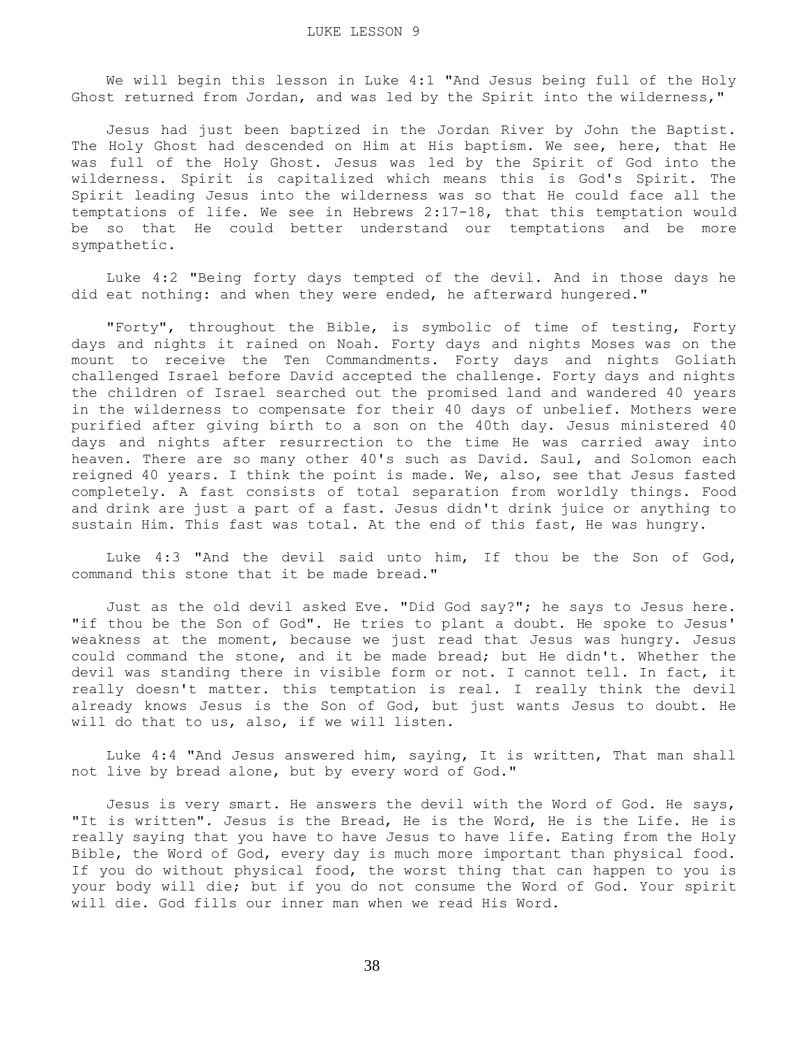# LUKE LESSON 9

We will begin this lesson in Luke 4:1 "And Jesus being full of the Holy Ghost returned from Jordan, and was led by the Spirit into the wilderness,"

Jesus had just been baptized in the Jordan River by John the Baptist. The Holy Ghost had descended on Him at His baptism. We see, here, that He was full of the Holy Ghost. Jesus was led by the Spirit of God into the wilderness. Spirit is capitalized which means this is God's Spirit. The Spirit leading Jesus into the wilderness was so that He could face all the temptations of life. We see in Hebrews 2:17-18, that this temptation would be so that He could better understand our temptations and be more sympathetic.

Luke 4:2 "Being forty days tempted of the devil. And in those days he did eat nothing: and when they were ended, he afterward hungered."

"Forty", throughout the Bible, is symbolic of time of testing, Forty days and nights it rained on Noah. Forty days and nights Moses was on the mount to receive the Ten Commandments. Forty days and nights Goliath challenged Israel before David accepted the challenge. Forty days and nights the children of Israel searched out the promised land and wandered 40 years in the wilderness to compensate for their 40 days of unbelief. Mothers were purified after giving birth to a son on the 40th day. Jesus ministered 40 days and nights after resurrection to the time He was carried away into heaven. There are so many other 40's such as David. Saul, and Solomon each reigned 40 years. I think the point is made. We, also, see that Jesus fasted completely. A fast consists of total separation from worldly things. Food and drink are just a part of a fast. Jesus didn't drink juice or anything to sustain Him. This fast was total. At the end of this fast, He was hungry.

Luke 4:3 "And the devil said unto him, If thou be the Son of God, command this stone that it be made bread."

Just as the old devil asked Eve. "Did God say?"; he says to Jesus here. "if thou be the Son of God". He tries to plant a doubt. He spoke to Jesus' weakness at the moment, because we just read that Jesus was hungry. Jesus could command the stone, and it be made bread; but He didn't. Whether the devil was standing there in visible form or not. I cannot tell. In fact, it really doesn't matter. this temptation is real. I really think the devil already knows Jesus is the Son of God, but just wants Jesus to doubt. He will do that to us, also, if we will listen.

Luke 4:4 "And Jesus answered him, saying, It is written, That man shall not live by bread alone, but by every word of God."

Jesus is very smart. He answers the devil with the Word of God. He says, "It is written". Jesus is the Bread, He is the Word, He is the Life. He is really saying that you have to have Jesus to have life. Eating from the Holy Bible, the Word of God, every day is much more important than physical food. If you do without physical food, the worst thing that can happen to you is your body will die; but if you do not consume the Word of God. Your spirit will die. God fills our inner man when we read His Word.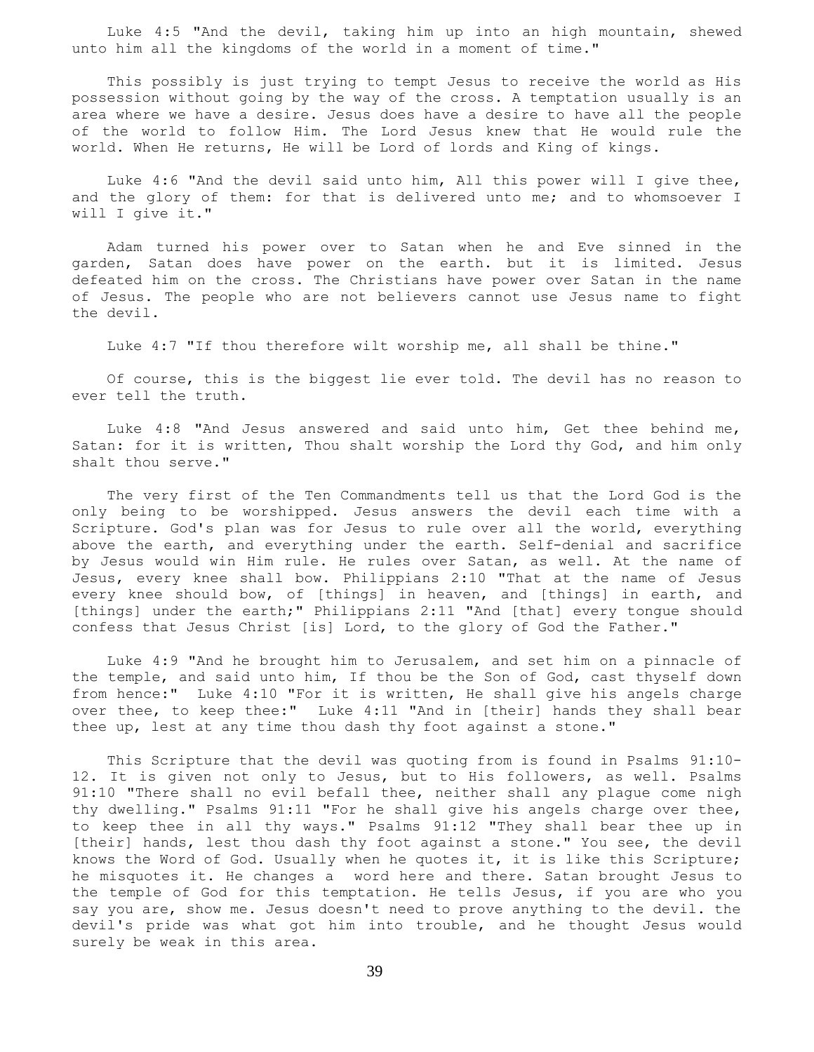Luke 4:5 "And the devil, taking him up into an high mountain, shewed unto him all the kingdoms of the world in a moment of time."

This possibly is just trying to tempt Jesus to receive the world as His possession without going by the way of the cross. A temptation usually is an area where we have a desire. Jesus does have a desire to have all the people of the world to follow Him. The Lord Jesus knew that He would rule the world. When He returns, He will be Lord of lords and King of kings.

Luke 4:6 "And the devil said unto him, All this power will I give thee, and the glory of them: for that is delivered unto me; and to whomsoever I will I give it."

Adam turned his power over to Satan when he and Eve sinned in the garden, Satan does have power on the earth. but it is limited. Jesus defeated him on the cross. The Christians have power over Satan in the name of Jesus. The people who are not believers cannot use Jesus name to fight the devil.

Luke 4:7 "If thou therefore wilt worship me, all shall be thine."

Of course, this is the biggest lie ever told. The devil has no reason to ever tell the truth.

Luke 4:8 "And Jesus answered and said unto him, Get thee behind me, Satan: for it is written, Thou shalt worship the Lord thy God, and him only shalt thou serve."

The very first of the Ten Commandments tell us that the Lord God is the only being to be worshipped. Jesus answers the devil each time with a Scripture. God's plan was for Jesus to rule over all the world, everything above the earth, and everything under the earth. Self-denial and sacrifice by Jesus would win Him rule. He rules over Satan, as well. At the name of Jesus, every knee shall bow. Philippians 2:10 "That at the name of Jesus every knee should bow, of [things] in heaven, and [things] in earth, and [things] under the earth;" Philippians 2:11 "And [that] every tongue should confess that Jesus Christ [is] Lord, to the glory of God the Father."

Luke 4:9 "And he brought him to Jerusalem, and set him on a pinnacle of the temple, and said unto him, If thou be the Son of God, cast thyself down from hence:" Luke 4:10 "For it is written, He shall give his angels charge over thee, to keep thee:" Luke 4:11 "And in [their] hands they shall bear thee up, lest at any time thou dash thy foot against a stone."

This Scripture that the devil was quoting from is found in Psalms 91:10-12. It is given not only to Jesus, but to His followers, as well. Psalms 91:10 "There shall no evil befall thee, neither shall any plague come nigh thy dwelling." Psalms 91:11 "For he shall give his angels charge over thee, to keep thee in all thy ways." Psalms 91:12 "They shall bear thee up in [their] hands, lest thou dash thy foot against a stone." You see, the devil knows the Word of God. Usually when he quotes it, it is like this Scripture; he misquotes it. He changes a word here and there. Satan brought Jesus to the temple of God for this temptation. He tells Jesus, if you are who you say you are, show me. Jesus doesn't need to prove anything to the devil. the devil's pride was what got him into trouble, and he thought Jesus would surely be weak in this area.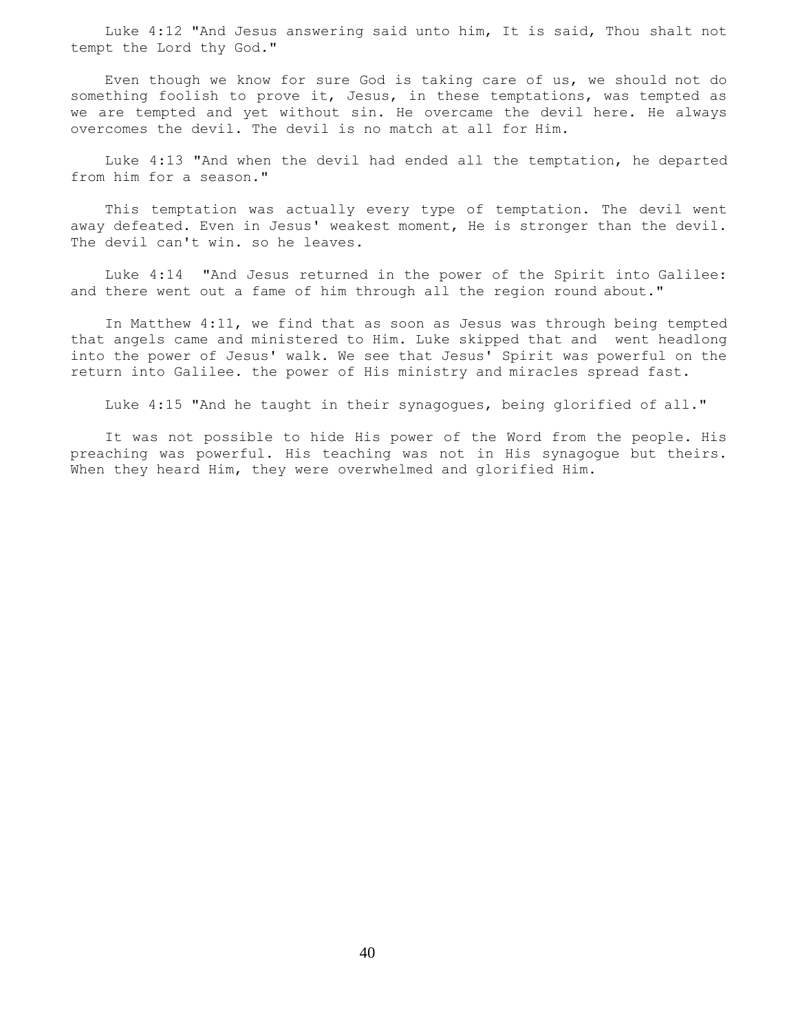Luke 4:12 "And Jesus answering said unto him, It is said, Thou shalt not tempt the Lord thy God."

Even though we know for sure God is taking care of us, we should not do something foolish to prove it, Jesus, in these temptations, was tempted as we are tempted and yet without sin. He overcame the devil here. He always overcomes the devil. The devil is no match at all for Him.

Luke 4:13 "And when the devil had ended all the temptation, he departed from him for a season."

This temptation was actually every type of temptation. The devil went away defeated. Even in Jesus' weakest moment, He is stronger than the devil. The devil can't win. so he leaves.

Luke 4:14 "And Jesus returned in the power of the Spirit into Galilee: and there went out a fame of him through all the region round about."

In Matthew 4:11, we find that as soon as Jesus was through being tempted that angels came and ministered to Him. Luke skipped that and went headlong into the power of Jesus' walk. We see that Jesus' Spirit was powerful on the return into Galilee. the power of His ministry and miracles spread fast.

Luke 4:15 "And he taught in their synagogues, being glorified of all."

It was not possible to hide His power of the Word from the people. His preaching was powerful. His teaching was not in His synagogue but theirs. When they heard Him, they were overwhelmed and glorified Him.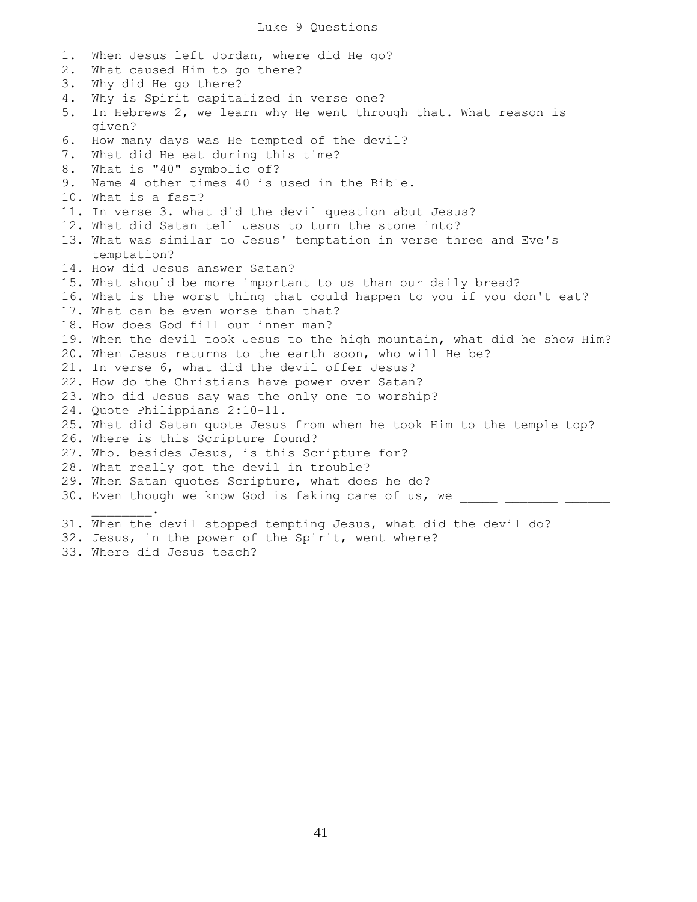# Luke 9 Questions

1. When Jesus left Jordan, where did He go?
2. What caused Him to go there?
3. Why did He go there?
4. Why is Spirit capitalized in verse one?
5. In Hebrews 2, we learn why He went through that. What reason is given?
6. How many days was He tempted of the devil?
7. What did He eat during this time?
8. What is "40" symbolic of?
9. Name 4 other times 40 is used in the Bible.
10. What is a fast?
11. In verse 3. what did the devil question abut Jesus?
12. What did Satan tell Jesus to turn the stone into?
13. What was similar to Jesus' temptation in verse three and Eve's temptation?
14. How did Jesus answer Satan?
15. What should be more important to us than our daily bread?
16. What is the worst thing that could happen to you if you don't eat?
17. What can be even worse than that?
18. How does God fill our inner man?
19. When the devil took Jesus to the high mountain, what did he show Him?
20. When Jesus returns to the earth soon, who will He be?
21. In verse 6, what did the devil offer Jesus?
22. How do the Christians have power over Satan?
23. Who did Jesus say was the only one to worship?
24. Quote Philippians 2:10-11.
25. What did Satan quote Jesus from when he took Him to the temple top?
26. Where is this Scripture found?
27. Who. besides Jesus, is this Scripture for?
28. What really got the devil in trouble?
29. When Satan quotes Scripture, what does he do?
30. Even though we know God is faking care of us, we _____ _______ ______ ________.
31. When the devil stopped tempting Jesus, what did the devil do?
32. Jesus, in the power of the Spirit, went where?
33. Where did Jesus teach?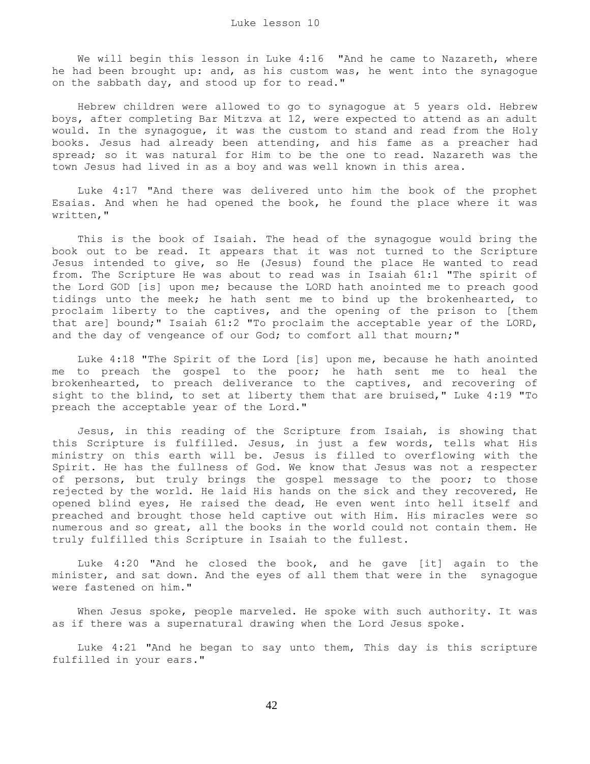Luke lesson 10

We will begin this lesson in Luke 4:16 "And he came to Nazareth, where he had been brought up: and, as his custom was, he went into the synagogue on the sabbath day, and stood up for to read."

Hebrew children were allowed to go to synagogue at 5 years old. Hebrew boys, after completing Bar Mitzva at 12, were expected to attend as an adult would. In the synagogue, it was the custom to stand and read from the Holy books. Jesus had already been attending, and his fame as a preacher had spread; so it was natural for Him to be the one to read. Nazareth was the town Jesus had lived in as a boy and was well known in this area.

Luke 4:17 "And there was delivered unto him the book of the prophet Esaias. And when he had opened the book, he found the place where it was written,"

This is the book of Isaiah. The head of the synagogue would bring the book out to be read. It appears that it was not turned to the Scripture Jesus intended to give, so He (Jesus) found the place He wanted to read from. The Scripture He was about to read was in Isaiah 61:1 "The spirit of the Lord GOD [is] upon me; because the LORD hath anointed me to preach good tidings unto the meek; he hath sent me to bind up the brokenhearted, to proclaim liberty to the captives, and the opening of the prison to [them that are] bound;" Isaiah 61:2 "To proclaim the acceptable year of the LORD, and the day of vengeance of our God; to comfort all that mourn;"

Luke 4:18 "The Spirit of the Lord [is] upon me, because he hath anointed me to preach the gospel to the poor; he hath sent me to heal the brokenhearted, to preach deliverance to the captives, and recovering of sight to the blind, to set at liberty them that are bruised," Luke 4:19 "To preach the acceptable year of the Lord."

Jesus, in this reading of the Scripture from Isaiah, is showing that this Scripture is fulfilled. Jesus, in just a few words, tells what His ministry on this earth will be. Jesus is filled to overflowing with the Spirit. He has the fullness of God. We know that Jesus was not a respecter of persons, but truly brings the gospel message to the poor; to those rejected by the world. He laid His hands on the sick and they recovered, He opened blind eyes, He raised the dead, He even went into hell itself and preached and brought those held captive out with Him. His miracles were so numerous and so great, all the books in the world could not contain them. He truly fulfilled this Scripture in Isaiah to the fullest.

Luke 4:20 "And he closed the book, and he gave [it] again to the minister, and sat down. And the eyes of all them that were in the synagogue were fastened on him."

When Jesus spoke, people marveled. He spoke with such authority. It was as if there was a supernatural drawing when the Lord Jesus spoke.

Luke 4:21 "And he began to say unto them, This day is this scripture fulfilled in your ears."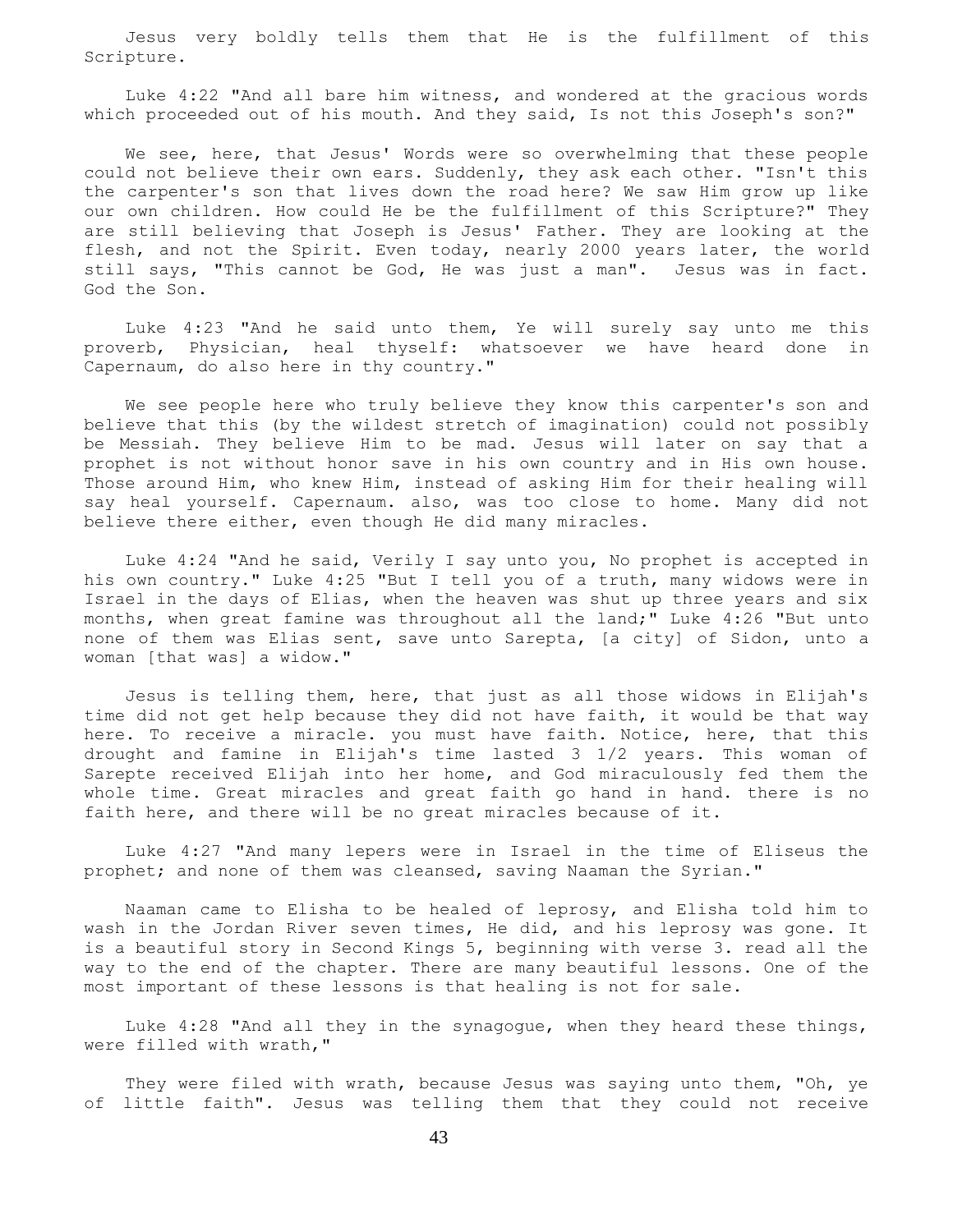Jesus very boldly tells them that He is the fulfillment of this Scripture.

Luke 4:22 "And all bare him witness, and wondered at the gracious words which proceeded out of his mouth. And they said, Is not this Joseph's son?"

We see, here, that Jesus' Words were so overwhelming that these people could not believe their own ears. Suddenly, they ask each other. "Isn't this the carpenter's son that lives down the road here? We saw Him grow up like our own children. How could He be the fulfillment of this Scripture?" They are still believing that Joseph is Jesus' Father. They are looking at the flesh, and not the Spirit. Even today, nearly 2000 years later, the world still says, "This cannot be God, He was just a man". Jesus was in fact. God the Son.

Luke 4:23 "And he said unto them, Ye will surely say unto me this proverb, Physician, heal thyself: whatsoever we have heard done in Capernaum, do also here in thy country."

We see people here who truly believe they know this carpenter's son and believe that this (by the wildest stretch of imagination) could not possibly be Messiah. They believe Him to be mad. Jesus will later on say that a prophet is not without honor save in his own country and in His own house. Those around Him, who knew Him, instead of asking Him for their healing will say heal yourself. Capernaum. also, was too close to home. Many did not believe there either, even though He did many miracles.

Luke 4:24 "And he said, Verily I say unto you, No prophet is accepted in his own country." Luke 4:25 "But I tell you of a truth, many widows were in Israel in the days of Elias, when the heaven was shut up three years and six months, when great famine was throughout all the land;" Luke 4:26 "But unto none of them was Elias sent, save unto Sarepta, [a city] of Sidon, unto a woman [that was] a widow."

Jesus is telling them, here, that just as all those widows in Elijah's time did not get help because they did not have faith, it would be that way here. To receive a miracle. you must have faith. Notice, here, that this drought and famine in Elijah's time lasted 3 1/2 years. This woman of Sarepte received Elijah into her home, and God miraculously fed them the whole time. Great miracles and great faith go hand in hand. there is no faith here, and there will be no great miracles because of it.

Luke 4:27 "And many lepers were in Israel in the time of Eliseus the prophet; and none of them was cleansed, saving Naaman the Syrian."

Naaman came to Elisha to be healed of leprosy, and Elisha told him to wash in the Jordan River seven times, He did, and his leprosy was gone. It is a beautiful story in Second Kings 5, beginning with verse 3. read all the way to the end of the chapter. There are many beautiful lessons. One of the most important of these lessons is that healing is not for sale.

Luke 4:28 "And all they in the synagogue, when they heard these things, were filled with wrath,"

They were filed with wrath, because Jesus was saying unto them, "Oh, ye of little faith". Jesus was telling them that they could not receive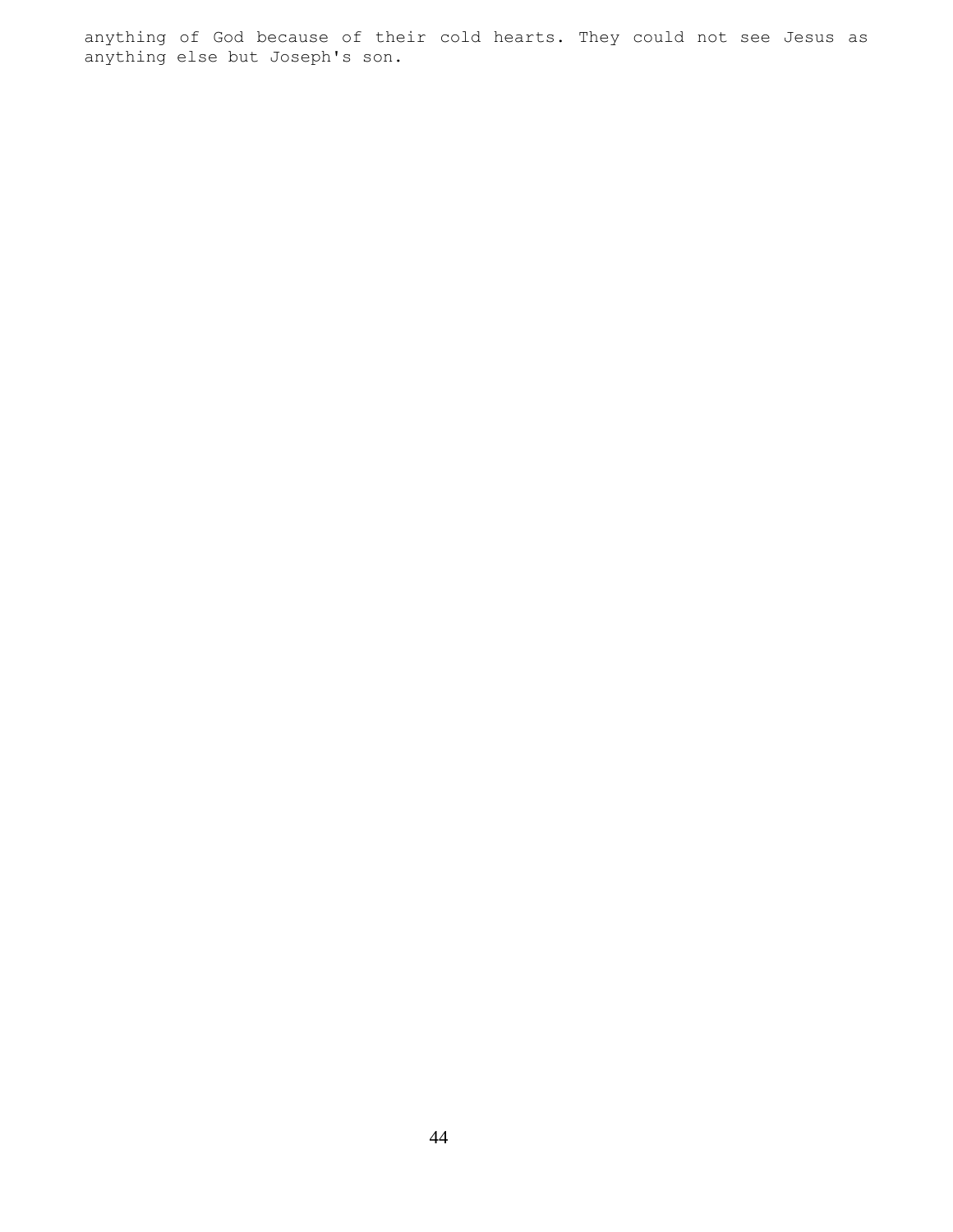anything of God because of their cold hearts. They could not see Jesus as anything else but Joseph's son.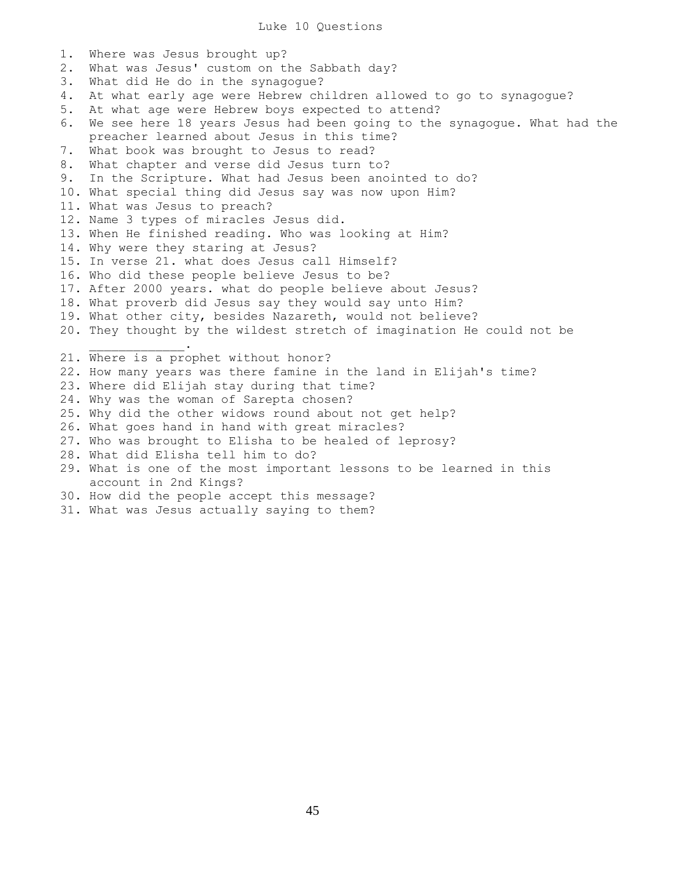# Luke 10 Questions

1. Where was Jesus brought up?
2. What was Jesus' custom on the Sabbath day?
3. What did He do in the synagogue?
4. At what early age were Hebrew children allowed to go to synagogue?
5. At what age were Hebrew boys expected to attend?
6. We see here 18 years Jesus had been going to the synagogue. What had the preacher learned about Jesus in this time?
7. What book was brought to Jesus to read?
8. What chapter and verse did Jesus turn to?
9. In the Scripture. What had Jesus been anointed to do?
10. What special thing did Jesus say was now upon Him?
11. What was Jesus to preach?
12. Name 3 types of miracles Jesus did.
13. When He finished reading. Who was looking at Him?
14. Why were they staring at Jesus?
15. In verse 21. what does Jesus call Himself?
16. Who did these people believe Jesus to be?
17. After 2000 years. what do people believe about Jesus?
18. What proverb did Jesus say they would say unto Him?
19. What other city, besides Nazareth, would not believe?
20. They thought by the wildest stretch of imagination He could not be _____________.
21. Where is a prophet without honor?
22. How many years was there famine in the land in Elijah's time?
23. Where did Elijah stay during that time?
24. Why was the woman of Sarepta chosen?
25. Why did the other widows round about not get help?
26. What goes hand in hand with great miracles?
27. Who was brought to Elisha to be healed of leprosy?
28. What did Elisha tell him to do?
29. What is one of the most important lessons to be learned in this account in 2nd Kings?
30. How did the people accept this message?
31. What was Jesus actually saying to them?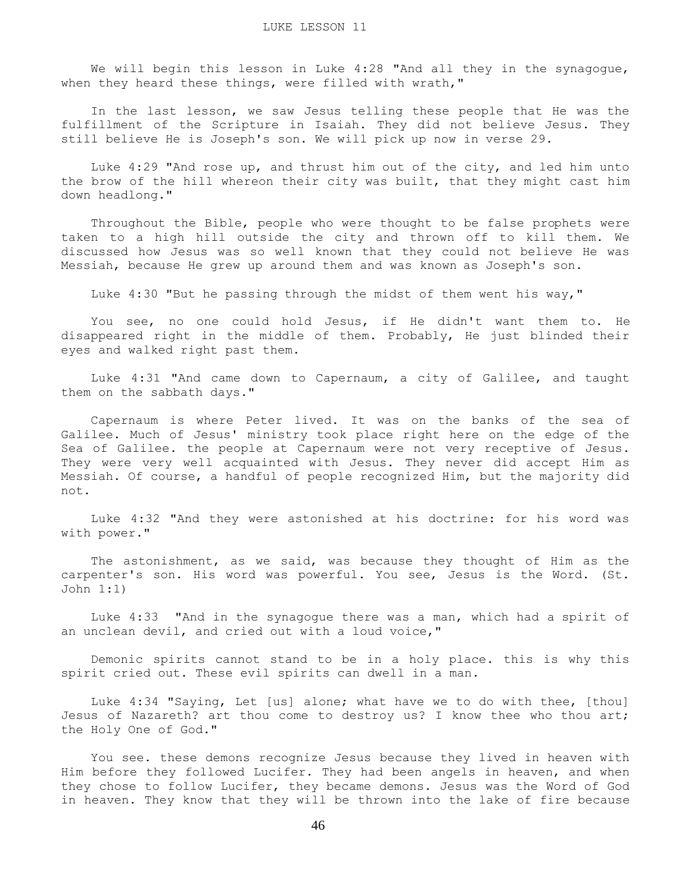# LUKE LESSON 11

We will begin this lesson in Luke 4:28 "And all they in the synagogue, when they heard these things, were filled with wrath,"

In the last lesson, we saw Jesus telling these people that He was the fulfillment of the Scripture in Isaiah. They did not believe Jesus. They still believe He is Joseph's son. We will pick up now in verse 29.

Luke 4:29 "And rose up, and thrust him out of the city, and led him unto the brow of the hill whereon their city was built, that they might cast him down headlong."

Throughout the Bible, people who were thought to be false prophets were taken to a high hill outside the city and thrown off to kill them. We discussed how Jesus was so well known that they could not believe He was Messiah, because He grew up around them and was known as Joseph's son.

Luke 4:30 "But he passing through the midst of them went his way,"

You see, no one could hold Jesus, if He didn't want them to. He disappeared right in the middle of them. Probably, He just blinded their eyes and walked right past them.

Luke 4:31 "And came down to Capernaum, a city of Galilee, and taught them on the sabbath days."

Capernaum is where Peter lived. It was on the banks of the sea of Galilee. Much of Jesus' ministry took place right here on the edge of the Sea of Galilee. the people at Capernaum were not very receptive of Jesus. They were very well acquainted with Jesus. They never did accept Him as Messiah. Of course, a handful of people recognized Him, but the majority did not.

Luke 4:32 "And they were astonished at his doctrine: for his word was with power."

The astonishment, as we said, was because they thought of Him as the carpenter's son. His word was powerful. You see, Jesus is the Word. (St. John 1:1)

Luke 4:33 "And in the synagogue there was a man, which had a spirit of an unclean devil, and cried out with a loud voice,"

Demonic spirits cannot stand to be in a holy place. this is why this spirit cried out. These evil spirits can dwell in a man.

Luke 4:34 "Saying, Let [us] alone; what have we to do with thee, [thou] Jesus of Nazareth? art thou come to destroy us? I know thee who thou art; the Holy One of God."

You see. these demons recognize Jesus because they lived in heaven with Him before they followed Lucifer. They had been angels in heaven, and when they chose to follow Lucifer, they became demons. Jesus was the Word of God in heaven. They know that they will be thrown into the lake of fire because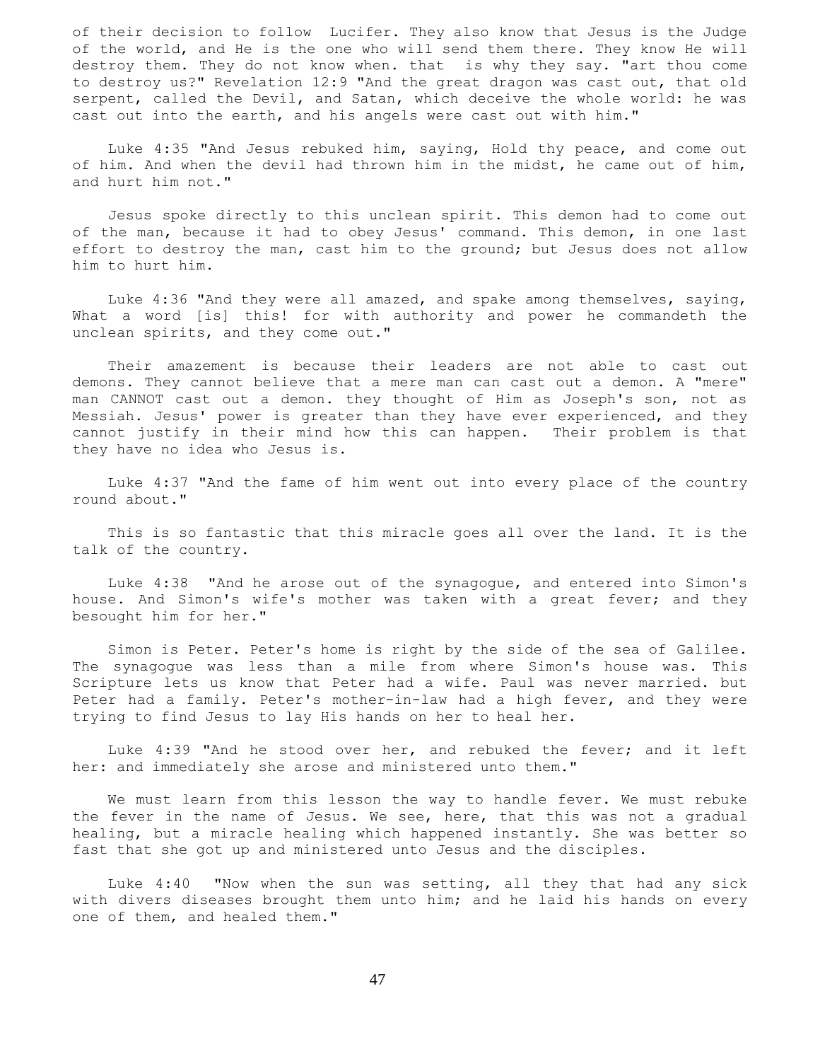of their decision to follow Lucifer. They also know that Jesus is the Judge of the world, and He is the one who will send them there. They know He will destroy them. They do not know when. that is why they say. "art thou come to destroy us?" Revelation 12:9 "And the great dragon was cast out, that old serpent, called the Devil, and Satan, which deceive the whole world: he was cast out into the earth, and his angels were cast out with him."

Luke 4:35 "And Jesus rebuked him, saying, Hold thy peace, and come out of him. And when the devil had thrown him in the midst, he came out of him, and hurt him not."

Jesus spoke directly to this unclean spirit. This demon had to come out of the man, because it had to obey Jesus' command. This demon, in one last effort to destroy the man, cast him to the ground; but Jesus does not allow him to hurt him.

Luke 4:36 "And they were all amazed, and spake among themselves, saying, What a word [is] this! for with authority and power he commandeth the unclean spirits, and they come out."

Their amazement is because their leaders are not able to cast out demons. They cannot believe that a mere man can cast out a demon. A "mere" man CANNOT cast out a demon. they thought of Him as Joseph's son, not as Messiah. Jesus' power is greater than they have ever experienced, and they cannot justify in their mind how this can happen. Their problem is that they have no idea who Jesus is.

Luke 4:37 "And the fame of him went out into every place of the country round about."

This is so fantastic that this miracle goes all over the land. It is the talk of the country.

Luke 4:38 "And he arose out of the synagogue, and entered into Simon's house. And Simon's wife's mother was taken with a great fever; and they besought him for her."

Simon is Peter. Peter's home is right by the side of the sea of Galilee. The synagogue was less than a mile from where Simon's house was. This Scripture lets us know that Peter had a wife. Paul was never married. but Peter had a family. Peter's mother-in-law had a high fever, and they were trying to find Jesus to lay His hands on her to heal her.

Luke 4:39 "And he stood over her, and rebuked the fever; and it left her: and immediately she arose and ministered unto them."

We must learn from this lesson the way to handle fever. We must rebuke the fever in the name of Jesus. We see, here, that this was not a gradual healing, but a miracle healing which happened instantly. She was better so fast that she got up and ministered unto Jesus and the disciples.

Luke 4:40 "Now when the sun was setting, all they that had any sick with divers diseases brought them unto him; and he laid his hands on every one of them, and healed them."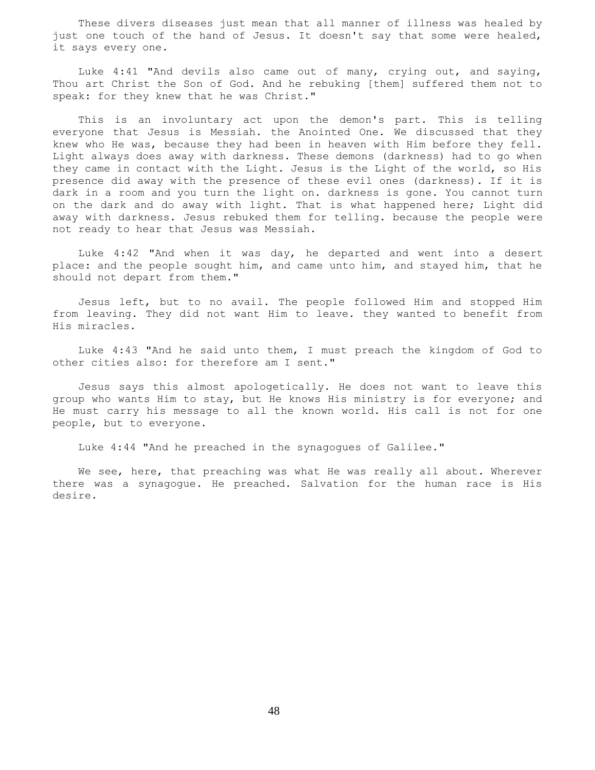These divers diseases just mean that all manner of illness was healed by just one touch of the hand of Jesus. It doesn't say that some were healed, it says every one.

Luke 4:41 "And devils also came out of many, crying out, and saying, Thou art Christ the Son of God. And he rebuking [them] suffered them not to speak: for they knew that he was Christ."

This is an involuntary act upon the demon's part. This is telling everyone that Jesus is Messiah. the Anointed One. We discussed that they knew who He was, because they had been in heaven with Him before they fell. Light always does away with darkness. These demons (darkness) had to go when they came in contact with the Light. Jesus is the Light of the world, so His presence did away with the presence of these evil ones (darkness). If it is dark in a room and you turn the light on. darkness is gone. You cannot turn on the dark and do away with light. That is what happened here; Light did away with darkness. Jesus rebuked them for telling. because the people were not ready to hear that Jesus was Messiah.

Luke 4:42 "And when it was day, he departed and went into a desert place: and the people sought him, and came unto him, and stayed him, that he should not depart from them."

Jesus left, but to no avail. The people followed Him and stopped Him from leaving. They did not want Him to leave. they wanted to benefit from His miracles.

Luke 4:43 "And he said unto them, I must preach the kingdom of God to other cities also: for therefore am I sent."

Jesus says this almost apologetically. He does not want to leave this group who wants Him to stay, but He knows His ministry is for everyone; and He must carry his message to all the known world. His call is not for one people, but to everyone.

Luke 4:44 "And he preached in the synagogues of Galilee."

We see, here, that preaching was what He was really all about. Wherever there was a synagogue. He preached. Salvation for the human race is His desire.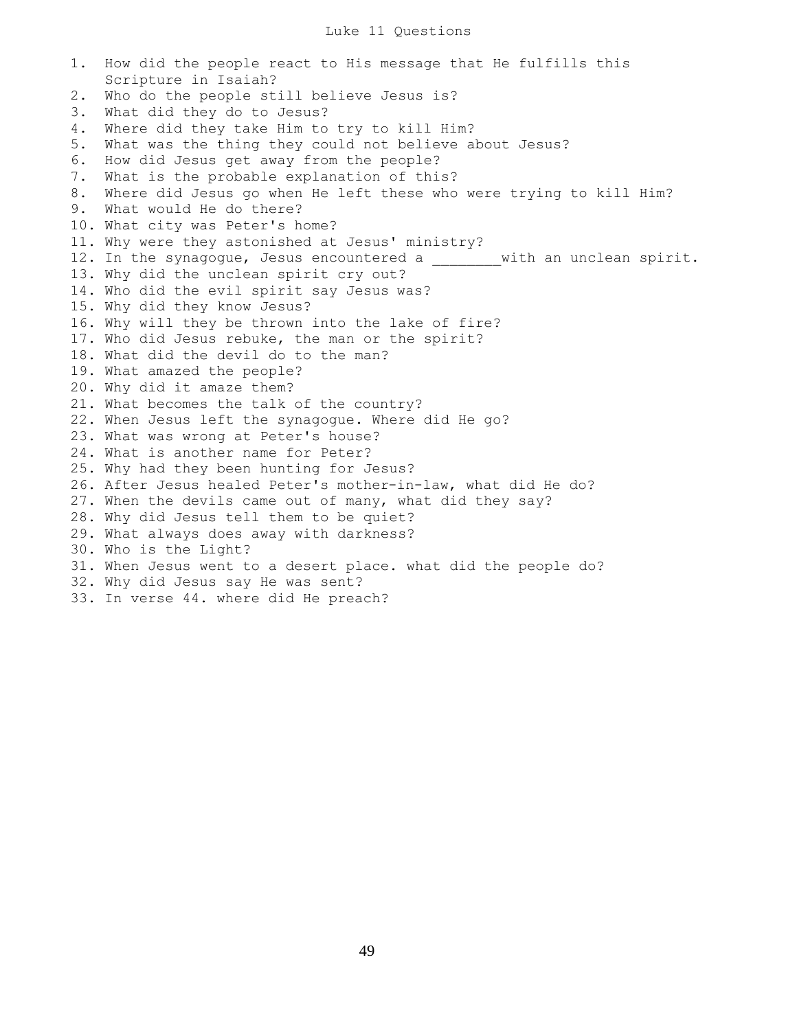# Luke 11 Questions

1. How did the people react to His message that He fulfills this Scripture in Isaiah?
2. Who do the people still believe Jesus is?
3. What did they do to Jesus?
4. Where did they take Him to try to kill Him?
5. What was the thing they could not believe about Jesus?
6. How did Jesus get away from the people?
7. What is the probable explanation of this?
8. Where did Jesus go when He left these who were trying to kill Him?
9. What would He do there?
10. What city was Peter's home?
11. Why were they astonished at Jesus' ministry?
12. In the synagogue, Jesus encountered a ________with an unclean spirit.
13. Why did the unclean spirit cry out?
14. Who did the evil spirit say Jesus was?
15. Why did they know Jesus?
16. Why will they be thrown into the lake of fire?
17. Who did Jesus rebuke, the man or the spirit?
18. What did the devil do to the man?
19. What amazed the people?
20. Why did it amaze them?
21. What becomes the talk of the country?
22. When Jesus left the synagogue. Where did He go?
23. What was wrong at Peter's house?
24. What is another name for Peter?
25. Why had they been hunting for Jesus?
26. After Jesus healed Peter's mother-in-law, what did He do?
27. When the devils came out of many, what did they say?
28. Why did Jesus tell them to be quiet?
29. What always does away with darkness?
30. Who is the Light?
31. When Jesus went to a desert place. what did the people do?
32. Why did Jesus say He was sent?
33. In verse 44. where did He preach?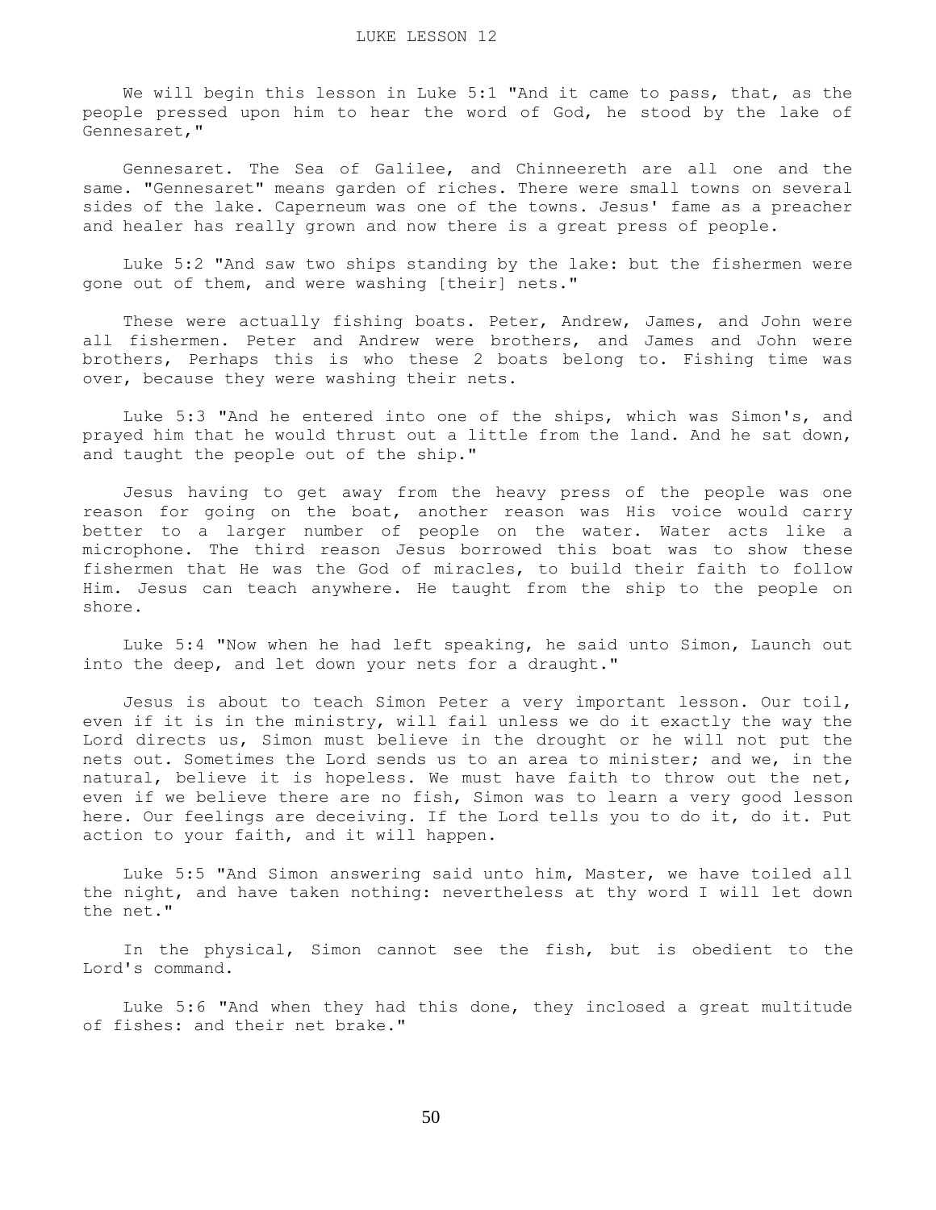# LUKE LESSON 12

We will begin this lesson in Luke 5:1 "And it came to pass, that, as the people pressed upon him to hear the word of God, he stood by the lake of Gennesaret,"

Gennesaret. The Sea of Galilee, and Chinneereth are all one and the same. "Gennesaret" means garden of riches. There were small towns on several sides of the lake. Caperneum was one of the towns. Jesus' fame as a preacher and healer has really grown and now there is a great press of people.

Luke 5:2 "And saw two ships standing by the lake: but the fishermen were gone out of them, and were washing [their] nets."

These were actually fishing boats. Peter, Andrew, James, and John were all fishermen. Peter and Andrew were brothers, and James and John were brothers, Perhaps this is who these 2 boats belong to. Fishing time was over, because they were washing their nets.

Luke 5:3 "And he entered into one of the ships, which was Simon's, and prayed him that he would thrust out a little from the land. And he sat down, and taught the people out of the ship."

Jesus having to get away from the heavy press of the people was one reason for going on the boat, another reason was His voice would carry better to a larger number of people on the water. Water acts like a microphone. The third reason Jesus borrowed this boat was to show these fishermen that He was the God of miracles, to build their faith to follow Him. Jesus can teach anywhere. He taught from the ship to the people on shore.

Luke 5:4 "Now when he had left speaking, he said unto Simon, Launch out into the deep, and let down your nets for a draught."

Jesus is about to teach Simon Peter a very important lesson. Our toil, even if it is in the ministry, will fail unless we do it exactly the way the Lord directs us, Simon must believe in the drought or he will not put the nets out. Sometimes the Lord sends us to an area to minister; and we, in the natural, believe it is hopeless. We must have faith to throw out the net, even if we believe there are no fish, Simon was to learn a very good lesson here. Our feelings are deceiving. If the Lord tells you to do it, do it. Put action to your faith, and it will happen.

Luke 5:5 "And Simon answering said unto him, Master, we have toiled all the night, and have taken nothing: nevertheless at thy word I will let down the net."

In the physical, Simon cannot see the fish, but is obedient to the Lord's command.

Luke 5:6 "And when they had this done, they inclosed a great multitude of fishes: and their net brake."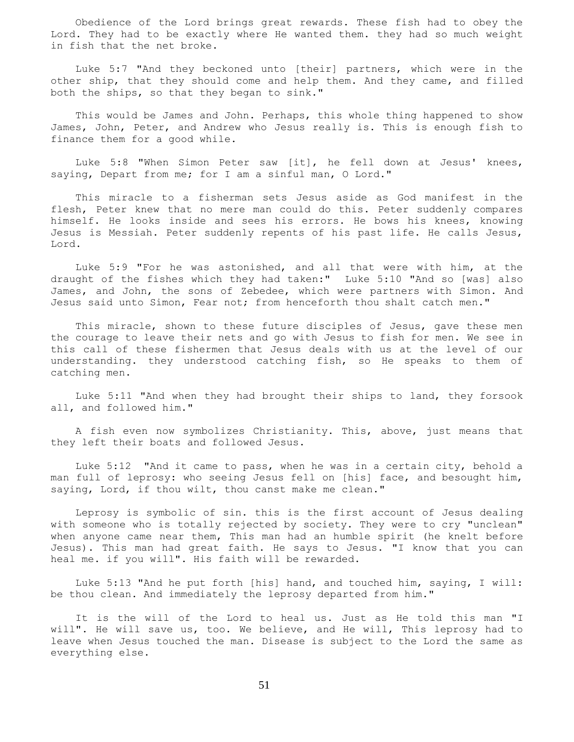Obedience of the Lord brings great rewards. These fish had to obey the Lord. They had to be exactly where He wanted them. they had so much weight in fish that the net broke.

Luke 5:7 "And they beckoned unto [their] partners, which were in the other ship, that they should come and help them. And they came, and filled both the ships, so that they began to sink."

This would be James and John. Perhaps, this whole thing happened to show James, John, Peter, and Andrew who Jesus really is. This is enough fish to finance them for a good while.

Luke 5:8 "When Simon Peter saw [it], he fell down at Jesus' knees, saying, Depart from me; for I am a sinful man, O Lord."

This miracle to a fisherman sets Jesus aside as God manifest in the flesh, Peter knew that no mere man could do this. Peter suddenly compares himself. He looks inside and sees his errors. He bows his knees, knowing Jesus is Messiah. Peter suddenly repents of his past life. He calls Jesus, Lord.

Luke 5:9 "For he was astonished, and all that were with him, at the draught of the fishes which they had taken:" Luke 5:10 "And so [was] also James, and John, the sons of Zebedee, which were partners with Simon. And Jesus said unto Simon, Fear not; from henceforth thou shalt catch men."

This miracle, shown to these future disciples of Jesus, gave these men the courage to leave their nets and go with Jesus to fish for men. We see in this call of these fishermen that Jesus deals with us at the level of our understanding. they understood catching fish, so He speaks to them of catching men.

Luke 5:11 "And when they had brought their ships to land, they forsook all, and followed him."

A fish even now symbolizes Christianity. This, above, just means that they left their boats and followed Jesus.

Luke 5:12 "And it came to pass, when he was in a certain city, behold a man full of leprosy: who seeing Jesus fell on [his] face, and besought him, saying, Lord, if thou wilt, thou canst make me clean."

Leprosy is symbolic of sin. this is the first account of Jesus dealing with someone who is totally rejected by society. They were to cry "unclean" when anyone came near them, This man had an humble spirit (he knelt before Jesus). This man had great faith. He says to Jesus. "I know that you can heal me. if you will". His faith will be rewarded.

Luke 5:13 "And he put forth [his] hand, and touched him, saying, I will: be thou clean. And immediately the leprosy departed from him."

It is the will of the Lord to heal us. Just as He told this man "I will". He will save us, too. We believe, and He will, This leprosy had to leave when Jesus touched the man. Disease is subject to the Lord the same as everything else.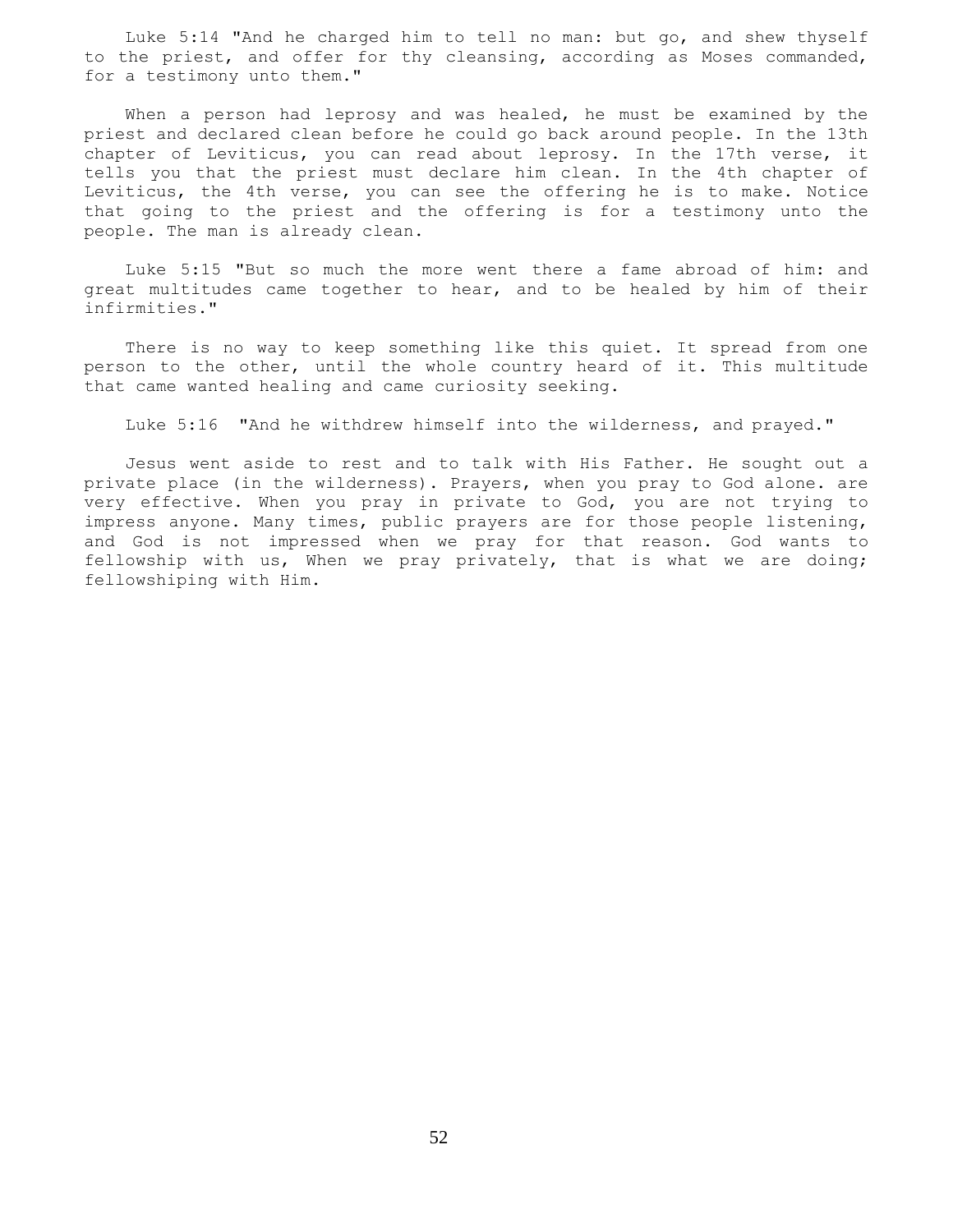Luke 5:14 "And he charged him to tell no man: but go, and shew thyself to the priest, and offer for thy cleansing, according as Moses commanded, for a testimony unto them."

When a person had leprosy and was healed, he must be examined by the priest and declared clean before he could go back around people. In the 13th chapter of Leviticus, you can read about leprosy. In the 17th verse, it tells you that the priest must declare him clean. In the 4th chapter of Leviticus, the 4th verse, you can see the offering he is to make. Notice that going to the priest and the offering is for a testimony unto the people. The man is already clean.

Luke 5:15 "But so much the more went there a fame abroad of him: and great multitudes came together to hear, and to be healed by him of their infirmities."

There is no way to keep something like this quiet. It spread from one person to the other, until the whole country heard of it. This multitude that came wanted healing and came curiosity seeking.

Luke 5:16 "And he withdrew himself into the wilderness, and prayed."

Jesus went aside to rest and to talk with His Father. He sought out a private place (in the wilderness). Prayers, when you pray to God alone. are very effective. When you pray in private to God, you are not trying to impress anyone. Many times, public prayers are for those people listening, and God is not impressed when we pray for that reason. God wants to fellowship with us, When we pray privately, that is what we are doing; fellowshiping with Him.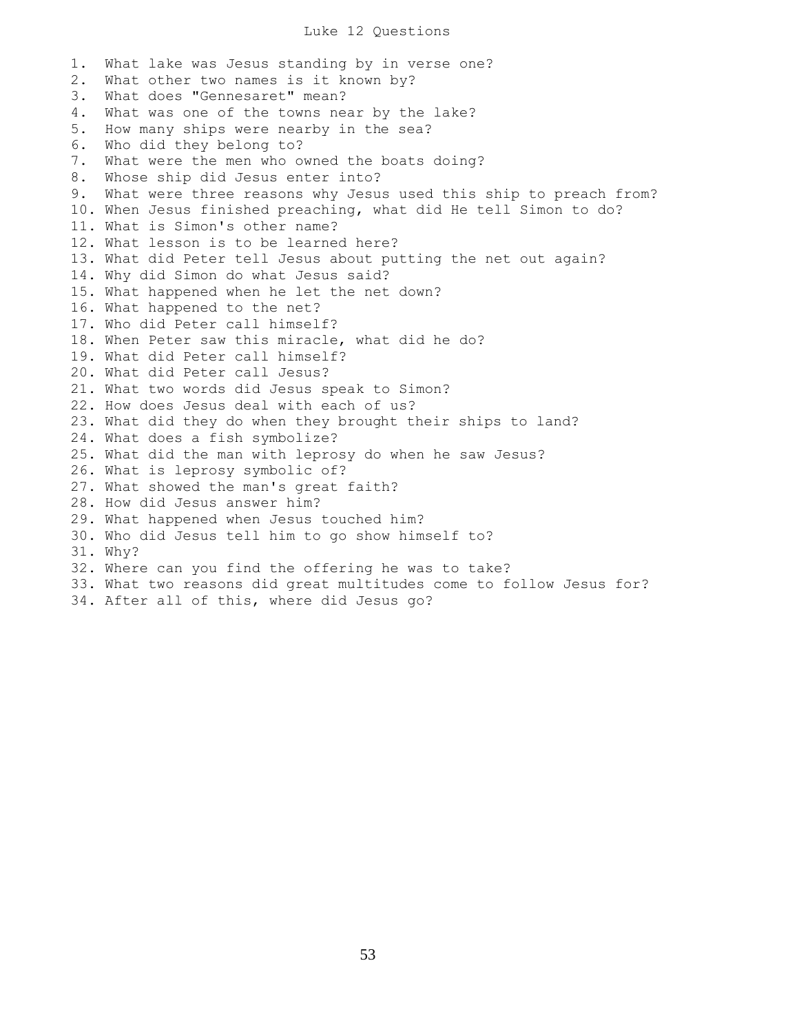# Luke 12 Questions

1. What lake was Jesus standing by in verse one?
2. What other two names is it known by?
3. What does "Gennesaret" mean?
4. What was one of the towns near by the lake?
5. How many ships were nearby in the sea?
6. Who did they belong to?
7. What were the men who owned the boats doing?
8. Whose ship did Jesus enter into?
9. What were three reasons why Jesus used this ship to preach from?
10. When Jesus finished preaching, what did He tell Simon to do?
11. What is Simon's other name?
12. What lesson is to be learned here?
13. What did Peter tell Jesus about putting the net out again?
14. Why did Simon do what Jesus said?
15. What happened when he let the net down?
16. What happened to the net?
17. Who did Peter call himself?
18. When Peter saw this miracle, what did he do?
19. What did Peter call himself?
20. What did Peter call Jesus?
21. What two words did Jesus speak to Simon?
22. How does Jesus deal with each of us?
23. What did they do when they brought their ships to land?
24. What does a fish symbolize?
25. What did the man with leprosy do when he saw Jesus?
26. What is leprosy symbolic of?
27. What showed the man's great faith?
28. How did Jesus answer him?
29. What happened when Jesus touched him?
30. Who did Jesus tell him to go show himself to?
31. Why?
32. Where can you find the offering he was to take?
33. What two reasons did great multitudes come to follow Jesus for?
34. After all of this, where did Jesus go?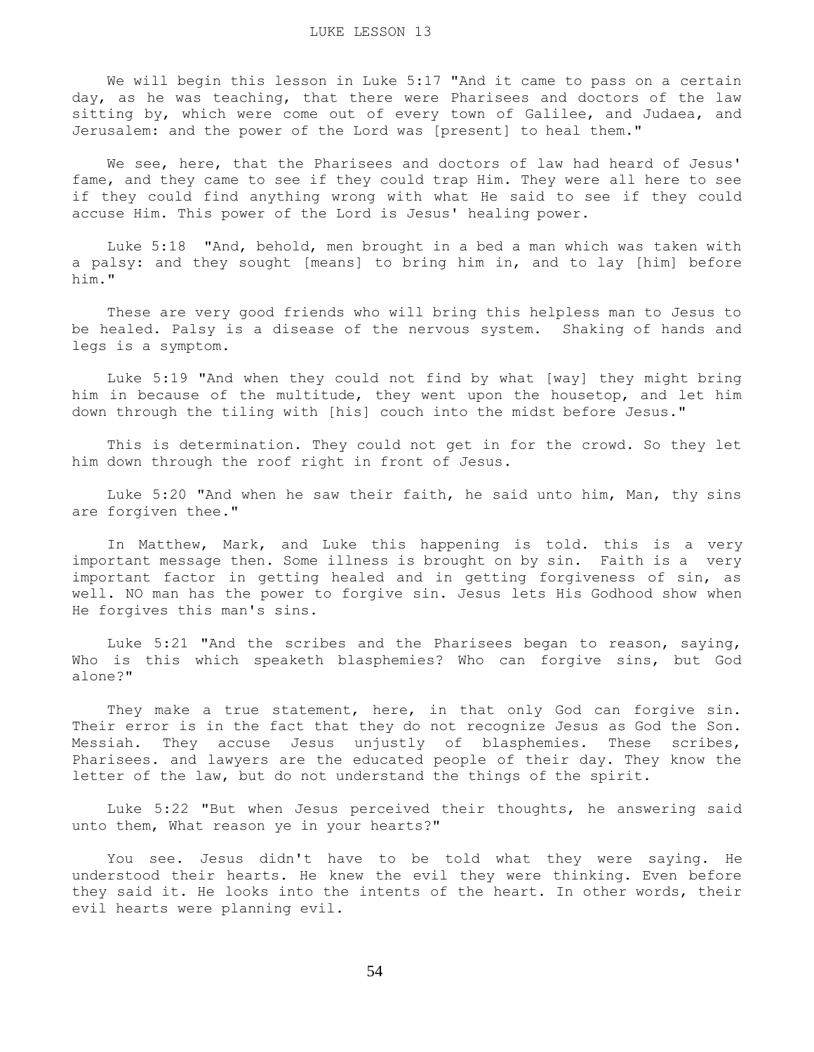# LUKE LESSON 13

We will begin this lesson in Luke 5:17 "And it came to pass on a certain day, as he was teaching, that there were Pharisees and doctors of the law sitting by, which were come out of every town of Galilee, and Judaea, and Jerusalem: and the power of the Lord was [present] to heal them."

We see, here, that the Pharisees and doctors of law had heard of Jesus' fame, and they came to see if they could trap Him. They were all here to see if they could find anything wrong with what He said to see if they could accuse Him. This power of the Lord is Jesus' healing power.

Luke 5:18 "And, behold, men brought in a bed a man which was taken with a palsy: and they sought [means] to bring him in, and to lay [him] before him."

These are very good friends who will bring this helpless man to Jesus to be healed. Palsy is a disease of the nervous system. Shaking of hands and legs is a symptom.

Luke 5:19 "And when they could not find by what [way] they might bring him in because of the multitude, they went upon the housetop, and let him down through the tiling with [his] couch into the midst before Jesus."

This is determination. They could not get in for the crowd. So they let him down through the roof right in front of Jesus.

Luke 5:20 "And when he saw their faith, he said unto him, Man, thy sins are forgiven thee."

In Matthew, Mark, and Luke this happening is told. this is a very important message then. Some illness is brought on by sin. Faith is a very important factor in getting healed and in getting forgiveness of sin, as well. NO man has the power to forgive sin. Jesus lets His Godhood show when He forgives this man's sins.

Luke 5:21 "And the scribes and the Pharisees began to reason, saying, Who is this which speaketh blasphemies? Who can forgive sins, but God alone?"

They make a true statement, here, in that only God can forgive sin. Their error is in the fact that they do not recognize Jesus as God the Son. Messiah. They accuse Jesus unjustly of blasphemies. These scribes, Pharisees. and lawyers are the educated people of their day. They know the letter of the law, but do not understand the things of the spirit.

Luke 5:22 "But when Jesus perceived their thoughts, he answering said unto them, What reason ye in your hearts?"

You see. Jesus didn't have to be told what they were saying. He understood their hearts. He knew the evil they were thinking. Even before they said it. He looks into the intents of the heart. In other words, their evil hearts were planning evil.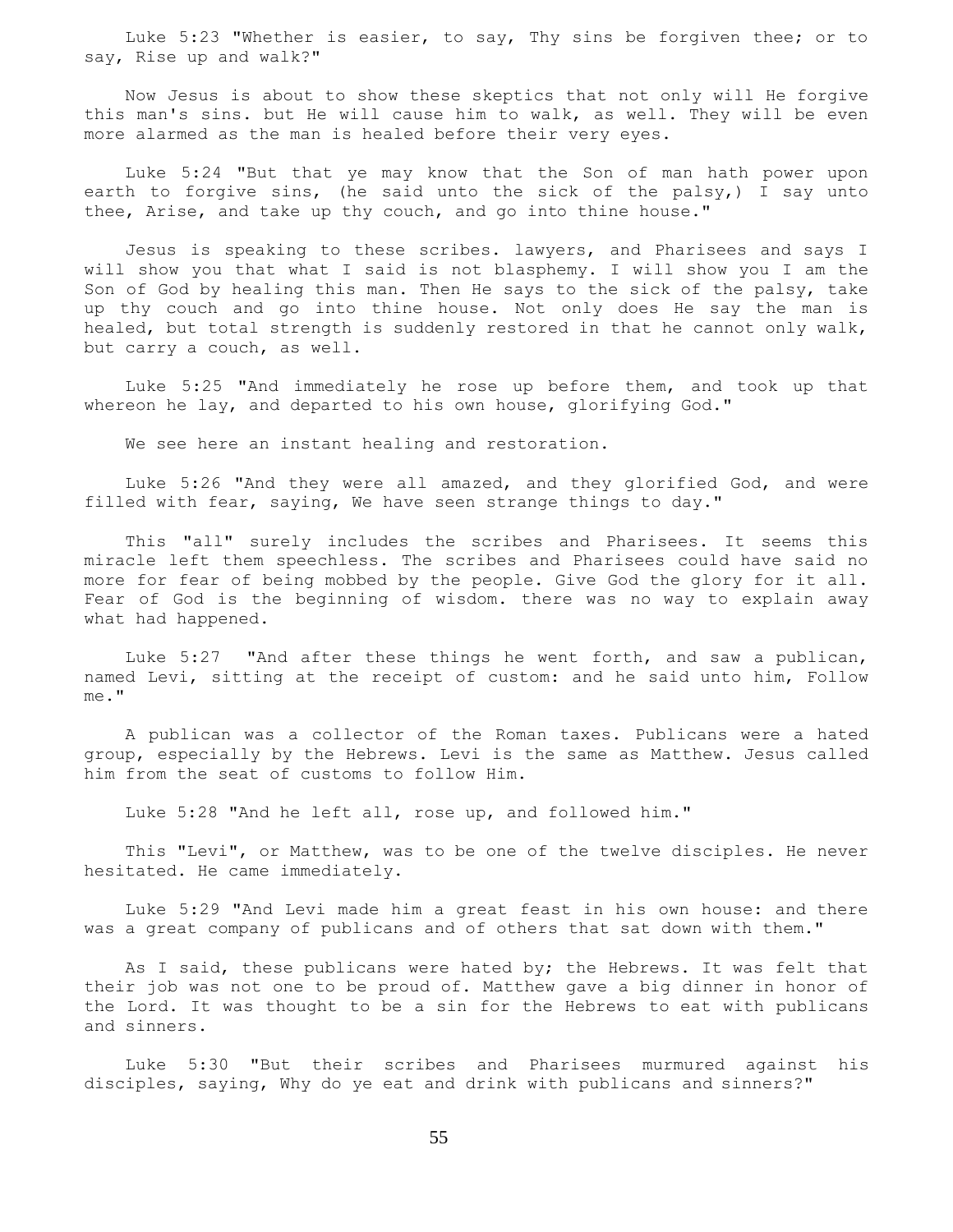Luke 5:23 "Whether is easier, to say, Thy sins be forgiven thee; or to say, Rise up and walk?"

Now Jesus is about to show these skeptics that not only will He forgive this man's sins. but He will cause him to walk, as well. They will be even more alarmed as the man is healed before their very eyes.

Luke 5:24 "But that ye may know that the Son of man hath power upon earth to forgive sins, (he said unto the sick of the palsy,) I say unto thee, Arise, and take up thy couch, and go into thine house."

Jesus is speaking to these scribes. lawyers, and Pharisees and says I will show you that what I said is not blasphemy. I will show you I am the Son of God by healing this man. Then He says to the sick of the palsy, take up thy couch and go into thine house. Not only does He say the man is healed, but total strength is suddenly restored in that he cannot only walk, but carry a couch, as well.

Luke 5:25 "And immediately he rose up before them, and took up that whereon he lay, and departed to his own house, glorifying God."

We see here an instant healing and restoration.

Luke 5:26 "And they were all amazed, and they glorified God, and were filled with fear, saying, We have seen strange things to day."

This "all" surely includes the scribes and Pharisees. It seems this miracle left them speechless. The scribes and Pharisees could have said no more for fear of being mobbed by the people. Give God the glory for it all. Fear of God is the beginning of wisdom. there was no way to explain away what had happened.

Luke 5:27 "And after these things he went forth, and saw a publican, named Levi, sitting at the receipt of custom: and he said unto him, Follow me."

A publican was a collector of the Roman taxes. Publicans were a hated group, especially by the Hebrews. Levi is the same as Matthew. Jesus called him from the seat of customs to follow Him.

Luke 5:28 "And he left all, rose up, and followed him."

This "Levi", or Matthew, was to be one of the twelve disciples. He never hesitated. He came immediately.

Luke 5:29 "And Levi made him a great feast in his own house: and there was a great company of publicans and of others that sat down with them."

As I said, these publicans were hated by; the Hebrews. It was felt that their job was not one to be proud of. Matthew gave a big dinner in honor of the Lord. It was thought to be a sin for the Hebrews to eat with publicans and sinners.

Luke 5:30 "But their scribes and Pharisees murmured against his disciples, saying, Why do ye eat and drink with publicans and sinners?"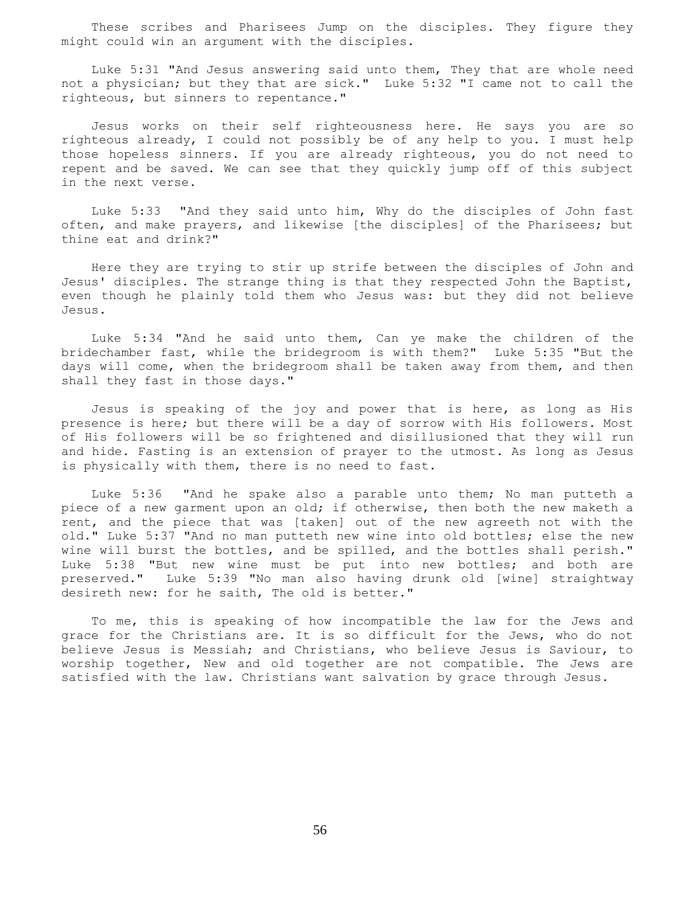These scribes and Pharisees Jump on the disciples. They figure they might could win an argument with the disciples.

Luke 5:31 "And Jesus answering said unto them, They that are whole need not a physician; but they that are sick." Luke 5:32 "I came not to call the righteous, but sinners to repentance."

Jesus works on their self righteousness here. He says you are so righteous already, I could not possibly be of any help to you. I must help those hopeless sinners. If you are already righteous, you do not need to repent and be saved. We can see that they quickly jump off of this subject in the next verse.

Luke 5:33 "And they said unto him, Why do the disciples of John fast often, and make prayers, and likewise [the disciples] of the Pharisees; but thine eat and drink?"

Here they are trying to stir up strife between the disciples of John and Jesus' disciples. The strange thing is that they respected John the Baptist, even though he plainly told them who Jesus was: but they did not believe Jesus.

Luke 5:34 "And he said unto them, Can ye make the children of the bridechamber fast, while the bridegroom is with them?" Luke 5:35 "But the days will come, when the bridegroom shall be taken away from them, and then shall they fast in those days."

Jesus is speaking of the joy and power that is here, as long as His presence is here; but there will be a day of sorrow with His followers. Most of His followers will be so frightened and disillusioned that they will run and hide. Fasting is an extension of prayer to the utmost. As long as Jesus is physically with them, there is no need to fast.

Luke 5:36 "And he spake also a parable unto them; No man putteth a piece of a new garment upon an old; if otherwise, then both the new maketh a rent, and the piece that was [taken] out of the new agreeth not with the old." Luke 5:37 "And no man putteth new wine into old bottles; else the new wine will burst the bottles, and be spilled, and the bottles shall perish." Luke 5:38 "But new wine must be put into new bottles; and both are preserved." Luke 5:39 "No man also having drunk old [wine] straightway desireth new: for he saith, The old is better."

To me, this is speaking of how incompatible the law for the Jews and grace for the Christians are. It is so difficult for the Jews, who do not believe Jesus is Messiah; and Christians, who believe Jesus is Saviour, to worship together, New and old together are not compatible. The Jews are satisfied with the law. Christians want salvation by grace through Jesus.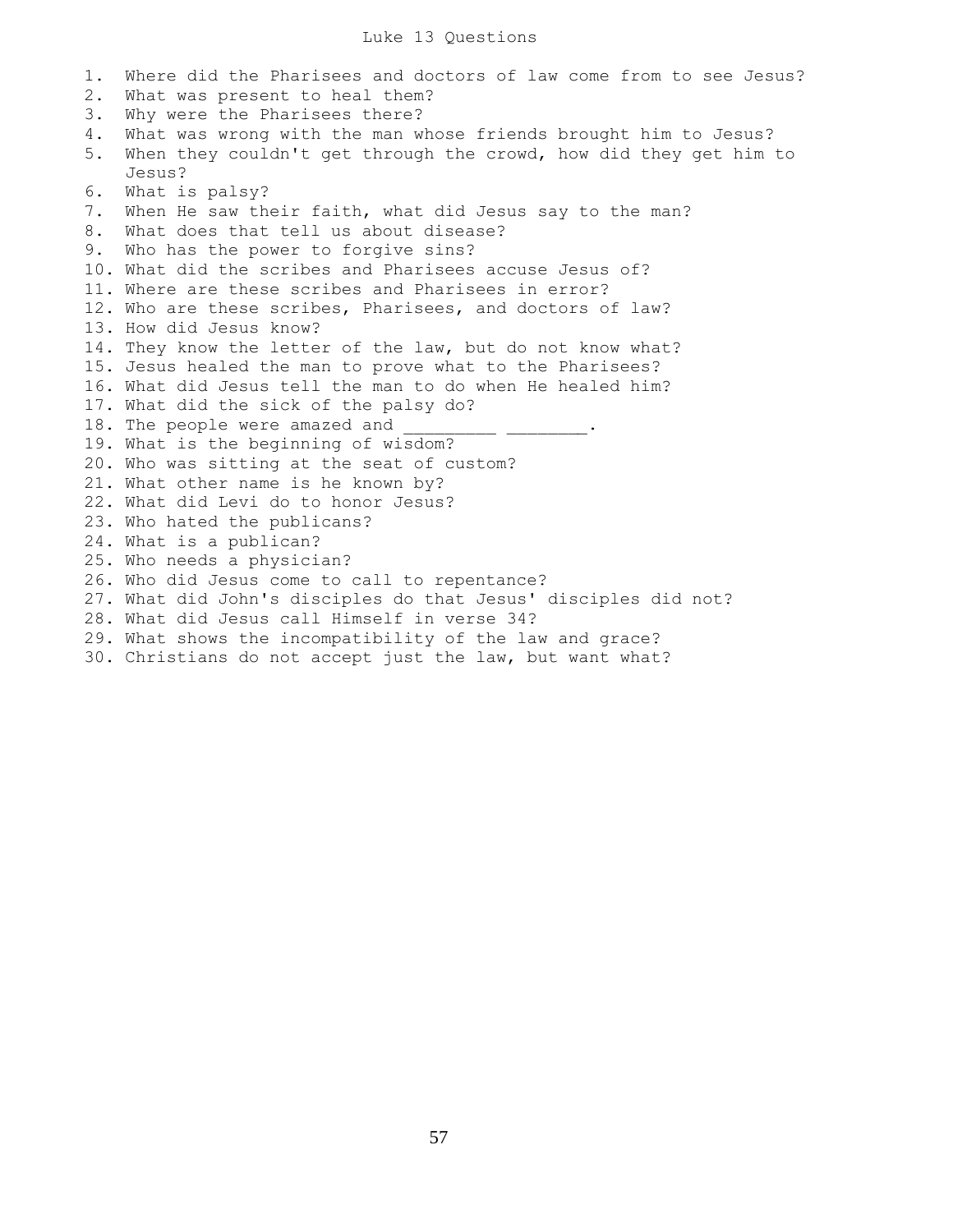# Luke 13 Questions

1. Where did the Pharisees and doctors of law come from to see Jesus?
2. What was present to heal them?
3. Why were the Pharisees there?
4. What was wrong with the man whose friends brought him to Jesus?
5. When they couldn't get through the crowd, how did they get him to Jesus?
6. What is palsy?
7. When He saw their faith, what did Jesus say to the man?
8. What does that tell us about disease?
9. Who has the power to forgive sins?
10. What did the scribes and Pharisees accuse Jesus of?
11. Where are these scribes and Pharisees in error?
12. Who are these scribes, Pharisees, and doctors of law?
13. How did Jesus know?
14. They know the letter of the law, but do not know what?
15. Jesus healed the man to prove what to the Pharisees?
16. What did Jesus tell the man to do when He healed him?
17. What did the sick of the palsy do?
18. The people were amazed and _________ ________.
19. What is the beginning of wisdom?
20. Who was sitting at the seat of custom?
21. What other name is he known by?
22. What did Levi do to honor Jesus?
23. Who hated the publicans?
24. What is a publican?
25. Who needs a physician?
26. Who did Jesus come to call to repentance?
27. What did John's disciples do that Jesus' disciples did not?
28. What did Jesus call Himself in verse 34?
29. What shows the incompatibility of the law and grace?
30. Christians do not accept just the law, but want what?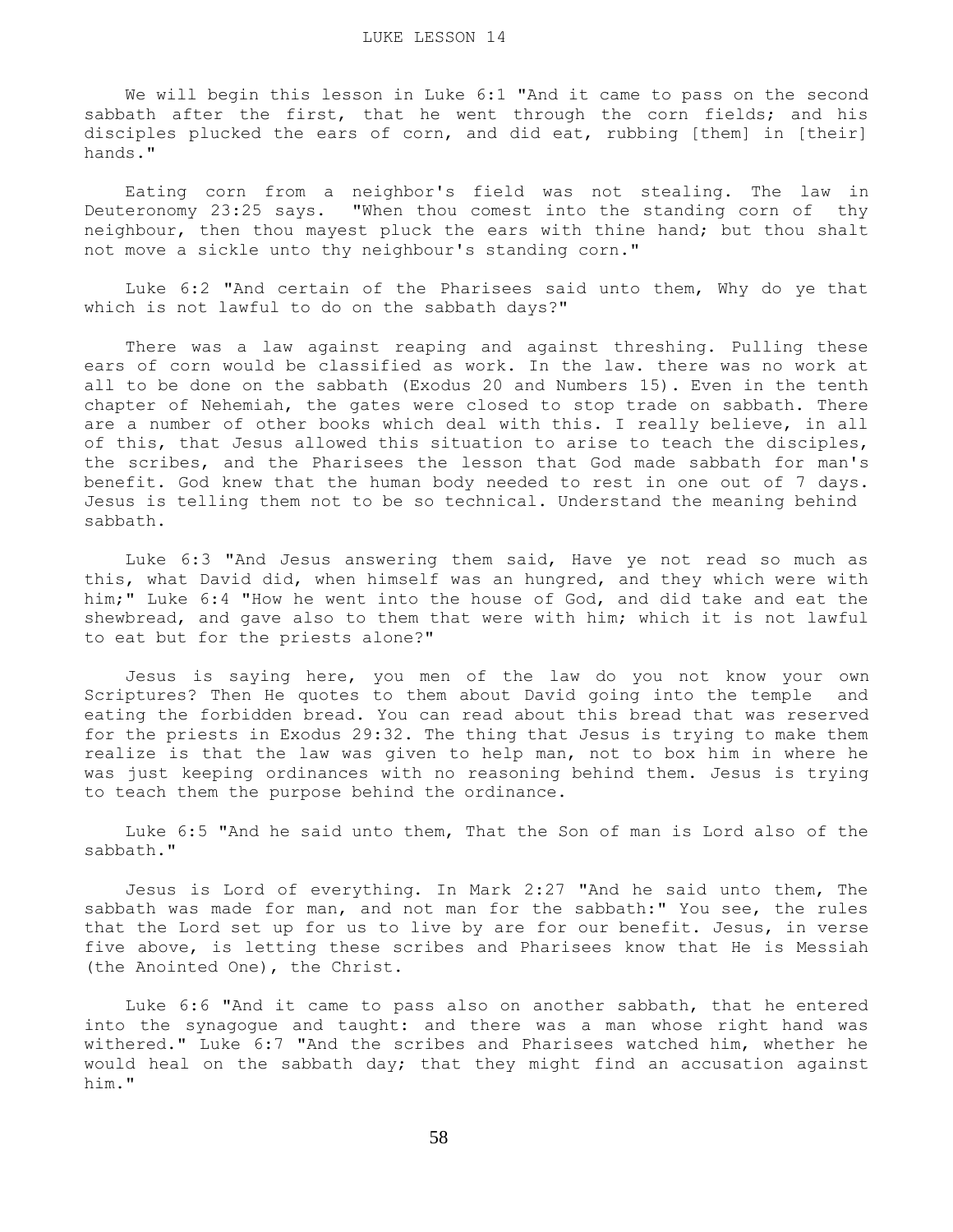LUKE LESSON 14

We will begin this lesson in Luke 6:1 "And it came to pass on the second sabbath after the first, that he went through the corn fields; and his disciples plucked the ears of corn, and did eat, rubbing [them] in [their] hands."

Eating corn from a neighbor's field was not stealing. The law in Deuteronomy 23:25 says. "When thou comest into the standing corn of thy neighbour, then thou mayest pluck the ears with thine hand; but thou shalt not move a sickle unto thy neighbour's standing corn."

Luke 6:2 "And certain of the Pharisees said unto them, Why do ye that which is not lawful to do on the sabbath days?"

There was a law against reaping and against threshing. Pulling these ears of corn would be classified as work. In the law. there was no work at all to be done on the sabbath (Exodus 20 and Numbers 15). Even in the tenth chapter of Nehemiah, the gates were closed to stop trade on sabbath. There are a number of other books which deal with this. I really believe, in all of this, that Jesus allowed this situation to arise to teach the disciples, the scribes, and the Pharisees the lesson that God made sabbath for man's benefit. God knew that the human body needed to rest in one out of 7 days. Jesus is telling them not to be so technical. Understand the meaning behind sabbath.

Luke 6:3 "And Jesus answering them said, Have ye not read so much as this, what David did, when himself was an hungred, and they which were with him;" Luke 6:4 "How he went into the house of God, and did take and eat the shewbread, and gave also to them that were with him; which it is not lawful to eat but for the priests alone?"

Jesus is saying here, you men of the law do you not know your own Scriptures? Then He quotes to them about David going into the temple and eating the forbidden bread. You can read about this bread that was reserved for the priests in Exodus 29:32. The thing that Jesus is trying to make them realize is that the law was given to help man, not to box him in where he was just keeping ordinances with no reasoning behind them. Jesus is trying to teach them the purpose behind the ordinance.

Luke 6:5 "And he said unto them, That the Son of man is Lord also of the sabbath."

Jesus is Lord of everything. In Mark 2:27 "And he said unto them, The sabbath was made for man, and not man for the sabbath:" You see, the rules that the Lord set up for us to live by are for our benefit. Jesus, in verse five above, is letting these scribes and Pharisees know that He is Messiah (the Anointed One), the Christ.

Luke 6:6 "And it came to pass also on another sabbath, that he entered into the synagogue and taught: and there was a man whose right hand was withered." Luke 6:7 "And the scribes and Pharisees watched him, whether he would heal on the sabbath day; that they might find an accusation against him."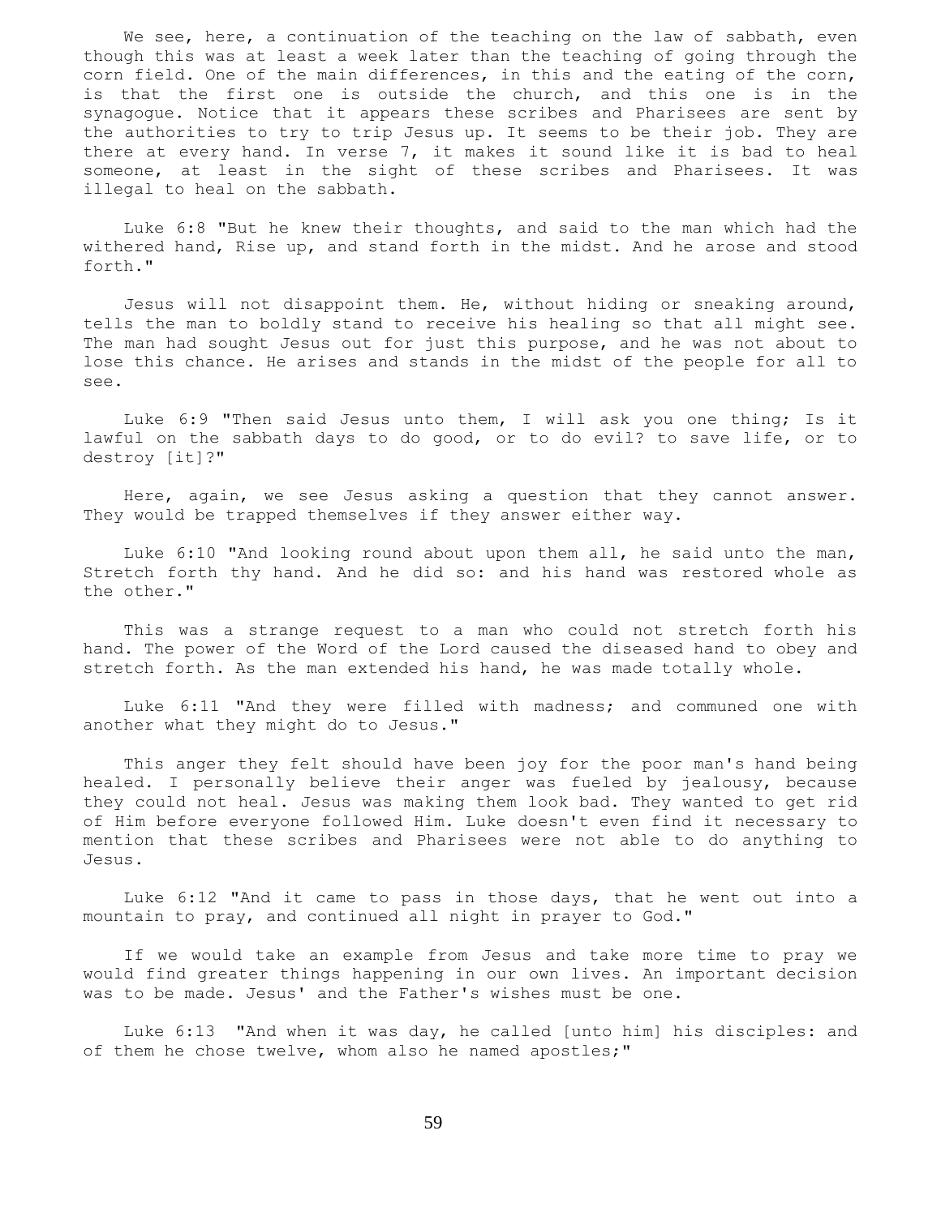We see, here, a continuation of the teaching on the law of sabbath, even though this was at least a week later than the teaching of going through the corn field. One of the main differences, in this and the eating of the corn, is that the first one is outside the church, and this one is in the synagogue. Notice that it appears these scribes and Pharisees are sent by the authorities to try to trip Jesus up. It seems to be their job. They are there at every hand. In verse 7, it makes it sound like it is bad to heal someone, at least in the sight of these scribes and Pharisees. It was illegal to heal on the sabbath.

Luke 6:8 "But he knew their thoughts, and said to the man which had the withered hand, Rise up, and stand forth in the midst. And he arose and stood forth."

Jesus will not disappoint them. He, without hiding or sneaking around, tells the man to boldly stand to receive his healing so that all might see. The man had sought Jesus out for just this purpose, and he was not about to lose this chance. He arises and stands in the midst of the people for all to see.

Luke 6:9 "Then said Jesus unto them, I will ask you one thing; Is it lawful on the sabbath days to do good, or to do evil? to save life, or to destroy [it]?"

Here, again, we see Jesus asking a question that they cannot answer. They would be trapped themselves if they answer either way.

Luke 6:10 "And looking round about upon them all, he said unto the man, Stretch forth thy hand. And he did so: and his hand was restored whole as the other."

This was a strange request to a man who could not stretch forth his hand. The power of the Word of the Lord caused the diseased hand to obey and stretch forth. As the man extended his hand, he was made totally whole.

Luke 6:11 "And they were filled with madness; and communed one with another what they might do to Jesus."

This anger they felt should have been joy for the poor man's hand being healed. I personally believe their anger was fueled by jealousy, because they could not heal. Jesus was making them look bad. They wanted to get rid of Him before everyone followed Him. Luke doesn't even find it necessary to mention that these scribes and Pharisees were not able to do anything to Jesus.

Luke 6:12 "And it came to pass in those days, that he went out into a mountain to pray, and continued all night in prayer to God."

If we would take an example from Jesus and take more time to pray we would find greater things happening in our own lives. An important decision was to be made. Jesus' and the Father's wishes must be one.

Luke 6:13 "And when it was day, he called [unto him] his disciples: and of them he chose twelve, whom also he named apostles;"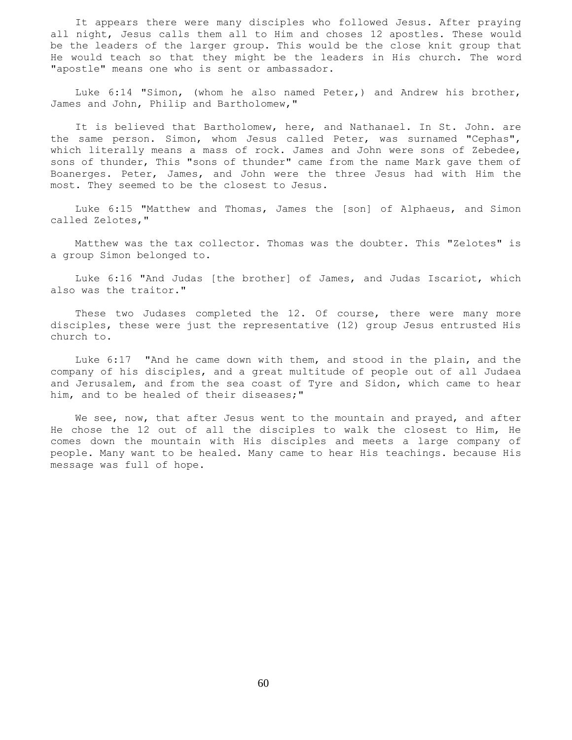It appears there were many disciples who followed Jesus. After praying all night, Jesus calls them all to Him and choses 12 apostles. These would be the leaders of the larger group. This would be the close knit group that He would teach so that they might be the leaders in His church. The word "apostle" means one who is sent or ambassador.

Luke 6:14 "Simon, (whom he also named Peter,) and Andrew his brother, James and John, Philip and Bartholomew,"

It is believed that Bartholomew, here, and Nathanael. In St. John. are the same person. Simon, whom Jesus called Peter, was surnamed "Cephas", which literally means a mass of rock. James and John were sons of Zebedee, sons of thunder, This "sons of thunder" came from the name Mark gave them of Boanerges. Peter, James, and John were the three Jesus had with Him the most. They seemed to be the closest to Jesus.

Luke 6:15 "Matthew and Thomas, James the [son] of Alphaeus, and Simon called Zelotes,"

Matthew was the tax collector. Thomas was the doubter. This "Zelotes" is a group Simon belonged to.

Luke 6:16 "And Judas [the brother] of James, and Judas Iscariot, which also was the traitor."

These two Judases completed the 12. Of course, there were many more disciples, these were just the representative (12) group Jesus entrusted His church to.

Luke 6:17 "And he came down with them, and stood in the plain, and the company of his disciples, and a great multitude of people out of all Judaea and Jerusalem, and from the sea coast of Tyre and Sidon, which came to hear him, and to be healed of their diseases;"

We see, now, that after Jesus went to the mountain and prayed, and after He chose the 12 out of all the disciples to walk the closest to Him, He comes down the mountain with His disciples and meets a large company of people. Many want to be healed. Many came to hear His teachings. because His message was full of hope.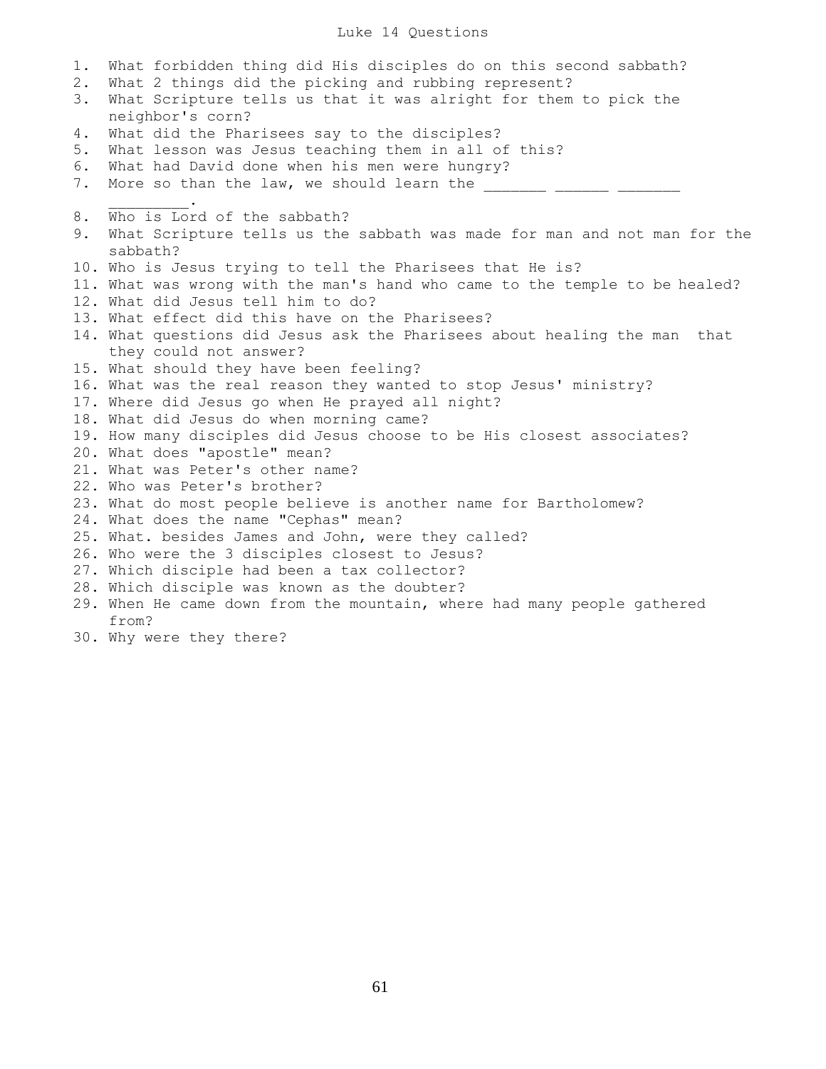# Luke 14 Questions

1. What forbidden thing did His disciples do on this second sabbath?
2. What 2 things did the picking and rubbing represent?
3. What Scripture tells us that it was alright for them to pick the neighbor's corn?
4. What did the Pharisees say to the disciples?
5. What lesson was Jesus teaching them in all of this?
6. What had David done when his men were hungry?
7. More so than the law, we should learn the _______ ______ _______ _________.
8. Who is Lord of the sabbath?
9. What Scripture tells us the sabbath was made for man and not man for the sabbath?
10. Who is Jesus trying to tell the Pharisees that He is?
11. What was wrong with the man's hand who came to the temple to be healed?
12. What did Jesus tell him to do?
13. What effect did this have on the Pharisees?
14. What questions did Jesus ask the Pharisees about healing the man that they could not answer?
15. What should they have been feeling?
16. What was the real reason they wanted to stop Jesus' ministry?
17. Where did Jesus go when He prayed all night?
18. What did Jesus do when morning came?
19. How many disciples did Jesus choose to be His closest associates?
20. What does "apostle" mean?
21. What was Peter's other name?
22. Who was Peter's brother?
23. What do most people believe is another name for Bartholomew?
24. What does the name "Cephas" mean?
25. What. besides James and John, were they called?
26. Who were the 3 disciples closest to Jesus?
27. Which disciple had been a tax collector?
28. Which disciple was known as the doubter?
29. When He came down from the mountain, where had many people gathered from?
30. Why were they there?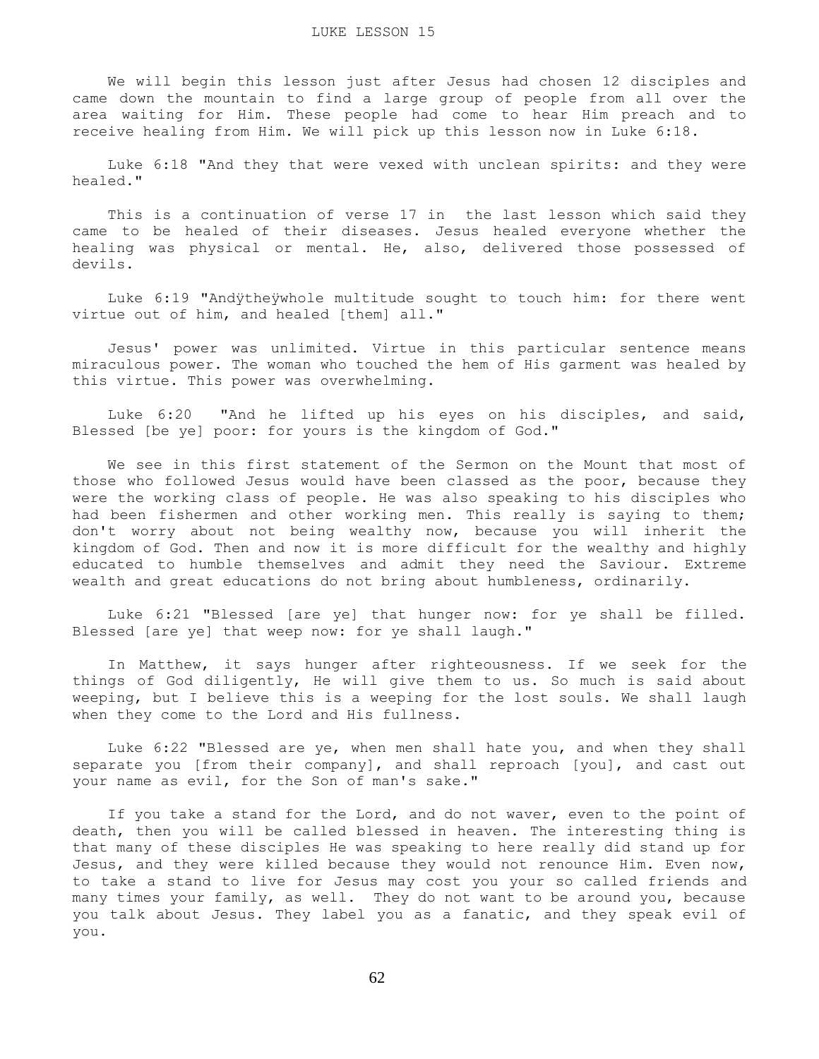# LUKE LESSON 15

We will begin this lesson just after Jesus had chosen 12 disciples and came down the mountain to find a large group of people from all over the area waiting for Him. These people had come to hear Him preach and to receive healing from Him. We will pick up this lesson now in Luke 6:18.

Luke 6:18 "And they that were vexed with unclean spirits: and they were healed."

This is a continuation of verse 17 in the last lesson which said they came to be healed of their diseases. Jesus healed everyone whether the healing was physical or mental. He, also, delivered those possessed of devils.

Luke 6:19 "Andÿtheÿwhole multitude sought to touch him: for there went virtue out of him, and healed [them] all."

Jesus' power was unlimited. Virtue in this particular sentence means miraculous power. The woman who touched the hem of His garment was healed by this virtue. This power was overwhelming.

Luke 6:20 "And he lifted up his eyes on his disciples, and said, Blessed [be ye] poor: for yours is the kingdom of God."

We see in this first statement of the Sermon on the Mount that most of those who followed Jesus would have been classed as the poor, because they were the working class of people. He was also speaking to his disciples who had been fishermen and other working men. This really is saying to them; don't worry about not being wealthy now, because you will inherit the kingdom of God. Then and now it is more difficult for the wealthy and highly educated to humble themselves and admit they need the Saviour. Extreme wealth and great educations do not bring about humbleness, ordinarily.

Luke 6:21 "Blessed [are ye] that hunger now: for ye shall be filled. Blessed [are ye] that weep now: for ye shall laugh."

In Matthew, it says hunger after righteousness. If we seek for the things of God diligently, He will give them to us. So much is said about weeping, but I believe this is a weeping for the lost souls. We shall laugh when they come to the Lord and His fullness.

Luke 6:22 "Blessed are ye, when men shall hate you, and when they shall separate you [from their company], and shall reproach [you], and cast out your name as evil, for the Son of man's sake."

If you take a stand for the Lord, and do not waver, even to the point of death, then you will be called blessed in heaven. The interesting thing is that many of these disciples He was speaking to here really did stand up for Jesus, and they were killed because they would not renounce Him. Even now, to take a stand to live for Jesus may cost you your so called friends and many times your family, as well. They do not want to be around you, because you talk about Jesus. They label you as a fanatic, and they speak evil of you.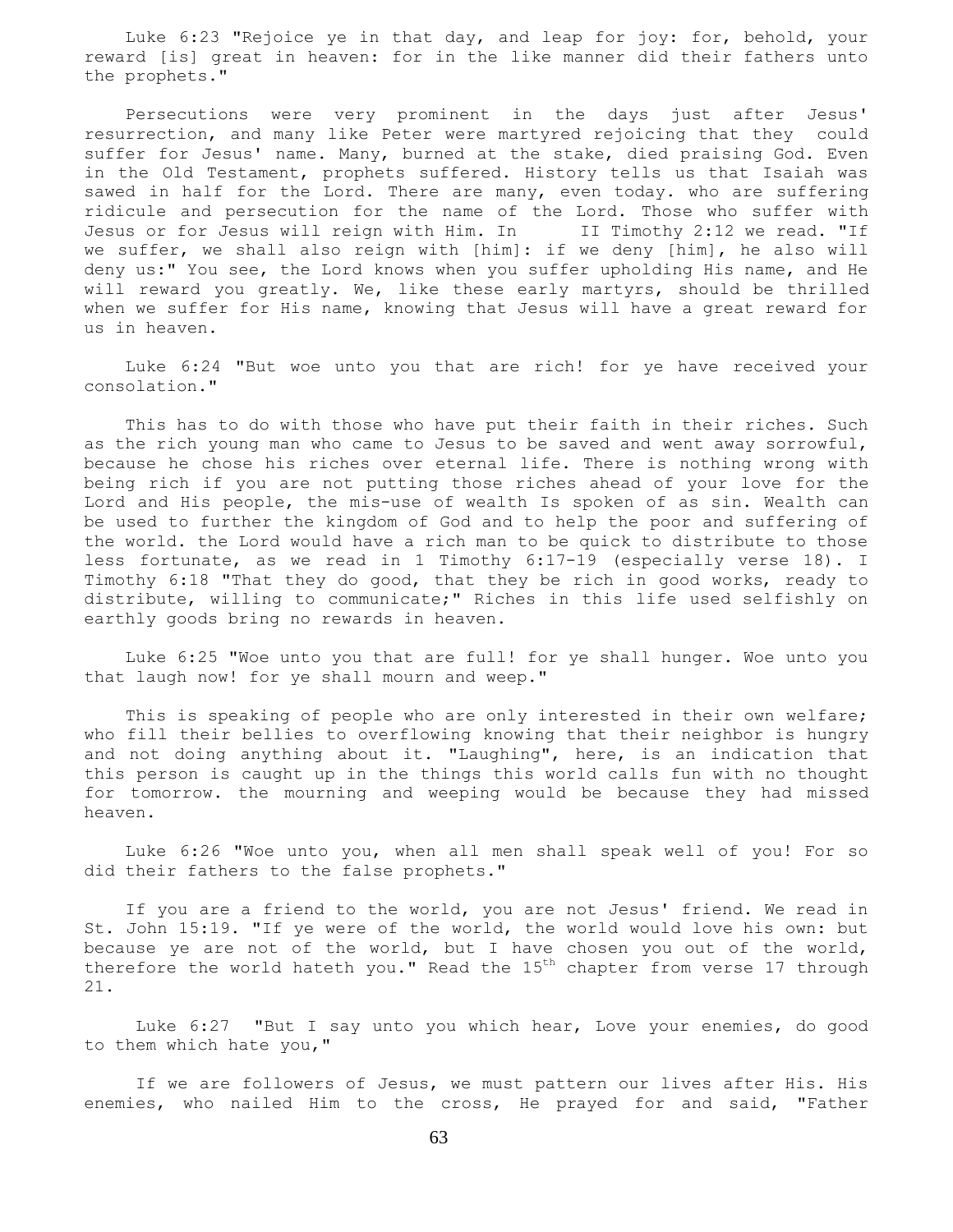Luke 6:23 "Rejoice ye in that day, and leap for joy: for, behold, your reward [is] great in heaven: for in the like manner did their fathers unto the prophets."

Persecutions were very prominent in the days just after Jesus' resurrection, and many like Peter were martyred rejoicing that they could suffer for Jesus' name. Many, burned at the stake, died praising God. Even in the Old Testament, prophets suffered. History tells us that Isaiah was sawed in half for the Lord. There are many, even today. who are suffering ridicule and persecution for the name of the Lord. Those who suffer with Jesus or for Jesus will reign with Him. In II Timothy 2:12 we read. "If we suffer, we shall also reign with [him]: if we deny [him], he also will deny us:" You see, the Lord knows when you suffer upholding His name, and He will reward you greatly. We, like these early martyrs, should be thrilled when we suffer for His name, knowing that Jesus will have a great reward for us in heaven.

Luke 6:24 "But woe unto you that are rich! for ye have received your consolation."

This has to do with those who have put their faith in their riches. Such as the rich young man who came to Jesus to be saved and went away sorrowful, because he chose his riches over eternal life. There is nothing wrong with being rich if you are not putting those riches ahead of your love for the Lord and His people, the mis-use of wealth Is spoken of as sin. Wealth can be used to further the kingdom of God and to help the poor and suffering of the world. the Lord would have a rich man to be quick to distribute to those less fortunate, as we read in 1 Timothy 6:17-19 (especially verse 18). I Timothy 6:18 "That they do good, that they be rich in good works, ready to distribute, willing to communicate;" Riches in this life used selfishly on earthly goods bring no rewards in heaven.

Luke 6:25 "Woe unto you that are full! for ye shall hunger. Woe unto you that laugh now! for ye shall mourn and weep."

This is speaking of people who are only interested in their own welfare; who fill their bellies to overflowing knowing that their neighbor is hungry and not doing anything about it. "Laughing", here, is an indication that this person is caught up in the things this world calls fun with no thought for tomorrow. the mourning and weeping would be because they had missed heaven.

Luke 6:26 "Woe unto you, when all men shall speak well of you! For so did their fathers to the false prophets."

If you are a friend to the world, you are not Jesus' friend. We read in St. John 15:19. "If ye were of the world, the world would love his own: but because ye are not of the world, but I have chosen you out of the world, therefore the world hateth you." Read the 15th chapter from verse 17 through 21.

Luke 6:27 "But I say unto you which hear, Love your enemies, do good to them which hate you,"

If we are followers of Jesus, we must pattern our lives after His. His enemies, who nailed Him to the cross, He prayed for and said, "Father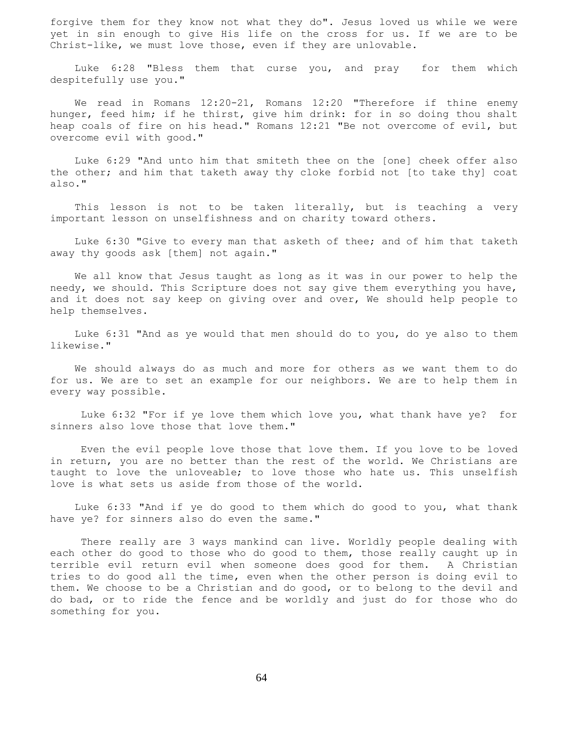forgive them for they know not what they do". Jesus loved us while we were yet in sin enough to give His life on the cross for us. If we are to be Christ-like, we must love those, even if they are unlovable.

Luke 6:28 "Bless them that curse you, and pray for them which despitefully use you."

We read in Romans 12:20-21, Romans 12:20 "Therefore if thine enemy hunger, feed him; if he thirst, give him drink: for in so doing thou shalt heap coals of fire on his head." Romans 12:21 "Be not overcome of evil, but overcome evil with good."

Luke 6:29 "And unto him that smiteth thee on the [one] cheek offer also the other; and him that taketh away thy cloke forbid not [to take thy] coat also."

This lesson is not to be taken literally, but is teaching a very important lesson on unselfishness and on charity toward others.

Luke 6:30 "Give to every man that asketh of thee; and of him that taketh away thy goods ask [them] not again."

We all know that Jesus taught as long as it was in our power to help the needy, we should. This Scripture does not say give them everything you have, and it does not say keep on giving over and over, We should help people to help themselves.

Luke 6:31 "And as ye would that men should do to you, do ye also to them likewise."

We should always do as much and more for others as we want them to do for us. We are to set an example for our neighbors. We are to help them in every way possible.

Luke 6:32 "For if ye love them which love you, what thank have ye? for sinners also love those that love them."

Even the evil people love those that love them. If you love to be loved in return, you are no better than the rest of the world. We Christians are taught to love the unloveable; to love those who hate us. This unselfish love is what sets us aside from those of the world.

Luke 6:33 "And if ye do good to them which do good to you, what thank have ye? for sinners also do even the same."

There really are 3 ways mankind can live. Worldly people dealing with each other do good to those who do good to them, those really caught up in terrible evil return evil when someone does good for them. A Christian tries to do good all the time, even when the other person is doing evil to them. We choose to be a Christian and do good, or to belong to the devil and do bad, or to ride the fence and be worldly and just do for those who do something for you.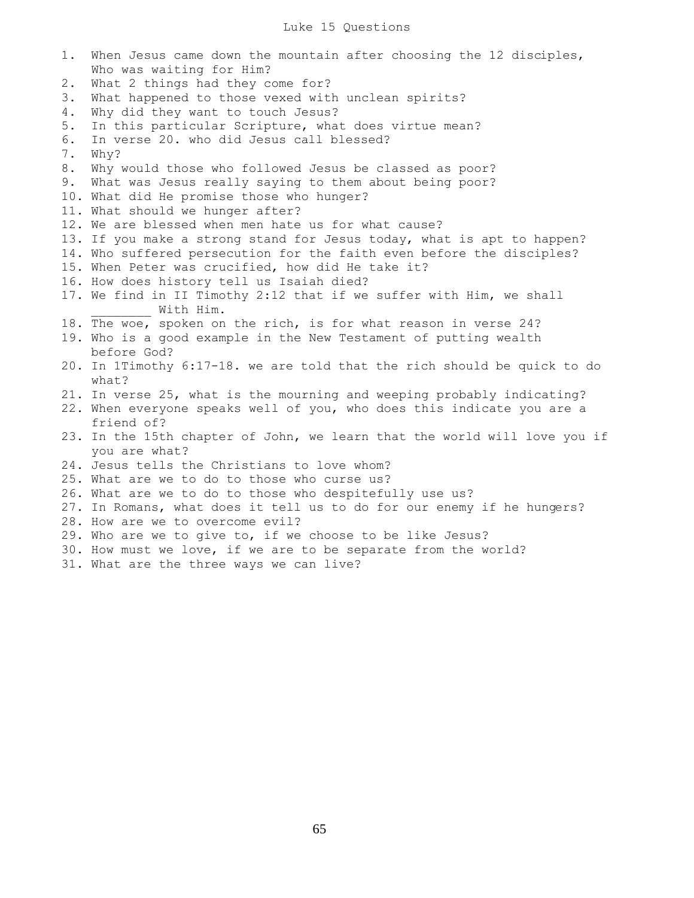# Luke 15 Questions

1. When Jesus came down the mountain after choosing the 12 disciples, Who was waiting for Him?
2. What 2 things had they come for?
3. What happened to those vexed with unclean spirits?
4. Why did they want to touch Jesus?
5. In this particular Scripture, what does virtue mean?
6. In verse 20. who did Jesus call blessed?
7. Why?
8. Why would those who followed Jesus be classed as poor?
9. What was Jesus really saying to them about being poor?
10. What did He promise those who hunger?
11. What should we hunger after?
12. We are blessed when men hate us for what cause?
13. If you make a strong stand for Jesus today, what is apt to happen?
14. Who suffered persecution for the faith even before the disciples?
15. When Peter was crucified, how did He take it?
16. How does history tell us Isaiah died?
17. We find in II Timothy 2:12 that if we suffer with Him, we shall ________ With Him.
18. The woe, spoken on the rich, is for what reason in verse 24?
19. Who is a good example in the New Testament of putting wealth before God?
20. In 1Timothy 6:17-18. we are told that the rich should be quick to do what?
21. In verse 25, what is the mourning and weeping probably indicating?
22. When everyone speaks well of you, who does this indicate you are a friend of?
23. In the 15th chapter of John, we learn that the world will love you if you are what?
24. Jesus tells the Christians to love whom?
25. What are we to do to those who curse us?
26. What are we to do to those who despitefully use us?
27. In Romans, what does it tell us to do for our enemy if he hungers?
28. How are we to overcome evil?
29. Who are we to give to, if we choose to be like Jesus?
30. How must we love, if we are to be separate from the world?
31. What are the three ways we can live?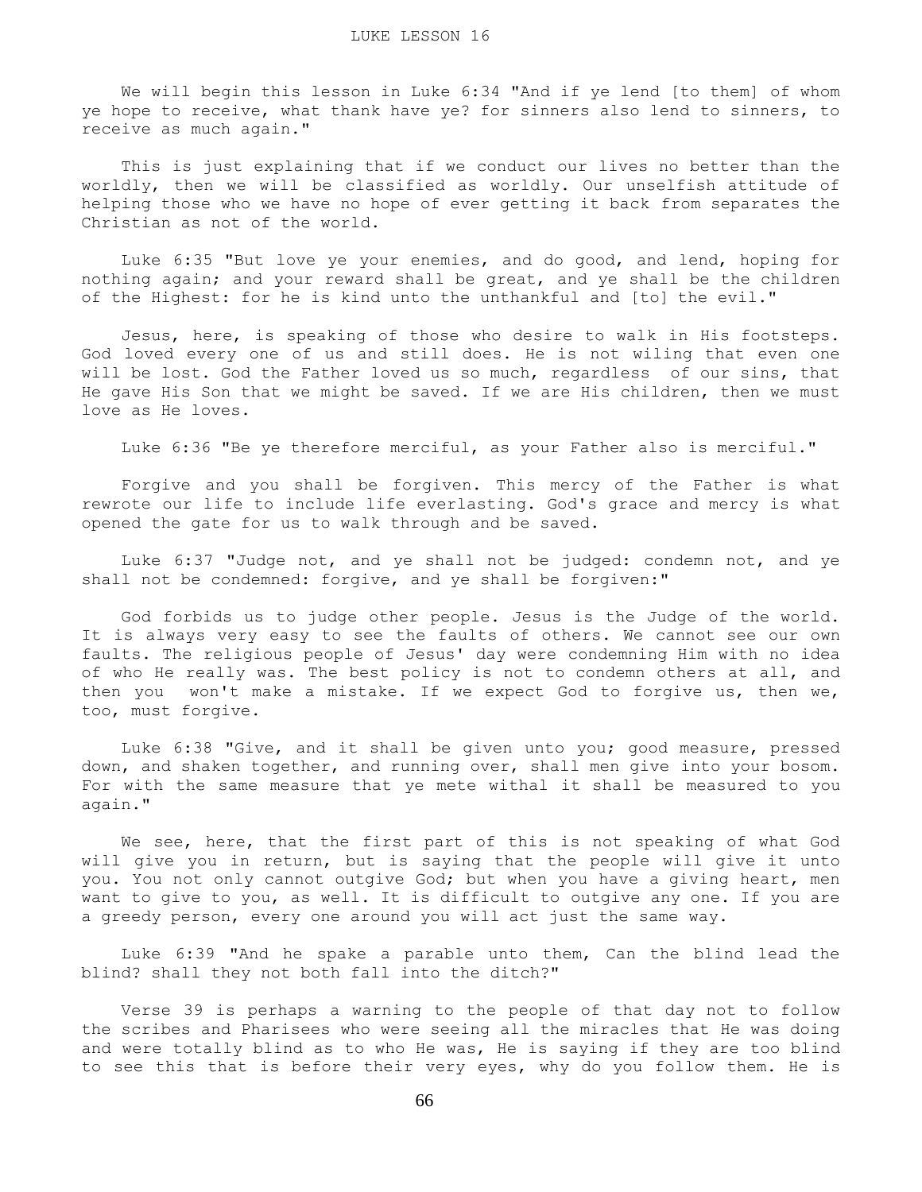# LUKE LESSON 16

We will begin this lesson in Luke 6:34 "And if ye lend [to them] of whom ye hope to receive, what thank have ye? for sinners also lend to sinners, to receive as much again."

This is just explaining that if we conduct our lives no better than the worldly, then we will be classified as worldly. Our unselfish attitude of helping those who we have no hope of ever getting it back from separates the Christian as not of the world.

Luke 6:35 "But love ye your enemies, and do good, and lend, hoping for nothing again; and your reward shall be great, and ye shall be the children of the Highest: for he is kind unto the unthankful and [to] the evil."

Jesus, here, is speaking of those who desire to walk in His footsteps. God loved every one of us and still does. He is not wiling that even one will be lost. God the Father loved us so much, regardless of our sins, that He gave His Son that we might be saved. If we are His children, then we must love as He loves.

Luke 6:36 "Be ye therefore merciful, as your Father also is merciful."

Forgive and you shall be forgiven. This mercy of the Father is what rewrote our life to include life everlasting. God's grace and mercy is what opened the gate for us to walk through and be saved.

Luke 6:37 "Judge not, and ye shall not be judged: condemn not, and ye shall not be condemned: forgive, and ye shall be forgiven:"

God forbids us to judge other people. Jesus is the Judge of the world. It is always very easy to see the faults of others. We cannot see our own faults. The religious people of Jesus' day were condemning Him with no idea of who He really was. The best policy is not to condemn others at all, and then you won't make a mistake. If we expect God to forgive us, then we, too, must forgive.

Luke 6:38 "Give, and it shall be given unto you; good measure, pressed down, and shaken together, and running over, shall men give into your bosom. For with the same measure that ye mete withal it shall be measured to you again."

We see, here, that the first part of this is not speaking of what God will give you in return, but is saying that the people will give it unto you. You not only cannot outgive God; but when you have a giving heart, men want to give to you, as well. It is difficult to outgive any one. If you are a greedy person, every one around you will act just the same way.

Luke 6:39 "And he spake a parable unto them, Can the blind lead the blind? shall they not both fall into the ditch?"

Verse 39 is perhaps a warning to the people of that day not to follow the scribes and Pharisees who were seeing all the miracles that He was doing and were totally blind as to who He was, He is saying if they are too blind to see this that is before their very eyes, why do you follow them. He is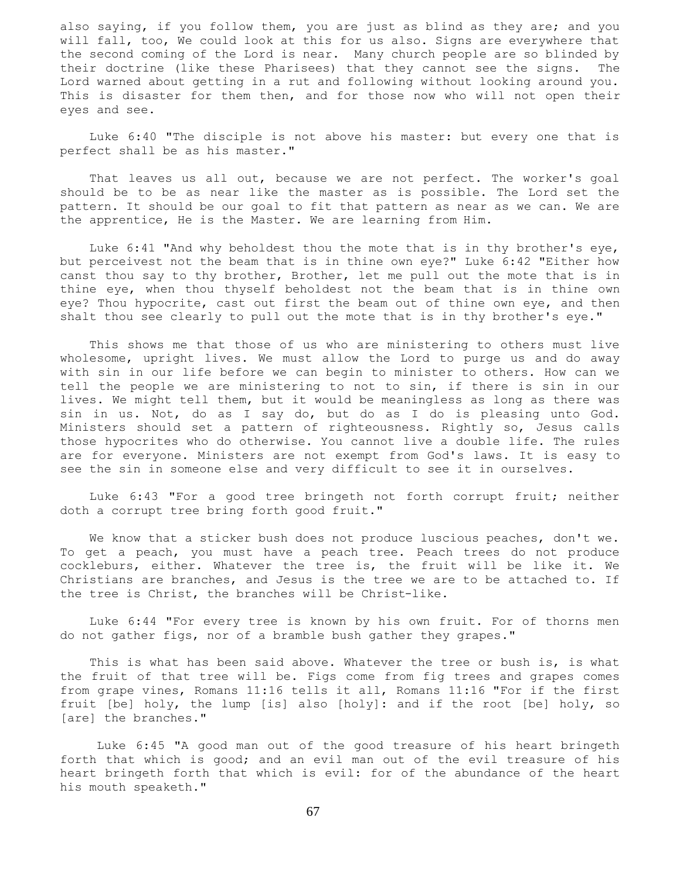also saying, if you follow them, you are just as blind as they are; and you will fall, too, We could look at this for us also. Signs are everywhere that the second coming of the Lord is near. Many church people are so blinded by their doctrine (like these Pharisees) that they cannot see the signs. The Lord warned about getting in a rut and following without looking around you. This is disaster for them then, and for those now who will not open their eyes and see.

Luke 6:40 "The disciple is not above his master: but every one that is perfect shall be as his master."

That leaves us all out, because we are not perfect. The worker's goal should be to be as near like the master as is possible. The Lord set the pattern. It should be our goal to fit that pattern as near as we can. We are the apprentice, He is the Master. We are learning from Him.

Luke 6:41 "And why beholdest thou the mote that is in thy brother's eye, but perceivest not the beam that is in thine own eye?" Luke 6:42 "Either how canst thou say to thy brother, Brother, let me pull out the mote that is in thine eye, when thou thyself beholdest not the beam that is in thine own eye? Thou hypocrite, cast out first the beam out of thine own eye, and then shalt thou see clearly to pull out the mote that is in thy brother's eye."

This shows me that those of us who are ministering to others must live wholesome, upright lives. We must allow the Lord to purge us and do away with sin in our life before we can begin to minister to others. How can we tell the people we are ministering to not to sin, if there is sin in our lives. We might tell them, but it would be meaningless as long as there was sin in us. Not, do as I say do, but do as I do is pleasing unto God. Ministers should set a pattern of righteousness. Rightly so, Jesus calls those hypocrites who do otherwise. You cannot live a double life. The rules are for everyone. Ministers are not exempt from God's laws. It is easy to see the sin in someone else and very difficult to see it in ourselves.

Luke 6:43 "For a good tree bringeth not forth corrupt fruit; neither doth a corrupt tree bring forth good fruit."

We know that a sticker bush does not produce luscious peaches, don't we. To get a peach, you must have a peach tree. Peach trees do not produce cockleburs, either. Whatever the tree is, the fruit will be like it. We Christians are branches, and Jesus is the tree we are to be attached to. If the tree is Christ, the branches will be Christ-like.

Luke 6:44 "For every tree is known by his own fruit. For of thorns men do not gather figs, nor of a bramble bush gather they grapes."

This is what has been said above. Whatever the tree or bush is, is what the fruit of that tree will be. Figs come from fig trees and grapes comes from grape vines, Romans 11:16 tells it all, Romans 11:16 "For if the first fruit [be] holy, the lump [is] also [holy]: and if the root [be] holy, so [are] the branches."

Luke 6:45 "A good man out of the good treasure of his heart bringeth forth that which is good; and an evil man out of the evil treasure of his heart bringeth forth that which is evil: for of the abundance of the heart his mouth speaketh."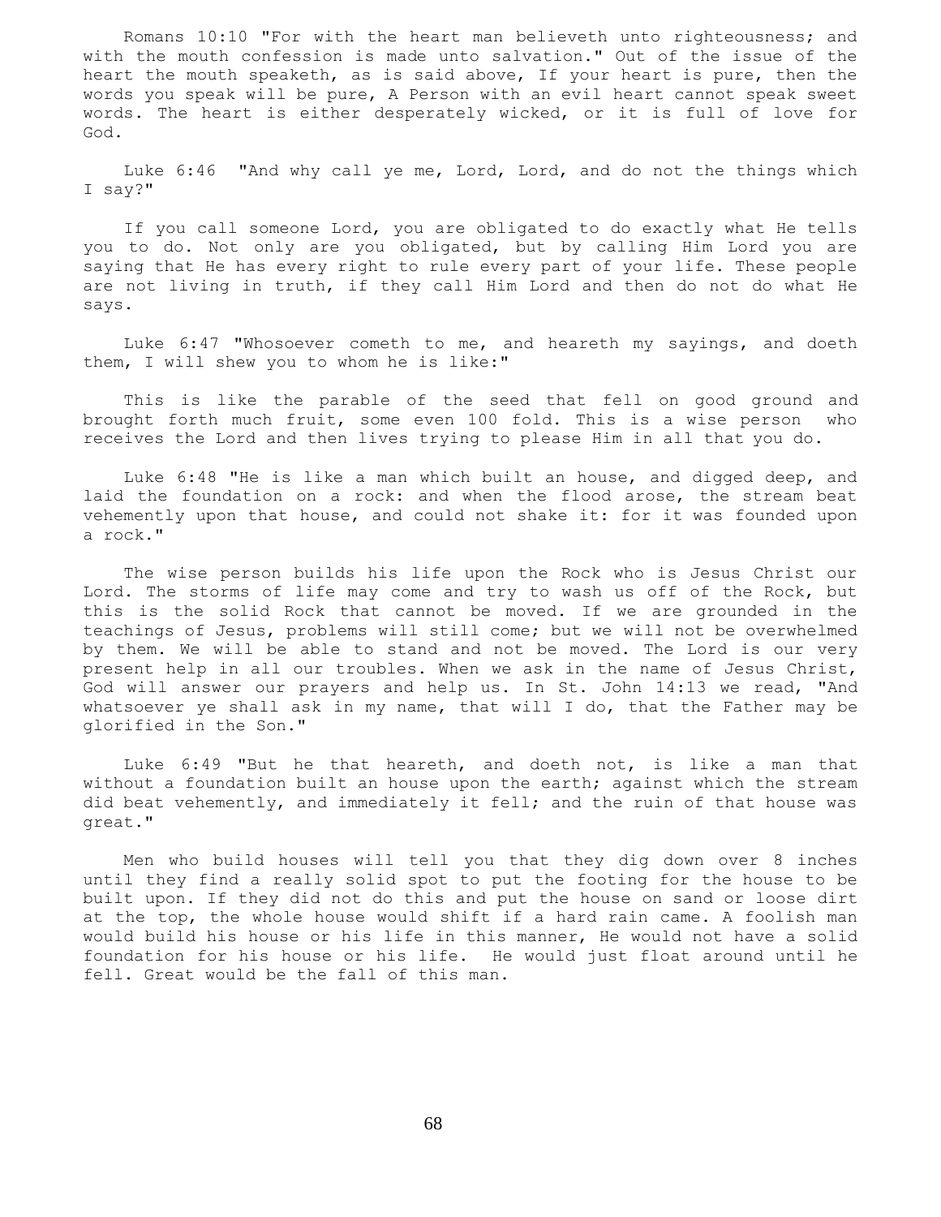Romans 10:10 "For with the heart man believeth unto righteousness; and with the mouth confession is made unto salvation." Out of the issue of the heart the mouth speaketh, as is said above, If your heart is pure, then the words you speak will be pure, A Person with an evil heart cannot speak sweet words. The heart is either desperately wicked, or it is full of love for God.

Luke 6:46 "And why call ye me, Lord, Lord, and do not the things which I say?"

If you call someone Lord, you are obligated to do exactly what He tells you to do. Not only are you obligated, but by calling Him Lord you are saying that He has every right to rule every part of your life. These people are not living in truth, if they call Him Lord and then do not do what He says.

Luke 6:47 "Whosoever cometh to me, and heareth my sayings, and doeth them, I will shew you to whom he is like:"

This is like the parable of the seed that fell on good ground and brought forth much fruit, some even 100 fold. This is a wise person who receives the Lord and then lives trying to please Him in all that you do.

Luke 6:48 "He is like a man which built an house, and digged deep, and laid the foundation on a rock: and when the flood arose, the stream beat vehemently upon that house, and could not shake it: for it was founded upon a rock."

The wise person builds his life upon the Rock who is Jesus Christ our Lord. The storms of life may come and try to wash us off of the Rock, but this is the solid Rock that cannot be moved. If we are grounded in the teachings of Jesus, problems will still come; but we will not be overwhelmed by them. We will be able to stand and not be moved. The Lord is our very present help in all our troubles. When we ask in the name of Jesus Christ, God will answer our prayers and help us. In St. John 14:13 we read, "And whatsoever ye shall ask in my name, that will I do, that the Father may be glorified in the Son."

Luke 6:49 "But he that heareth, and doeth not, is like a man that without a foundation built an house upon the earth; against which the stream did beat vehemently, and immediately it fell; and the ruin of that house was great."

Men who build houses will tell you that they dig down over 8 inches until they find a really solid spot to put the footing for the house to be built upon. If they did not do this and put the house on sand or loose dirt at the top, the whole house would shift if a hard rain came. A foolish man would build his house or his life in this manner, He would not have a solid foundation for his house or his life. He would just float around until he fell. Great would be the fall of this man.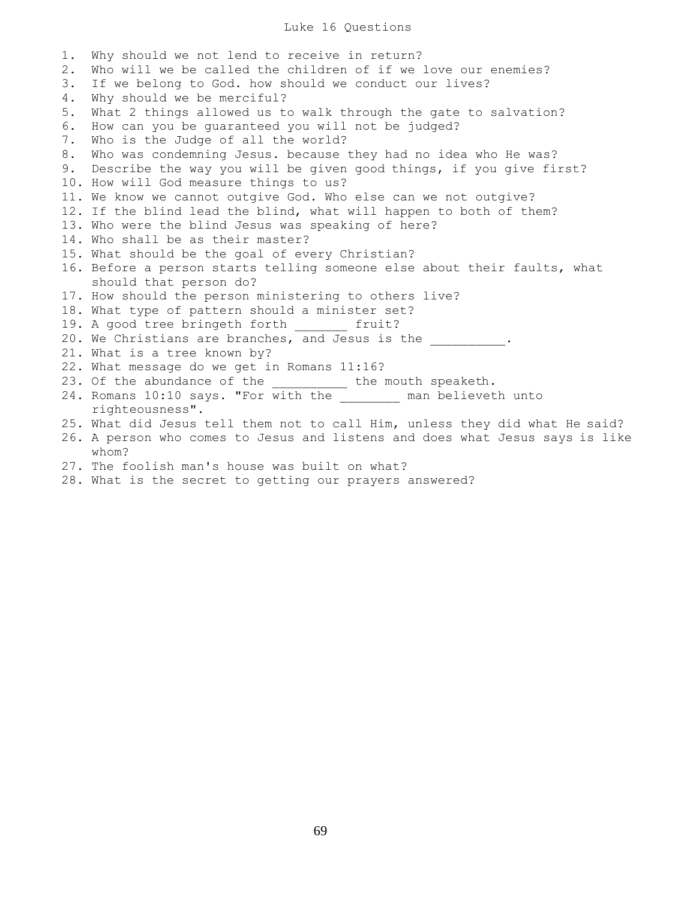# Luke 16 Questions

1. Why should we not lend to receive in return?
2. Who will we be called the children of if we love our enemies?
3. If we belong to God. how should we conduct our lives?
4. Why should we be merciful?
5. What 2 things allowed us to walk through the gate to salvation?
6. How can you be guaranteed you will not be judged?
7. Who is the Judge of all the world?
8. Who was condemning Jesus. because they had no idea who He was?
9. Describe the way you will be given good things, if you give first?
10. How will God measure things to us?
11. We know we cannot outgive God. Who else can we not outgive?
12. If the blind lead the blind, what will happen to both of them?
13. Who were the blind Jesus was speaking of here?
14. Who shall be as their master?
15. What should be the goal of every Christian?
16. Before a person starts telling someone else about their faults, what should that person do?
17. How should the person ministering to others live?
18. What type of pattern should a minister set?
19. A good tree bringeth forth _______ fruit?
20. We Christians are branches, and Jesus is the __________.
21. What is a tree known by?
22. What message do we get in Romans 11:16?
23. Of the abundance of the __________ the mouth speaketh.
24. Romans 10:10 says. "For with the ________ man believeth unto righteousness".
25. What did Jesus tell them not to call Him, unless they did what He said?
26. A person who comes to Jesus and listens and does what Jesus says is like whom?
27. The foolish man's house was built on what?
28. What is the secret to getting our prayers answered?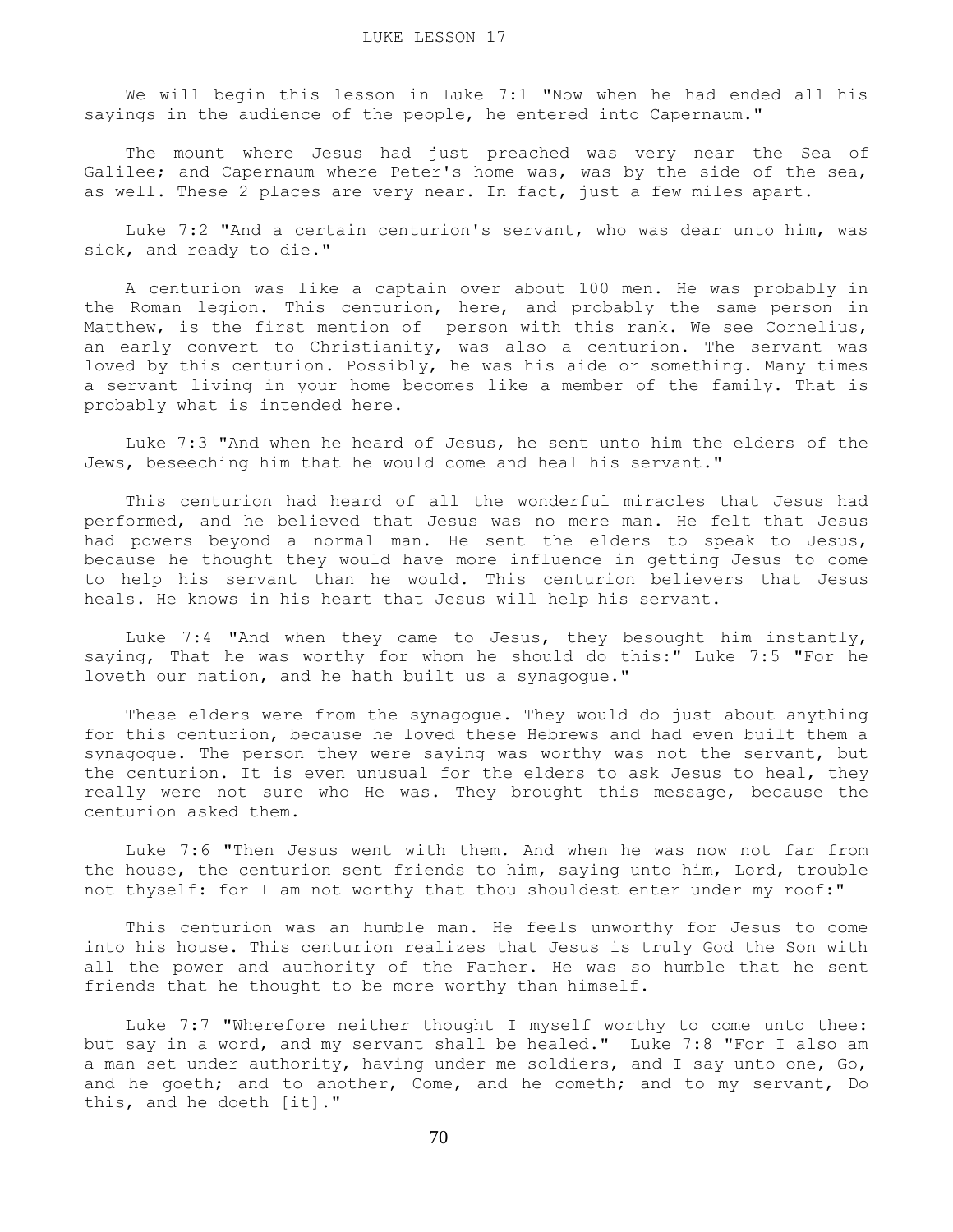LUKE LESSON 17

We will begin this lesson in Luke 7:1 "Now when he had ended all his sayings in the audience of the people, he entered into Capernaum."

The mount where Jesus had just preached was very near the Sea of Galilee; and Capernaum where Peter's home was, was by the side of the sea, as well. These 2 places are very near. In fact, just a few miles apart.

Luke 7:2 "And a certain centurion's servant, who was dear unto him, was sick, and ready to die."

A centurion was like a captain over about 100 men. He was probably in the Roman legion. This centurion, here, and probably the same person in Matthew, is the first mention of person with this rank. We see Cornelius, an early convert to Christianity, was also a centurion. The servant was loved by this centurion. Possibly, he was his aide or something. Many times a servant living in your home becomes like a member of the family. That is probably what is intended here.

Luke 7:3 "And when he heard of Jesus, he sent unto him the elders of the Jews, beseeching him that he would come and heal his servant."

This centurion had heard of all the wonderful miracles that Jesus had performed, and he believed that Jesus was no mere man. He felt that Jesus had powers beyond a normal man. He sent the elders to speak to Jesus, because he thought they would have more influence in getting Jesus to come to help his servant than he would. This centurion believers that Jesus heals. He knows in his heart that Jesus will help his servant.

Luke 7:4 "And when they came to Jesus, they besought him instantly, saying, That he was worthy for whom he should do this:" Luke 7:5 "For he loveth our nation, and he hath built us a synagogue."

These elders were from the synagogue. They would do just about anything for this centurion, because he loved these Hebrews and had even built them a synagogue. The person they were saying was worthy was not the servant, but the centurion. It is even unusual for the elders to ask Jesus to heal, they really were not sure who He was. They brought this message, because the centurion asked them.

Luke 7:6 "Then Jesus went with them. And when he was now not far from the house, the centurion sent friends to him, saying unto him, Lord, trouble not thyself: for I am not worthy that thou shouldest enter under my roof:"

This centurion was an humble man. He feels unworthy for Jesus to come into his house. This centurion realizes that Jesus is truly God the Son with all the power and authority of the Father. He was so humble that he sent friends that he thought to be more worthy than himself.

Luke 7:7 "Wherefore neither thought I myself worthy to come unto thee: but say in a word, and my servant shall be healed." Luke 7:8 "For I also am a man set under authority, having under me soldiers, and I say unto one, Go, and he goeth; and to another, Come, and he cometh; and to my servant, Do this, and he doeth [it]."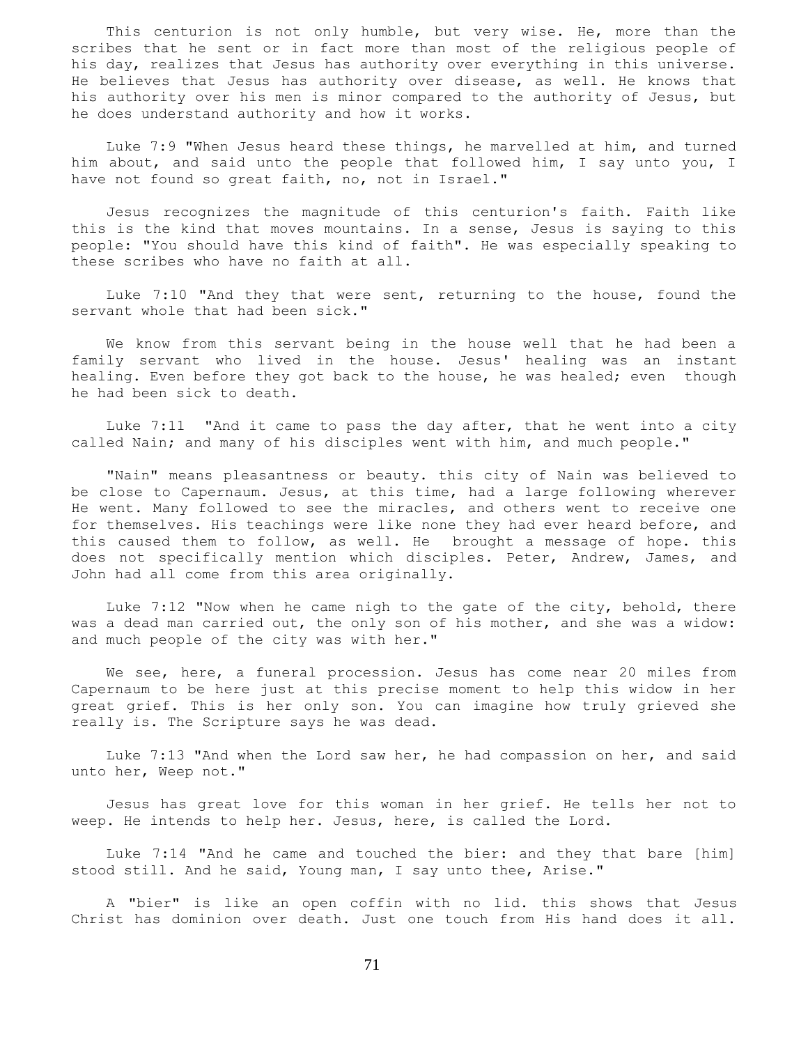This centurion is not only humble, but very wise. He, more than the scribes that he sent or in fact more than most of the religious people of his day, realizes that Jesus has authority over everything in this universe. He believes that Jesus has authority over disease, as well. He knows that his authority over his men is minor compared to the authority of Jesus, but he does understand authority and how it works.

Luke 7:9 "When Jesus heard these things, he marvelled at him, and turned him about, and said unto the people that followed him, I say unto you, I have not found so great faith, no, not in Israel."

Jesus recognizes the magnitude of this centurion's faith. Faith like this is the kind that moves mountains. In a sense, Jesus is saying to this people: "You should have this kind of faith". He was especially speaking to these scribes who have no faith at all.

Luke 7:10 "And they that were sent, returning to the house, found the servant whole that had been sick."

We know from this servant being in the house well that he had been a family servant who lived in the house. Jesus' healing was an instant healing. Even before they got back to the house, he was healed; even though he had been sick to death.

Luke 7:11 "And it came to pass the day after, that he went into a city called Nain; and many of his disciples went with him, and much people."

"Nain" means pleasantness or beauty. this city of Nain was believed to be close to Capernaum. Jesus, at this time, had a large following wherever He went. Many followed to see the miracles, and others went to receive one for themselves. His teachings were like none they had ever heard before, and this caused them to follow, as well. He brought a message of hope. this does not specifically mention which disciples. Peter, Andrew, James, and John had all come from this area originally.

Luke 7:12 "Now when he came nigh to the gate of the city, behold, there was a dead man carried out, the only son of his mother, and she was a widow: and much people of the city was with her."

We see, here, a funeral procession. Jesus has come near 20 miles from Capernaum to be here just at this precise moment to help this widow in her great grief. This is her only son. You can imagine how truly grieved she really is. The Scripture says he was dead.

Luke 7:13 "And when the Lord saw her, he had compassion on her, and said unto her, Weep not."

Jesus has great love for this woman in her grief. He tells her not to weep. He intends to help her. Jesus, here, is called the Lord.

Luke 7:14 "And he came and touched the bier: and they that bare [him] stood still. And he said, Young man, I say unto thee, Arise."

A "bier" is like an open coffin with no lid. this shows that Jesus Christ has dominion over death. Just one touch from His hand does it all.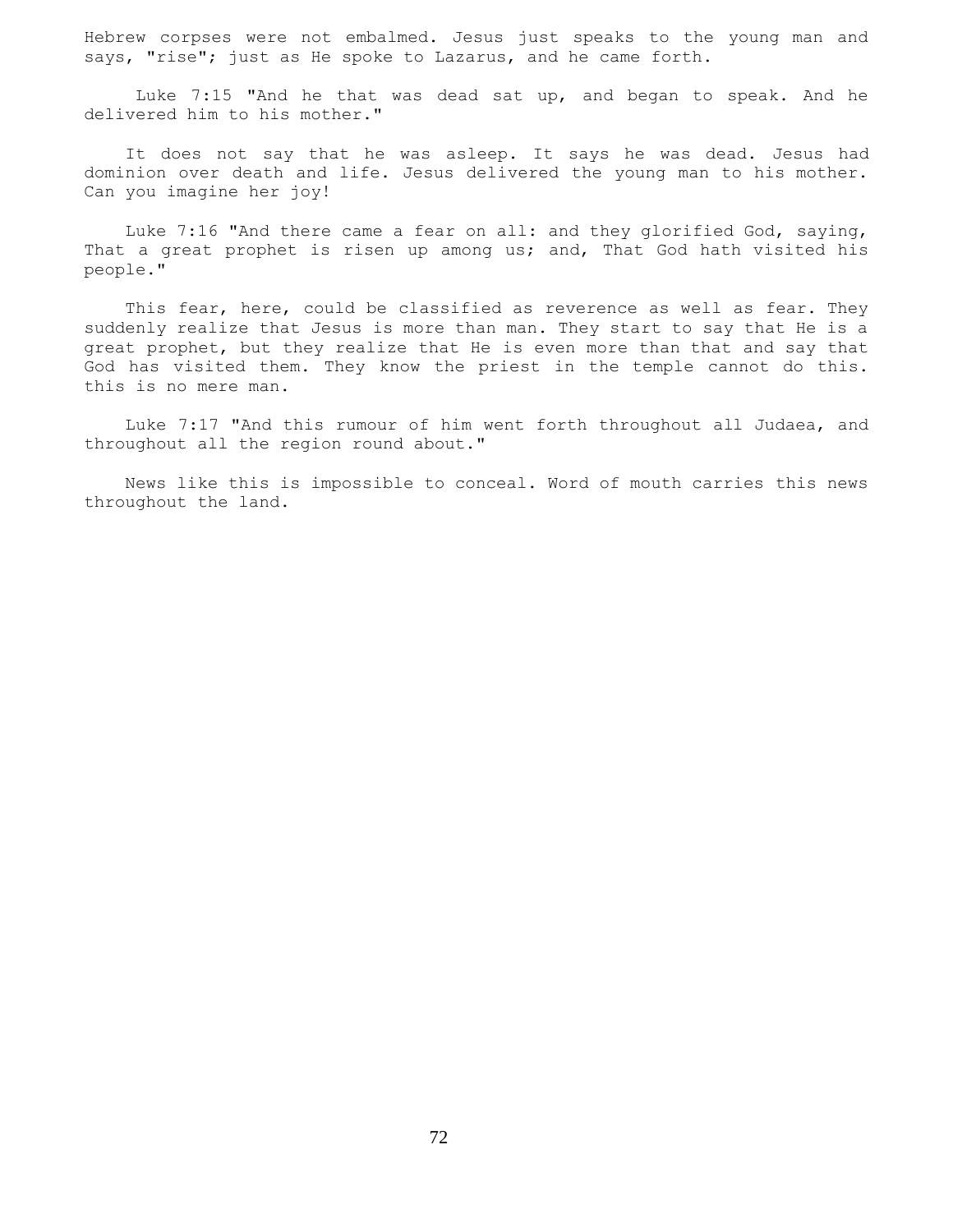Hebrew corpses were not embalmed. Jesus just speaks to the young man and says, "rise"; just as He spoke to Lazarus, and he came forth.

Luke 7:15 "And he that was dead sat up, and began to speak. And he delivered him to his mother."

It does not say that he was asleep. It says he was dead. Jesus had dominion over death and life. Jesus delivered the young man to his mother. Can you imagine her joy!

Luke 7:16 "And there came a fear on all: and they glorified God, saying, That a great prophet is risen up among us; and, That God hath visited his people."

This fear, here, could be classified as reverence as well as fear. They suddenly realize that Jesus is more than man. They start to say that He is a great prophet, but they realize that He is even more than that and say that God has visited them. They know the priest in the temple cannot do this. this is no mere man.

Luke 7:17 "And this rumour of him went forth throughout all Judaea, and throughout all the region round about."

News like this is impossible to conceal. Word of mouth carries this news throughout the land.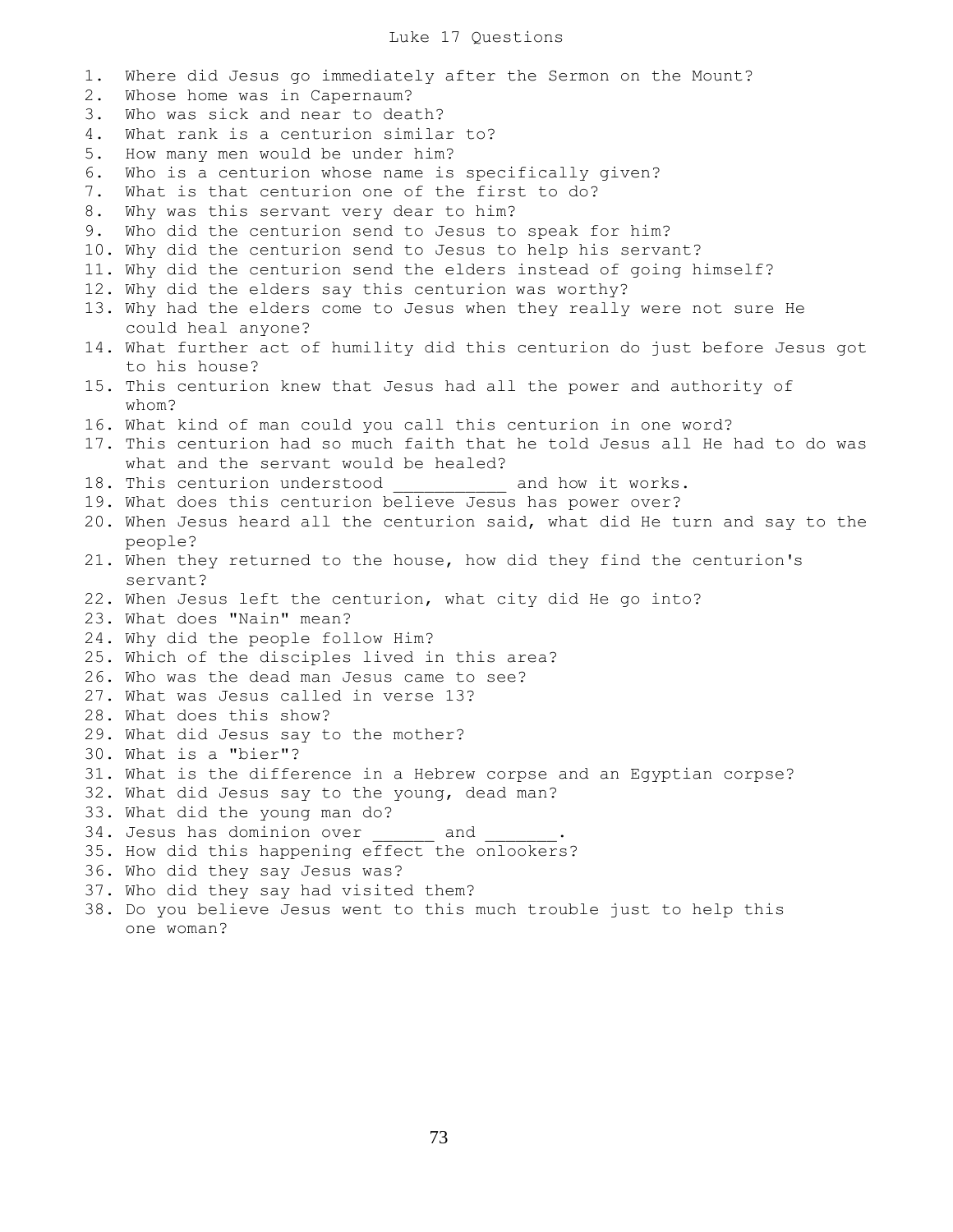# Luke 17 Questions

1. Where did Jesus go immediately after the Sermon on the Mount?
2. Whose home was in Capernaum?
3. Who was sick and near to death?
4. What rank is a centurion similar to?
5. How many men would be under him?
6. Who is a centurion whose name is specifically given?
7. What is that centurion one of the first to do?
8. Why was this servant very dear to him?
9. Who did the centurion send to Jesus to speak for him?
10. Why did the centurion send to Jesus to help his servant?
11. Why did the centurion send the elders instead of going himself?
12. Why did the elders say this centurion was worthy?
13. Why had the elders come to Jesus when they really were not sure He could heal anyone?
14. What further act of humility did this centurion do just before Jesus got to his house?
15. This centurion knew that Jesus had all the power and authority of whom?
16. What kind of man could you call this centurion in one word?
17. This centurion had so much faith that he told Jesus all He had to do was what and the servant would be healed?
18. This centurion understood ___________ and how it works.
19. What does this centurion believe Jesus has power over?
20. When Jesus heard all the centurion said, what did He turn and say to the people?
21. When they returned to the house, how did they find the centurion's servant?
22. When Jesus left the centurion, what city did He go into?
23. What does "Nain" mean?
24. Why did the people follow Him?
25. Which of the disciples lived in this area?
26. Who was the dead man Jesus came to see?
27. What was Jesus called in verse 13?
28. What does this show?
29. What did Jesus say to the mother?
30. What is a "bier"?
31. What is the difference in a Hebrew corpse and an Egyptian corpse?
32. What did Jesus say to the young, dead man?
33. What did the young man do?
34. Jesus has dominion over ______ and _______.
35. How did this happening effect the onlookers?
36. Who did they say Jesus was?
37. Who did they say had visited them?
38. Do you believe Jesus went to this much trouble just to help this one woman?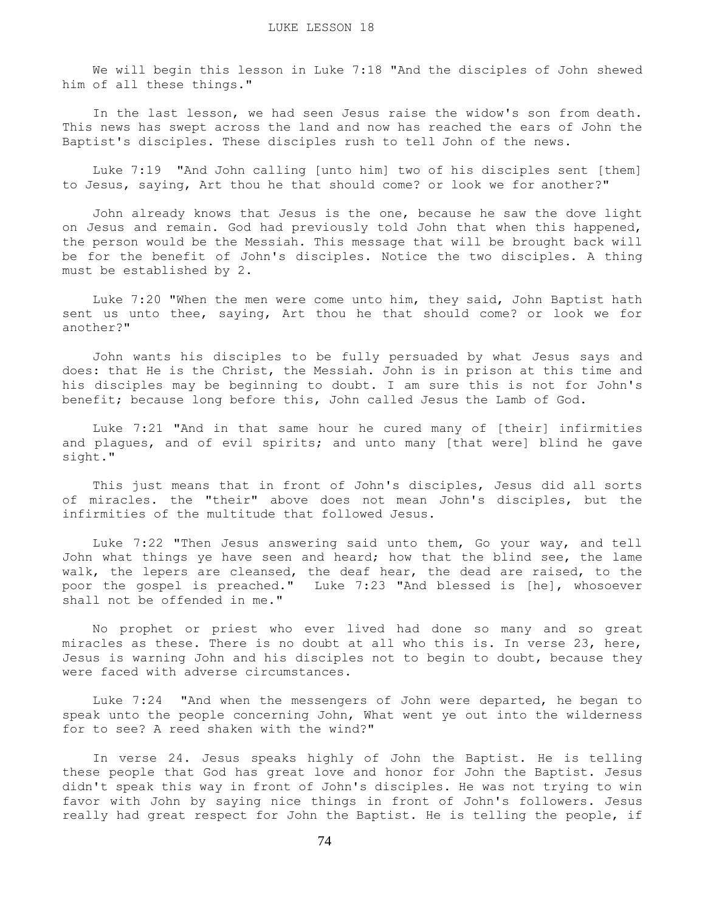# LUKE LESSON 18

We will begin this lesson in Luke 7:18 "And the disciples of John shewed him of all these things."

In the last lesson, we had seen Jesus raise the widow's son from death. This news has swept across the land and now has reached the ears of John the Baptist's disciples. These disciples rush to tell John of the news.

Luke 7:19 "And John calling [unto him] two of his disciples sent [them] to Jesus, saying, Art thou he that should come? or look we for another?"

John already knows that Jesus is the one, because he saw the dove light on Jesus and remain. God had previously told John that when this happened, the person would be the Messiah. This message that will be brought back will be for the benefit of John's disciples. Notice the two disciples. A thing must be established by 2.

Luke 7:20 "When the men were come unto him, they said, John Baptist hath sent us unto thee, saying, Art thou he that should come? or look we for another?"

John wants his disciples to be fully persuaded by what Jesus says and does: that He is the Christ, the Messiah. John is in prison at this time and his disciples may be beginning to doubt. I am sure this is not for John's benefit; because long before this, John called Jesus the Lamb of God.

Luke 7:21 "And in that same hour he cured many of [their] infirmities and plagues, and of evil spirits; and unto many [that were] blind he gave sight."

This just means that in front of John's disciples, Jesus did all sorts of miracles. the "their" above does not mean John's disciples, but the infirmities of the multitude that followed Jesus.

Luke 7:22 "Then Jesus answering said unto them, Go your way, and tell John what things ye have seen and heard; how that the blind see, the lame walk, the lepers are cleansed, the deaf hear, the dead are raised, to the poor the gospel is preached." Luke 7:23 "And blessed is [he], whosoever shall not be offended in me."

No prophet or priest who ever lived had done so many and so great miracles as these. There is no doubt at all who this is. In verse 23, here, Jesus is warning John and his disciples not to begin to doubt, because they were faced with adverse circumstances.

Luke 7:24 "And when the messengers of John were departed, he began to speak unto the people concerning John, What went ye out into the wilderness for to see? A reed shaken with the wind?"

In verse 24. Jesus speaks highly of John the Baptist. He is telling these people that God has great love and honor for John the Baptist. Jesus didn't speak this way in front of John's disciples. He was not trying to win favor with John by saying nice things in front of John's followers. Jesus really had great respect for John the Baptist. He is telling the people, if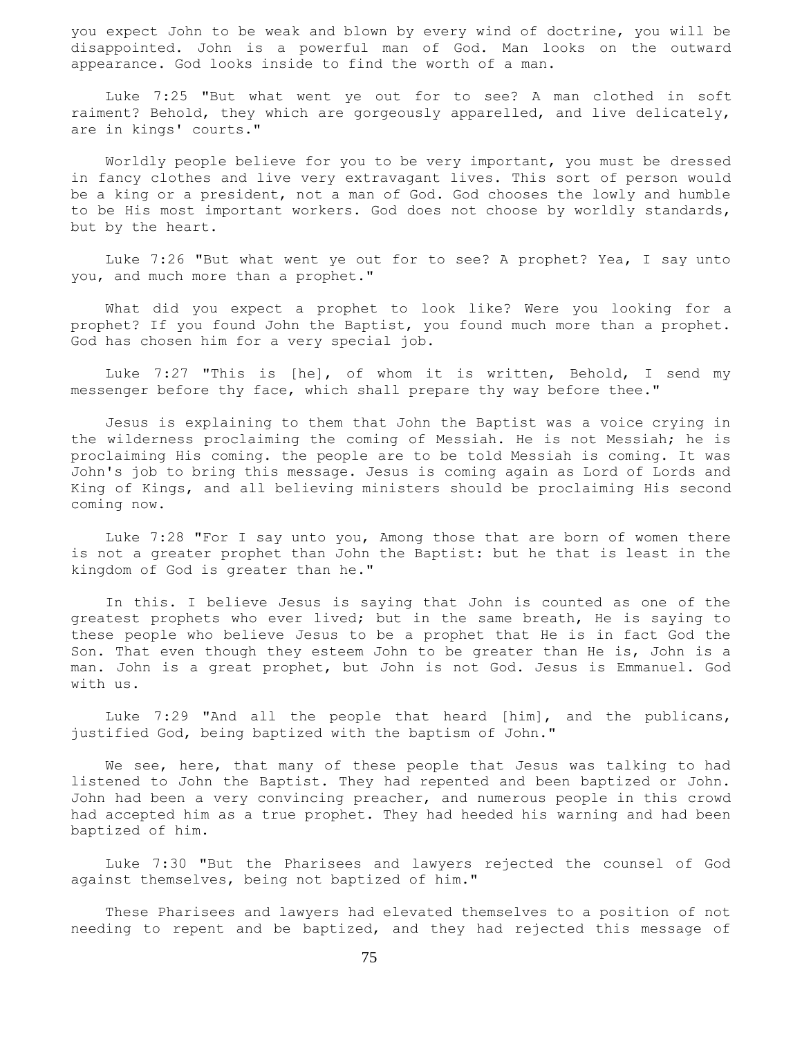you expect John to be weak and blown by every wind of doctrine, you will be disappointed. John is a powerful man of God. Man looks on the outward appearance. God looks inside to find the worth of a man.

Luke 7:25 "But what went ye out for to see? A man clothed in soft raiment? Behold, they which are gorgeously apparelled, and live delicately, are in kings' courts."

Worldly people believe for you to be very important, you must be dressed in fancy clothes and live very extravagant lives. This sort of person would be a king or a president, not a man of God. God chooses the lowly and humble to be His most important workers. God does not choose by worldly standards, but by the heart.

Luke 7:26 "But what went ye out for to see? A prophet? Yea, I say unto you, and much more than a prophet."

What did you expect a prophet to look like? Were you looking for a prophet? If you found John the Baptist, you found much more than a prophet. God has chosen him for a very special job.

Luke 7:27 "This is [he], of whom it is written, Behold, I send my messenger before thy face, which shall prepare thy way before thee."

Jesus is explaining to them that John the Baptist was a voice crying in the wilderness proclaiming the coming of Messiah. He is not Messiah; he is proclaiming His coming. the people are to be told Messiah is coming. It was John's job to bring this message. Jesus is coming again as Lord of Lords and King of Kings, and all believing ministers should be proclaiming His second coming now.

Luke 7:28 "For I say unto you, Among those that are born of women there is not a greater prophet than John the Baptist: but he that is least in the kingdom of God is greater than he."

In this. I believe Jesus is saying that John is counted as one of the greatest prophets who ever lived; but in the same breath, He is saying to these people who believe Jesus to be a prophet that He is in fact God the Son. That even though they esteem John to be greater than He is, John is a man. John is a great prophet, but John is not God. Jesus is Emmanuel. God with us.

Luke 7:29 "And all the people that heard [him], and the publicans, justified God, being baptized with the baptism of John."

We see, here, that many of these people that Jesus was talking to had listened to John the Baptist. They had repented and been baptized or John. John had been a very convincing preacher, and numerous people in this crowd had accepted him as a true prophet. They had heeded his warning and had been baptized of him.

Luke 7:30 "But the Pharisees and lawyers rejected the counsel of God against themselves, being not baptized of him."

These Pharisees and lawyers had elevated themselves to a position of not needing to repent and be baptized, and they had rejected this message of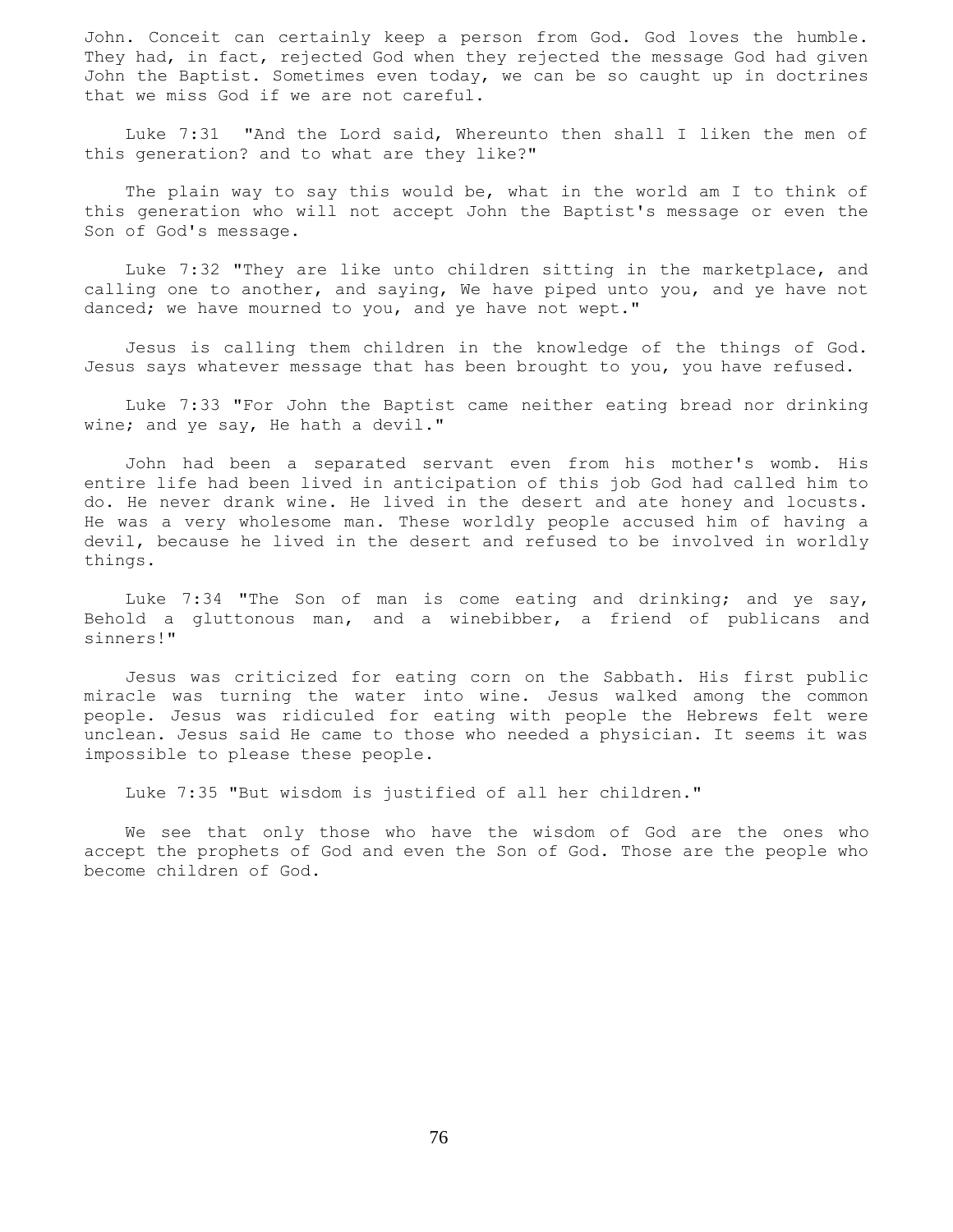John. Conceit can certainly keep a person from God. God loves the humble. They had, in fact, rejected God when they rejected the message God had given John the Baptist. Sometimes even today, we can be so caught up in doctrines that we miss God if we are not careful.

Luke 7:31 "And the Lord said, Whereunto then shall I liken the men of this generation? and to what are they like?"

The plain way to say this would be, what in the world am I to think of this generation who will not accept John the Baptist's message or even the Son of God's message.

Luke 7:32 "They are like unto children sitting in the marketplace, and calling one to another, and saying, We have piped unto you, and ye have not danced; we have mourned to you, and ye have not wept."

Jesus is calling them children in the knowledge of the things of God. Jesus says whatever message that has been brought to you, you have refused.

Luke 7:33 "For John the Baptist came neither eating bread nor drinking wine; and ye say, He hath a devil."

John had been a separated servant even from his mother's womb. His entire life had been lived in anticipation of this job God had called him to do. He never drank wine. He lived in the desert and ate honey and locusts. He was a very wholesome man. These worldly people accused him of having a devil, because he lived in the desert and refused to be involved in worldly things.

Luke 7:34 "The Son of man is come eating and drinking; and ye say, Behold a gluttonous man, and a winebibber, a friend of publicans and sinners!"

Jesus was criticized for eating corn on the Sabbath. His first public miracle was turning the water into wine. Jesus walked among the common people. Jesus was ridiculed for eating with people the Hebrews felt were unclean. Jesus said He came to those who needed a physician. It seems it was impossible to please these people.

Luke 7:35 "But wisdom is justified of all her children."

We see that only those who have the wisdom of God are the ones who accept the prophets of God and even the Son of God. Those are the people who become children of God.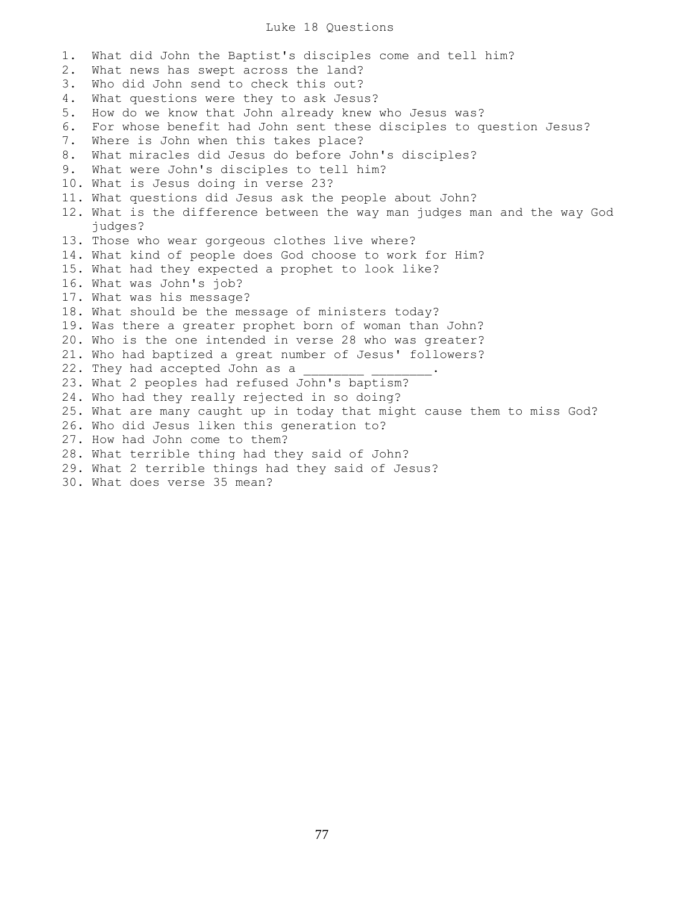# Luke 18 Questions

1. What did John the Baptist's disciples come and tell him?
2. What news has swept across the land?
3. Who did John send to check this out?
4. What questions were they to ask Jesus?
5. How do we know that John already knew who Jesus was?
6. For whose benefit had John sent these disciples to question Jesus?
7. Where is John when this takes place?
8. What miracles did Jesus do before John's disciples?
9. What were John's disciples to tell him?
10. What is Jesus doing in verse 23?
11. What questions did Jesus ask the people about John?
12. What is the difference between the way man judges man and the way God judges?
13. Those who wear gorgeous clothes live where?
14. What kind of people does God choose to work for Him?
15. What had they expected a prophet to look like?
16. What was John's job?
17. What was his message?
18. What should be the message of ministers today?
19. Was there a greater prophet born of woman than John?
20. Who is the one intended in verse 28 who was greater?
21. Who had baptized a great number of Jesus' followers?
22. They had accepted John as a ________ ________.
23. What 2 peoples had refused John's baptism?
24. Who had they really rejected in so doing?
25. What are many caught up in today that might cause them to miss God?
26. Who did Jesus liken this generation to?
27. How had John come to them?
28. What terrible thing had they said of John?
29. What 2 terrible things had they said of Jesus?
30. What does verse 35 mean?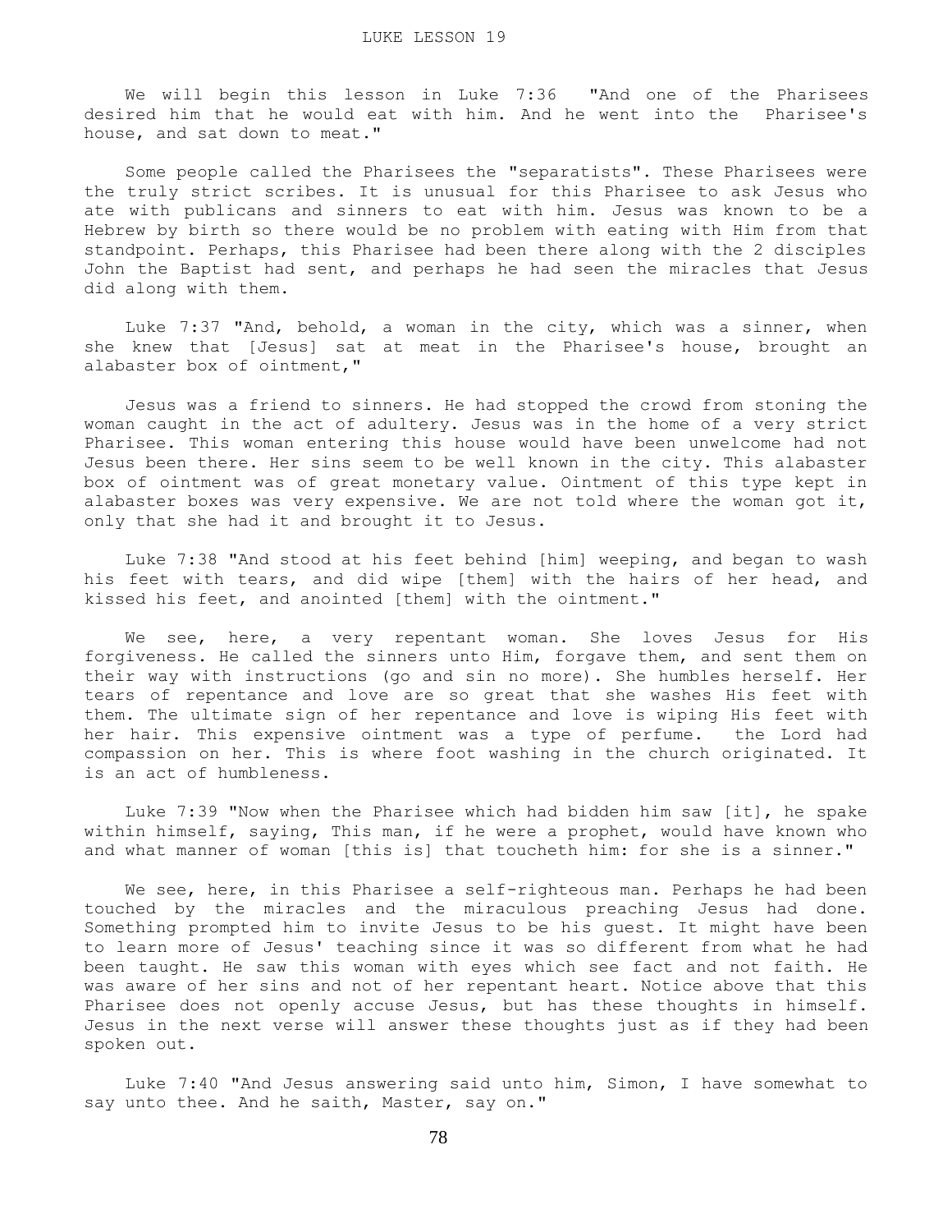LUKE LESSON 19

We will begin this lesson in Luke 7:36 "And one of the Pharisees desired him that he would eat with him. And he went into the Pharisee's house, and sat down to meat."

Some people called the Pharisees the "separatists". These Pharisees were the truly strict scribes. It is unusual for this Pharisee to ask Jesus who ate with publicans and sinners to eat with him. Jesus was known to be a Hebrew by birth so there would be no problem with eating with Him from that standpoint. Perhaps, this Pharisee had been there along with the 2 disciples John the Baptist had sent, and perhaps he had seen the miracles that Jesus did along with them.

Luke 7:37 "And, behold, a woman in the city, which was a sinner, when she knew that [Jesus] sat at meat in the Pharisee's house, brought an alabaster box of ointment,"

Jesus was a friend to sinners. He had stopped the crowd from stoning the woman caught in the act of adultery. Jesus was in the home of a very strict Pharisee. This woman entering this house would have been unwelcome had not Jesus been there. Her sins seem to be well known in the city. This alabaster box of ointment was of great monetary value. Ointment of this type kept in alabaster boxes was very expensive. We are not told where the woman got it, only that she had it and brought it to Jesus.

Luke 7:38 "And stood at his feet behind [him] weeping, and began to wash his feet with tears, and did wipe [them] with the hairs of her head, and kissed his feet, and anointed [them] with the ointment."

We see, here, a very repentant woman. She loves Jesus for His forgiveness. He called the sinners unto Him, forgave them, and sent them on their way with instructions (go and sin no more). She humbles herself. Her tears of repentance and love are so great that she washes His feet with them. The ultimate sign of her repentance and love is wiping His feet with her hair. This expensive ointment was a type of perfume. the Lord had compassion on her. This is where foot washing in the church originated. It is an act of humbleness.

Luke 7:39 "Now when the Pharisee which had bidden him saw [it], he spake within himself, saying, This man, if he were a prophet, would have known who and what manner of woman [this is] that toucheth him: for she is a sinner."

We see, here, in this Pharisee a self-righteous man. Perhaps he had been touched by the miracles and the miraculous preaching Jesus had done. Something prompted him to invite Jesus to be his guest. It might have been to learn more of Jesus' teaching since it was so different from what he had been taught. He saw this woman with eyes which see fact and not faith. He was aware of her sins and not of her repentant heart. Notice above that this Pharisee does not openly accuse Jesus, but has these thoughts in himself. Jesus in the next verse will answer these thoughts just as if they had been spoken out.

Luke 7:40 "And Jesus answering said unto him, Simon, I have somewhat to say unto thee. And he saith, Master, say on."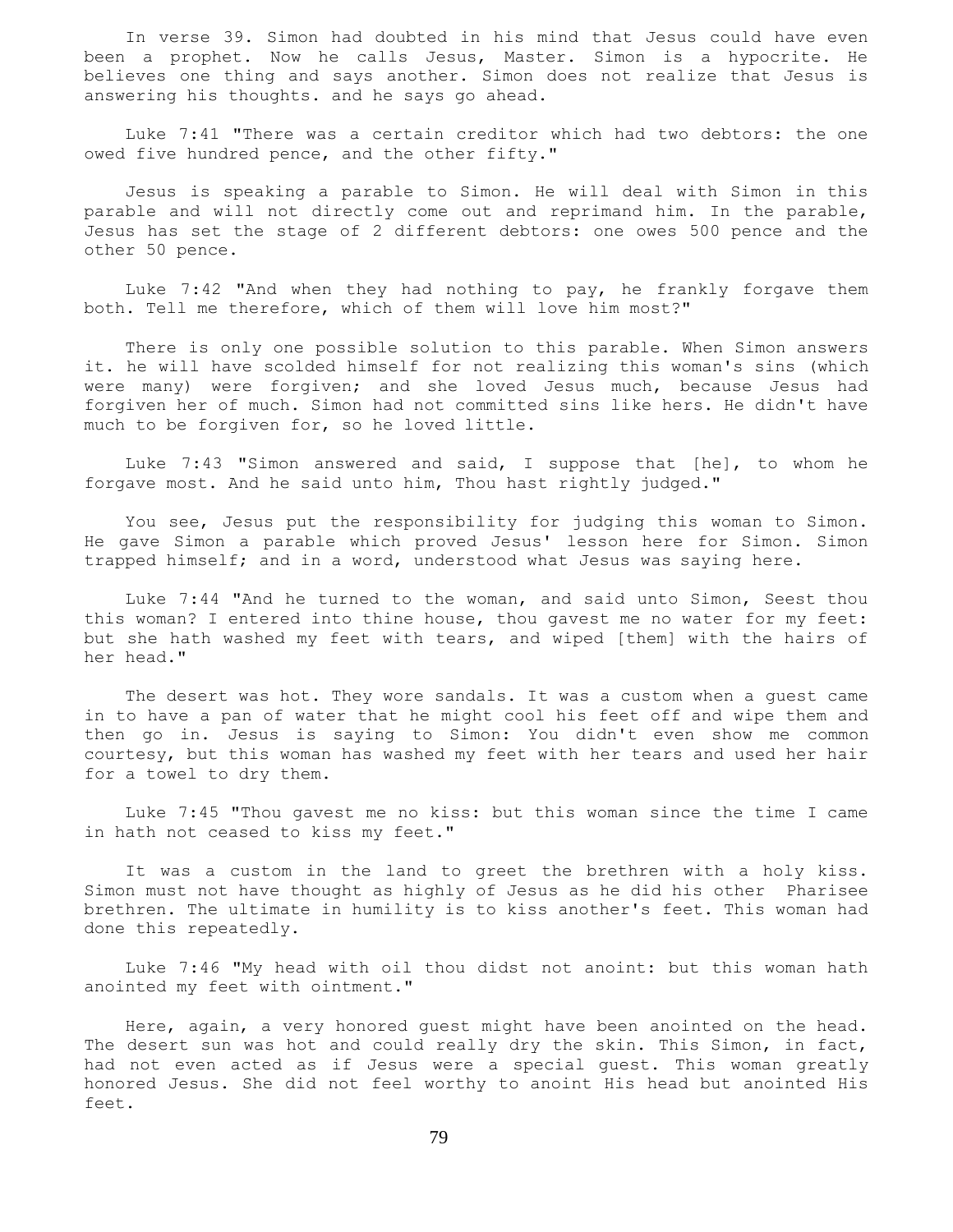In verse 39. Simon had doubted in his mind that Jesus could have even been a prophet. Now he calls Jesus, Master. Simon is a hypocrite. He believes one thing and says another. Simon does not realize that Jesus is answering his thoughts. and he says go ahead.

Luke 7:41 "There was a certain creditor which had two debtors: the one owed five hundred pence, and the other fifty."

Jesus is speaking a parable to Simon. He will deal with Simon in this parable and will not directly come out and reprimand him. In the parable, Jesus has set the stage of 2 different debtors: one owes 500 pence and the other 50 pence.

Luke 7:42 "And when they had nothing to pay, he frankly forgave them both. Tell me therefore, which of them will love him most?"

There is only one possible solution to this parable. When Simon answers it. he will have scolded himself for not realizing this woman's sins (which were many) were forgiven; and she loved Jesus much, because Jesus had forgiven her of much. Simon had not committed sins like hers. He didn't have much to be forgiven for, so he loved little.

Luke 7:43 "Simon answered and said, I suppose that [he], to whom he forgave most. And he said unto him, Thou hast rightly judged."

You see, Jesus put the responsibility for judging this woman to Simon. He gave Simon a parable which proved Jesus' lesson here for Simon. Simon trapped himself; and in a word, understood what Jesus was saying here.

Luke 7:44 "And he turned to the woman, and said unto Simon, Seest thou this woman? I entered into thine house, thou gavest me no water for my feet: but she hath washed my feet with tears, and wiped [them] with the hairs of her head."

The desert was hot. They wore sandals. It was a custom when a guest came in to have a pan of water that he might cool his feet off and wipe them and then go in. Jesus is saying to Simon: You didn't even show me common courtesy, but this woman has washed my feet with her tears and used her hair for a towel to dry them.

Luke 7:45 "Thou gavest me no kiss: but this woman since the time I came in hath not ceased to kiss my feet."

It was a custom in the land to greet the brethren with a holy kiss. Simon must not have thought as highly of Jesus as he did his other Pharisee brethren. The ultimate in humility is to kiss another's feet. This woman had done this repeatedly.

Luke 7:46 "My head with oil thou didst not anoint: but this woman hath anointed my feet with ointment."

Here, again, a very honored guest might have been anointed on the head. The desert sun was hot and could really dry the skin. This Simon, in fact, had not even acted as if Jesus were a special guest. This woman greatly honored Jesus. She did not feel worthy to anoint His head but anointed His feet.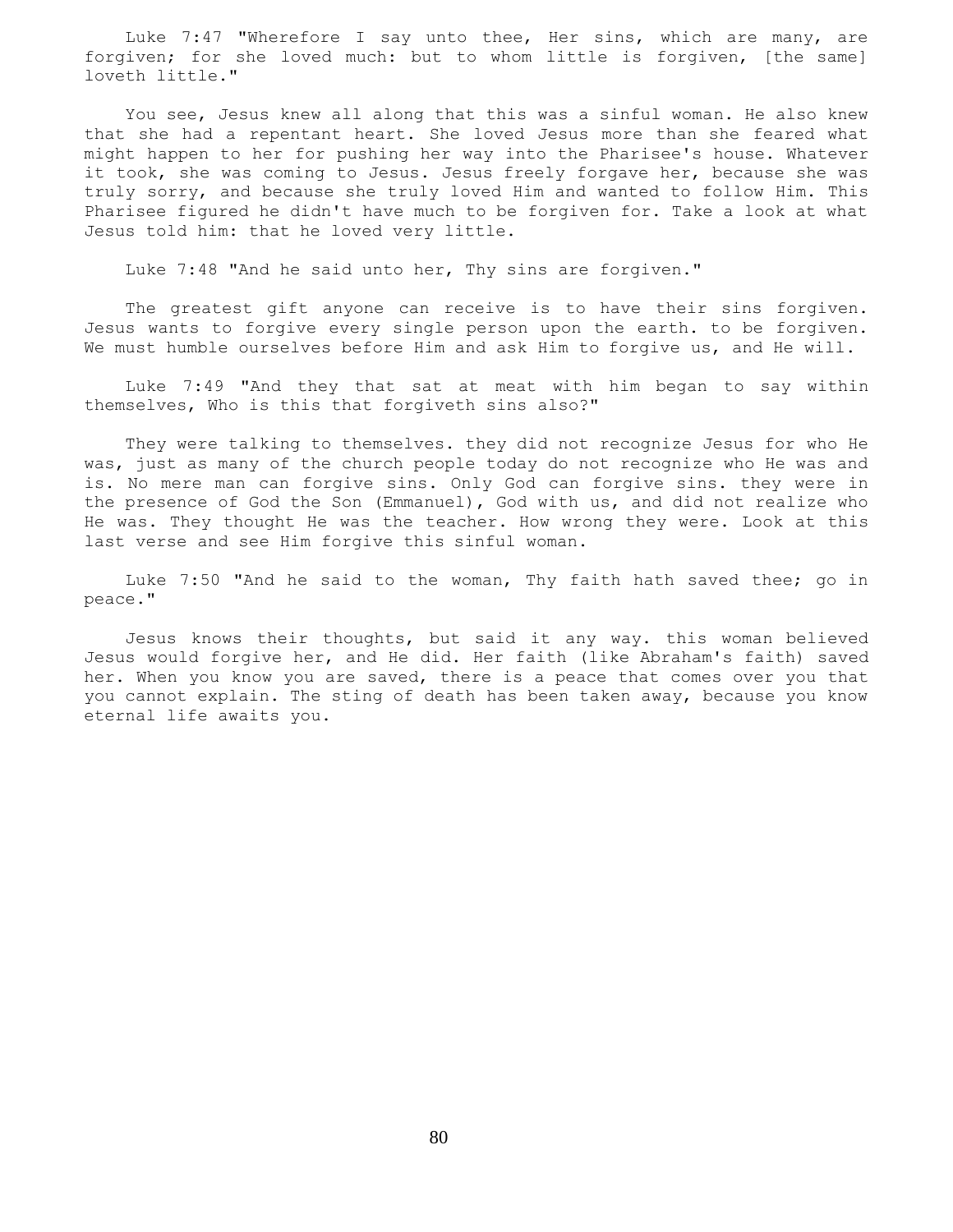Luke 7:47 "Wherefore I say unto thee, Her sins, which are many, are forgiven; for she loved much: but to whom little is forgiven, [the same] loveth little."

You see, Jesus knew all along that this was a sinful woman. He also knew that she had a repentant heart. She loved Jesus more than she feared what might happen to her for pushing her way into the Pharisee's house. Whatever it took, she was coming to Jesus. Jesus freely forgave her, because she was truly sorry, and because she truly loved Him and wanted to follow Him. This Pharisee figured he didn't have much to be forgiven for. Take a look at what Jesus told him: that he loved very little.

Luke 7:48 "And he said unto her, Thy sins are forgiven."

The greatest gift anyone can receive is to have their sins forgiven. Jesus wants to forgive every single person upon the earth. to be forgiven. We must humble ourselves before Him and ask Him to forgive us, and He will.

Luke 7:49 "And they that sat at meat with him began to say within themselves, Who is this that forgiveth sins also?"

They were talking to themselves. they did not recognize Jesus for who He was, just as many of the church people today do not recognize who He was and is. No mere man can forgive sins. Only God can forgive sins. they were in the presence of God the Son (Emmanuel), God with us, and did not realize who He was. They thought He was the teacher. How wrong they were. Look at this last verse and see Him forgive this sinful woman.

Luke 7:50 "And he said to the woman, Thy faith hath saved thee; go in peace."

Jesus knows their thoughts, but said it any way. this woman believed Jesus would forgive her, and He did. Her faith (like Abraham's faith) saved her. When you know you are saved, there is a peace that comes over you that you cannot explain. The sting of death has been taken away, because you know eternal life awaits you.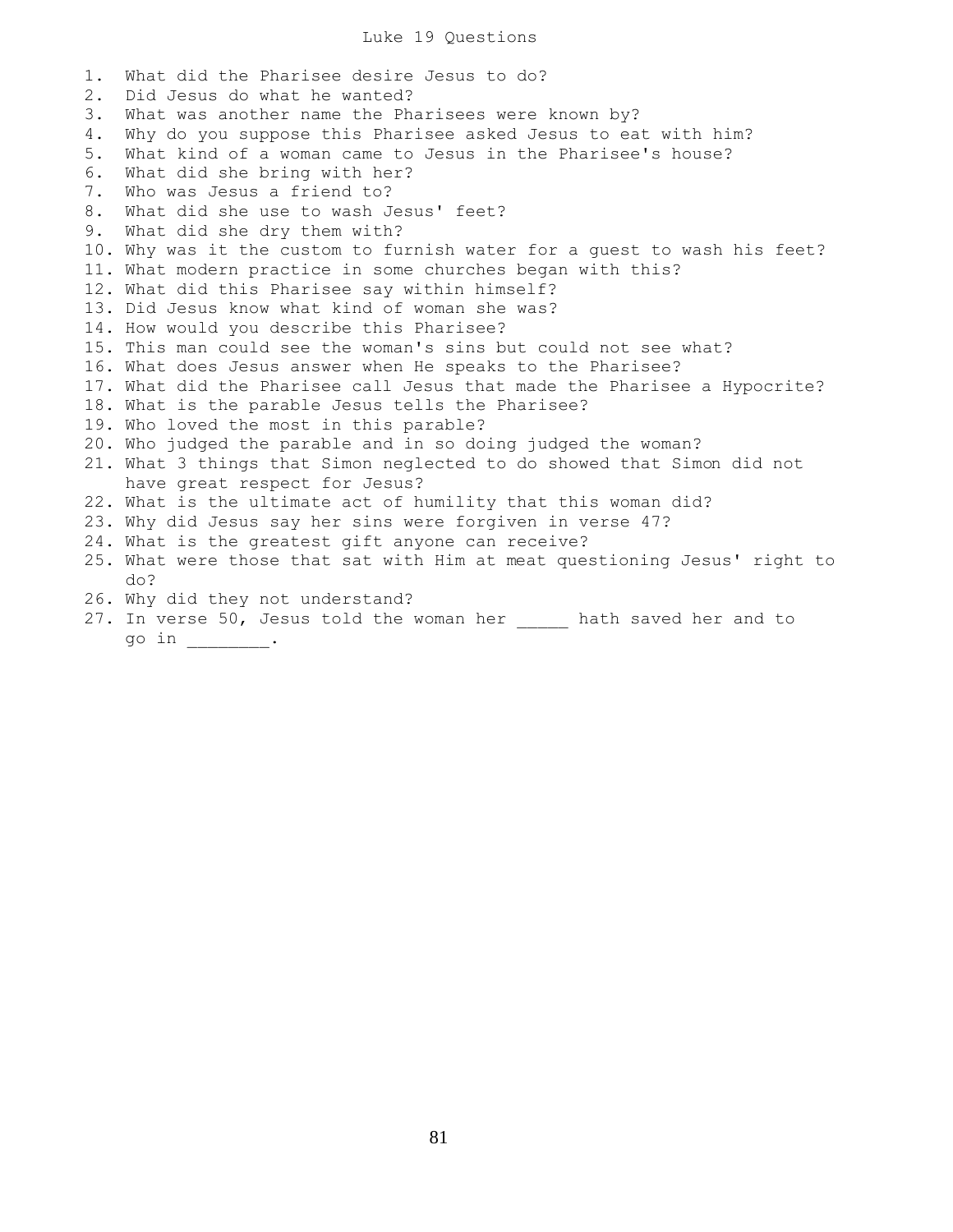# Luke 19 Questions

1. What did the Pharisee desire Jesus to do?
2. Did Jesus do what he wanted?
3. What was another name the Pharisees were known by?
4. Why do you suppose this Pharisee asked Jesus to eat with him?
5. What kind of a woman came to Jesus in the Pharisee's house?
6. What did she bring with her?
7. Who was Jesus a friend to?
8. What did she use to wash Jesus' feet?
9. What did she dry them with?
10. Why was it the custom to furnish water for a guest to wash his feet?
11. What modern practice in some churches began with this?
12. What did this Pharisee say within himself?
13. Did Jesus know what kind of woman she was?
14. How would you describe this Pharisee?
15. This man could see the woman's sins but could not see what?
16. What does Jesus answer when He speaks to the Pharisee?
17. What did the Pharisee call Jesus that made the Pharisee a Hypocrite?
18. What is the parable Jesus tells the Pharisee?
19. Who loved the most in this parable?
20. Who judged the parable and in so doing judged the woman?
21. What 3 things that Simon neglected to do showed that Simon did not have great respect for Jesus?
22. What is the ultimate act of humility that this woman did?
23. Why did Jesus say her sins were forgiven in verse 47?
24. What is the greatest gift anyone can receive?
25. What were those that sat with Him at meat questioning Jesus' right to do?
26. Why did they not understand?
27. In verse 50, Jesus told the woman her _____ hath saved her and to go in ________.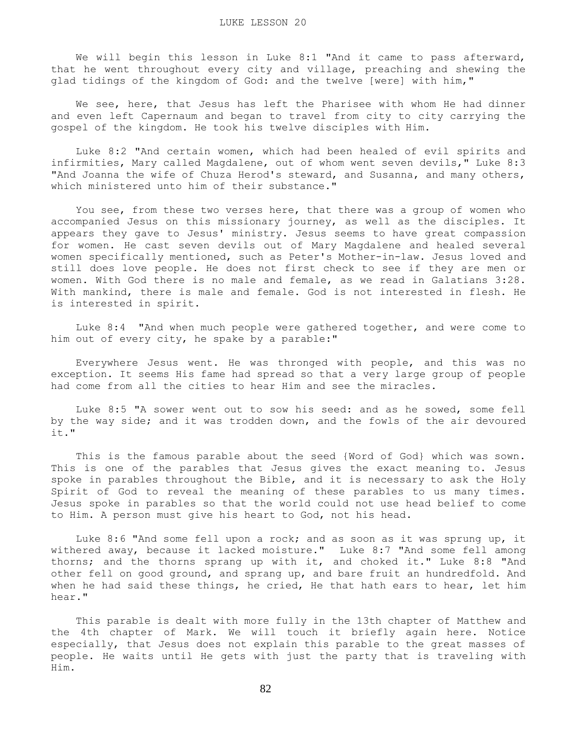# LUKE LESSON 20

We will begin this lesson in Luke 8:1 "And it came to pass afterward, that he went throughout every city and village, preaching and shewing the glad tidings of the kingdom of God: and the twelve [were] with him,"

We see, here, that Jesus has left the Pharisee with whom He had dinner and even left Capernaum and began to travel from city to city carrying the gospel of the kingdom. He took his twelve disciples with Him.

Luke 8:2 "And certain women, which had been healed of evil spirits and infirmities, Mary called Magdalene, out of whom went seven devils," Luke 8:3 "And Joanna the wife of Chuza Herod's steward, and Susanna, and many others, which ministered unto him of their substance."

You see, from these two verses here, that there was a group of women who accompanied Jesus on this missionary journey, as well as the disciples. It appears they gave to Jesus' ministry. Jesus seems to have great compassion for women. He cast seven devils out of Mary Magdalene and healed several women specifically mentioned, such as Peter's Mother-in-law. Jesus loved and still does love people. He does not first check to see if they are men or women. With God there is no male and female, as we read in Galatians 3:28. With mankind, there is male and female. God is not interested in flesh. He is interested in spirit.

Luke 8:4 "And when much people were gathered together, and were come to him out of every city, he spake by a parable:"

Everywhere Jesus went. He was thronged with people, and this was no exception. It seems His fame had spread so that a very large group of people had come from all the cities to hear Him and see the miracles.

Luke 8:5 "A sower went out to sow his seed: and as he sowed, some fell by the way side; and it was trodden down, and the fowls of the air devoured it."

This is the famous parable about the seed {Word of God} which was sown. This is one of the parables that Jesus gives the exact meaning to. Jesus spoke in parables throughout the Bible, and it is necessary to ask the Holy Spirit of God to reveal the meaning of these parables to us many times. Jesus spoke in parables so that the world could not use head belief to come to Him. A person must give his heart to God, not his head.

Luke 8:6 "And some fell upon a rock; and as soon as it was sprung up, it withered away, because it lacked moisture." Luke 8:7 "And some fell among thorns; and the thorns sprang up with it, and choked it." Luke 8:8 "And other fell on good ground, and sprang up, and bare fruit an hundredfold. And when he had said these things, he cried, He that hath ears to hear, let him hear."

This parable is dealt with more fully in the 13th chapter of Matthew and the 4th chapter of Mark. We will touch it briefly again here. Notice especially, that Jesus does not explain this parable to the great masses of people. He waits until He gets with just the party that is traveling with Him.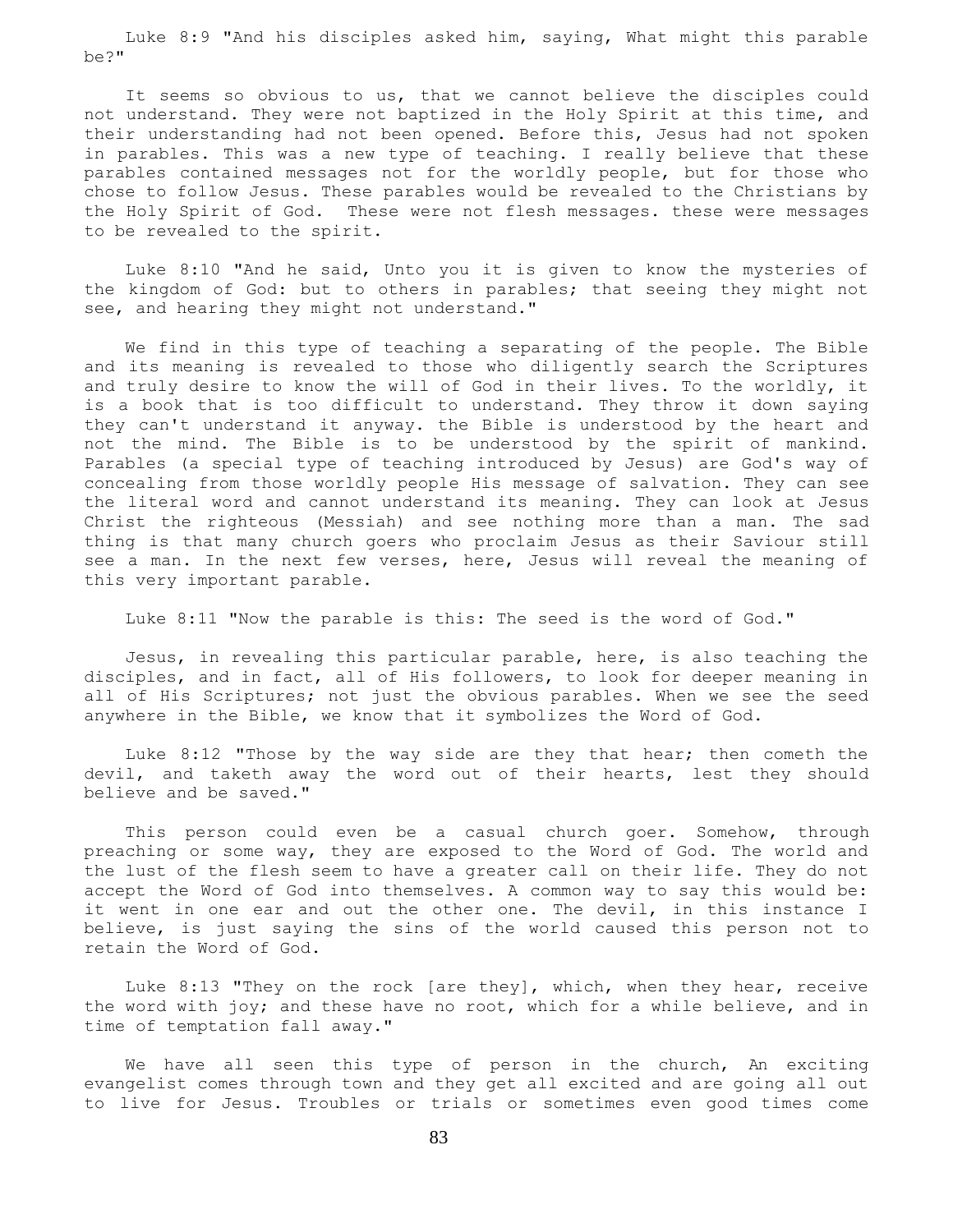Luke 8:9 "And his disciples asked him, saying, What might this parable be?"

It seems so obvious to us, that we cannot believe the disciples could not understand. They were not baptized in the Holy Spirit at this time, and their understanding had not been opened. Before this, Jesus had not spoken in parables. This was a new type of teaching. I really believe that these parables contained messages not for the worldly people, but for those who chose to follow Jesus. These parables would be revealed to the Christians by the Holy Spirit of God. These were not flesh messages. these were messages to be revealed to the spirit.

Luke 8:10 "And he said, Unto you it is given to know the mysteries of the kingdom of God: but to others in parables; that seeing they might not see, and hearing they might not understand."

We find in this type of teaching a separating of the people. The Bible and its meaning is revealed to those who diligently search the Scriptures and truly desire to know the will of God in their lives. To the worldly, it is a book that is too difficult to understand. They throw it down saying they can't understand it anyway. the Bible is understood by the heart and not the mind. The Bible is to be understood by the spirit of mankind. Parables (a special type of teaching introduced by Jesus) are God's way of concealing from those worldly people His message of salvation. They can see the literal word and cannot understand its meaning. They can look at Jesus Christ the righteous (Messiah) and see nothing more than a man. The sad thing is that many church goers who proclaim Jesus as their Saviour still see a man. In the next few verses, here, Jesus will reveal the meaning of this very important parable.

Luke 8:11 "Now the parable is this: The seed is the word of God."

Jesus, in revealing this particular parable, here, is also teaching the disciples, and in fact, all of His followers, to look for deeper meaning in all of His Scriptures; not just the obvious parables. When we see the seed anywhere in the Bible, we know that it symbolizes the Word of God.

Luke 8:12 "Those by the way side are they that hear; then cometh the devil, and taketh away the word out of their hearts, lest they should believe and be saved."

This person could even be a casual church goer. Somehow, through preaching or some way, they are exposed to the Word of God. The world and the lust of the flesh seem to have a greater call on their life. They do not accept the Word of God into themselves. A common way to say this would be: it went in one ear and out the other one. The devil, in this instance I believe, is just saying the sins of the world caused this person not to retain the Word of God.

Luke 8:13 "They on the rock [are they], which, when they hear, receive the word with joy; and these have no root, which for a while believe, and in time of temptation fall away."

We have all seen this type of person in the church, An exciting evangelist comes through town and they get all excited and are going all out to live for Jesus. Troubles or trials or sometimes even good times come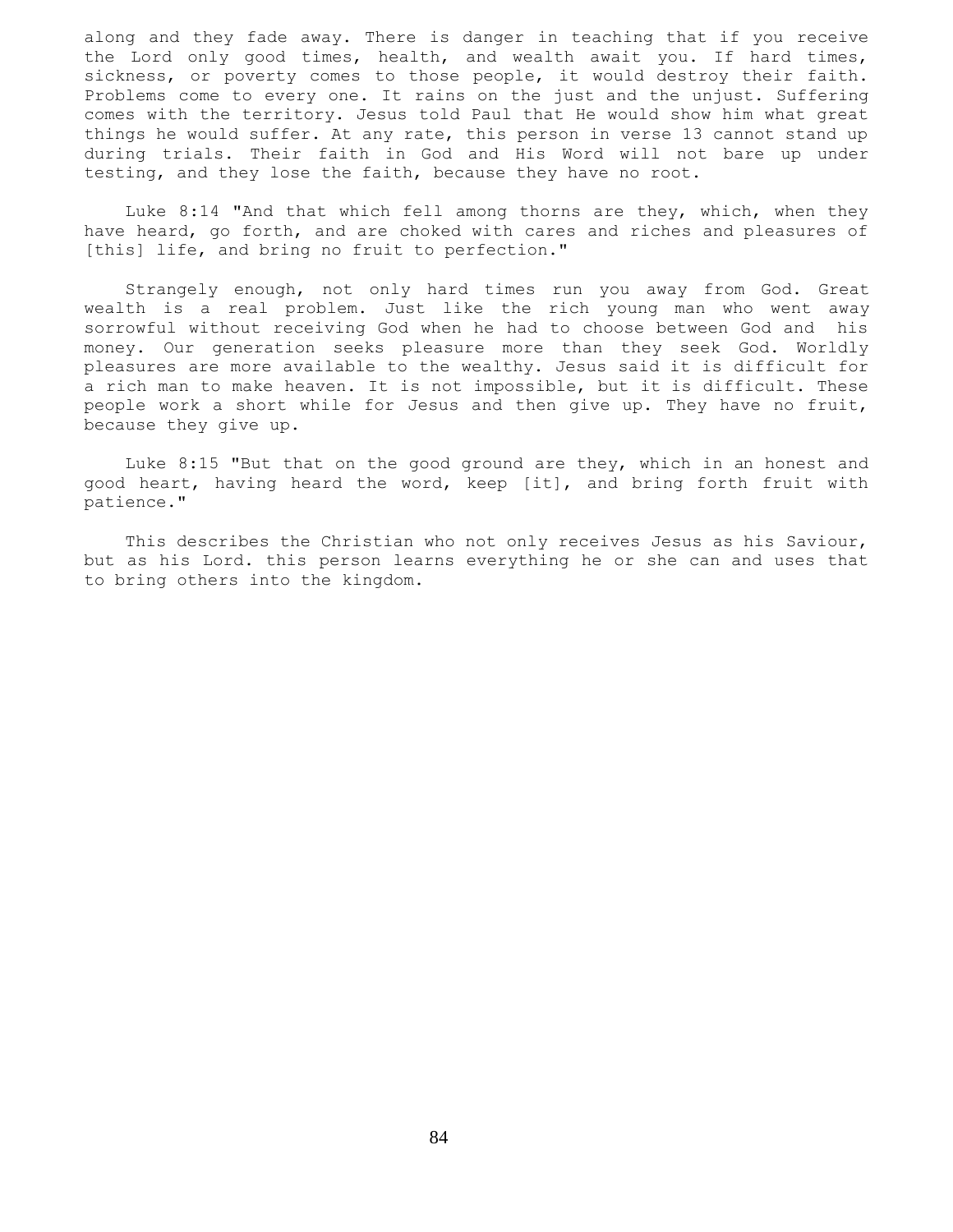along and they fade away. There is danger in teaching that if you receive the Lord only good times, health, and wealth await you. If hard times, sickness, or poverty comes to those people, it would destroy their faith. Problems come to every one. It rains on the just and the unjust. Suffering comes with the territory. Jesus told Paul that He would show him what great things he would suffer. At any rate, this person in verse 13 cannot stand up during trials. Their faith in God and His Word will not bare up under testing, and they lose the faith, because they have no root.

Luke 8:14 "And that which fell among thorns are they, which, when they have heard, go forth, and are choked with cares and riches and pleasures of [this] life, and bring no fruit to perfection."

Strangely enough, not only hard times run you away from God. Great wealth is a real problem. Just like the rich young man who went away sorrowful without receiving God when he had to choose between God and his money. Our generation seeks pleasure more than they seek God. Worldly pleasures are more available to the wealthy. Jesus said it is difficult for a rich man to make heaven. It is not impossible, but it is difficult. These people work a short while for Jesus and then give up. They have no fruit, because they give up.

Luke 8:15 "But that on the good ground are they, which in an honest and good heart, having heard the word, keep [it], and bring forth fruit with patience."

This describes the Christian who not only receives Jesus as his Saviour, but as his Lord. this person learns everything he or she can and uses that to bring others into the kingdom.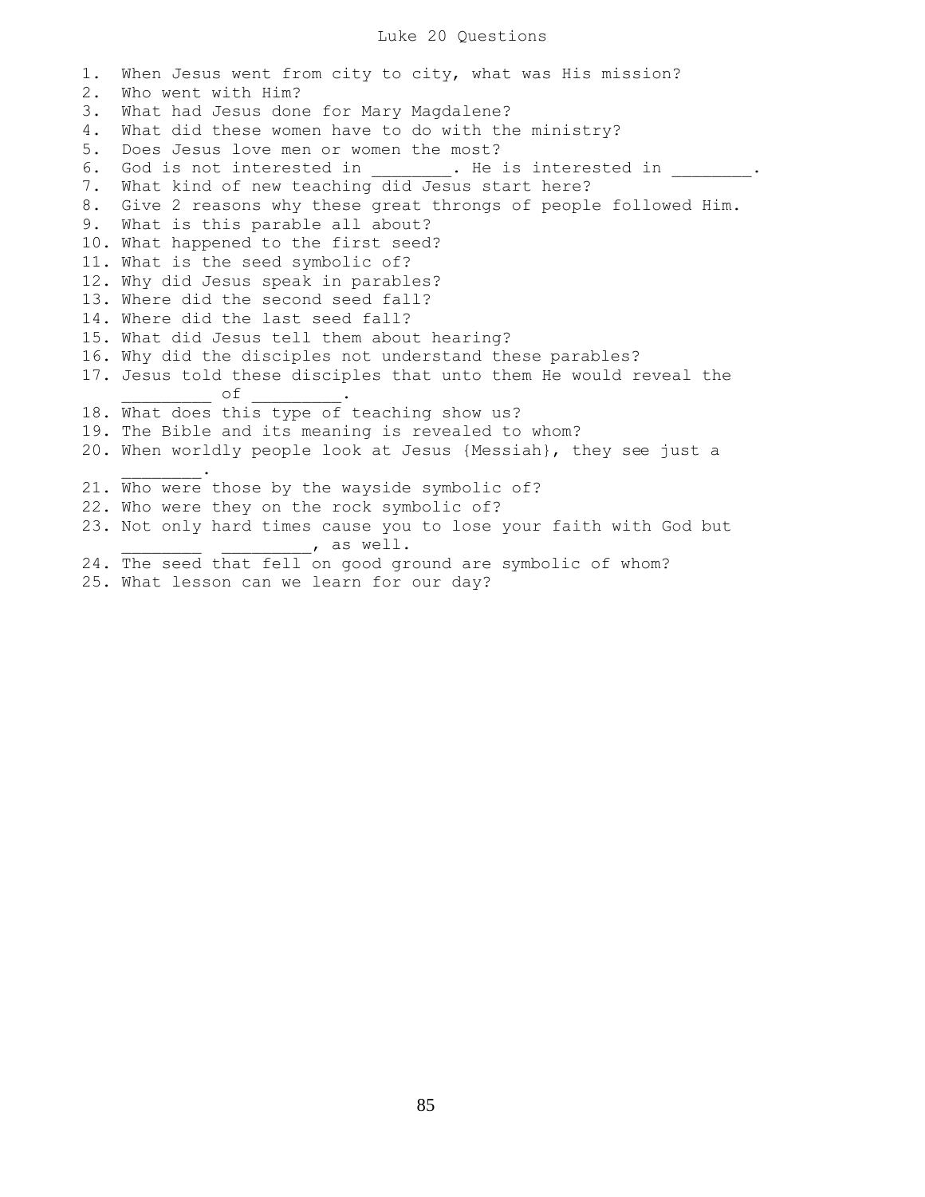# Luke 20 Questions

1. When Jesus went from city to city, what was His mission?
2. Who went with Him?
3. What had Jesus done for Mary Magdalene?
4. What did these women have to do with the ministry?
5. Does Jesus love men or women the most?
6. God is not interested in ________. He is interested in ________.
7. What kind of new teaching did Jesus start here?
8. Give 2 reasons why these great throngs of people followed Him.
9. What is this parable all about?
10. What happened to the first seed?
11. What is the seed symbolic of?
12. Why did Jesus speak in parables?
13. Where did the second seed fall?
14. Where did the last seed fall?
15. What did Jesus tell them about hearing?
16. Why did the disciples not understand these parables?
17. Jesus told these disciples that unto them He would reveal the _________ of _________.
18. What does this type of teaching show us?
19. The Bible and its meaning is revealed to whom?
20. When worldly people look at Jesus {Messiah}, they see just a ________.
21. Who were those by the wayside symbolic of?
22. Who were they on the rock symbolic of?
23. Not only hard times cause you to lose your faith with God but ________ _________, as well.
24. The seed that fell on good ground are symbolic of whom?
25. What lesson can we learn for our day?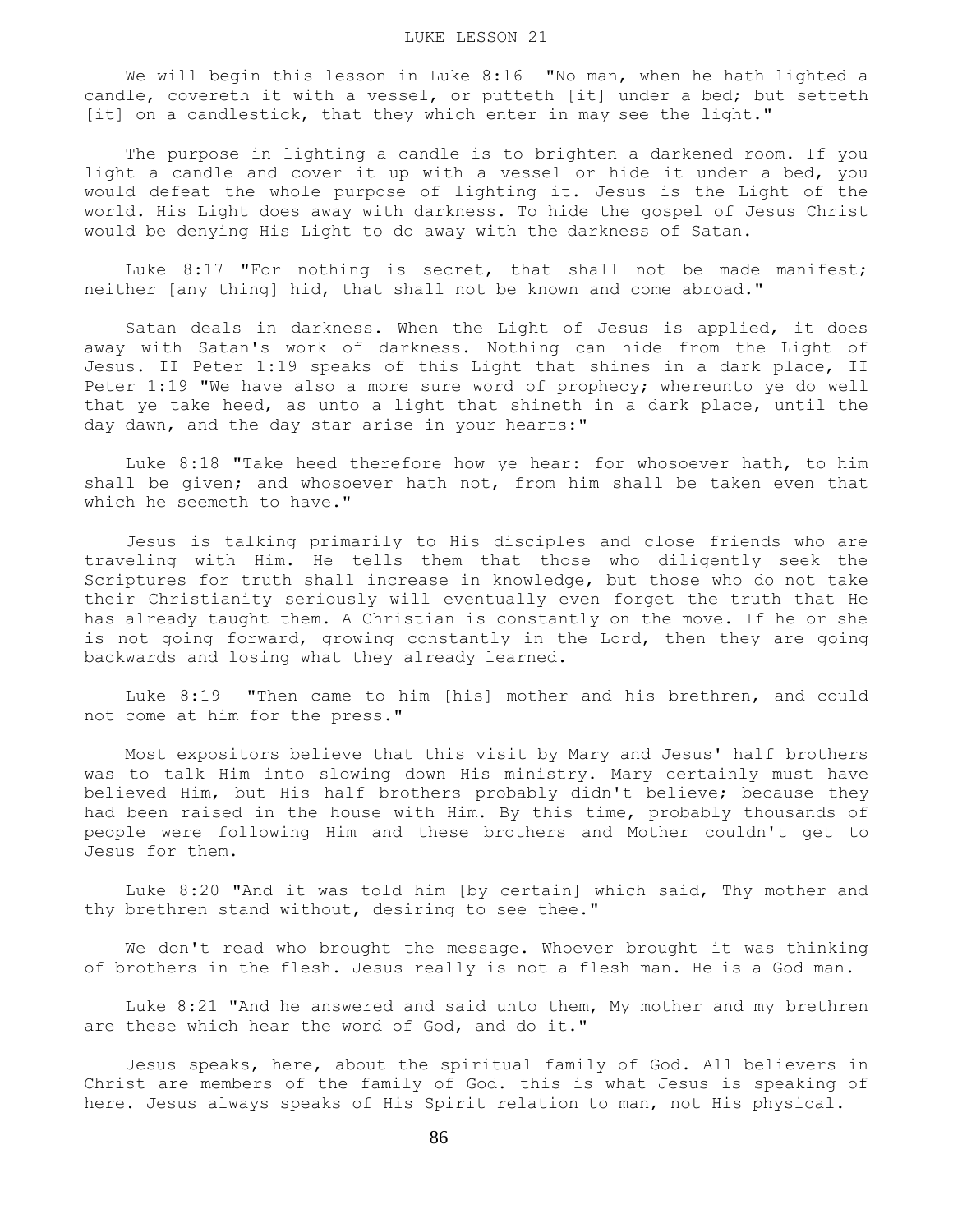LUKE LESSON 21

We will begin this lesson in Luke 8:16 "No man, when he hath lighted a candle, covereth it with a vessel, or putteth [it] under a bed; but setteth [it] on a candlestick, that they which enter in may see the light."

The purpose in lighting a candle is to brighten a darkened room. If you light a candle and cover it up with a vessel or hide it under a bed, you would defeat the whole purpose of lighting it. Jesus is the Light of the world. His Light does away with darkness. To hide the gospel of Jesus Christ would be denying His Light to do away with the darkness of Satan.

Luke 8:17 "For nothing is secret, that shall not be made manifest; neither [any thing] hid, that shall not be known and come abroad."

Satan deals in darkness. When the Light of Jesus is applied, it does away with Satan's work of darkness. Nothing can hide from the Light of Jesus. II Peter 1:19 speaks of this Light that shines in a dark place, II Peter 1:19 "We have also a more sure word of prophecy; whereunto ye do well that ye take heed, as unto a light that shineth in a dark place, until the day dawn, and the day star arise in your hearts:"

Luke 8:18 "Take heed therefore how ye hear: for whosoever hath, to him shall be given; and whosoever hath not, from him shall be taken even that which he seemeth to have."

Jesus is talking primarily to His disciples and close friends who are traveling with Him. He tells them that those who diligently seek the Scriptures for truth shall increase in knowledge, but those who do not take their Christianity seriously will eventually even forget the truth that He has already taught them. A Christian is constantly on the move. If he or she is not going forward, growing constantly in the Lord, then they are going backwards and losing what they already learned.

Luke 8:19 "Then came to him [his] mother and his brethren, and could not come at him for the press."

Most expositors believe that this visit by Mary and Jesus' half brothers was to talk Him into slowing down His ministry. Mary certainly must have believed Him, but His half brothers probably didn't believe; because they had been raised in the house with Him. By this time, probably thousands of people were following Him and these brothers and Mother couldn't get to Jesus for them.

Luke 8:20 "And it was told him [by certain] which said, Thy mother and thy brethren stand without, desiring to see thee."

We don't read who brought the message. Whoever brought it was thinking of brothers in the flesh. Jesus really is not a flesh man. He is a God man.

Luke 8:21 "And he answered and said unto them, My mother and my brethren are these which hear the word of God, and do it."

Jesus speaks, here, about the spiritual family of God. All believers in Christ are members of the family of God. this is what Jesus is speaking of here. Jesus always speaks of His Spirit relation to man, not His physical.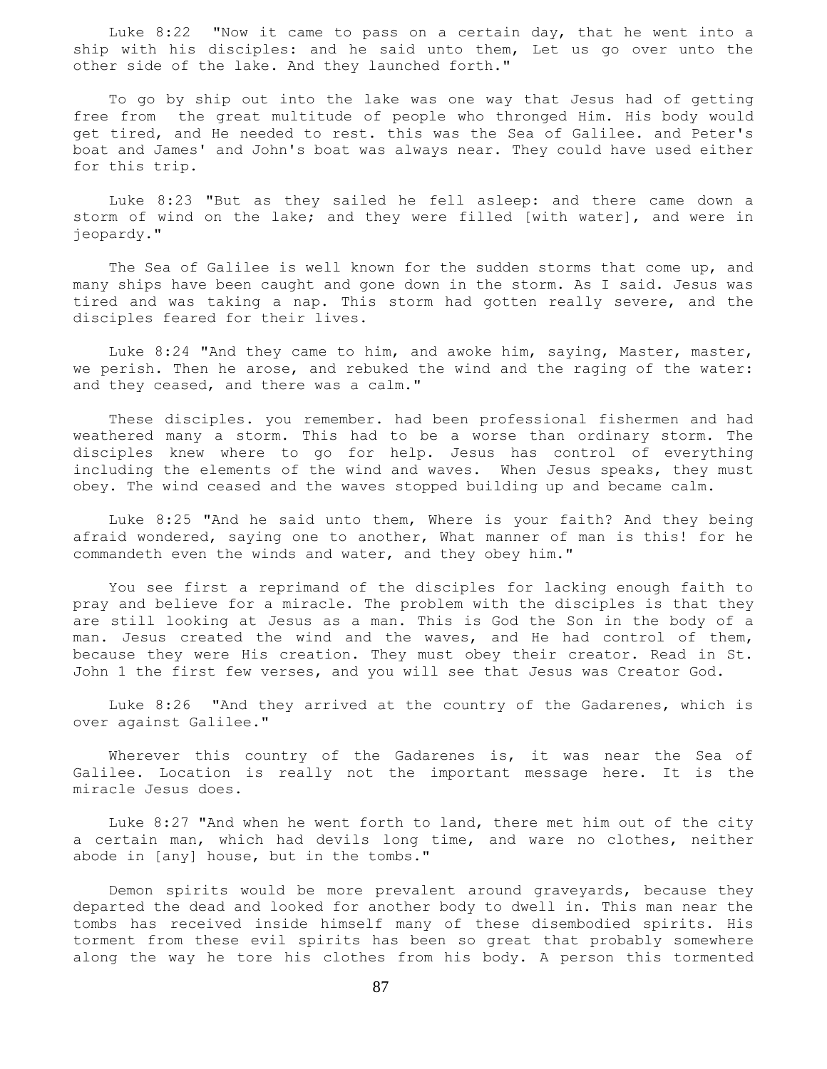Luke 8:22 "Now it came to pass on a certain day, that he went into a ship with his disciples: and he said unto them, Let us go over unto the other side of the lake. And they launched forth."

To go by ship out into the lake was one way that Jesus had of getting free from the great multitude of people who thronged Him. His body would get tired, and He needed to rest. this was the Sea of Galilee. and Peter's boat and James' and John's boat was always near. They could have used either for this trip.

Luke 8:23 "But as they sailed he fell asleep: and there came down a storm of wind on the lake; and they were filled [with water], and were in jeopardy."

The Sea of Galilee is well known for the sudden storms that come up, and many ships have been caught and gone down in the storm. As I said. Jesus was tired and was taking a nap. This storm had gotten really severe, and the disciples feared for their lives.

Luke 8:24 "And they came to him, and awoke him, saying, Master, master, we perish. Then he arose, and rebuked the wind and the raging of the water: and they ceased, and there was a calm."

These disciples. you remember. had been professional fishermen and had weathered many a storm. This had to be a worse than ordinary storm. The disciples knew where to go for help. Jesus has control of everything including the elements of the wind and waves. When Jesus speaks, they must obey. The wind ceased and the waves stopped building up and became calm.

Luke 8:25 "And he said unto them, Where is your faith? And they being afraid wondered, saying one to another, What manner of man is this! for he commandeth even the winds and water, and they obey him."

You see first a reprimand of the disciples for lacking enough faith to pray and believe for a miracle. The problem with the disciples is that they are still looking at Jesus as a man. This is God the Son in the body of a man. Jesus created the wind and the waves, and He had control of them, because they were His creation. They must obey their creator. Read in St. John 1 the first few verses, and you will see that Jesus was Creator God.

Luke 8:26 "And they arrived at the country of the Gadarenes, which is over against Galilee."

Wherever this country of the Gadarenes is, it was near the Sea of Galilee. Location is really not the important message here. It is the miracle Jesus does.

Luke 8:27 "And when he went forth to land, there met him out of the city a certain man, which had devils long time, and ware no clothes, neither abode in [any] house, but in the tombs."

Demon spirits would be more prevalent around graveyards, because they departed the dead and looked for another body to dwell in. This man near the tombs has received inside himself many of these disembodied spirits. His torment from these evil spirits has been so great that probably somewhere along the way he tore his clothes from his body. A person this tormented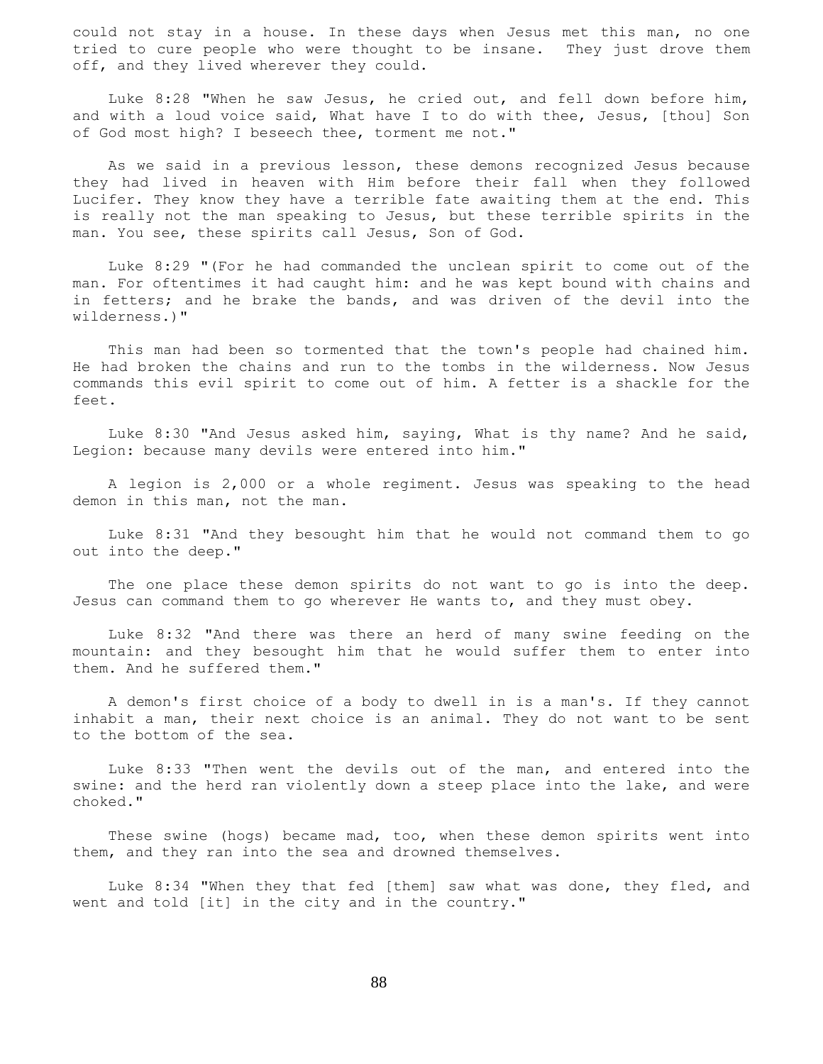could not stay in a house. In these days when Jesus met this man, no one tried to cure people who were thought to be insane. They just drove them off, and they lived wherever they could.

Luke 8:28 "When he saw Jesus, he cried out, and fell down before him, and with a loud voice said, What have I to do with thee, Jesus, [thou] Son of God most high? I beseech thee, torment me not."

As we said in a previous lesson, these demons recognized Jesus because they had lived in heaven with Him before their fall when they followed Lucifer. They know they have a terrible fate awaiting them at the end. This is really not the man speaking to Jesus, but these terrible spirits in the man. You see, these spirits call Jesus, Son of God.

Luke 8:29 "(For he had commanded the unclean spirit to come out of the man. For oftentimes it had caught him: and he was kept bound with chains and in fetters; and he brake the bands, and was driven of the devil into the wilderness.)"

This man had been so tormented that the town's people had chained him. He had broken the chains and run to the tombs in the wilderness. Now Jesus commands this evil spirit to come out of him. A fetter is a shackle for the feet.

Luke 8:30 "And Jesus asked him, saying, What is thy name? And he said, Legion: because many devils were entered into him."

A legion is 2,000 or a whole regiment. Jesus was speaking to the head demon in this man, not the man.

Luke 8:31 "And they besought him that he would not command them to go out into the deep."

The one place these demon spirits do not want to go is into the deep. Jesus can command them to go wherever He wants to, and they must obey.

Luke 8:32 "And there was there an herd of many swine feeding on the mountain: and they besought him that he would suffer them to enter into them. And he suffered them."

A demon's first choice of a body to dwell in is a man's. If they cannot inhabit a man, their next choice is an animal. They do not want to be sent to the bottom of the sea.

Luke 8:33 "Then went the devils out of the man, and entered into the swine: and the herd ran violently down a steep place into the lake, and were choked."

These swine (hogs) became mad, too, when these demon spirits went into them, and they ran into the sea and drowned themselves.

Luke 8:34 "When they that fed [them] saw what was done, they fled, and went and told [it] in the city and in the country."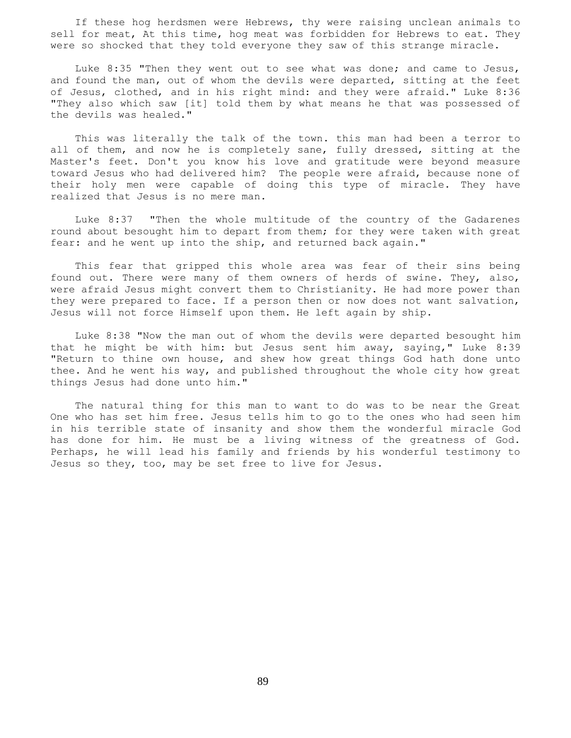If these hog herdsmen were Hebrews, thy were raising unclean animals to sell for meat, At this time, hog meat was forbidden for Hebrews to eat. They were so shocked that they told everyone they saw of this strange miracle.

Luke 8:35 "Then they went out to see what was done; and came to Jesus, and found the man, out of whom the devils were departed, sitting at the feet of Jesus, clothed, and in his right mind: and they were afraid." Luke 8:36 "They also which saw [it] told them by what means he that was possessed of the devils was healed."

This was literally the talk of the town. this man had been a terror to all of them, and now he is completely sane, fully dressed, sitting at the Master's feet. Don't you know his love and gratitude were beyond measure toward Jesus who had delivered him? The people were afraid, because none of their holy men were capable of doing this type of miracle. They have realized that Jesus is no mere man.

Luke 8:37 "Then the whole multitude of the country of the Gadarenes round about besought him to depart from them; for they were taken with great fear: and he went up into the ship, and returned back again."

This fear that gripped this whole area was fear of their sins being found out. There were many of them owners of herds of swine. They, also, were afraid Jesus might convert them to Christianity. He had more power than they were prepared to face. If a person then or now does not want salvation, Jesus will not force Himself upon them. He left again by ship.

Luke 8:38 "Now the man out of whom the devils were departed besought him that he might be with him: but Jesus sent him away, saying," Luke 8:39 "Return to thine own house, and shew how great things God hath done unto thee. And he went his way, and published throughout the whole city how great things Jesus had done unto him."

The natural thing for this man to want to do was to be near the Great One who has set him free. Jesus tells him to go to the ones who had seen him in his terrible state of insanity and show them the wonderful miracle God has done for him. He must be a living witness of the greatness of God. Perhaps, he will lead his family and friends by his wonderful testimony to Jesus so they, too, may be set free to live for Jesus.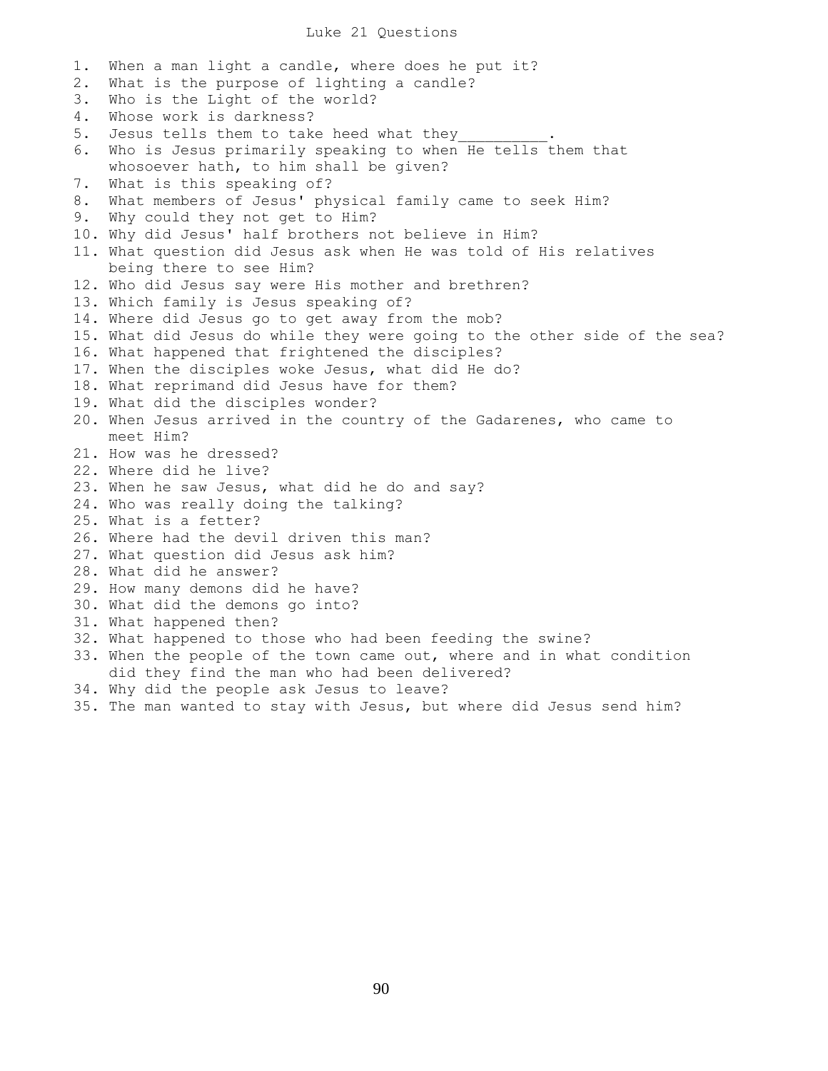# Luke 21 Questions

1. When a man light a candle, where does he put it?
2. What is the purpose of lighting a candle?
3. Who is the Light of the world?
4. Whose work is darkness?
5. Jesus tells them to take heed what they__________.
6. Who is Jesus primarily speaking to when He tells them that whosoever hath, to him shall be given?
7. What is this speaking of?
8. What members of Jesus' physical family came to seek Him?
9. Why could they not get to Him?
10. Why did Jesus' half brothers not believe in Him?
11. What question did Jesus ask when He was told of His relatives being there to see Him?
12. Who did Jesus say were His mother and brethren?
13. Which family is Jesus speaking of?
14. Where did Jesus go to get away from the mob?
15. What did Jesus do while they were going to the other side of the sea?
16. What happened that frightened the disciples?
17. When the disciples woke Jesus, what did He do?
18. What reprimand did Jesus have for them?
19. What did the disciples wonder?
20. When Jesus arrived in the country of the Gadarenes, who came to meet Him?
21. How was he dressed?
22. Where did he live?
23. When he saw Jesus, what did he do and say?
24. Who was really doing the talking?
25. What is a fetter?
26. Where had the devil driven this man?
27. What question did Jesus ask him?
28. What did he answer?
29. How many demons did he have?
30. What did the demons go into?
31. What happened then?
32. What happened to those who had been feeding the swine?
33. When the people of the town came out, where and in what condition did they find the man who had been delivered?
34. Why did the people ask Jesus to leave?
35. The man wanted to stay with Jesus, but where did Jesus send him?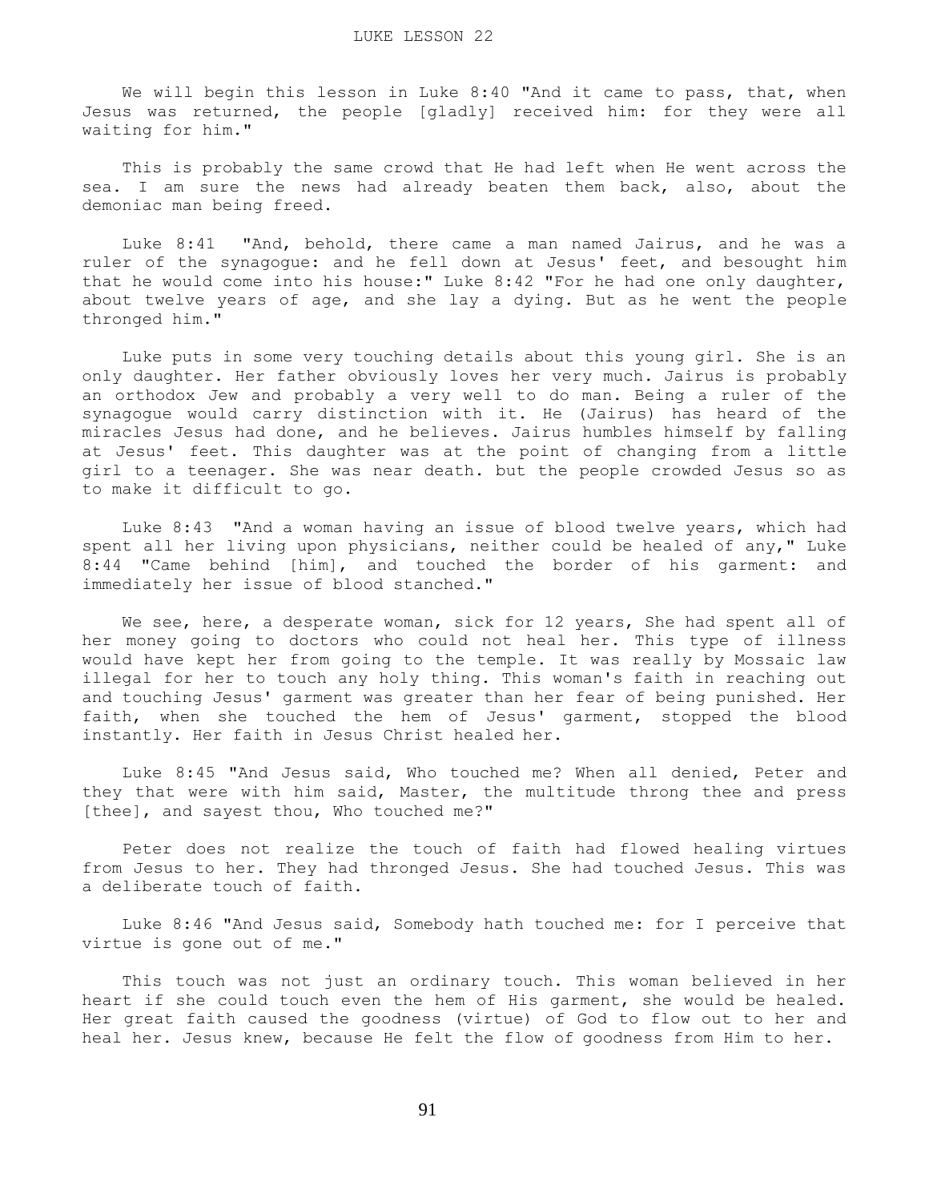LUKE LESSON 22

We will begin this lesson in Luke 8:40 "And it came to pass, that, when Jesus was returned, the people [gladly] received him: for they were all waiting for him."

This is probably the same crowd that He had left when He went across the sea. I am sure the news had already beaten them back, also, about the demoniac man being freed.

Luke 8:41 "And, behold, there came a man named Jairus, and he was a ruler of the synagogue: and he fell down at Jesus' feet, and besought him that he would come into his house:" Luke 8:42 "For he had one only daughter, about twelve years of age, and she lay a dying. But as he went the people thronged him."

Luke puts in some very touching details about this young girl. She is an only daughter. Her father obviously loves her very much. Jairus is probably an orthodox Jew and probably a very well to do man. Being a ruler of the synagogue would carry distinction with it. He (Jairus) has heard of the miracles Jesus had done, and he believes. Jairus humbles himself by falling at Jesus' feet. This daughter was at the point of changing from a little girl to a teenager. She was near death. but the people crowded Jesus so as to make it difficult to go.

Luke 8:43 "And a woman having an issue of blood twelve years, which had spent all her living upon physicians, neither could be healed of any," Luke 8:44 "Came behind [him], and touched the border of his garment: and immediately her issue of blood stanched."

We see, here, a desperate woman, sick for 12 years, She had spent all of her money going to doctors who could not heal her. This type of illness would have kept her from going to the temple. It was really by Mossaic law illegal for her to touch any holy thing. This woman's faith in reaching out and touching Jesus' garment was greater than her fear of being punished. Her faith, when she touched the hem of Jesus' garment, stopped the blood instantly. Her faith in Jesus Christ healed her.

Luke 8:45 "And Jesus said, Who touched me? When all denied, Peter and they that were with him said, Master, the multitude throng thee and press [thee], and sayest thou, Who touched me?"

Peter does not realize the touch of faith had flowed healing virtues from Jesus to her. They had thronged Jesus. She had touched Jesus. This was a deliberate touch of faith.

Luke 8:46 "And Jesus said, Somebody hath touched me: for I perceive that virtue is gone out of me."

This touch was not just an ordinary touch. This woman believed in her heart if she could touch even the hem of His garment, she would be healed. Her great faith caused the goodness (virtue) of God to flow out to her and heal her. Jesus knew, because He felt the flow of goodness from Him to her.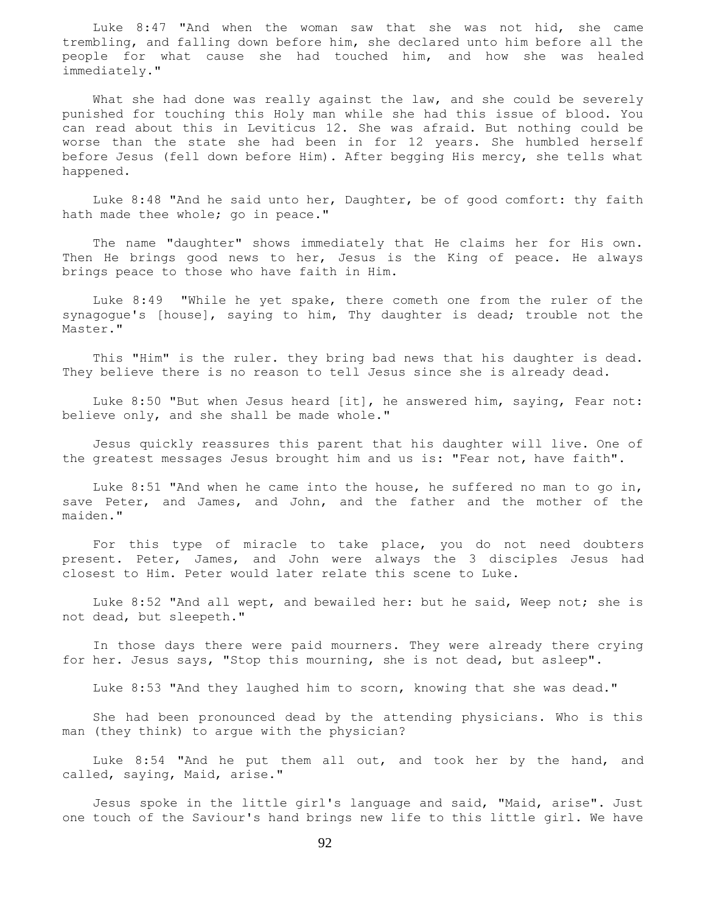Luke 8:47 "And when the woman saw that she was not hid, she came trembling, and falling down before him, she declared unto him before all the people for what cause she had touched him, and how she was healed immediately."

What she had done was really against the law, and she could be severely punished for touching this Holy man while she had this issue of blood. You can read about this in Leviticus 12. She was afraid. But nothing could be worse than the state she had been in for 12 years. She humbled herself before Jesus (fell down before Him). After begging His mercy, she tells what happened.

Luke 8:48 "And he said unto her, Daughter, be of good comfort: thy faith hath made thee whole; go in peace."

The name "daughter" shows immediately that He claims her for His own. Then He brings good news to her, Jesus is the King of peace. He always brings peace to those who have faith in Him.

Luke 8:49 "While he yet spake, there cometh one from the ruler of the synagogue's [house], saying to him, Thy daughter is dead; trouble not the Master."

This "Him" is the ruler. they bring bad news that his daughter is dead. They believe there is no reason to tell Jesus since she is already dead.

Luke 8:50 "But when Jesus heard [it], he answered him, saying, Fear not: believe only, and she shall be made whole."

Jesus quickly reassures this parent that his daughter will live. One of the greatest messages Jesus brought him and us is: "Fear not, have faith".

Luke 8:51 "And when he came into the house, he suffered no man to go in, save Peter, and James, and John, and the father and the mother of the maiden."

For this type of miracle to take place, you do not need doubters present. Peter, James, and John were always the 3 disciples Jesus had closest to Him. Peter would later relate this scene to Luke.

Luke 8:52 "And all wept, and bewailed her: but he said, Weep not; she is not dead, but sleepeth."

In those days there were paid mourners. They were already there crying for her. Jesus says, "Stop this mourning, she is not dead, but asleep".

Luke 8:53 "And they laughed him to scorn, knowing that she was dead."

She had been pronounced dead by the attending physicians. Who is this man (they think) to argue with the physician?

Luke 8:54 "And he put them all out, and took her by the hand, and called, saying, Maid, arise."

Jesus spoke in the little girl's language and said, "Maid, arise". Just one touch of the Saviour's hand brings new life to this little girl. We have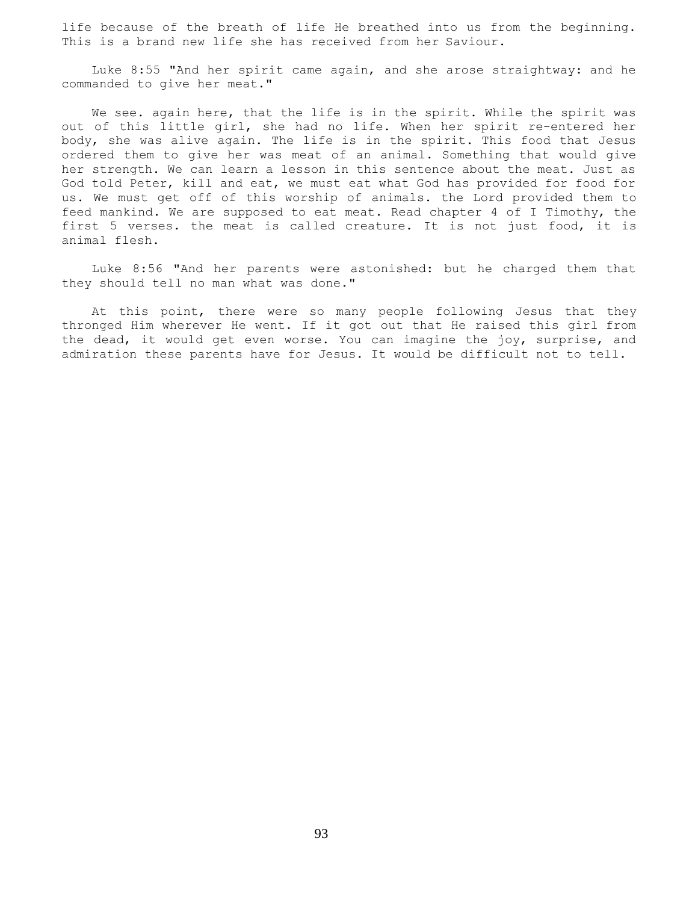life because of the breath of life He breathed into us from the beginning. This is a brand new life she has received from her Saviour.

Luke 8:55 "And her spirit came again, and she arose straightway: and he commanded to give her meat."

We see. again here, that the life is in the spirit. While the spirit was out of this little girl, she had no life. When her spirit re-entered her body, she was alive again. The life is in the spirit. This food that Jesus ordered them to give her was meat of an animal. Something that would give her strength. We can learn a lesson in this sentence about the meat. Just as God told Peter, kill and eat, we must eat what God has provided for food for us. We must get off of this worship of animals. the Lord provided them to feed mankind. We are supposed to eat meat. Read chapter 4 of I Timothy, the first 5 verses. the meat is called creature. It is not just food, it is animal flesh.

Luke 8:56 "And her parents were astonished: but he charged them that they should tell no man what was done."

At this point, there were so many people following Jesus that they thronged Him wherever He went. If it got out that He raised this girl from the dead, it would get even worse. You can imagine the joy, surprise, and admiration these parents have for Jesus. It would be difficult not to tell.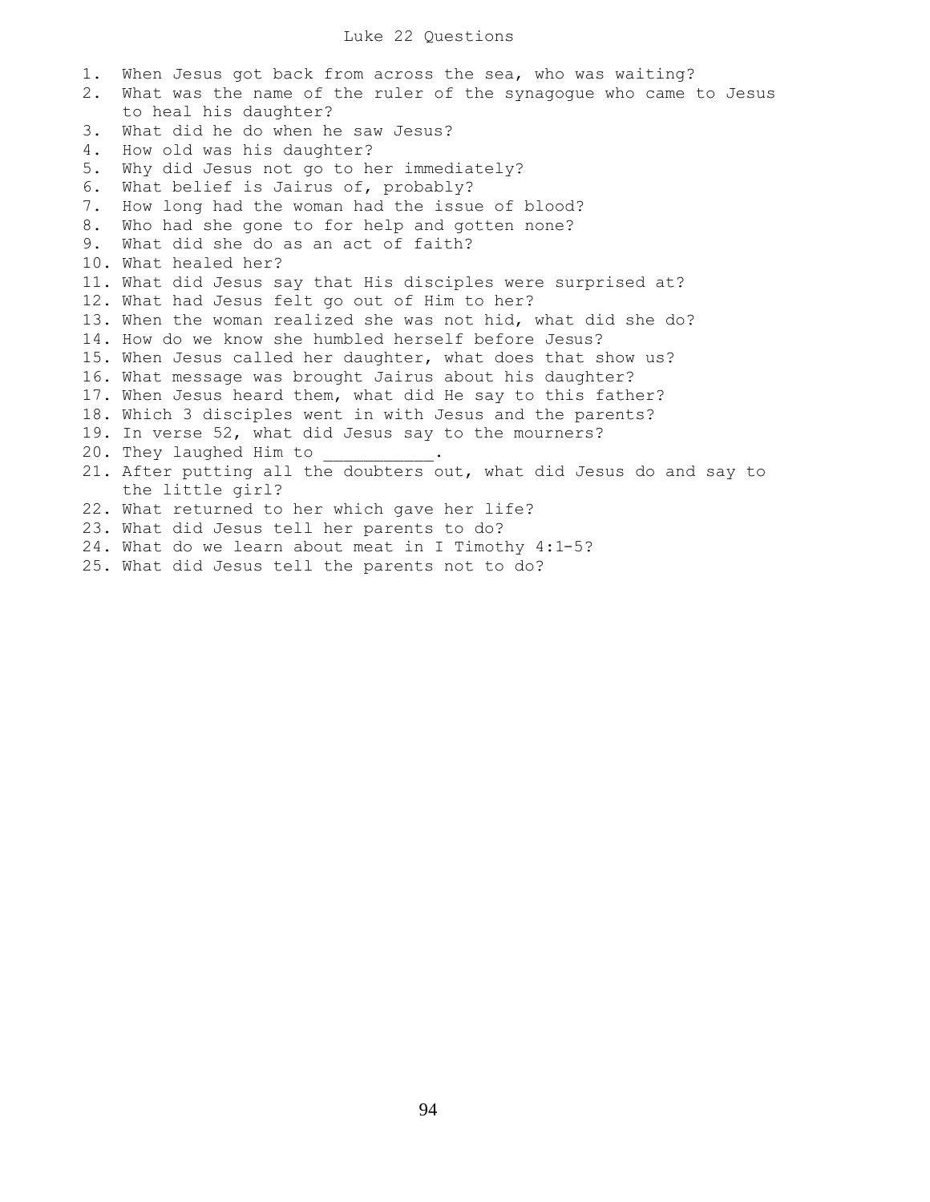# Luke 22 Questions

1. When Jesus got back from across the sea, who was waiting?
2. What was the name of the ruler of the synagogue who came to Jesus to heal his daughter?
3. What did he do when he saw Jesus?
4. How old was his daughter?
5. Why did Jesus not go to her immediately?
6. What belief is Jairus of, probably?
7. How long had the woman had the issue of blood?
8. Who had she gone to for help and gotten none?
9. What did she do as an act of faith?
10. What healed her?
11. What did Jesus say that His disciples were surprised at?
12. What had Jesus felt go out of Him to her?
13. When the woman realized she was not hid, what did she do?
14. How do we know she humbled herself before Jesus?
15. When Jesus called her daughter, what does that show us?
16. What message was brought Jairus about his daughter?
17. When Jesus heard them, what did He say to this father?
18. Which 3 disciples went in with Jesus and the parents?
19. In verse 52, what did Jesus say to the mourners?
20. They laughed Him to ___________.
21. After putting all the doubters out, what did Jesus do and say to the little girl?
22. What returned to her which gave her life?
23. What did Jesus tell her parents to do?
24. What do we learn about meat in I Timothy 4:1-5?
25. What did Jesus tell the parents not to do?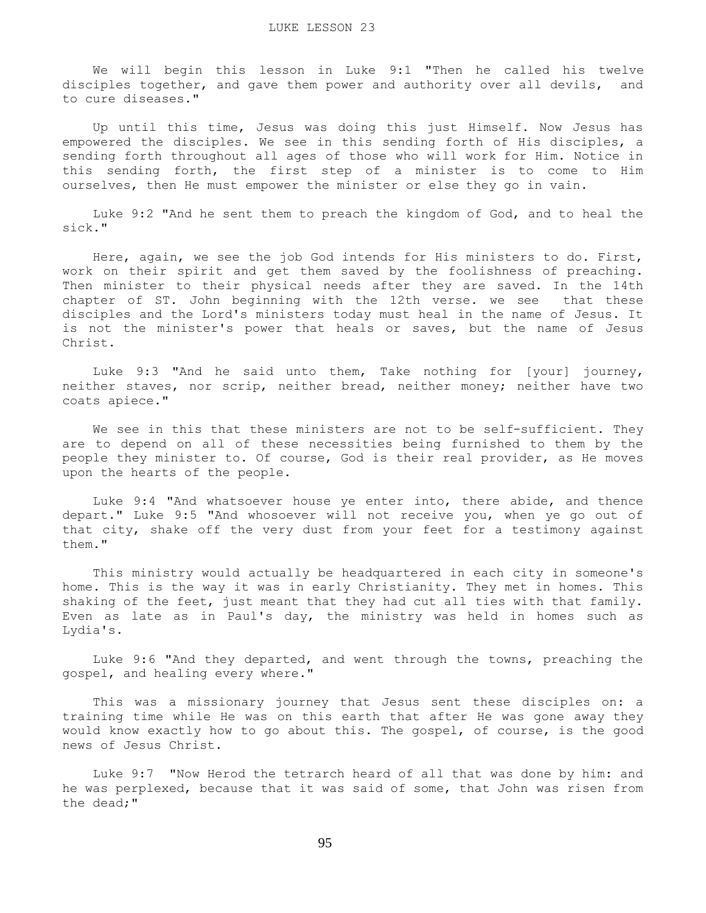LUKE LESSON 23

We will begin this lesson in Luke 9:1 "Then he called his twelve disciples together, and gave them power and authority over all devils, and to cure diseases."

Up until this time, Jesus was doing this just Himself. Now Jesus has empowered the disciples. We see in this sending forth of His disciples, a sending forth throughout all ages of those who will work for Him. Notice in this sending forth, the first step of a minister is to come to Him ourselves, then He must empower the minister or else they go in vain.

Luke 9:2 "And he sent them to preach the kingdom of God, and to heal the sick."

Here, again, we see the job God intends for His ministers to do. First, work on their spirit and get them saved by the foolishness of preaching. Then minister to their physical needs after they are saved. In the 14th chapter of ST. John beginning with the 12th verse. we see that these disciples and the Lord's ministers today must heal in the name of Jesus. It is not the minister's power that heals or saves, but the name of Jesus Christ.

Luke 9:3 "And he said unto them, Take nothing for [your] journey, neither staves, nor scrip, neither bread, neither money; neither have two coats apiece."

We see in this that these ministers are not to be self-sufficient. They are to depend on all of these necessities being furnished to them by the people they minister to. Of course, God is their real provider, as He moves upon the hearts of the people.

Luke 9:4 "And whatsoever house ye enter into, there abide, and thence depart." Luke 9:5 "And whosoever will not receive you, when ye go out of that city, shake off the very dust from your feet for a testimony against them."

This ministry would actually be headquartered in each city in someone's home. This is the way it was in early Christianity. They met in homes. This shaking of the feet, just meant that they had cut all ties with that family. Even as late as in Paul's day, the ministry was held in homes such as Lydia's.

Luke 9:6 "And they departed, and went through the towns, preaching the gospel, and healing every where."

This was a missionary journey that Jesus sent these disciples on: a training time while He was on this earth that after He was gone away they would know exactly how to go about this. The gospel, of course, is the good news of Jesus Christ.

Luke 9:7 "Now Herod the tetrarch heard of all that was done by him: and he was perplexed, because that it was said of some, that John was risen from the dead;"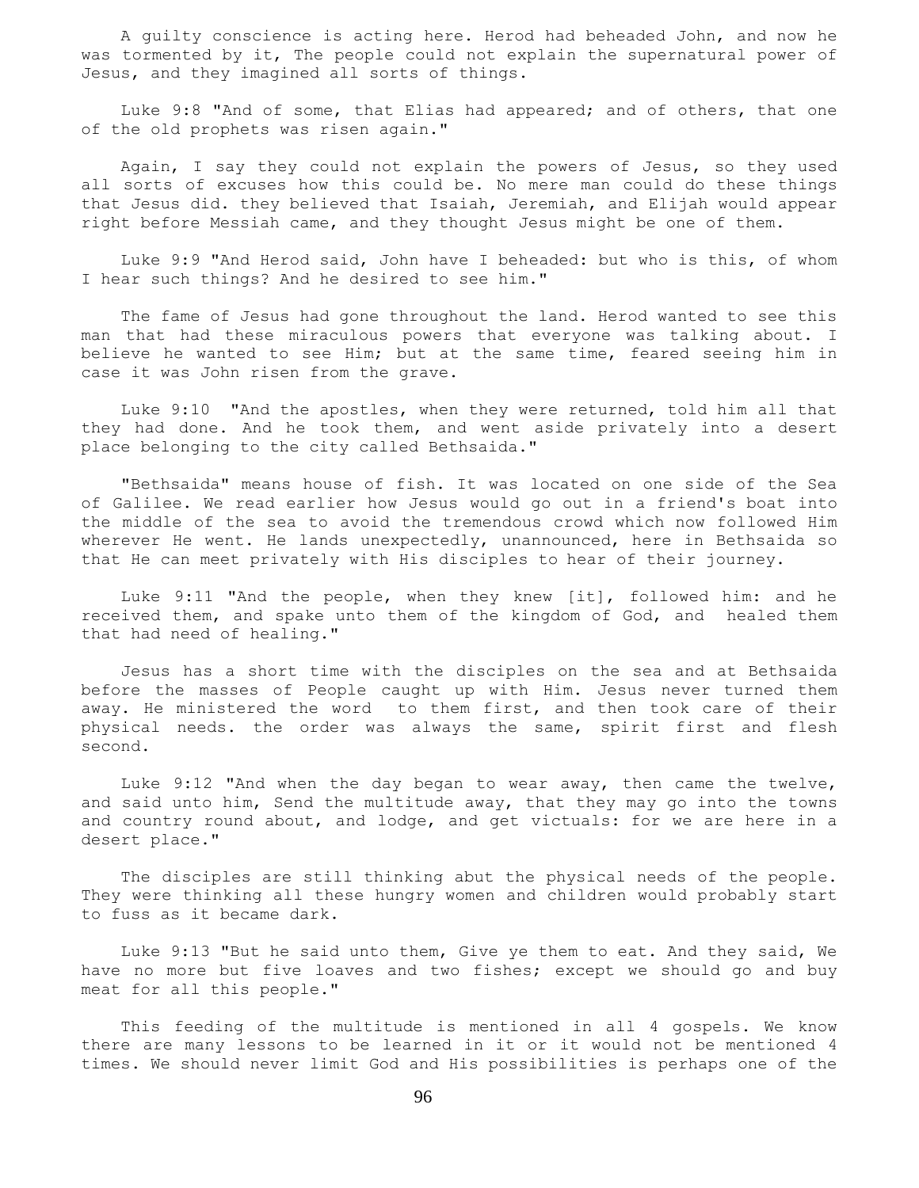A guilty conscience is acting here. Herod had beheaded John, and now he was tormented by it, The people could not explain the supernatural power of Jesus, and they imagined all sorts of things.

Luke 9:8 "And of some, that Elias had appeared; and of others, that one of the old prophets was risen again."

Again, I say they could not explain the powers of Jesus, so they used all sorts of excuses how this could be. No mere man could do these things that Jesus did. they believed that Isaiah, Jeremiah, and Elijah would appear right before Messiah came, and they thought Jesus might be one of them.

Luke 9:9 "And Herod said, John have I beheaded: but who is this, of whom I hear such things? And he desired to see him."

The fame of Jesus had gone throughout the land. Herod wanted to see this man that had these miraculous powers that everyone was talking about. I believe he wanted to see Him; but at the same time, feared seeing him in case it was John risen from the grave.

Luke 9:10 "And the apostles, when they were returned, told him all that they had done. And he took them, and went aside privately into a desert place belonging to the city called Bethsaida."

"Bethsaida" means house of fish. It was located on one side of the Sea of Galilee. We read earlier how Jesus would go out in a friend's boat into the middle of the sea to avoid the tremendous crowd which now followed Him wherever He went. He lands unexpectedly, unannounced, here in Bethsaida so that He can meet privately with His disciples to hear of their journey.

Luke 9:11 "And the people, when they knew [it], followed him: and he received them, and spake unto them of the kingdom of God, and healed them that had need of healing."

Jesus has a short time with the disciples on the sea and at Bethsaida before the masses of People caught up with Him. Jesus never turned them away. He ministered the word to them first, and then took care of their physical needs. the order was always the same, spirit first and flesh second.

Luke 9:12 "And when the day began to wear away, then came the twelve, and said unto him, Send the multitude away, that they may go into the towns and country round about, and lodge, and get victuals: for we are here in a desert place."

The disciples are still thinking abut the physical needs of the people. They were thinking all these hungry women and children would probably start to fuss as it became dark.

Luke 9:13 "But he said unto them, Give ye them to eat. And they said, We have no more but five loaves and two fishes; except we should go and buy meat for all this people."

This feeding of the multitude is mentioned in all 4 gospels. We know there are many lessons to be learned in it or it would not be mentioned 4 times. We should never limit God and His possibilities is perhaps one of the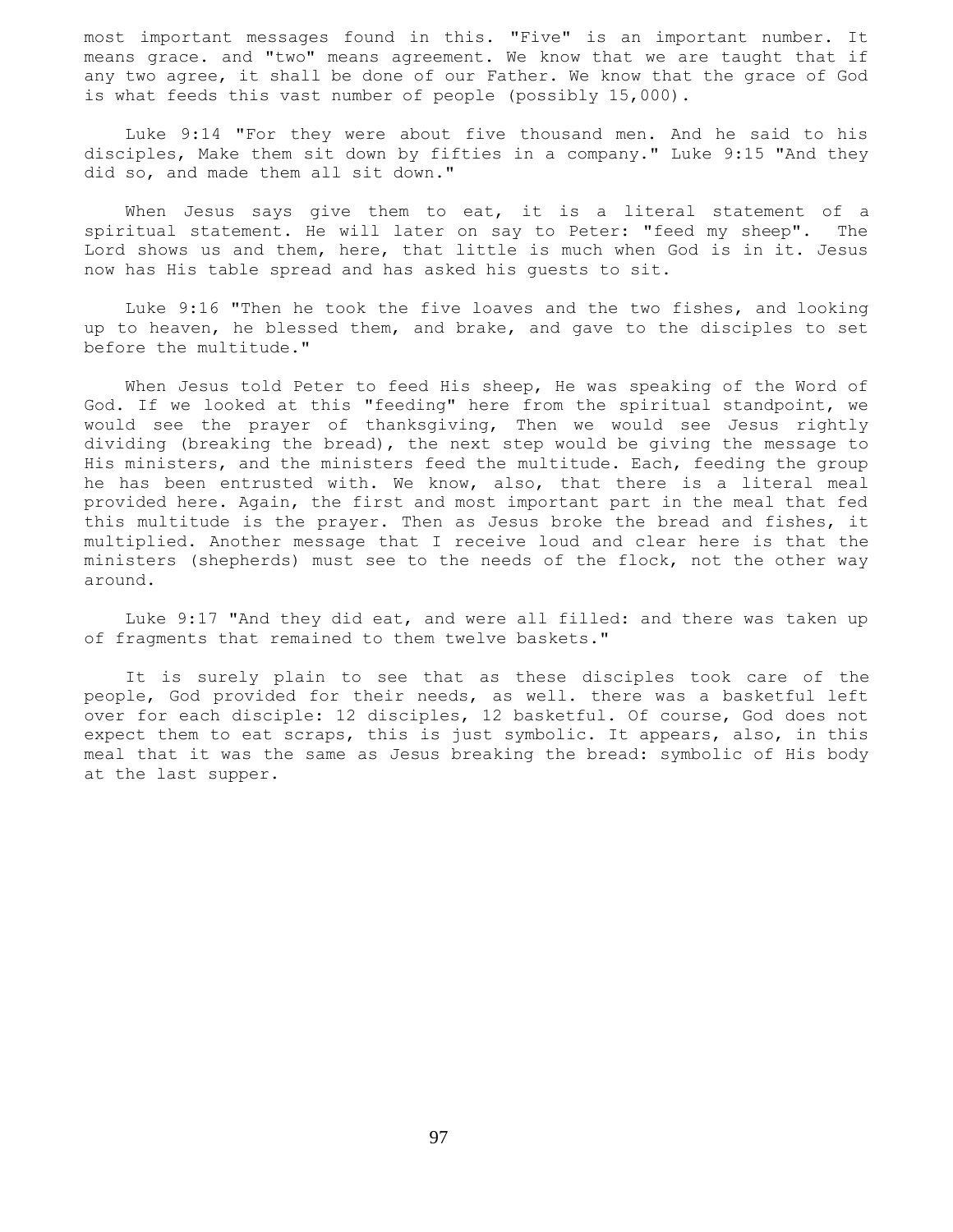most important messages found in this. "Five" is an important number. It means grace. and "two" means agreement. We know that we are taught that if any two agree, it shall be done of our Father. We know that the grace of God is what feeds this vast number of people (possibly 15,000).

Luke 9:14 "For they were about five thousand men. And he said to his disciples, Make them sit down by fifties in a company." Luke 9:15 "And they did so, and made them all sit down."

When Jesus says give them to eat, it is a literal statement of a spiritual statement. He will later on say to Peter: "feed my sheep". The Lord shows us and them, here, that little is much when God is in it. Jesus now has His table spread and has asked his guests to sit.

Luke 9:16 "Then he took the five loaves and the two fishes, and looking up to heaven, he blessed them, and brake, and gave to the disciples to set before the multitude."

When Jesus told Peter to feed His sheep, He was speaking of the Word of God. If we looked at this "feeding" here from the spiritual standpoint, we would see the prayer of thanksgiving, Then we would see Jesus rightly dividing (breaking the bread), the next step would be giving the message to His ministers, and the ministers feed the multitude. Each, feeding the group he has been entrusted with. We know, also, that there is a literal meal provided here. Again, the first and most important part in the meal that fed this multitude is the prayer. Then as Jesus broke the bread and fishes, it multiplied. Another message that I receive loud and clear here is that the ministers (shepherds) must see to the needs of the flock, not the other way around.

Luke 9:17 "And they did eat, and were all filled: and there was taken up of fragments that remained to them twelve baskets."

It is surely plain to see that as these disciples took care of the people, God provided for their needs, as well. there was a basketful left over for each disciple: 12 disciples, 12 basketful. Of course, God does not expect them to eat scraps, this is just symbolic. It appears, also, in this meal that it was the same as Jesus breaking the bread: symbolic of His body at the last supper.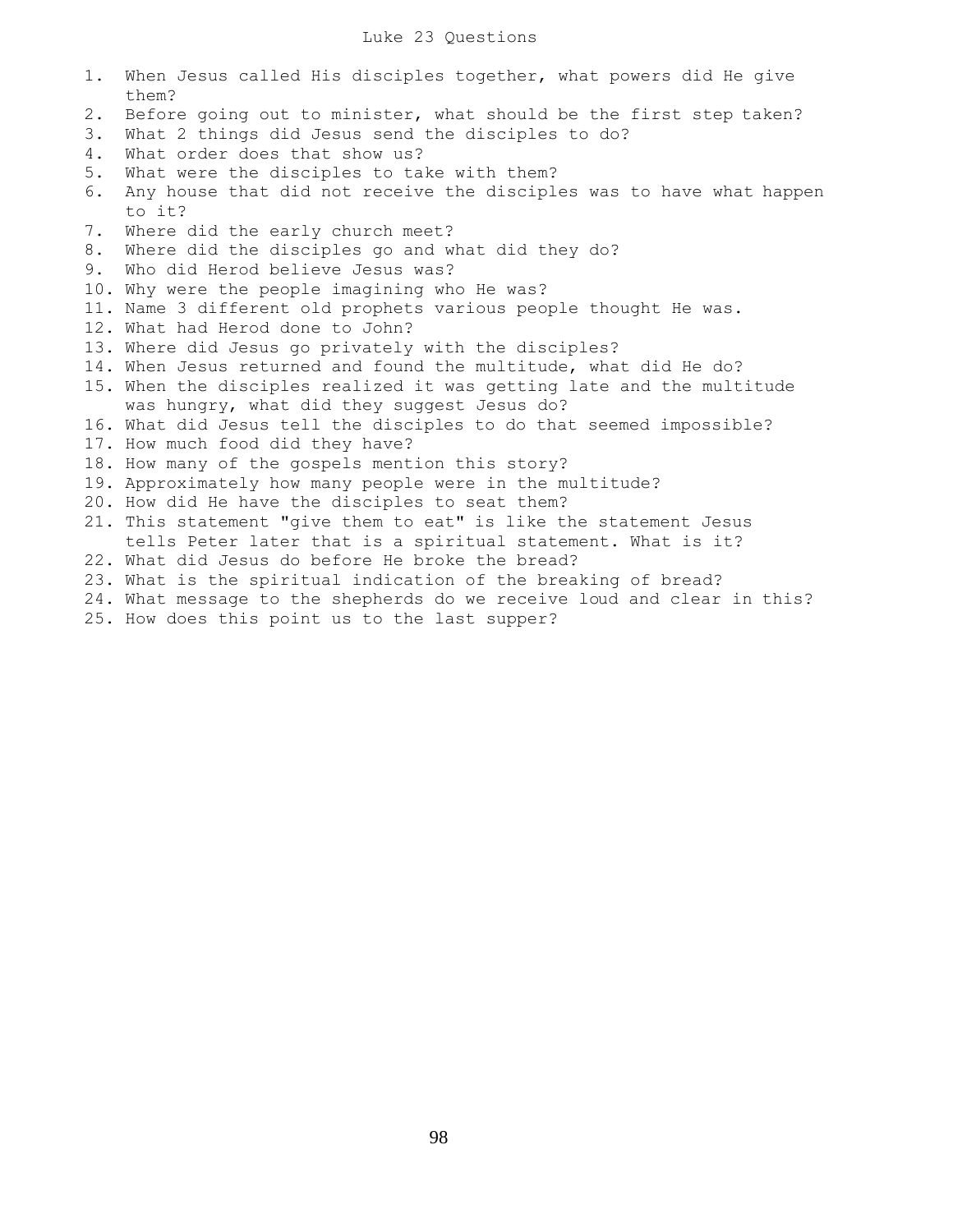# Luke 23 Questions

1. When Jesus called His disciples together, what powers did He give them?
2. Before going out to minister, what should be the first step taken?
3. What 2 things did Jesus send the disciples to do?
4. What order does that show us?
5. What were the disciples to take with them?
6. Any house that did not receive the disciples was to have what happen to it?
7. Where did the early church meet?
8. Where did the disciples go and what did they do?
9. Who did Herod believe Jesus was?
10. Why were the people imagining who He was?
11. Name 3 different old prophets various people thought He was.
12. What had Herod done to John?
13. Where did Jesus go privately with the disciples?
14. When Jesus returned and found the multitude, what did He do?
15. When the disciples realized it was getting late and the multitude was hungry, what did they suggest Jesus do?
16. What did Jesus tell the disciples to do that seemed impossible?
17. How much food did they have?
18. How many of the gospels mention this story?
19. Approximately how many people were in the multitude?
20. How did He have the disciples to seat them?
21. This statement "give them to eat" is like the statement Jesus tells Peter later that is a spiritual statement. What is it?
22. What did Jesus do before He broke the bread?
23. What is the spiritual indication of the breaking of bread?
24. What message to the shepherds do we receive loud and clear in this?
25. How does this point us to the last supper?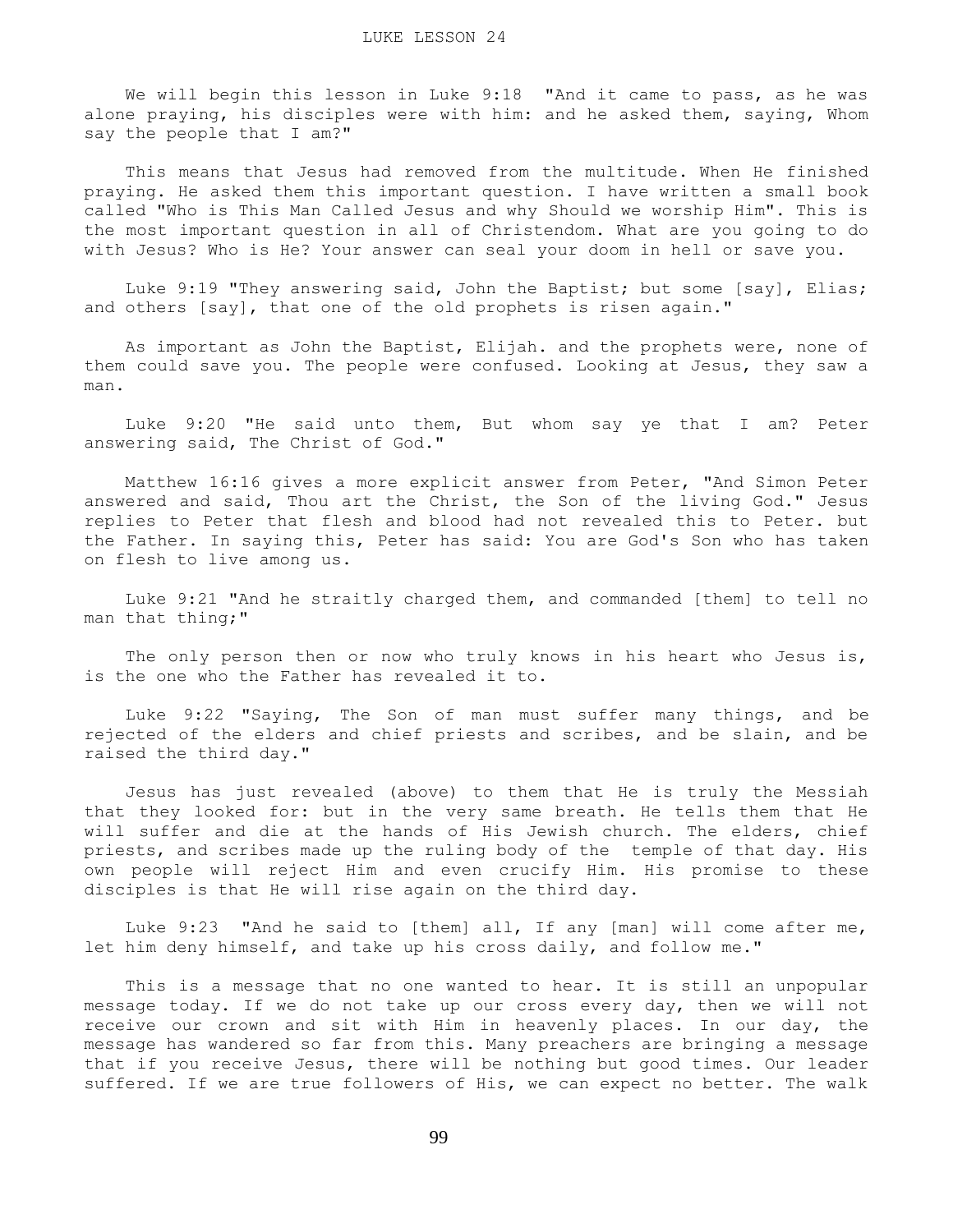# LUKE LESSON 24

We will begin this lesson in Luke 9:18 "And it came to pass, as he was alone praying, his disciples were with him: and he asked them, saying, Whom say the people that I am?"

This means that Jesus had removed from the multitude. When He finished praying. He asked them this important question. I have written a small book called "Who is This Man Called Jesus and why Should we worship Him". This is the most important question in all of Christendom. What are you going to do with Jesus? Who is He? Your answer can seal your doom in hell or save you.

Luke 9:19 "They answering said, John the Baptist; but some [say], Elias; and others [say], that one of the old prophets is risen again."

As important as John the Baptist, Elijah. and the prophets were, none of them could save you. The people were confused. Looking at Jesus, they saw a man.

Luke 9:20 "He said unto them, But whom say ye that I am? Peter answering said, The Christ of God."

Matthew 16:16 gives a more explicit answer from Peter, "And Simon Peter answered and said, Thou art the Christ, the Son of the living God." Jesus replies to Peter that flesh and blood had not revealed this to Peter. but the Father. In saying this, Peter has said: You are God's Son who has taken on flesh to live among us.

Luke 9:21 "And he straitly charged them, and commanded [them] to tell no man that thing;"

The only person then or now who truly knows in his heart who Jesus is, is the one who the Father has revealed it to.

Luke 9:22 "Saying, The Son of man must suffer many things, and be rejected of the elders and chief priests and scribes, and be slain, and be raised the third day."

Jesus has just revealed (above) to them that He is truly the Messiah that they looked for: but in the very same breath. He tells them that He will suffer and die at the hands of His Jewish church. The elders, chief priests, and scribes made up the ruling body of the temple of that day. His own people will reject Him and even crucify Him. His promise to these disciples is that He will rise again on the third day.

Luke 9:23 "And he said to [them] all, If any [man] will come after me, let him deny himself, and take up his cross daily, and follow me."

This is a message that no one wanted to hear. It is still an unpopular message today. If we do not take up our cross every day, then we will not receive our crown and sit with Him in heavenly places. In our day, the message has wandered so far from this. Many preachers are bringing a message that if you receive Jesus, there will be nothing but good times. Our leader suffered. If we are true followers of His, we can expect no better. The walk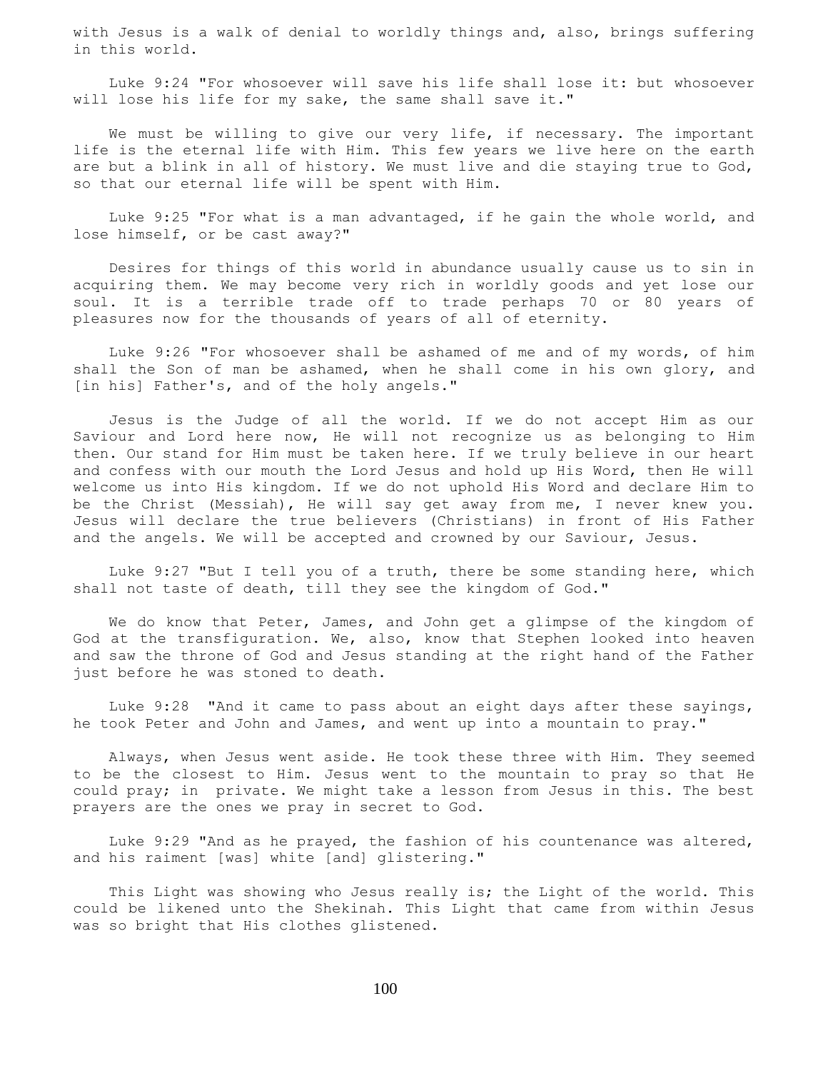with Jesus is a walk of denial to worldly things and, also, brings suffering in this world.

Luke 9:24 "For whosoever will save his life shall lose it: but whosoever will lose his life for my sake, the same shall save it."

We must be willing to give our very life, if necessary. The important life is the eternal life with Him. This few years we live here on the earth are but a blink in all of history. We must live and die staying true to God, so that our eternal life will be spent with Him.

Luke 9:25 "For what is a man advantaged, if he gain the whole world, and lose himself, or be cast away?"

Desires for things of this world in abundance usually cause us to sin in acquiring them. We may become very rich in worldly goods and yet lose our soul. It is a terrible trade off to trade perhaps 70 or 80 years of pleasures now for the thousands of years of all of eternity.

Luke 9:26 "For whosoever shall be ashamed of me and of my words, of him shall the Son of man be ashamed, when he shall come in his own glory, and [in his] Father's, and of the holy angels."

Jesus is the Judge of all the world. If we do not accept Him as our Saviour and Lord here now, He will not recognize us as belonging to Him then. Our stand for Him must be taken here. If we truly believe in our heart and confess with our mouth the Lord Jesus and hold up His Word, then He will welcome us into His kingdom. If we do not uphold His Word and declare Him to be the Christ (Messiah), He will say get away from me, I never knew you. Jesus will declare the true believers (Christians) in front of His Father and the angels. We will be accepted and crowned by our Saviour, Jesus.

Luke 9:27 "But I tell you of a truth, there be some standing here, which shall not taste of death, till they see the kingdom of God."

We do know that Peter, James, and John get a glimpse of the kingdom of God at the transfiguration. We, also, know that Stephen looked into heaven and saw the throne of God and Jesus standing at the right hand of the Father just before he was stoned to death.

Luke 9:28 "And it came to pass about an eight days after these sayings, he took Peter and John and James, and went up into a mountain to pray."

Always, when Jesus went aside. He took these three with Him. They seemed to be the closest to Him. Jesus went to the mountain to pray so that He could pray; in private. We might take a lesson from Jesus in this. The best prayers are the ones we pray in secret to God.

Luke 9:29 "And as he prayed, the fashion of his countenance was altered, and his raiment [was] white [and] glistering."

This Light was showing who Jesus really is; the Light of the world. This could be likened unto the Shekinah. This Light that came from within Jesus was so bright that His clothes glistened.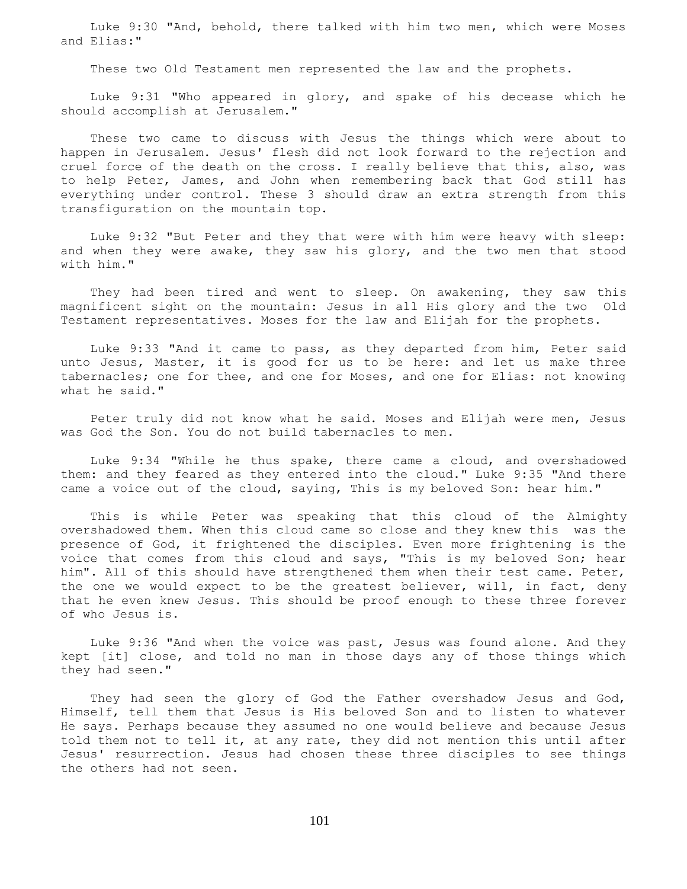Luke 9:30 "And, behold, there talked with him two men, which were Moses and Elias:"

These two Old Testament men represented the law and the prophets.

Luke 9:31 "Who appeared in glory, and spake of his decease which he should accomplish at Jerusalem."

These two came to discuss with Jesus the things which were about to happen in Jerusalem. Jesus' flesh did not look forward to the rejection and cruel force of the death on the cross. I really believe that this, also, was to help Peter, James, and John when remembering back that God still has everything under control. These 3 should draw an extra strength from this transfiguration on the mountain top.

Luke 9:32 "But Peter and they that were with him were heavy with sleep: and when they were awake, they saw his glory, and the two men that stood with him."

They had been tired and went to sleep. On awakening, they saw this magnificent sight on the mountain: Jesus in all His glory and the two Old Testament representatives. Moses for the law and Elijah for the prophets.

Luke 9:33 "And it came to pass, as they departed from him, Peter said unto Jesus, Master, it is good for us to be here: and let us make three tabernacles; one for thee, and one for Moses, and one for Elias: not knowing what he said."

Peter truly did not know what he said. Moses and Elijah were men, Jesus was God the Son. You do not build tabernacles to men.

Luke 9:34 "While he thus spake, there came a cloud, and overshadowed them: and they feared as they entered into the cloud." Luke 9:35 "And there came a voice out of the cloud, saying, This is my beloved Son: hear him."

This is while Peter was speaking that this cloud of the Almighty overshadowed them. When this cloud came so close and they knew this was the presence of God, it frightened the disciples. Even more frightening is the voice that comes from this cloud and says, "This is my beloved Son; hear him". All of this should have strengthened them when their test came. Peter, the one we would expect to be the greatest believer, will, in fact, deny that he even knew Jesus. This should be proof enough to these three forever of who Jesus is.

Luke 9:36 "And when the voice was past, Jesus was found alone. And they kept [it] close, and told no man in those days any of those things which they had seen."

They had seen the glory of God the Father overshadow Jesus and God, Himself, tell them that Jesus is His beloved Son and to listen to whatever He says. Perhaps because they assumed no one would believe and because Jesus told them not to tell it, at any rate, they did not mention this until after Jesus' resurrection. Jesus had chosen these three disciples to see things the others had not seen.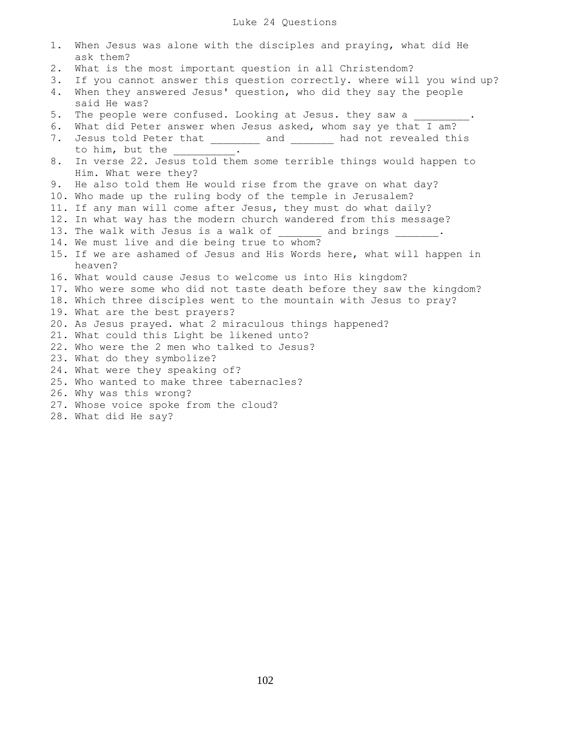# Luke 24 Questions

1. When Jesus was alone with the disciples and praying, what did He ask them?
2. What is the most important question in all Christendom?
3. If you cannot answer this question correctly. where will you wind up?
4. When they answered Jesus' question, who did they say the people said He was?
5. The people were confused. Looking at Jesus. they saw a _________.
6. What did Peter answer when Jesus asked, whom say ye that I am?
7. Jesus told Peter that ________ and _______ had not revealed this to him, but the __________.
8. In verse 22. Jesus told them some terrible things would happen to Him. What were they?
9. He also told them He would rise from the grave on what day?
10. Who made up the ruling body of the temple in Jerusalem?
11. If any man will come after Jesus, they must do what daily?
12. In what way has the modern church wandered from this message?
13. The walk with Jesus is a walk of _______ and brings _______.
14. We must live and die being true to whom?
15. If we are ashamed of Jesus and His Words here, what will happen in heaven?
16. What would cause Jesus to welcome us into His kingdom?
17. Who were some who did not taste death before they saw the kingdom?
18. Which three disciples went to the mountain with Jesus to pray?
19. What are the best prayers?
20. As Jesus prayed. what 2 miraculous things happened?
21. What could this Light be likened unto?
22. Who were the 2 men who talked to Jesus?
23. What do they symbolize?
24. What were they speaking of?
25. Who wanted to make three tabernacles?
26. Why was this wrong?
27. Whose voice spoke from the cloud?
28. What did He say?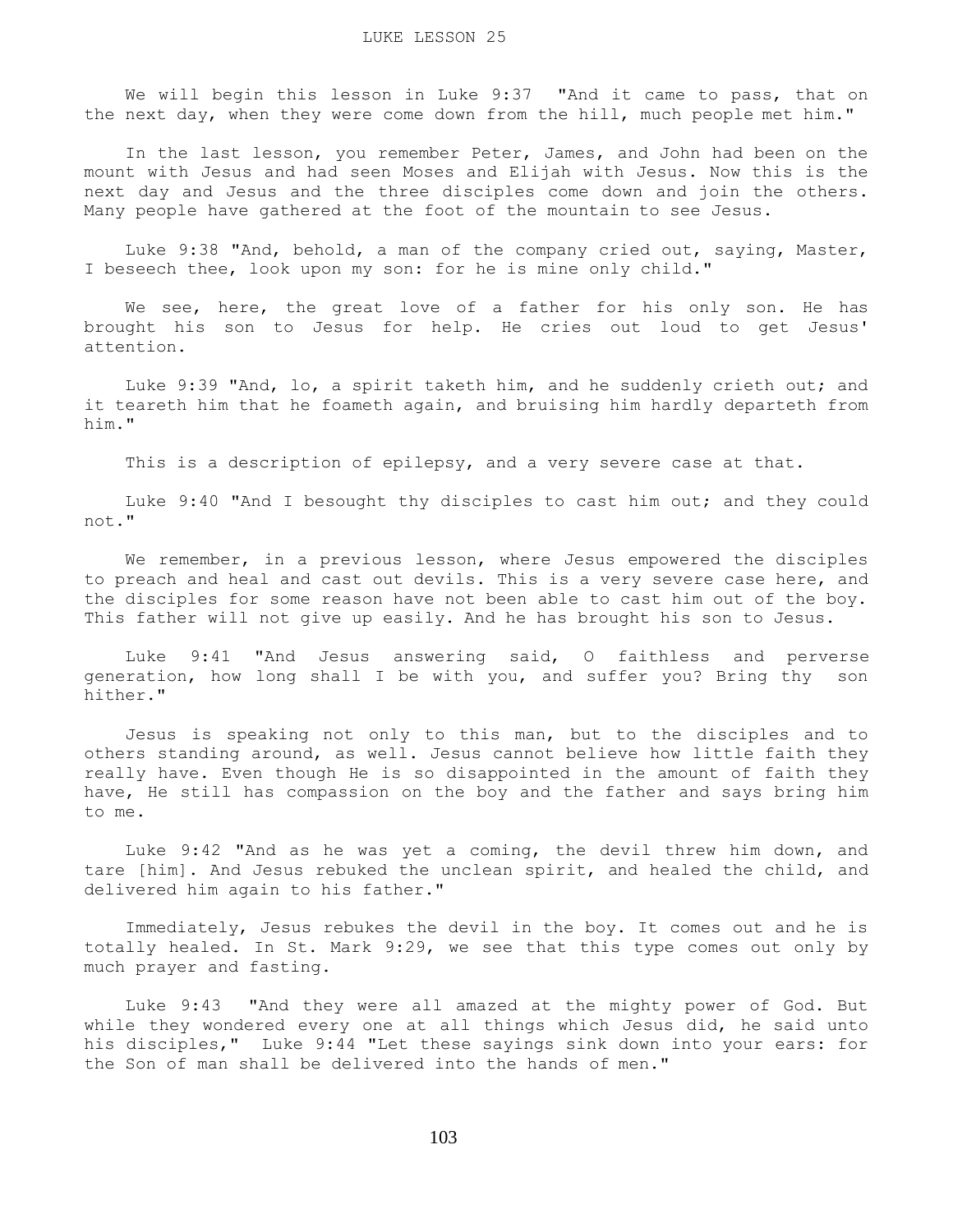# LUKE LESSON 25

We will begin this lesson in Luke 9:37 "And it came to pass, that on the next day, when they were come down from the hill, much people met him."

In the last lesson, you remember Peter, James, and John had been on the mount with Jesus and had seen Moses and Elijah with Jesus. Now this is the next day and Jesus and the three disciples come down and join the others. Many people have gathered at the foot of the mountain to see Jesus.

Luke 9:38 "And, behold, a man of the company cried out, saying, Master, I beseech thee, look upon my son: for he is mine only child."

We see, here, the great love of a father for his only son. He has brought his son to Jesus for help. He cries out loud to get Jesus' attention.

Luke 9:39 "And, lo, a spirit taketh him, and he suddenly crieth out; and it teareth him that he foameth again, and bruising him hardly departeth from him."

This is a description of epilepsy, and a very severe case at that.

Luke 9:40 "And I besought thy disciples to cast him out; and they could not."

We remember, in a previous lesson, where Jesus empowered the disciples to preach and heal and cast out devils. This is a very severe case here, and the disciples for some reason have not been able to cast him out of the boy. This father will not give up easily. And he has brought his son to Jesus.

Luke 9:41 "And Jesus answering said, O faithless and perverse generation, how long shall I be with you, and suffer you? Bring thy son hither."

Jesus is speaking not only to this man, but to the disciples and to others standing around, as well. Jesus cannot believe how little faith they really have. Even though He is so disappointed in the amount of faith they have, He still has compassion on the boy and the father and says bring him to me.

Luke 9:42 "And as he was yet a coming, the devil threw him down, and tare [him]. And Jesus rebuked the unclean spirit, and healed the child, and delivered him again to his father."

Immediately, Jesus rebukes the devil in the boy. It comes out and he is totally healed. In St. Mark 9:29, we see that this type comes out only by much prayer and fasting.

Luke 9:43 "And they were all amazed at the mighty power of God. But while they wondered every one at all things which Jesus did, he said unto his disciples," Luke 9:44 "Let these sayings sink down into your ears: for the Son of man shall be delivered into the hands of men."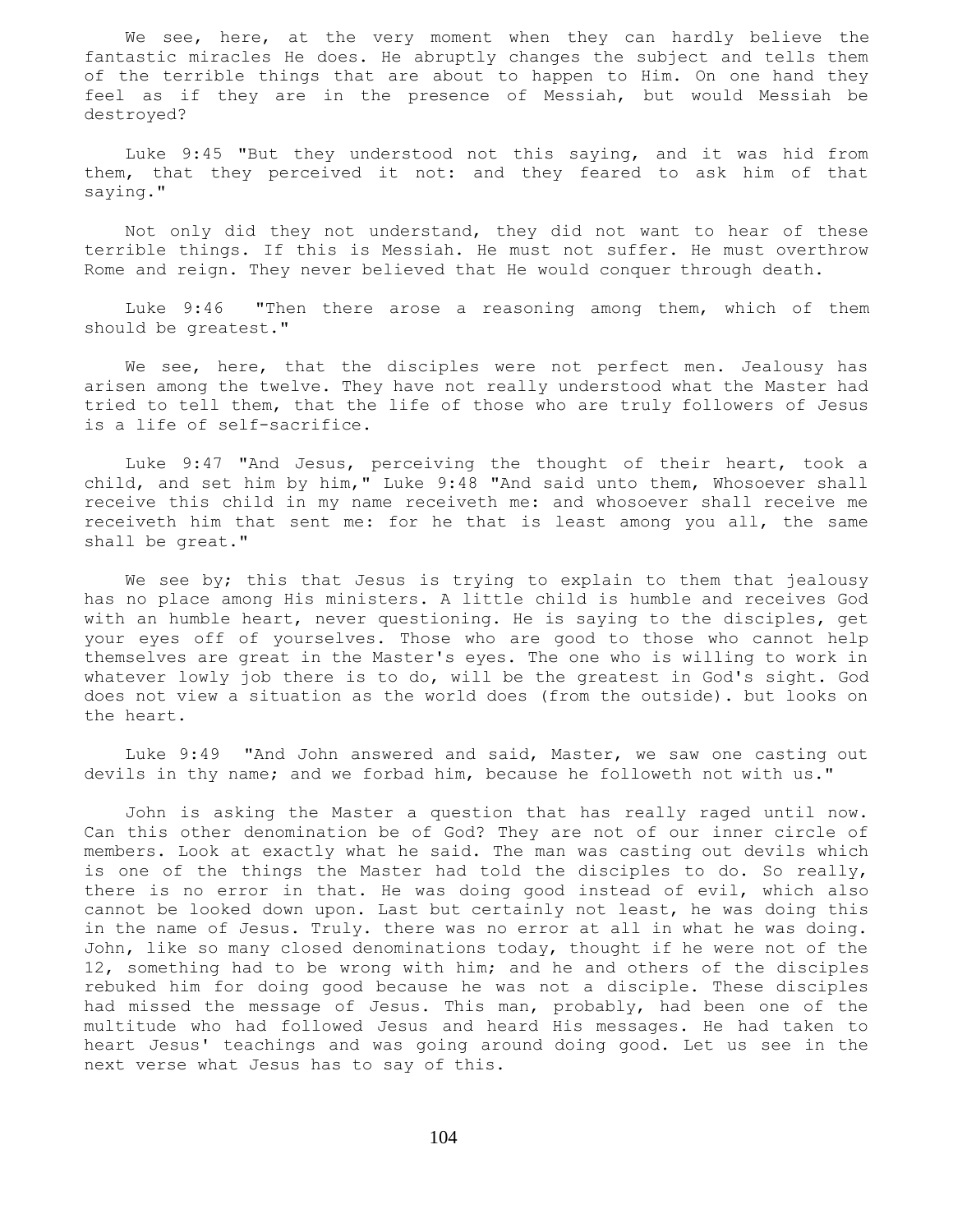We see, here, at the very moment when they can hardly believe the fantastic miracles He does. He abruptly changes the subject and tells them of the terrible things that are about to happen to Him. On one hand they feel as if they are in the presence of Messiah, but would Messiah be destroyed?

Luke 9:45 "But they understood not this saying, and it was hid from them, that they perceived it not: and they feared to ask him of that saying."

Not only did they not understand, they did not want to hear of these terrible things. If this is Messiah. He must not suffer. He must overthrow Rome and reign. They never believed that He would conquer through death.

Luke 9:46 "Then there arose a reasoning among them, which of them should be greatest."

We see, here, that the disciples were not perfect men. Jealousy has arisen among the twelve. They have not really understood what the Master had tried to tell them, that the life of those who are truly followers of Jesus is a life of self-sacrifice.

Luke 9:47 "And Jesus, perceiving the thought of their heart, took a child, and set him by him," Luke 9:48 "And said unto them, Whosoever shall receive this child in my name receiveth me: and whosoever shall receive me receiveth him that sent me: for he that is least among you all, the same shall be great."

We see by; this that Jesus is trying to explain to them that jealousy has no place among His ministers. A little child is humble and receives God with an humble heart, never questioning. He is saying to the disciples, get your eyes off of yourselves. Those who are good to those who cannot help themselves are great in the Master's eyes. The one who is willing to work in whatever lowly job there is to do, will be the greatest in God's sight. God does not view a situation as the world does (from the outside). but looks on the heart.

Luke 9:49 "And John answered and said, Master, we saw one casting out devils in thy name; and we forbad him, because he followeth not with us."

John is asking the Master a question that has really raged until now. Can this other denomination be of God? They are not of our inner circle of members. Look at exactly what he said. The man was casting out devils which is one of the things the Master had told the disciples to do. So really, there is no error in that. He was doing good instead of evil, which also cannot be looked down upon. Last but certainly not least, he was doing this in the name of Jesus. Truly. there was no error at all in what he was doing. John, like so many closed denominations today, thought if he were not of the 12, something had to be wrong with him; and he and others of the disciples rebuked him for doing good because he was not a disciple. These disciples had missed the message of Jesus. This man, probably, had been one of the multitude who had followed Jesus and heard His messages. He had taken to heart Jesus' teachings and was going around doing good. Let us see in the next verse what Jesus has to say of this.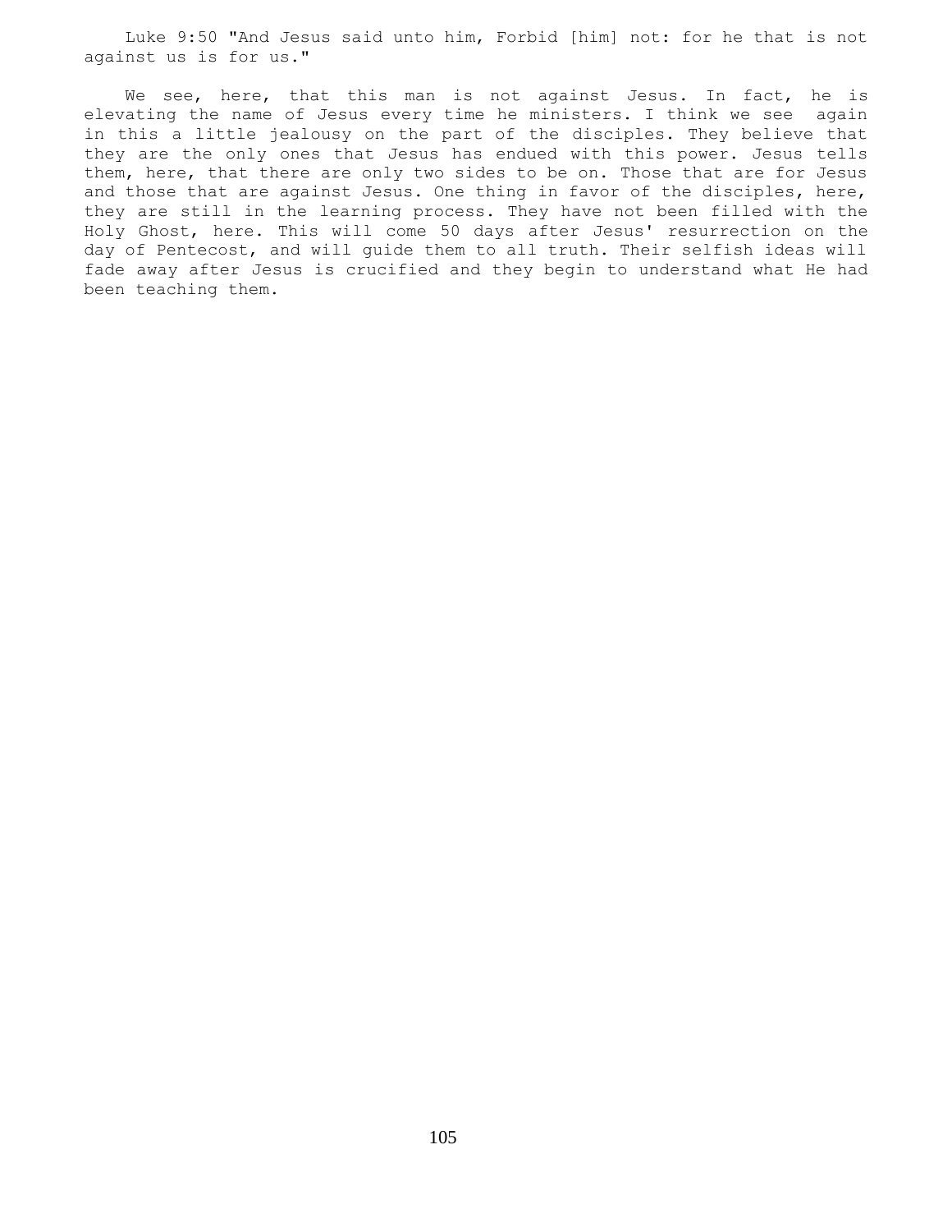Luke 9:50 "And Jesus said unto him, Forbid [him] not: for he that is not against us is for us."

We see, here, that this man is not against Jesus. In fact, he is elevating the name of Jesus every time he ministers. I think we see again in this a little jealousy on the part of the disciples. They believe that they are the only ones that Jesus has endued with this power. Jesus tells them, here, that there are only two sides to be on. Those that are for Jesus and those that are against Jesus. One thing in favor of the disciples, here, they are still in the learning process. They have not been filled with the Holy Ghost, here. This will come 50 days after Jesus' resurrection on the day of Pentecost, and will guide them to all truth. Their selfish ideas will fade away after Jesus is crucified and they begin to understand what He had been teaching them.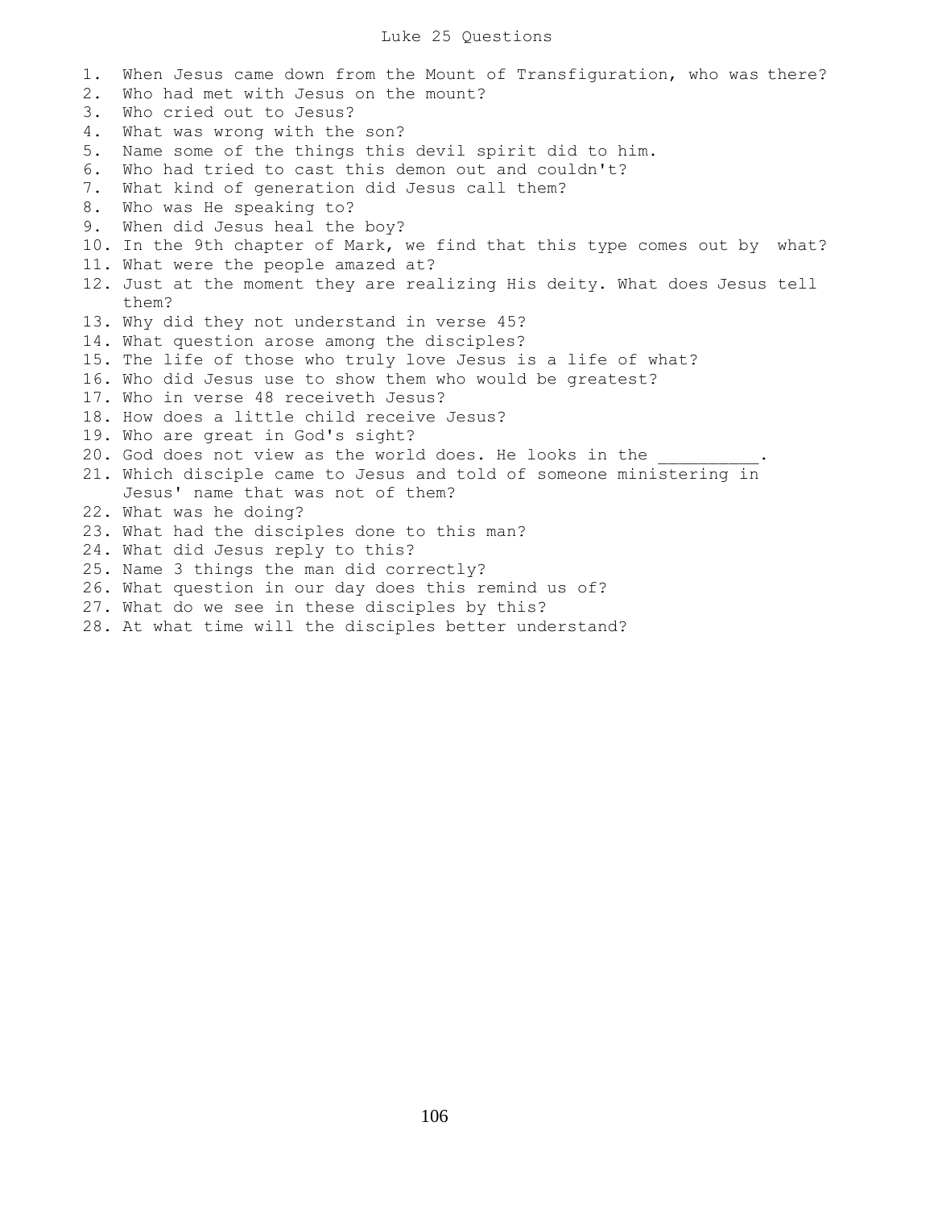# Luke 25 Questions

1. When Jesus came down from the Mount of Transfiguration, who was there?
2. Who had met with Jesus on the mount?
3. Who cried out to Jesus?
4. What was wrong with the son?
5. Name some of the things this devil spirit did to him.
6. Who had tried to cast this demon out and couldn't?
7. What kind of generation did Jesus call them?
8. Who was He speaking to?
9. When did Jesus heal the boy?
10. In the 9th chapter of Mark, we find that this type comes out by what?
11. What were the people amazed at?
12. Just at the moment they are realizing His deity. What does Jesus tell them?
13. Why did they not understand in verse 45?
14. What question arose among the disciples?
15. The life of those who truly love Jesus is a life of what?
16. Who did Jesus use to show them who would be greatest?
17. Who in verse 48 receiveth Jesus?
18. How does a little child receive Jesus?
19. Who are great in God's sight?
20. God does not view as the world does. He looks in the __________.
21. Which disciple came to Jesus and told of someone ministering in Jesus' name that was not of them?
22. What was he doing?
23. What had the disciples done to this man?
24. What did Jesus reply to this?
25. Name 3 things the man did correctly?
26. What question in our day does this remind us of?
27. What do we see in these disciples by this?
28. At what time will the disciples better understand?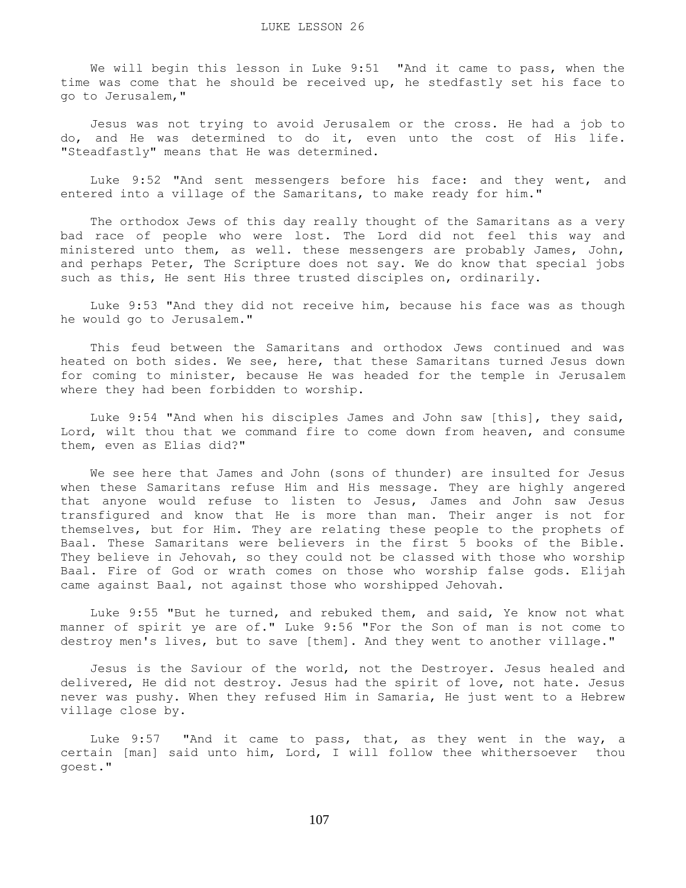LUKE LESSON 26

We will begin this lesson in Luke 9:51 "And it came to pass, when the time was come that he should be received up, he stedfastly set his face to go to Jerusalem,"

Jesus was not trying to avoid Jerusalem or the cross. He had a job to do, and He was determined to do it, even unto the cost of His life. "Steadfastly" means that He was determined.

Luke 9:52 "And sent messengers before his face: and they went, and entered into a village of the Samaritans, to make ready for him."

The orthodox Jews of this day really thought of the Samaritans as a very bad race of people who were lost. The Lord did not feel this way and ministered unto them, as well. these messengers are probably James, John, and perhaps Peter, The Scripture does not say. We do know that special jobs such as this, He sent His three trusted disciples on, ordinarily.

Luke 9:53 "And they did not receive him, because his face was as though he would go to Jerusalem."

This feud between the Samaritans and orthodox Jews continued and was heated on both sides. We see, here, that these Samaritans turned Jesus down for coming to minister, because He was headed for the temple in Jerusalem where they had been forbidden to worship.

Luke 9:54 "And when his disciples James and John saw [this], they said, Lord, wilt thou that we command fire to come down from heaven, and consume them, even as Elias did?"

We see here that James and John (sons of thunder) are insulted for Jesus when these Samaritans refuse Him and His message. They are highly angered that anyone would refuse to listen to Jesus, James and John saw Jesus transfigured and know that He is more than man. Their anger is not for themselves, but for Him. They are relating these people to the prophets of Baal. These Samaritans were believers in the first 5 books of the Bible. They believe in Jehovah, so they could not be classed with those who worship Baal. Fire of God or wrath comes on those who worship false gods. Elijah came against Baal, not against those who worshipped Jehovah.

Luke 9:55 "But he turned, and rebuked them, and said, Ye know not what manner of spirit ye are of." Luke 9:56 "For the Son of man is not come to destroy men's lives, but to save [them]. And they went to another village."

Jesus is the Saviour of the world, not the Destroyer. Jesus healed and delivered, He did not destroy. Jesus had the spirit of love, not hate. Jesus never was pushy. When they refused Him in Samaria, He just went to a Hebrew village close by.

Luke 9:57 "And it came to pass, that, as they went in the way, a certain [man] said unto him, Lord, I will follow thee whithersoever thou goest."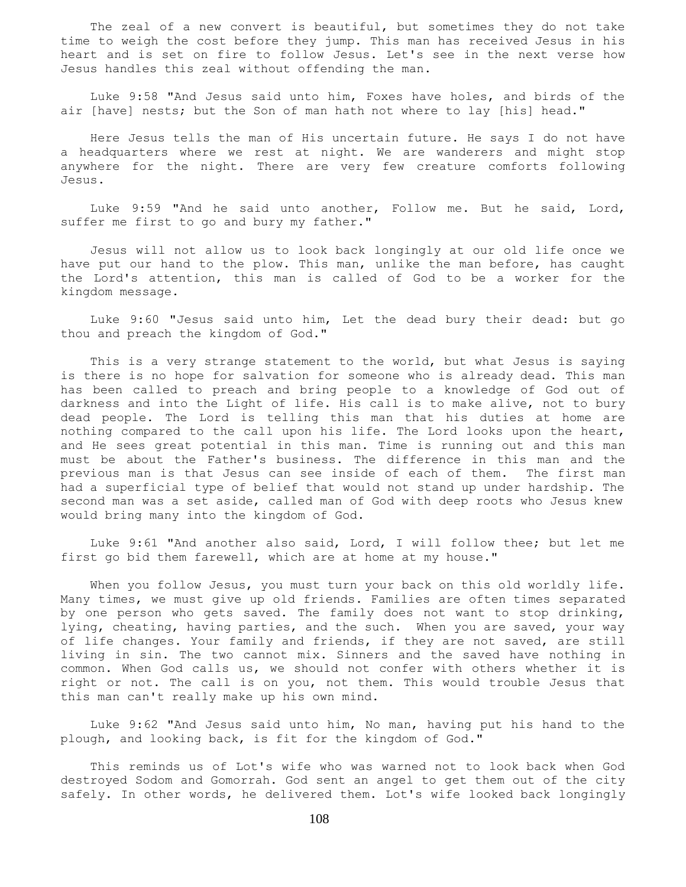The zeal of a new convert is beautiful, but sometimes they do not take time to weigh the cost before they jump. This man has received Jesus in his heart and is set on fire to follow Jesus. Let's see in the next verse how Jesus handles this zeal without offending the man.

Luke 9:58 "And Jesus said unto him, Foxes have holes, and birds of the air [have] nests; but the Son of man hath not where to lay [his] head."

Here Jesus tells the man of His uncertain future. He says I do not have a headquarters where we rest at night. We are wanderers and might stop anywhere for the night. There are very few creature comforts following Jesus.

Luke 9:59 "And he said unto another, Follow me. But he said, Lord, suffer me first to go and bury my father."

Jesus will not allow us to look back longingly at our old life once we have put our hand to the plow. This man, unlike the man before, has caught the Lord's attention, this man is called of God to be a worker for the kingdom message.

Luke 9:60 "Jesus said unto him, Let the dead bury their dead: but go thou and preach the kingdom of God."

This is a very strange statement to the world, but what Jesus is saying is there is no hope for salvation for someone who is already dead. This man has been called to preach and bring people to a knowledge of God out of darkness and into the Light of life. His call is to make alive, not to bury dead people. The Lord is telling this man that his duties at home are nothing compared to the call upon his life. The Lord looks upon the heart, and He sees great potential in this man. Time is running out and this man must be about the Father's business. The difference in this man and the previous man is that Jesus can see inside of each of them. The first man had a superficial type of belief that would not stand up under hardship. The second man was a set aside, called man of God with deep roots who Jesus knew would bring many into the kingdom of God.

Luke 9:61 "And another also said, Lord, I will follow thee; but let me first go bid them farewell, which are at home at my house."

When you follow Jesus, you must turn your back on this old worldly life. Many times, we must give up old friends. Families are often times separated by one person who gets saved. The family does not want to stop drinking, lying, cheating, having parties, and the such. When you are saved, your way of life changes. Your family and friends, if they are not saved, are still living in sin. The two cannot mix. Sinners and the saved have nothing in common. When God calls us, we should not confer with others whether it is right or not. The call is on you, not them. This would trouble Jesus that this man can't really make up his own mind.

Luke 9:62 "And Jesus said unto him, No man, having put his hand to the plough, and looking back, is fit for the kingdom of God."

This reminds us of Lot's wife who was warned not to look back when God destroyed Sodom and Gomorrah. God sent an angel to get them out of the city safely. In other words, he delivered them. Lot's wife looked back longingly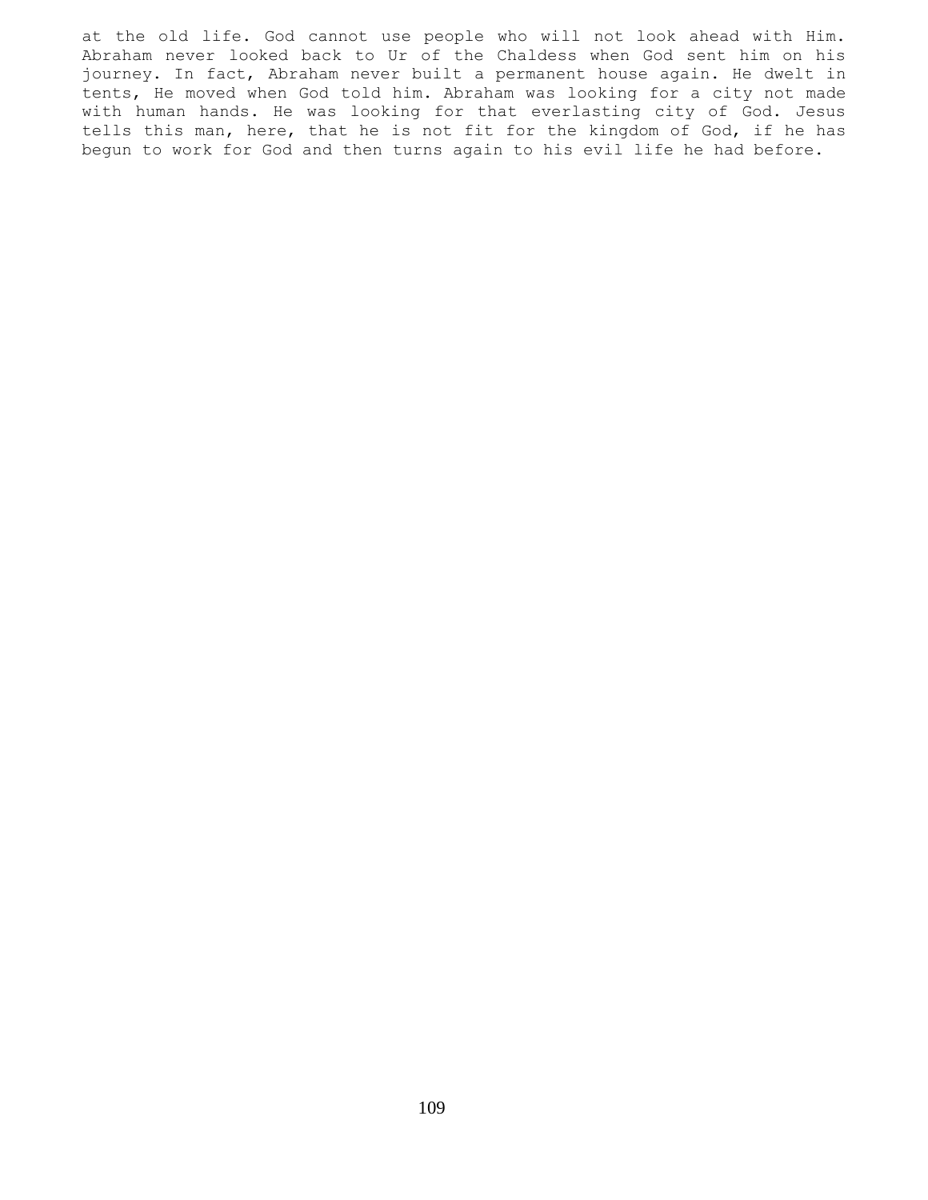at the old life. God cannot use people who will not look ahead with Him. Abraham never looked back to Ur of the Chaldess when God sent him on his journey. In fact, Abraham never built a permanent house again. He dwelt in tents, He moved when God told him. Abraham was looking for a city not made with human hands. He was looking for that everlasting city of God. Jesus tells this man, here, that he is not fit for the kingdom of God, if he has begun to work for God and then turns again to his evil life he had before.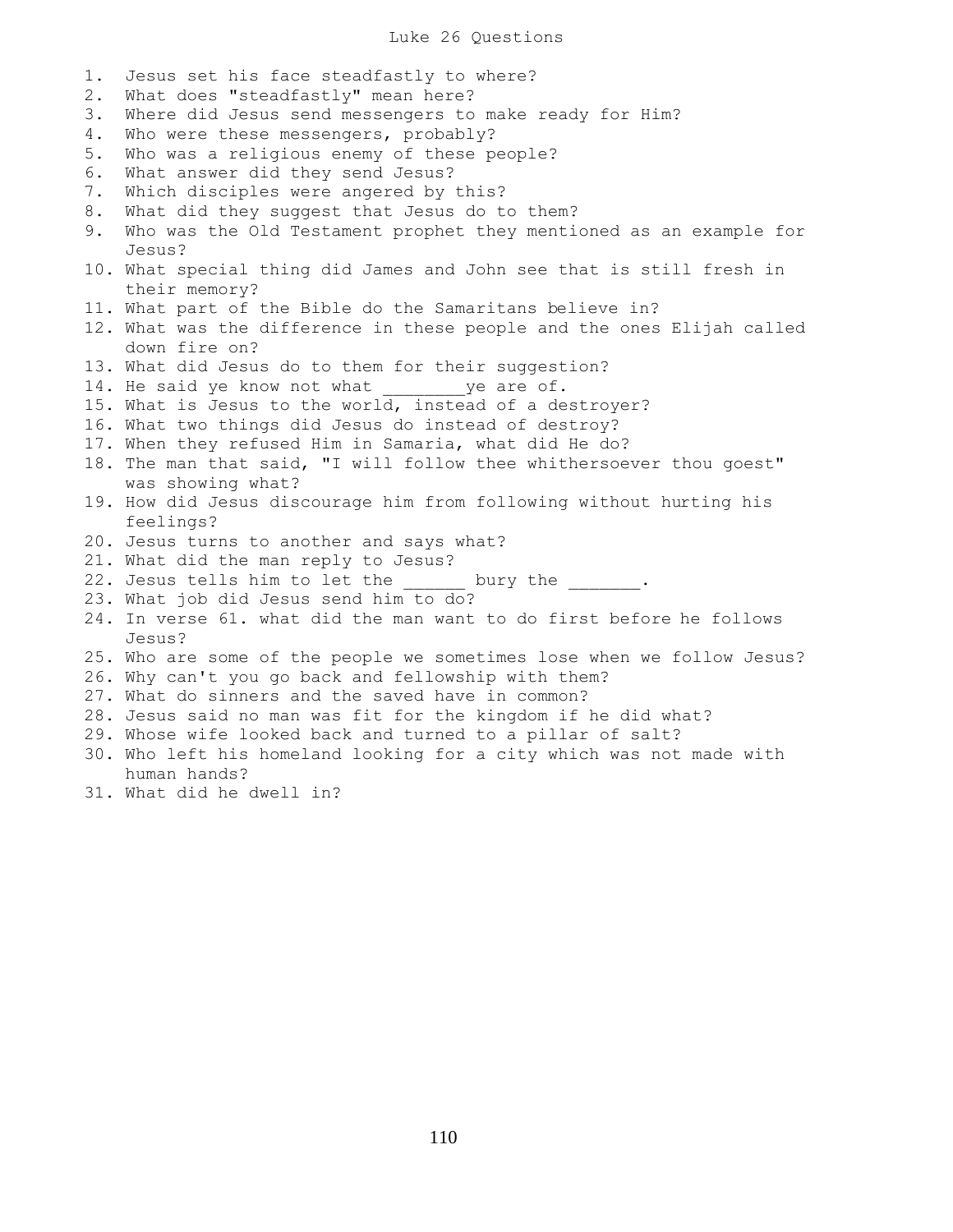# Luke 26 Questions

1. Jesus set his face steadfastly to where?
2. What does "steadfastly" mean here?
3. Where did Jesus send messengers to make ready for Him?
4. Who were these messengers, probably?
5. Who was a religious enemy of these people?
6. What answer did they send Jesus?
7. Which disciples were angered by this?
8. What did they suggest that Jesus do to them?
9. Who was the Old Testament prophet they mentioned as an example for Jesus?
10. What special thing did James and John see that is still fresh in their memory?
11. What part of the Bible do the Samaritans believe in?
12. What was the difference in these people and the ones Elijah called down fire on?
13. What did Jesus do to them for their suggestion?
14. He said ye know not what ________ye are of.
15. What is Jesus to the world, instead of a destroyer?
16. What two things did Jesus do instead of destroy?
17. When they refused Him in Samaria, what did He do?
18. The man that said, "I will follow thee whithersoever thou goest" was showing what?
19. How did Jesus discourage him from following without hurting his feelings?
20. Jesus turns to another and says what?
21. What did the man reply to Jesus?
22. Jesus tells him to let the ______ bury the _______.
23. What job did Jesus send him to do?
24. In verse 61. what did the man want to do first before he follows Jesus?
25. Who are some of the people we sometimes lose when we follow Jesus?
26. Why can't you go back and fellowship with them?
27. What do sinners and the saved have in common?
28. Jesus said no man was fit for the kingdom if he did what?
29. Whose wife looked back and turned to a pillar of salt?
30. Who left his homeland looking for a city which was not made with human hands?
31. What did he dwell in?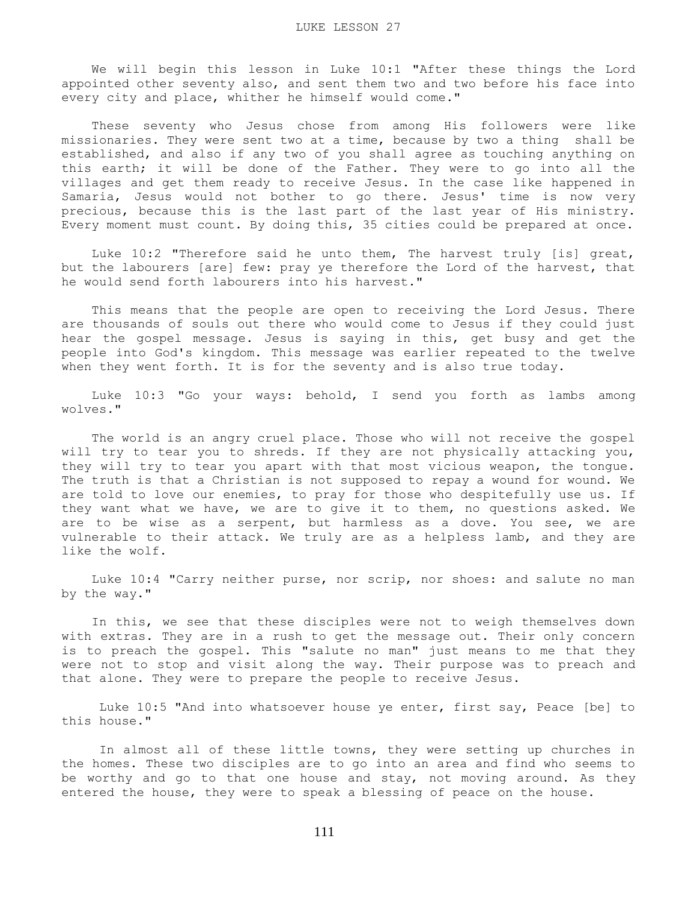# LUKE LESSON 27

We will begin this lesson in Luke 10:1 "After these things the Lord appointed other seventy also, and sent them two and two before his face into every city and place, whither he himself would come."

These seventy who Jesus chose from among His followers were like missionaries. They were sent two at a time, because by two a thing shall be established, and also if any two of you shall agree as touching anything on this earth; it will be done of the Father. They were to go into all the villages and get them ready to receive Jesus. In the case like happened in Samaria, Jesus would not bother to go there. Jesus' time is now very precious, because this is the last part of the last year of His ministry. Every moment must count. By doing this, 35 cities could be prepared at once.

Luke 10:2 "Therefore said he unto them, The harvest truly [is] great, but the labourers [are] few: pray ye therefore the Lord of the harvest, that he would send forth labourers into his harvest."

This means that the people are open to receiving the Lord Jesus. There are thousands of souls out there who would come to Jesus if they could just hear the gospel message. Jesus is saying in this, get busy and get the people into God's kingdom. This message was earlier repeated to the twelve when they went forth. It is for the seventy and is also true today.

Luke 10:3 "Go your ways: behold, I send you forth as lambs among wolves."

The world is an angry cruel place. Those who will not receive the gospel will try to tear you to shreds. If they are not physically attacking you, they will try to tear you apart with that most vicious weapon, the tongue. The truth is that a Christian is not supposed to repay a wound for wound. We are told to love our enemies, to pray for those who despitefully use us. If they want what we have, we are to give it to them, no questions asked. We are to be wise as a serpent, but harmless as a dove. You see, we are vulnerable to their attack. We truly are as a helpless lamb, and they are like the wolf.

Luke 10:4 "Carry neither purse, nor scrip, nor shoes: and salute no man by the way."

In this, we see that these disciples were not to weigh themselves down with extras. They are in a rush to get the message out. Their only concern is to preach the gospel. This "salute no man" just means to me that they were not to stop and visit along the way. Their purpose was to preach and that alone. They were to prepare the people to receive Jesus.

Luke 10:5 "And into whatsoever house ye enter, first say, Peace [be] to this house."

In almost all of these little towns, they were setting up churches in the homes. These two disciples are to go into an area and find who seems to be worthy and go to that one house and stay, not moving around. As they entered the house, they were to speak a blessing of peace on the house.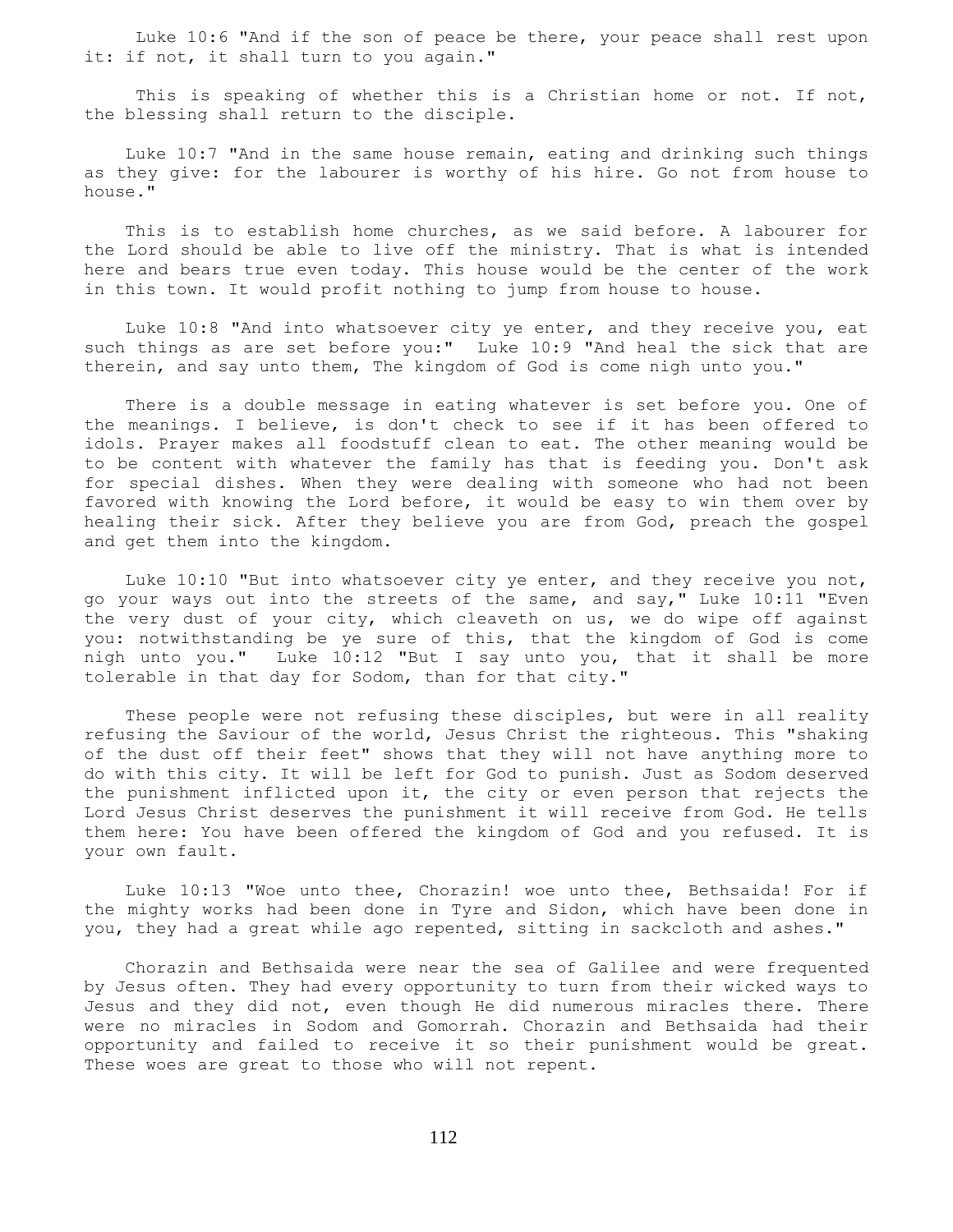Luke 10:6 "And if the son of peace be there, your peace shall rest upon it: if not, it shall turn to you again."

This is speaking of whether this is a Christian home or not. If not, the blessing shall return to the disciple.

Luke 10:7 "And in the same house remain, eating and drinking such things as they give: for the labourer is worthy of his hire. Go not from house to house."

This is to establish home churches, as we said before. A labourer for the Lord should be able to live off the ministry. That is what is intended here and bears true even today. This house would be the center of the work in this town. It would profit nothing to jump from house to house.

Luke 10:8 "And into whatsoever city ye enter, and they receive you, eat such things as are set before you:" Luke 10:9 "And heal the sick that are therein, and say unto them, The kingdom of God is come nigh unto you."

There is a double message in eating whatever is set before you. One of the meanings. I believe, is don't check to see if it has been offered to idols. Prayer makes all foodstuff clean to eat. The other meaning would be to be content with whatever the family has that is feeding you. Don't ask for special dishes. When they were dealing with someone who had not been favored with knowing the Lord before, it would be easy to win them over by healing their sick. After they believe you are from God, preach the gospel and get them into the kingdom.

Luke 10:10 "But into whatsoever city ye enter, and they receive you not, go your ways out into the streets of the same, and say," Luke 10:11 "Even the very dust of your city, which cleaveth on us, we do wipe off against you: notwithstanding be ye sure of this, that the kingdom of God is come nigh unto you." Luke 10:12 "But I say unto you, that it shall be more tolerable in that day for Sodom, than for that city."

These people were not refusing these disciples, but were in all reality refusing the Saviour of the world, Jesus Christ the righteous. This "shaking of the dust off their feet" shows that they will not have anything more to do with this city. It will be left for God to punish. Just as Sodom deserved the punishment inflicted upon it, the city or even person that rejects the Lord Jesus Christ deserves the punishment it will receive from God. He tells them here: You have been offered the kingdom of God and you refused. It is your own fault.

Luke 10:13 "Woe unto thee, Chorazin! woe unto thee, Bethsaida! For if the mighty works had been done in Tyre and Sidon, which have been done in you, they had a great while ago repented, sitting in sackcloth and ashes."

Chorazin and Bethsaida were near the sea of Galilee and were frequented by Jesus often. They had every opportunity to turn from their wicked ways to Jesus and they did not, even though He did numerous miracles there. There were no miracles in Sodom and Gomorrah. Chorazin and Bethsaida had their opportunity and failed to receive it so their punishment would be great. These woes are great to those who will not repent.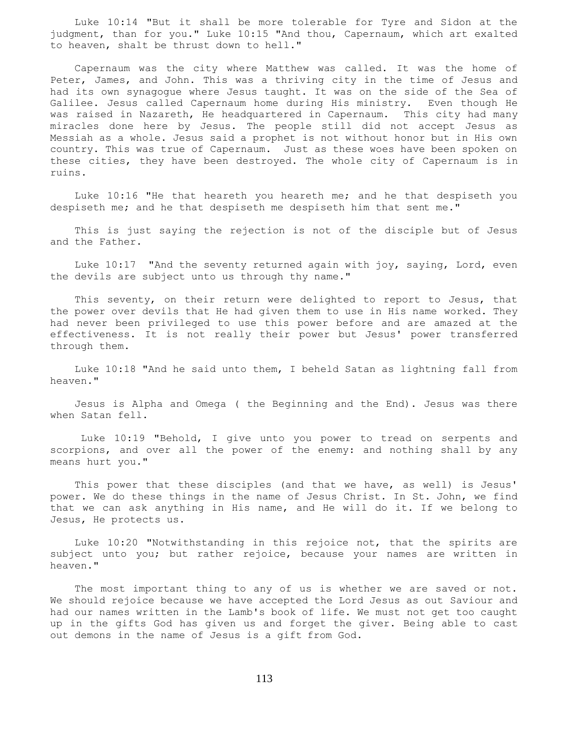Luke 10:14 "But it shall be more tolerable for Tyre and Sidon at the judgment, than for you." Luke 10:15 "And thou, Capernaum, which art exalted to heaven, shalt be thrust down to hell."

Capernaum was the city where Matthew was called. It was the home of Peter, James, and John. This was a thriving city in the time of Jesus and had its own synagogue where Jesus taught. It was on the side of the Sea of Galilee. Jesus called Capernaum home during His ministry. Even though He was raised in Nazareth, He headquartered in Capernaum. This city had many miracles done here by Jesus. The people still did not accept Jesus as Messiah as a whole. Jesus said a prophet is not without honor but in His own country. This was true of Capernaum. Just as these woes have been spoken on these cities, they have been destroyed. The whole city of Capernaum is in ruins.

Luke 10:16 "He that heareth you heareth me; and he that despiseth you despiseth me; and he that despiseth me despiseth him that sent me."

This is just saying the rejection is not of the disciple but of Jesus and the Father.

Luke 10:17 "And the seventy returned again with joy, saying, Lord, even the devils are subject unto us through thy name."

This seventy, on their return were delighted to report to Jesus, that the power over devils that He had given them to use in His name worked. They had never been privileged to use this power before and are amazed at the effectiveness. It is not really their power but Jesus' power transferred through them.

Luke 10:18 "And he said unto them, I beheld Satan as lightning fall from heaven."

Jesus is Alpha and Omega ( the Beginning and the End). Jesus was there when Satan fell.

Luke 10:19 "Behold, I give unto you power to tread on serpents and scorpions, and over all the power of the enemy: and nothing shall by any means hurt you."

This power that these disciples (and that we have, as well) is Jesus' power. We do these things in the name of Jesus Christ. In St. John, we find that we can ask anything in His name, and He will do it. If we belong to Jesus, He protects us.

Luke 10:20 "Notwithstanding in this rejoice not, that the spirits are subject unto you; but rather rejoice, because your names are written in heaven."

The most important thing to any of us is whether we are saved or not. We should rejoice because we have accepted the Lord Jesus as out Saviour and had our names written in the Lamb's book of life. We must not get too caught up in the gifts God has given us and forget the giver. Being able to cast out demons in the name of Jesus is a gift from God.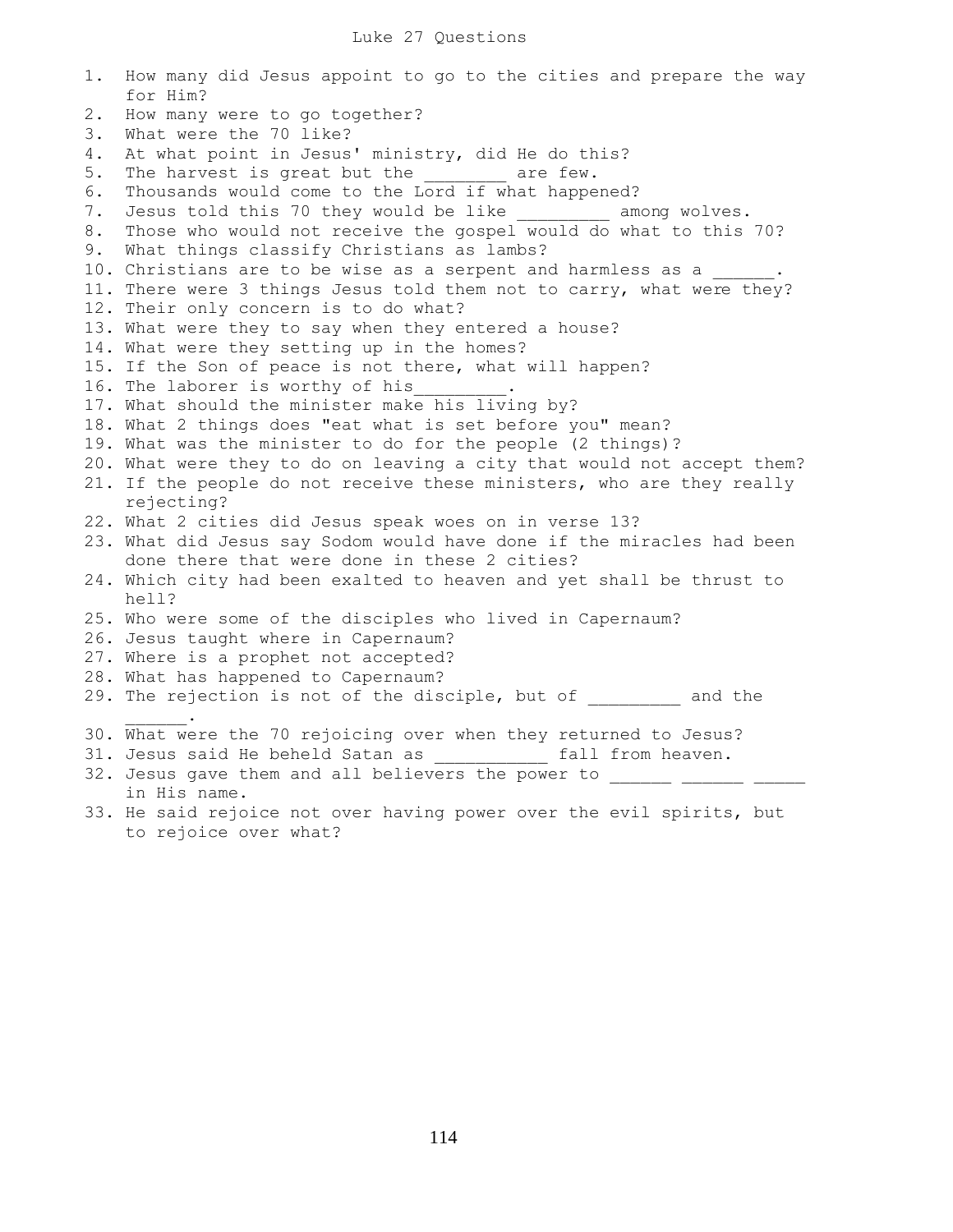# Luke 27 Questions

1. How many did Jesus appoint to go to the cities and prepare the way for Him?
2. How many were to go together?
3. What were the 70 like?
4. At what point in Jesus' ministry, did He do this?
5. The harvest is great but the ________ are few.
6. Thousands would come to the Lord if what happened?
7. Jesus told this 70 they would be like _________ among wolves.
8. Those who would not receive the gospel would do what to this 70?
9. What things classify Christians as lambs?
10. Christians are to be wise as a serpent and harmless as a ______.
11. There were 3 things Jesus told them not to carry, what were they?
12. Their only concern is to do what?
13. What were they to say when they entered a house?
14. What were they setting up in the homes?
15. If the Son of peace is not there, what will happen?
16. The laborer is worthy of his_________.
17. What should the minister make his living by?
18. What 2 things does "eat what is set before you" mean?
19. What was the minister to do for the people (2 things)?
20. What were they to do on leaving a city that would not accept them?
21. If the people do not receive these ministers, who are they really rejecting?
22. What 2 cities did Jesus speak woes on in verse 13?
23. What did Jesus say Sodom would have done if the miracles had been done there that were done in these 2 cities?
24. Which city had been exalted to heaven and yet shall be thrust to hell?
25. Who were some of the disciples who lived in Capernaum?
26. Jesus taught where in Capernaum?
27. Where is a prophet not accepted?
28. What has happened to Capernaum?
29. The rejection is not of the disciple, but of _________ and the ______.
30. What were the 70 rejoicing over when they returned to Jesus?
31. Jesus said He beheld Satan as ___________ fall from heaven.
32. Jesus gave them and all believers the power to ______ ______ _____ in His name.
33. He said rejoice not over having power over the evil spirits, but to rejoice over what?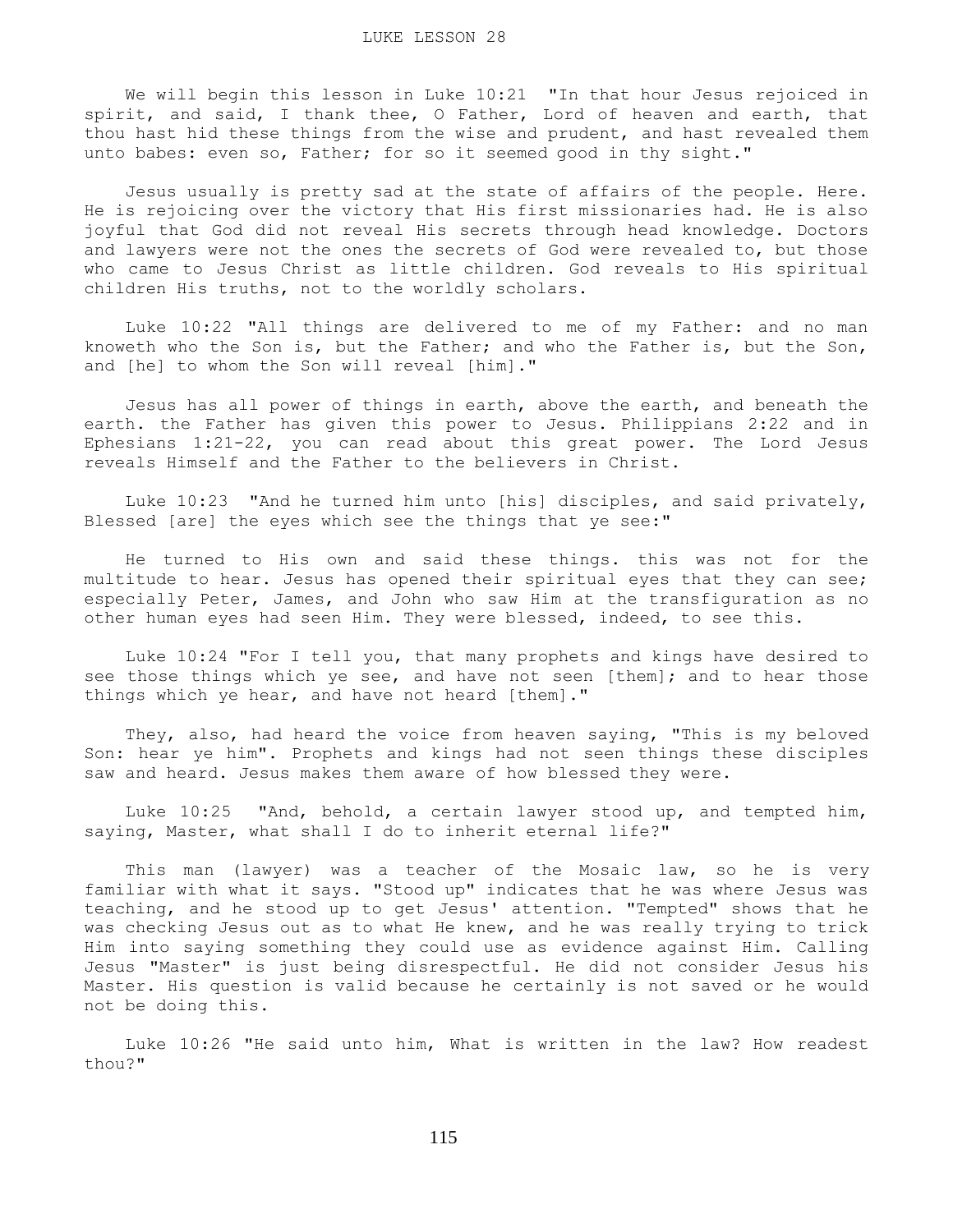# LUKE LESSON 28

We will begin this lesson in Luke 10:21 "In that hour Jesus rejoiced in spirit, and said, I thank thee, O Father, Lord of heaven and earth, that thou hast hid these things from the wise and prudent, and hast revealed them unto babes: even so, Father; for so it seemed good in thy sight."

Jesus usually is pretty sad at the state of affairs of the people. Here. He is rejoicing over the victory that His first missionaries had. He is also joyful that God did not reveal His secrets through head knowledge. Doctors and lawyers were not the ones the secrets of God were revealed to, but those who came to Jesus Christ as little children. God reveals to His spiritual children His truths, not to the worldly scholars.

Luke 10:22 "All things are delivered to me of my Father: and no man knoweth who the Son is, but the Father; and who the Father is, but the Son, and [he] to whom the Son will reveal [him]."

Jesus has all power of things in earth, above the earth, and beneath the earth. the Father has given this power to Jesus. Philippians 2:22 and in Ephesians 1:21-22, you can read about this great power. The Lord Jesus reveals Himself and the Father to the believers in Christ.

Luke 10:23 "And he turned him unto [his] disciples, and said privately, Blessed [are] the eyes which see the things that ye see:"

He turned to His own and said these things. this was not for the multitude to hear. Jesus has opened their spiritual eyes that they can see; especially Peter, James, and John who saw Him at the transfiguration as no other human eyes had seen Him. They were blessed, indeed, to see this.

Luke 10:24 "For I tell you, that many prophets and kings have desired to see those things which ye see, and have not seen [them]; and to hear those things which ye hear, and have not heard [them]."

They, also, had heard the voice from heaven saying, "This is my beloved Son: hear ye him". Prophets and kings had not seen things these disciples saw and heard. Jesus makes them aware of how blessed they were.

Luke 10:25 "And, behold, a certain lawyer stood up, and tempted him, saying, Master, what shall I do to inherit eternal life?"

This man (lawyer) was a teacher of the Mosaic law, so he is very familiar with what it says. "Stood up" indicates that he was where Jesus was teaching, and he stood up to get Jesus' attention. "Tempted" shows that he was checking Jesus out as to what He knew, and he was really trying to trick Him into saying something they could use as evidence against Him. Calling Jesus "Master" is just being disrespectful. He did not consider Jesus his Master. His question is valid because he certainly is not saved or he would not be doing this.

Luke 10:26 "He said unto him, What is written in the law? How readest thou?"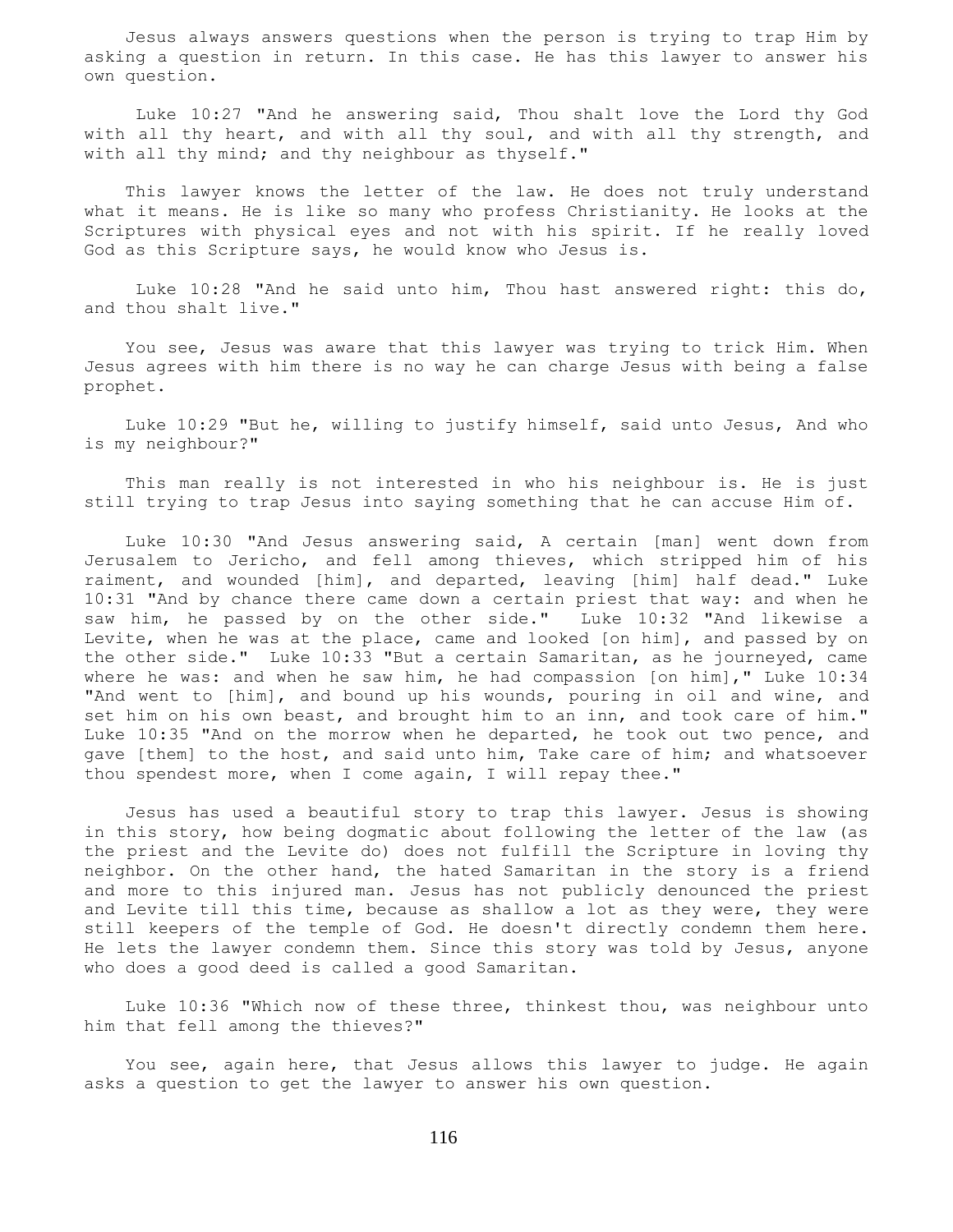Jesus always answers questions when the person is trying to trap Him by asking a question in return. In this case. He has this lawyer to answer his own question.

Luke 10:27 "And he answering said, Thou shalt love the Lord thy God with all thy heart, and with all thy soul, and with all thy strength, and with all thy mind; and thy neighbour as thyself."

This lawyer knows the letter of the law. He does not truly understand what it means. He is like so many who profess Christianity. He looks at the Scriptures with physical eyes and not with his spirit. If he really loved God as this Scripture says, he would know who Jesus is.

Luke 10:28 "And he said unto him, Thou hast answered right: this do, and thou shalt live."

You see, Jesus was aware that this lawyer was trying to trick Him. When Jesus agrees with him there is no way he can charge Jesus with being a false prophet.

Luke 10:29 "But he, willing to justify himself, said unto Jesus, And who is my neighbour?"

This man really is not interested in who his neighbour is. He is just still trying to trap Jesus into saying something that he can accuse Him of.

Luke 10:30 "And Jesus answering said, A certain [man] went down from Jerusalem to Jericho, and fell among thieves, which stripped him of his raiment, and wounded [him], and departed, leaving [him] half dead." Luke 10:31 "And by chance there came down a certain priest that way: and when he saw him, he passed by on the other side." Luke 10:32 "And likewise a Levite, when he was at the place, came and looked [on him], and passed by on the other side." Luke 10:33 "But a certain Samaritan, as he journeyed, came where he was: and when he saw him, he had compassion [on him]," Luke 10:34 "And went to [him], and bound up his wounds, pouring in oil and wine, and set him on his own beast, and brought him to an inn, and took care of him." Luke 10:35 "And on the morrow when he departed, he took out two pence, and gave [them] to the host, and said unto him, Take care of him; and whatsoever thou spendest more, when I come again, I will repay thee."

Jesus has used a beautiful story to trap this lawyer. Jesus is showing in this story, how being dogmatic about following the letter of the law (as the priest and the Levite do) does not fulfill the Scripture in loving thy neighbor. On the other hand, the hated Samaritan in the story is a friend and more to this injured man. Jesus has not publicly denounced the priest and Levite till this time, because as shallow a lot as they were, they were still keepers of the temple of God. He doesn't directly condemn them here. He lets the lawyer condemn them. Since this story was told by Jesus, anyone who does a good deed is called a good Samaritan.

Luke 10:36 "Which now of these three, thinkest thou, was neighbour unto him that fell among the thieves?"

You see, again here, that Jesus allows this lawyer to judge. He again asks a question to get the lawyer to answer his own question.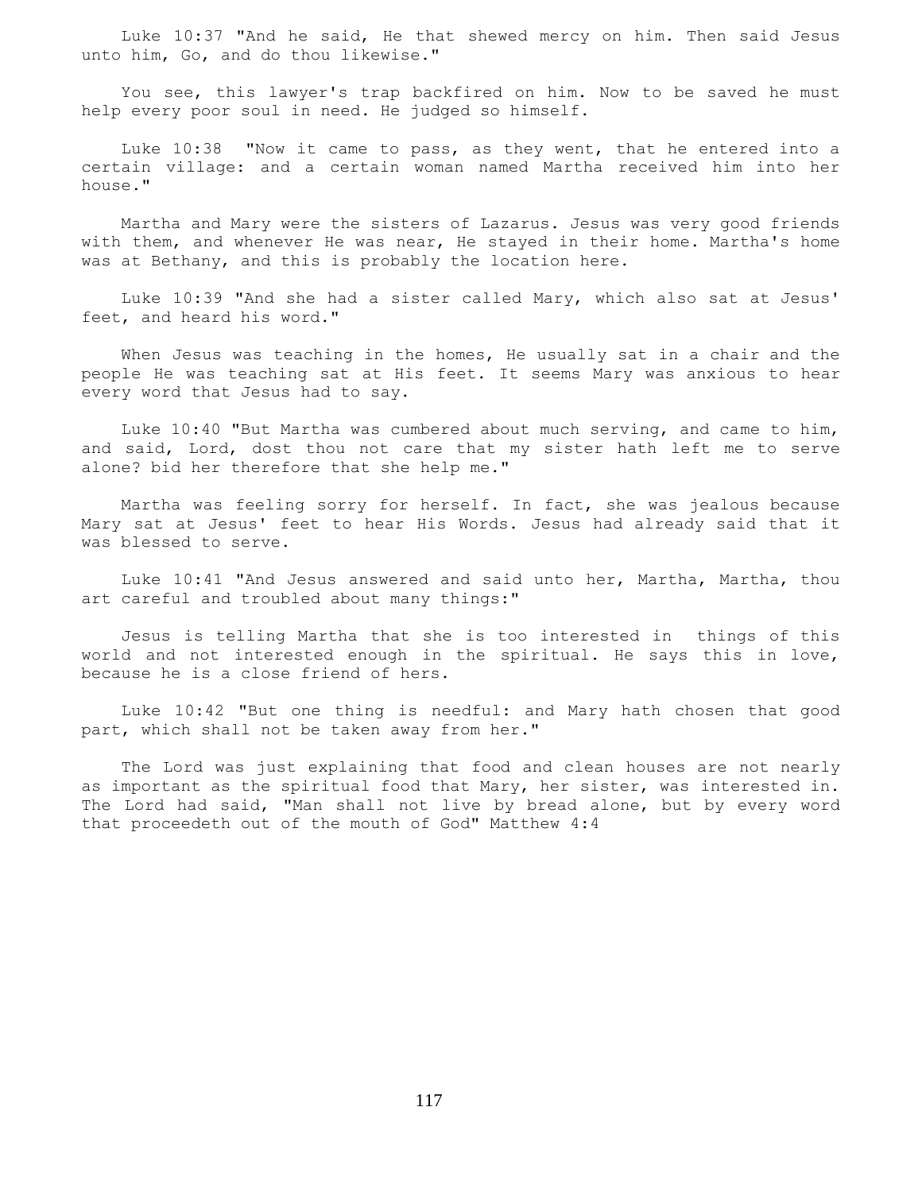Luke 10:37 "And he said, He that shewed mercy on him. Then said Jesus unto him, Go, and do thou likewise."

You see, this lawyer's trap backfired on him. Now to be saved he must help every poor soul in need. He judged so himself.

Luke 10:38 "Now it came to pass, as they went, that he entered into a certain village: and a certain woman named Martha received him into her house."

Martha and Mary were the sisters of Lazarus. Jesus was very good friends with them, and whenever He was near, He stayed in their home. Martha's home was at Bethany, and this is probably the location here.

Luke 10:39 "And she had a sister called Mary, which also sat at Jesus' feet, and heard his word."

When Jesus was teaching in the homes, He usually sat in a chair and the people He was teaching sat at His feet. It seems Mary was anxious to hear every word that Jesus had to say.

Luke 10:40 "But Martha was cumbered about much serving, and came to him, and said, Lord, dost thou not care that my sister hath left me to serve alone? bid her therefore that she help me."

Martha was feeling sorry for herself. In fact, she was jealous because Mary sat at Jesus' feet to hear His Words. Jesus had already said that it was blessed to serve.

Luke 10:41 "And Jesus answered and said unto her, Martha, Martha, thou art careful and troubled about many things:"

Jesus is telling Martha that she is too interested in things of this world and not interested enough in the spiritual. He says this in love, because he is a close friend of hers.

Luke 10:42 "But one thing is needful: and Mary hath chosen that good part, which shall not be taken away from her."

The Lord was just explaining that food and clean houses are not nearly as important as the spiritual food that Mary, her sister, was interested in. The Lord had said, "Man shall not live by bread alone, but by every word that proceedeth out of the mouth of God" Matthew 4:4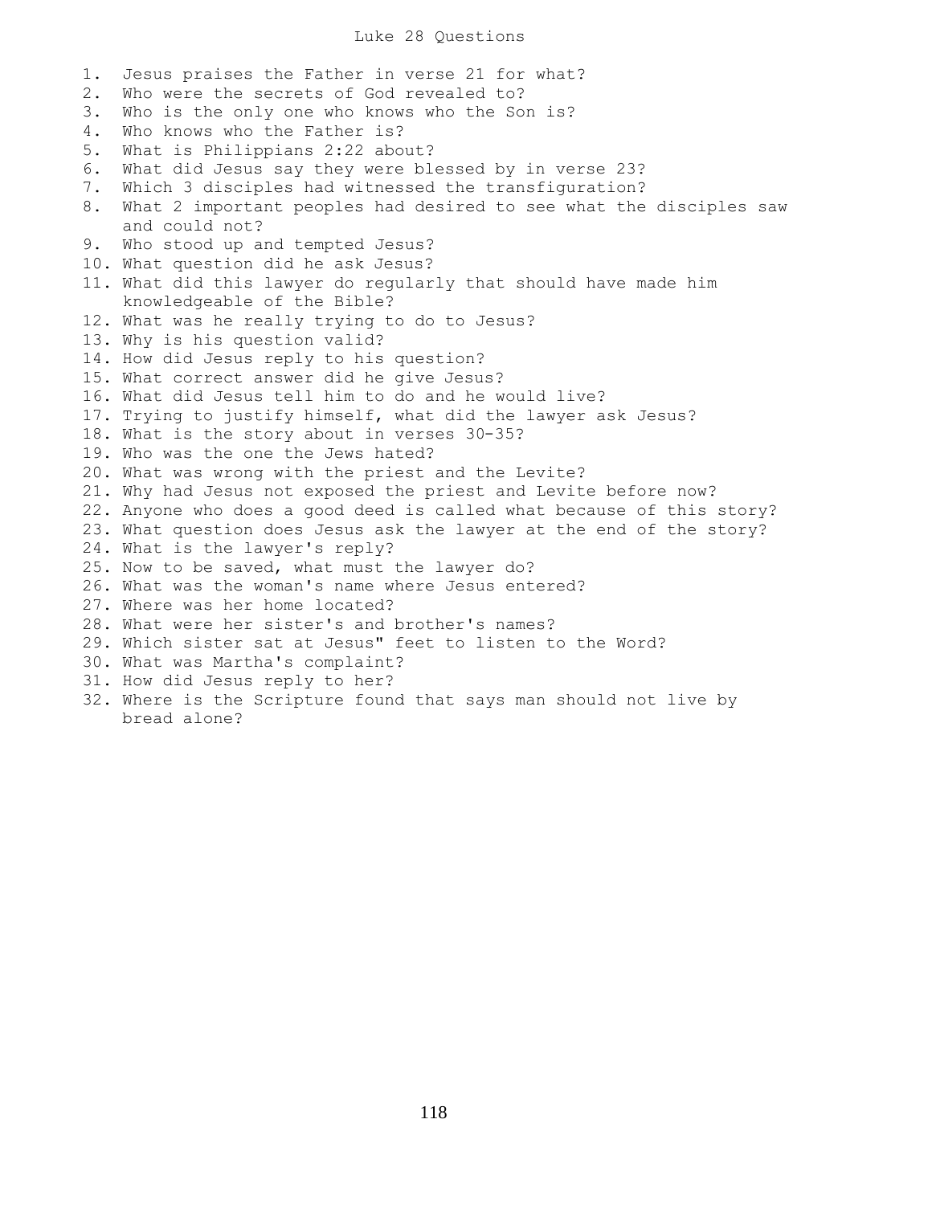# Luke 28 Questions

1. Jesus praises the Father in verse 21 for what?
2. Who were the secrets of God revealed to?
3. Who is the only one who knows who the Son is?
4. Who knows who the Father is?
5. What is Philippians 2:22 about?
6. What did Jesus say they were blessed by in verse 23?
7. Which 3 disciples had witnessed the transfiguration?
8. What 2 important peoples had desired to see what the disciples saw and could not?
9. Who stood up and tempted Jesus?
10. What question did he ask Jesus?
11. What did this lawyer do regularly that should have made him knowledgeable of the Bible?
12. What was he really trying to do to Jesus?
13. Why is his question valid?
14. How did Jesus reply to his question?
15. What correct answer did he give Jesus?
16. What did Jesus tell him to do and he would live?
17. Trying to justify himself, what did the lawyer ask Jesus?
18. What is the story about in verses 30-35?
19. Who was the one the Jews hated?
20. What was wrong with the priest and the Levite?
21. Why had Jesus not exposed the priest and Levite before now?
22. Anyone who does a good deed is called what because of this story?
23. What question does Jesus ask the lawyer at the end of the story?
24. What is the lawyer's reply?
25. Now to be saved, what must the lawyer do?
26. What was the woman's name where Jesus entered?
27. Where was her home located?
28. What were her sister's and brother's names?
29. Which sister sat at Jesus" feet to listen to the Word?
30. What was Martha's complaint?
31. How did Jesus reply to her?
32. Where is the Scripture found that says man should not live by bread alone?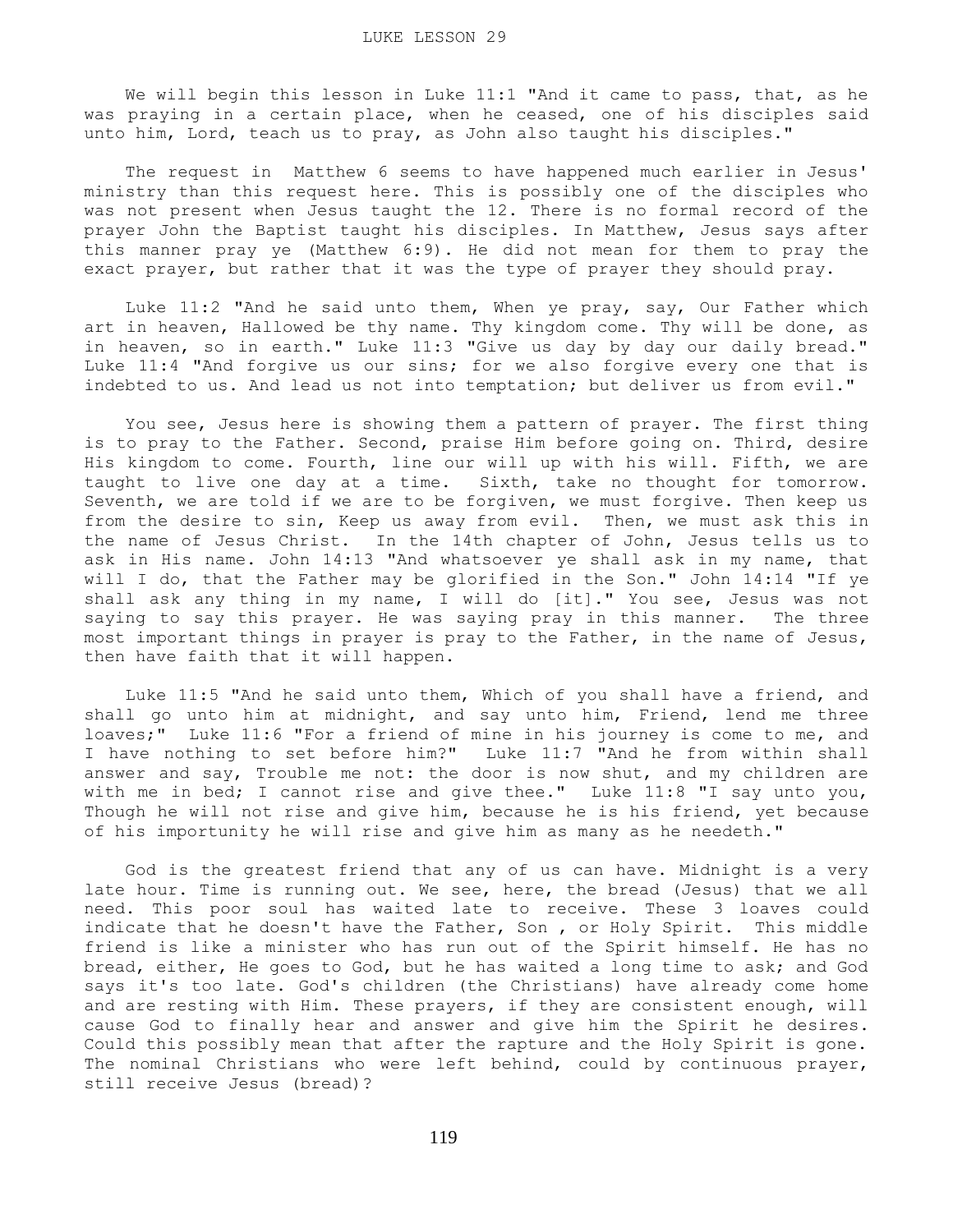LUKE LESSON 29

We will begin this lesson in Luke 11:1 "And it came to pass, that, as he was praying in a certain place, when he ceased, one of his disciples said unto him, Lord, teach us to pray, as John also taught his disciples."

The request in Matthew 6 seems to have happened much earlier in Jesus' ministry than this request here. This is possibly one of the disciples who was not present when Jesus taught the 12. There is no formal record of the prayer John the Baptist taught his disciples. In Matthew, Jesus says after this manner pray ye (Matthew 6:9). He did not mean for them to pray the exact prayer, but rather that it was the type of prayer they should pray.

Luke 11:2 "And he said unto them, When ye pray, say, Our Father which art in heaven, Hallowed be thy name. Thy kingdom come. Thy will be done, as in heaven, so in earth." Luke 11:3 "Give us day by day our daily bread." Luke 11:4 "And forgive us our sins; for we also forgive every one that is indebted to us. And lead us not into temptation; but deliver us from evil."

You see, Jesus here is showing them a pattern of prayer. The first thing is to pray to the Father. Second, praise Him before going on. Third, desire His kingdom to come. Fourth, line our will up with his will. Fifth, we are taught to live one day at a time. Sixth, take no thought for tomorrow. Seventh, we are told if we are to be forgiven, we must forgive. Then keep us from the desire to sin, Keep us away from evil. Then, we must ask this in the name of Jesus Christ. In the 14th chapter of John, Jesus tells us to ask in His name. John 14:13 "And whatsoever ye shall ask in my name, that will I do, that the Father may be glorified in the Son." John 14:14 "If ye shall ask any thing in my name, I will do [it]." You see, Jesus was not saying to say this prayer. He was saying pray in this manner. The three most important things in prayer is pray to the Father, in the name of Jesus, then have faith that it will happen.

Luke 11:5 "And he said unto them, Which of you shall have a friend, and shall go unto him at midnight, and say unto him, Friend, lend me three loaves;" Luke 11:6 "For a friend of mine in his journey is come to me, and I have nothing to set before him?" Luke 11:7 "And he from within shall answer and say, Trouble me not: the door is now shut, and my children are with me in bed; I cannot rise and give thee." Luke 11:8 "I say unto you, Though he will not rise and give him, because he is his friend, yet because of his importunity he will rise and give him as many as he needeth."

God is the greatest friend that any of us can have. Midnight is a very late hour. Time is running out. We see, here, the bread (Jesus) that we all need. This poor soul has waited late to receive. These 3 loaves could indicate that he doesn't have the Father, Son , or Holy Spirit. This middle friend is like a minister who has run out of the Spirit himself. He has no bread, either, He goes to God, but he has waited a long time to ask; and God says it's too late. God's children (the Christians) have already come home and are resting with Him. These prayers, if they are consistent enough, will cause God to finally hear and answer and give him the Spirit he desires. Could this possibly mean that after the rapture and the Holy Spirit is gone. The nominal Christians who were left behind, could by continuous prayer, still receive Jesus (bread)?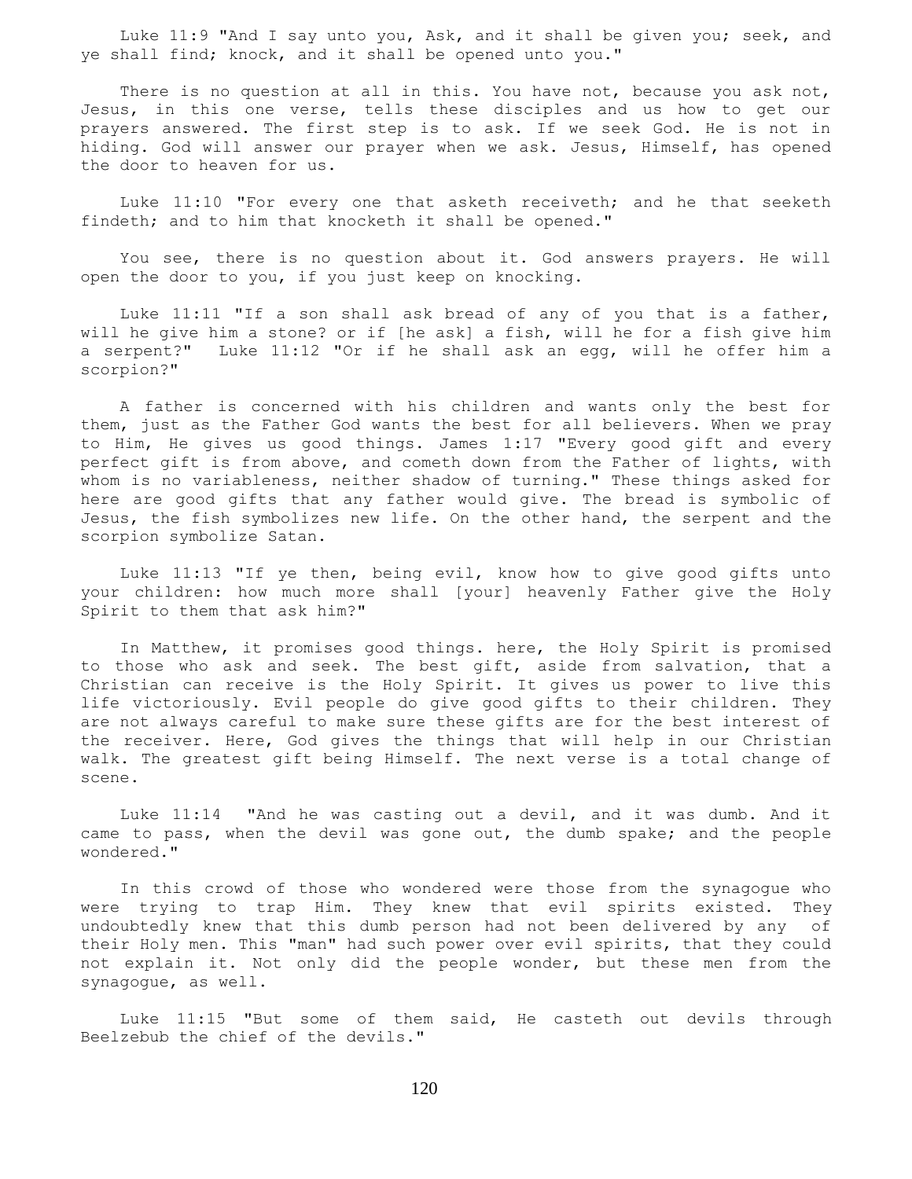Luke 11:9 "And I say unto you, Ask, and it shall be given you; seek, and ye shall find; knock, and it shall be opened unto you."

There is no question at all in this. You have not, because you ask not, Jesus, in this one verse, tells these disciples and us how to get our prayers answered. The first step is to ask. If we seek God. He is not in hiding. God will answer our prayer when we ask. Jesus, Himself, has opened the door to heaven for us.

Luke 11:10 "For every one that asketh receiveth; and he that seeketh findeth; and to him that knocketh it shall be opened."

You see, there is no question about it. God answers prayers. He will open the door to you, if you just keep on knocking.

Luke 11:11 "If a son shall ask bread of any of you that is a father, will he give him a stone? or if [he ask] a fish, will he for a fish give him a serpent?" Luke 11:12 "Or if he shall ask an egg, will he offer him a scorpion?"

A father is concerned with his children and wants only the best for them, just as the Father God wants the best for all believers. When we pray to Him, He gives us good things. James 1:17 "Every good gift and every perfect gift is from above, and cometh down from the Father of lights, with whom is no variableness, neither shadow of turning." These things asked for here are good gifts that any father would give. The bread is symbolic of Jesus, the fish symbolizes new life. On the other hand, the serpent and the scorpion symbolize Satan.

Luke 11:13 "If ye then, being evil, know how to give good gifts unto your children: how much more shall [your] heavenly Father give the Holy Spirit to them that ask him?"

In Matthew, it promises good things. here, the Holy Spirit is promised to those who ask and seek. The best gift, aside from salvation, that a Christian can receive is the Holy Spirit. It gives us power to live this life victoriously. Evil people do give good gifts to their children. They are not always careful to make sure these gifts are for the best interest of the receiver. Here, God gives the things that will help in our Christian walk. The greatest gift being Himself. The next verse is a total change of scene.

Luke 11:14 "And he was casting out a devil, and it was dumb. And it came to pass, when the devil was gone out, the dumb spake; and the people wondered."

In this crowd of those who wondered were those from the synagogue who were trying to trap Him. They knew that evil spirits existed. They undoubtedly knew that this dumb person had not been delivered by any of their Holy men. This "man" had such power over evil spirits, that they could not explain it. Not only did the people wonder, but these men from the synagogue, as well.

Luke 11:15 "But some of them said, He casteth out devils through Beelzebub the chief of the devils."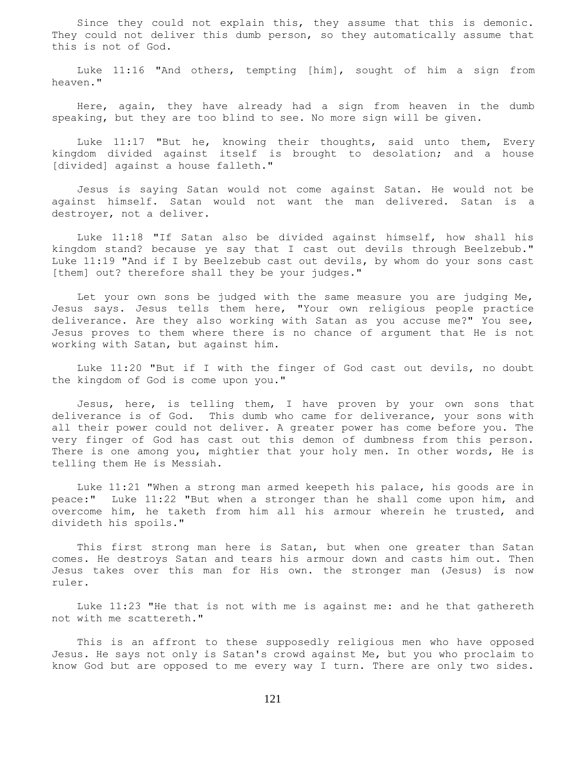Since they could not explain this, they assume that this is demonic. They could not deliver this dumb person, so they automatically assume that this is not of God.

Luke 11:16 "And others, tempting [him], sought of him a sign from heaven."

Here, again, they have already had a sign from heaven in the dumb speaking, but they are too blind to see. No more sign will be given.

Luke 11:17 "But he, knowing their thoughts, said unto them, Every kingdom divided against itself is brought to desolation; and a house [divided] against a house falleth."

Jesus is saying Satan would not come against Satan. He would not be against himself. Satan would not want the man delivered. Satan is a destroyer, not a deliver.

Luke 11:18 "If Satan also be divided against himself, how shall his kingdom stand? because ye say that I cast out devils through Beelzebub." Luke 11:19 "And if I by Beelzebub cast out devils, by whom do your sons cast [them] out? therefore shall they be your judges."

Let your own sons be judged with the same measure you are judging Me, Jesus says. Jesus tells them here, "Your own religious people practice deliverance. Are they also working with Satan as you accuse me?" You see, Jesus proves to them where there is no chance of argument that He is not working with Satan, but against him.

Luke 11:20 "But if I with the finger of God cast out devils, no doubt the kingdom of God is come upon you."

Jesus, here, is telling them, I have proven by your own sons that deliverance is of God. This dumb who came for deliverance, your sons with all their power could not deliver. A greater power has come before you. The very finger of God has cast out this demon of dumbness from this person. There is one among you, mightier that your holy men. In other words, He is telling them He is Messiah.

Luke 11:21 "When a strong man armed keepeth his palace, his goods are in peace:" Luke 11:22 "But when a stronger than he shall come upon him, and overcome him, he taketh from him all his armour wherein he trusted, and divideth his spoils."

This first strong man here is Satan, but when one greater than Satan comes. He destroys Satan and tears his armour down and casts him out. Then Jesus takes over this man for His own. the stronger man (Jesus) is now ruler.

Luke 11:23 "He that is not with me is against me: and he that gathereth not with me scattereth."

This is an affront to these supposedly religious men who have opposed Jesus. He says not only is Satan's crowd against Me, but you who proclaim to know God but are opposed to me every way I turn. There are only two sides.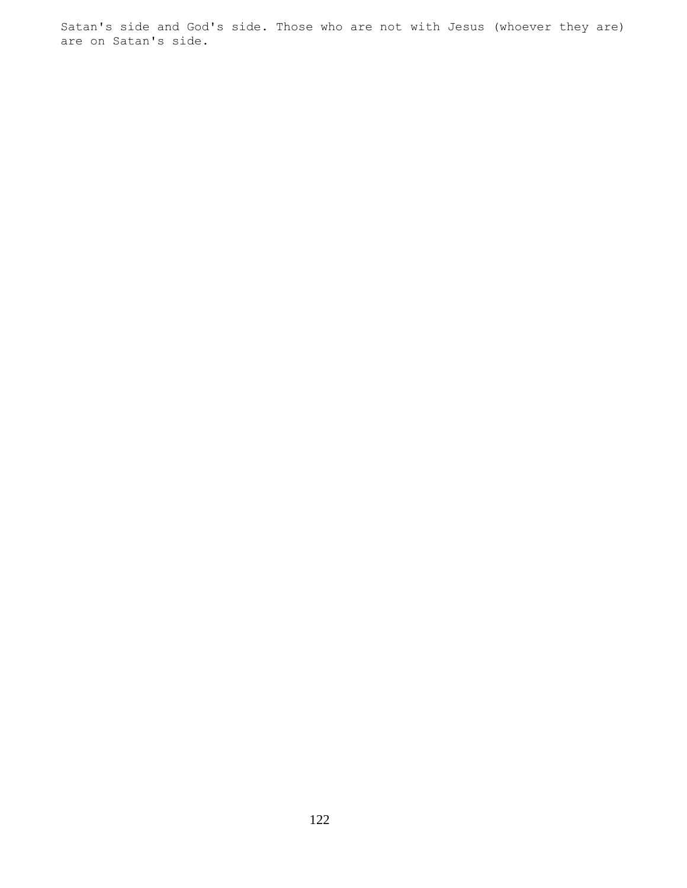Satan's side and God's side. Those who are not with Jesus (whoever they are) are on Satan's side.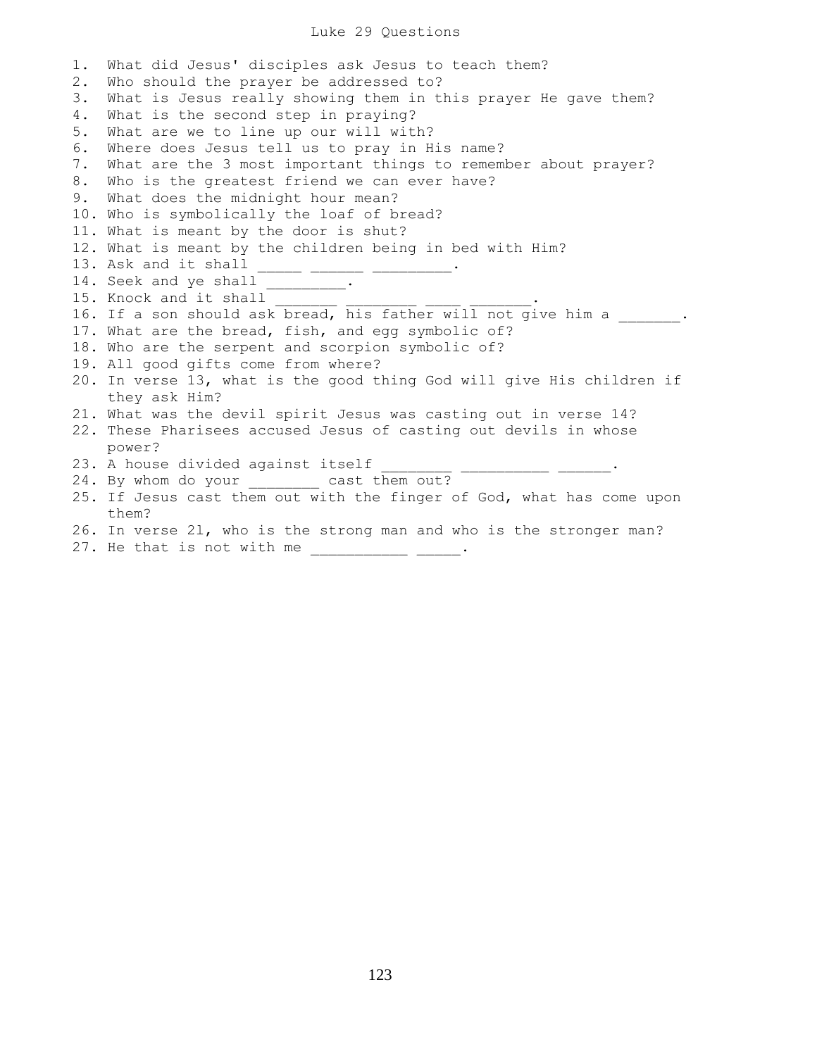# Luke 29 Questions

1. What did Jesus' disciples ask Jesus to teach them?
2. Who should the prayer be addressed to?
3. What is Jesus really showing them in this prayer He gave them?
4. What is the second step in praying?
5. What are we to line up our will with?
6. Where does Jesus tell us to pray in His name?
7. What are the 3 most important things to remember about prayer?
8. Who is the greatest friend we can ever have?
9. What does the midnight hour mean?
10. Who is symbolically the loaf of bread?
11. What is meant by the door is shut?
12. What is meant by the children being in bed with Him?
13. Ask and it shall _____ ______ _________.
14. Seek and ye shall _________.
15. Knock and it shall _______ ________ ____ _______.
16. If a son should ask bread, his father will not give him a _______.
17. What are the bread, fish, and egg symbolic of?
18. Who are the serpent and scorpion symbolic of?
19. All good gifts come from where?
20. In verse 13, what is the good thing God will give His children if they ask Him?
21. What was the devil spirit Jesus was casting out in verse 14?
22. These Pharisees accused Jesus of casting out devils in whose power?
23. A house divided against itself ________ __________ ______.
24. By whom do your ________ cast them out?
25. If Jesus cast them out with the finger of God, what has come upon them?
26. In verse 21, who is the strong man and who is the stronger man?
27. He that is not with me ___________ _____.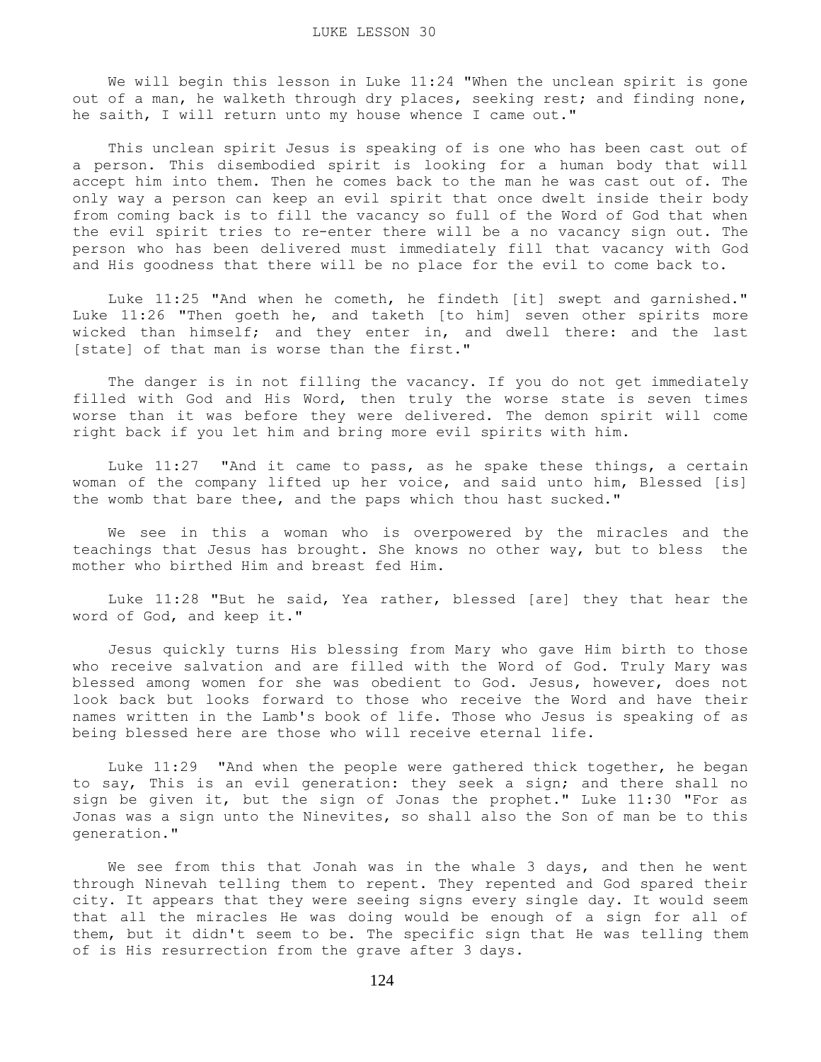# LUKE LESSON 30

We will begin this lesson in Luke 11:24 "When the unclean spirit is gone out of a man, he walketh through dry places, seeking rest; and finding none, he saith, I will return unto my house whence I came out."

This unclean spirit Jesus is speaking of is one who has been cast out of a person. This disembodied spirit is looking for a human body that will accept him into them. Then he comes back to the man he was cast out of. The only way a person can keep an evil spirit that once dwelt inside their body from coming back is to fill the vacancy so full of the Word of God that when the evil spirit tries to re-enter there will be a no vacancy sign out. The person who has been delivered must immediately fill that vacancy with God and His goodness that there will be no place for the evil to come back to.

Luke 11:25 "And when he cometh, he findeth [it] swept and garnished." Luke 11:26 "Then goeth he, and taketh [to him] seven other spirits more wicked than himself; and they enter in, and dwell there: and the last [state] of that man is worse than the first."

The danger is in not filling the vacancy. If you do not get immediately filled with God and His Word, then truly the worse state is seven times worse than it was before they were delivered. The demon spirit will come right back if you let him and bring more evil spirits with him.

Luke 11:27 "And it came to pass, as he spake these things, a certain woman of the company lifted up her voice, and said unto him, Blessed [is] the womb that bare thee, and the paps which thou hast sucked."

We see in this a woman who is overpowered by the miracles and the teachings that Jesus has brought. She knows no other way, but to bless the mother who birthed Him and breast fed Him.

Luke 11:28 "But he said, Yea rather, blessed [are] they that hear the word of God, and keep it."

Jesus quickly turns His blessing from Mary who gave Him birth to those who receive salvation and are filled with the Word of God. Truly Mary was blessed among women for she was obedient to God. Jesus, however, does not look back but looks forward to those who receive the Word and have their names written in the Lamb's book of life. Those who Jesus is speaking of as being blessed here are those who will receive eternal life.

Luke 11:29 "And when the people were gathered thick together, he began to say, This is an evil generation: they seek a sign; and there shall no sign be given it, but the sign of Jonas the prophet." Luke 11:30 "For as Jonas was a sign unto the Ninevites, so shall also the Son of man be to this generation."

We see from this that Jonah was in the whale 3 days, and then he went through Ninevah telling them to repent. They repented and God spared their city. It appears that they were seeing signs every single day. It would seem that all the miracles He was doing would be enough of a sign for all of them, but it didn't seem to be. The specific sign that He was telling them of is His resurrection from the grave after 3 days.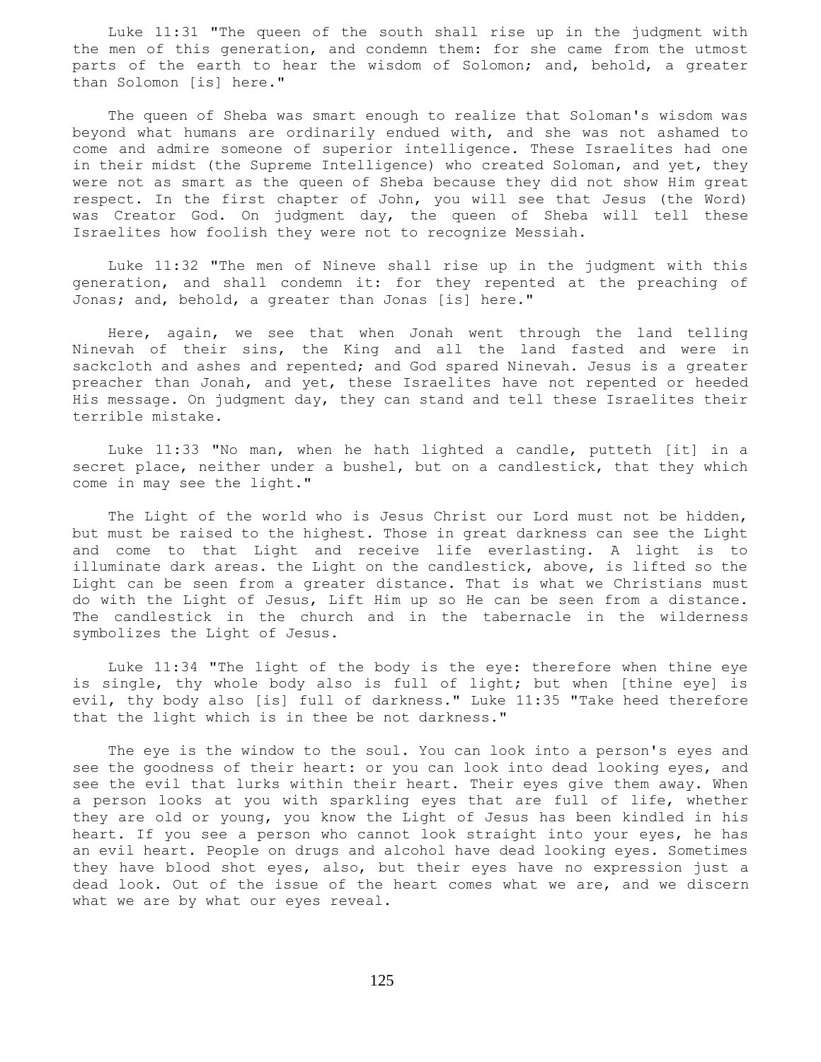Luke 11:31 "The queen of the south shall rise up in the judgment with the men of this generation, and condemn them: for she came from the utmost parts of the earth to hear the wisdom of Solomon; and, behold, a greater than Solomon [is] here."

The queen of Sheba was smart enough to realize that Soloman's wisdom was beyond what humans are ordinarily endued with, and she was not ashamed to come and admire someone of superior intelligence. These Israelites had one in their midst (the Supreme Intelligence) who created Soloman, and yet, they were not as smart as the queen of Sheba because they did not show Him great respect. In the first chapter of John, you will see that Jesus (the Word) was Creator God. On judgment day, the queen of Sheba will tell these Israelites how foolish they were not to recognize Messiah.

Luke 11:32 "The men of Nineve shall rise up in the judgment with this generation, and shall condemn it: for they repented at the preaching of Jonas; and, behold, a greater than Jonas [is] here."

Here, again, we see that when Jonah went through the land telling Ninevah of their sins, the King and all the land fasted and were in sackcloth and ashes and repented; and God spared Ninevah. Jesus is a greater preacher than Jonah, and yet, these Israelites have not repented or heeded His message. On judgment day, they can stand and tell these Israelites their terrible mistake.

Luke 11:33 "No man, when he hath lighted a candle, putteth [it] in a secret place, neither under a bushel, but on a candlestick, that they which come in may see the light."

The Light of the world who is Jesus Christ our Lord must not be hidden, but must be raised to the highest. Those in great darkness can see the Light and come to that Light and receive life everlasting. A light is to illuminate dark areas. the Light on the candlestick, above, is lifted so the Light can be seen from a greater distance. That is what we Christians must do with the Light of Jesus, Lift Him up so He can be seen from a distance. The candlestick in the church and in the tabernacle in the wilderness symbolizes the Light of Jesus.

Luke 11:34 "The light of the body is the eye: therefore when thine eye is single, thy whole body also is full of light; but when [thine eye] is evil, thy body also [is] full of darkness." Luke 11:35 "Take heed therefore that the light which is in thee be not darkness."

The eye is the window to the soul. You can look into a person's eyes and see the goodness of their heart: or you can look into dead looking eyes, and see the evil that lurks within their heart. Their eyes give them away. When a person looks at you with sparkling eyes that are full of life, whether they are old or young, you know the Light of Jesus has been kindled in his heart. If you see a person who cannot look straight into your eyes, he has an evil heart. People on drugs and alcohol have dead looking eyes. Sometimes they have blood shot eyes, also, but their eyes have no expression just a dead look. Out of the issue of the heart comes what we are, and we discern what we are by what our eyes reveal.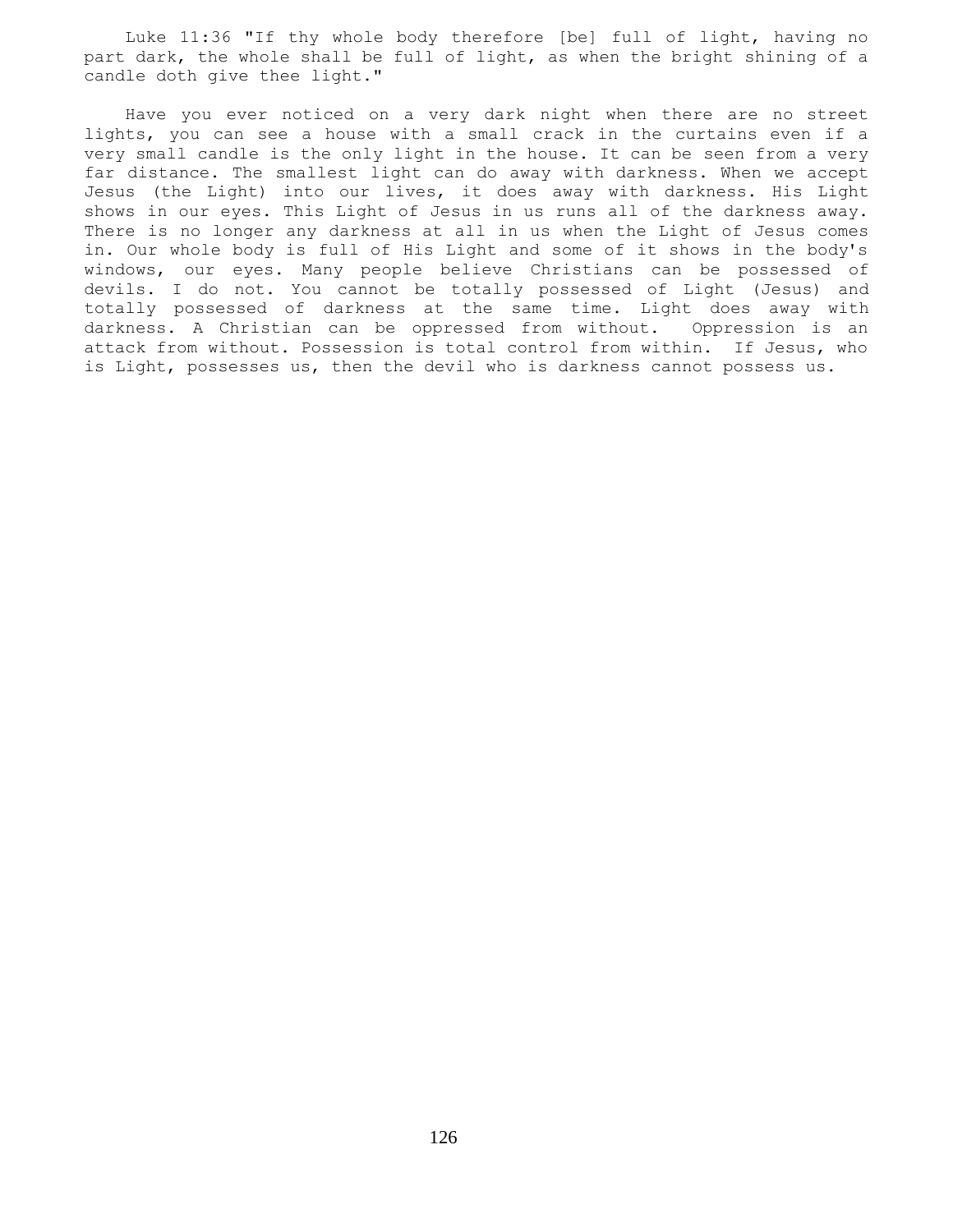Luke 11:36 "If thy whole body therefore [be] full of light, having no part dark, the whole shall be full of light, as when the bright shining of a candle doth give thee light."

Have you ever noticed on a very dark night when there are no street lights, you can see a house with a small crack in the curtains even if a very small candle is the only light in the house. It can be seen from a very far distance. The smallest light can do away with darkness. When we accept Jesus (the Light) into our lives, it does away with darkness. His Light shows in our eyes. This Light of Jesus in us runs all of the darkness away. There is no longer any darkness at all in us when the Light of Jesus comes in. Our whole body is full of His Light and some of it shows in the body's windows, our eyes. Many people believe Christians can be possessed of devils. I do not. You cannot be totally possessed of Light (Jesus) and totally possessed of darkness at the same time. Light does away with darkness. A Christian can be oppressed from without. Oppression is an attack from without. Possession is total control from within. If Jesus, who is Light, possesses us, then the devil who is darkness cannot possess us.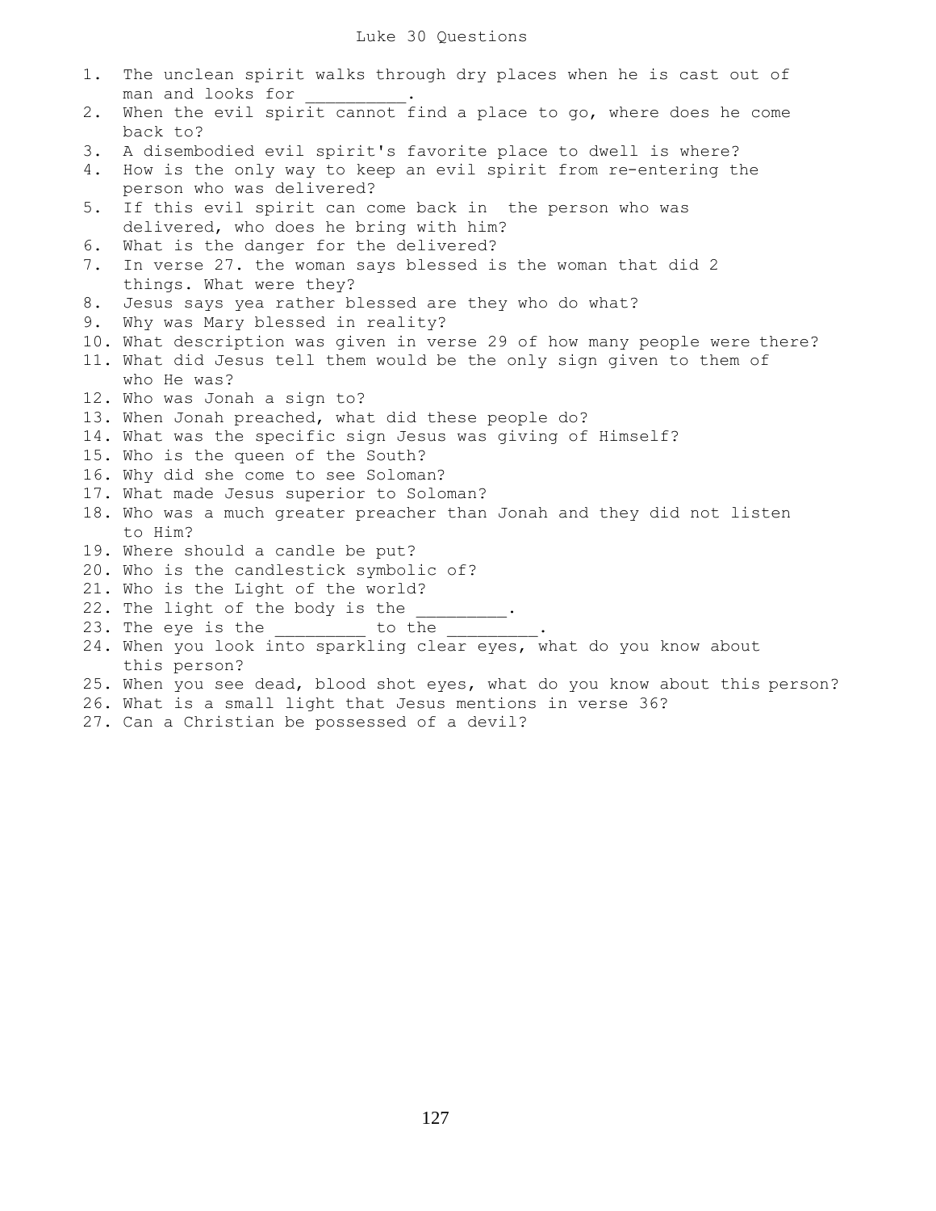# Luke 30 Questions

1. The unclean spirit walks through dry places when he is cast out of man and looks for __________.
2. When the evil spirit cannot find a place to go, where does he come back to?
3. A disembodied evil spirit's favorite place to dwell is where?
4. How is the only way to keep an evil spirit from re-entering the person who was delivered?
5. If this evil spirit can come back in the person who was delivered, who does he bring with him?
6. What is the danger for the delivered?
7. In verse 27. the woman says blessed is the woman that did 2 things. What were they?
8. Jesus says yea rather blessed are they who do what?
9. Why was Mary blessed in reality?
10. What description was given in verse 29 of how many people were there?
11. What did Jesus tell them would be the only sign given to them of who He was?
12. Who was Jonah a sign to?
13. When Jonah preached, what did these people do?
14. What was the specific sign Jesus was giving of Himself?
15. Who is the queen of the South?
16. Why did she come to see Soloman?
17. What made Jesus superior to Soloman?
18. Who was a much greater preacher than Jonah and they did not listen to Him?
19. Where should a candle be put?
20. Who is the candlestick symbolic of?
21. Who is the Light of the world?
22. The light of the body is the _________.
23. The eye is the _________ to the _________.
24. When you look into sparkling clear eyes, what do you know about this person?
25. When you see dead, blood shot eyes, what do you know about this person?
26. What is a small light that Jesus mentions in verse 36?
27. Can a Christian be possessed of a devil?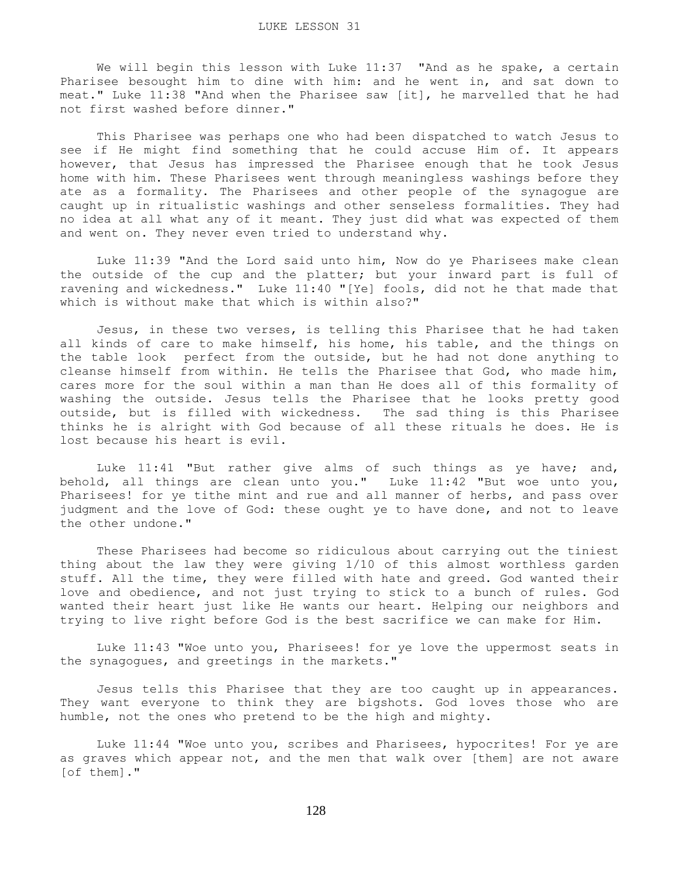# LUKE LESSON 31

We will begin this lesson with Luke 11:37 "And as he spake, a certain Pharisee besought him to dine with him: and he went in, and sat down to meat." Luke 11:38 "And when the Pharisee saw [it], he marvelled that he had not first washed before dinner."

This Pharisee was perhaps one who had been dispatched to watch Jesus to see if He might find something that he could accuse Him of. It appears however, that Jesus has impressed the Pharisee enough that he took Jesus home with him. These Pharisees went through meaningless washings before they ate as a formality. The Pharisees and other people of the synagogue are caught up in ritualistic washings and other senseless formalities. They had no idea at all what any of it meant. They just did what was expected of them and went on. They never even tried to understand why.

Luke 11:39 "And the Lord said unto him, Now do ye Pharisees make clean the outside of the cup and the platter; but your inward part is full of ravening and wickedness." Luke 11:40 "[Ye] fools, did not he that made that which is without make that which is within also?"

Jesus, in these two verses, is telling this Pharisee that he had taken all kinds of care to make himself, his home, his table, and the things on the table look perfect from the outside, but he had not done anything to cleanse himself from within. He tells the Pharisee that God, who made him, cares more for the soul within a man than He does all of this formality of washing the outside. Jesus tells the Pharisee that he looks pretty good outside, but is filled with wickedness. The sad thing is this Pharisee thinks he is alright with God because of all these rituals he does. He is lost because his heart is evil.

Luke 11:41 "But rather give alms of such things as ye have; and, behold, all things are clean unto you." Luke 11:42 "But woe unto you, Pharisees! for ye tithe mint and rue and all manner of herbs, and pass over judgment and the love of God: these ought ye to have done, and not to leave the other undone."

These Pharisees had become so ridiculous about carrying out the tiniest thing about the law they were giving 1/10 of this almost worthless garden stuff. All the time, they were filled with hate and greed. God wanted their love and obedience, and not just trying to stick to a bunch of rules. God wanted their heart just like He wants our heart. Helping our neighbors and trying to live right before God is the best sacrifice we can make for Him.

Luke 11:43 "Woe unto you, Pharisees! for ye love the uppermost seats in the synagogues, and greetings in the markets."

Jesus tells this Pharisee that they are too caught up in appearances. They want everyone to think they are bigshots. God loves those who are humble, not the ones who pretend to be the high and mighty.

Luke 11:44 "Woe unto you, scribes and Pharisees, hypocrites! For ye are as graves which appear not, and the men that walk over [them] are not aware [of them]."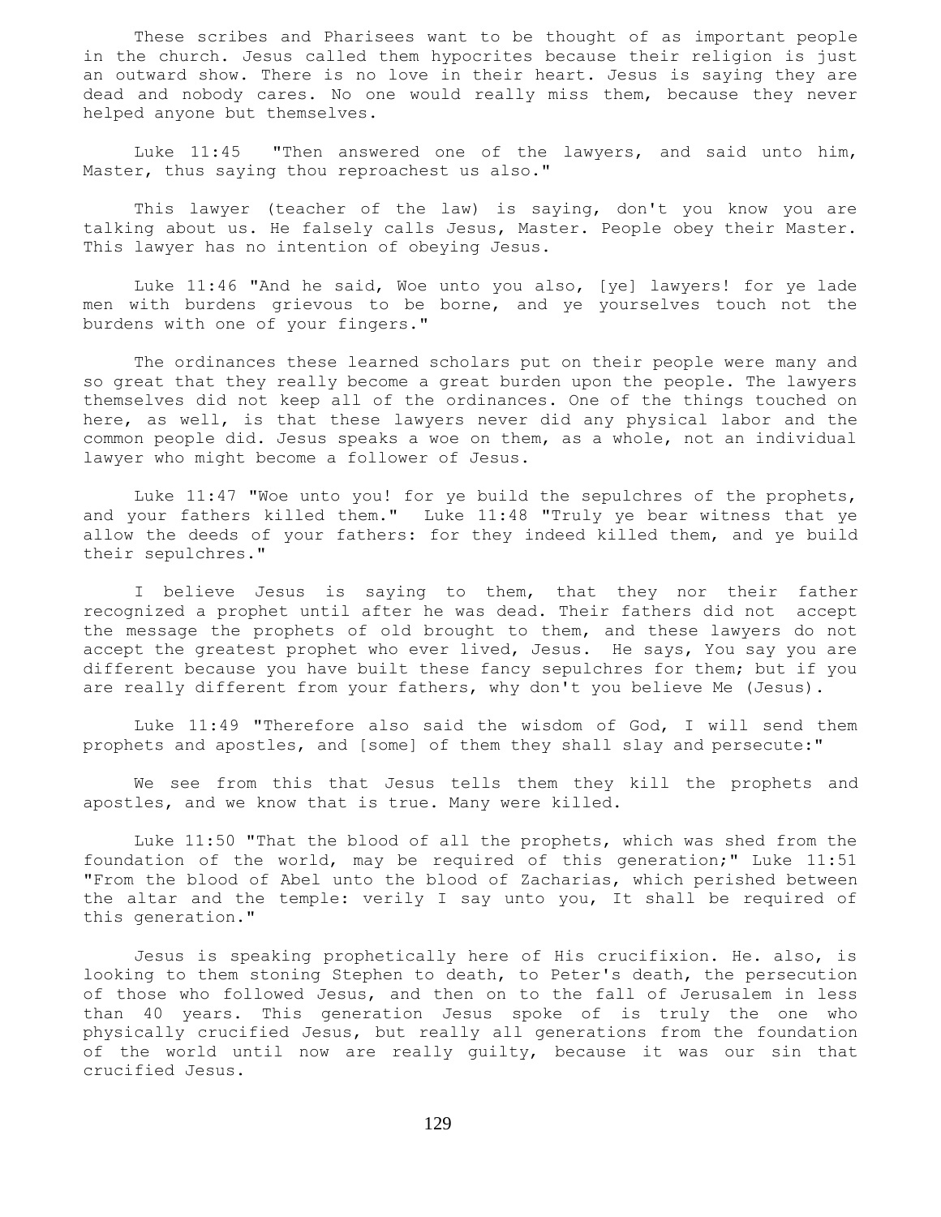These scribes and Pharisees want to be thought of as important people in the church. Jesus called them hypocrites because their religion is just an outward show. There is no love in their heart. Jesus is saying they are dead and nobody cares. No one would really miss them, because they never helped anyone but themselves.

Luke 11:45 "Then answered one of the lawyers, and said unto him, Master, thus saying thou reproachest us also."

This lawyer (teacher of the law) is saying, don't you know you are talking about us. He falsely calls Jesus, Master. People obey their Master. This lawyer has no intention of obeying Jesus.

Luke 11:46 "And he said, Woe unto you also, [ye] lawyers! for ye lade men with burdens grievous to be borne, and ye yourselves touch not the burdens with one of your fingers."

The ordinances these learned scholars put on their people were many and so great that they really become a great burden upon the people. The lawyers themselves did not keep all of the ordinances. One of the things touched on here, as well, is that these lawyers never did any physical labor and the common people did. Jesus speaks a woe on them, as a whole, not an individual lawyer who might become a follower of Jesus.

Luke 11:47 "Woe unto you! for ye build the sepulchres of the prophets, and your fathers killed them." Luke 11:48 "Truly ye bear witness that ye allow the deeds of your fathers: for they indeed killed them, and ye build their sepulchres."

I believe Jesus is saying to them, that they nor their father recognized a prophet until after he was dead. Their fathers did not accept the message the prophets of old brought to them, and these lawyers do not accept the greatest prophet who ever lived, Jesus. He says, You say you are different because you have built these fancy sepulchres for them; but if you are really different from your fathers, why don't you believe Me (Jesus).

Luke 11:49 "Therefore also said the wisdom of God, I will send them prophets and apostles, and [some] of them they shall slay and persecute:"

We see from this that Jesus tells them they kill the prophets and apostles, and we know that is true. Many were killed.

Luke 11:50 "That the blood of all the prophets, which was shed from the foundation of the world, may be required of this generation;" Luke 11:51 "From the blood of Abel unto the blood of Zacharias, which perished between the altar and the temple: verily I say unto you, It shall be required of this generation."

Jesus is speaking prophetically here of His crucifixion. He. also, is looking to them stoning Stephen to death, to Peter's death, the persecution of those who followed Jesus, and then on to the fall of Jerusalem in less than 40 years. This generation Jesus spoke of is truly the one who physically crucified Jesus, but really all generations from the foundation of the world until now are really guilty, because it was our sin that crucified Jesus.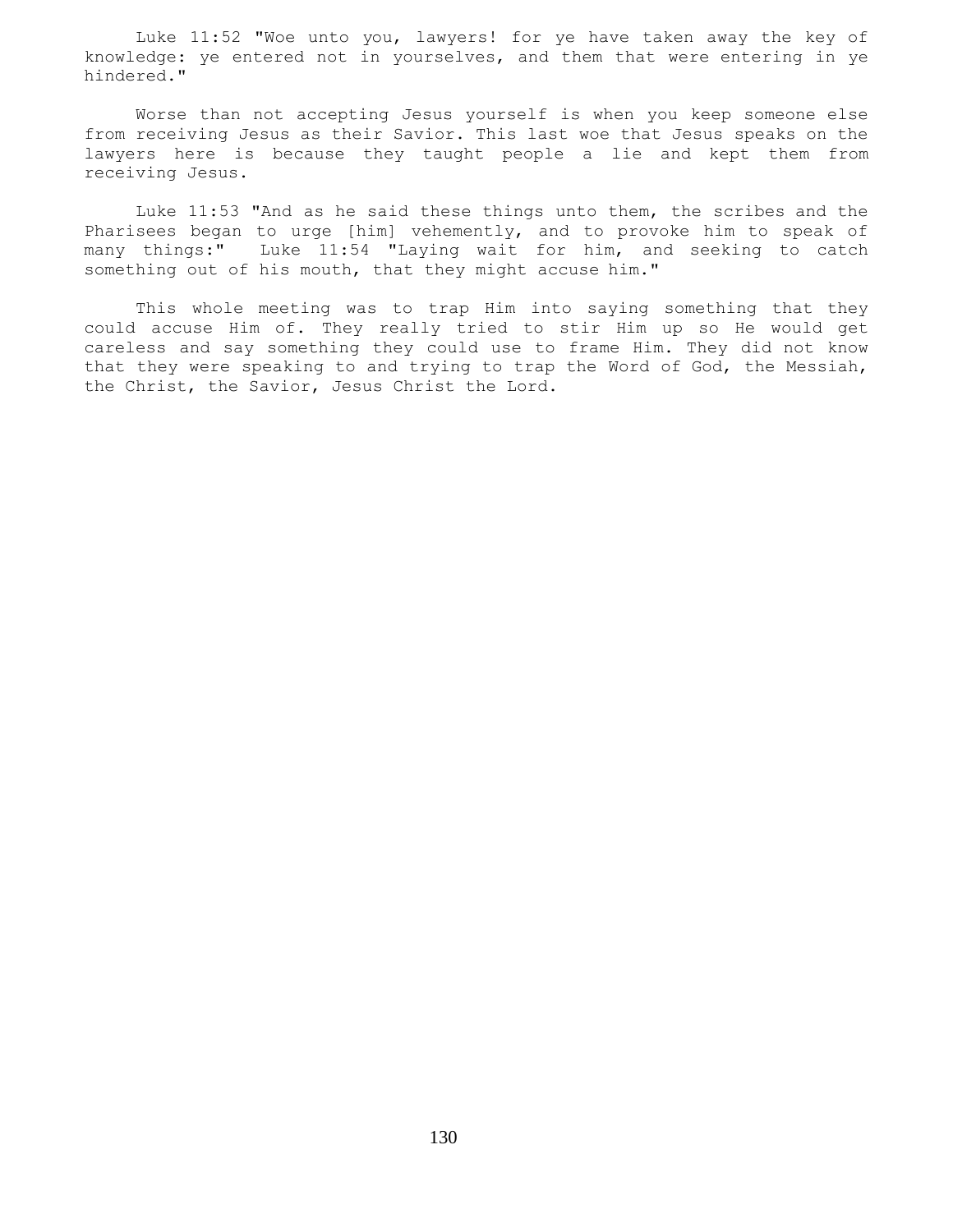Luke 11:52 "Woe unto you, lawyers! for ye have taken away the key of knowledge: ye entered not in yourselves, and them that were entering in ye hindered."

Worse than not accepting Jesus yourself is when you keep someone else from receiving Jesus as their Savior. This last woe that Jesus speaks on the lawyers here is because they taught people a lie and kept them from receiving Jesus.

Luke 11:53 "And as he said these things unto them, the scribes and the Pharisees began to urge [him] vehemently, and to provoke him to speak of many things:" Luke 11:54 "Laying wait for him, and seeking to catch something out of his mouth, that they might accuse him."

This whole meeting was to trap Him into saying something that they could accuse Him of. They really tried to stir Him up so He would get careless and say something they could use to frame Him. They did not know that they were speaking to and trying to trap the Word of God, the Messiah, the Christ, the Savior, Jesus Christ the Lord.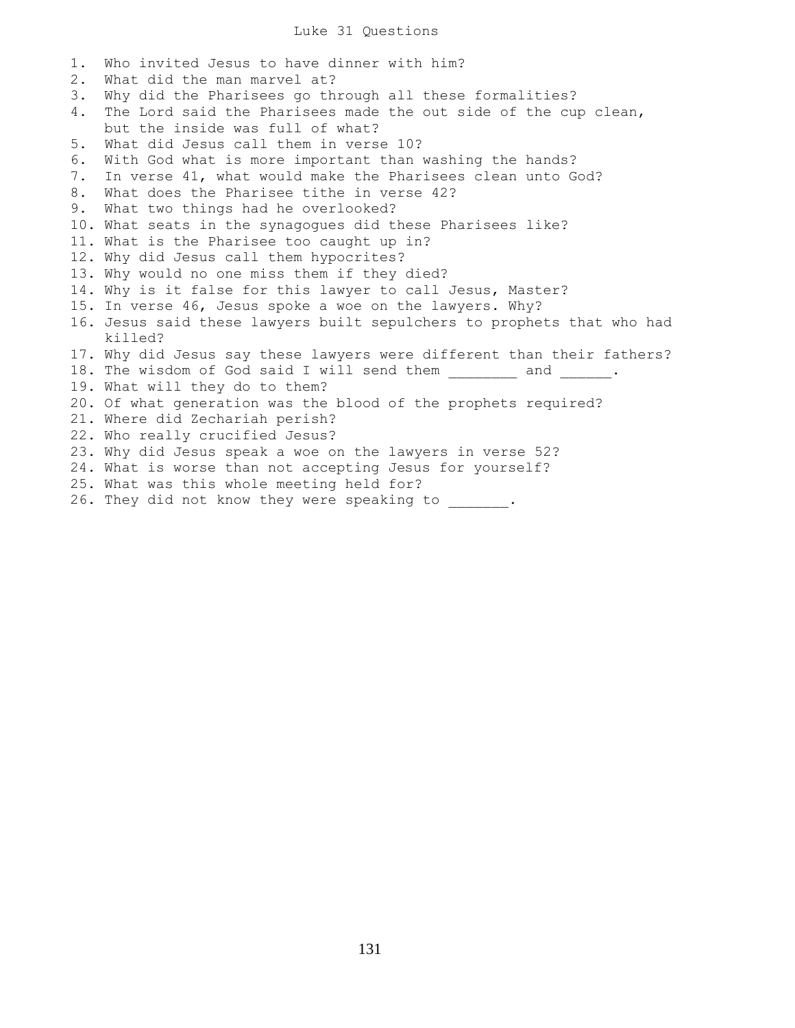# Luke 31 Questions

1. Who invited Jesus to have dinner with him?
2. What did the man marvel at?
3. Why did the Pharisees go through all these formalities?
4. The Lord said the Pharisees made the out side of the cup clean, but the inside was full of what?
5. What did Jesus call them in verse 10?
6. With God what is more important than washing the hands?
7. In verse 41, what would make the Pharisees clean unto God?
8. What does the Pharisee tithe in verse 42?
9. What two things had he overlooked?
10. What seats in the synagogues did these Pharisees like?
11. What is the Pharisee too caught up in?
12. Why did Jesus call them hypocrites?
13. Why would no one miss them if they died?
14. Why is it false for this lawyer to call Jesus, Master?
15. In verse 46, Jesus spoke a woe on the lawyers. Why?
16. Jesus said these lawyers built sepulchers to prophets that who had killed?
17. Why did Jesus say these lawyers were different than their fathers?
18. The wisdom of God said I will send them ________ and ______.
19. What will they do to them?
20. Of what generation was the blood of the prophets required?
21. Where did Zechariah perish?
22. Who really crucified Jesus?
23. Why did Jesus speak a woe on the lawyers in verse 52?
24. What is worse than not accepting Jesus for yourself?
25. What was this whole meeting held for?
26. They did not know they were speaking to _______.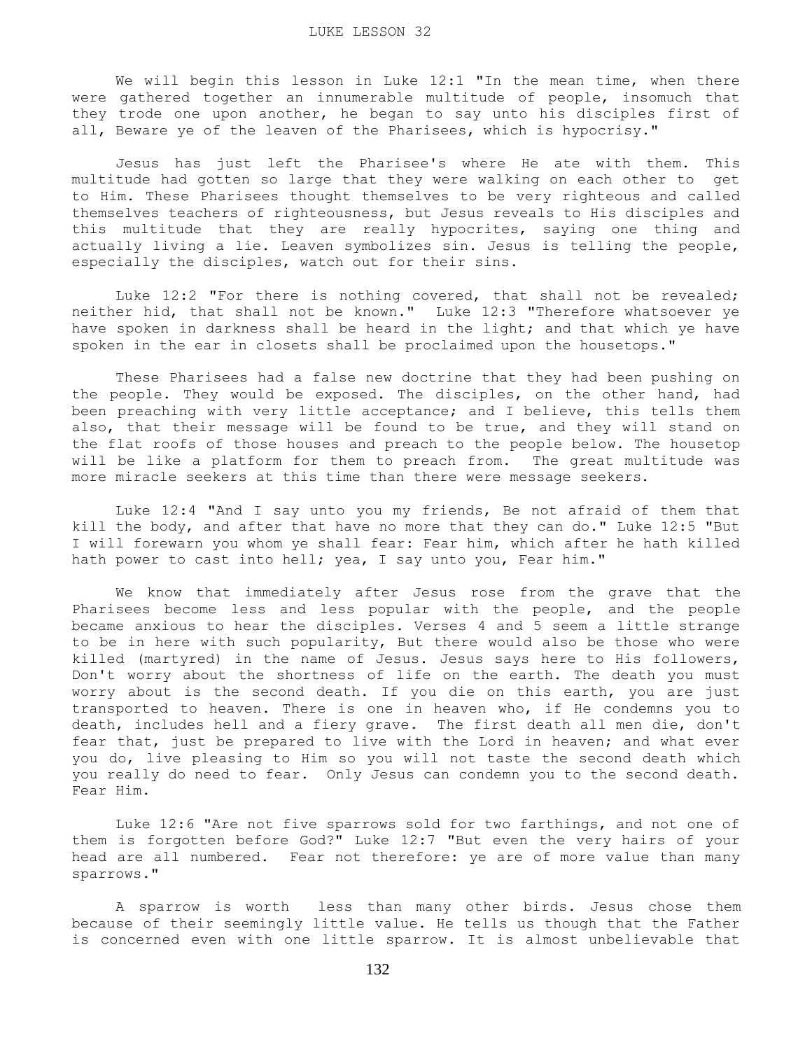# LUKE LESSON 32

We will begin this lesson in Luke 12:1 "In the mean time, when there were gathered together an innumerable multitude of people, insomuch that they trode one upon another, he began to say unto his disciples first of all, Beware ye of the leaven of the Pharisees, which is hypocrisy."

Jesus has just left the Pharisee's where He ate with them. This multitude had gotten so large that they were walking on each other to get to Him. These Pharisees thought themselves to be very righteous and called themselves teachers of righteousness, but Jesus reveals to His disciples and this multitude that they are really hypocrites, saying one thing and actually living a lie. Leaven symbolizes sin. Jesus is telling the people, especially the disciples, watch out for their sins.

Luke 12:2 "For there is nothing covered, that shall not be revealed; neither hid, that shall not be known." Luke 12:3 "Therefore whatsoever ye have spoken in darkness shall be heard in the light; and that which ye have spoken in the ear in closets shall be proclaimed upon the housetops."

These Pharisees had a false new doctrine that they had been pushing on the people. They would be exposed. The disciples, on the other hand, had been preaching with very little acceptance; and I believe, this tells them also, that their message will be found to be true, and they will stand on the flat roofs of those houses and preach to the people below. The housetop will be like a platform for them to preach from. The great multitude was more miracle seekers at this time than there were message seekers.

Luke 12:4 "And I say unto you my friends, Be not afraid of them that kill the body, and after that have no more that they can do." Luke 12:5 "But I will forewarn you whom ye shall fear: Fear him, which after he hath killed hath power to cast into hell; yea, I say unto you, Fear him."

We know that immediately after Jesus rose from the grave that the Pharisees become less and less popular with the people, and the people became anxious to hear the disciples. Verses 4 and 5 seem a little strange to be in here with such popularity, But there would also be those who were killed (martyred) in the name of Jesus. Jesus says here to His followers, Don't worry about the shortness of life on the earth. The death you must worry about is the second death. If you die on this earth, you are just transported to heaven. There is one in heaven who, if He condemns you to death, includes hell and a fiery grave. The first death all men die, don't fear that, just be prepared to live with the Lord in heaven; and what ever you do, live pleasing to Him so you will not taste the second death which you really do need to fear. Only Jesus can condemn you to the second death. Fear Him.

Luke 12:6 "Are not five sparrows sold for two farthings, and not one of them is forgotten before God?" Luke 12:7 "But even the very hairs of your head are all numbered. Fear not therefore: ye are of more value than many sparrows."

A sparrow is worth less than many other birds. Jesus chose them because of their seemingly little value. He tells us though that the Father is concerned even with one little sparrow. It is almost unbelievable that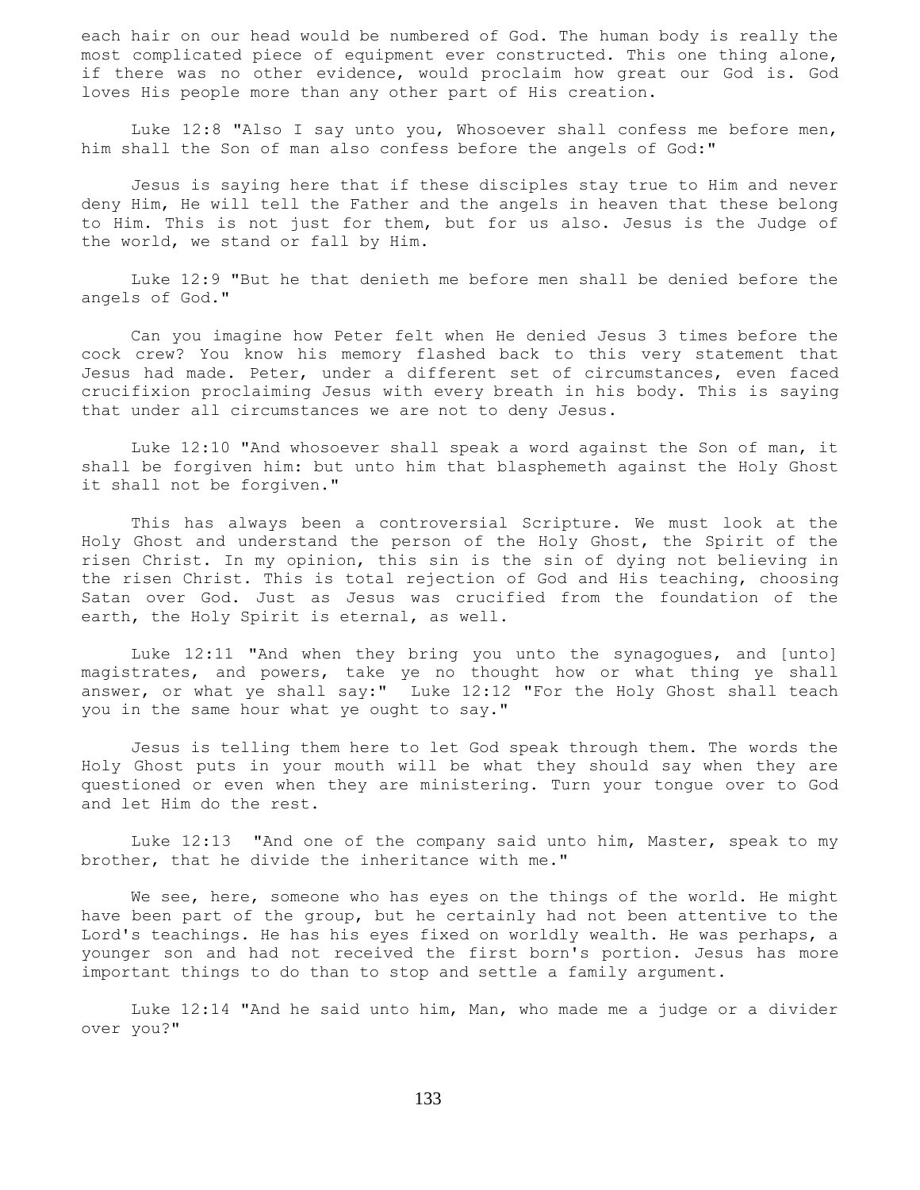each hair on our head would be numbered of God. The human body is really the most complicated piece of equipment ever constructed. This one thing alone, if there was no other evidence, would proclaim how great our God is. God loves His people more than any other part of His creation.

Luke 12:8 "Also I say unto you, Whosoever shall confess me before men, him shall the Son of man also confess before the angels of God:"

Jesus is saying here that if these disciples stay true to Him and never deny Him, He will tell the Father and the angels in heaven that these belong to Him. This is not just for them, but for us also. Jesus is the Judge of the world, we stand or fall by Him.

Luke 12:9 "But he that denieth me before men shall be denied before the angels of God."

Can you imagine how Peter felt when He denied Jesus 3 times before the cock crew? You know his memory flashed back to this very statement that Jesus had made. Peter, under a different set of circumstances, even faced crucifixion proclaiming Jesus with every breath in his body. This is saying that under all circumstances we are not to deny Jesus.

Luke 12:10 "And whosoever shall speak a word against the Son of man, it shall be forgiven him: but unto him that blasphemeth against the Holy Ghost it shall not be forgiven."

This has always been a controversial Scripture. We must look at the Holy Ghost and understand the person of the Holy Ghost, the Spirit of the risen Christ. In my opinion, this sin is the sin of dying not believing in the risen Christ. This is total rejection of God and His teaching, choosing Satan over God. Just as Jesus was crucified from the foundation of the earth, the Holy Spirit is eternal, as well.

Luke 12:11 "And when they bring you unto the synagogues, and [unto] magistrates, and powers, take ye no thought how or what thing ye shall answer, or what ye shall say:" Luke 12:12 "For the Holy Ghost shall teach you in the same hour what ye ought to say."

Jesus is telling them here to let God speak through them. The words the Holy Ghost puts in your mouth will be what they should say when they are questioned or even when they are ministering. Turn your tongue over to God and let Him do the rest.

Luke 12:13 "And one of the company said unto him, Master, speak to my brother, that he divide the inheritance with me."

We see, here, someone who has eyes on the things of the world. He might have been part of the group, but he certainly had not been attentive to the Lord's teachings. He has his eyes fixed on worldly wealth. He was perhaps, a younger son and had not received the first born's portion. Jesus has more important things to do than to stop and settle a family argument.

Luke 12:14 "And he said unto him, Man, who made me a judge or a divider over you?"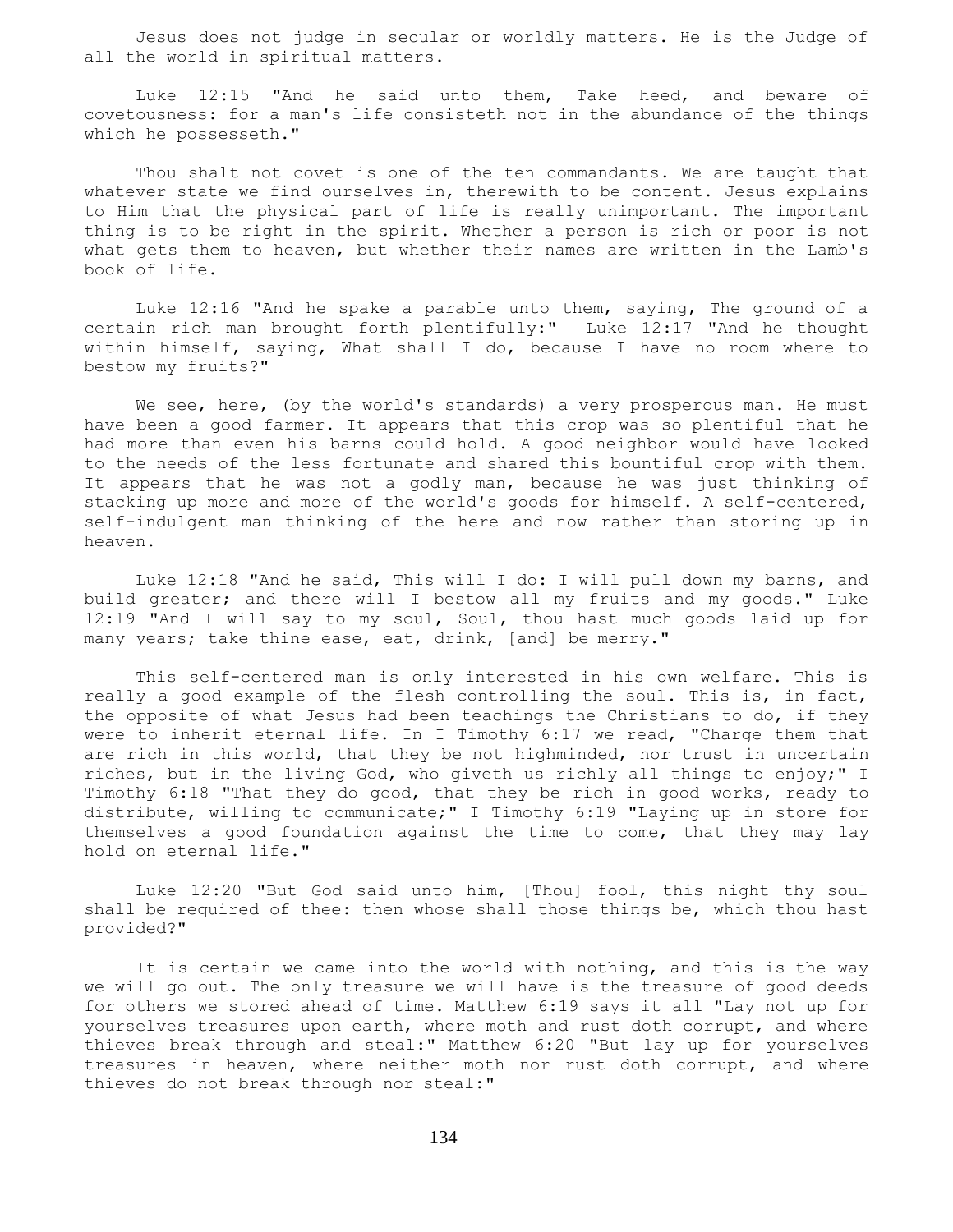Jesus does not judge in secular or worldly matters. He is the Judge of all the world in spiritual matters.

Luke 12:15 "And he said unto them, Take heed, and beware of covetousness: for a man's life consisteth not in the abundance of the things which he possesseth."

Thou shalt not covet is one of the ten commandants. We are taught that whatever state we find ourselves in, therewith to be content. Jesus explains to Him that the physical part of life is really unimportant. The important thing is to be right in the spirit. Whether a person is rich or poor is not what gets them to heaven, but whether their names are written in the Lamb's book of life.

Luke 12:16 "And he spake a parable unto them, saying, The ground of a certain rich man brought forth plentifully:" Luke 12:17 "And he thought within himself, saying, What shall I do, because I have no room where to bestow my fruits?"

We see, here, (by the world's standards) a very prosperous man. He must have been a good farmer. It appears that this crop was so plentiful that he had more than even his barns could hold. A good neighbor would have looked to the needs of the less fortunate and shared this bountiful crop with them. It appears that he was not a godly man, because he was just thinking of stacking up more and more of the world's goods for himself. A self-centered, self-indulgent man thinking of the here and now rather than storing up in heaven.

Luke 12:18 "And he said, This will I do: I will pull down my barns, and build greater; and there will I bestow all my fruits and my goods." Luke 12:19 "And I will say to my soul, Soul, thou hast much goods laid up for many years; take thine ease, eat, drink, [and] be merry."

This self-centered man is only interested in his own welfare. This is really a good example of the flesh controlling the soul. This is, in fact, the opposite of what Jesus had been teachings the Christians to do, if they were to inherit eternal life. In I Timothy 6:17 we read, "Charge them that are rich in this world, that they be not highminded, nor trust in uncertain riches, but in the living God, who giveth us richly all things to enjoy;" I Timothy 6:18 "That they do good, that they be rich in good works, ready to distribute, willing to communicate;" I Timothy 6:19 "Laying up in store for themselves a good foundation against the time to come, that they may lay hold on eternal life."

Luke 12:20 "But God said unto him, [Thou] fool, this night thy soul shall be required of thee: then whose shall those things be, which thou hast provided?"

It is certain we came into the world with nothing, and this is the way we will go out. The only treasure we will have is the treasure of good deeds for others we stored ahead of time. Matthew 6:19 says it all "Lay not up for yourselves treasures upon earth, where moth and rust doth corrupt, and where thieves break through and steal:" Matthew 6:20 "But lay up for yourselves treasures in heaven, where neither moth nor rust doth corrupt, and where thieves do not break through nor steal:"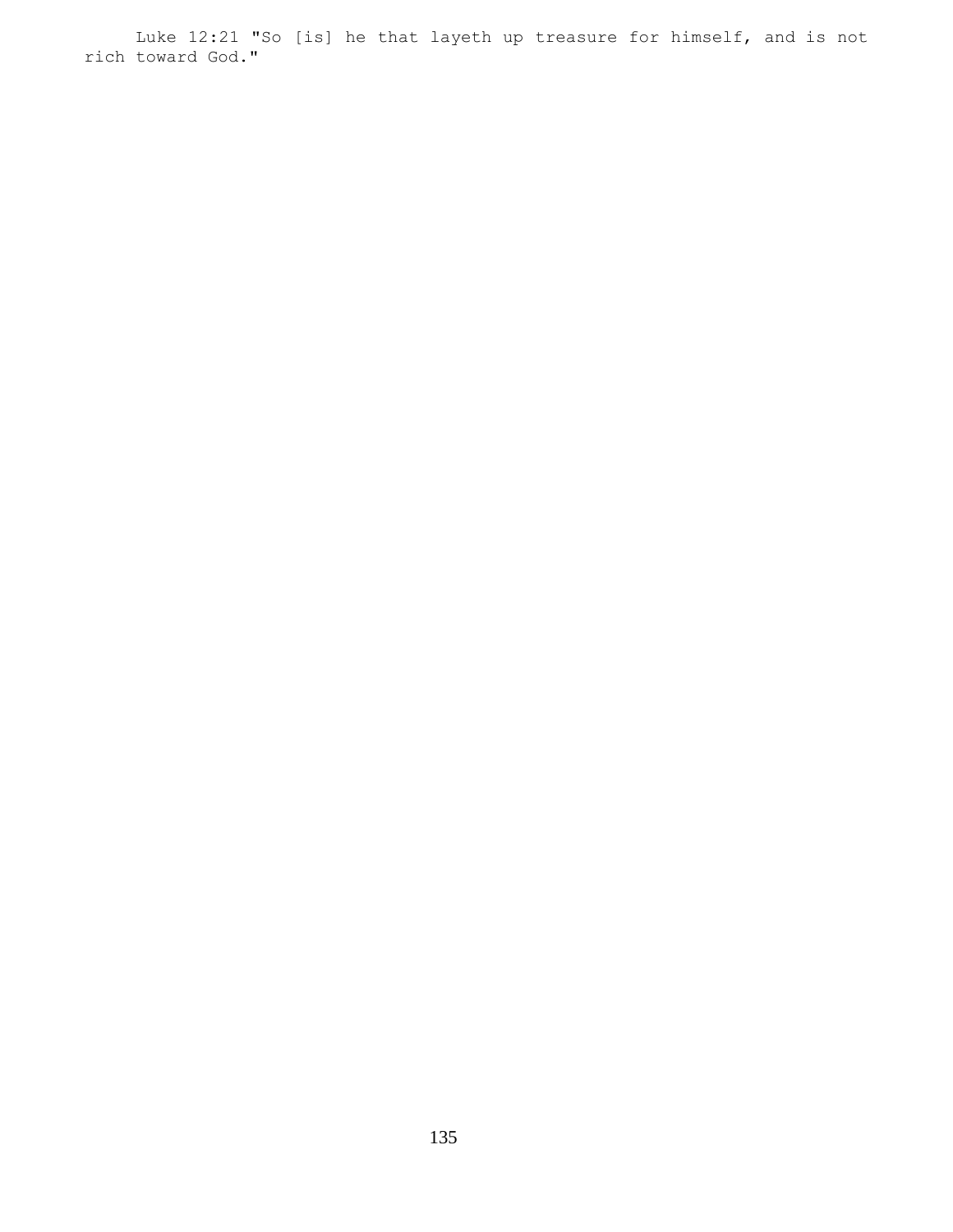Luke 12:21 "So [is] he that layeth up treasure for himself, and is not rich toward God."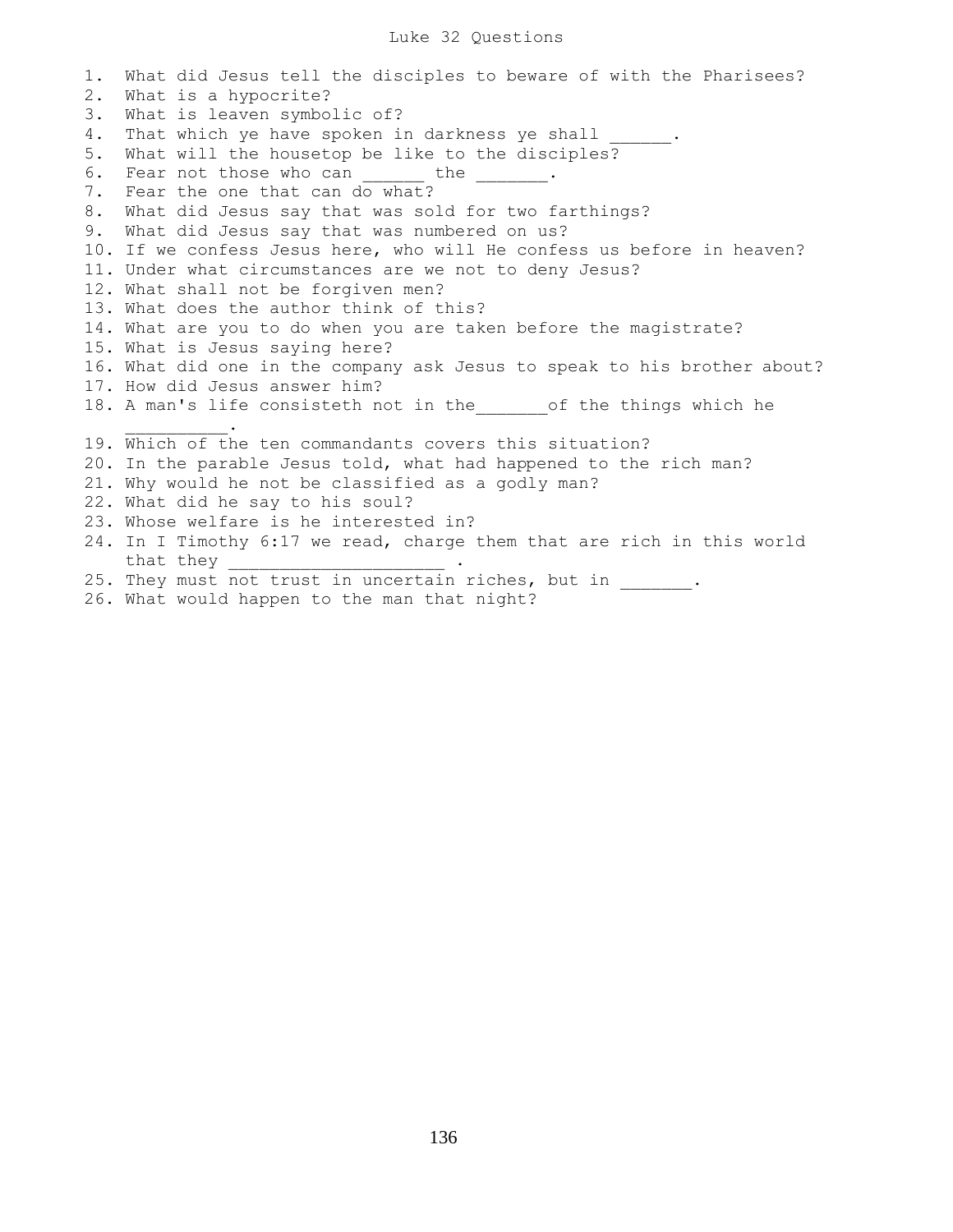# Luke 32 Questions

1. What did Jesus tell the disciples to beware of with the Pharisees?
2. What is a hypocrite?
3. What is leaven symbolic of?
4. That which ye have spoken in darkness ye shall ______.
5. What will the housetop be like to the disciples?
6. Fear not those who can ______ the _______.
7. Fear the one that can do what?
8. What did Jesus say that was sold for two farthings?
9. What did Jesus say that was numbered on us?
10. If we confess Jesus here, who will He confess us before in heaven?
11. Under what circumstances are we not to deny Jesus?
12. What shall not be forgiven men?
13. What does the author think of this?
14. What are you to do when you are taken before the magistrate?
15. What is Jesus saying here?
16. What did one in the company ask Jesus to speak to his brother about?
17. How did Jesus answer him?
18. A man's life consisteth not in the_______of the things which he __________.
19. Which of the ten commandants covers this situation?
20. In the parable Jesus told, what had happened to the rich man?
21. Why would he not be classified as a godly man?
22. What did he say to his soul?
23. Whose welfare is he interested in?
24. In I Timothy 6:17 we read, charge them that are rich in this world that they _____________________ .
25. They must not trust in uncertain riches, but in _______.
26. What would happen to the man that night?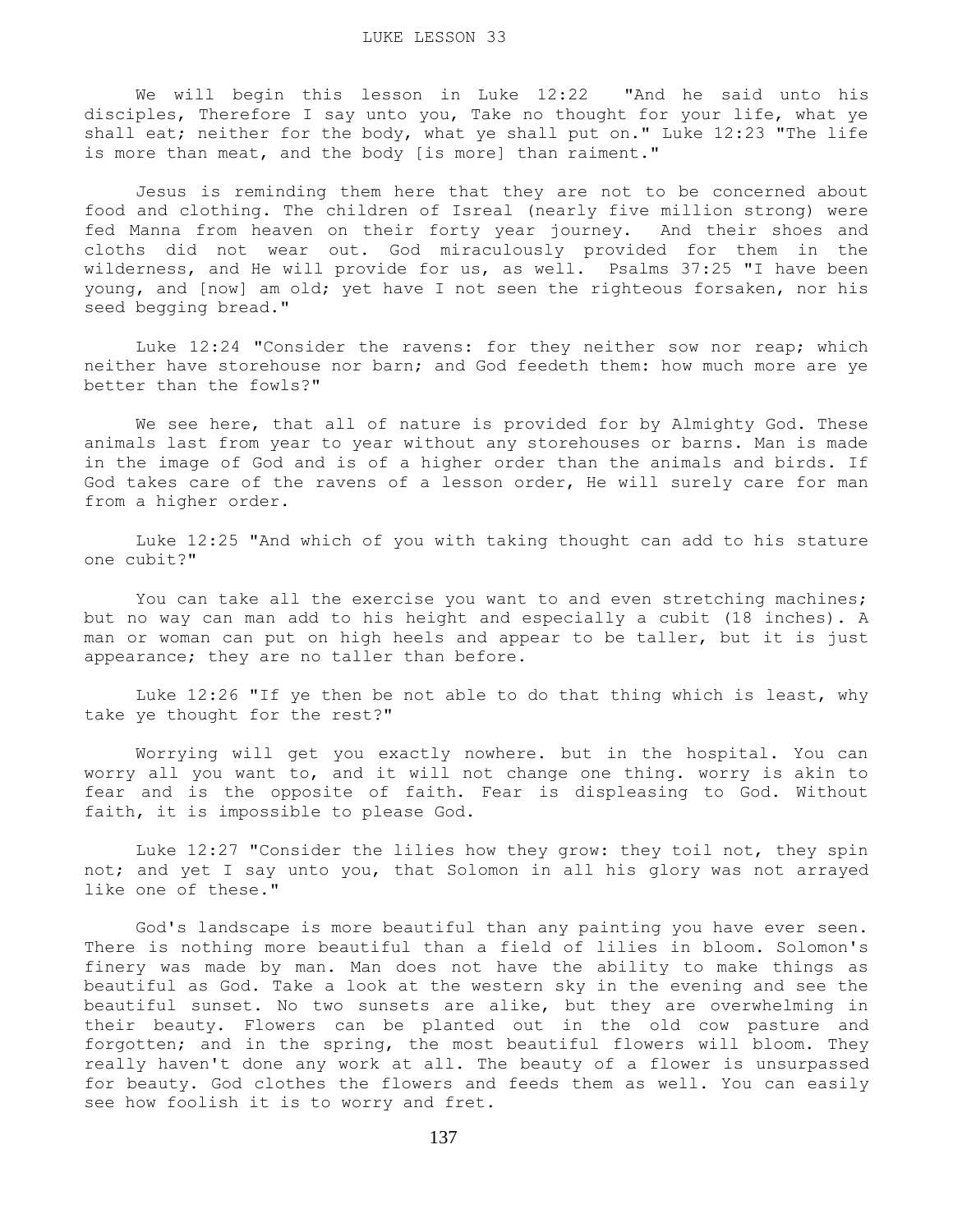LUKE LESSON 33

We will begin this lesson in Luke 12:22 "And he said unto his disciples, Therefore I say unto you, Take no thought for your life, what ye shall eat; neither for the body, what ye shall put on." Luke 12:23 "The life is more than meat, and the body [is more] than raiment."

Jesus is reminding them here that they are not to be concerned about food and clothing. The children of Isreal (nearly five million strong) were fed Manna from heaven on their forty year journey. And their shoes and cloths did not wear out. God miraculously provided for them in the wilderness, and He will provide for us, as well. Psalms 37:25 "I have been young, and [now] am old; yet have I not seen the righteous forsaken, nor his seed begging bread."

Luke 12:24 "Consider the ravens: for they neither sow nor reap; which neither have storehouse nor barn; and God feedeth them: how much more are ye better than the fowls?"

We see here, that all of nature is provided for by Almighty God. These animals last from year to year without any storehouses or barns. Man is made in the image of God and is of a higher order than the animals and birds. If God takes care of the ravens of a lesson order, He will surely care for man from a higher order.

Luke 12:25 "And which of you with taking thought can add to his stature one cubit?"

You can take all the exercise you want to and even stretching machines; but no way can man add to his height and especially a cubit (18 inches). A man or woman can put on high heels and appear to be taller, but it is just appearance; they are no taller than before.

Luke 12:26 "If ye then be not able to do that thing which is least, why take ye thought for the rest?"

Worrying will get you exactly nowhere. but in the hospital. You can worry all you want to, and it will not change one thing. worry is akin to fear and is the opposite of faith. Fear is displeasing to God. Without faith, it is impossible to please God.

Luke 12:27 "Consider the lilies how they grow: they toil not, they spin not; and yet I say unto you, that Solomon in all his glory was not arrayed like one of these."

God's landscape is more beautiful than any painting you have ever seen. There is nothing more beautiful than a field of lilies in bloom. Solomon's finery was made by man. Man does not have the ability to make things as beautiful as God. Take a look at the western sky in the evening and see the beautiful sunset. No two sunsets are alike, but they are overwhelming in their beauty. Flowers can be planted out in the old cow pasture and forgotten; and in the spring, the most beautiful flowers will bloom. They really haven't done any work at all. The beauty of a flower is unsurpassed for beauty. God clothes the flowers and feeds them as well. You can easily see how foolish it is to worry and fret.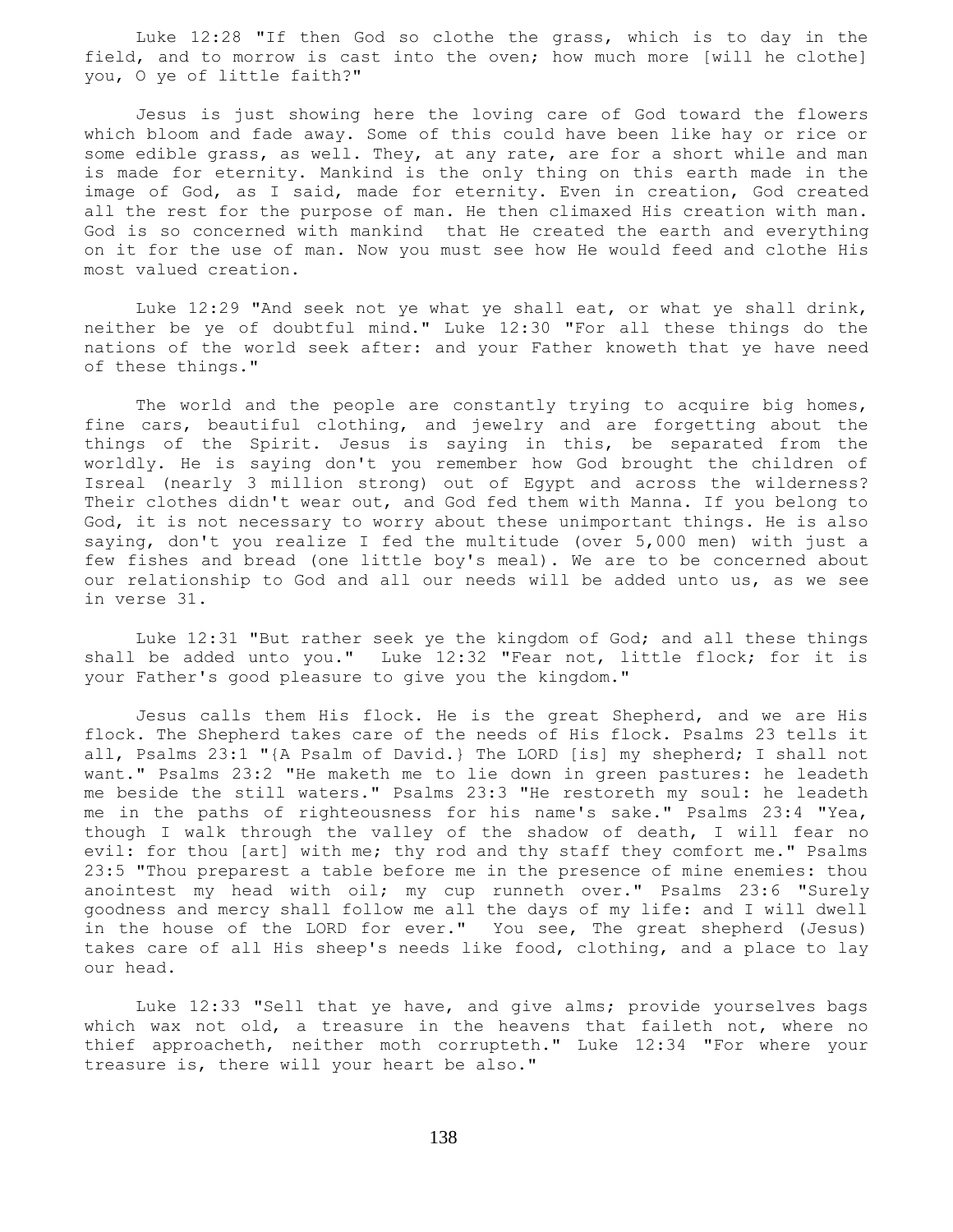Luke 12:28 "If then God so clothe the grass, which is to day in the field, and to morrow is cast into the oven; how much more [will he clothe] you, O ye of little faith?"

Jesus is just showing here the loving care of God toward the flowers which bloom and fade away. Some of this could have been like hay or rice or some edible grass, as well. They, at any rate, are for a short while and man is made for eternity. Mankind is the only thing on this earth made in the image of God, as I said, made for eternity. Even in creation, God created all the rest for the purpose of man. He then climaxed His creation with man. God is so concerned with mankind that He created the earth and everything on it for the use of man. Now you must see how He would feed and clothe His most valued creation.

Luke 12:29 "And seek not ye what ye shall eat, or what ye shall drink, neither be ye of doubtful mind." Luke 12:30 "For all these things do the nations of the world seek after: and your Father knoweth that ye have need of these things."

The world and the people are constantly trying to acquire big homes, fine cars, beautiful clothing, and jewelry and are forgetting about the things of the Spirit. Jesus is saying in this, be separated from the worldly. He is saying don't you remember how God brought the children of Isreal (nearly 3 million strong) out of Egypt and across the wilderness? Their clothes didn't wear out, and God fed them with Manna. If you belong to God, it is not necessary to worry about these unimportant things. He is also saying, don't you realize I fed the multitude (over 5,000 men) with just a few fishes and bread (one little boy's meal). We are to be concerned about our relationship to God and all our needs will be added unto us, as we see in verse 31.

Luke 12:31 "But rather seek ye the kingdom of God; and all these things shall be added unto you." Luke 12:32 "Fear not, little flock; for it is your Father's good pleasure to give you the kingdom."

Jesus calls them His flock. He is the great Shepherd, and we are His flock. The Shepherd takes care of the needs of His flock. Psalms 23 tells it all, Psalms 23:1 "{A Psalm of David.} The LORD [is] my shepherd; I shall not want." Psalms 23:2 "He maketh me to lie down in green pastures: he leadeth me beside the still waters." Psalms 23:3 "He restoreth my soul: he leadeth me in the paths of righteousness for his name's sake." Psalms 23:4 "Yea, though I walk through the valley of the shadow of death, I will fear no evil: for thou [art] with me; thy rod and thy staff they comfort me." Psalms 23:5 "Thou preparest a table before me in the presence of mine enemies: thou anointest my head with oil; my cup runneth over." Psalms 23:6 "Surely goodness and mercy shall follow me all the days of my life: and I will dwell in the house of the LORD for ever." You see, The great shepherd (Jesus) takes care of all His sheep's needs like food, clothing, and a place to lay our head.

Luke 12:33 "Sell that ye have, and give alms; provide yourselves bags which wax not old, a treasure in the heavens that faileth not, where no thief approacheth, neither moth corrupteth." Luke 12:34 "For where your treasure is, there will your heart be also."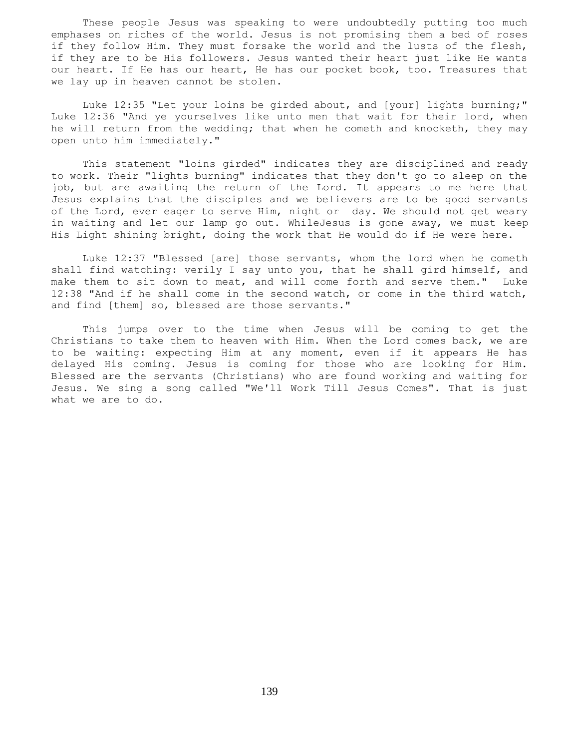These people Jesus was speaking to were undoubtedly putting too much emphases on riches of the world. Jesus is not promising them a bed of roses if they follow Him. They must forsake the world and the lusts of the flesh, if they are to be His followers. Jesus wanted their heart just like He wants our heart. If He has our heart, He has our pocket book, too. Treasures that we lay up in heaven cannot be stolen.

Luke 12:35 "Let your loins be girded about, and [your] lights burning;" Luke 12:36 "And ye yourselves like unto men that wait for their lord, when he will return from the wedding; that when he cometh and knocketh, they may open unto him immediately."

This statement "loins girded" indicates they are disciplined and ready to work. Their "lights burning" indicates that they don't go to sleep on the job, but are awaiting the return of the Lord. It appears to me here that Jesus explains that the disciples and we believers are to be good servants of the Lord, ever eager to serve Him, night or day. We should not get weary in waiting and let our lamp go out. WhileJesus is gone away, we must keep His Light shining bright, doing the work that He would do if He were here.

Luke 12:37 "Blessed [are] those servants, whom the lord when he cometh shall find watching: verily I say unto you, that he shall gird himself, and make them to sit down to meat, and will come forth and serve them." Luke 12:38 "And if he shall come in the second watch, or come in the third watch, and find [them] so, blessed are those servants."

This jumps over to the time when Jesus will be coming to get the Christians to take them to heaven with Him. When the Lord comes back, we are to be waiting: expecting Him at any moment, even if it appears He has delayed His coming. Jesus is coming for those who are looking for Him. Blessed are the servants (Christians) who are found working and waiting for Jesus. We sing a song called "We'll Work Till Jesus Comes". That is just what we are to do.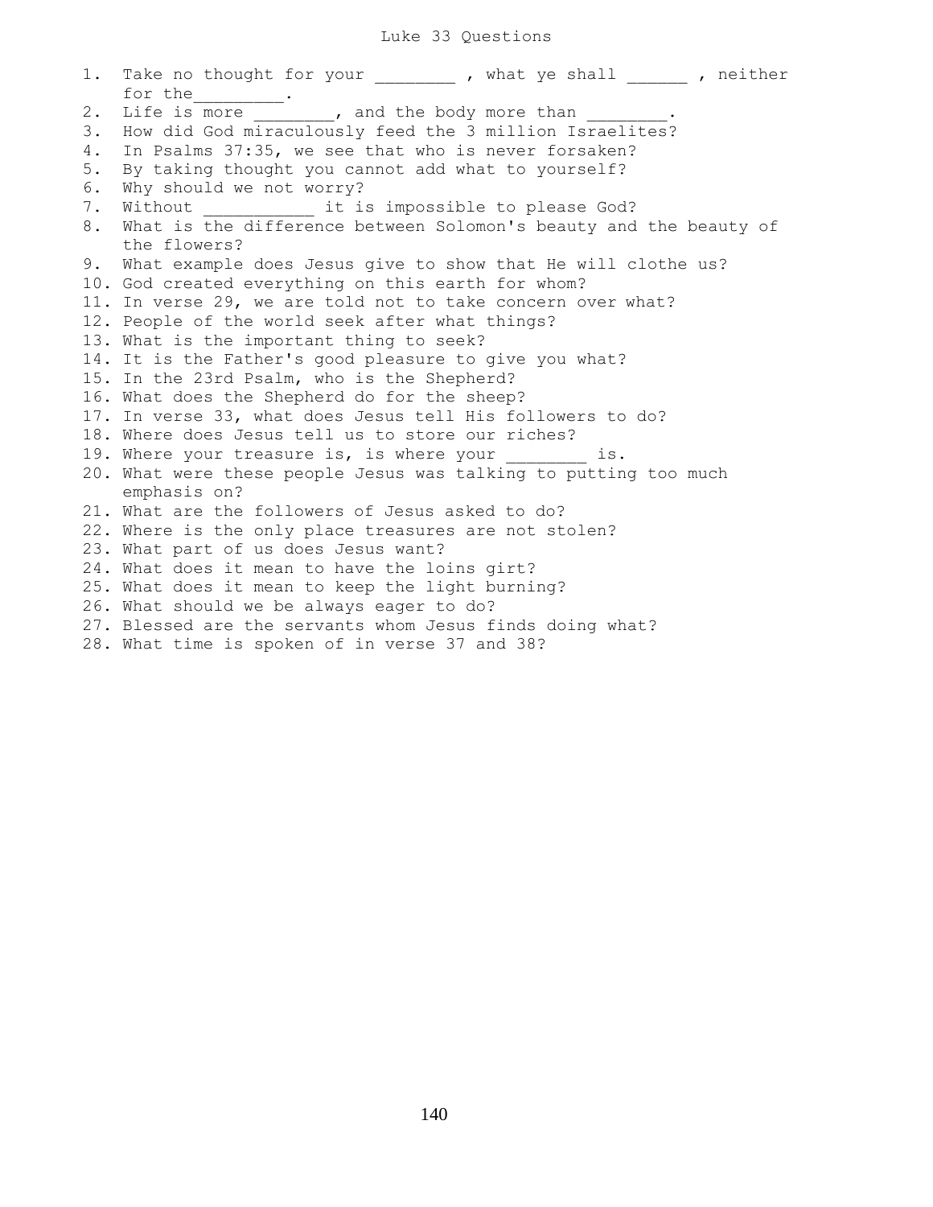# Luke 33 Questions

1. Take no thought for your ________ , what ye shall ______ , neither for the_________.
2. Life is more ________, and the body more than ________.
3. How did God miraculously feed the 3 million Israelites?
4. In Psalms 37:35, we see that who is never forsaken?
5. By taking thought you cannot add what to yourself?
6. Why should we not worry?
7. Without ___________ it is impossible to please God?
8. What is the difference between Solomon's beauty and the beauty of the flowers?
9. What example does Jesus give to show that He will clothe us?
10. God created everything on this earth for whom?
11. In verse 29, we are told not to take concern over what?
12. People of the world seek after what things?
13. What is the important thing to seek?
14. It is the Father's good pleasure to give you what?
15. In the 23rd Psalm, who is the Shepherd?
16. What does the Shepherd do for the sheep?
17. In verse 33, what does Jesus tell His followers to do?
18. Where does Jesus tell us to store our riches?
19. Where your treasure is, is where your ________ is.
20. What were these people Jesus was talking to putting too much emphasis on?
21. What are the followers of Jesus asked to do?
22. Where is the only place treasures are not stolen?
23. What part of us does Jesus want?
24. What does it mean to have the loins girt?
25. What does it mean to keep the light burning?
26. What should we be always eager to do?
27. Blessed are the servants whom Jesus finds doing what?
28. What time is spoken of in verse 37 and 38?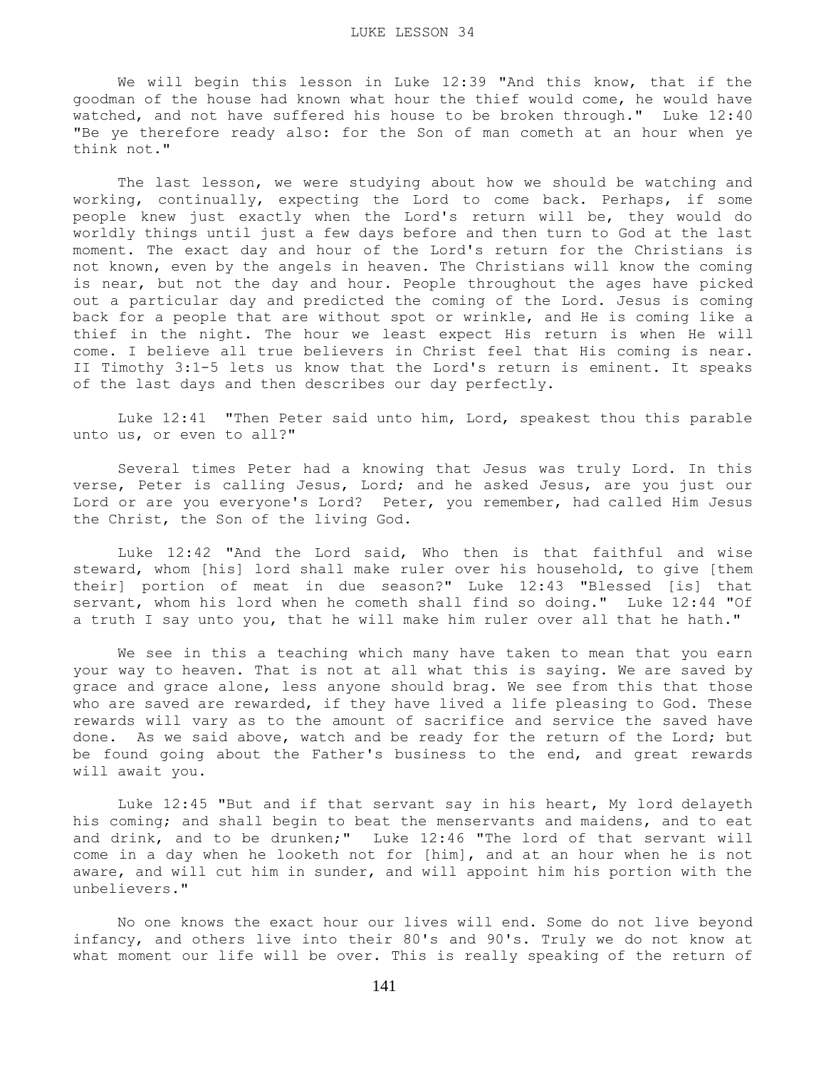# LUKE LESSON 34

We will begin this lesson in Luke 12:39 "And this know, that if the goodman of the house had known what hour the thief would come, he would have watched, and not have suffered his house to be broken through." Luke 12:40 "Be ye therefore ready also: for the Son of man cometh at an hour when ye think not."

The last lesson, we were studying about how we should be watching and working, continually, expecting the Lord to come back. Perhaps, if some people knew just exactly when the Lord's return will be, they would do worldly things until just a few days before and then turn to God at the last moment. The exact day and hour of the Lord's return for the Christians is not known, even by the angels in heaven. The Christians will know the coming is near, but not the day and hour. People throughout the ages have picked out a particular day and predicted the coming of the Lord. Jesus is coming back for a people that are without spot or wrinkle, and He is coming like a thief in the night. The hour we least expect His return is when He will come. I believe all true believers in Christ feel that His coming is near. II Timothy 3:1-5 lets us know that the Lord's return is eminent. It speaks of the last days and then describes our day perfectly.

Luke 12:41 "Then Peter said unto him, Lord, speakest thou this parable unto us, or even to all?"

Several times Peter had a knowing that Jesus was truly Lord. In this verse, Peter is calling Jesus, Lord; and he asked Jesus, are you just our Lord or are you everyone's Lord? Peter, you remember, had called Him Jesus the Christ, the Son of the living God.

Luke 12:42 "And the Lord said, Who then is that faithful and wise steward, whom [his] lord shall make ruler over his household, to give [them their] portion of meat in due season?" Luke 12:43 "Blessed [is] that servant, whom his lord when he cometh shall find so doing." Luke 12:44 "Of a truth I say unto you, that he will make him ruler over all that he hath."

We see in this a teaching which many have taken to mean that you earn your way to heaven. That is not at all what this is saying. We are saved by grace and grace alone, less anyone should brag. We see from this that those who are saved are rewarded, if they have lived a life pleasing to God. These rewards will vary as to the amount of sacrifice and service the saved have done. As we said above, watch and be ready for the return of the Lord; but be found going about the Father's business to the end, and great rewards will await you.

Luke 12:45 "But and if that servant say in his heart, My lord delayeth his coming; and shall begin to beat the menservants and maidens, and to eat and drink, and to be drunken;" Luke 12:46 "The lord of that servant will come in a day when he looketh not for [him], and at an hour when he is not aware, and will cut him in sunder, and will appoint him his portion with the unbelievers."

No one knows the exact hour our lives will end. Some do not live beyond infancy, and others live into their 80's and 90's. Truly we do not know at what moment our life will be over. This is really speaking of the return of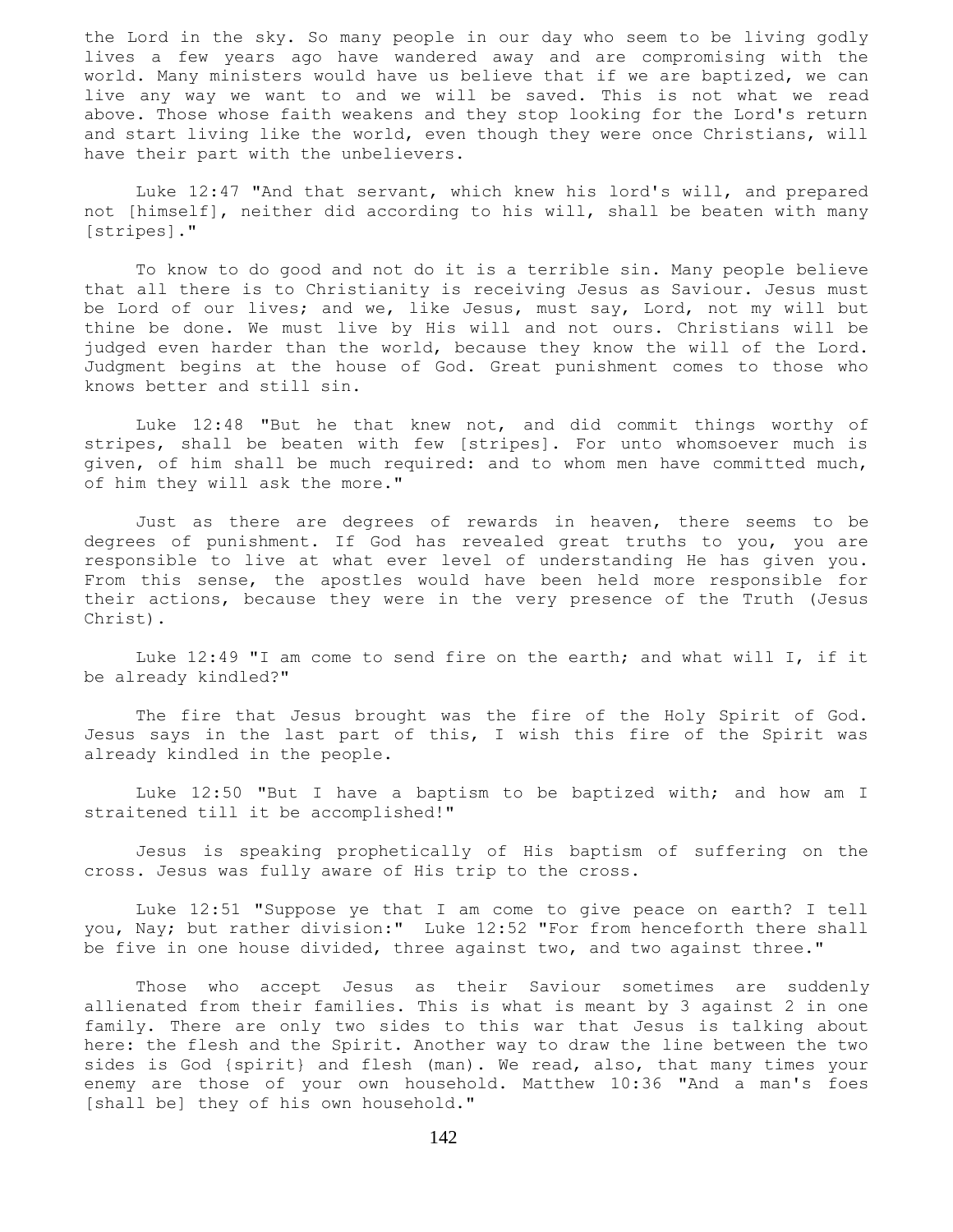the Lord in the sky. So many people in our day who seem to be living godly lives a few years ago have wandered away and are compromising with the world. Many ministers would have us believe that if we are baptized, we can live any way we want to and we will be saved. This is not what we read above. Those whose faith weakens and they stop looking for the Lord's return and start living like the world, even though they were once Christians, will have their part with the unbelievers.

Luke 12:47 "And that servant, which knew his lord's will, and prepared not [himself], neither did according to his will, shall be beaten with many [stripes]."

To know to do good and not do it is a terrible sin. Many people believe that all there is to Christianity is receiving Jesus as Saviour. Jesus must be Lord of our lives; and we, like Jesus, must say, Lord, not my will but thine be done. We must live by His will and not ours. Christians will be judged even harder than the world, because they know the will of the Lord. Judgment begins at the house of God. Great punishment comes to those who knows better and still sin.

Luke 12:48 "But he that knew not, and did commit things worthy of stripes, shall be beaten with few [stripes]. For unto whomsoever much is given, of him shall be much required: and to whom men have committed much, of him they will ask the more."

Just as there are degrees of rewards in heaven, there seems to be degrees of punishment. If God has revealed great truths to you, you are responsible to live at what ever level of understanding He has given you. From this sense, the apostles would have been held more responsible for their actions, because they were in the very presence of the Truth (Jesus Christ).

Luke 12:49 "I am come to send fire on the earth; and what will I, if it be already kindled?"

The fire that Jesus brought was the fire of the Holy Spirit of God. Jesus says in the last part of this, I wish this fire of the Spirit was already kindled in the people.

Luke 12:50 "But I have a baptism to be baptized with; and how am I straitened till it be accomplished!"

Jesus is speaking prophetically of His baptism of suffering on the cross. Jesus was fully aware of His trip to the cross.

Luke 12:51 "Suppose ye that I am come to give peace on earth? I tell you, Nay; but rather division:" Luke 12:52 "For from henceforth there shall be five in one house divided, three against two, and two against three."

Those who accept Jesus as their Saviour sometimes are suddenly allienated from their families. This is what is meant by 3 against 2 in one family. There are only two sides to this war that Jesus is talking about here: the flesh and the Spirit. Another way to draw the line between the two sides is God {spirit} and flesh (man). We read, also, that many times your enemy are those of your own household. Matthew 10:36 "And a man's foes [shall be] they of his own household."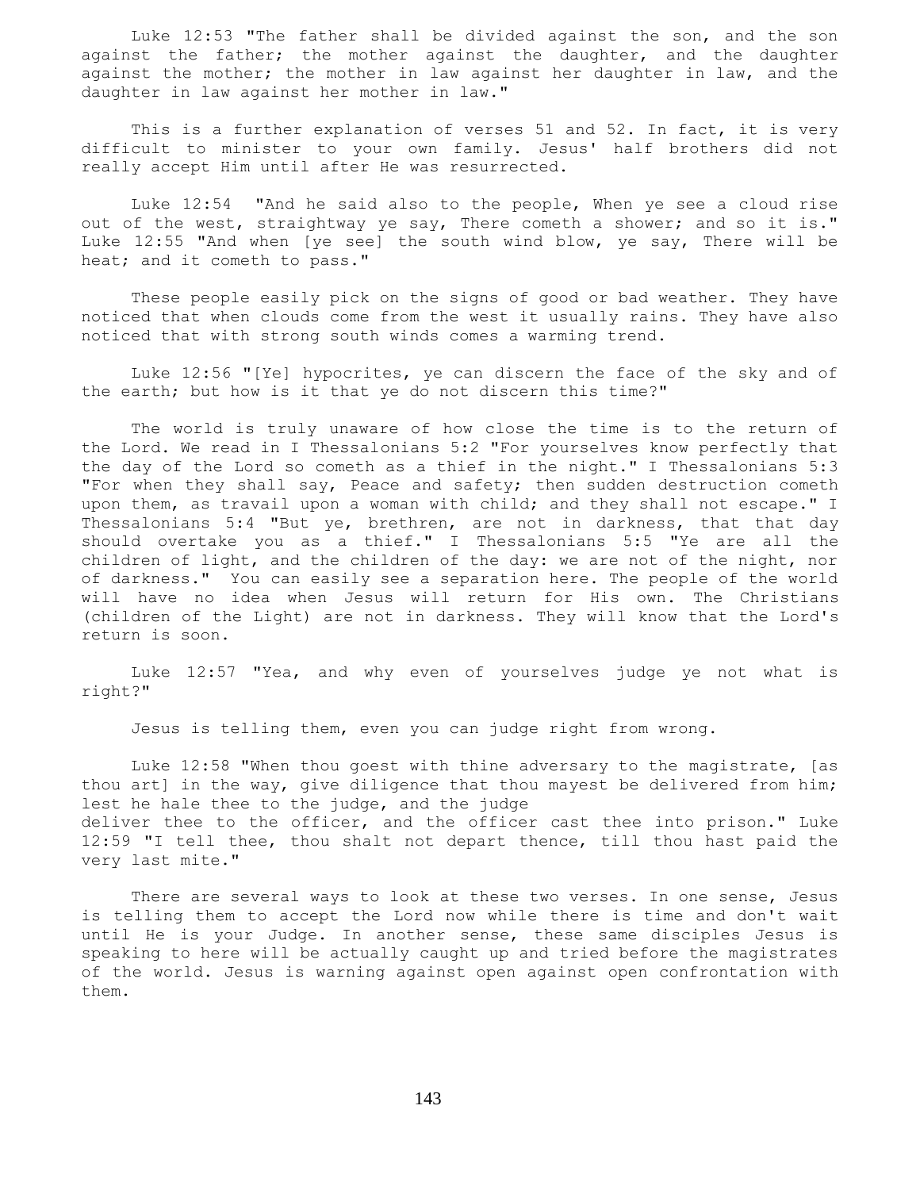Luke 12:53 "The father shall be divided against the son, and the son against the father; the mother against the daughter, and the daughter against the mother; the mother in law against her daughter in law, and the daughter in law against her mother in law."

This is a further explanation of verses 51 and 52. In fact, it is very difficult to minister to your own family. Jesus' half brothers did not really accept Him until after He was resurrected.

Luke 12:54 "And he said also to the people, When ye see a cloud rise out of the west, straightway ye say, There cometh a shower; and so it is." Luke 12:55 "And when [ye see] the south wind blow, ye say, There will be heat; and it cometh to pass."

These people easily pick on the signs of good or bad weather. They have noticed that when clouds come from the west it usually rains. They have also noticed that with strong south winds comes a warming trend.

Luke 12:56 "[Ye] hypocrites, ye can discern the face of the sky and of the earth; but how is it that ye do not discern this time?"

The world is truly unaware of how close the time is to the return of the Lord. We read in I Thessalonians 5:2 "For yourselves know perfectly that the day of the Lord so cometh as a thief in the night." I Thessalonians 5:3 "For when they shall say, Peace and safety; then sudden destruction cometh upon them, as travail upon a woman with child; and they shall not escape." I Thessalonians 5:4 "But ye, brethren, are not in darkness, that that day should overtake you as a thief." I Thessalonians 5:5 "Ye are all the children of light, and the children of the day: we are not of the night, nor of darkness." You can easily see a separation here. The people of the world will have no idea when Jesus will return for His own. The Christians (children of the Light) are not in darkness. They will know that the Lord's return is soon.

Luke 12:57 "Yea, and why even of yourselves judge ye not what is right?"

Jesus is telling them, even you can judge right from wrong.

Luke 12:58 "When thou goest with thine adversary to the magistrate, [as thou art] in the way, give diligence that thou mayest be delivered from him; lest he hale thee to the judge, and the judge deliver thee to the officer, and the officer cast thee into prison." Luke 12:59 "I tell thee, thou shalt not depart thence, till thou hast paid the very last mite."

There are several ways to look at these two verses. In one sense, Jesus is telling them to accept the Lord now while there is time and don't wait until He is your Judge. In another sense, these same disciples Jesus is speaking to here will be actually caught up and tried before the magistrates of the world. Jesus is warning against open against open confrontation with them.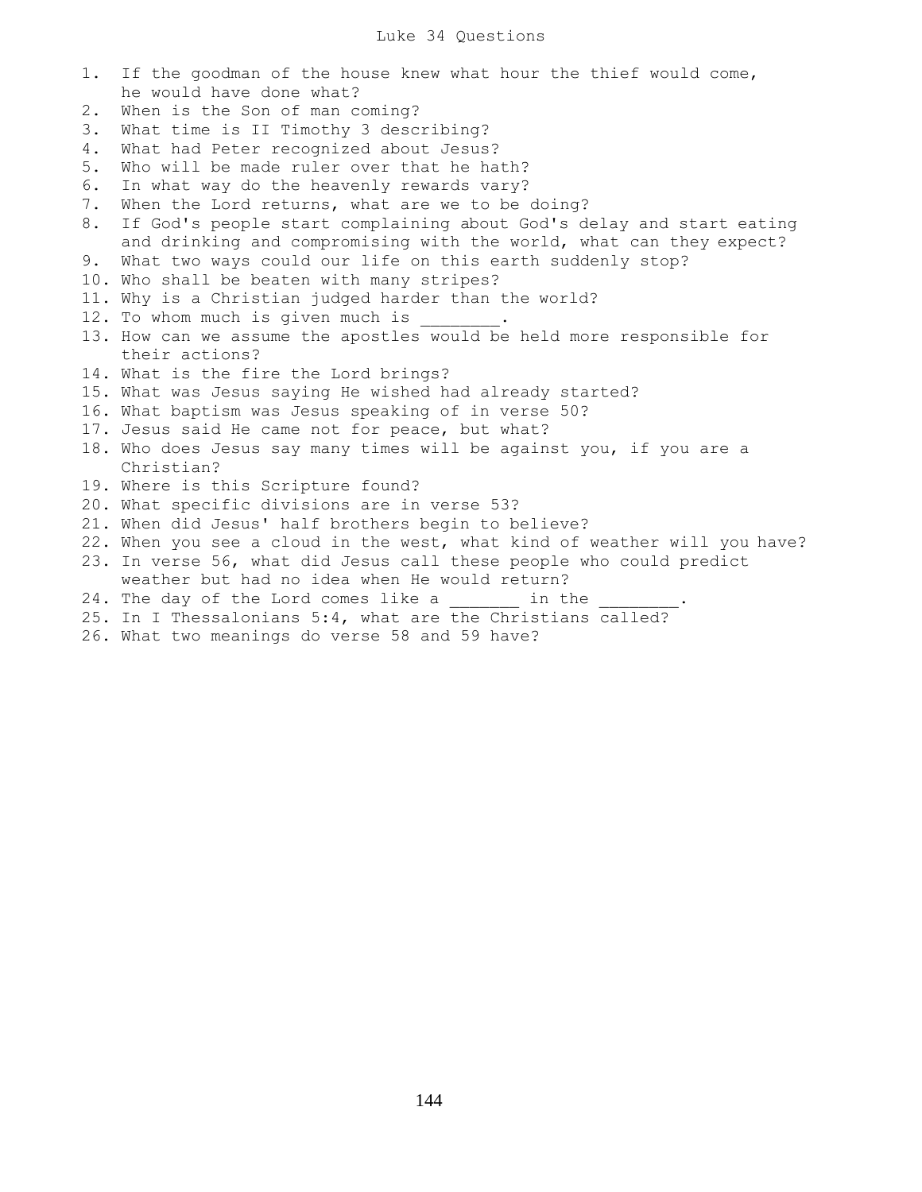# Luke 34 Questions

1. If the goodman of the house knew what hour the thief would come, he would have done what?
2. When is the Son of man coming?
3. What time is II Timothy 3 describing?
4. What had Peter recognized about Jesus?
5. Who will be made ruler over that he hath?
6. In what way do the heavenly rewards vary?
7. When the Lord returns, what are we to be doing?
8. If God's people start complaining about God's delay and start eating and drinking and compromising with the world, what can they expect?
9. What two ways could our life on this earth suddenly stop?
10. Who shall be beaten with many stripes?
11. Why is a Christian judged harder than the world?
12. To whom much is given much is ________.
13. How can we assume the apostles would be held more responsible for their actions?
14. What is the fire the Lord brings?
15. What was Jesus saying He wished had already started?
16. What baptism was Jesus speaking of in verse 50?
17. Jesus said He came not for peace, but what?
18. Who does Jesus say many times will be against you, if you are a Christian?
19. Where is this Scripture found?
20. What specific divisions are in verse 53?
21. When did Jesus' half brothers begin to believe?
22. When you see a cloud in the west, what kind of weather will you have?
23. In verse 56, what did Jesus call these people who could predict weather but had no idea when He would return?
24. The day of the Lord comes like a _______ in the ________.
25. In I Thessalonians 5:4, what are the Christians called?
26. What two meanings do verse 58 and 59 have?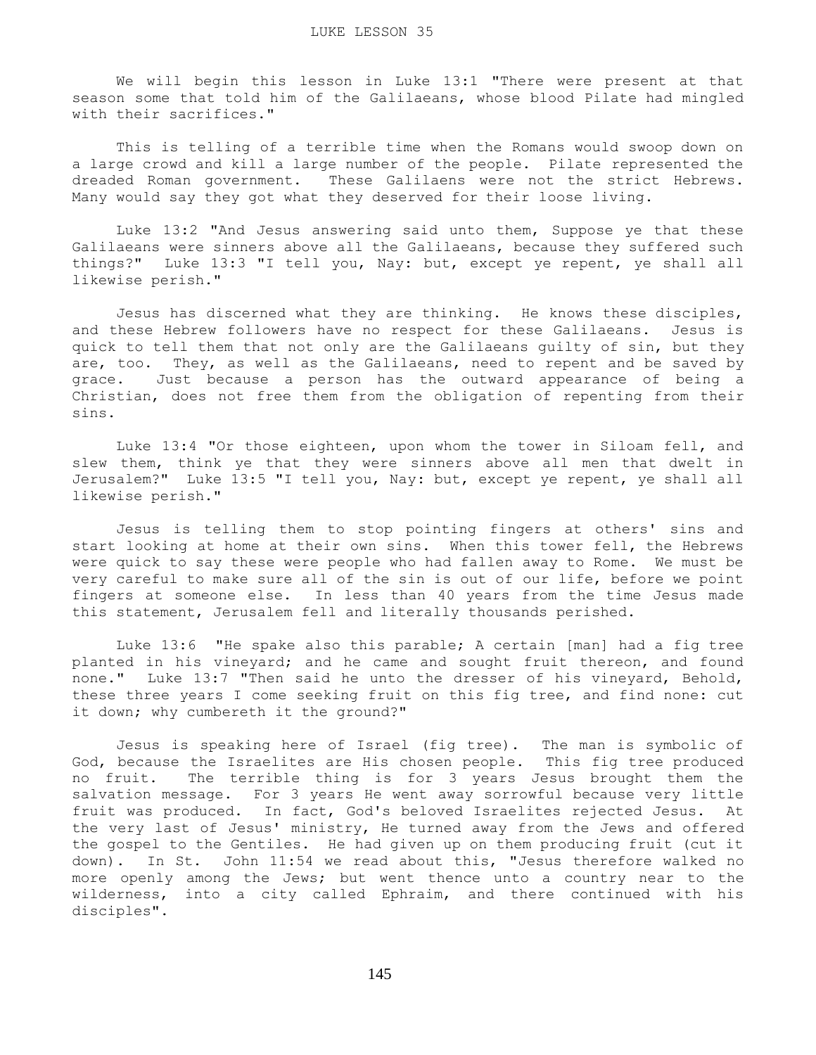# LUKE LESSON 35

We will begin this lesson in Luke 13:1 "There were present at that season some that told him of the Galilaeans, whose blood Pilate had mingled with their sacrifices."

This is telling of a terrible time when the Romans would swoop down on a large crowd and kill a large number of the people. Pilate represented the dreaded Roman government. These Galilaens were not the strict Hebrews. Many would say they got what they deserved for their loose living.

Luke 13:2 "And Jesus answering said unto them, Suppose ye that these Galilaeans were sinners above all the Galilaeans, because they suffered such things?" Luke 13:3 "I tell you, Nay: but, except ye repent, ye shall all likewise perish."

Jesus has discerned what they are thinking. He knows these disciples, and these Hebrew followers have no respect for these Galilaeans. Jesus is quick to tell them that not only are the Galilaeans guilty of sin, but they are, too. They, as well as the Galilaeans, need to repent and be saved by grace. Just because a person has the outward appearance of being a Christian, does not free them from the obligation of repenting from their sins.

Luke 13:4 "Or those eighteen, upon whom the tower in Siloam fell, and slew them, think ye that they were sinners above all men that dwelt in Jerusalem?" Luke 13:5 "I tell you, Nay: but, except ye repent, ye shall all likewise perish."

Jesus is telling them to stop pointing fingers at others' sins and start looking at home at their own sins. When this tower fell, the Hebrews were quick to say these were people who had fallen away to Rome. We must be very careful to make sure all of the sin is out of our life, before we point fingers at someone else. In less than 40 years from the time Jesus made this statement, Jerusalem fell and literally thousands perished.

Luke 13:6 "He spake also this parable; A certain [man] had a fig tree planted in his vineyard; and he came and sought fruit thereon, and found none." Luke 13:7 "Then said he unto the dresser of his vineyard, Behold, these three years I come seeking fruit on this fig tree, and find none: cut it down; why cumbereth it the ground?"

Jesus is speaking here of Israel (fig tree). The man is symbolic of God, because the Israelites are His chosen people. This fig tree produced no fruit. The terrible thing is for 3 years Jesus brought them the salvation message. For 3 years He went away sorrowful because very little fruit was produced. In fact, God's beloved Israelites rejected Jesus. At the very last of Jesus' ministry, He turned away from the Jews and offered the gospel to the Gentiles. He had given up on them producing fruit (cut it down). In St. John 11:54 we read about this, "Jesus therefore walked no more openly among the Jews; but went thence unto a country near to the wilderness, into a city called Ephraim, and there continued with his disciples".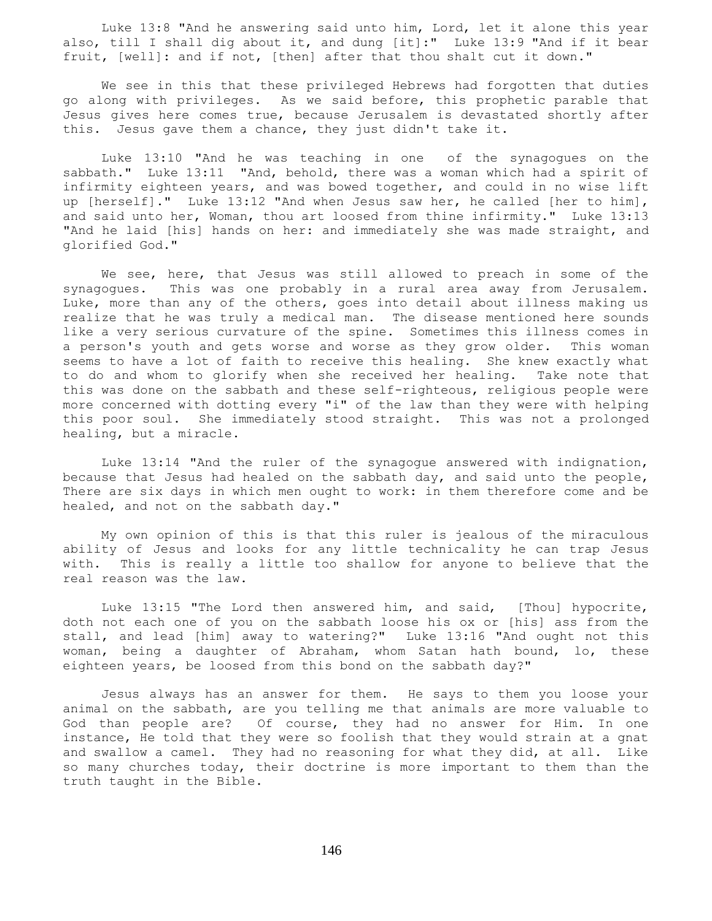Luke 13:8 "And he answering said unto him, Lord, let it alone this year also, till I shall dig about it, and dung [it]:" Luke 13:9 "And if it bear fruit, [well]: and if not, [then] after that thou shalt cut it down."

We see in this that these privileged Hebrews had forgotten that duties go along with privileges. As we said before, this prophetic parable that Jesus gives here comes true, because Jerusalem is devastated shortly after this. Jesus gave them a chance, they just didn't take it.

Luke 13:10 "And he was teaching in one of the synagogues on the sabbath." Luke 13:11 "And, behold, there was a woman which had a spirit of infirmity eighteen years, and was bowed together, and could in no wise lift up [herself]." Luke 13:12 "And when Jesus saw her, he called [her to him], and said unto her, Woman, thou art loosed from thine infirmity." Luke 13:13 "And he laid [his] hands on her: and immediately she was made straight, and glorified God."

We see, here, that Jesus was still allowed to preach in some of the synagogues. This was one probably in a rural area away from Jerusalem. Luke, more than any of the others, goes into detail about illness making us realize that he was truly a medical man. The disease mentioned here sounds like a very serious curvature of the spine. Sometimes this illness comes in a person's youth and gets worse and worse as they grow older. This woman seems to have a lot of faith to receive this healing. She knew exactly what to do and whom to glorify when she received her healing. Take note that this was done on the sabbath and these self-righteous, religious people were more concerned with dotting every "i" of the law than they were with helping this poor soul. She immediately stood straight. This was not a prolonged healing, but a miracle.

Luke 13:14 "And the ruler of the synagogue answered with indignation, because that Jesus had healed on the sabbath day, and said unto the people, There are six days in which men ought to work: in them therefore come and be healed, and not on the sabbath day."

My own opinion of this is that this ruler is jealous of the miraculous ability of Jesus and looks for any little technicality he can trap Jesus with. This is really a little too shallow for anyone to believe that the real reason was the law.

Luke 13:15 "The Lord then answered him, and said, [Thou] hypocrite, doth not each one of you on the sabbath loose his ox or [his] ass from the stall, and lead [him] away to watering?" Luke 13:16 "And ought not this woman, being a daughter of Abraham, whom Satan hath bound, lo, these eighteen years, be loosed from this bond on the sabbath day?"

Jesus always has an answer for them. He says to them you loose your animal on the sabbath, are you telling me that animals are more valuable to God than people are? Of course, they had no answer for Him. In one instance, He told that they were so foolish that they would strain at a gnat and swallow a camel. They had no reasoning for what they did, at all. Like so many churches today, their doctrine is more important to them than the truth taught in the Bible.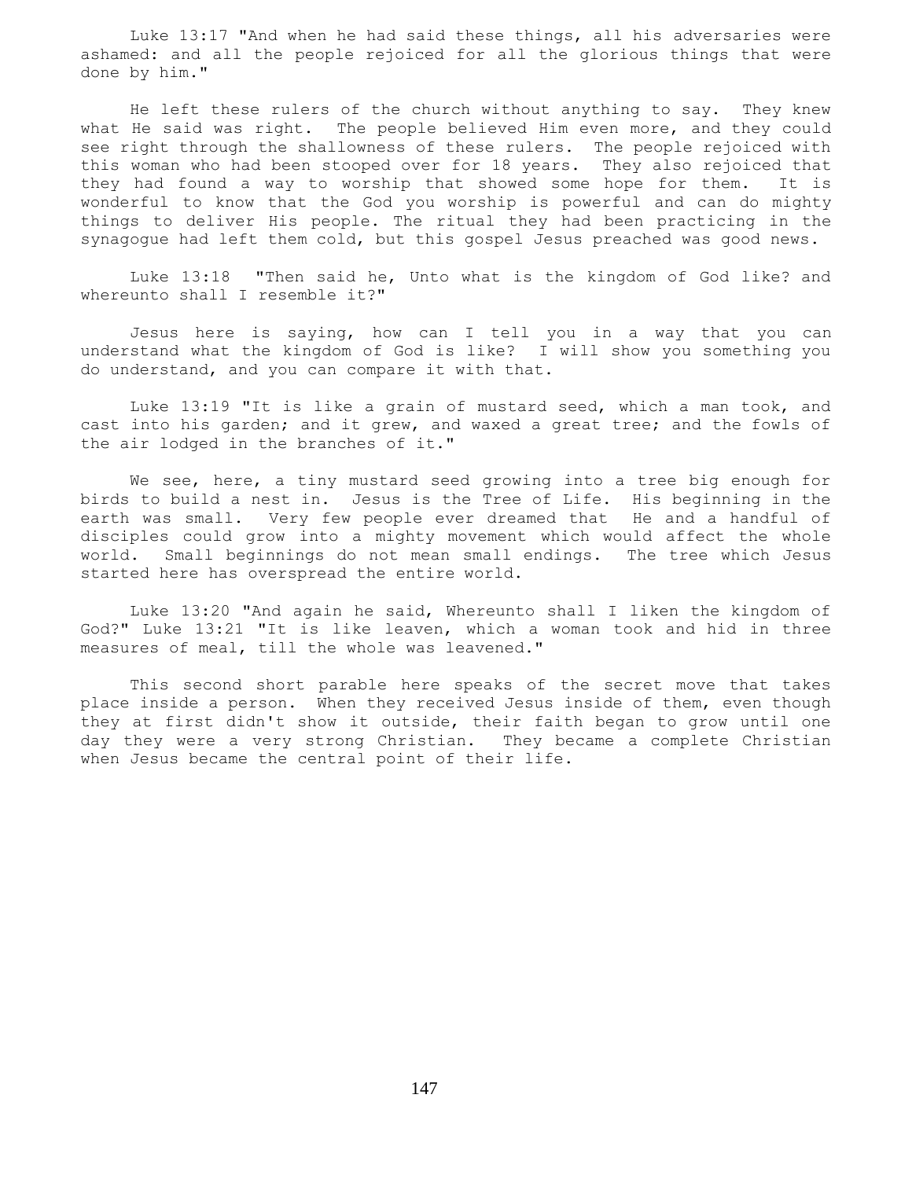Luke 13:17 "And when he had said these things, all his adversaries were ashamed: and all the people rejoiced for all the glorious things that were done by him."

He left these rulers of the church without anything to say. They knew what He said was right. The people believed Him even more, and they could see right through the shallowness of these rulers. The people rejoiced with this woman who had been stooped over for 18 years. They also rejoiced that they had found a way to worship that showed some hope for them. It is wonderful to know that the God you worship is powerful and can do mighty things to deliver His people. The ritual they had been practicing in the synagogue had left them cold, but this gospel Jesus preached was good news.

Luke 13:18 "Then said he, Unto what is the kingdom of God like? and whereunto shall I resemble it?"

Jesus here is saying, how can I tell you in a way that you can understand what the kingdom of God is like? I will show you something you do understand, and you can compare it with that.

Luke 13:19 "It is like a grain of mustard seed, which a man took, and cast into his garden; and it grew, and waxed a great tree; and the fowls of the air lodged in the branches of it."

We see, here, a tiny mustard seed growing into a tree big enough for birds to build a nest in. Jesus is the Tree of Life. His beginning in the earth was small. Very few people ever dreamed that He and a handful of disciples could grow into a mighty movement which would affect the whole world. Small beginnings do not mean small endings. The tree which Jesus started here has overspread the entire world.

Luke 13:20 "And again he said, Whereunto shall I liken the kingdom of God?" Luke 13:21 "It is like leaven, which a woman took and hid in three measures of meal, till the whole was leavened."

This second short parable here speaks of the secret move that takes place inside a person. When they received Jesus inside of them, even though they at first didn't show it outside, their faith began to grow until one day they were a very strong Christian. They became a complete Christian when Jesus became the central point of their life.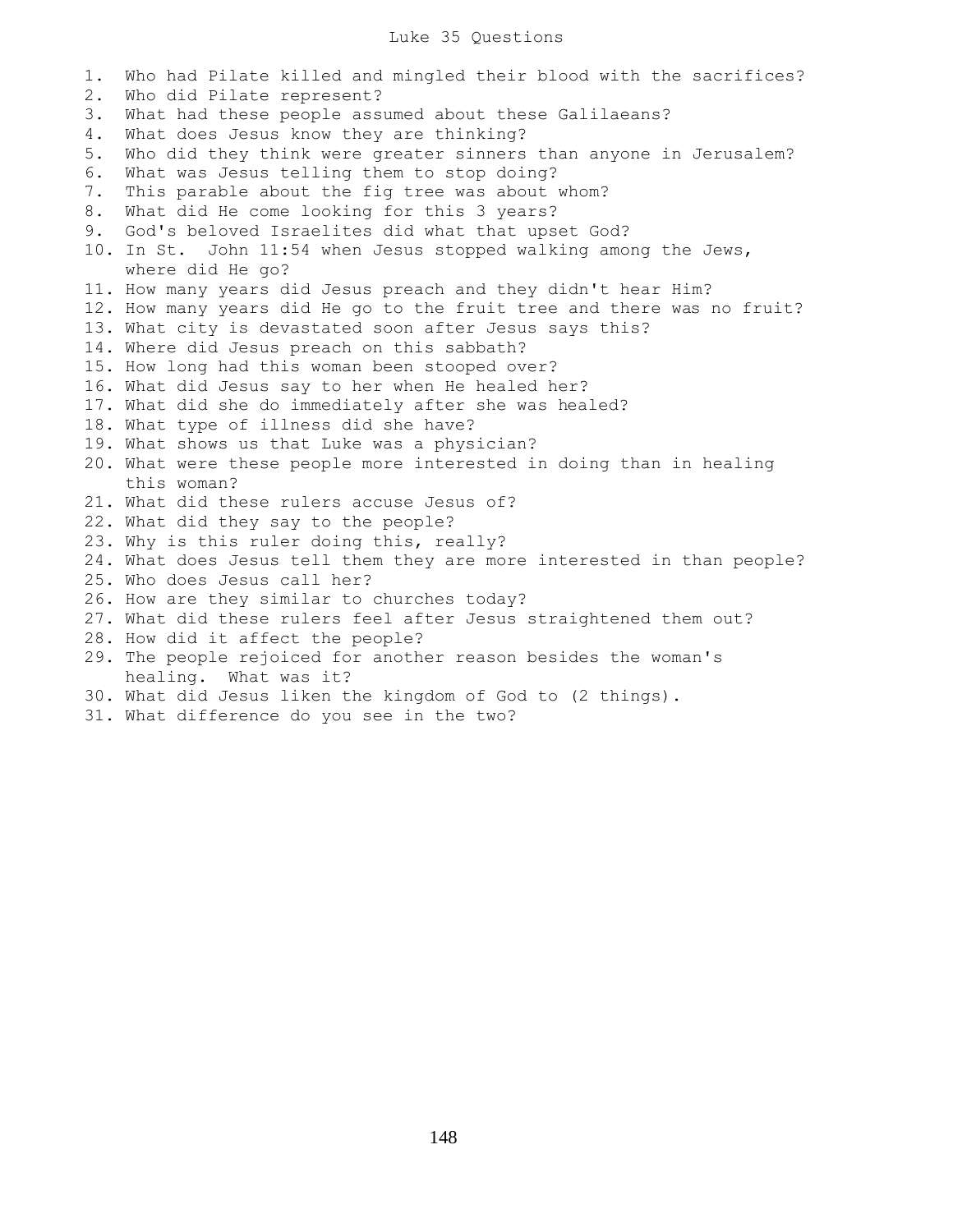# Luke 35 Questions

1. Who had Pilate killed and mingled their blood with the sacrifices?
2. Who did Pilate represent?
3. What had these people assumed about these Galilaeans?
4. What does Jesus know they are thinking?
5. Who did they think were greater sinners than anyone in Jerusalem?
6. What was Jesus telling them to stop doing?
7. This parable about the fig tree was about whom?
8. What did He come looking for this 3 years?
9. God's beloved Israelites did what that upset God?
10. In St. John 11:54 when Jesus stopped walking among the Jews, where did He go?
11. How many years did Jesus preach and they didn't hear Him?
12. How many years did He go to the fruit tree and there was no fruit?
13. What city is devastated soon after Jesus says this?
14. Where did Jesus preach on this sabbath?
15. How long had this woman been stooped over?
16. What did Jesus say to her when He healed her?
17. What did she do immediately after she was healed?
18. What type of illness did she have?
19. What shows us that Luke was a physician?
20. What were these people more interested in doing than in healing this woman?
21. What did these rulers accuse Jesus of?
22. What did they say to the people?
23. Why is this ruler doing this, really?
24. What does Jesus tell them they are more interested in than people?
25. Who does Jesus call her?
26. How are they similar to churches today?
27. What did these rulers feel after Jesus straightened them out?
28. How did it affect the people?
29. The people rejoiced for another reason besides the woman's healing. What was it?
30. What did Jesus liken the kingdom of God to (2 things).
31. What difference do you see in the two?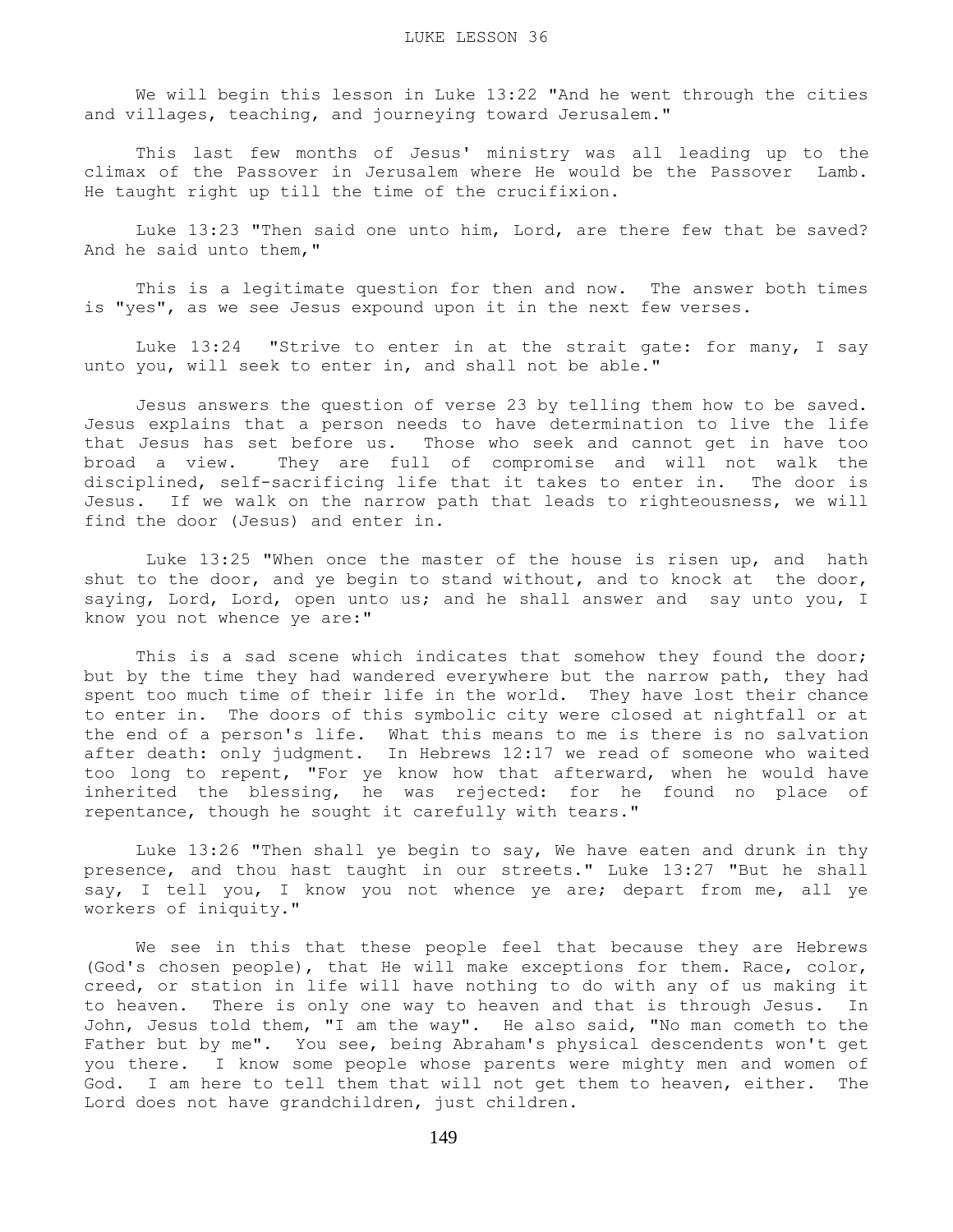# LUKE LESSON 36

We will begin this lesson in Luke 13:22 "And he went through the cities and villages, teaching, and journeying toward Jerusalem."

This last few months of Jesus' ministry was all leading up to the climax of the Passover in Jerusalem where He would be the Passover Lamb. He taught right up till the time of the crucifixion.

Luke 13:23 "Then said one unto him, Lord, are there few that be saved? And he said unto them,"

This is a legitimate question for then and now. The answer both times is "yes", as we see Jesus expound upon it in the next few verses.

Luke 13:24 "Strive to enter in at the strait gate: for many, I say unto you, will seek to enter in, and shall not be able."

Jesus answers the question of verse 23 by telling them how to be saved. Jesus explains that a person needs to have determination to live the life that Jesus has set before us. Those who seek and cannot get in have too broad a view. They are full of compromise and will not walk the disciplined, self-sacrificing life that it takes to enter in. The door is Jesus. If we walk on the narrow path that leads to righteousness, we will find the door (Jesus) and enter in.

Luke 13:25 "When once the master of the house is risen up, and hath shut to the door, and ye begin to stand without, and to knock at the door, saying, Lord, Lord, open unto us; and he shall answer and say unto you, I know you not whence ye are:"

This is a sad scene which indicates that somehow they found the door; but by the time they had wandered everywhere but the narrow path, they had spent too much time of their life in the world. They have lost their chance to enter in. The doors of this symbolic city were closed at nightfall or at the end of a person's life. What this means to me is there is no salvation after death: only judgment. In Hebrews 12:17 we read of someone who waited too long to repent, "For ye know how that afterward, when he would have inherited the blessing, he was rejected: for he found no place of repentance, though he sought it carefully with tears."

Luke 13:26 "Then shall ye begin to say, We have eaten and drunk in thy presence, and thou hast taught in our streets." Luke 13:27 "But he shall say, I tell you, I know you not whence ye are; depart from me, all ye workers of iniquity."

We see in this that these people feel that because they are Hebrews (God's chosen people), that He will make exceptions for them. Race, color, creed, or station in life will have nothing to do with any of us making it to heaven. There is only one way to heaven and that is through Jesus. In John, Jesus told them, "I am the way". He also said, "No man cometh to the Father but by me". You see, being Abraham's physical descendents won't get you there. I know some people whose parents were mighty men and women of God. I am here to tell them that will not get them to heaven, either. The Lord does not have grandchildren, just children.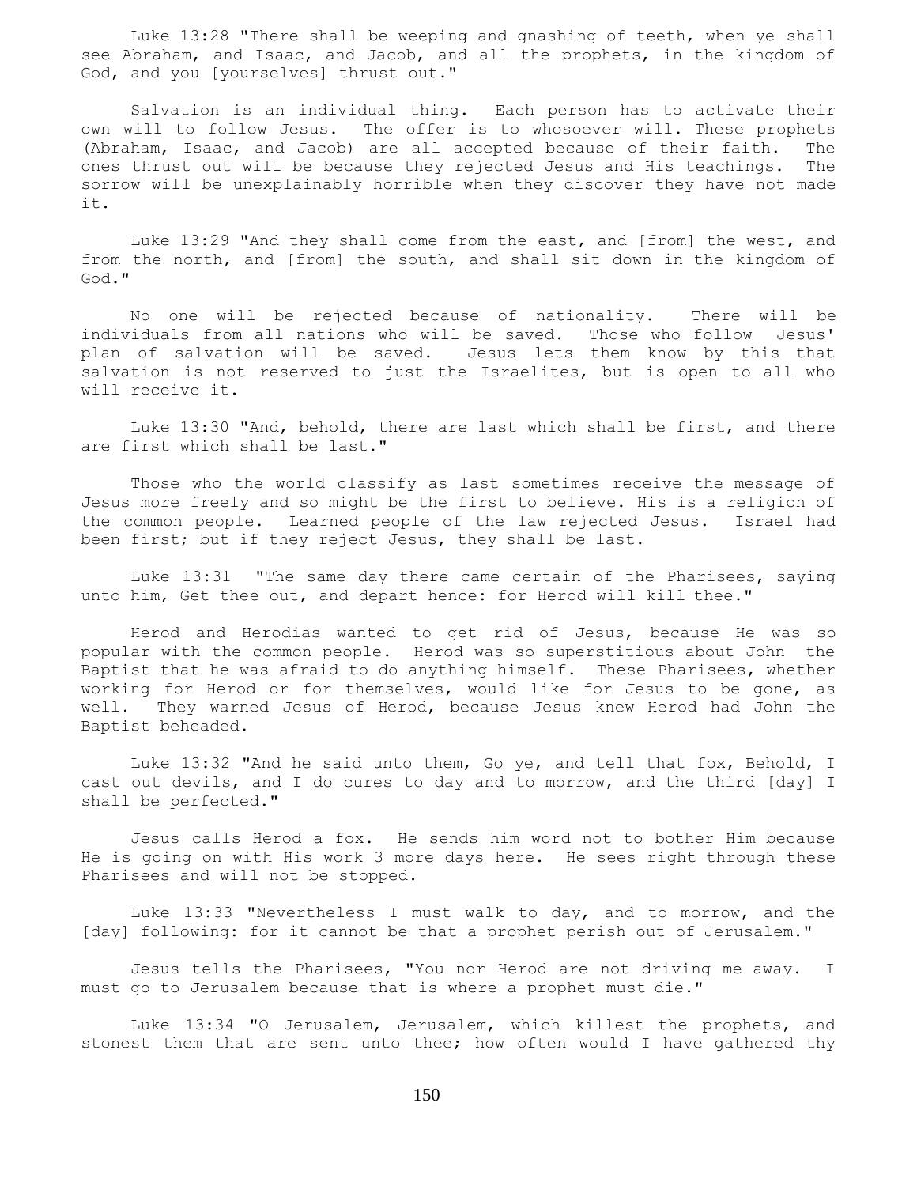Luke 13:28 "There shall be weeping and gnashing of teeth, when ye shall see Abraham, and Isaac, and Jacob, and all the prophets, in the kingdom of God, and you [yourselves] thrust out."

Salvation is an individual thing. Each person has to activate their own will to follow Jesus. The offer is to whosoever will. These prophets (Abraham, Isaac, and Jacob) are all accepted because of their faith. The ones thrust out will be because they rejected Jesus and His teachings. The sorrow will be unexplainably horrible when they discover they have not made it.

Luke 13:29 "And they shall come from the east, and [from] the west, and from the north, and [from] the south, and shall sit down in the kingdom of God."

No one will be rejected because of nationality. There will be individuals from all nations who will be saved. Those who follow Jesus' plan of salvation will be saved. Jesus lets them know by this that salvation is not reserved to just the Israelites, but is open to all who will receive it.

Luke 13:30 "And, behold, there are last which shall be first, and there are first which shall be last."

Those who the world classify as last sometimes receive the message of Jesus more freely and so might be the first to believe. His is a religion of the common people. Learned people of the law rejected Jesus. Israel had been first; but if they reject Jesus, they shall be last.

Luke 13:31 "The same day there came certain of the Pharisees, saying unto him, Get thee out, and depart hence: for Herod will kill thee."

Herod and Herodias wanted to get rid of Jesus, because He was so popular with the common people. Herod was so superstitious about John the Baptist that he was afraid to do anything himself. These Pharisees, whether working for Herod or for themselves, would like for Jesus to be gone, as well. They warned Jesus of Herod, because Jesus knew Herod had John the Baptist beheaded.

Luke 13:32 "And he said unto them, Go ye, and tell that fox, Behold, I cast out devils, and I do cures to day and to morrow, and the third [day] I shall be perfected."

Jesus calls Herod a fox. He sends him word not to bother Him because He is going on with His work 3 more days here. He sees right through these Pharisees and will not be stopped.

Luke 13:33 "Nevertheless I must walk to day, and to morrow, and the [day] following: for it cannot be that a prophet perish out of Jerusalem."

Jesus tells the Pharisees, "You nor Herod are not driving me away. I must go to Jerusalem because that is where a prophet must die."

Luke 13:34 "O Jerusalem, Jerusalem, which killest the prophets, and stonest them that are sent unto thee; how often would I have gathered thy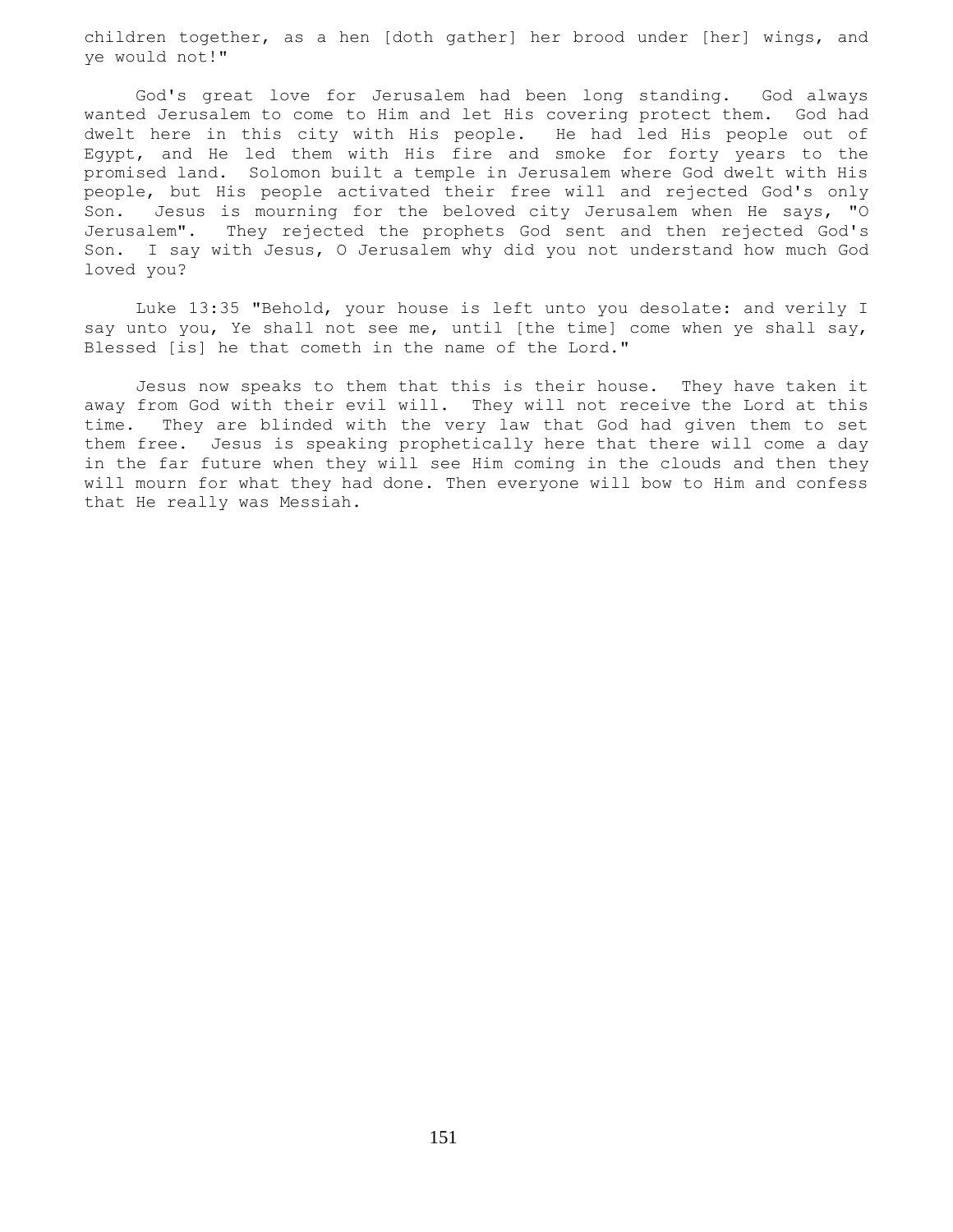children together, as a hen [doth gather] her brood under [her] wings, and ye would not!"

God's great love for Jerusalem had been long standing. God always wanted Jerusalem to come to Him and let His covering protect them. God had dwelt here in this city with His people. He had led His people out of Egypt, and He led them with His fire and smoke for forty years to the promised land. Solomon built a temple in Jerusalem where God dwelt with His people, but His people activated their free will and rejected God's only Son. Jesus is mourning for the beloved city Jerusalem when He says, "O Jerusalem". They rejected the prophets God sent and then rejected God's Son. I say with Jesus, O Jerusalem why did you not understand how much God loved you?

Luke 13:35 "Behold, your house is left unto you desolate: and verily I say unto you, Ye shall not see me, until [the time] come when ye shall say, Blessed [is] he that cometh in the name of the Lord."

Jesus now speaks to them that this is their house. They have taken it away from God with their evil will. They will not receive the Lord at this time. They are blinded with the very law that God had given them to set them free. Jesus is speaking prophetically here that there will come a day in the far future when they will see Him coming in the clouds and then they will mourn for what they had done. Then everyone will bow to Him and confess that He really was Messiah.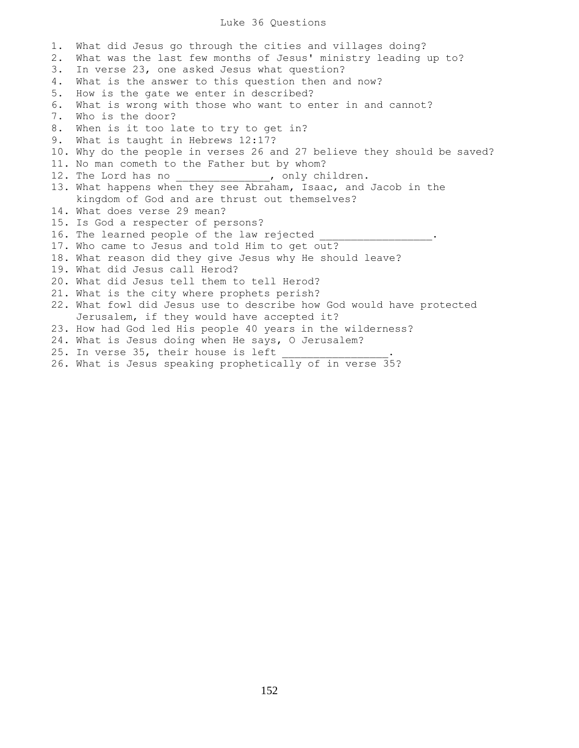# Luke 36 Questions

1. What did Jesus go through the cities and villages doing?
2. What was the last few months of Jesus' ministry leading up to?
3. In verse 23, one asked Jesus what question?
4. What is the answer to this question then and now?
5. How is the gate we enter in described?
6. What is wrong with those who want to enter in and cannot?
7. Who is the door?
8. When is it too late to try to get in?
9. What is taught in Hebrews 12:17?
10. Why do the people in verses 26 and 27 believe they should be saved?
11. No man cometh to the Father but by whom?
12. The Lord has no _______________, only children.
13. What happens when they see Abraham, Isaac, and Jacob in the kingdom of God and are thrust out themselves?
14. What does verse 29 mean?
15. Is God a respecter of persons?
16. The learned people of the law rejected _________________.
17. Who came to Jesus and told Him to get out?
18. What reason did they give Jesus why He should leave?
19. What did Jesus call Herod?
20. What did Jesus tell them to tell Herod?
21. What is the city where prophets perish?
22. What fowl did Jesus use to describe how God would have protected Jerusalem, if they would have accepted it?
23. How had God led His people 40 years in the wilderness?
24. What is Jesus doing when He says, O Jerusalem?
25. In verse 35, their house is left ________________.
26. What is Jesus speaking prophetically of in verse 35?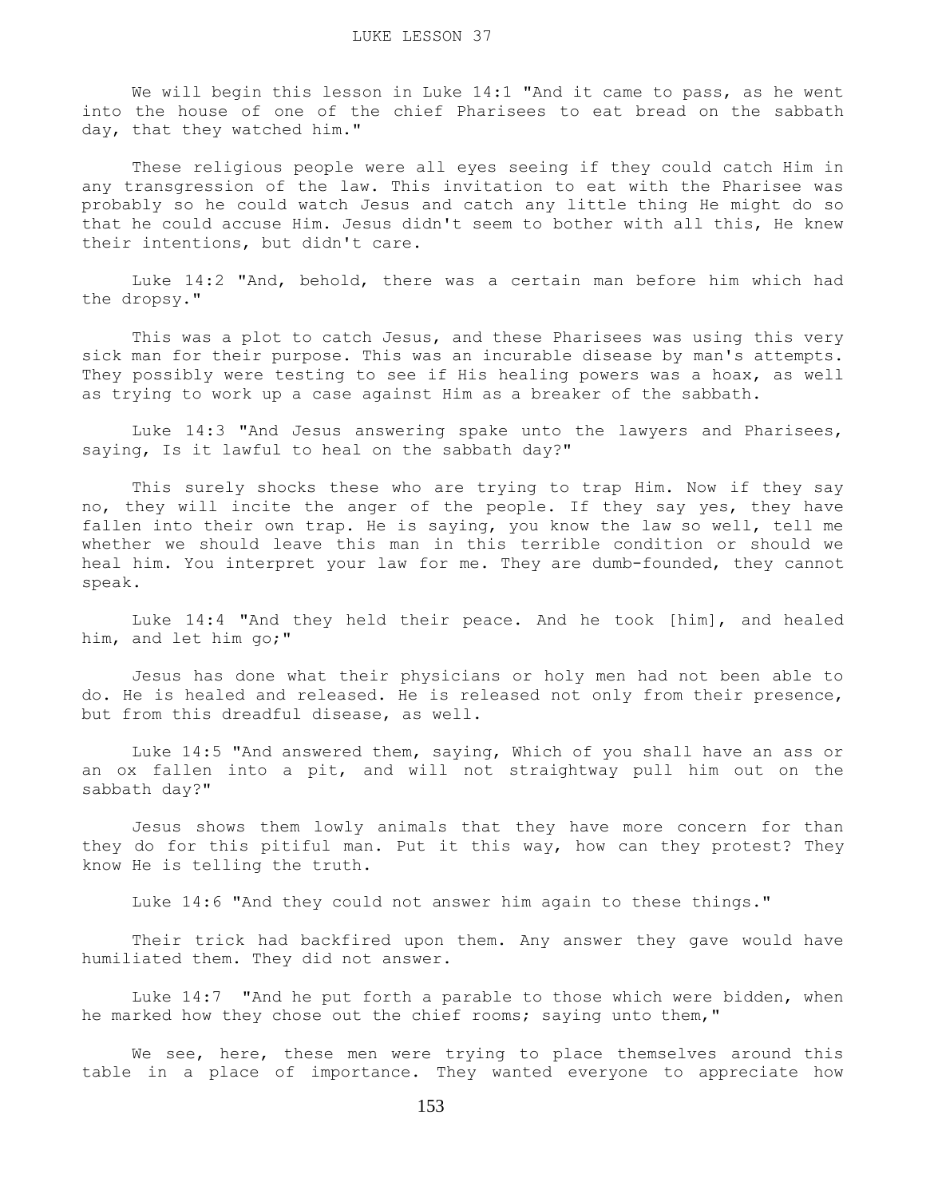LUKE LESSON 37

We will begin this lesson in Luke 14:1 "And it came to pass, as he went into the house of one of the chief Pharisees to eat bread on the sabbath day, that they watched him."

These religious people were all eyes seeing if they could catch Him in any transgression of the law. This invitation to eat with the Pharisee was probably so he could watch Jesus and catch any little thing He might do so that he could accuse Him. Jesus didn't seem to bother with all this, He knew their intentions, but didn't care.

Luke 14:2 "And, behold, there was a certain man before him which had the dropsy."

This was a plot to catch Jesus, and these Pharisees was using this very sick man for their purpose. This was an incurable disease by man's attempts. They possibly were testing to see if His healing powers was a hoax, as well as trying to work up a case against Him as a breaker of the sabbath.

Luke 14:3 "And Jesus answering spake unto the lawyers and Pharisees, saying, Is it lawful to heal on the sabbath day?"

This surely shocks these who are trying to trap Him. Now if they say no, they will incite the anger of the people. If they say yes, they have fallen into their own trap. He is saying, you know the law so well, tell me whether we should leave this man in this terrible condition or should we heal him. You interpret your law for me. They are dumb-founded, they cannot speak.

Luke 14:4 "And they held their peace. And he took [him], and healed him, and let him go;"

Jesus has done what their physicians or holy men had not been able to do. He is healed and released. He is released not only from their presence, but from this dreadful disease, as well.

Luke 14:5 "And answered them, saying, Which of you shall have an ass or an ox fallen into a pit, and will not straightway pull him out on the sabbath day?"

Jesus shows them lowly animals that they have more concern for than they do for this pitiful man. Put it this way, how can they protest? They know He is telling the truth.

Luke 14:6 "And they could not answer him again to these things."

Their trick had backfired upon them. Any answer they gave would have humiliated them. They did not answer.

Luke 14:7 "And he put forth a parable to those which were bidden, when he marked how they chose out the chief rooms; saying unto them,"

We see, here, these men were trying to place themselves around this table in a place of importance. They wanted everyone to appreciate how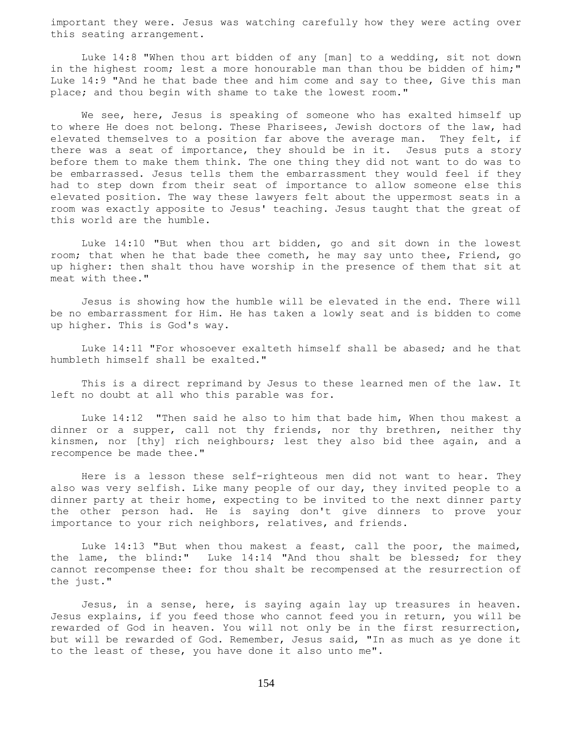important they were. Jesus was watching carefully how they were acting over this seating arrangement.

Luke 14:8 "When thou art bidden of any [man] to a wedding, sit not down in the highest room; lest a more honourable man than thou be bidden of him;" Luke 14:9 "And he that bade thee and him come and say to thee, Give this man place; and thou begin with shame to take the lowest room."

We see, here, Jesus is speaking of someone who has exalted himself up to where He does not belong. These Pharisees, Jewish doctors of the law, had elevated themselves to a position far above the average man. They felt, if there was a seat of importance, they should be in it. Jesus puts a story before them to make them think. The one thing they did not want to do was to be embarrassed. Jesus tells them the embarrassment they would feel if they had to step down from their seat of importance to allow someone else this elevated position. The way these lawyers felt about the uppermost seats in a room was exactly apposite to Jesus' teaching. Jesus taught that the great of this world are the humble.

Luke 14:10 "But when thou art bidden, go and sit down in the lowest room; that when he that bade thee cometh, he may say unto thee, Friend, go up higher: then shalt thou have worship in the presence of them that sit at meat with thee."

Jesus is showing how the humble will be elevated in the end. There will be no embarrassment for Him. He has taken a lowly seat and is bidden to come up higher. This is God's way.

Luke 14:11 "For whosoever exalteth himself shall be abased; and he that humbleth himself shall be exalted."

This is a direct reprimand by Jesus to these learned men of the law. It left no doubt at all who this parable was for.

Luke 14:12 "Then said he also to him that bade him, When thou makest a dinner or a supper, call not thy friends, nor thy brethren, neither thy kinsmen, nor [thy] rich neighbours; lest they also bid thee again, and a recompence be made thee."

Here is a lesson these self-righteous men did not want to hear. They also was very selfish. Like many people of our day, they invited people to a dinner party at their home, expecting to be invited to the next dinner party the other person had. He is saying don't give dinners to prove your importance to your rich neighbors, relatives, and friends.

Luke 14:13 "But when thou makest a feast, call the poor, the maimed, the lame, the blind:" Luke 14:14 "And thou shalt be blessed; for they cannot recompense thee: for thou shalt be recompensed at the resurrection of the just."

Jesus, in a sense, here, is saying again lay up treasures in heaven. Jesus explains, if you feed those who cannot feed you in return, you will be rewarded of God in heaven. You will not only be in the first resurrection, but will be rewarded of God. Remember, Jesus said, "In as much as ye done it to the least of these, you have done it also unto me".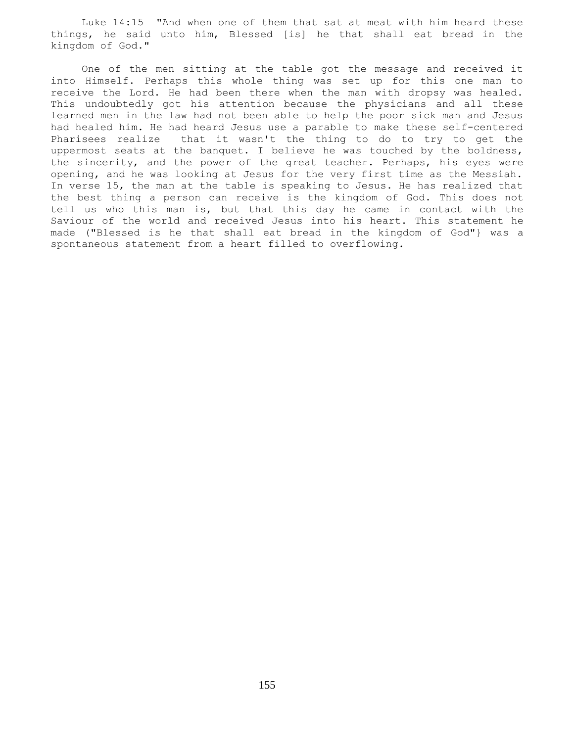Luke 14:15 "And when one of them that sat at meat with him heard these things, he said unto him, Blessed [is] he that shall eat bread in the kingdom of God."

One of the men sitting at the table got the message and received it into Himself. Perhaps this whole thing was set up for this one man to receive the Lord. He had been there when the man with dropsy was healed. This undoubtedly got his attention because the physicians and all these learned men in the law had not been able to help the poor sick man and Jesus had healed him. He had heard Jesus use a parable to make these self-centered Pharisees realize that it wasn't the thing to do to try to get the uppermost seats at the banquet. I believe he was touched by the boldness, the sincerity, and the power of the great teacher. Perhaps, his eyes were opening, and he was looking at Jesus for the very first time as the Messiah. In verse 15, the man at the table is speaking to Jesus. He has realized that the best thing a person can receive is the kingdom of God. This does not tell us who this man is, but that this day he came in contact with the Saviour of the world and received Jesus into his heart. This statement he made ("Blessed is he that shall eat bread in the kingdom of God"} was a spontaneous statement from a heart filled to overflowing.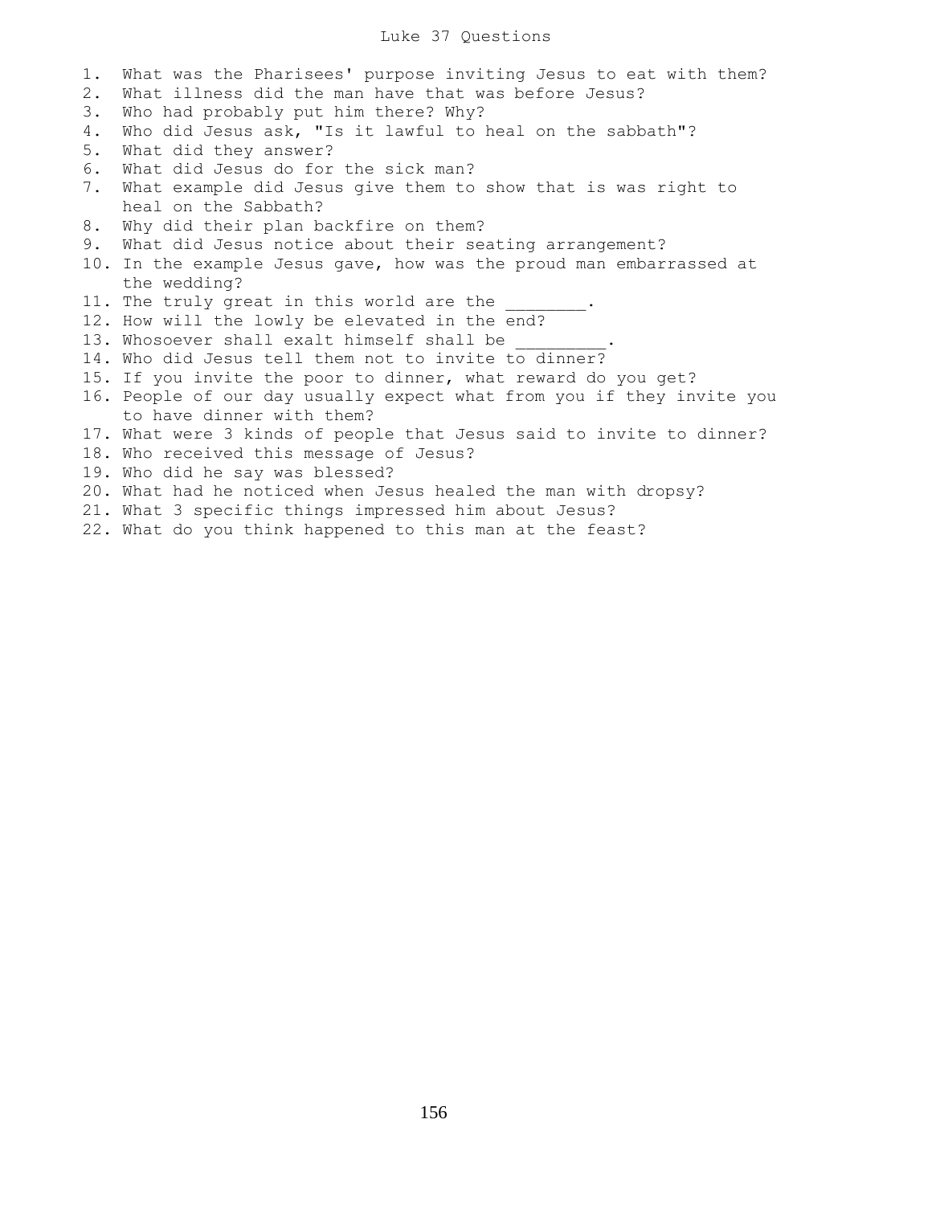# Luke 37 Questions

1. What was the Pharisees' purpose inviting Jesus to eat with them?
2. What illness did the man have that was before Jesus?
3. Who had probably put him there? Why?
4. Who did Jesus ask, "Is it lawful to heal on the sabbath"?
5. What did they answer?
6. What did Jesus do for the sick man?
7. What example did Jesus give them to show that is was right to heal on the Sabbath?
8. Why did their plan backfire on them?
9. What did Jesus notice about their seating arrangement?
10. In the example Jesus gave, how was the proud man embarrassed at the wedding?
11. The truly great in this world are the ________.
12. How will the lowly be elevated in the end?
13. Whosoever shall exalt himself shall be _________.
14. Who did Jesus tell them not to invite to dinner?
15. If you invite the poor to dinner, what reward do you get?
16. People of our day usually expect what from you if they invite you to have dinner with them?
17. What were 3 kinds of people that Jesus said to invite to dinner?
18. Who received this message of Jesus?
19. Who did he say was blessed?
20. What had he noticed when Jesus healed the man with dropsy?
21. What 3 specific things impressed him about Jesus?
22. What do you think happened to this man at the feast?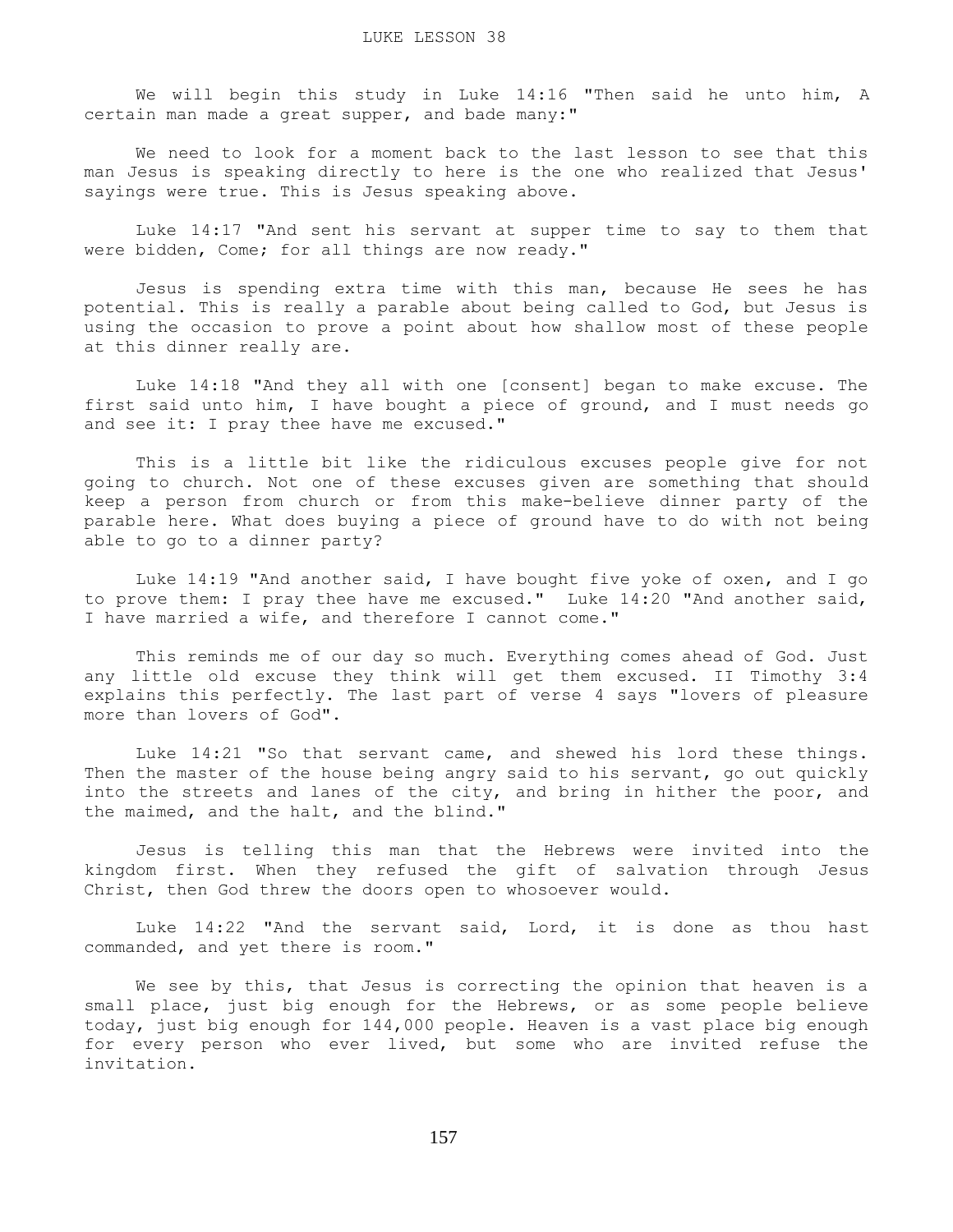# LUKE LESSON 38

We will begin this study in Luke 14:16 "Then said he unto him, A certain man made a great supper, and bade many:"

We need to look for a moment back to the last lesson to see that this man Jesus is speaking directly to here is the one who realized that Jesus' sayings were true. This is Jesus speaking above.

Luke 14:17 "And sent his servant at supper time to say to them that were bidden, Come; for all things are now ready."

Jesus is spending extra time with this man, because He sees he has potential. This is really a parable about being called to God, but Jesus is using the occasion to prove a point about how shallow most of these people at this dinner really are.

Luke 14:18 "And they all with one [consent] began to make excuse. The first said unto him, I have bought a piece of ground, and I must needs go and see it: I pray thee have me excused."

This is a little bit like the ridiculous excuses people give for not going to church. Not one of these excuses given are something that should keep a person from church or from this make-believe dinner party of the parable here. What does buying a piece of ground have to do with not being able to go to a dinner party?

Luke 14:19 "And another said, I have bought five yoke of oxen, and I go to prove them: I pray thee have me excused." Luke 14:20 "And another said, I have married a wife, and therefore I cannot come."

This reminds me of our day so much. Everything comes ahead of God. Just any little old excuse they think will get them excused. II Timothy 3:4 explains this perfectly. The last part of verse 4 says "lovers of pleasure more than lovers of God".

Luke 14:21 "So that servant came, and shewed his lord these things. Then the master of the house being angry said to his servant, go out quickly into the streets and lanes of the city, and bring in hither the poor, and the maimed, and the halt, and the blind."

Jesus is telling this man that the Hebrews were invited into the kingdom first. When they refused the gift of salvation through Jesus Christ, then God threw the doors open to whosoever would.

Luke 14:22 "And the servant said, Lord, it is done as thou hast commanded, and yet there is room."

We see by this, that Jesus is correcting the opinion that heaven is a small place, just big enough for the Hebrews, or as some people believe today, just big enough for 144,000 people. Heaven is a vast place big enough for every person who ever lived, but some who are invited refuse the invitation.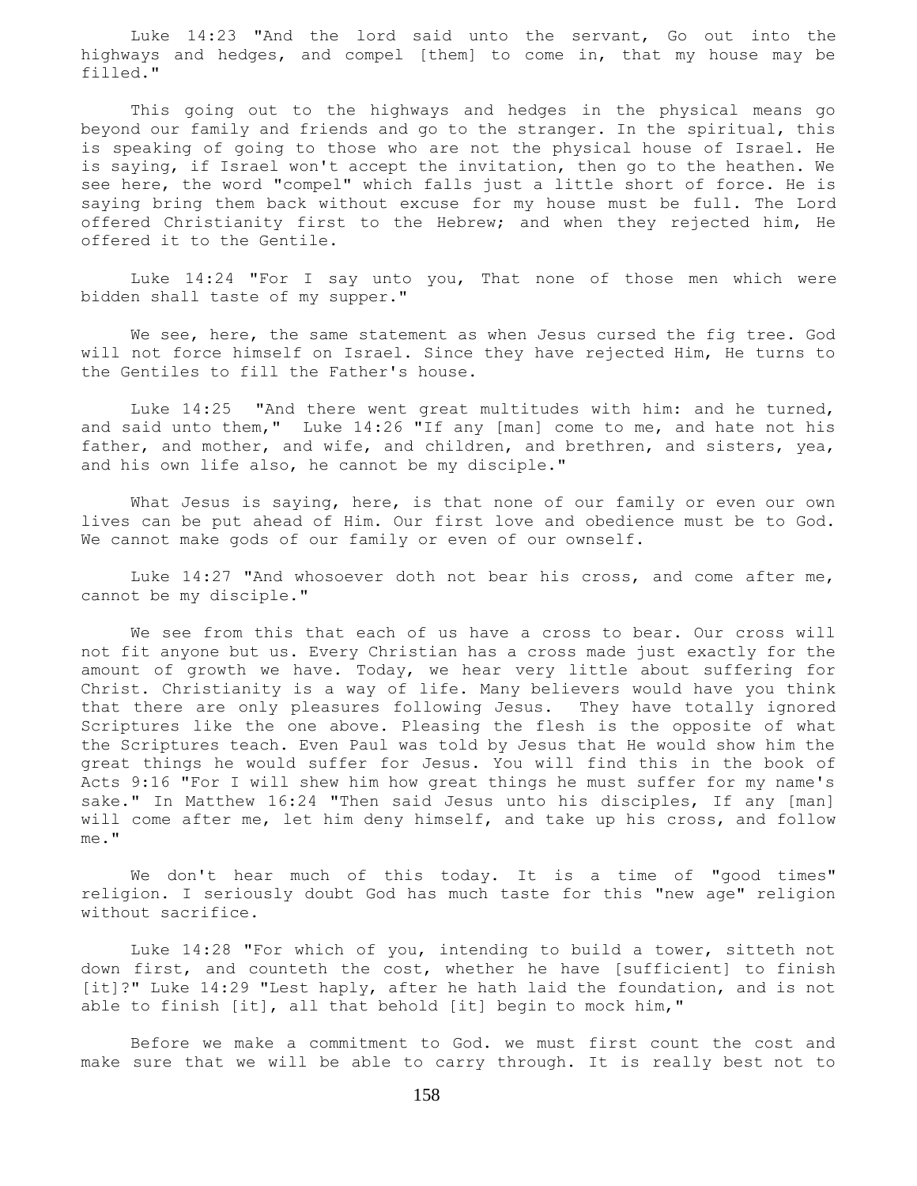Luke 14:23 "And the lord said unto the servant, Go out into the highways and hedges, and compel [them] to come in, that my house may be filled."

This going out to the highways and hedges in the physical means go beyond our family and friends and go to the stranger. In the spiritual, this is speaking of going to those who are not the physical house of Israel. He is saying, if Israel won't accept the invitation, then go to the heathen. We see here, the word "compel" which falls just a little short of force. He is saying bring them back without excuse for my house must be full. The Lord offered Christianity first to the Hebrew; and when they rejected him, He offered it to the Gentile.

Luke 14:24 "For I say unto you, That none of those men which were bidden shall taste of my supper."

We see, here, the same statement as when Jesus cursed the fig tree. God will not force himself on Israel. Since they have rejected Him, He turns to the Gentiles to fill the Father's house.

Luke 14:25 "And there went great multitudes with him: and he turned, and said unto them," Luke 14:26 "If any [man] come to me, and hate not his father, and mother, and wife, and children, and brethren, and sisters, yea, and his own life also, he cannot be my disciple."

What Jesus is saying, here, is that none of our family or even our own lives can be put ahead of Him. Our first love and obedience must be to God. We cannot make gods of our family or even of our ownself.

Luke 14:27 "And whosoever doth not bear his cross, and come after me, cannot be my disciple."

We see from this that each of us have a cross to bear. Our cross will not fit anyone but us. Every Christian has a cross made just exactly for the amount of growth we have. Today, we hear very little about suffering for Christ. Christianity is a way of life. Many believers would have you think that there are only pleasures following Jesus. They have totally ignored Scriptures like the one above. Pleasing the flesh is the opposite of what the Scriptures teach. Even Paul was told by Jesus that He would show him the great things he would suffer for Jesus. You will find this in the book of Acts 9:16 "For I will shew him how great things he must suffer for my name's sake." In Matthew 16:24 "Then said Jesus unto his disciples, If any [man] will come after me, let him deny himself, and take up his cross, and follow me."

We don't hear much of this today. It is a time of "good times" religion. I seriously doubt God has much taste for this "new age" religion without sacrifice.

Luke 14:28 "For which of you, intending to build a tower, sitteth not down first, and counteth the cost, whether he have [sufficient] to finish [it]?" Luke 14:29 "Lest haply, after he hath laid the foundation, and is not able to finish [it], all that behold [it] begin to mock him,"

Before we make a commitment to God. we must first count the cost and make sure that we will be able to carry through. It is really best not to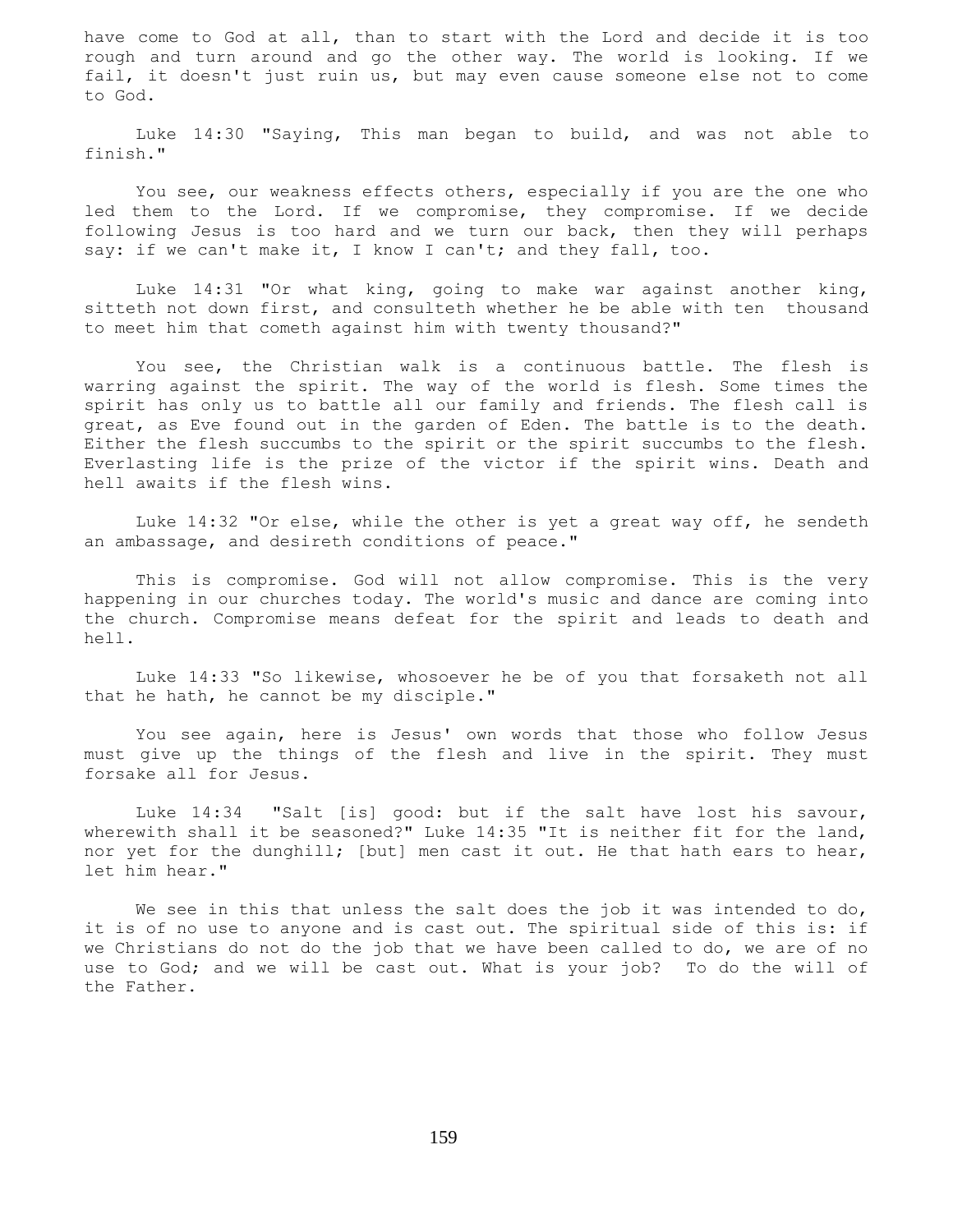have come to God at all, than to start with the Lord and decide it is too rough and turn around and go the other way. The world is looking. If we fail, it doesn't just ruin us, but may even cause someone else not to come to God.

Luke 14:30 "Saying, This man began to build, and was not able to finish."

You see, our weakness effects others, especially if you are the one who led them to the Lord. If we compromise, they compromise. If we decide following Jesus is too hard and we turn our back, then they will perhaps say: if we can't make it, I know I can't; and they fall, too.

Luke 14:31 "Or what king, going to make war against another king, sitteth not down first, and consulteth whether he be able with ten thousand to meet him that cometh against him with twenty thousand?"

You see, the Christian walk is a continuous battle. The flesh is warring against the spirit. The way of the world is flesh. Some times the spirit has only us to battle all our family and friends. The flesh call is great, as Eve found out in the garden of Eden. The battle is to the death. Either the flesh succumbs to the spirit or the spirit succumbs to the flesh. Everlasting life is the prize of the victor if the spirit wins. Death and hell awaits if the flesh wins.

Luke 14:32 "Or else, while the other is yet a great way off, he sendeth an ambassage, and desireth conditions of peace."

This is compromise. God will not allow compromise. This is the very happening in our churches today. The world's music and dance are coming into the church. Compromise means defeat for the spirit and leads to death and hell.

Luke 14:33 "So likewise, whosoever he be of you that forsaketh not all that he hath, he cannot be my disciple."

You see again, here is Jesus' own words that those who follow Jesus must give up the things of the flesh and live in the spirit. They must forsake all for Jesus.

Luke 14:34 "Salt [is] good: but if the salt have lost his savour, wherewith shall it be seasoned?" Luke 14:35 "It is neither fit for the land, nor yet for the dunghill; [but] men cast it out. He that hath ears to hear, let him hear."

We see in this that unless the salt does the job it was intended to do, it is of no use to anyone and is cast out. The spiritual side of this is: if we Christians do not do the job that we have been called to do, we are of no use to God; and we will be cast out. What is your job? To do the will of the Father.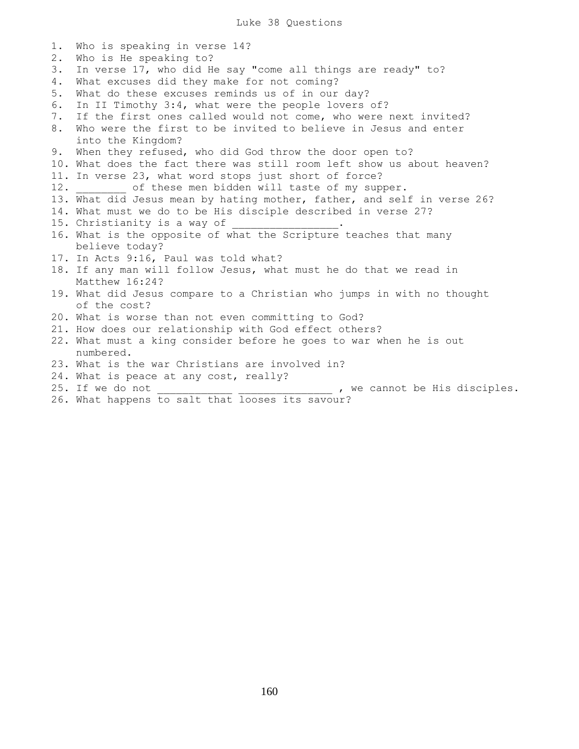# Luke 38 Questions

1. Who is speaking in verse 14?
2. Who is He speaking to?
3. In verse 17, who did He say "come all things are ready" to?
4. What excuses did they make for not coming?
5. What do these excuses reminds us of in our day?
6. In II Timothy 3:4, what were the people lovers of?
7. If the first ones called would not come, who were next invited?
8. Who were the first to be invited to believe in Jesus and enter into the Kingdom?
9. When they refused, who did God throw the door open to?
10. What does the fact there was still room left show us about heaven?
11. In verse 23, what word stops just short of force?
12. ________ of these men bidden will taste of my supper.
13. What did Jesus mean by hating mother, father, and self in verse 26?
14. What must we do to be His disciple described in verse 27?
15. Christianity is a way of ________________.
16. What is the opposite of what the Scripture teaches that many believe today?
17. In Acts 9:16, Paul was told what?
18. If any man will follow Jesus, what must he do that we read in Matthew 16:24?
19. What did Jesus compare to a Christian who jumps in with no thought of the cost?
20. What is worse than not even committing to God?
21. How does our relationship with God effect others?
22. What must a king consider before he goes to war when he is out numbered.
23. What is the war Christians are involved in?
24. What is peace at any cost, really?
25. If we do not ___________ ______________ , we cannot be His disciples.
26. What happens to salt that looses its savour?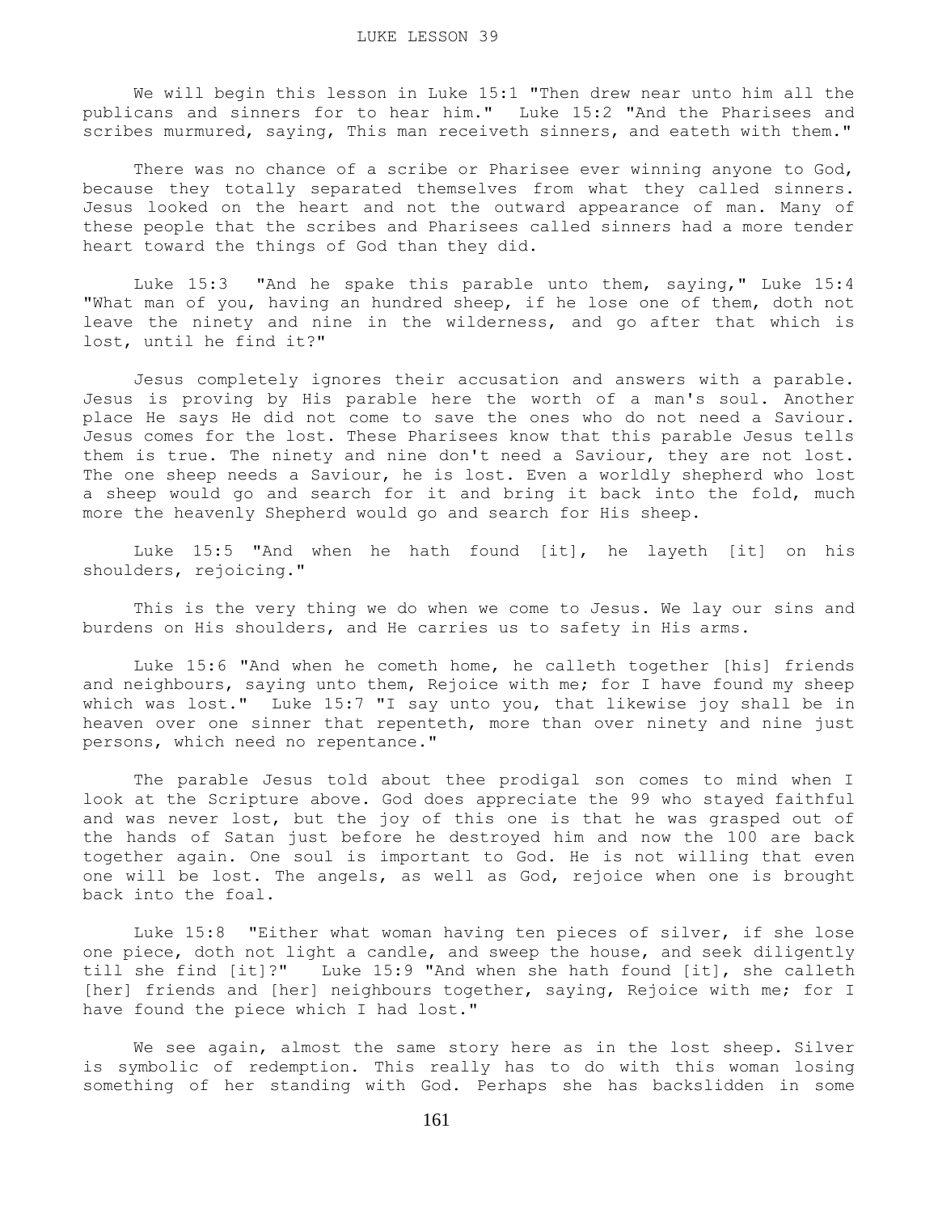# LUKE LESSON 39

We will begin this lesson in Luke 15:1 "Then drew near unto him all the publicans and sinners for to hear him." Luke 15:2 "And the Pharisees and scribes murmured, saying, This man receiveth sinners, and eateth with them."

There was no chance of a scribe or Pharisee ever winning anyone to God, because they totally separated themselves from what they called sinners. Jesus looked on the heart and not the outward appearance of man. Many of these people that the scribes and Pharisees called sinners had a more tender heart toward the things of God than they did.

Luke 15:3 "And he spake this parable unto them, saying," Luke 15:4 "What man of you, having an hundred sheep, if he lose one of them, doth not leave the ninety and nine in the wilderness, and go after that which is lost, until he find it?"

Jesus completely ignores their accusation and answers with a parable. Jesus is proving by His parable here the worth of a man's soul. Another place He says He did not come to save the ones who do not need a Saviour. Jesus comes for the lost. These Pharisees know that this parable Jesus tells them is true. The ninety and nine don't need a Saviour, they are not lost. The one sheep needs a Saviour, he is lost. Even a worldly shepherd who lost a sheep would go and search for it and bring it back into the fold, much more the heavenly Shepherd would go and search for His sheep.

Luke 15:5 "And when he hath found [it], he layeth [it] on his shoulders, rejoicing."

This is the very thing we do when we come to Jesus. We lay our sins and burdens on His shoulders, and He carries us to safety in His arms.

Luke 15:6 "And when he cometh home, he calleth together [his] friends and neighbours, saying unto them, Rejoice with me; for I have found my sheep which was lost." Luke 15:7 "I say unto you, that likewise joy shall be in heaven over one sinner that repenteth, more than over ninety and nine just persons, which need no repentance."

The parable Jesus told about thee prodigal son comes to mind when I look at the Scripture above. God does appreciate the 99 who stayed faithful and was never lost, but the joy of this one is that he was grasped out of the hands of Satan just before he destroyed him and now the 100 are back together again. One soul is important to God. He is not willing that even one will be lost. The angels, as well as God, rejoice when one is brought back into the foal.

Luke 15:8 "Either what woman having ten pieces of silver, if she lose one piece, doth not light a candle, and sweep the house, and seek diligently till she find [it]?" Luke 15:9 "And when she hath found [it], she calleth [her] friends and [her] neighbours together, saying, Rejoice with me; for I have found the piece which I had lost."

We see again, almost the same story here as in the lost sheep. Silver is symbolic of redemption. This really has to do with this woman losing something of her standing with God. Perhaps she has backslidden in some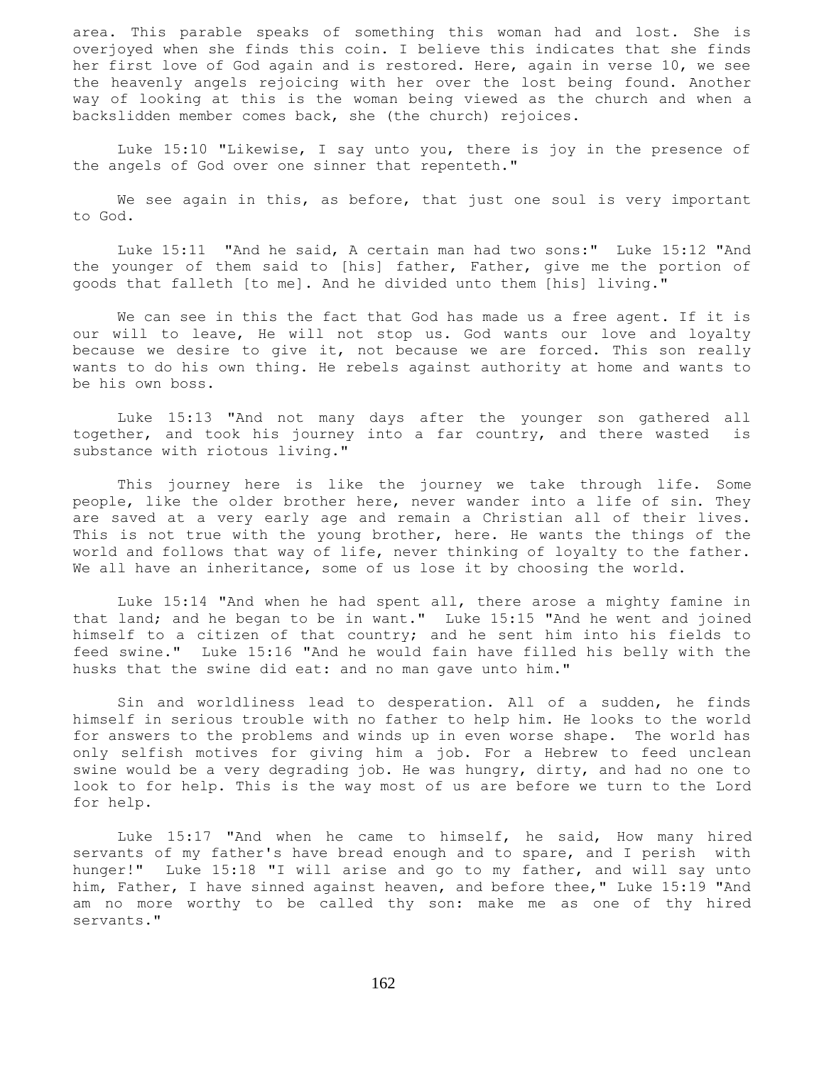area. This parable speaks of something this woman had and lost. She is overjoyed when she finds this coin. I believe this indicates that she finds her first love of God again and is restored. Here, again in verse 10, we see the heavenly angels rejoicing with her over the lost being found. Another way of looking at this is the woman being viewed as the church and when a backslidden member comes back, she (the church) rejoices.

Luke 15:10 "Likewise, I say unto you, there is joy in the presence of the angels of God over one sinner that repenteth."

We see again in this, as before, that just one soul is very important to God.

Luke 15:11 "And he said, A certain man had two sons:" Luke 15:12 "And the younger of them said to [his] father, Father, give me the portion of goods that falleth [to me]. And he divided unto them [his] living."

We can see in this the fact that God has made us a free agent. If it is our will to leave, He will not stop us. God wants our love and loyalty because we desire to give it, not because we are forced. This son really wants to do his own thing. He rebels against authority at home and wants to be his own boss.

Luke 15:13 "And not many days after the younger son gathered all together, and took his journey into a far country, and there wasted is substance with riotous living."

This journey here is like the journey we take through life. Some people, like the older brother here, never wander into a life of sin. They are saved at a very early age and remain a Christian all of their lives. This is not true with the young brother, here. He wants the things of the world and follows that way of life, never thinking of loyalty to the father. We all have an inheritance, some of us lose it by choosing the world.

Luke 15:14 "And when he had spent all, there arose a mighty famine in that land; and he began to be in want." Luke 15:15 "And he went and joined himself to a citizen of that country; and he sent him into his fields to feed swine." Luke 15:16 "And he would fain have filled his belly with the husks that the swine did eat: and no man gave unto him."

Sin and worldliness lead to desperation. All of a sudden, he finds himself in serious trouble with no father to help him. He looks to the world for answers to the problems and winds up in even worse shape. The world has only selfish motives for giving him a job. For a Hebrew to feed unclean swine would be a very degrading job. He was hungry, dirty, and had no one to look to for help. This is the way most of us are before we turn to the Lord for help.

Luke 15:17 "And when he came to himself, he said, How many hired servants of my father's have bread enough and to spare, and I perish with hunger!" Luke 15:18 "I will arise and go to my father, and will say unto him, Father, I have sinned against heaven, and before thee," Luke 15:19 "And am no more worthy to be called thy son: make me as one of thy hired servants."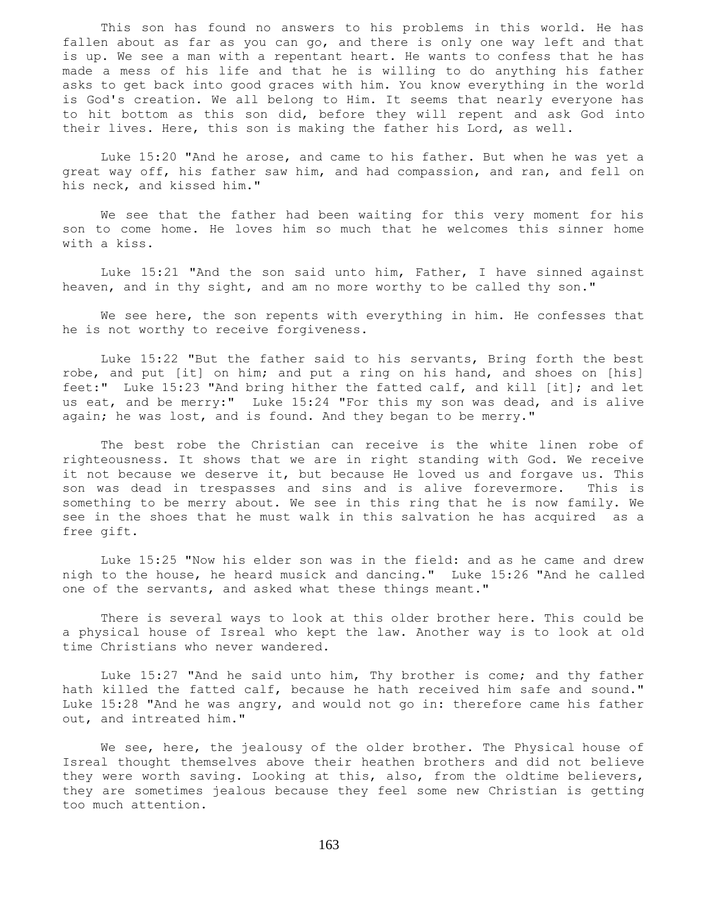This son has found no answers to his problems in this world. He has fallen about as far as you can go, and there is only one way left and that is up. We see a man with a repentant heart. He wants to confess that he has made a mess of his life and that he is willing to do anything his father asks to get back into good graces with him. You know everything in the world is God's creation. We all belong to Him. It seems that nearly everyone has to hit bottom as this son did, before they will repent and ask God into their lives. Here, this son is making the father his Lord, as well.

Luke 15:20 "And he arose, and came to his father. But when he was yet a great way off, his father saw him, and had compassion, and ran, and fell on his neck, and kissed him."

We see that the father had been waiting for this very moment for his son to come home. He loves him so much that he welcomes this sinner home with a kiss.

Luke 15:21 "And the son said unto him, Father, I have sinned against heaven, and in thy sight, and am no more worthy to be called thy son."

We see here, the son repents with everything in him. He confesses that he is not worthy to receive forgiveness.

Luke 15:22 "But the father said to his servants, Bring forth the best robe, and put [it] on him; and put a ring on his hand, and shoes on [his] feet:" Luke 15:23 "And bring hither the fatted calf, and kill [it]; and let us eat, and be merry:" Luke 15:24 "For this my son was dead, and is alive again; he was lost, and is found. And they began to be merry."

The best robe the Christian can receive is the white linen robe of righteousness. It shows that we are in right standing with God. We receive it not because we deserve it, but because He loved us and forgave us. This son was dead in trespasses and sins and is alive forevermore. This is something to be merry about. We see in this ring that he is now family. We see in the shoes that he must walk in this salvation he has acquired as a free gift.

Luke 15:25 "Now his elder son was in the field: and as he came and drew nigh to the house, he heard musick and dancing." Luke 15:26 "And he called one of the servants, and asked what these things meant."

There is several ways to look at this older brother here. This could be a physical house of Isreal who kept the law. Another way is to look at old time Christians who never wandered.

Luke 15:27 "And he said unto him, Thy brother is come; and thy father hath killed the fatted calf, because he hath received him safe and sound." Luke 15:28 "And he was angry, and would not go in: therefore came his father out, and intreated him."

We see, here, the jealousy of the older brother. The Physical house of Isreal thought themselves above their heathen brothers and did not believe they were worth saving. Looking at this, also, from the oldtime believers, they are sometimes jealous because they feel some new Christian is getting too much attention.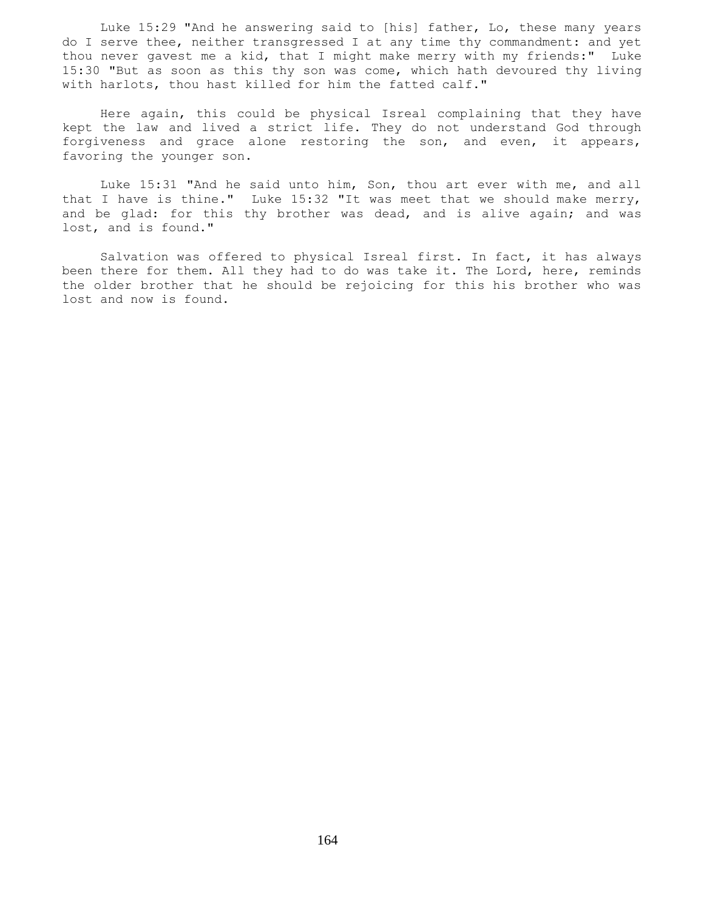Luke 15:29 "And he answering said to [his] father, Lo, these many years do I serve thee, neither transgressed I at any time thy commandment: and yet thou never gavest me a kid, that I might make merry with my friends:" Luke 15:30 "But as soon as this thy son was come, which hath devoured thy living with harlots, thou hast killed for him the fatted calf."

Here again, this could be physical Isreal complaining that they have kept the law and lived a strict life. They do not understand God through forgiveness and grace alone restoring the son, and even, it appears, favoring the younger son.

Luke 15:31 "And he said unto him, Son, thou art ever with me, and all that I have is thine." Luke 15:32 "It was meet that we should make merry, and be glad: for this thy brother was dead, and is alive again; and was lost, and is found."

Salvation was offered to physical Isreal first. In fact, it has always been there for them. All they had to do was take it. The Lord, here, reminds the older brother that he should be rejoicing for this his brother who was lost and now is found.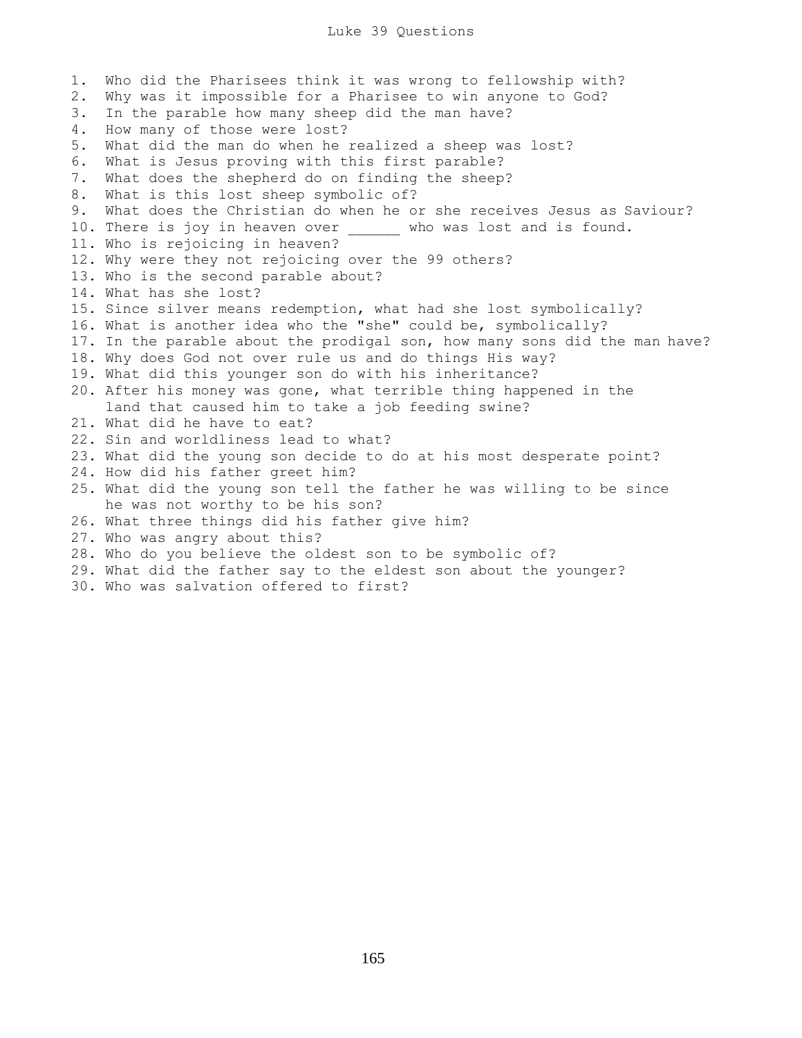# Luke 39 Questions

1. Who did the Pharisees think it was wrong to fellowship with?
2. Why was it impossible for a Pharisee to win anyone to God?
3. In the parable how many sheep did the man have?
4. How many of those were lost?
5. What did the man do when he realized a sheep was lost?
6. What is Jesus proving with this first parable?
7. What does the shepherd do on finding the sheep?
8. What is this lost sheep symbolic of?
9. What does the Christian do when he or she receives Jesus as Saviour?
10. There is joy in heaven over ______ who was lost and is found.
11. Who is rejoicing in heaven?
12. Why were they not rejoicing over the 99 others?
13. Who is the second parable about?
14. What has she lost?
15. Since silver means redemption, what had she lost symbolically?
16. What is another idea who the "she" could be, symbolically?
17. In the parable about the prodigal son, how many sons did the man have?
18. Why does God not over rule us and do things His way?
19. What did this younger son do with his inheritance?
20. After his money was gone, what terrible thing happened in the land that caused him to take a job feeding swine?
21. What did he have to eat?
22. Sin and worldliness lead to what?
23. What did the young son decide to do at his most desperate point?
24. How did his father greet him?
25. What did the young son tell the father he was willing to be since he was not worthy to be his son?
26. What three things did his father give him?
27. Who was angry about this?
28. Who do you believe the oldest son to be symbolic of?
29. What did the father say to the eldest son about the younger?
30. Who was salvation offered to first?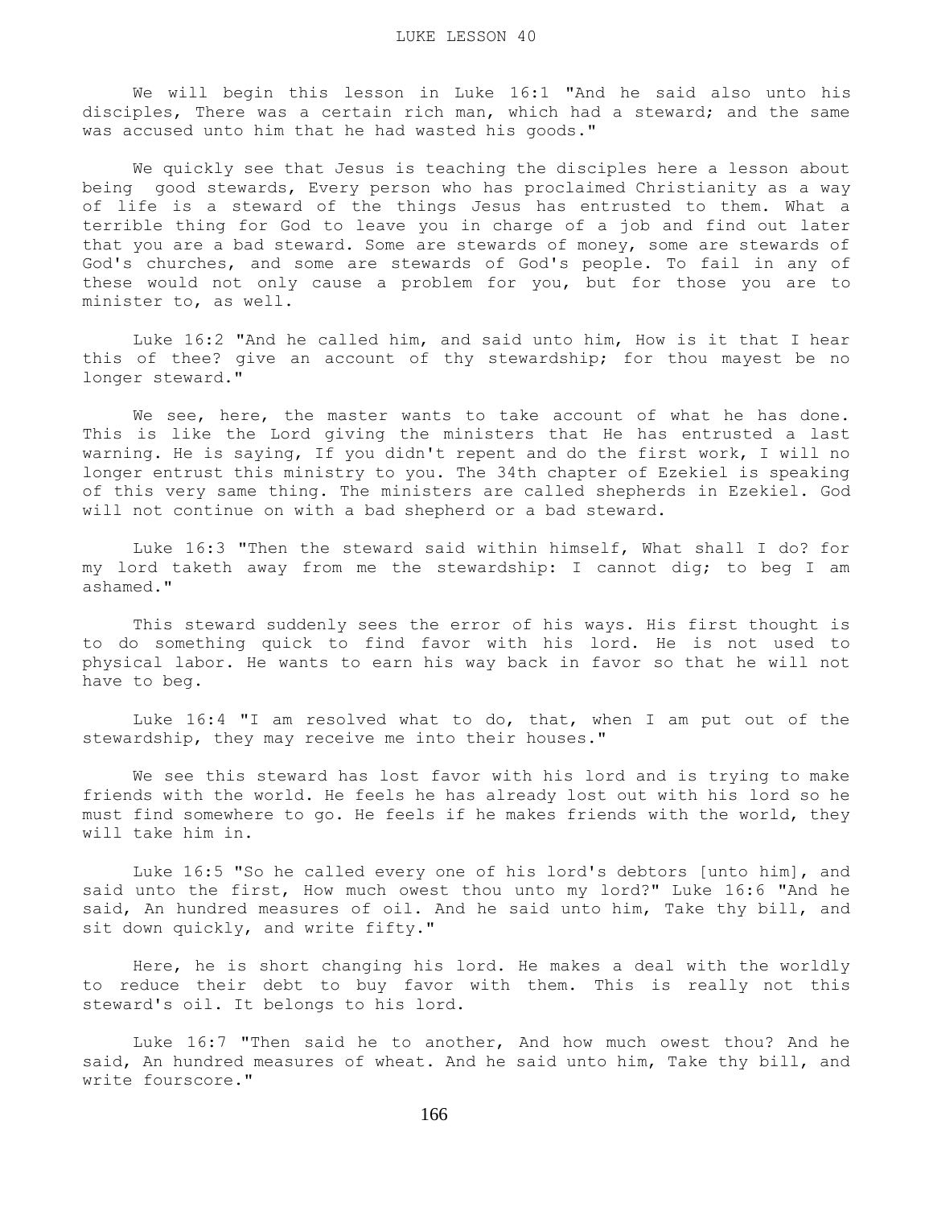We will begin this lesson in Luke 16:1 "And he said also unto his disciples, There was a certain rich man, which had a steward; and the same was accused unto him that he had wasted his goods."

We quickly see that Jesus is teaching the disciples here a lesson about being good stewards, Every person who has proclaimed Christianity as a way of life is a steward of the things Jesus has entrusted to them. What a terrible thing for God to leave you in charge of a job and find out later that you are a bad steward. Some are stewards of money, some are stewards of God's churches, and some are stewards of God's people. To fail in any of these would not only cause a problem for you, but for those you are to minister to, as well.

Luke 16:2 "And he called him, and said unto him, How is it that I hear this of thee? give an account of thy stewardship; for thou mayest be no longer steward."

We see, here, the master wants to take account of what he has done. This is like the Lord giving the ministers that He has entrusted a last warning. He is saying, If you didn't repent and do the first work, I will no longer entrust this ministry to you. The 34th chapter of Ezekiel is speaking of this very same thing. The ministers are called shepherds in Ezekiel. God will not continue on with a bad shepherd or a bad steward.

Luke 16:3 "Then the steward said within himself, What shall I do? for my lord taketh away from me the stewardship: I cannot dig; to beg I am ashamed."

This steward suddenly sees the error of his ways. His first thought is to do something quick to find favor with his lord. He is not used to physical labor. He wants to earn his way back in favor so that he will not have to beg.

Luke 16:4 "I am resolved what to do, that, when I am put out of the stewardship, they may receive me into their houses."

We see this steward has lost favor with his lord and is trying to make friends with the world. He feels he has already lost out with his lord so he must find somewhere to go. He feels if he makes friends with the world, they will take him in.

Luke 16:5 "So he called every one of his lord's debtors [unto him], and said unto the first, How much owest thou unto my lord?" Luke 16:6 "And he said, An hundred measures of oil. And he said unto him, Take thy bill, and sit down quickly, and write fifty."

Here, he is short changing his lord. He makes a deal with the worldly to reduce their debt to buy favor with them. This is really not this steward's oil. It belongs to his lord.

Luke 16:7 "Then said he to another, And how much owest thou? And he said, An hundred measures of wheat. And he said unto him, Take thy bill, and write fourscore."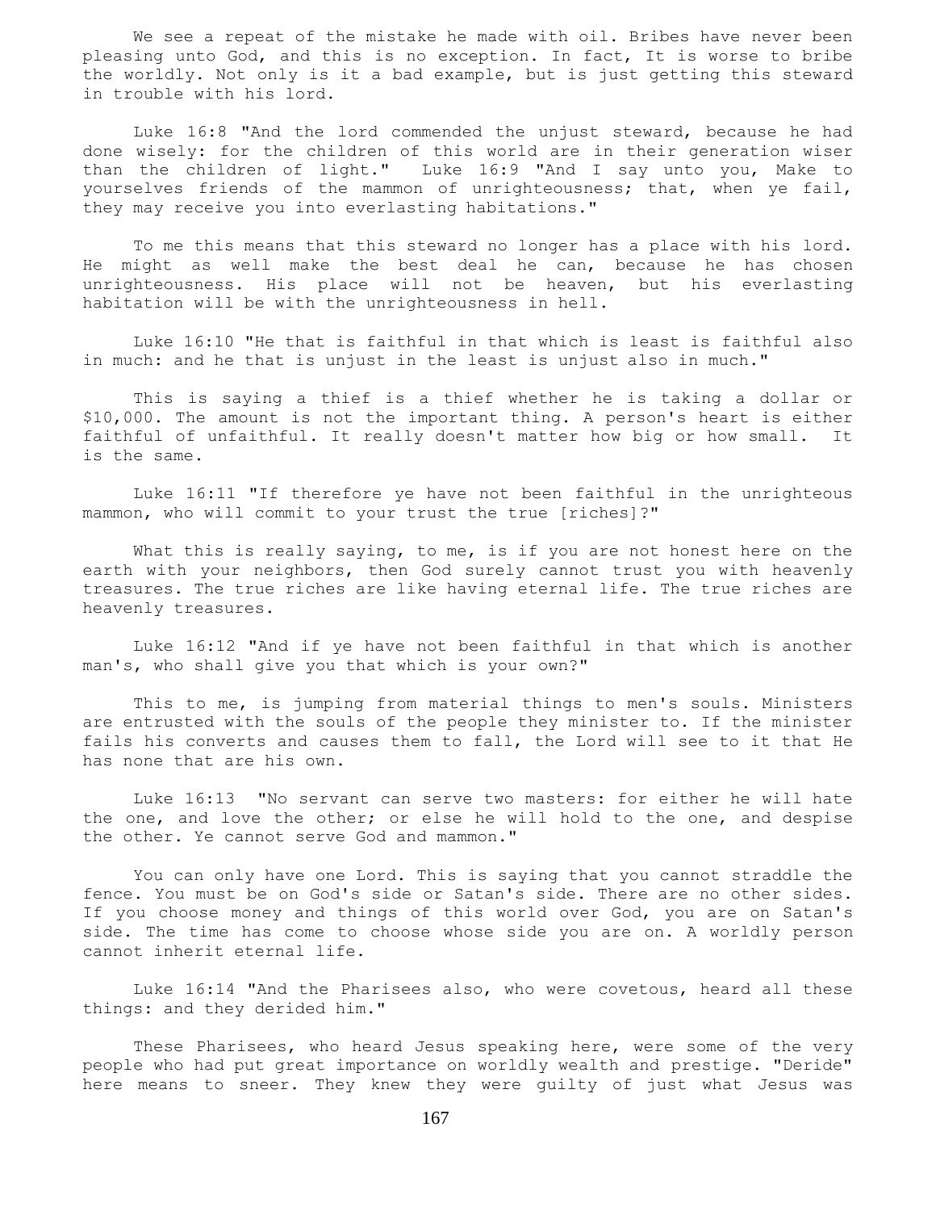We see a repeat of the mistake he made with oil. Bribes have never been pleasing unto God, and this is no exception. In fact, It is worse to bribe the worldly. Not only is it a bad example, but is just getting this steward in trouble with his lord.

Luke 16:8 "And the lord commended the unjust steward, because he had done wisely: for the children of this world are in their generation wiser than the children of light." Luke 16:9 "And I say unto you, Make to yourselves friends of the mammon of unrighteousness; that, when ye fail, they may receive you into everlasting habitations."

To me this means that this steward no longer has a place with his lord. He might as well make the best deal he can, because he has chosen unrighteousness. His place will not be heaven, but his everlasting habitation will be with the unrighteousness in hell.

Luke 16:10 "He that is faithful in that which is least is faithful also in much: and he that is unjust in the least is unjust also in much."

This is saying a thief is a thief whether he is taking a dollar or $10,000. The amount is not the important thing. A person's heart is either faithful of unfaithful. It really doesn't matter how big or how small. It is the same.

Luke 16:11 "If therefore ye have not been faithful in the unrighteous mammon, who will commit to your trust the true [riches]?"

What this is really saying, to me, is if you are not honest here on the earth with your neighbors, then God surely cannot trust you with heavenly treasures. The true riches are like having eternal life. The true riches are heavenly treasures.

Luke 16:12 "And if ye have not been faithful in that which is another man's, who shall give you that which is your own?"

This to me, is jumping from material things to men's souls. Ministers are entrusted with the souls of the people they minister to. If the minister fails his converts and causes them to fall, the Lord will see to it that He has none that are his own.

Luke 16:13 "No servant can serve two masters: for either he will hate the one, and love the other; or else he will hold to the one, and despise the other. Ye cannot serve God and mammon."

You can only have one Lord. This is saying that you cannot straddle the fence. You must be on God's side or Satan's side. There are no other sides. If you choose money and things of this world over God, you are on Satan's side. The time has come to choose whose side you are on. A worldly person cannot inherit eternal life.

Luke 16:14 "And the Pharisees also, who were covetous, heard all these things: and they derided him."

These Pharisees, who heard Jesus speaking here, were some of the very people who had put great importance on worldly wealth and prestige. "Deride" here means to sneer. They knew they were guilty of just what Jesus was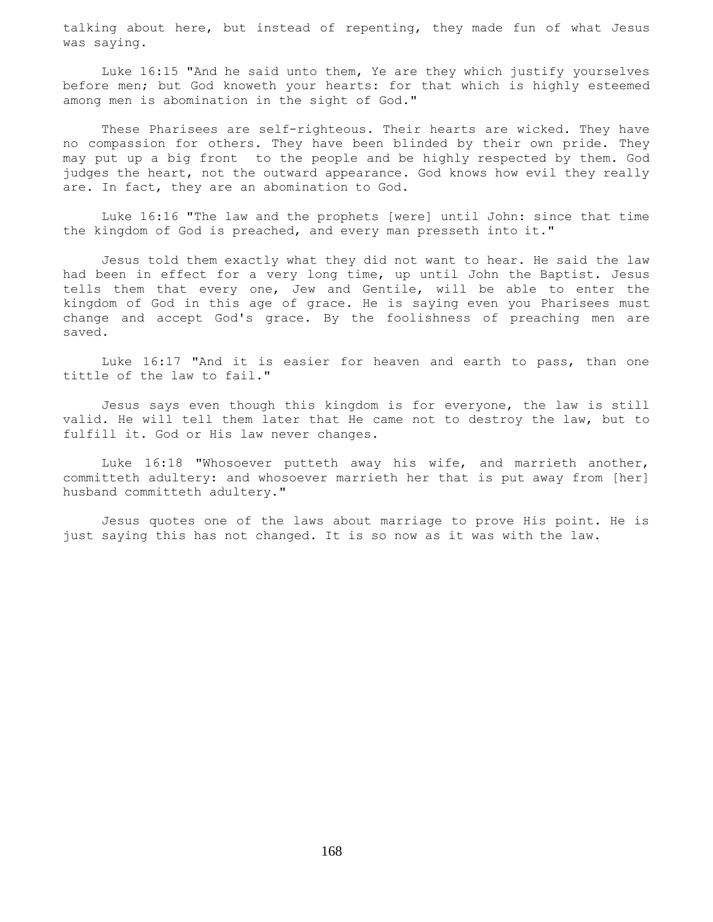talking about here, but instead of repenting, they made fun of what Jesus was saying.

Luke 16:15 "And he said unto them, Ye are they which justify yourselves before men; but God knoweth your hearts: for that which is highly esteemed among men is abomination in the sight of God."

These Pharisees are self-righteous. Their hearts are wicked. They have no compassion for others. They have been blinded by their own pride. They may put up a big front to the people and be highly respected by them. God judges the heart, not the outward appearance. God knows how evil they really are. In fact, they are an abomination to God.

Luke 16:16 "The law and the prophets [were] until John: since that time the kingdom of God is preached, and every man presseth into it."

Jesus told them exactly what they did not want to hear. He said the law had been in effect for a very long time, up until John the Baptist. Jesus tells them that every one, Jew and Gentile, will be able to enter the kingdom of God in this age of grace. He is saying even you Pharisees must change and accept God's grace. By the foolishness of preaching men are saved.

Luke 16:17 "And it is easier for heaven and earth to pass, than one tittle of the law to fail."

Jesus says even though this kingdom is for everyone, the law is still valid. He will tell them later that He came not to destroy the law, but to fulfill it. God or His law never changes.

Luke 16:18 "Whosoever putteth away his wife, and marrieth another, committeth adultery: and whosoever marrieth her that is put away from [her] husband committeth adultery."

Jesus quotes one of the laws about marriage to prove His point. He is just saying this has not changed. It is so now as it was with the law.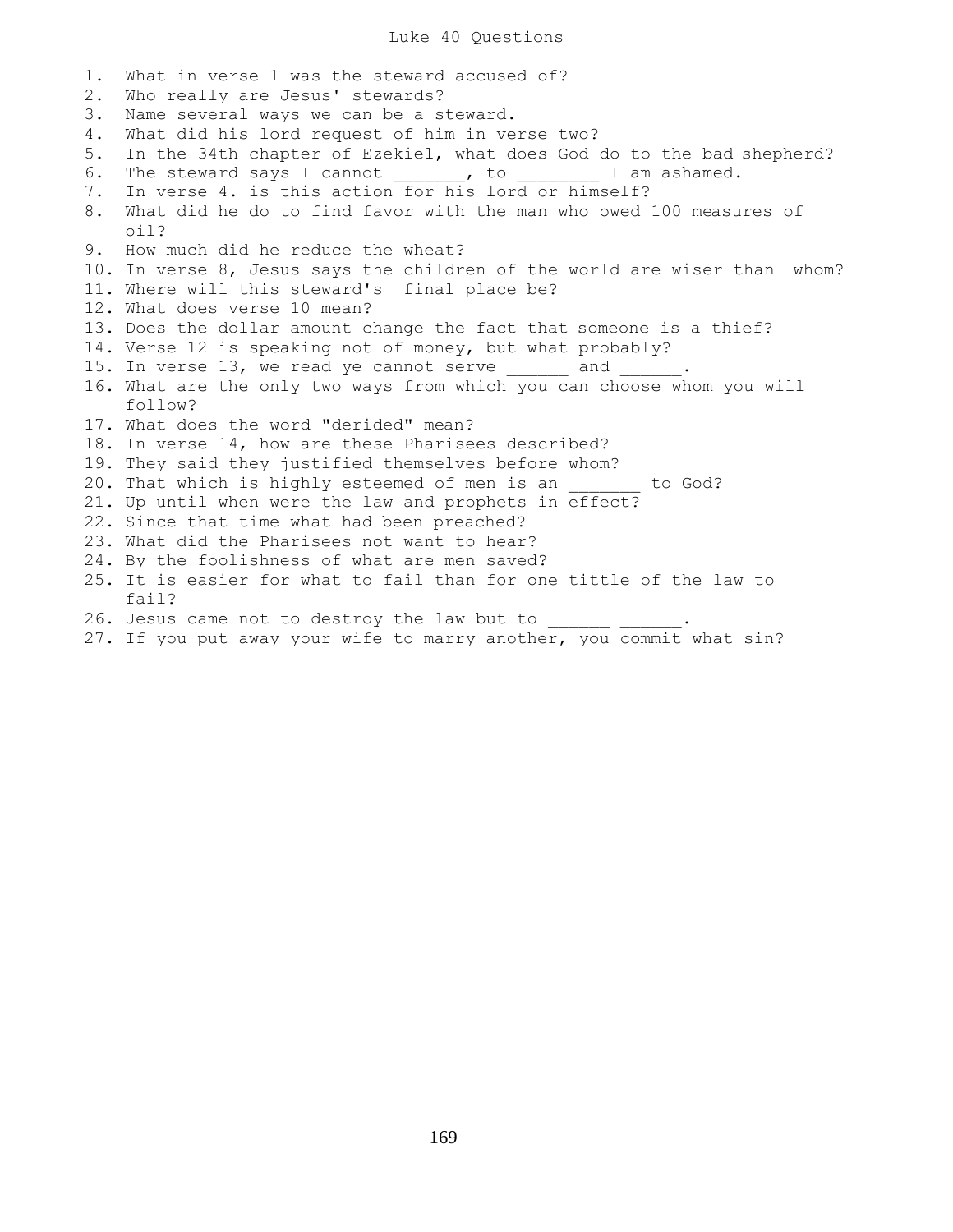# Luke 40 Questions

1. What in verse 1 was the steward accused of?
2. Who really are Jesus' stewards?
3. Name several ways we can be a steward.
4. What did his lord request of him in verse two?
5. In the 34th chapter of Ezekiel, what does God do to the bad shepherd?
6. The steward says I cannot _______, to ________ I am ashamed.
7. In verse 4. is this action for his lord or himself?
8. What did he do to find favor with the man who owed 100 measures of oil?
9. How much did he reduce the wheat?
10. In verse 8, Jesus says the children of the world are wiser than whom?
11. Where will this steward's final place be?
12. What does verse 10 mean?
13. Does the dollar amount change the fact that someone is a thief?
14. Verse 12 is speaking not of money, but what probably?
15. In verse 13, we read ye cannot serve ______ and ______.
16. What are the only two ways from which you can choose whom you will follow?
17. What does the word "derided" mean?
18. In verse 14, how are these Pharisees described?
19. They said they justified themselves before whom?
20. That which is highly esteemed of men is an _______ to God?
21. Up until when were the law and prophets in effect?
22. Since that time what had been preached?
23. What did the Pharisees not want to hear?
24. By the foolishness of what are men saved?
25. It is easier for what to fail than for one tittle of the law to fail?
26. Jesus came not to destroy the law but to ______ ______.
27. If you put away your wife to marry another, you commit what sin?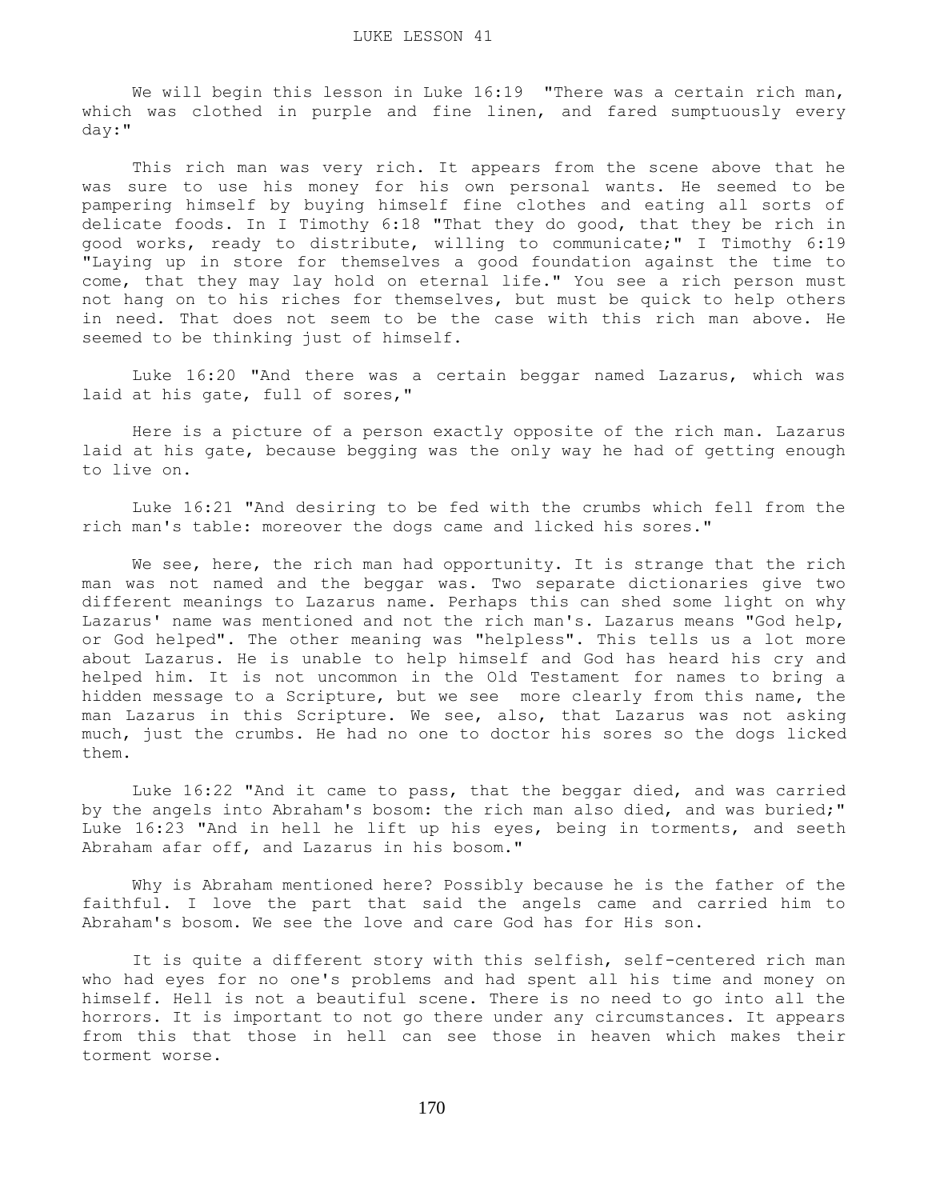# LUKE LESSON 41

We will begin this lesson in Luke 16:19 "There was a certain rich man, which was clothed in purple and fine linen, and fared sumptuously every day:"

This rich man was very rich. It appears from the scene above that he was sure to use his money for his own personal wants. He seemed to be pampering himself by buying himself fine clothes and eating all sorts of delicate foods. In I Timothy 6:18 "That they do good, that they be rich in good works, ready to distribute, willing to communicate;" I Timothy 6:19 "Laying up in store for themselves a good foundation against the time to come, that they may lay hold on eternal life." You see a rich person must not hang on to his riches for themselves, but must be quick to help others in need. That does not seem to be the case with this rich man above. He seemed to be thinking just of himself.

Luke 16:20 "And there was a certain beggar named Lazarus, which was laid at his gate, full of sores,"

Here is a picture of a person exactly opposite of the rich man. Lazarus laid at his gate, because begging was the only way he had of getting enough to live on.

Luke 16:21 "And desiring to be fed with the crumbs which fell from the rich man's table: moreover the dogs came and licked his sores."

We see, here, the rich man had opportunity. It is strange that the rich man was not named and the beggar was. Two separate dictionaries give two different meanings to Lazarus name. Perhaps this can shed some light on why Lazarus' name was mentioned and not the rich man's. Lazarus means "God help, or God helped". The other meaning was "helpless". This tells us a lot more about Lazarus. He is unable to help himself and God has heard his cry and helped him. It is not uncommon in the Old Testament for names to bring a hidden message to a Scripture, but we see more clearly from this name, the man Lazarus in this Scripture. We see, also, that Lazarus was not asking much, just the crumbs. He had no one to doctor his sores so the dogs licked them.

Luke 16:22 "And it came to pass, that the beggar died, and was carried by the angels into Abraham's bosom: the rich man also died, and was buried;" Luke 16:23 "And in hell he lift up his eyes, being in torments, and seeth Abraham afar off, and Lazarus in his bosom."

Why is Abraham mentioned here? Possibly because he is the father of the faithful. I love the part that said the angels came and carried him to Abraham's bosom. We see the love and care God has for His son.

It is quite a different story with this selfish, self-centered rich man who had eyes for no one's problems and had spent all his time and money on himself. Hell is not a beautiful scene. There is no need to go into all the horrors. It is important to not go there under any circumstances. It appears from this that those in hell can see those in heaven which makes their torment worse.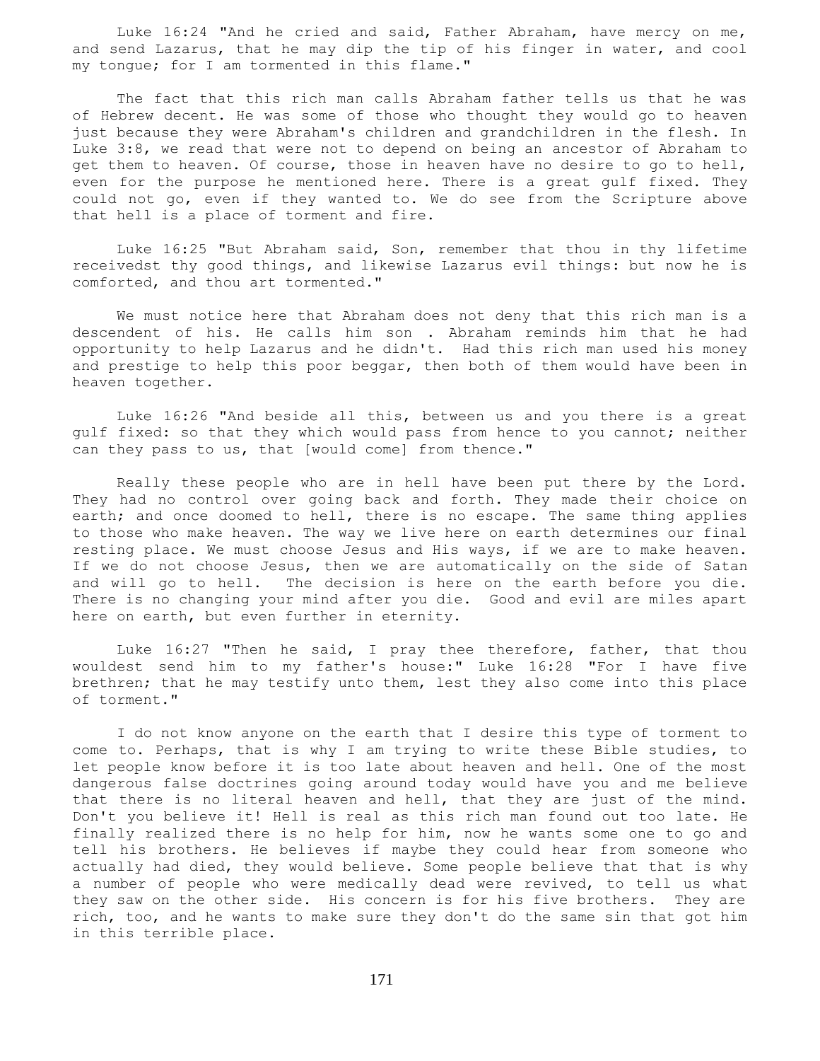Luke 16:24 "And he cried and said, Father Abraham, have mercy on me, and send Lazarus, that he may dip the tip of his finger in water, and cool my tongue; for I am tormented in this flame."

The fact that this rich man calls Abraham father tells us that he was of Hebrew decent. He was some of those who thought they would go to heaven just because they were Abraham's children and grandchildren in the flesh. In Luke 3:8, we read that were not to depend on being an ancestor of Abraham to get them to heaven. Of course, those in heaven have no desire to go to hell, even for the purpose he mentioned here. There is a great gulf fixed. They could not go, even if they wanted to. We do see from the Scripture above that hell is a place of torment and fire.

Luke 16:25 "But Abraham said, Son, remember that thou in thy lifetime receivedst thy good things, and likewise Lazarus evil things: but now he is comforted, and thou art tormented."

We must notice here that Abraham does not deny that this rich man is a descendent of his. He calls him son . Abraham reminds him that he had opportunity to help Lazarus and he didn't. Had this rich man used his money and prestige to help this poor beggar, then both of them would have been in heaven together.

Luke 16:26 "And beside all this, between us and you there is a great gulf fixed: so that they which would pass from hence to you cannot; neither can they pass to us, that [would come] from thence."

Really these people who are in hell have been put there by the Lord. They had no control over going back and forth. They made their choice on earth; and once doomed to hell, there is no escape. The same thing applies to those who make heaven. The way we live here on earth determines our final resting place. We must choose Jesus and His ways, if we are to make heaven. If we do not choose Jesus, then we are automatically on the side of Satan and will go to hell. The decision is here on the earth before you die. There is no changing your mind after you die. Good and evil are miles apart here on earth, but even further in eternity.

Luke 16:27 "Then he said, I pray thee therefore, father, that thou wouldest send him to my father's house:" Luke 16:28 "For I have five brethren; that he may testify unto them, lest they also come into this place of torment."

I do not know anyone on the earth that I desire this type of torment to come to. Perhaps, that is why I am trying to write these Bible studies, to let people know before it is too late about heaven and hell. One of the most dangerous false doctrines going around today would have you and me believe that there is no literal heaven and hell, that they are just of the mind. Don't you believe it! Hell is real as this rich man found out too late. He finally realized there is no help for him, now he wants some one to go and tell his brothers. He believes if maybe they could hear from someone who actually had died, they would believe. Some people believe that that is why a number of people who were medically dead were revived, to tell us what they saw on the other side. His concern is for his five brothers. They are rich, too, and he wants to make sure they don't do the same sin that got him in this terrible place.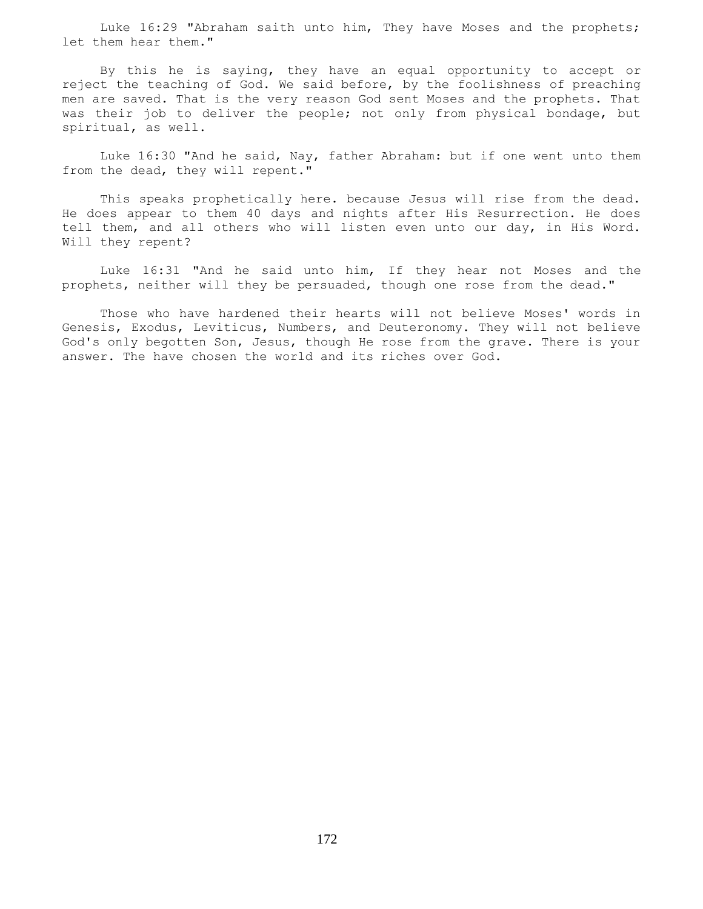Luke 16:29 "Abraham saith unto him, They have Moses and the prophets; let them hear them."

By this he is saying, they have an equal opportunity to accept or reject the teaching of God. We said before, by the foolishness of preaching men are saved. That is the very reason God sent Moses and the prophets. That was their job to deliver the people; not only from physical bondage, but spiritual, as well.

Luke 16:30 "And he said, Nay, father Abraham: but if one went unto them from the dead, they will repent."

This speaks prophetically here. because Jesus will rise from the dead. He does appear to them 40 days and nights after His Resurrection. He does tell them, and all others who will listen even unto our day, in His Word. Will they repent?

Luke 16:31 "And he said unto him, If they hear not Moses and the prophets, neither will they be persuaded, though one rose from the dead."

Those who have hardened their hearts will not believe Moses' words in Genesis, Exodus, Leviticus, Numbers, and Deuteronomy. They will not believe God's only begotten Son, Jesus, though He rose from the grave. There is your answer. The have chosen the world and its riches over God.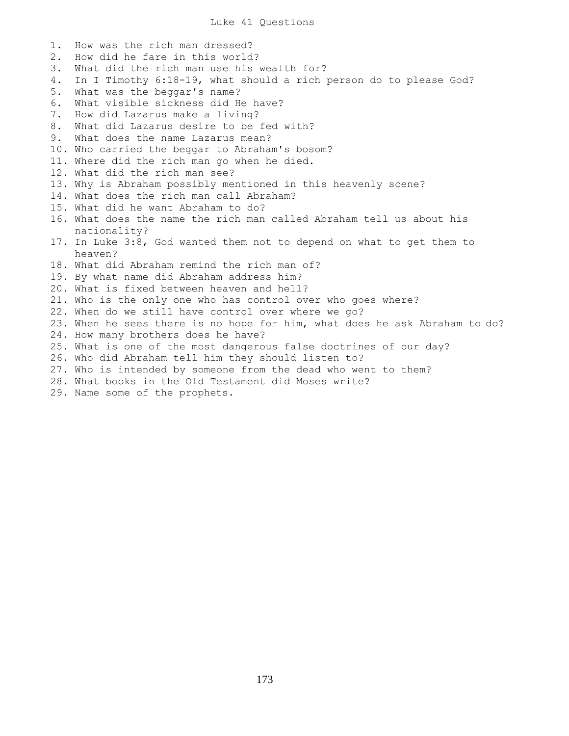# Luke 41 Questions

1. How was the rich man dressed?
2. How did he fare in this world?
3. What did the rich man use his wealth for?
4. In I Timothy 6:18-19, what should a rich person do to please God?
5. What was the beggar's name?
6. What visible sickness did He have?
7. How did Lazarus make a living?
8. What did Lazarus desire to be fed with?
9. What does the name Lazarus mean?
10. Who carried the beggar to Abraham's bosom?
11. Where did the rich man go when he died.
12. What did the rich man see?
13. Why is Abraham possibly mentioned in this heavenly scene?
14. What does the rich man call Abraham?
15. What did he want Abraham to do?
16. What does the name the rich man called Abraham tell us about his nationality?
17. In Luke 3:8, God wanted them not to depend on what to get them to heaven?
18. What did Abraham remind the rich man of?
19. By what name did Abraham address him?
20. What is fixed between heaven and hell?
21. Who is the only one who has control over who goes where?
22. When do we still have control over where we go?
23. When he sees there is no hope for him, what does he ask Abraham to do?
24. How many brothers does he have?
25. What is one of the most dangerous false doctrines of our day?
26. Who did Abraham tell him they should listen to?
27. Who is intended by someone from the dead who went to them?
28. What books in the Old Testament did Moses write?
29. Name some of the prophets.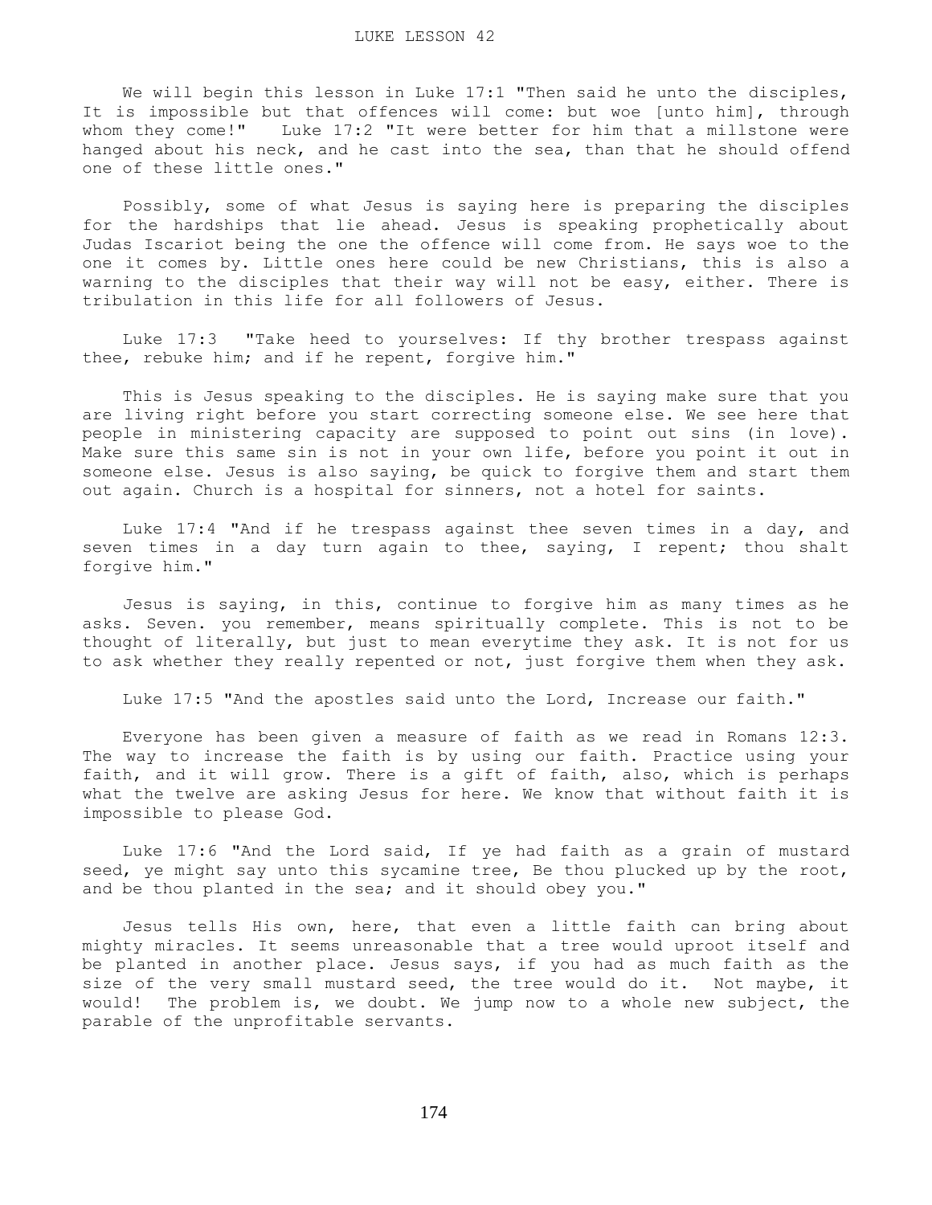# LUKE LESSON 42

We will begin this lesson in Luke 17:1 "Then said he unto the disciples, It is impossible but that offences will come: but woe [unto him], through whom they come!" Luke 17:2 "It were better for him that a millstone were hanged about his neck, and he cast into the sea, than that he should offend one of these little ones."

Possibly, some of what Jesus is saying here is preparing the disciples for the hardships that lie ahead. Jesus is speaking prophetically about Judas Iscariot being the one the offence will come from. He says woe to the one it comes by. Little ones here could be new Christians, this is also a warning to the disciples that their way will not be easy, either. There is tribulation in this life for all followers of Jesus.

Luke 17:3 "Take heed to yourselves: If thy brother trespass against thee, rebuke him; and if he repent, forgive him."

This is Jesus speaking to the disciples. He is saying make sure that you are living right before you start correcting someone else. We see here that people in ministering capacity are supposed to point out sins (in love). Make sure this same sin is not in your own life, before you point it out in someone else. Jesus is also saying, be quick to forgive them and start them out again. Church is a hospital for sinners, not a hotel for saints.

Luke 17:4 "And if he trespass against thee seven times in a day, and seven times in a day turn again to thee, saying, I repent; thou shalt forgive him."

Jesus is saying, in this, continue to forgive him as many times as he asks. Seven. you remember, means spiritually complete. This is not to be thought of literally, but just to mean everytime they ask. It is not for us to ask whether they really repented or not, just forgive them when they ask.

Luke 17:5 "And the apostles said unto the Lord, Increase our faith."

Everyone has been given a measure of faith as we read in Romans 12:3. The way to increase the faith is by using our faith. Practice using your faith, and it will grow. There is a gift of faith, also, which is perhaps what the twelve are asking Jesus for here. We know that without faith it is impossible to please God.

Luke 17:6 "And the Lord said, If ye had faith as a grain of mustard seed, ye might say unto this sycamine tree, Be thou plucked up by the root, and be thou planted in the sea; and it should obey you."

Jesus tells His own, here, that even a little faith can bring about mighty miracles. It seems unreasonable that a tree would uproot itself and be planted in another place. Jesus says, if you had as much faith as the size of the very small mustard seed, the tree would do it. Not maybe, it would! The problem is, we doubt. We jump now to a whole new subject, the parable of the unprofitable servants.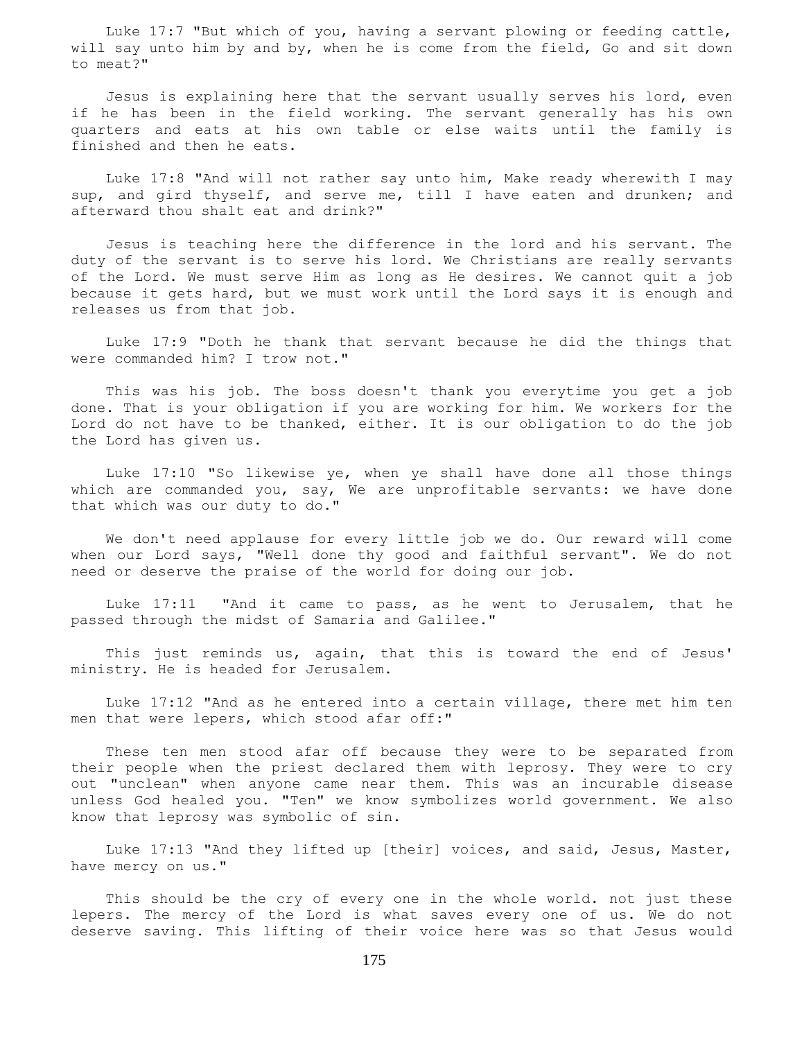Luke 17:7 "But which of you, having a servant plowing or feeding cattle, will say unto him by and by, when he is come from the field, Go and sit down to meat?"

Jesus is explaining here that the servant usually serves his lord, even if he has been in the field working. The servant generally has his own quarters and eats at his own table or else waits until the family is finished and then he eats.

Luke 17:8 "And will not rather say unto him, Make ready wherewith I may sup, and gird thyself, and serve me, till I have eaten and drunken; and afterward thou shalt eat and drink?"

Jesus is teaching here the difference in the lord and his servant. The duty of the servant is to serve his lord. We Christians are really servants of the Lord. We must serve Him as long as He desires. We cannot quit a job because it gets hard, but we must work until the Lord says it is enough and releases us from that job.

Luke 17:9 "Doth he thank that servant because he did the things that were commanded him? I trow not."

This was his job. The boss doesn't thank you everytime you get a job done. That is your obligation if you are working for him. We workers for the Lord do not have to be thanked, either. It is our obligation to do the job the Lord has given us.

Luke 17:10 "So likewise ye, when ye shall have done all those things which are commanded you, say, We are unprofitable servants: we have done that which was our duty to do."

We don't need applause for every little job we do. Our reward will come when our Lord says, "Well done thy good and faithful servant". We do not need or deserve the praise of the world for doing our job.

Luke 17:11 "And it came to pass, as he went to Jerusalem, that he passed through the midst of Samaria and Galilee."

This just reminds us, again, that this is toward the end of Jesus' ministry. He is headed for Jerusalem.

Luke 17:12 "And as he entered into a certain village, there met him ten men that were lepers, which stood afar off:"

These ten men stood afar off because they were to be separated from their people when the priest declared them with leprosy. They were to cry out "unclean" when anyone came near them. This was an incurable disease unless God healed you. "Ten" we know symbolizes world government. We also know that leprosy was symbolic of sin.

Luke 17:13 "And they lifted up [their] voices, and said, Jesus, Master, have mercy on us."

This should be the cry of every one in the whole world. not just these lepers. The mercy of the Lord is what saves every one of us. We do not deserve saving. This lifting of their voice here was so that Jesus would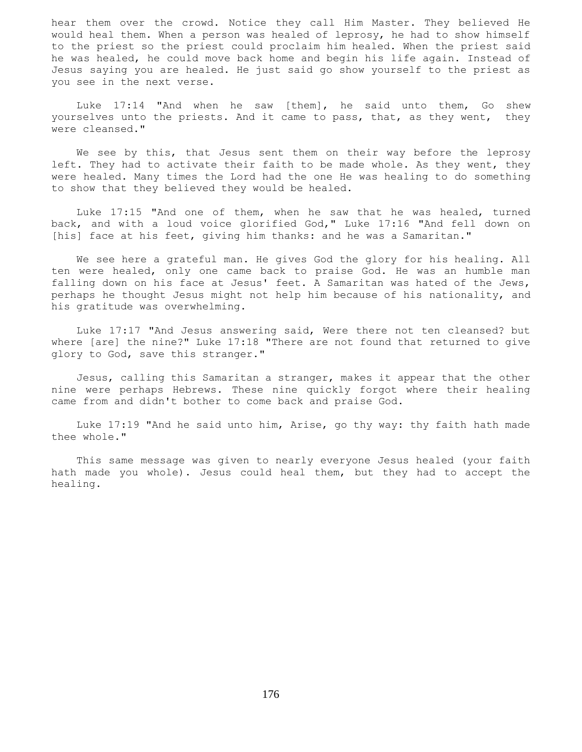hear them over the crowd. Notice they call Him Master. They believed He would heal them. When a person was healed of leprosy, he had to show himself to the priest so the priest could proclaim him healed. When the priest said he was healed, he could move back home and begin his life again. Instead of Jesus saying you are healed. He just said go show yourself to the priest as you see in the next verse.

Luke 17:14 "And when he saw [them], he said unto them, Go shew yourselves unto the priests. And it came to pass, that, as they went, they were cleansed."

We see by this, that Jesus sent them on their way before the leprosy left. They had to activate their faith to be made whole. As they went, they were healed. Many times the Lord had the one He was healing to do something to show that they believed they would be healed.

Luke 17:15 "And one of them, when he saw that he was healed, turned back, and with a loud voice glorified God," Luke 17:16 "And fell down on [his] face at his feet, giving him thanks: and he was a Samaritan."

We see here a grateful man. He gives God the glory for his healing. All ten were healed, only one came back to praise God. He was an humble man falling down on his face at Jesus' feet. A Samaritan was hated of the Jews, perhaps he thought Jesus might not help him because of his nationality, and his gratitude was overwhelming.

Luke 17:17 "And Jesus answering said, Were there not ten cleansed? but where [are] the nine?" Luke 17:18 "There are not found that returned to give glory to God, save this stranger."

Jesus, calling this Samaritan a stranger, makes it appear that the other nine were perhaps Hebrews. These nine quickly forgot where their healing came from and didn't bother to come back and praise God.

Luke 17:19 "And he said unto him, Arise, go thy way: thy faith hath made thee whole."

This same message was given to nearly everyone Jesus healed (your faith hath made you whole). Jesus could heal them, but they had to accept the healing.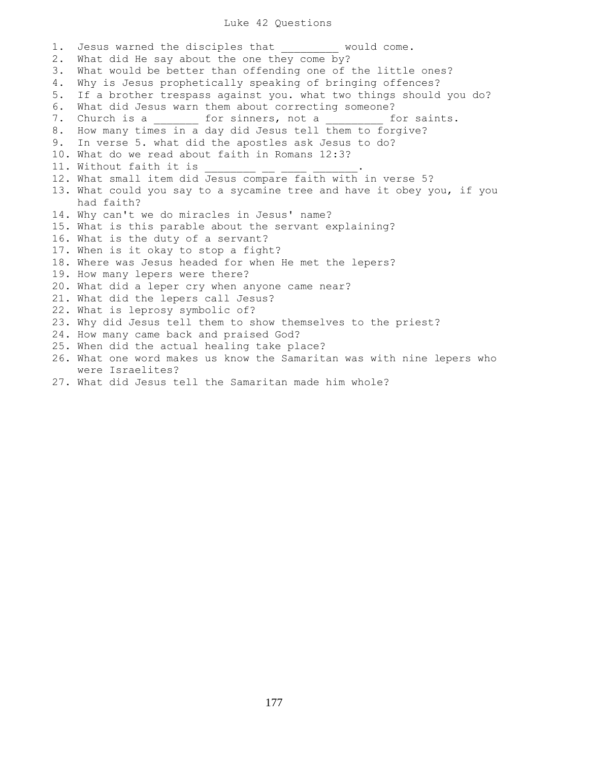# Luke 42 Questions

1. Jesus warned the disciples that _________ would come.
2. What did He say about the one they come by?
3. What would be better than offending one of the little ones?
4. Why is Jesus prophetically speaking of bringing offences?
5. If a brother trespass against you. what two things should you do?
6. What did Jesus warn them about correcting someone?
7. Church is a _______ for sinners, not a _________ for saints.
8. How many times in a day did Jesus tell them to forgive?
9. In verse 5. what did the apostles ask Jesus to do?
10. What do we read about faith in Romans 12:3?
11. Without faith it is ________ __ ____ _______.
12. What small item did Jesus compare faith with in verse 5?
13. What could you say to a sycamine tree and have it obey you, if you had faith?
14. Why can't we do miracles in Jesus' name?
15. What is this parable about the servant explaining?
16. What is the duty of a servant?
17. When is it okay to stop a fight?
18. Where was Jesus headed for when He met the lepers?
19. How many lepers were there?
20. What did a leper cry when anyone came near?
21. What did the lepers call Jesus?
22. What is leprosy symbolic of?
23. Why did Jesus tell them to show themselves to the priest?
24. How many came back and praised God?
25. When did the actual healing take place?
26. What one word makes us know the Samaritan was with nine lepers who were Israelites?
27. What did Jesus tell the Samaritan made him whole?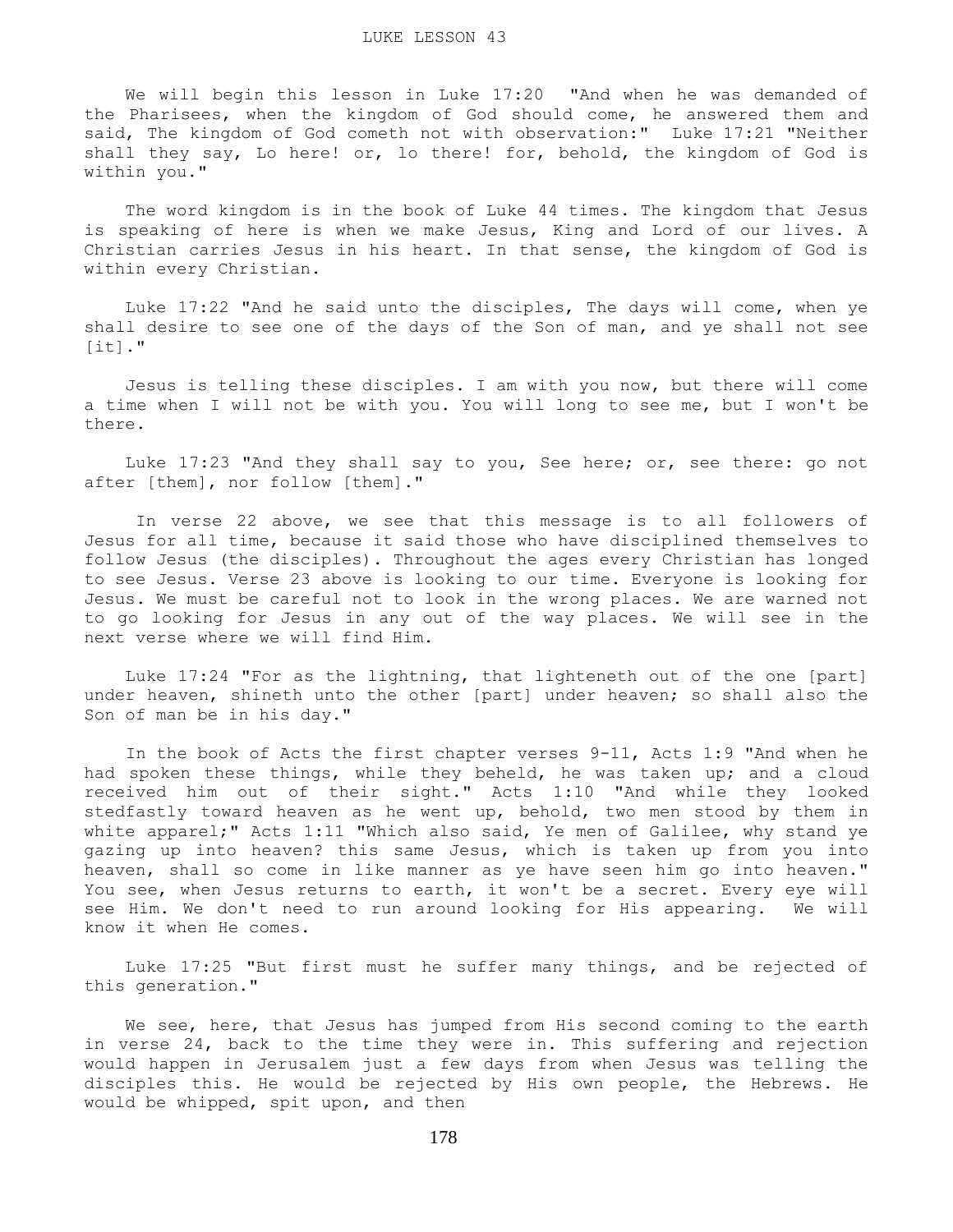LUKE LESSON 43

We will begin this lesson in Luke 17:20 "And when he was demanded of the Pharisees, when the kingdom of God should come, he answered them and said, The kingdom of God cometh not with observation:" Luke 17:21 "Neither shall they say, Lo here! or, lo there! for, behold, the kingdom of God is within you."

The word kingdom is in the book of Luke 44 times. The kingdom that Jesus is speaking of here is when we make Jesus, King and Lord of our lives. A Christian carries Jesus in his heart. In that sense, the kingdom of God is within every Christian.

Luke 17:22 "And he said unto the disciples, The days will come, when ye shall desire to see one of the days of the Son of man, and ye shall not see [it]."

Jesus is telling these disciples. I am with you now, but there will come a time when I will not be with you. You will long to see me, but I won't be there.

Luke 17:23 "And they shall say to you, See here; or, see there: go not after [them], nor follow [them]."

In verse 22 above, we see that this message is to all followers of Jesus for all time, because it said those who have disciplined themselves to follow Jesus (the disciples). Throughout the ages every Christian has longed to see Jesus. Verse 23 above is looking to our time. Everyone is looking for Jesus. We must be careful not to look in the wrong places. We are warned not to go looking for Jesus in any out of the way places. We will see in the next verse where we will find Him.

Luke 17:24 "For as the lightning, that lighteneth out of the one [part] under heaven, shineth unto the other [part] under heaven; so shall also the Son of man be in his day."

In the book of Acts the first chapter verses 9-11, Acts 1:9 "And when he had spoken these things, while they beheld, he was taken up; and a cloud received him out of their sight." Acts 1:10 "And while they looked stedfastly toward heaven as he went up, behold, two men stood by them in white apparel;" Acts 1:11 "Which also said, Ye men of Galilee, why stand ye gazing up into heaven? this same Jesus, which is taken up from you into heaven, shall so come in like manner as ye have seen him go into heaven." You see, when Jesus returns to earth, it won't be a secret. Every eye will see Him. We don't need to run around looking for His appearing. We will know it when He comes.

Luke 17:25 "But first must he suffer many things, and be rejected of this generation."

We see, here, that Jesus has jumped from His second coming to the earth in verse 24, back to the time they were in. This suffering and rejection would happen in Jerusalem just a few days from when Jesus was telling the disciples this. He would be rejected by His own people, the Hebrews. He would be whipped, spit upon, and then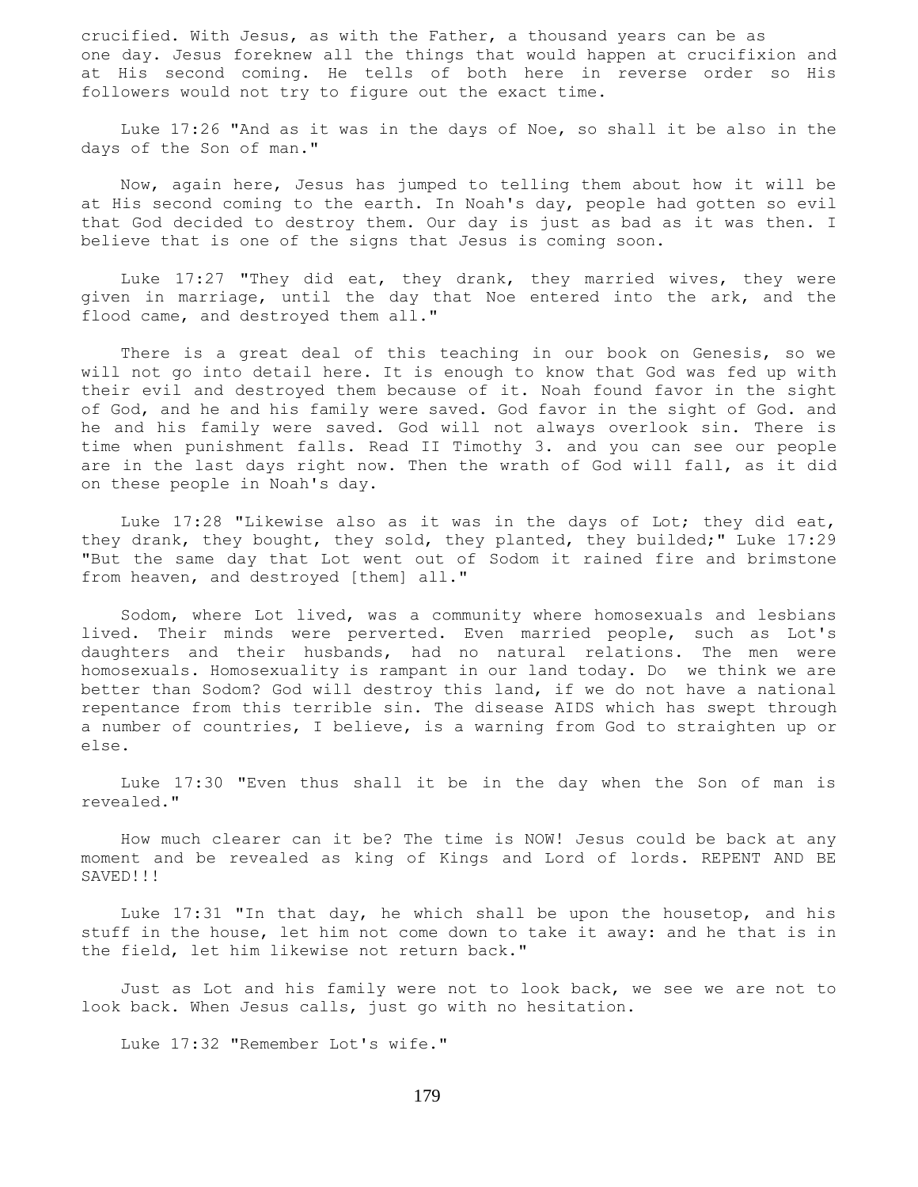crucified. With Jesus, as with the Father, a thousand years can be as one day. Jesus foreknew all the things that would happen at crucifixion and at His second coming. He tells of both here in reverse order so His followers would not try to figure out the exact time.

Luke 17:26 "And as it was in the days of Noe, so shall it be also in the days of the Son of man."

Now, again here, Jesus has jumped to telling them about how it will be at His second coming to the earth. In Noah's day, people had gotten so evil that God decided to destroy them. Our day is just as bad as it was then. I believe that is one of the signs that Jesus is coming soon.

Luke 17:27 "They did eat, they drank, they married wives, they were given in marriage, until the day that Noe entered into the ark, and the flood came, and destroyed them all."

There is a great deal of this teaching in our book on Genesis, so we will not go into detail here. It is enough to know that God was fed up with their evil and destroyed them because of it. Noah found favor in the sight of God, and he and his family were saved. God favor in the sight of God. and he and his family were saved. God will not always overlook sin. There is time when punishment falls. Read II Timothy 3. and you can see our people are in the last days right now. Then the wrath of God will fall, as it did on these people in Noah's day.

Luke 17:28 "Likewise also as it was in the days of Lot; they did eat, they drank, they bought, they sold, they planted, they builded;" Luke 17:29 "But the same day that Lot went out of Sodom it rained fire and brimstone from heaven, and destroyed [them] all."

Sodom, where Lot lived, was a community where homosexuals and lesbians lived. Their minds were perverted. Even married people, such as Lot's daughters and their husbands, had no natural relations. The men were homosexuals. Homosexuality is rampant in our land today. Do we think we are better than Sodom? God will destroy this land, if we do not have a national repentance from this terrible sin. The disease AIDS which has swept through a number of countries, I believe, is a warning from God to straighten up or else.

Luke 17:30 "Even thus shall it be in the day when the Son of man is revealed."

How much clearer can it be? The time is NOW! Jesus could be back at any moment and be revealed as king of Kings and Lord of lords. REPENT AND BE SAVED!!!

Luke 17:31 "In that day, he which shall be upon the housetop, and his stuff in the house, let him not come down to take it away: and he that is in the field, let him likewise not return back."

Just as Lot and his family were not to look back, we see we are not to look back. When Jesus calls, just go with no hesitation.

Luke 17:32 "Remember Lot's wife."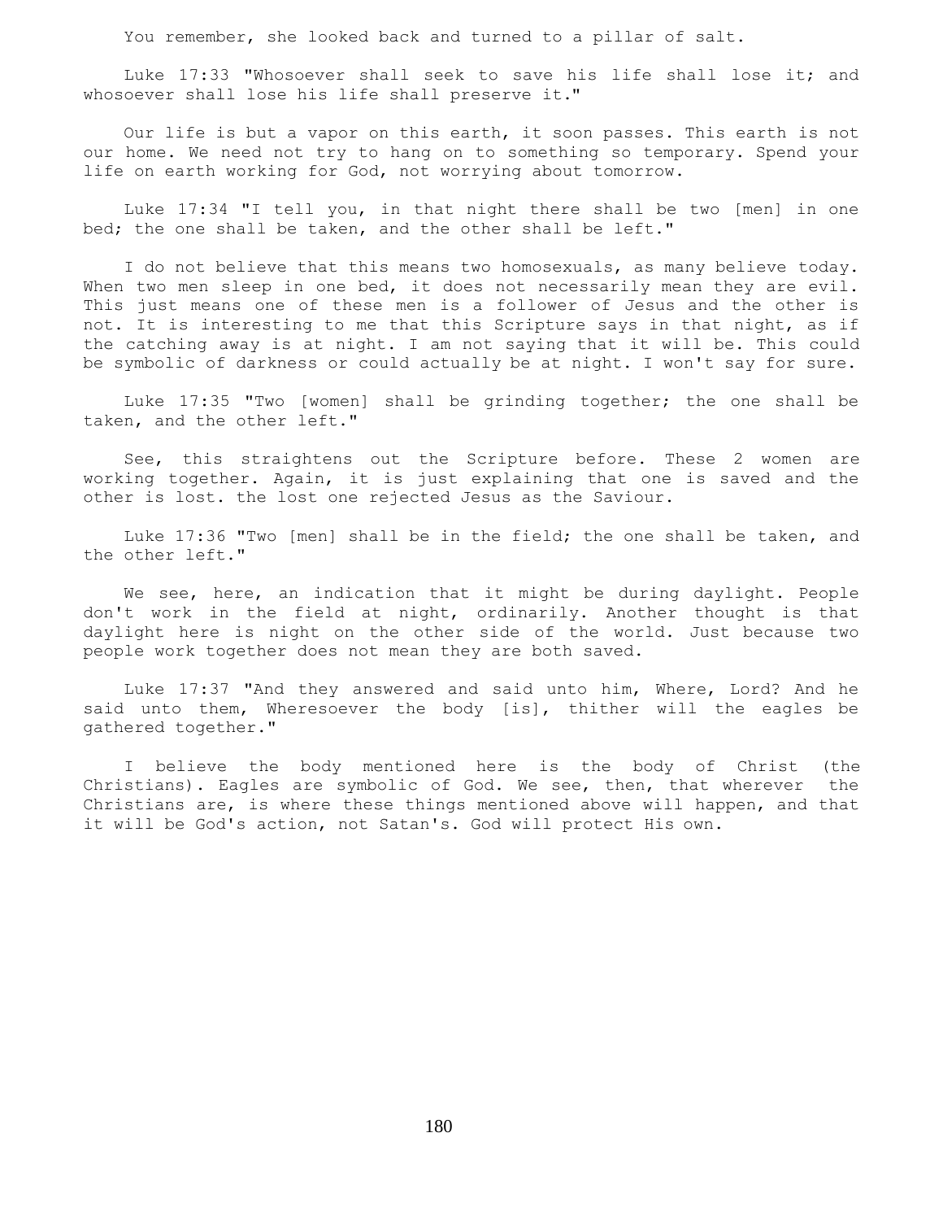You remember, she looked back and turned to a pillar of salt.

Luke 17:33 "Whosoever shall seek to save his life shall lose it; and whosoever shall lose his life shall preserve it."

Our life is but a vapor on this earth, it soon passes. This earth is not our home. We need not try to hang on to something so temporary. Spend your life on earth working for God, not worrying about tomorrow.

Luke 17:34 "I tell you, in that night there shall be two [men] in one bed; the one shall be taken, and the other shall be left."

I do not believe that this means two homosexuals, as many believe today. When two men sleep in one bed, it does not necessarily mean they are evil. This just means one of these men is a follower of Jesus and the other is not. It is interesting to me that this Scripture says in that night, as if the catching away is at night. I am not saying that it will be. This could be symbolic of darkness or could actually be at night. I won't say for sure.

Luke 17:35 "Two [women] shall be grinding together; the one shall be taken, and the other left."

See, this straightens out the Scripture before. These 2 women are working together. Again, it is just explaining that one is saved and the other is lost. the lost one rejected Jesus as the Saviour.

Luke 17:36 "Two [men] shall be in the field; the one shall be taken, and the other left."

We see, here, an indication that it might be during daylight. People don't work in the field at night, ordinarily. Another thought is that daylight here is night on the other side of the world. Just because two people work together does not mean they are both saved.

Luke 17:37 "And they answered and said unto him, Where, Lord? And he said unto them, Wheresoever the body [is], thither will the eagles be gathered together."

I believe the body mentioned here is the body of Christ (the Christians). Eagles are symbolic of God. We see, then, that wherever the Christians are, is where these things mentioned above will happen, and that it will be God's action, not Satan's. God will protect His own.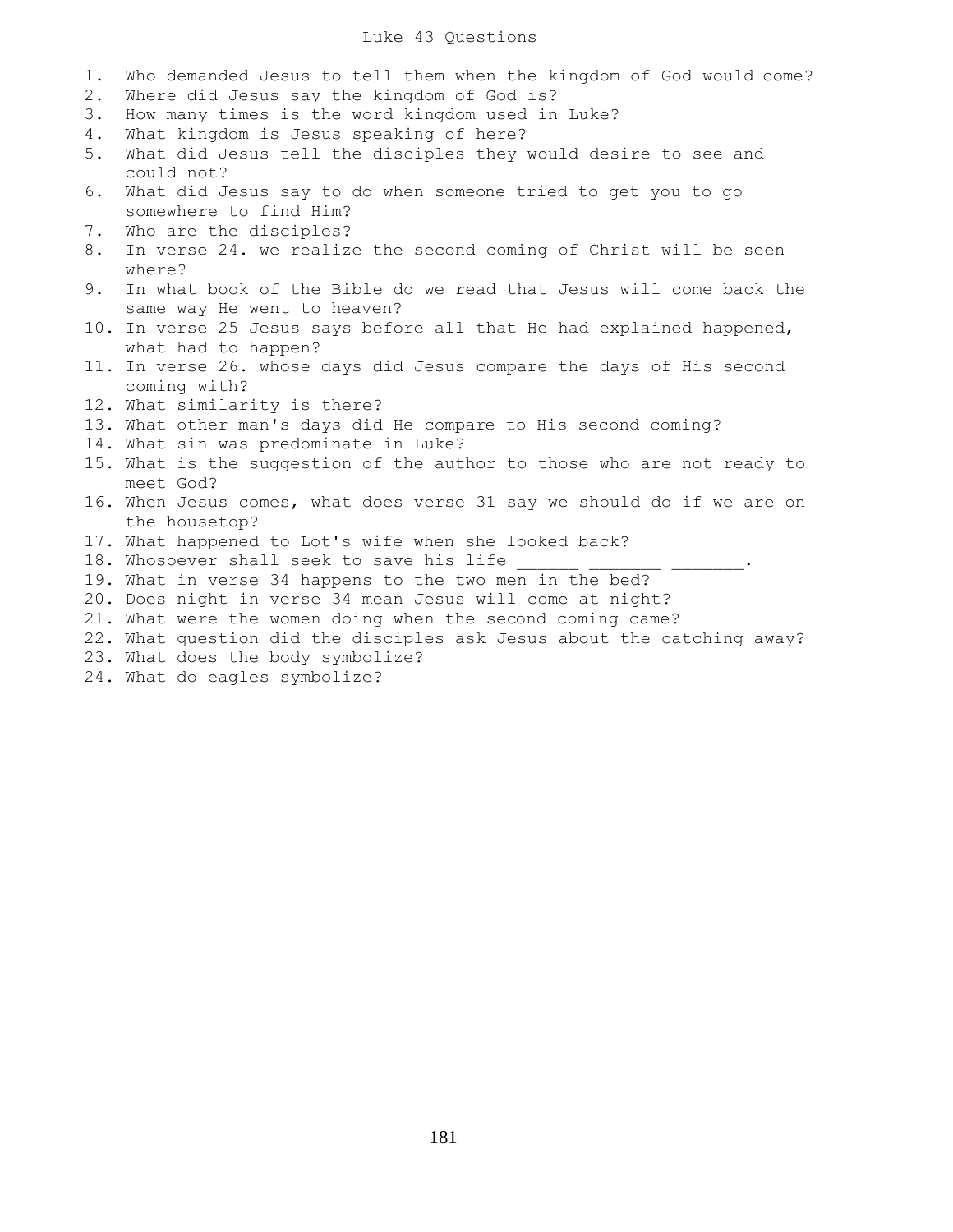# Luke 43 Questions

1. Who demanded Jesus to tell them when the kingdom of God would come?
2. Where did Jesus say the kingdom of God is?
3. How many times is the word kingdom used in Luke?
4. What kingdom is Jesus speaking of here?
5. What did Jesus tell the disciples they would desire to see and could not?
6. What did Jesus say to do when someone tried to get you to go somewhere to find Him?
7. Who are the disciples?
8. In verse 24. we realize the second coming of Christ will be seen where?
9. In what book of the Bible do we read that Jesus will come back the same way He went to heaven?
10. In verse 25 Jesus says before all that He had explained happened, what had to happen?
11. In verse 26. whose days did Jesus compare the days of His second coming with?
12. What similarity is there?
13. What other man's days did He compare to His second coming?
14. What sin was predominate in Luke?
15. What is the suggestion of the author to those who are not ready to meet God?
16. When Jesus comes, what does verse 31 say we should do if we are on the housetop?
17. What happened to Lot's wife when she looked back?
18. Whosoever shall seek to save his life ______ _______ _______.
19. What in verse 34 happens to the two men in the bed?
20. Does night in verse 34 mean Jesus will come at night?
21. What were the women doing when the second coming came?
22. What question did the disciples ask Jesus about the catching away?
23. What does the body symbolize?
24. What do eagles symbolize?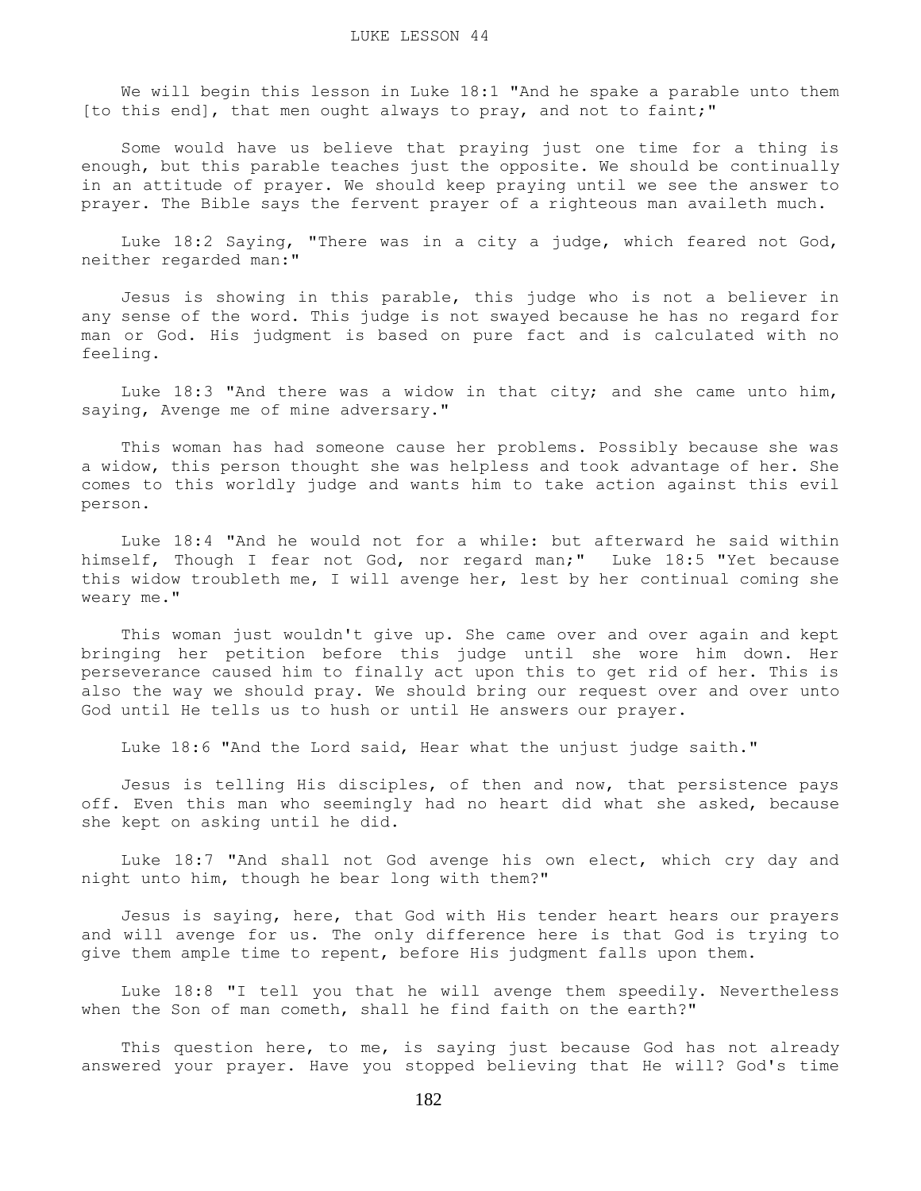# LUKE LESSON 44

We will begin this lesson in Luke 18:1 "And he spake a parable unto them [to this end], that men ought always to pray, and not to faint;"

Some would have us believe that praying just one time for a thing is enough, but this parable teaches just the opposite. We should be continually in an attitude of prayer. We should keep praying until we see the answer to prayer. The Bible says the fervent prayer of a righteous man availeth much.

Luke 18:2 Saying, "There was in a city a judge, which feared not God, neither regarded man:"

Jesus is showing in this parable, this judge who is not a believer in any sense of the word. This judge is not swayed because he has no regard for man or God. His judgment is based on pure fact and is calculated with no feeling.

Luke 18:3 "And there was a widow in that city; and she came unto him, saying, Avenge me of mine adversary."

This woman has had someone cause her problems. Possibly because she was a widow, this person thought she was helpless and took advantage of her. She comes to this worldly judge and wants him to take action against this evil person.

Luke 18:4 "And he would not for a while: but afterward he said within himself, Though I fear not God, nor regard man;" Luke 18:5 "Yet because this widow troubleth me, I will avenge her, lest by her continual coming she weary me."

This woman just wouldn't give up. She came over and over again and kept bringing her petition before this judge until she wore him down. Her perseverance caused him to finally act upon this to get rid of her. This is also the way we should pray. We should bring our request over and over unto God until He tells us to hush or until He answers our prayer.

Luke 18:6 "And the Lord said, Hear what the unjust judge saith."

Jesus is telling His disciples, of then and now, that persistence pays off. Even this man who seemingly had no heart did what she asked, because she kept on asking until he did.

Luke 18:7 "And shall not God avenge his own elect, which cry day and night unto him, though he bear long with them?"

Jesus is saying, here, that God with His tender heart hears our prayers and will avenge for us. The only difference here is that God is trying to give them ample time to repent, before His judgment falls upon them.

Luke 18:8 "I tell you that he will avenge them speedily. Nevertheless when the Son of man cometh, shall he find faith on the earth?"

This question here, to me, is saying just because God has not already answered your prayer. Have you stopped believing that He will? God's time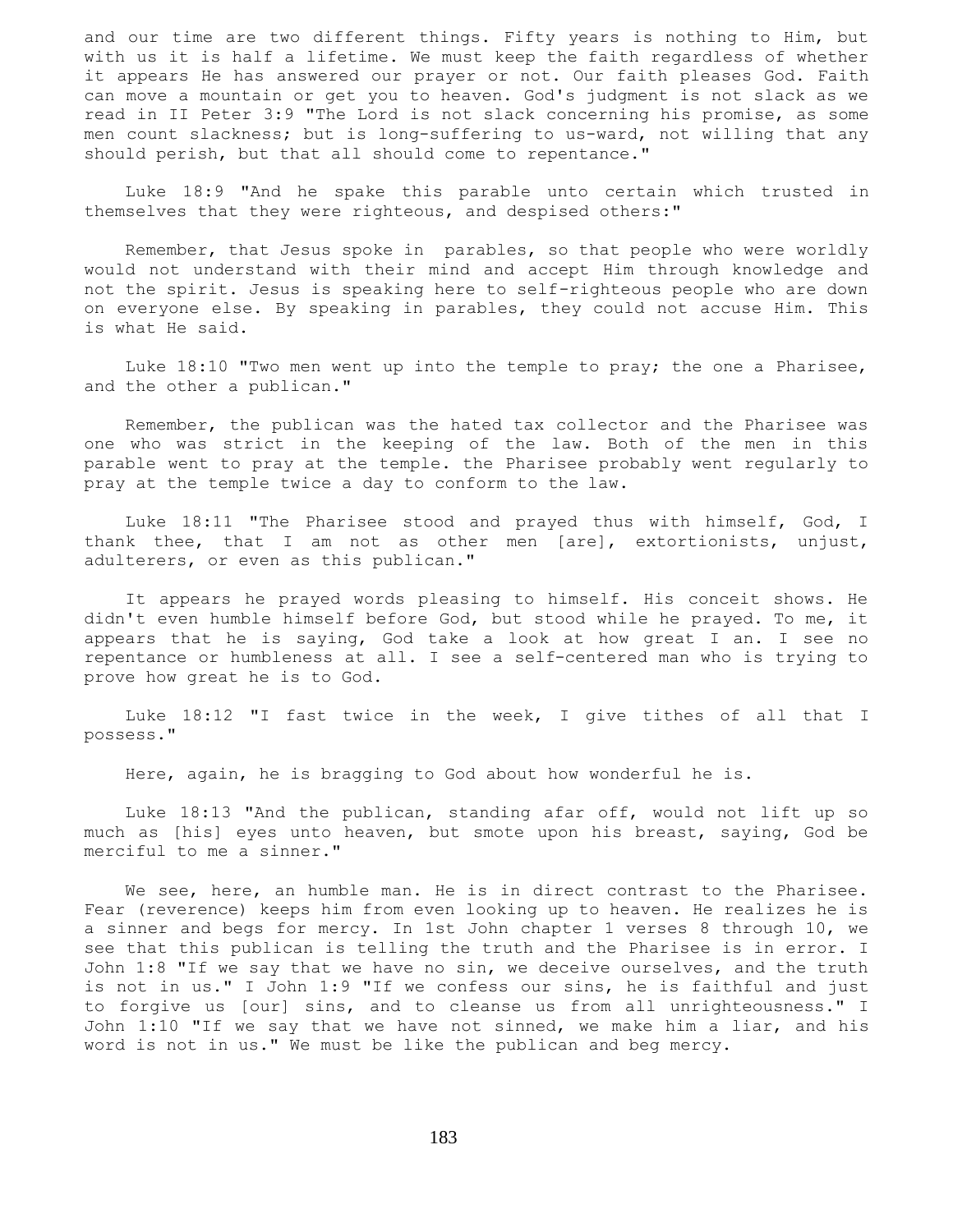and our time are two different things. Fifty years is nothing to Him, but with us it is half a lifetime. We must keep the faith regardless of whether it appears He has answered our prayer or not. Our faith pleases God. Faith can move a mountain or get you to heaven. God's judgment is not slack as we read in II Peter 3:9 "The Lord is not slack concerning his promise, as some men count slackness; but is long-suffering to us-ward, not willing that any should perish, but that all should come to repentance."

Luke 18:9 "And he spake this parable unto certain which trusted in themselves that they were righteous, and despised others:"

Remember, that Jesus spoke in parables, so that people who were worldly would not understand with their mind and accept Him through knowledge and not the spirit. Jesus is speaking here to self-righteous people who are down on everyone else. By speaking in parables, they could not accuse Him. This is what He said.

Luke 18:10 "Two men went up into the temple to pray; the one a Pharisee, and the other a publican."

Remember, the publican was the hated tax collector and the Pharisee was one who was strict in the keeping of the law. Both of the men in this parable went to pray at the temple. the Pharisee probably went regularly to pray at the temple twice a day to conform to the law.

Luke 18:11 "The Pharisee stood and prayed thus with himself, God, I thank thee, that I am not as other men [are], extortionists, unjust, adulterers, or even as this publican."

It appears he prayed words pleasing to himself. His conceit shows. He didn't even humble himself before God, but stood while he prayed. To me, it appears that he is saying, God take a look at how great I an. I see no repentance or humbleness at all. I see a self-centered man who is trying to prove how great he is to God.

Luke 18:12 "I fast twice in the week, I give tithes of all that I possess."

Here, again, he is bragging to God about how wonderful he is.

Luke 18:13 "And the publican, standing afar off, would not lift up so much as [his] eyes unto heaven, but smote upon his breast, saying, God be merciful to me a sinner."

We see, here, an humble man. He is in direct contrast to the Pharisee. Fear (reverence) keeps him from even looking up to heaven. He realizes he is a sinner and begs for mercy. In 1st John chapter 1 verses 8 through 10, we see that this publican is telling the truth and the Pharisee is in error. I John 1:8 "If we say that we have no sin, we deceive ourselves, and the truth is not in us." I John 1:9 "If we confess our sins, he is faithful and just to forgive us [our] sins, and to cleanse us from all unrighteousness." I John 1:10 "If we say that we have not sinned, we make him a liar, and his word is not in us." We must be like the publican and beg mercy.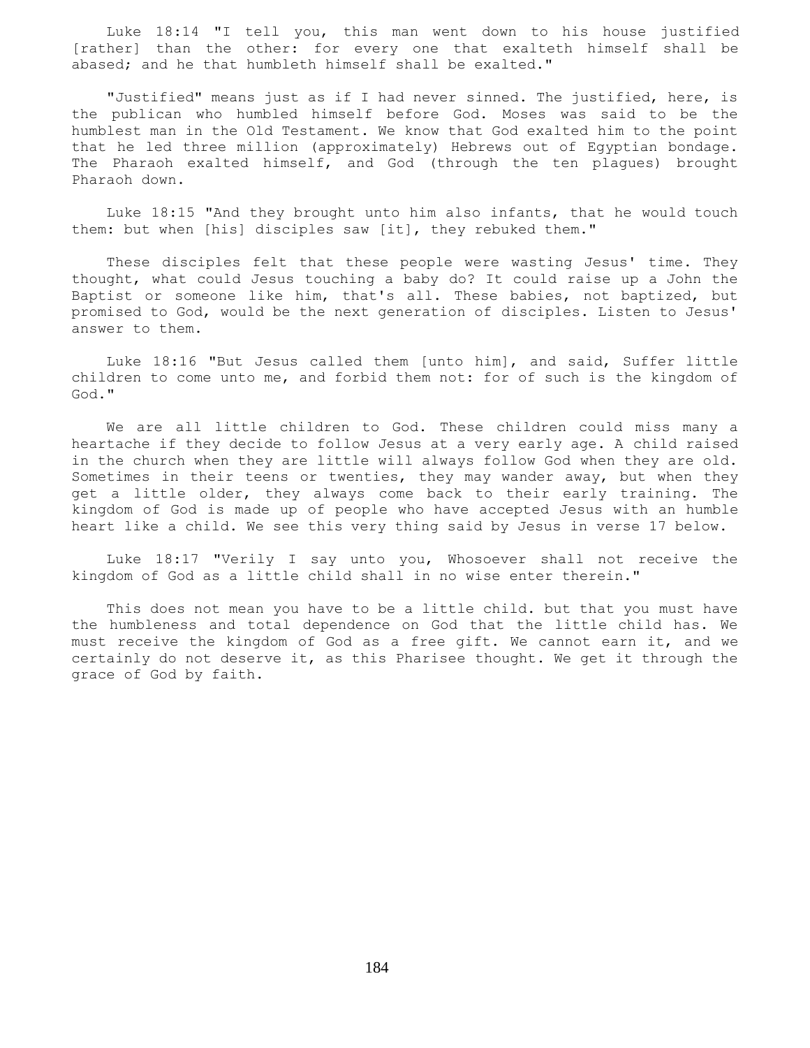Luke 18:14 "I tell you, this man went down to his house justified [rather] than the other: for every one that exalteth himself shall be abased; and he that humbleth himself shall be exalted."

"Justified" means just as if I had never sinned. The justified, here, is the publican who humbled himself before God. Moses was said to be the humblest man in the Old Testament. We know that God exalted him to the point that he led three million (approximately) Hebrews out of Egyptian bondage. The Pharaoh exalted himself, and God (through the ten plagues) brought Pharaoh down.

Luke 18:15 "And they brought unto him also infants, that he would touch them: but when [his] disciples saw [it], they rebuked them."

These disciples felt that these people were wasting Jesus' time. They thought, what could Jesus touching a baby do? It could raise up a John the Baptist or someone like him, that's all. These babies, not baptized, but promised to God, would be the next generation of disciples. Listen to Jesus' answer to them.

Luke 18:16 "But Jesus called them [unto him], and said, Suffer little children to come unto me, and forbid them not: for of such is the kingdom of God."

We are all little children to God. These children could miss many a heartache if they decide to follow Jesus at a very early age. A child raised in the church when they are little will always follow God when they are old. Sometimes in their teens or twenties, they may wander away, but when they get a little older, they always come back to their early training. The kingdom of God is made up of people who have accepted Jesus with an humble heart like a child. We see this very thing said by Jesus in verse 17 below.

Luke 18:17 "Verily I say unto you, Whosoever shall not receive the kingdom of God as a little child shall in no wise enter therein."

This does not mean you have to be a little child. but that you must have the humbleness and total dependence on God that the little child has. We must receive the kingdom of God as a free gift. We cannot earn it, and we certainly do not deserve it, as this Pharisee thought. We get it through the grace of God by faith.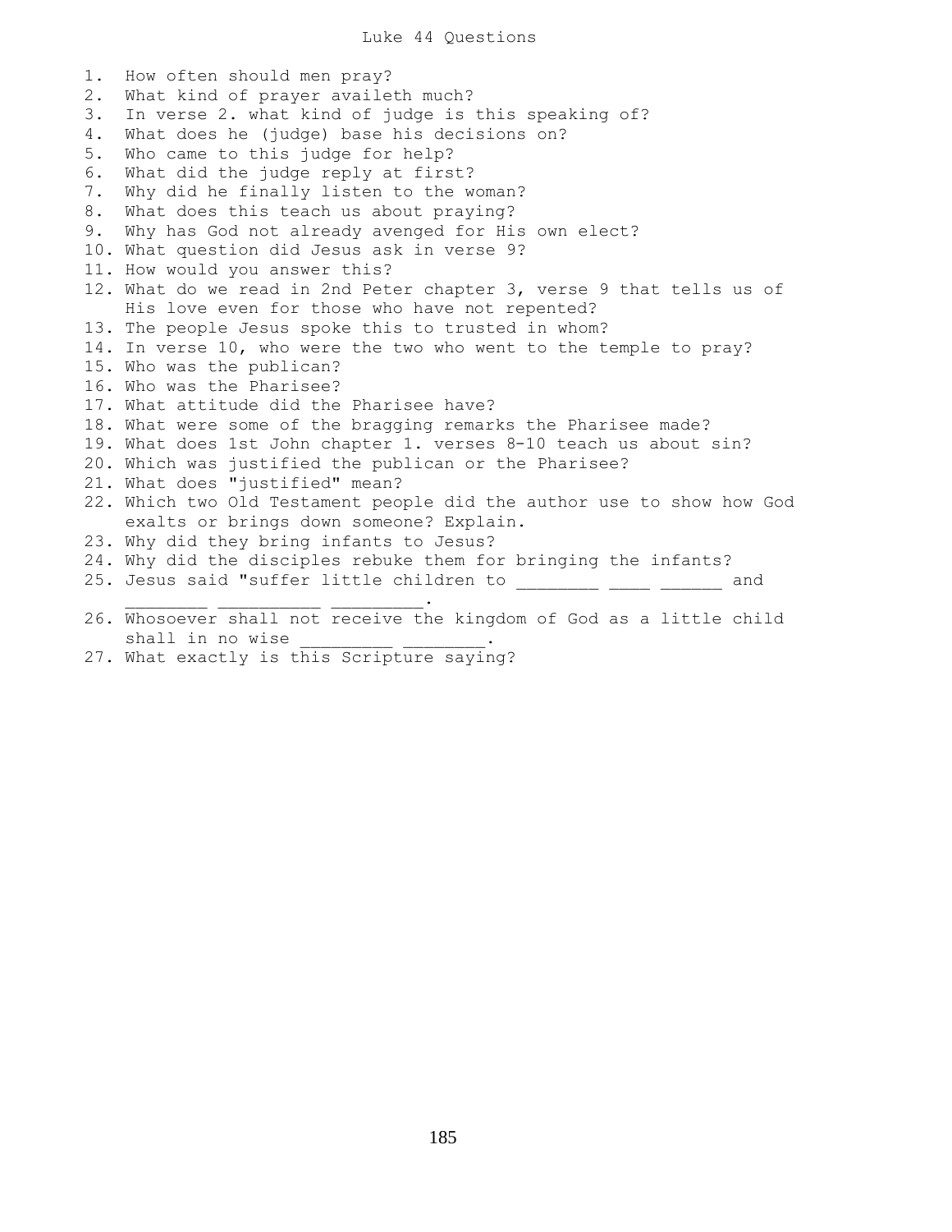# Luke 44 Questions

1. How often should men pray?
2. What kind of prayer availeth much?
3. In verse 2. what kind of judge is this speaking of?
4. What does he (judge) base his decisions on?
5. Who came to this judge for help?
6. What did the judge reply at first?
7. Why did he finally listen to the woman?
8. What does this teach us about praying?
9. Why has God not already avenged for His own elect?
10. What question did Jesus ask in verse 9?
11. How would you answer this?
12. What do we read in 2nd Peter chapter 3, verse 9 that tells us of His love even for those who have not repented?
13. The people Jesus spoke this to trusted in whom?
14. In verse 10, who were the two who went to the temple to pray?
15. Who was the publican?
16. Who was the Pharisee?
17. What attitude did the Pharisee have?
18. What were some of the bragging remarks the Pharisee made?
19. What does 1st John chapter 1. verses 8-10 teach us about sin?
20. Which was justified the publican or the Pharisee?
21. What does "justified" mean?
22. Which two Old Testament people did the author use to show how God exalts or brings down someone? Explain.
23. Why did they bring infants to Jesus?
24. Why did the disciples rebuke them for bringing the infants?
25. Jesus said "suffer little children to ________ ____ ______ and ________ __________ _________.
26. Whosoever shall not receive the kingdom of God as a little child shall in no wise _________ ________.
27. What exactly is this Scripture saying?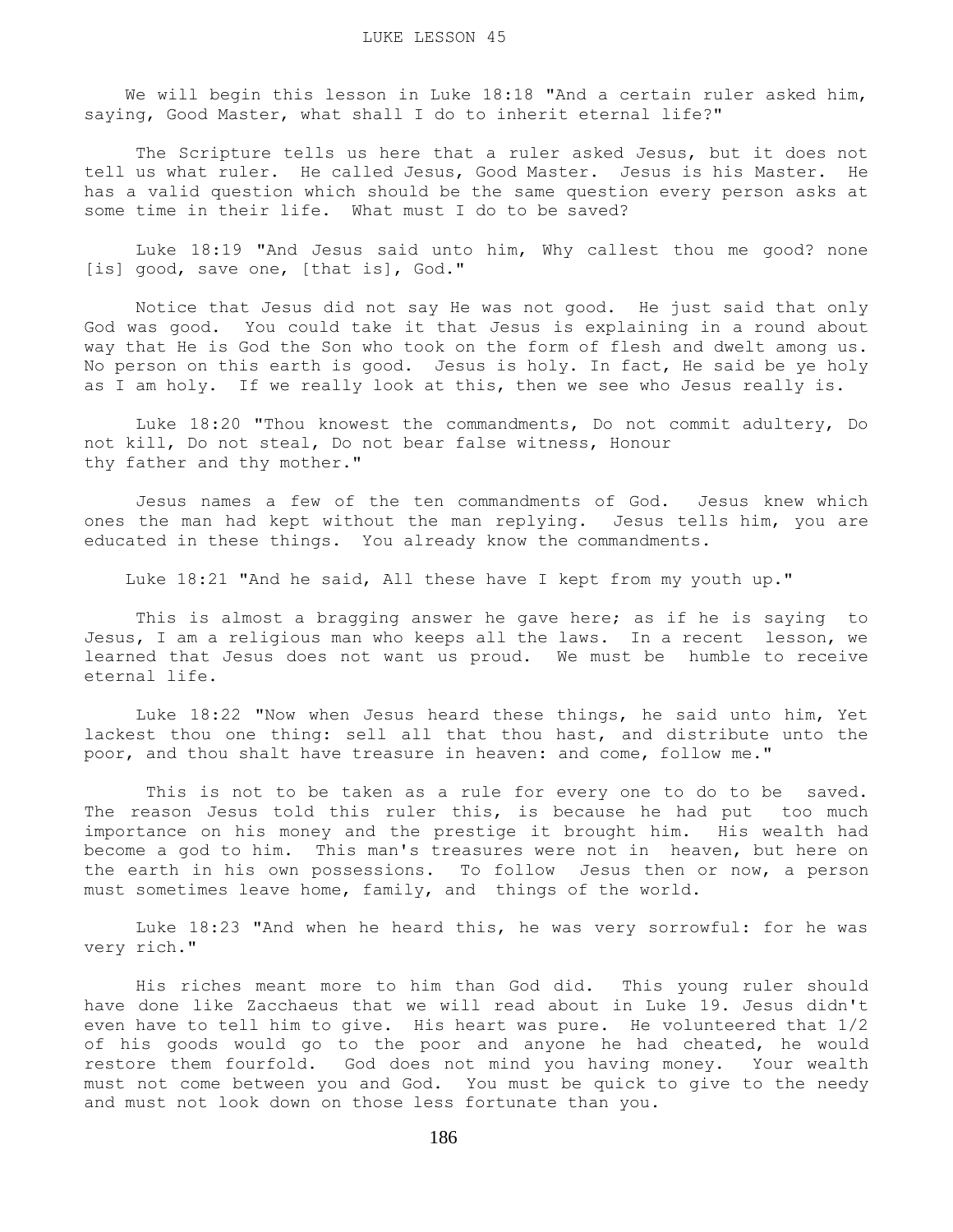LUKE LESSON 45

We will begin this lesson in Luke 18:18 "And a certain ruler asked him, saying, Good Master, what shall I do to inherit eternal life?"

The Scripture tells us here that a ruler asked Jesus, but it does not tell us what ruler. He called Jesus, Good Master. Jesus is his Master. He has a valid question which should be the same question every person asks at some time in their life. What must I do to be saved?

Luke 18:19 "And Jesus said unto him, Why callest thou me good? none [is] good, save one, [that is], God."

Notice that Jesus did not say He was not good. He just said that only God was good. You could take it that Jesus is explaining in a round about way that He is God the Son who took on the form of flesh and dwelt among us. No person on this earth is good. Jesus is holy. In fact, He said be ye holy as I am holy. If we really look at this, then we see who Jesus really is.

Luke 18:20 "Thou knowest the commandments, Do not commit adultery, Do not kill, Do not steal, Do not bear false witness, Honour thy father and thy mother."

Jesus names a few of the ten commandments of God. Jesus knew which ones the man had kept without the man replying. Jesus tells him, you are educated in these things. You already know the commandments.

Luke 18:21 "And he said, All these have I kept from my youth up."

This is almost a bragging answer he gave here; as if he is saying to Jesus, I am a religious man who keeps all the laws. In a recent lesson, we learned that Jesus does not want us proud. We must be humble to receive eternal life.

Luke 18:22 "Now when Jesus heard these things, he said unto him, Yet lackest thou one thing: sell all that thou hast, and distribute unto the poor, and thou shalt have treasure in heaven: and come, follow me."

This is not to be taken as a rule for every one to do to be saved. The reason Jesus told this ruler this, is because he had put too much importance on his money and the prestige it brought him. His wealth had become a god to him. This man's treasures were not in heaven, but here on the earth in his own possessions. To follow Jesus then or now, a person must sometimes leave home, family, and things of the world.

Luke 18:23 "And when he heard this, he was very sorrowful: for he was very rich."

His riches meant more to him than God did. This young ruler should have done like Zacchaeus that we will read about in Luke 19. Jesus didn't even have to tell him to give. His heart was pure. He volunteered that 1/2 of his goods would go to the poor and anyone he had cheated, he would restore them fourfold. God does not mind you having money. Your wealth must not come between you and God. You must be quick to give to the needy and must not look down on those less fortunate than you.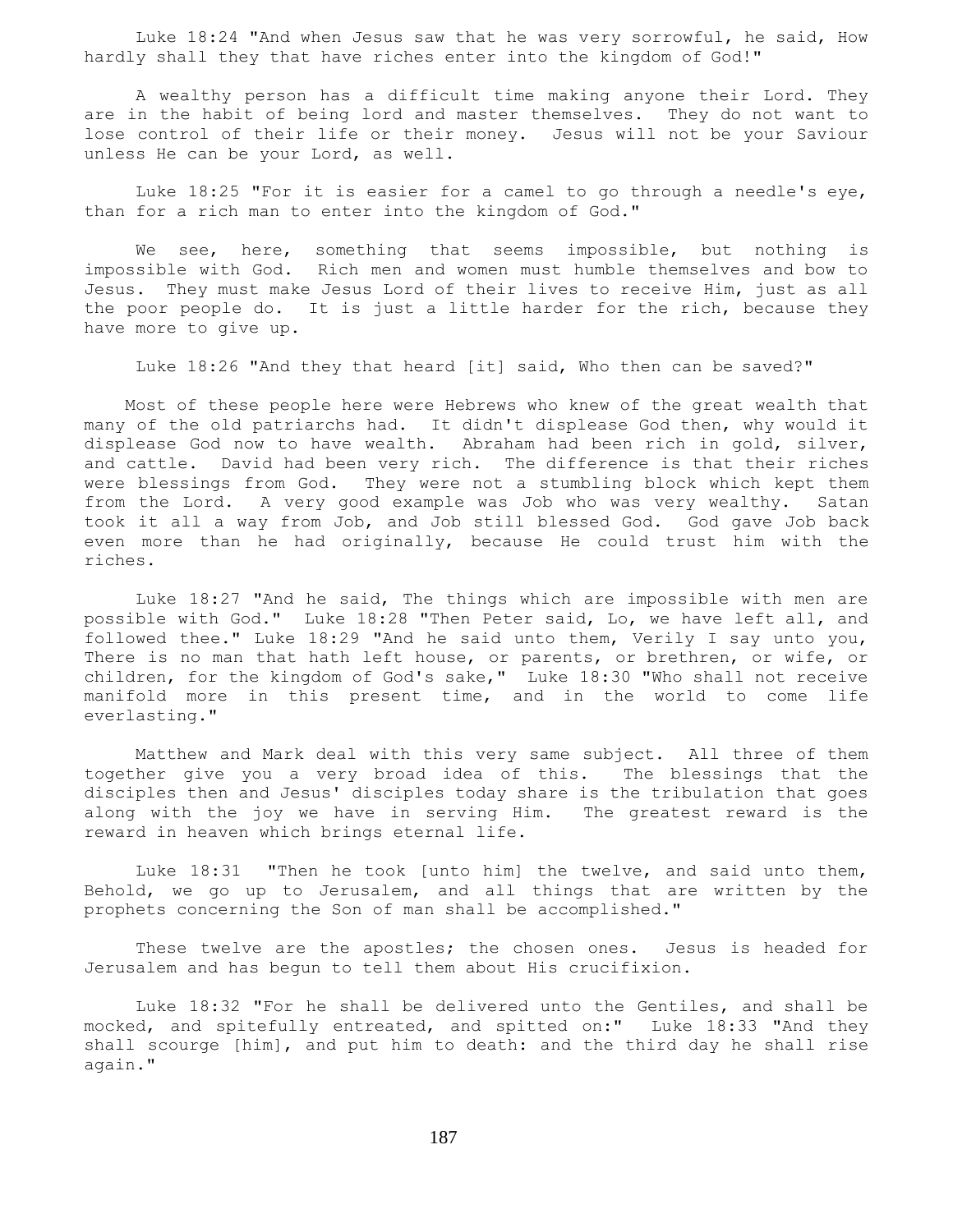Luke 18:24 "And when Jesus saw that he was very sorrowful, he said, How hardly shall they that have riches enter into the kingdom of God!"

A wealthy person has a difficult time making anyone their Lord. They are in the habit of being lord and master themselves. They do not want to lose control of their life or their money. Jesus will not be your Saviour unless He can be your Lord, as well.

Luke 18:25 "For it is easier for a camel to go through a needle's eye, than for a rich man to enter into the kingdom of God."

We see, here, something that seems impossible, but nothing is impossible with God. Rich men and women must humble themselves and bow to Jesus. They must make Jesus Lord of their lives to receive Him, just as all the poor people do. It is just a little harder for the rich, because they have more to give up.

Luke 18:26 "And they that heard [it] said, Who then can be saved?"

Most of these people here were Hebrews who knew of the great wealth that many of the old patriarchs had. It didn't displease God then, why would it displease God now to have wealth. Abraham had been rich in gold, silver, and cattle. David had been very rich. The difference is that their riches were blessings from God. They were not a stumbling block which kept them from the Lord. A very good example was Job who was very wealthy. Satan took it all a way from Job, and Job still blessed God. God gave Job back even more than he had originally, because He could trust him with the riches.

Luke 18:27 "And he said, The things which are impossible with men are possible with God." Luke 18:28 "Then Peter said, Lo, we have left all, and followed thee." Luke 18:29 "And he said unto them, Verily I say unto you, There is no man that hath left house, or parents, or brethren, or wife, or children, for the kingdom of God's sake," Luke 18:30 "Who shall not receive manifold more in this present time, and in the world to come life everlasting."

Matthew and Mark deal with this very same subject. All three of them together give you a very broad idea of this. The blessings that the disciples then and Jesus' disciples today share is the tribulation that goes along with the joy we have in serving Him. The greatest reward is the reward in heaven which brings eternal life.

Luke 18:31 "Then he took [unto him] the twelve, and said unto them, Behold, we go up to Jerusalem, and all things that are written by the prophets concerning the Son of man shall be accomplished."

These twelve are the apostles; the chosen ones. Jesus is headed for Jerusalem and has begun to tell them about His crucifixion.

Luke 18:32 "For he shall be delivered unto the Gentiles, and shall be mocked, and spitefully entreated, and spitted on:" Luke 18:33 "And they shall scourge [him], and put him to death: and the third day he shall rise again."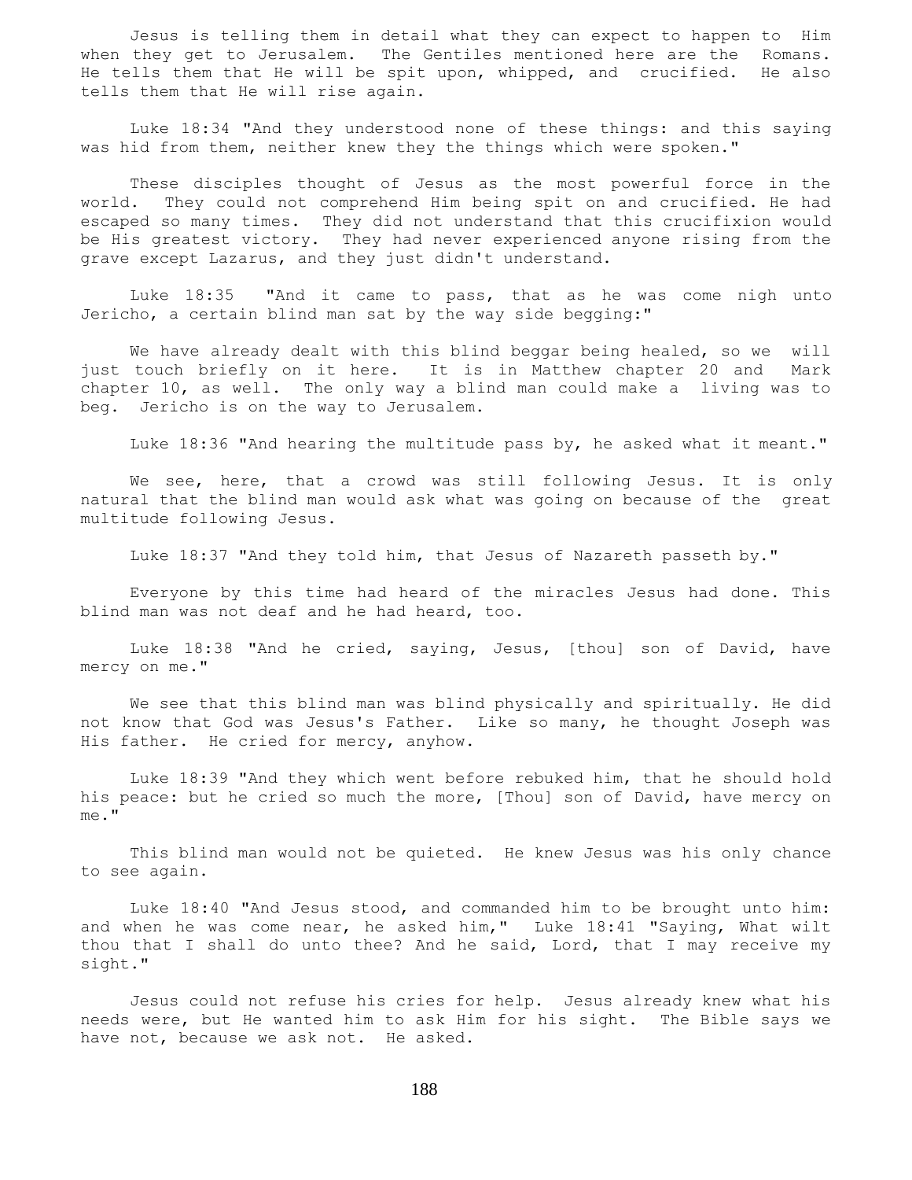Jesus is telling them in detail what they can expect to happen to Him when they get to Jerusalem. The Gentiles mentioned here are the Romans. He tells them that He will be spit upon, whipped, and crucified. He also tells them that He will rise again.

Luke 18:34 "And they understood none of these things: and this saying was hid from them, neither knew they the things which were spoken."

These disciples thought of Jesus as the most powerful force in the world. They could not comprehend Him being spit on and crucified. He had escaped so many times. They did not understand that this crucifixion would be His greatest victory. They had never experienced anyone rising from the grave except Lazarus, and they just didn't understand.

Luke 18:35 "And it came to pass, that as he was come nigh unto Jericho, a certain blind man sat by the way side begging:"

We have already dealt with this blind beggar being healed, so we will just touch briefly on it here. It is in Matthew chapter 20 and Mark chapter 10, as well. The only way a blind man could make a living was to beg. Jericho is on the way to Jerusalem.

Luke 18:36 "And hearing the multitude pass by, he asked what it meant."

We see, here, that a crowd was still following Jesus. It is only natural that the blind man would ask what was going on because of the great multitude following Jesus.

Luke 18:37 "And they told him, that Jesus of Nazareth passeth by."

Everyone by this time had heard of the miracles Jesus had done. This blind man was not deaf and he had heard, too.

Luke 18:38 "And he cried, saying, Jesus, [thou] son of David, have mercy on me."

We see that this blind man was blind physically and spiritually. He did not know that God was Jesus's Father. Like so many, he thought Joseph was His father. He cried for mercy, anyhow.

Luke 18:39 "And they which went before rebuked him, that he should hold his peace: but he cried so much the more, [Thou] son of David, have mercy on me."

This blind man would not be quieted. He knew Jesus was his only chance to see again.

Luke 18:40 "And Jesus stood, and commanded him to be brought unto him: and when he was come near, he asked him," Luke 18:41 "Saying, What wilt thou that I shall do unto thee? And he said, Lord, that I may receive my sight."

Jesus could not refuse his cries for help. Jesus already knew what his needs were, but He wanted him to ask Him for his sight. The Bible says we have not, because we ask not. He asked.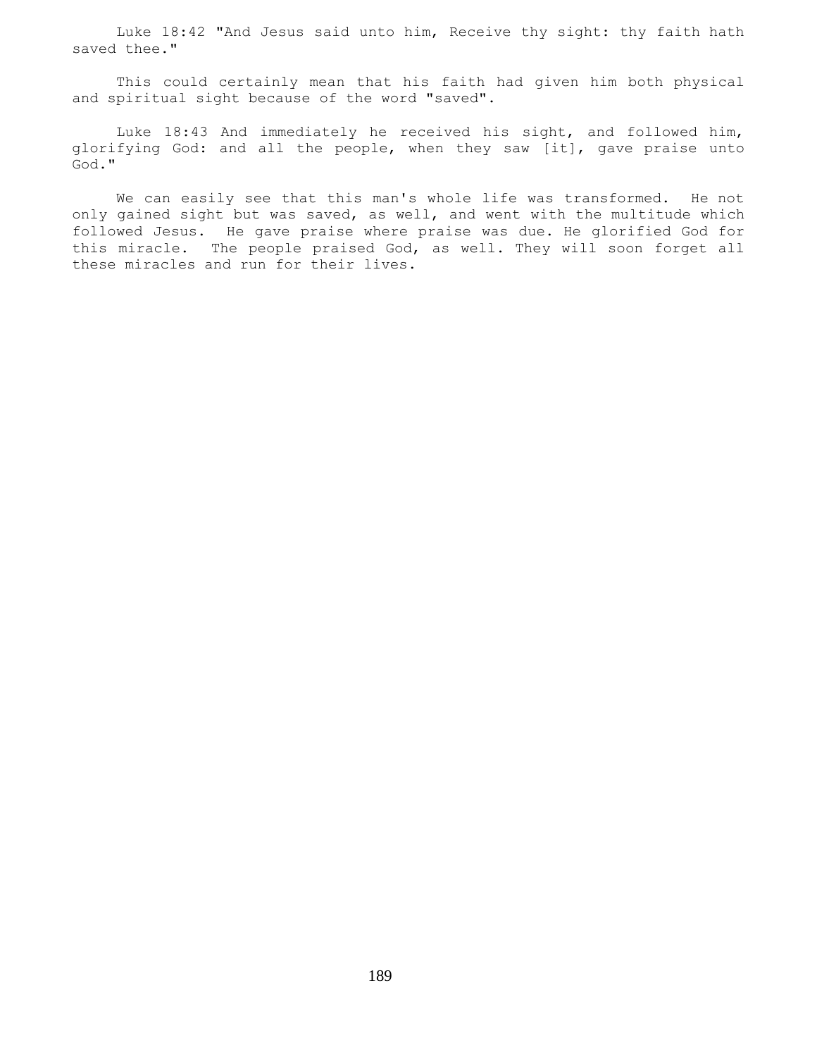Luke 18:42 "And Jesus said unto him, Receive thy sight: thy faith hath saved thee."

This could certainly mean that his faith had given him both physical and spiritual sight because of the word "saved".

Luke 18:43 And immediately he received his sight, and followed him, glorifying God: and all the people, when they saw [it], gave praise unto God."

We can easily see that this man's whole life was transformed. He not only gained sight but was saved, as well, and went with the multitude which followed Jesus. He gave praise where praise was due. He glorified God for this miracle. The people praised God, as well. They will soon forget all these miracles and run for their lives.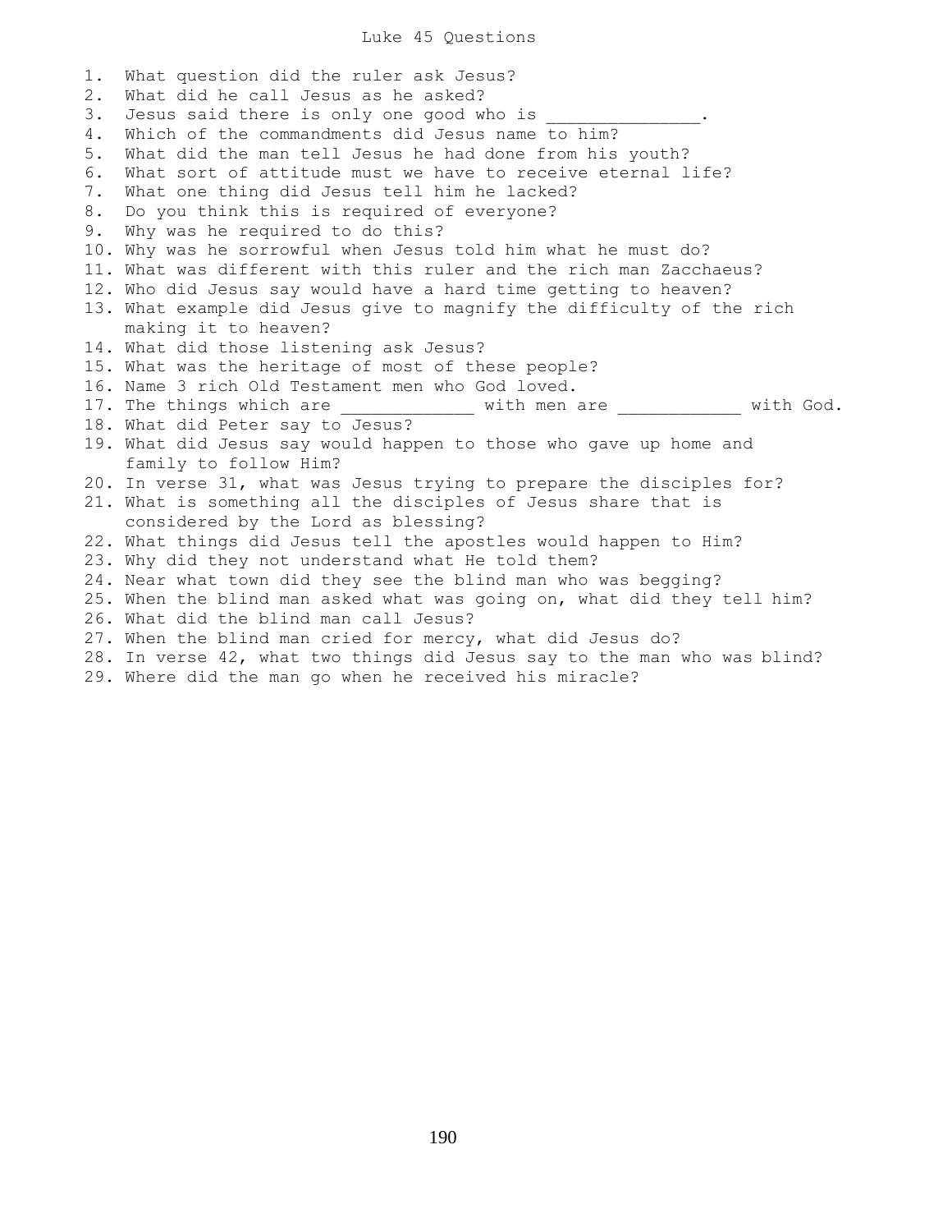# Luke 45 Questions

1. What question did the ruler ask Jesus?
2. What did he call Jesus as he asked?
3. Jesus said there is only one good who is ______________.
4. Which of the commandments did Jesus name to him?
5. What did the man tell Jesus he had done from his youth?
6. What sort of attitude must we have to receive eternal life?
7. What one thing did Jesus tell him he lacked?
8. Do you think this is required of everyone?
9. Why was he required to do this?
10. Why was he sorrowful when Jesus told him what he must do?
11. What was different with this ruler and the rich man Zacchaeus?
12. Who did Jesus say would have a hard time getting to heaven?
13. What example did Jesus give to magnify the difficulty of the rich making it to heaven?
14. What did those listening ask Jesus?
15. What was the heritage of most of these people?
16. Name 3 rich Old Testament men who God loved.
17. The things which are ____________ with men are ___________ with God.
18. What did Peter say to Jesus?
19. What did Jesus say would happen to those who gave up home and family to follow Him?
20. In verse 31, what was Jesus trying to prepare the disciples for?
21. What is something all the disciples of Jesus share that is considered by the Lord as blessing?
22. What things did Jesus tell the apostles would happen to Him?
23. Why did they not understand what He told them?
24. Near what town did they see the blind man who was begging?
25. When the blind man asked what was going on, what did they tell him?
26. What did the blind man call Jesus?
27. When the blind man cried for mercy, what did Jesus do?
28. In verse 42, what two things did Jesus say to the man who was blind?
29. Where did the man go when he received his miracle?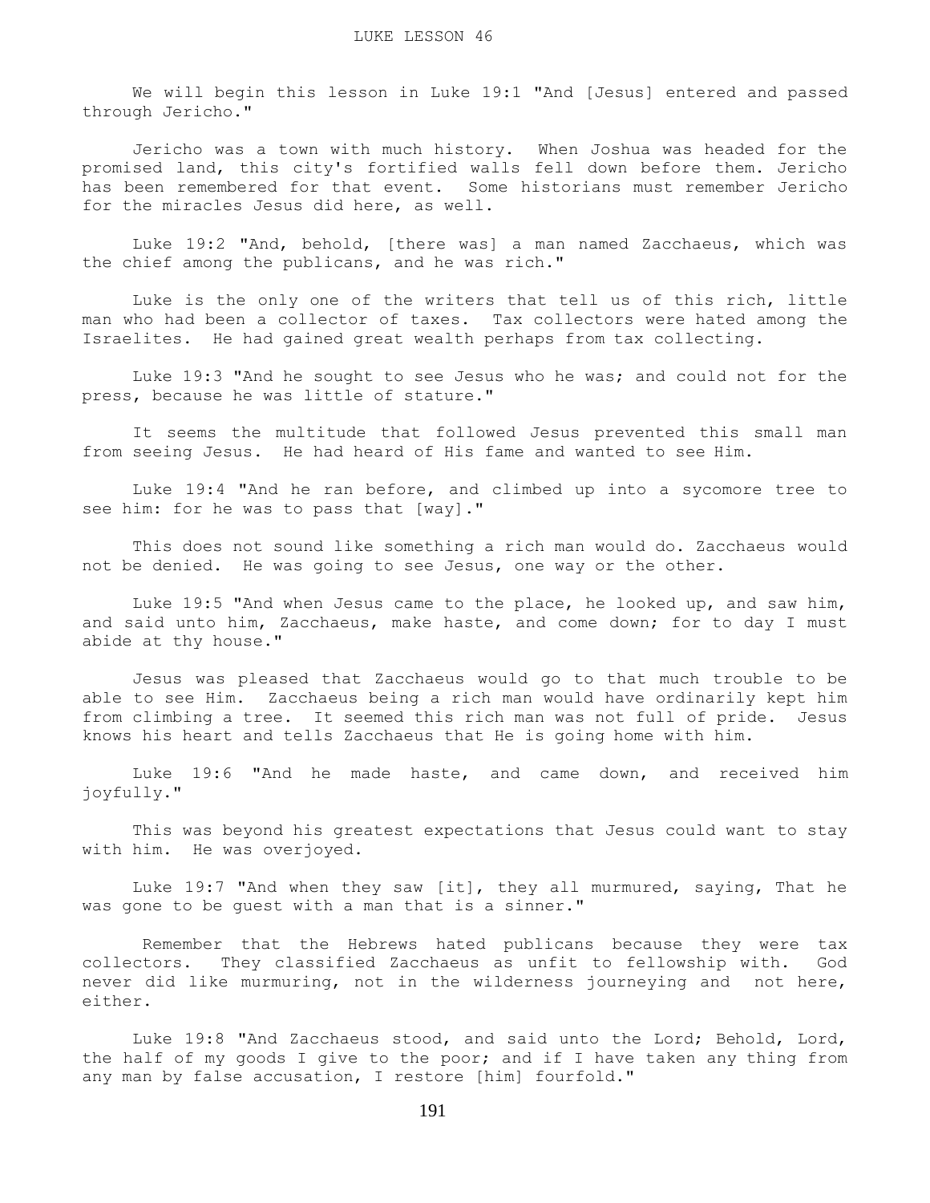# LUKE LESSON 46

We will begin this lesson in Luke 19:1 "And [Jesus] entered and passed through Jericho."

Jericho was a town with much history. When Joshua was headed for the promised land, this city's fortified walls fell down before them. Jericho has been remembered for that event. Some historians must remember Jericho for the miracles Jesus did here, as well.

Luke 19:2 "And, behold, [there was] a man named Zacchaeus, which was the chief among the publicans, and he was rich."

Luke is the only one of the writers that tell us of this rich, little man who had been a collector of taxes. Tax collectors were hated among the Israelites. He had gained great wealth perhaps from tax collecting.

Luke 19:3 "And he sought to see Jesus who he was; and could not for the press, because he was little of stature."

It seems the multitude that followed Jesus prevented this small man from seeing Jesus. He had heard of His fame and wanted to see Him.

Luke 19:4 "And he ran before, and climbed up into a sycomore tree to see him: for he was to pass that [way]."

This does not sound like something a rich man would do. Zacchaeus would not be denied. He was going to see Jesus, one way or the other.

Luke 19:5 "And when Jesus came to the place, he looked up, and saw him, and said unto him, Zacchaeus, make haste, and come down; for to day I must abide at thy house."

Jesus was pleased that Zacchaeus would go to that much trouble to be able to see Him. Zacchaeus being a rich man would have ordinarily kept him from climbing a tree. It seemed this rich man was not full of pride. Jesus knows his heart and tells Zacchaeus that He is going home with him.

Luke 19:6 "And he made haste, and came down, and received him joyfully."

This was beyond his greatest expectations that Jesus could want to stay with him. He was overjoyed.

Luke 19:7 "And when they saw [it], they all murmured, saying, That he was gone to be guest with a man that is a sinner."

Remember that the Hebrews hated publicans because they were tax collectors. They classified Zacchaeus as unfit to fellowship with. God never did like murmuring, not in the wilderness journeying and not here, either.

Luke 19:8 "And Zacchaeus stood, and said unto the Lord; Behold, Lord, the half of my goods I give to the poor; and if I have taken any thing from any man by false accusation, I restore [him] fourfold."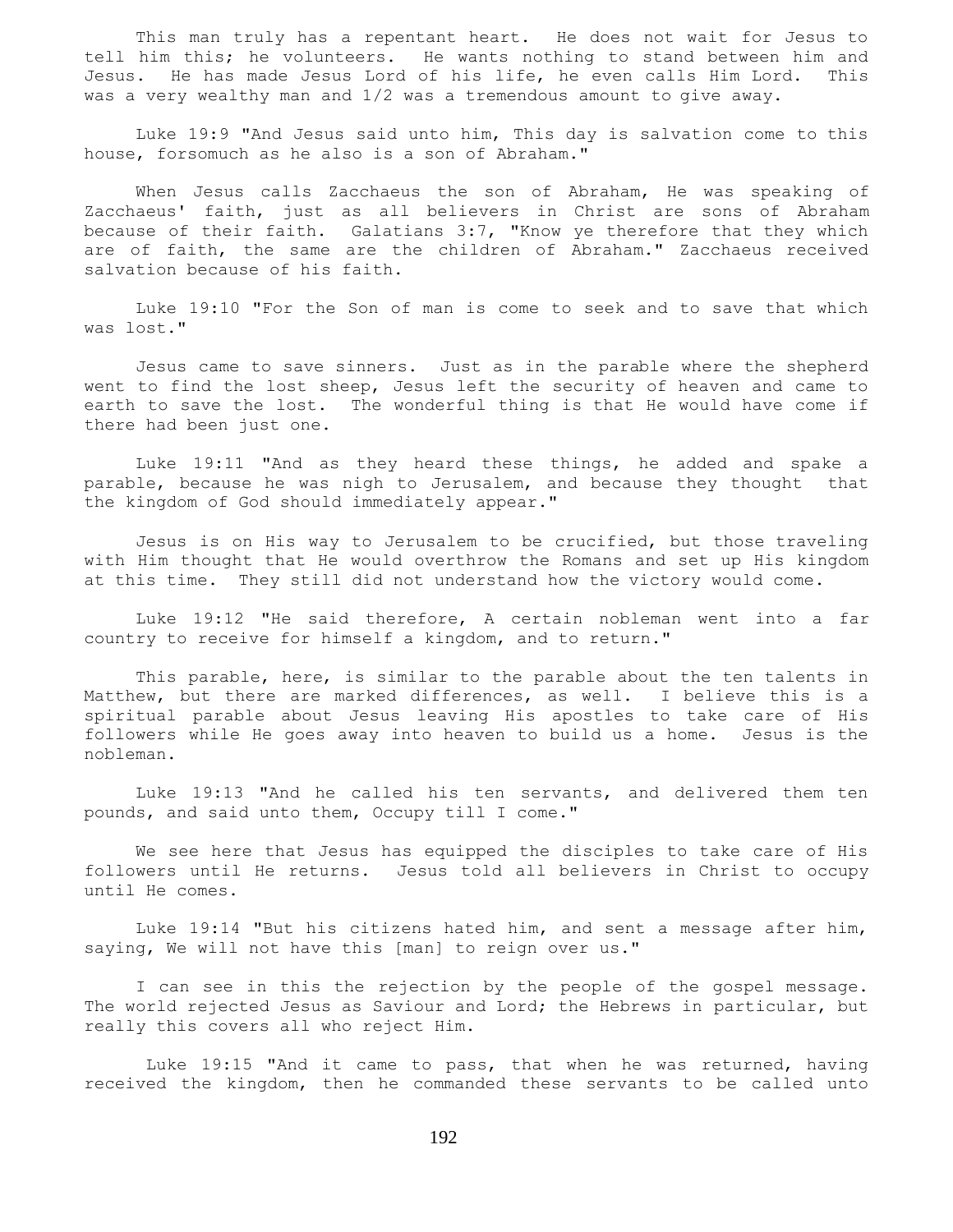This man truly has a repentant heart. He does not wait for Jesus to tell him this; he volunteers. He wants nothing to stand between him and Jesus. He has made Jesus Lord of his life, he even calls Him Lord. This was a very wealthy man and 1/2 was a tremendous amount to give away.

Luke 19:9 "And Jesus said unto him, This day is salvation come to this house, forsomuch as he also is a son of Abraham."

When Jesus calls Zacchaeus the son of Abraham, He was speaking of Zacchaeus' faith, just as all believers in Christ are sons of Abraham because of their faith. Galatians 3:7, "Know ye therefore that they which are of faith, the same are the children of Abraham." Zacchaeus received salvation because of his faith.

Luke 19:10 "For the Son of man is come to seek and to save that which was lost."

Jesus came to save sinners. Just as in the parable where the shepherd went to find the lost sheep, Jesus left the security of heaven and came to earth to save the lost. The wonderful thing is that He would have come if there had been just one.

Luke 19:11 "And as they heard these things, he added and spake a parable, because he was nigh to Jerusalem, and because they thought that the kingdom of God should immediately appear."

Jesus is on His way to Jerusalem to be crucified, but those traveling with Him thought that He would overthrow the Romans and set up His kingdom at this time. They still did not understand how the victory would come.

Luke 19:12 "He said therefore, A certain nobleman went into a far country to receive for himself a kingdom, and to return."

This parable, here, is similar to the parable about the ten talents in Matthew, but there are marked differences, as well. I believe this is a spiritual parable about Jesus leaving His apostles to take care of His followers while He goes away into heaven to build us a home. Jesus is the nobleman.

Luke 19:13 "And he called his ten servants, and delivered them ten pounds, and said unto them, Occupy till I come."

We see here that Jesus has equipped the disciples to take care of His followers until He returns. Jesus told all believers in Christ to occupy until He comes.

Luke 19:14 "But his citizens hated him, and sent a message after him, saying, We will not have this [man] to reign over us."

I can see in this the rejection by the people of the gospel message. The world rejected Jesus as Saviour and Lord; the Hebrews in particular, but really this covers all who reject Him.

Luke 19:15 "And it came to pass, that when he was returned, having received the kingdom, then he commanded these servants to be called unto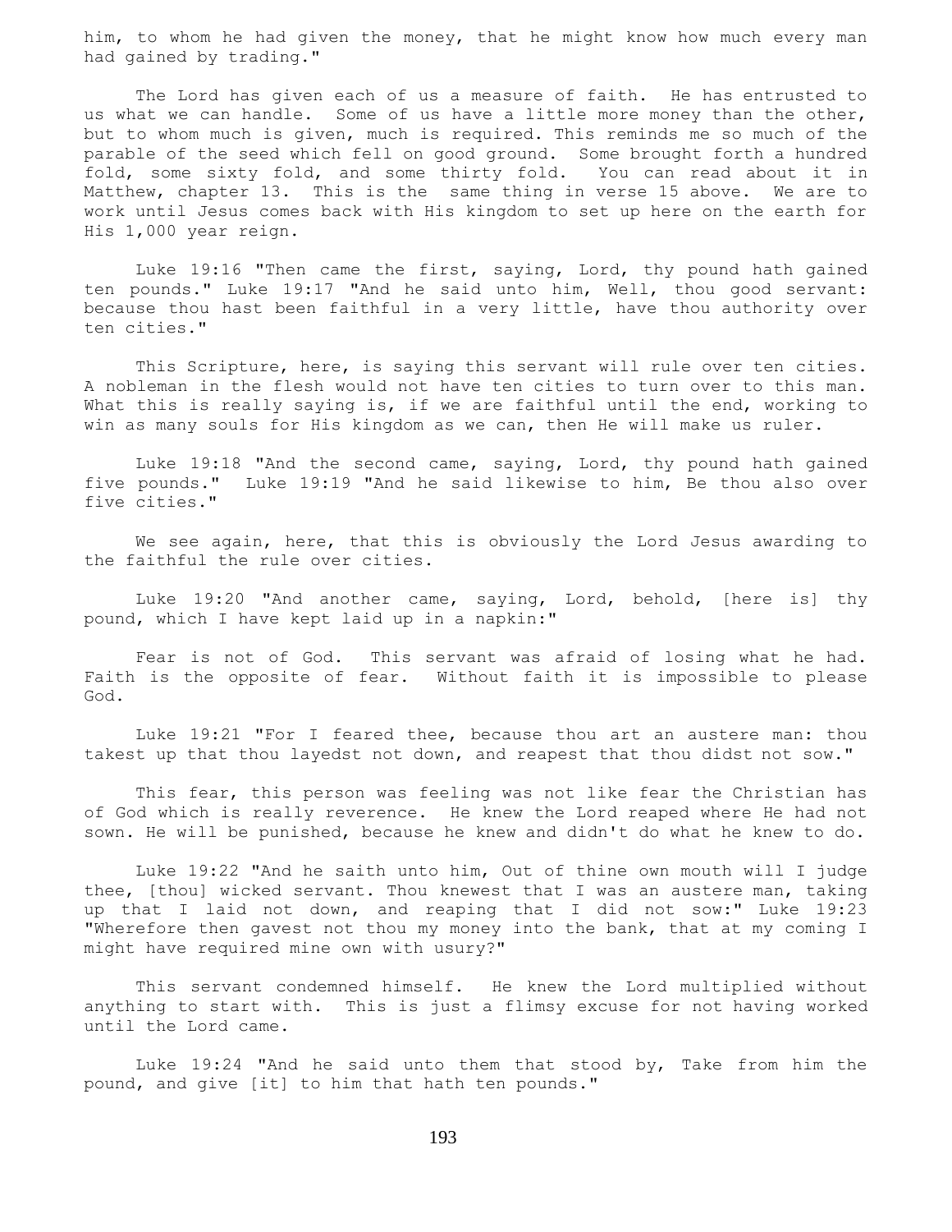him, to whom he had given the money, that he might know how much every man had gained by trading."

The Lord has given each of us a measure of faith. He has entrusted to us what we can handle. Some of us have a little more money than the other, but to whom much is given, much is required. This reminds me so much of the parable of the seed which fell on good ground. Some brought forth a hundred fold, some sixty fold, and some thirty fold. You can read about it in Matthew, chapter 13. This is the same thing in verse 15 above. We are to work until Jesus comes back with His kingdom to set up here on the earth for His 1,000 year reign.

Luke 19:16 "Then came the first, saying, Lord, thy pound hath gained ten pounds." Luke 19:17 "And he said unto him, Well, thou good servant: because thou hast been faithful in a very little, have thou authority over ten cities."

This Scripture, here, is saying this servant will rule over ten cities. A nobleman in the flesh would not have ten cities to turn over to this man. What this is really saying is, if we are faithful until the end, working to win as many souls for His kingdom as we can, then He will make us ruler.

Luke 19:18 "And the second came, saying, Lord, thy pound hath gained five pounds." Luke 19:19 "And he said likewise to him, Be thou also over five cities."

We see again, here, that this is obviously the Lord Jesus awarding to the faithful the rule over cities.

Luke 19:20 "And another came, saying, Lord, behold, [here is] thy pound, which I have kept laid up in a napkin:"

Fear is not of God. This servant was afraid of losing what he had. Faith is the opposite of fear. Without faith it is impossible to please God.

Luke 19:21 "For I feared thee, because thou art an austere man: thou takest up that thou layedst not down, and reapest that thou didst not sow."

This fear, this person was feeling was not like fear the Christian has of God which is really reverence. He knew the Lord reaped where He had not sown. He will be punished, because he knew and didn't do what he knew to do.

Luke 19:22 "And he saith unto him, Out of thine own mouth will I judge thee, [thou] wicked servant. Thou knewest that I was an austere man, taking up that I laid not down, and reaping that I did not sow:" Luke 19:23 "Wherefore then gavest not thou my money into the bank, that at my coming I might have required mine own with usury?"

This servant condemned himself. He knew the Lord multiplied without anything to start with. This is just a flimsy excuse for not having worked until the Lord came.

Luke 19:24 "And he said unto them that stood by, Take from him the pound, and give [it] to him that hath ten pounds."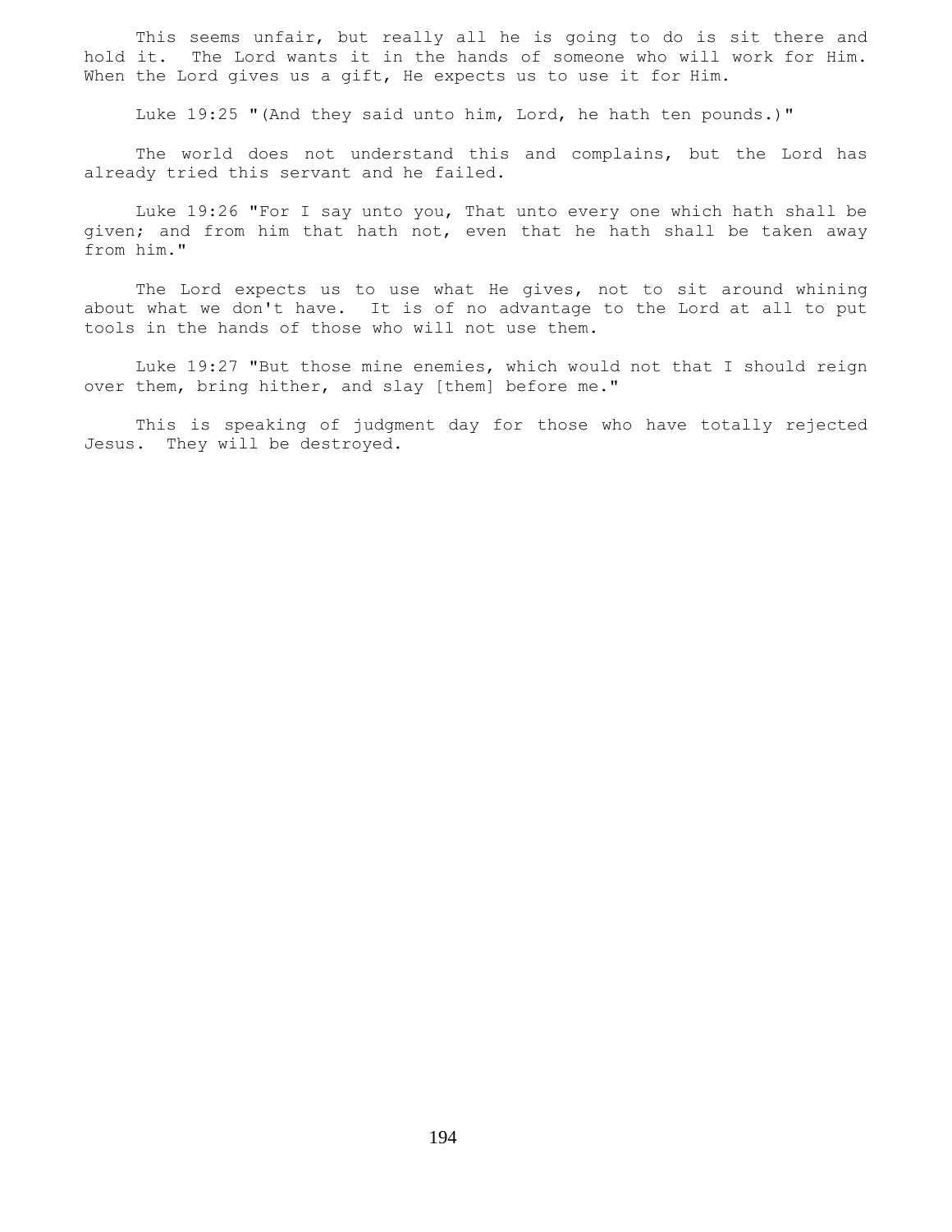This seems unfair, but really all he is going to do is sit there and hold it. The Lord wants it in the hands of someone who will work for Him. When the Lord gives us a gift, He expects us to use it for Him.

Luke 19:25 "(And they said unto him, Lord, he hath ten pounds.)"

The world does not understand this and complains, but the Lord has already tried this servant and he failed.

Luke 19:26 "For I say unto you, That unto every one which hath shall be given; and from him that hath not, even that he hath shall be taken away from him."

The Lord expects us to use what He gives, not to sit around whining about what we don't have. It is of no advantage to the Lord at all to put tools in the hands of those who will not use them.

Luke 19:27 "But those mine enemies, which would not that I should reign over them, bring hither, and slay [them] before me."

This is speaking of judgment day for those who have totally rejected Jesus. They will be destroyed.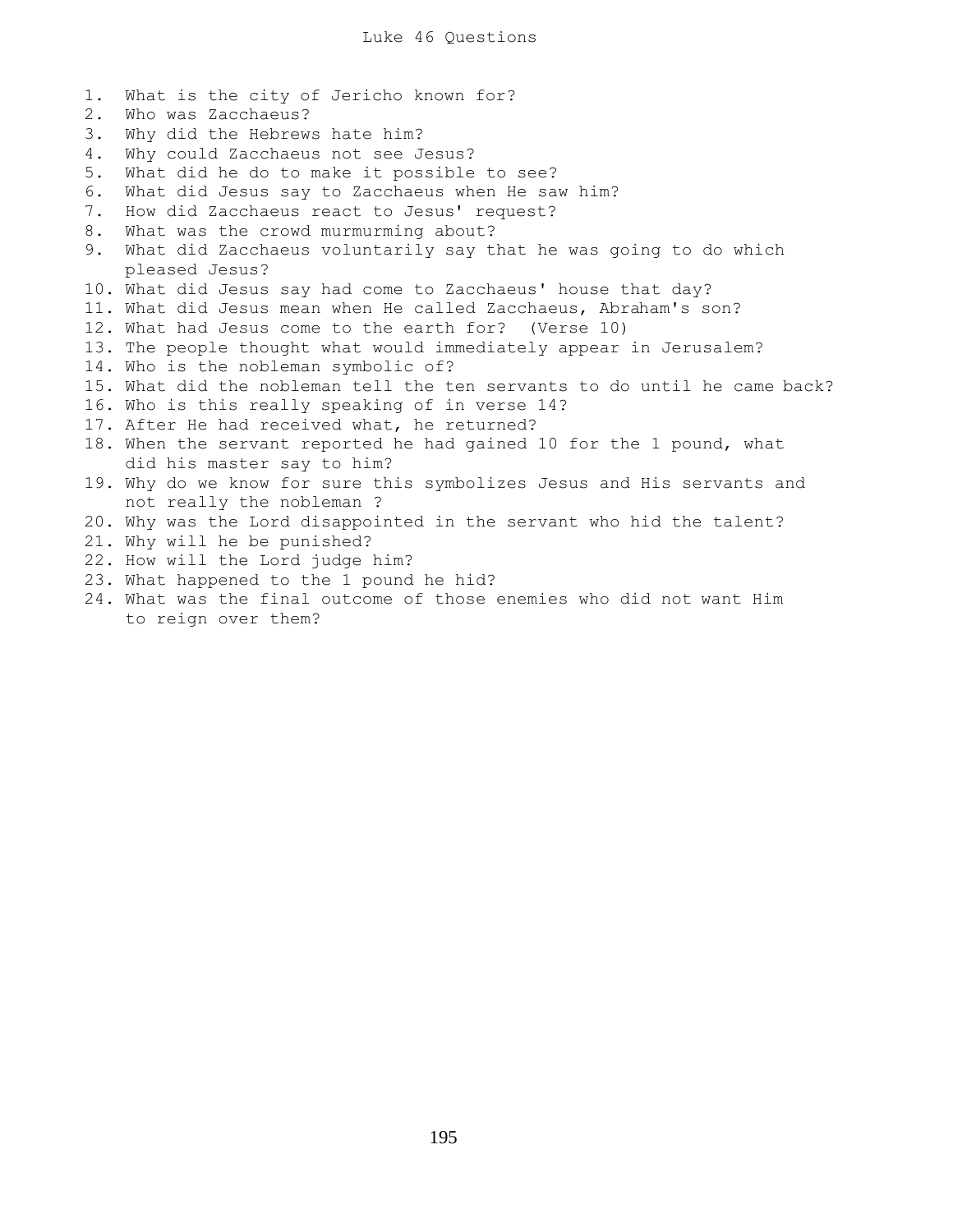# Luke 46 Questions

1. What is the city of Jericho known for?
2. Who was Zacchaeus?
3. Why did the Hebrews hate him?
4. Why could Zacchaeus not see Jesus?
5. What did he do to make it possible to see?
6. What did Jesus say to Zacchaeus when He saw him?
7. How did Zacchaeus react to Jesus' request?
8. What was the crowd murmurming about?
9. What did Zacchaeus voluntarily say that he was going to do which pleased Jesus?
10. What did Jesus say had come to Zacchaeus' house that day?
11. What did Jesus mean when He called Zacchaeus, Abraham's son?
12. What had Jesus come to the earth for? (Verse 10)
13. The people thought what would immediately appear in Jerusalem?
14. Who is the nobleman symbolic of?
15. What did the nobleman tell the ten servants to do until he came back?
16. Who is this really speaking of in verse 14?
17. After He had received what, he returned?
18. When the servant reported he had gained 10 for the 1 pound, what did his master say to him?
19. Why do we know for sure this symbolizes Jesus and His servants and not really the nobleman ?
20. Why was the Lord disappointed in the servant who hid the talent?
21. Why will he be punished?
22. How will the Lord judge him?
23. What happened to the 1 pound he hid?
24. What was the final outcome of those enemies who did not want Him to reign over them?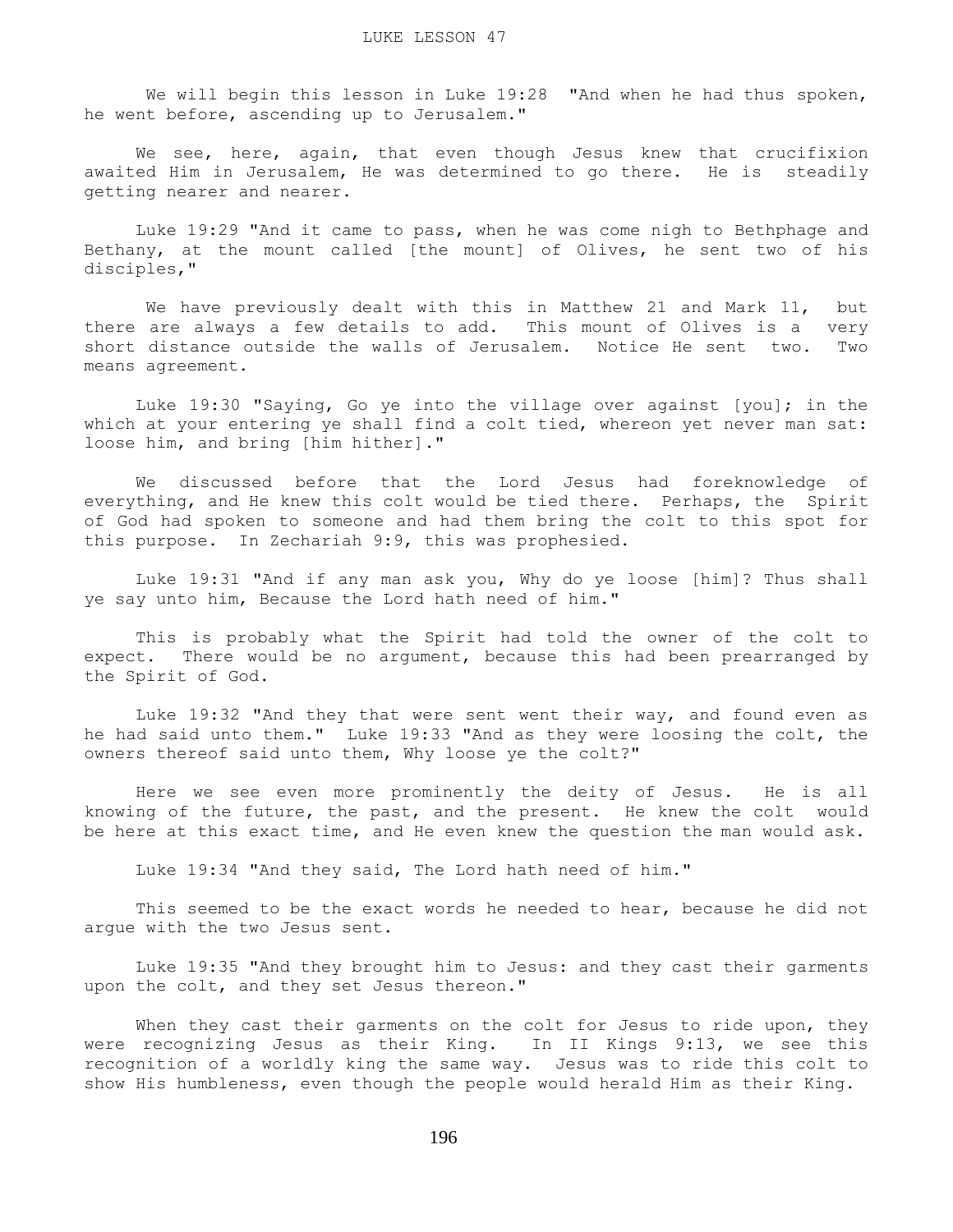LUKE LESSON 47

We will begin this lesson in Luke 19:28 "And when he had thus spoken, he went before, ascending up to Jerusalem."

We see, here, again, that even though Jesus knew that crucifixion awaited Him in Jerusalem, He was determined to go there. He is steadily getting nearer and nearer.

Luke 19:29 "And it came to pass, when he was come nigh to Bethphage and Bethany, at the mount called [the mount] of Olives, he sent two of his disciples,"

We have previously dealt with this in Matthew 21 and Mark 11, but there are always a few details to add. This mount of Olives is a very short distance outside the walls of Jerusalem. Notice He sent two. Two means agreement.

Luke 19:30 "Saying, Go ye into the village over against [you]; in the which at your entering ye shall find a colt tied, whereon yet never man sat: loose him, and bring [him hither]."

We discussed before that the Lord Jesus had foreknowledge of everything, and He knew this colt would be tied there. Perhaps, the Spirit of God had spoken to someone and had them bring the colt to this spot for this purpose. In Zechariah 9:9, this was prophesied.

Luke 19:31 "And if any man ask you, Why do ye loose [him]? Thus shall ye say unto him, Because the Lord hath need of him."

This is probably what the Spirit had told the owner of the colt to expect. There would be no argument, because this had been prearranged by the Spirit of God.

Luke 19:32 "And they that were sent went their way, and found even as he had said unto them." Luke 19:33 "And as they were loosing the colt, the owners thereof said unto them, Why loose ye the colt?"

Here we see even more prominently the deity of Jesus. He is all knowing of the future, the past, and the present. He knew the colt would be here at this exact time, and He even knew the question the man would ask.

Luke 19:34 "And they said, The Lord hath need of him."

This seemed to be the exact words he needed to hear, because he did not argue with the two Jesus sent.

Luke 19:35 "And they brought him to Jesus: and they cast their garments upon the colt, and they set Jesus thereon."

When they cast their garments on the colt for Jesus to ride upon, they were recognizing Jesus as their King. In II Kings 9:13, we see this recognition of a worldly king the same way. Jesus was to ride this colt to show His humbleness, even though the people would herald Him as their King.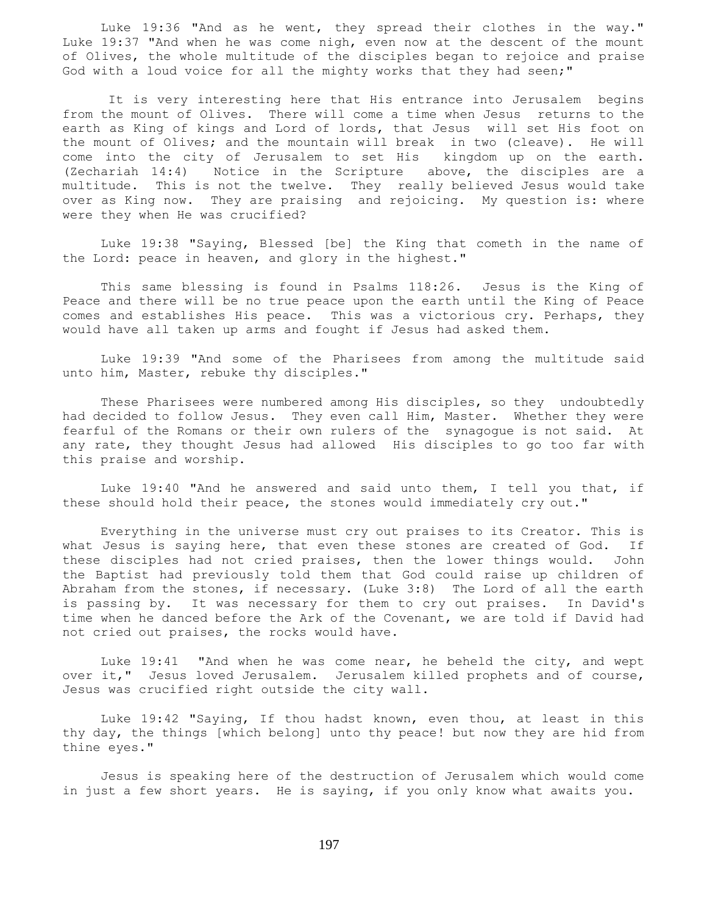Luke 19:36 "And as he went, they spread their clothes in the way."
Luke 19:37 "And when he was come nigh, even now at the descent of the mount of Olives, the whole multitude of the disciples began to rejoice and praise God with a loud voice for all the mighty works that they had seen;"

It is very interesting here that His entrance into Jerusalem begins from the mount of Olives. There will come a time when Jesus returns to the earth as King of kings and Lord of lords, that Jesus will set His foot on the mount of Olives; and the mountain will break in two (cleave). He will come into the city of Jerusalem to set His kingdom up on the earth. (Zechariah 14:4) Notice in the Scripture above, the disciples are a multitude. This is not the twelve. They really believed Jesus would take over as King now. They are praising and rejoicing. My question is: where were they when He was crucified?

Luke 19:38 "Saying, Blessed [be] the King that cometh in the name of the Lord: peace in heaven, and glory in the highest."

This same blessing is found in Psalms 118:26. Jesus is the King of Peace and there will be no true peace upon the earth until the King of Peace comes and establishes His peace. This was a victorious cry. Perhaps, they would have all taken up arms and fought if Jesus had asked them.

Luke 19:39 "And some of the Pharisees from among the multitude said unto him, Master, rebuke thy disciples."

These Pharisees were numbered among His disciples, so they undoubtedly had decided to follow Jesus. They even call Him, Master. Whether they were fearful of the Romans or their own rulers of the synagogue is not said. At any rate, they thought Jesus had allowed His disciples to go too far with this praise and worship.

Luke 19:40 "And he answered and said unto them, I tell you that, if these should hold their peace, the stones would immediately cry out."

Everything in the universe must cry out praises to its Creator. This is what Jesus is saying here, that even these stones are created of God. If these disciples had not cried praises, then the lower things would. John the Baptist had previously told them that God could raise up children of Abraham from the stones, if necessary. (Luke 3:8) The Lord of all the earth is passing by. It was necessary for them to cry out praises. In David's time when he danced before the Ark of the Covenant, we are told if David had not cried out praises, the rocks would have.

Luke 19:41 "And when he was come near, he beheld the city, and wept over it," Jesus loved Jerusalem. Jerusalem killed prophets and of course, Jesus was crucified right outside the city wall.

Luke 19:42 "Saying, If thou hadst known, even thou, at least in this thy day, the things [which belong] unto thy peace! but now they are hid from thine eyes."

Jesus is speaking here of the destruction of Jerusalem which would come in just a few short years. He is saying, if you only know what awaits you.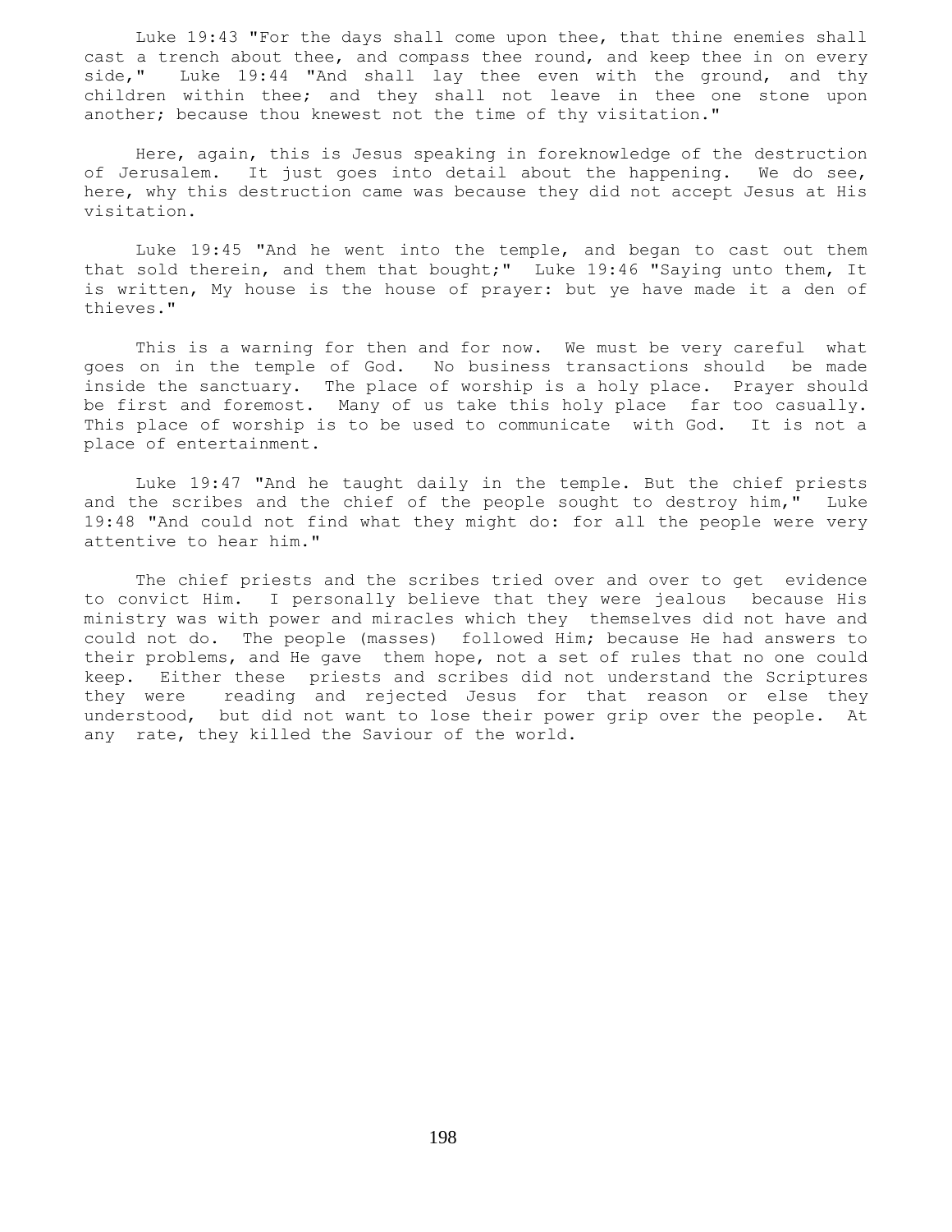Luke 19:43 "For the days shall come upon thee, that thine enemies shall cast a trench about thee, and compass thee round, and keep thee in on every side," Luke 19:44 "And shall lay thee even with the ground, and thy children within thee; and they shall not leave in thee one stone upon another; because thou knewest not the time of thy visitation."

Here, again, this is Jesus speaking in foreknowledge of the destruction of Jerusalem. It just goes into detail about the happening. We do see, here, why this destruction came was because they did not accept Jesus at His visitation.

Luke 19:45 "And he went into the temple, and began to cast out them that sold therein, and them that bought;" Luke 19:46 "Saying unto them, It is written, My house is the house of prayer: but ye have made it a den of thieves."

This is a warning for then and for now. We must be very careful what goes on in the temple of God. No business transactions should be made inside the sanctuary. The place of worship is a holy place. Prayer should be first and foremost. Many of us take this holy place far too casually. This place of worship is to be used to communicate with God. It is not a place of entertainment.

Luke 19:47 "And he taught daily in the temple. But the chief priests and the scribes and the chief of the people sought to destroy him," Luke 19:48 "And could not find what they might do: for all the people were very attentive to hear him."

The chief priests and the scribes tried over and over to get evidence to convict Him. I personally believe that they were jealous because His ministry was with power and miracles which they themselves did not have and could not do. The people (masses) followed Him; because He had answers to their problems, and He gave them hope, not a set of rules that no one could keep. Either these priests and scribes did not understand the Scriptures they were reading and rejected Jesus for that reason or else they understood, but did not want to lose their power grip over the people. At any rate, they killed the Saviour of the world.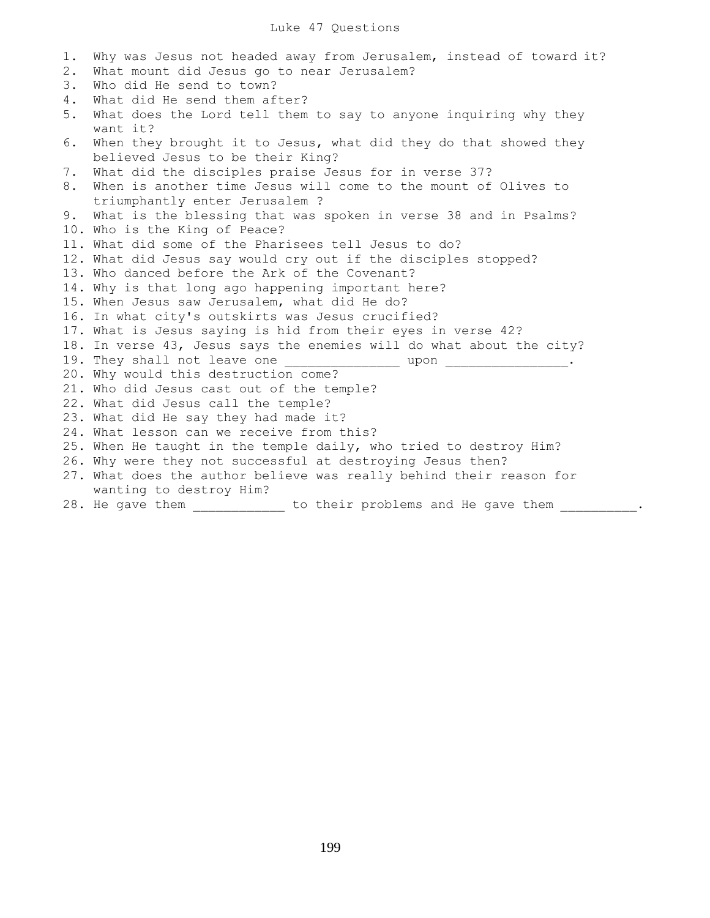# Luke 47 Questions

1. Why was Jesus not headed away from Jerusalem, instead of toward it?
2. What mount did Jesus go to near Jerusalem?
3. Who did He send to town?
4. What did He send them after?
5. What does the Lord tell them to say to anyone inquiring why they want it?
6. When they brought it to Jesus, what did they do that showed they believed Jesus to be their King?
7. What did the disciples praise Jesus for in verse 37?
8. When is another time Jesus will come to the mount of Olives to triumphantly enter Jerusalem ?
9. What is the blessing that was spoken in verse 38 and in Psalms?
10. Who is the King of Peace?
11. What did some of the Pharisees tell Jesus to do?
12. What did Jesus say would cry out if the disciples stopped?
13. Who danced before the Ark of the Covenant?
14. Why is that long ago happening important here?
15. When Jesus saw Jerusalem, what did He do?
16. In what city's outskirts was Jesus crucified?
17. What is Jesus saying is hid from their eyes in verse 42?
18. In verse 43, Jesus says the enemies will do what about the city?
19. They shall not leave one ______________ upon _______________.
20. Why would this destruction come?
21. Who did Jesus cast out of the temple?
22. What did Jesus call the temple?
23. What did He say they had made it?
24. What lesson can we receive from this?
25. When He taught in the temple daily, who tried to destroy Him?
26. Why were they not successful at destroying Jesus then?
27. What does the author believe was really behind their reason for wanting to destroy Him?
28. He gave them ___________ to their problems and He gave them __________.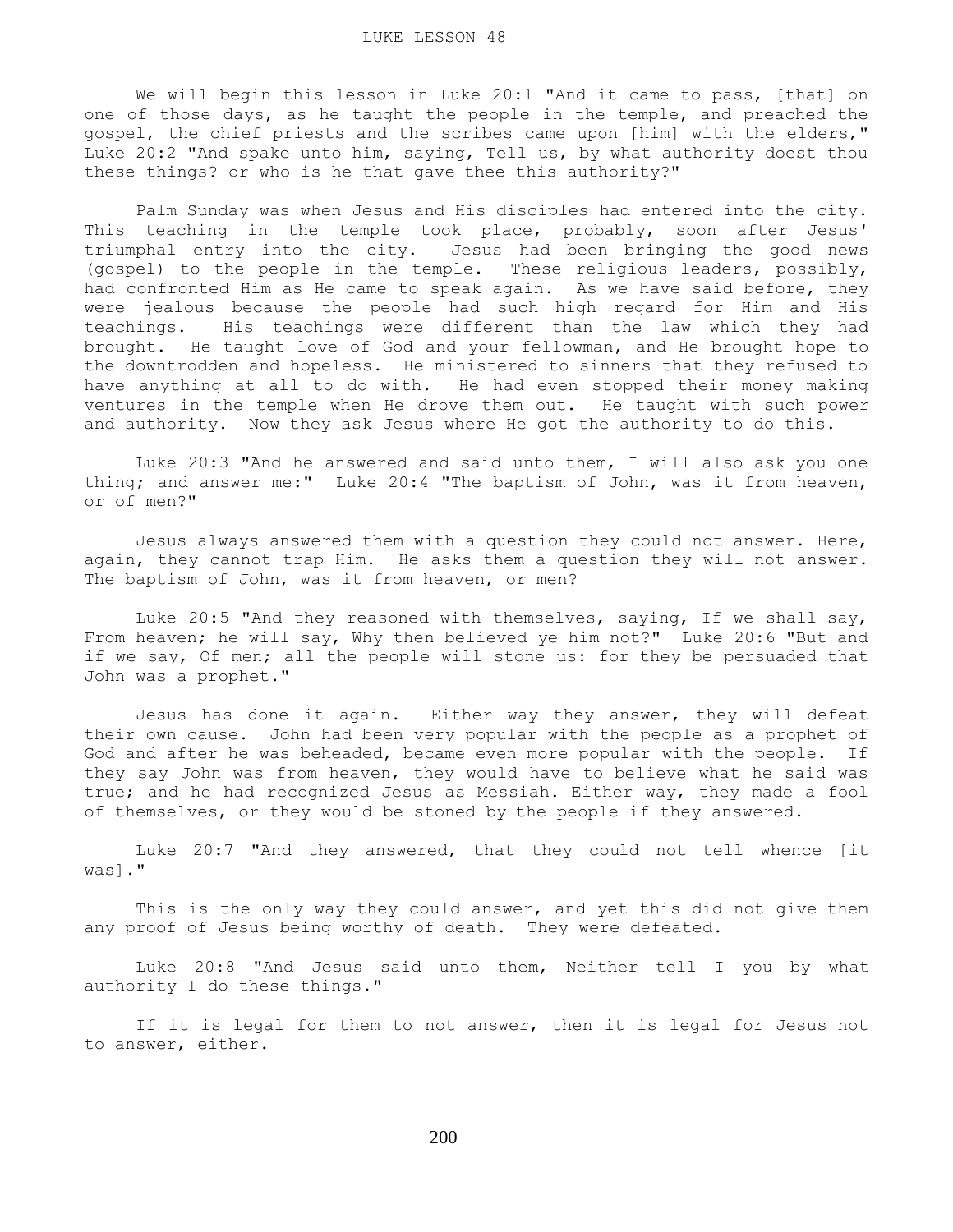LUKE LESSON 48

We will begin this lesson in Luke 20:1 "And it came to pass, [that] on one of those days, as he taught the people in the temple, and preached the gospel, the chief priests and the scribes came upon [him] with the elders," Luke 20:2 "And spake unto him, saying, Tell us, by what authority doest thou these things? or who is he that gave thee this authority?"

Palm Sunday was when Jesus and His disciples had entered into the city. This teaching in the temple took place, probably, soon after Jesus' triumphal entry into the city. Jesus had been bringing the good news (gospel) to the people in the temple. These religious leaders, possibly, had confronted Him as He came to speak again. As we have said before, they were jealous because the people had such high regard for Him and His teachings. His teachings were different than the law which they had brought. He taught love of God and your fellowman, and He brought hope to the downtrodden and hopeless. He ministered to sinners that they refused to have anything at all to do with. He had even stopped their money making ventures in the temple when He drove them out. He taught with such power and authority. Now they ask Jesus where He got the authority to do this.

Luke 20:3 "And he answered and said unto them, I will also ask you one thing; and answer me:" Luke 20:4 "The baptism of John, was it from heaven, or of men?"

Jesus always answered them with a question they could not answer. Here, again, they cannot trap Him. He asks them a question they will not answer. The baptism of John, was it from heaven, or men?

Luke 20:5 "And they reasoned with themselves, saying, If we shall say, From heaven; he will say, Why then believed ye him not?" Luke 20:6 "But and if we say, Of men; all the people will stone us: for they be persuaded that John was a prophet."

Jesus has done it again. Either way they answer, they will defeat their own cause. John had been very popular with the people as a prophet of God and after he was beheaded, became even more popular with the people. If they say John was from heaven, they would have to believe what he said was true; and he had recognized Jesus as Messiah. Either way, they made a fool of themselves, or they would be stoned by the people if they answered.

Luke 20:7 "And they answered, that they could not tell whence [it was]."

This is the only way they could answer, and yet this did not give them any proof of Jesus being worthy of death. They were defeated.

Luke 20:8 "And Jesus said unto them, Neither tell I you by what authority I do these things."

If it is legal for them to not answer, then it is legal for Jesus not to answer, either.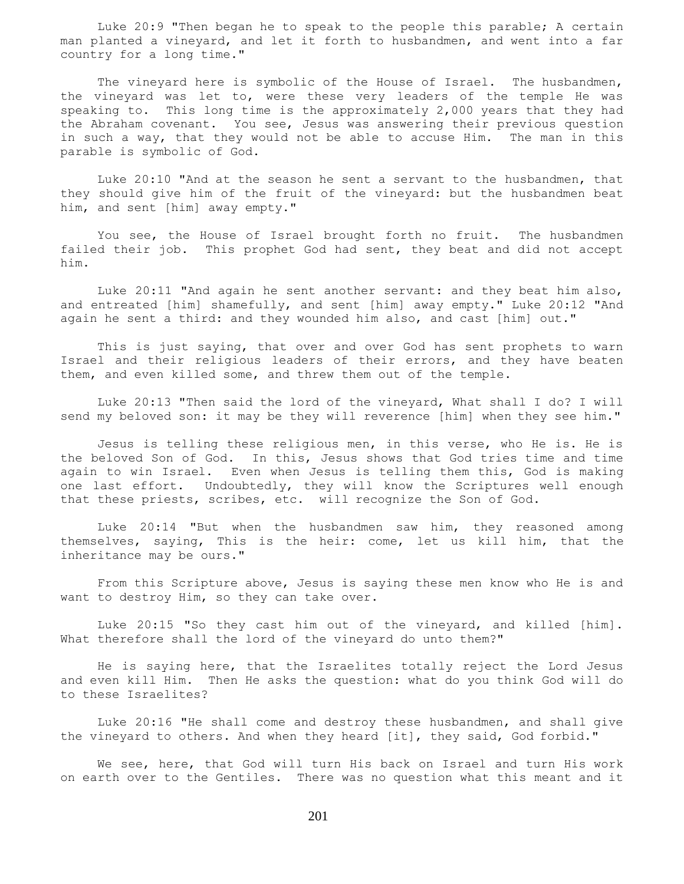Luke 20:9 "Then began he to speak to the people this parable; A certain man planted a vineyard, and let it forth to husbandmen, and went into a far country for a long time."

The vineyard here is symbolic of the House of Israel. The husbandmen, the vineyard was let to, were these very leaders of the temple He was speaking to. This long time is the approximately 2,000 years that they had the Abraham covenant. You see, Jesus was answering their previous question in such a way, that they would not be able to accuse Him. The man in this parable is symbolic of God.

Luke 20:10 "And at the season he sent a servant to the husbandmen, that they should give him of the fruit of the vineyard: but the husbandmen beat him, and sent [him] away empty."

You see, the House of Israel brought forth no fruit. The husbandmen failed their job. This prophet God had sent, they beat and did not accept him.

Luke 20:11 "And again he sent another servant: and they beat him also, and entreated [him] shamefully, and sent [him] away empty." Luke 20:12 "And again he sent a third: and they wounded him also, and cast [him] out."

This is just saying, that over and over God has sent prophets to warn Israel and their religious leaders of their errors, and they have beaten them, and even killed some, and threw them out of the temple.

Luke 20:13 "Then said the lord of the vineyard, What shall I do? I will send my beloved son: it may be they will reverence [him] when they see him."

Jesus is telling these religious men, in this verse, who He is. He is the beloved Son of God. In this, Jesus shows that God tries time and time again to win Israel. Even when Jesus is telling them this, God is making one last effort. Undoubtedly, they will know the Scriptures well enough that these priests, scribes, etc. will recognize the Son of God.

Luke 20:14 "But when the husbandmen saw him, they reasoned among themselves, saying, This is the heir: come, let us kill him, that the inheritance may be ours."

From this Scripture above, Jesus is saying these men know who He is and want to destroy Him, so they can take over.

Luke 20:15 "So they cast him out of the vineyard, and killed [him]. What therefore shall the lord of the vineyard do unto them?"

He is saying here, that the Israelites totally reject the Lord Jesus and even kill Him. Then He asks the question: what do you think God will do to these Israelites?

Luke 20:16 "He shall come and destroy these husbandmen, and shall give the vineyard to others. And when they heard [it], they said, God forbid."

We see, here, that God will turn His back on Israel and turn His work on earth over to the Gentiles. There was no question what this meant and it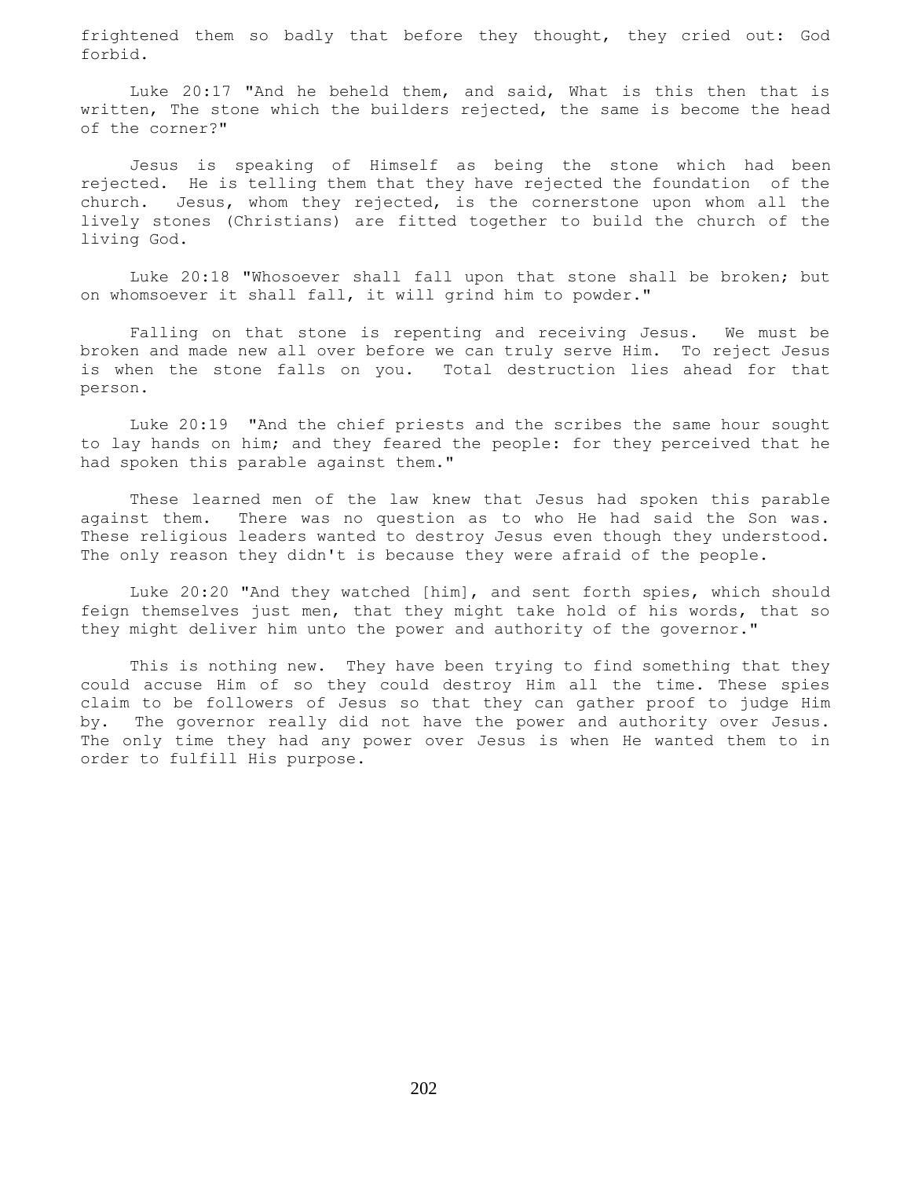frightened them so badly that before they thought, they cried out: God forbid.

Luke 20:17 "And he beheld them, and said, What is this then that is written, The stone which the builders rejected, the same is become the head of the corner?"

Jesus is speaking of Himself as being the stone which had been rejected. He is telling them that they have rejected the foundation of the church. Jesus, whom they rejected, is the cornerstone upon whom all the lively stones (Christians) are fitted together to build the church of the living God.

Luke 20:18 "Whosoever shall fall upon that stone shall be broken; but on whomsoever it shall fall, it will grind him to powder."

Falling on that stone is repenting and receiving Jesus. We must be broken and made new all over before we can truly serve Him. To reject Jesus is when the stone falls on you. Total destruction lies ahead for that person.

Luke 20:19 "And the chief priests and the scribes the same hour sought to lay hands on him; and they feared the people: for they perceived that he had spoken this parable against them."

These learned men of the law knew that Jesus had spoken this parable against them. There was no question as to who He had said the Son was. These religious leaders wanted to destroy Jesus even though they understood. The only reason they didn't is because they were afraid of the people.

Luke 20:20 "And they watched [him], and sent forth spies, which should feign themselves just men, that they might take hold of his words, that so they might deliver him unto the power and authority of the governor."

This is nothing new. They have been trying to find something that they could accuse Him of so they could destroy Him all the time. These spies claim to be followers of Jesus so that they can gather proof to judge Him by. The governor really did not have the power and authority over Jesus. The only time they had any power over Jesus is when He wanted them to in order to fulfill His purpose.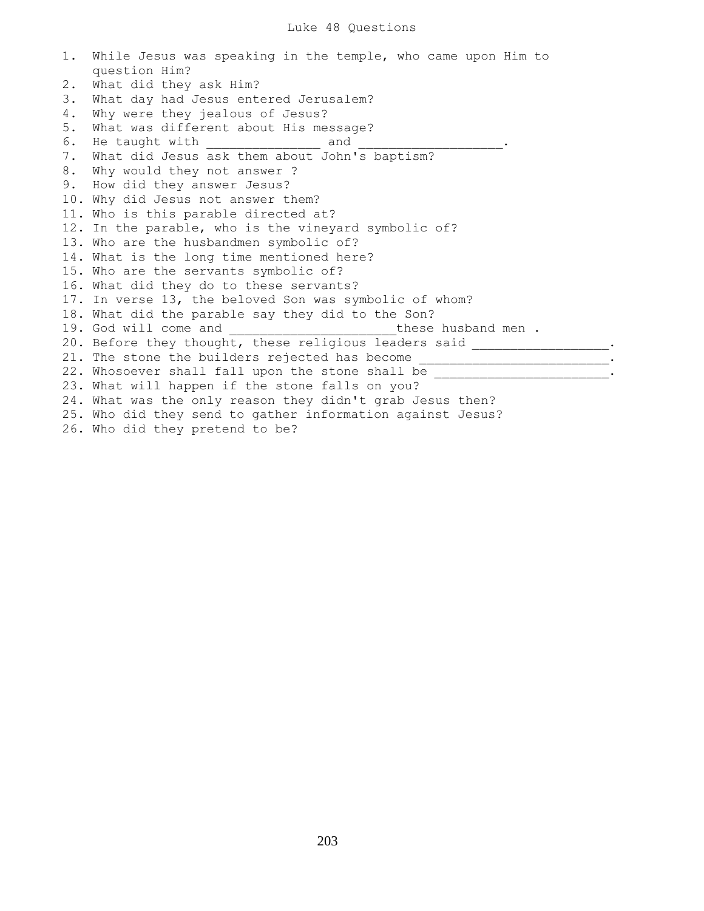# Luke 48 Questions

1. While Jesus was speaking in the temple, who came upon Him to question Him?
2. What did they ask Him?
3. What day had Jesus entered Jerusalem?
4. Why were they jealous of Jesus?
5. What was different about His message?
6. He taught with _______________ and ___________________.
7. What did Jesus ask them about John's baptism?
8. Why would they not answer ?
9. How did they answer Jesus?
10. Why did Jesus not answer them?
11. Who is this parable directed at?
12. In the parable, who is the vineyard symbolic of?
13. Who are the husbandmen symbolic of?
14. What is the long time mentioned here?
15. Who are the servants symbolic of?
16. What did they do to these servants?
17. In verse 13, the beloved Son was symbolic of whom?
18. What did the parable say they did to the Son?
19. God will come and ______________________these husband men .
20. Before they thought, these religious leaders said _________________.
21. The stone the builders rejected has become _________________________.
22. Whosoever shall fall upon the stone shall be _______________________.
23. What will happen if the stone falls on you?
24. What was the only reason they didn't grab Jesus then?
25. Who did they send to gather information against Jesus?
26. Who did they pretend to be?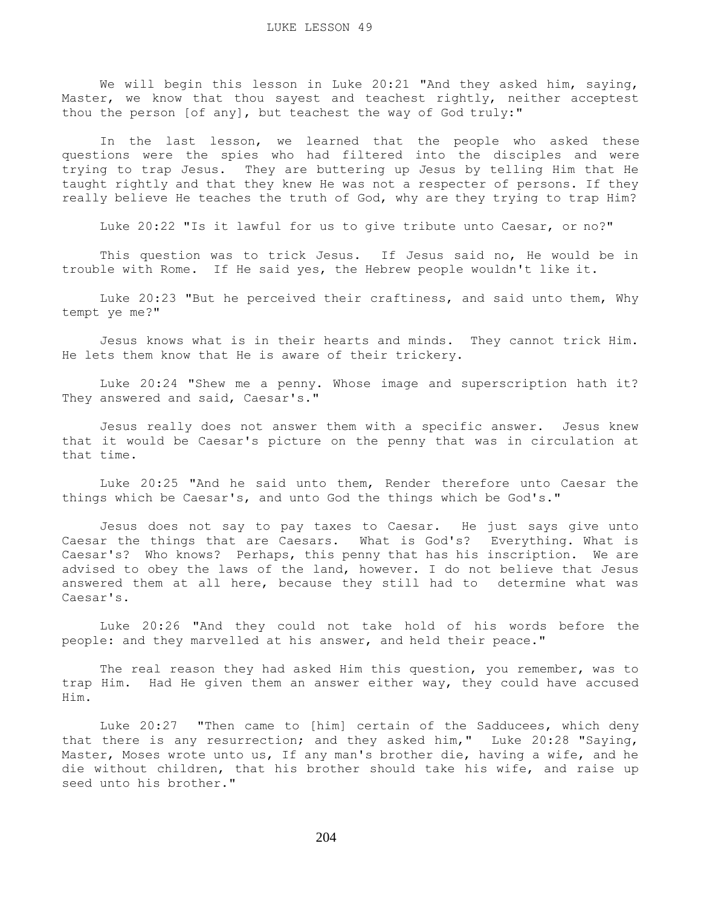LUKE LESSON 49

We will begin this lesson in Luke 20:21 "And they asked him, saying, Master, we know that thou sayest and teachest rightly, neither acceptest thou the person [of any], but teachest the way of God truly:"

In the last lesson, we learned that the people who asked these questions were the spies who had filtered into the disciples and were trying to trap Jesus. They are buttering up Jesus by telling Him that He taught rightly and that they knew He was not a respecter of persons. If they really believe He teaches the truth of God, why are they trying to trap Him?

Luke 20:22 "Is it lawful for us to give tribute unto Caesar, or no?"

This question was to trick Jesus. If Jesus said no, He would be in trouble with Rome. If He said yes, the Hebrew people wouldn't like it.

Luke 20:23 "But he perceived their craftiness, and said unto them, Why tempt ye me?"

Jesus knows what is in their hearts and minds. They cannot trick Him. He lets them know that He is aware of their trickery.

Luke 20:24 "Shew me a penny. Whose image and superscription hath it? They answered and said, Caesar's."

Jesus really does not answer them with a specific answer. Jesus knew that it would be Caesar's picture on the penny that was in circulation at that time.

Luke 20:25 "And he said unto them, Render therefore unto Caesar the things which be Caesar's, and unto God the things which be God's."

Jesus does not say to pay taxes to Caesar. He just says give unto Caesar the things that are Caesars. What is God's? Everything. What is Caesar's? Who knows? Perhaps, this penny that has his inscription. We are advised to obey the laws of the land, however. I do not believe that Jesus answered them at all here, because they still had to determine what was Caesar's.

Luke 20:26 "And they could not take hold of his words before the people: and they marvelled at his answer, and held their peace."

The real reason they had asked Him this question, you remember, was to trap Him. Had He given them an answer either way, they could have accused Him.

Luke 20:27 "Then came to [him] certain of the Sadducees, which deny that there is any resurrection; and they asked him," Luke 20:28 "Saying, Master, Moses wrote unto us, If any man's brother die, having a wife, and he die without children, that his brother should take his wife, and raise up seed unto his brother."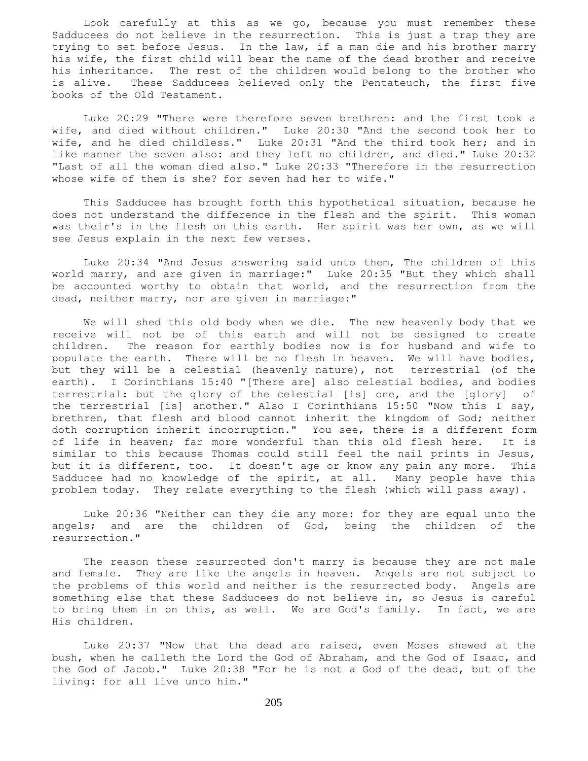Look carefully at this as we go, because you must remember these Sadducees do not believe in the resurrection. This is just a trap they are trying to set before Jesus. In the law, if a man die and his brother marry his wife, the first child will bear the name of the dead brother and receive his inheritance. The rest of the children would belong to the brother who is alive. These Sadducees believed only the Pentateuch, the first five books of the Old Testament.

Luke 20:29 "There were therefore seven brethren: and the first took a wife, and died without children." Luke 20:30 "And the second took her to wife, and he died childless." Luke 20:31 "And the third took her; and in like manner the seven also: and they left no children, and died." Luke 20:32 "Last of all the woman died also." Luke 20:33 "Therefore in the resurrection whose wife of them is she? for seven had her to wife."

This Sadducee has brought forth this hypothetical situation, because he does not understand the difference in the flesh and the spirit. This woman was their's in the flesh on this earth. Her spirit was her own, as we will see Jesus explain in the next few verses.

Luke 20:34 "And Jesus answering said unto them, The children of this world marry, and are given in marriage:" Luke 20:35 "But they which shall be accounted worthy to obtain that world, and the resurrection from the dead, neither marry, nor are given in marriage:"

We will shed this old body when we die. The new heavenly body that we receive will not be of this earth and will not be designed to create children. The reason for earthly bodies now is for husband and wife to populate the earth. There will be no flesh in heaven. We will have bodies, but they will be a celestial (heavenly nature), not terrestrial (of the earth). I Corinthians 15:40 "[There are] also celestial bodies, and bodies terrestrial: but the glory of the celestial [is] one, and the [glory] of the terrestrial [is] another." Also I Corinthians 15:50 "Now this I say, brethren, that flesh and blood cannot inherit the kingdom of God; neither doth corruption inherit incorruption." You see, there is a different form of life in heaven; far more wonderful than this old flesh here. It is similar to this because Thomas could still feel the nail prints in Jesus, but it is different, too. It doesn't age or know any pain any more. This Sadducee had no knowledge of the spirit, at all. Many people have this problem today. They relate everything to the flesh (which will pass away).

Luke 20:36 "Neither can they die any more: for they are equal unto the angels; and are the children of God, being the children of the resurrection."

The reason these resurrected don't marry is because they are not male and female. They are like the angels in heaven. Angels are not subject to the problems of this world and neither is the resurrected body. Angels are something else that these Sadducees do not believe in, so Jesus is careful to bring them in on this, as well. We are God's family. In fact, we are His children.

Luke 20:37 "Now that the dead are raised, even Moses shewed at the bush, when he calleth the Lord the God of Abraham, and the God of Isaac, and the God of Jacob." Luke 20:38 "For he is not a God of the dead, but of the living: for all live unto him."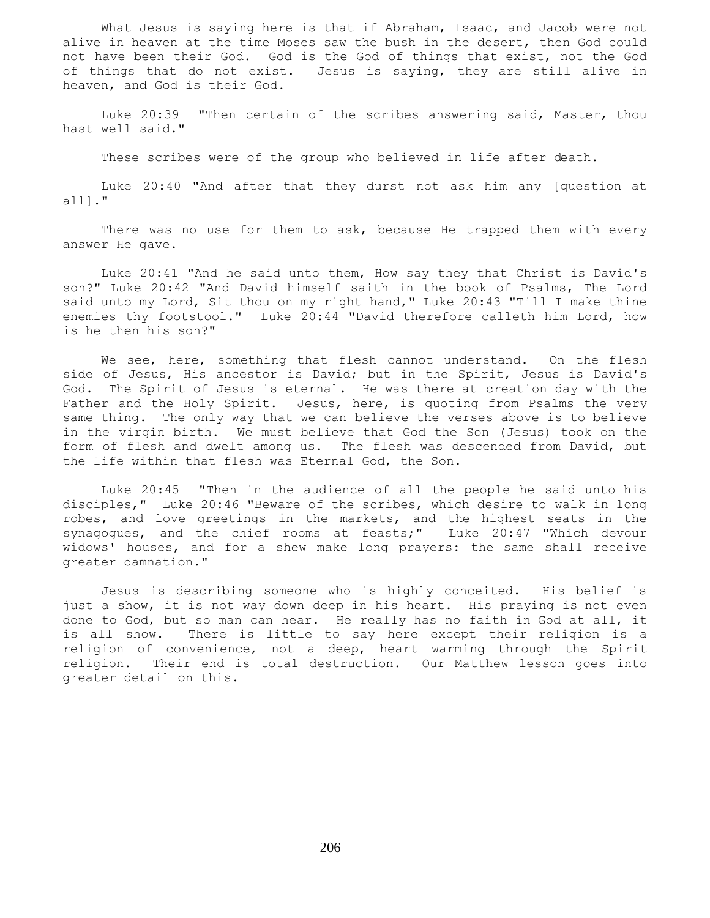What Jesus is saying here is that if Abraham, Isaac, and Jacob were not alive in heaven at the time Moses saw the bush in the desert, then God could not have been their God. God is the God of things that exist, not the God of things that do not exist. Jesus is saying, they are still alive in heaven, and God is their God.

Luke 20:39 "Then certain of the scribes answering said, Master, thou hast well said."

These scribes were of the group who believed in life after death.

Luke 20:40 "And after that they durst not ask him any [question at all]."

There was no use for them to ask, because He trapped them with every answer He gave.

Luke 20:41 "And he said unto them, How say they that Christ is David's son?" Luke 20:42 "And David himself saith in the book of Psalms, The Lord said unto my Lord, Sit thou on my right hand," Luke 20:43 "Till I make thine enemies thy footstool." Luke 20:44 "David therefore calleth him Lord, how is he then his son?"

We see, here, something that flesh cannot understand. On the flesh side of Jesus, His ancestor is David; but in the Spirit, Jesus is David's God. The Spirit of Jesus is eternal. He was there at creation day with the Father and the Holy Spirit. Jesus, here, is quoting from Psalms the very same thing. The only way that we can believe the verses above is to believe in the virgin birth. We must believe that God the Son (Jesus) took on the form of flesh and dwelt among us. The flesh was descended from David, but the life within that flesh was Eternal God, the Son.

Luke 20:45 "Then in the audience of all the people he said unto his disciples," Luke 20:46 "Beware of the scribes, which desire to walk in long robes, and love greetings in the markets, and the highest seats in the synagogues, and the chief rooms at feasts;" Luke 20:47 "Which devour widows' houses, and for a shew make long prayers: the same shall receive greater damnation."

Jesus is describing someone who is highly conceited. His belief is just a show, it is not way down deep in his heart. His praying is not even done to God, but so man can hear. He really has no faith in God at all, it is all show. There is little to say here except their religion is a religion of convenience, not a deep, heart warming through the Spirit religion. Their end is total destruction. Our Matthew lesson goes into greater detail on this.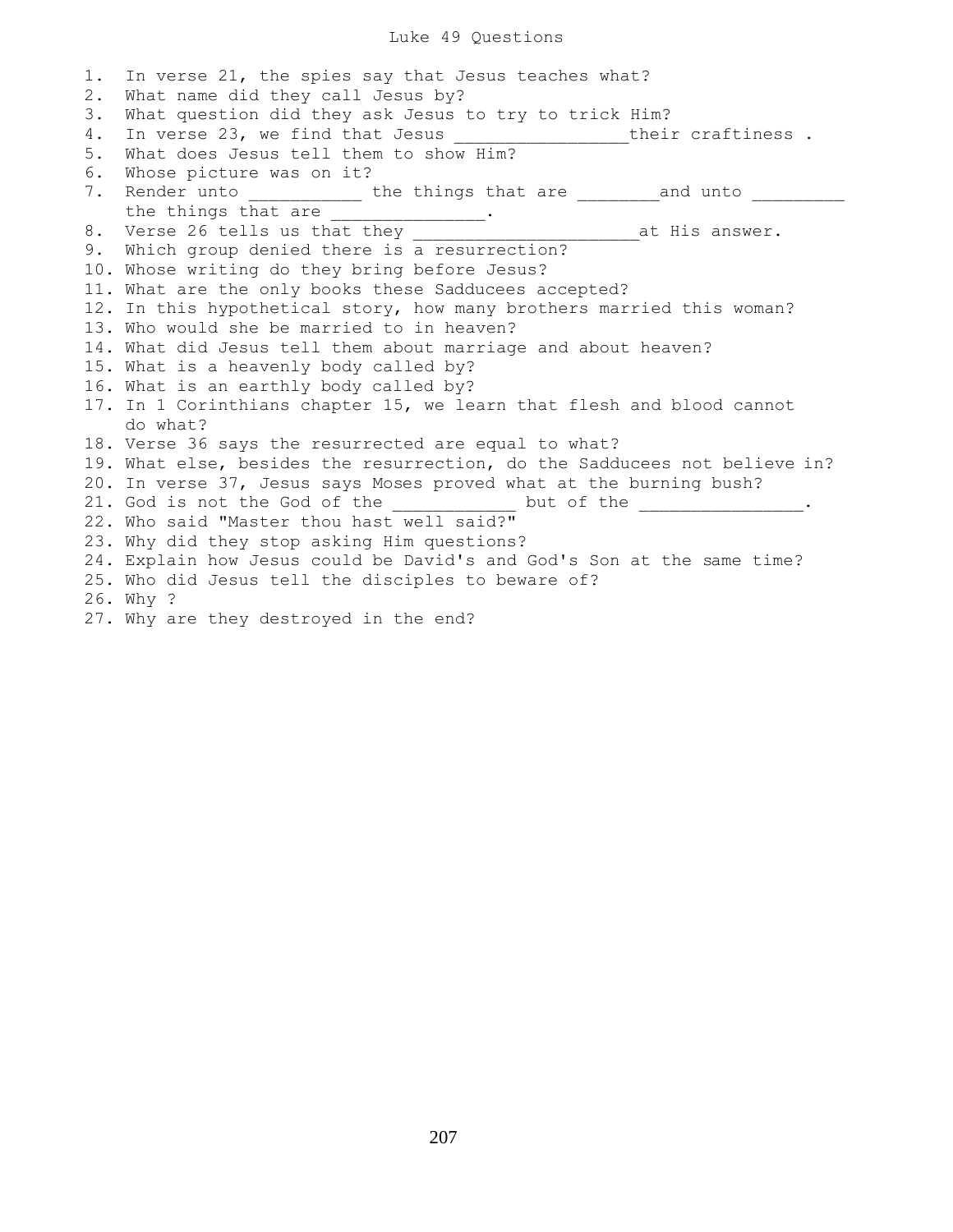# Luke 49 Questions

1. In verse 21, the spies say that Jesus teaches what?
2. What name did they call Jesus by?
3. What question did they ask Jesus to try to trick Him?
4. In verse 23, we find that Jesus ________________their craftiness .
5. What does Jesus tell them to show Him?
6. Whose picture was on it?
7. Render unto ___________ the things that are ________and unto _________ the things that are _______________.
8. Verse 26 tells us that they _____________________at His answer.
9. Which group denied there is a resurrection?
10. Whose writing do they bring before Jesus?
11. What are the only books these Sadducees accepted?
12. In this hypothetical story, how many brothers married this woman?
13. Who would she be married to in heaven?
14. What did Jesus tell them about marriage and about heaven?
15. What is a heavenly body called by?
16. What is an earthly body called by?
17. In 1 Corinthians chapter 15, we learn that flesh and blood cannot do what?
18. Verse 36 says the resurrected are equal to what?
19. What else, besides the resurrection, do the Sadducees not believe in?
20. In verse 37, Jesus says Moses proved what at the burning bush?
21. God is not the God of the ____________ but of the ________________.
22. Who said "Master thou hast well said?"
23. Why did they stop asking Him questions?
24. Explain how Jesus could be David's and God's Son at the same time?
25. Who did Jesus tell the disciples to beware of?
26. Why ?
27. Why are they destroyed in the end?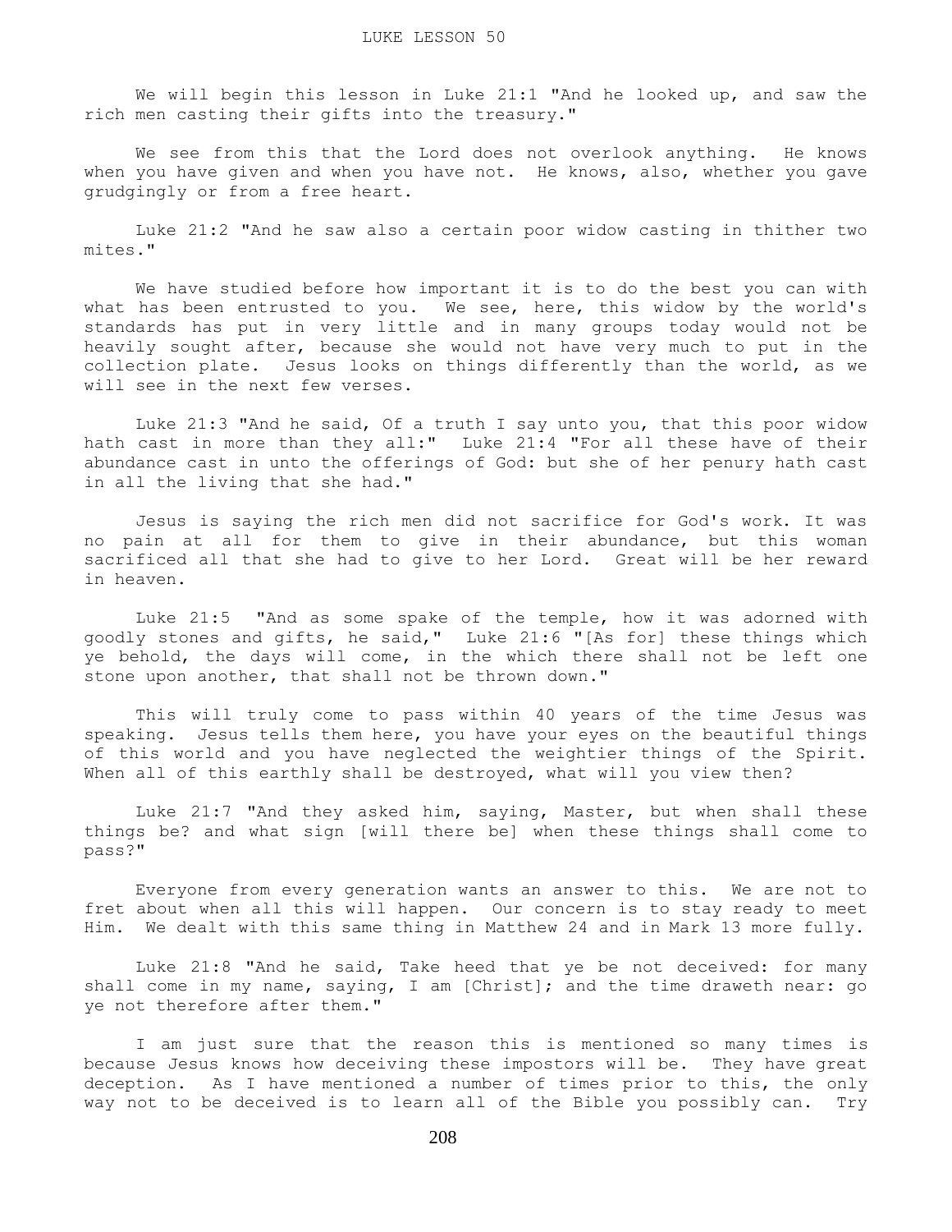# LUKE LESSON 50

We will begin this lesson in Luke 21:1 "And he looked up, and saw the rich men casting their gifts into the treasury."

We see from this that the Lord does not overlook anything. He knows when you have given and when you have not. He knows, also, whether you gave grudgingly or from a free heart.

Luke 21:2 "And he saw also a certain poor widow casting in thither two mites."

We have studied before how important it is to do the best you can with what has been entrusted to you. We see, here, this widow by the world's standards has put in very little and in many groups today would not be heavily sought after, because she would not have very much to put in the collection plate. Jesus looks on things differently than the world, as we will see in the next few verses.

Luke 21:3 "And he said, Of a truth I say unto you, that this poor widow hath cast in more than they all:" Luke 21:4 "For all these have of their abundance cast in unto the offerings of God: but she of her penury hath cast in all the living that she had."

Jesus is saying the rich men did not sacrifice for God's work. It was no pain at all for them to give in their abundance, but this woman sacrificed all that she had to give to her Lord. Great will be her reward in heaven.

Luke 21:5 "And as some spake of the temple, how it was adorned with goodly stones and gifts, he said," Luke 21:6 "[As for] these things which ye behold, the days will come, in the which there shall not be left one stone upon another, that shall not be thrown down."

This will truly come to pass within 40 years of the time Jesus was speaking. Jesus tells them here, you have your eyes on the beautiful things of this world and you have neglected the weightier things of the Spirit. When all of this earthly shall be destroyed, what will you view then?

Luke 21:7 "And they asked him, saying, Master, but when shall these things be? and what sign [will there be] when these things shall come to pass?"

Everyone from every generation wants an answer to this. We are not to fret about when all this will happen. Our concern is to stay ready to meet Him. We dealt with this same thing in Matthew 24 and in Mark 13 more fully.

Luke 21:8 "And he said, Take heed that ye be not deceived: for many shall come in my name, saying, I am [Christ]; and the time draweth near: go ye not therefore after them."

I am just sure that the reason this is mentioned so many times is because Jesus knows how deceiving these impostors will be. They have great deception. As I have mentioned a number of times prior to this, the only way not to be deceived is to learn all of the Bible you possibly can. Try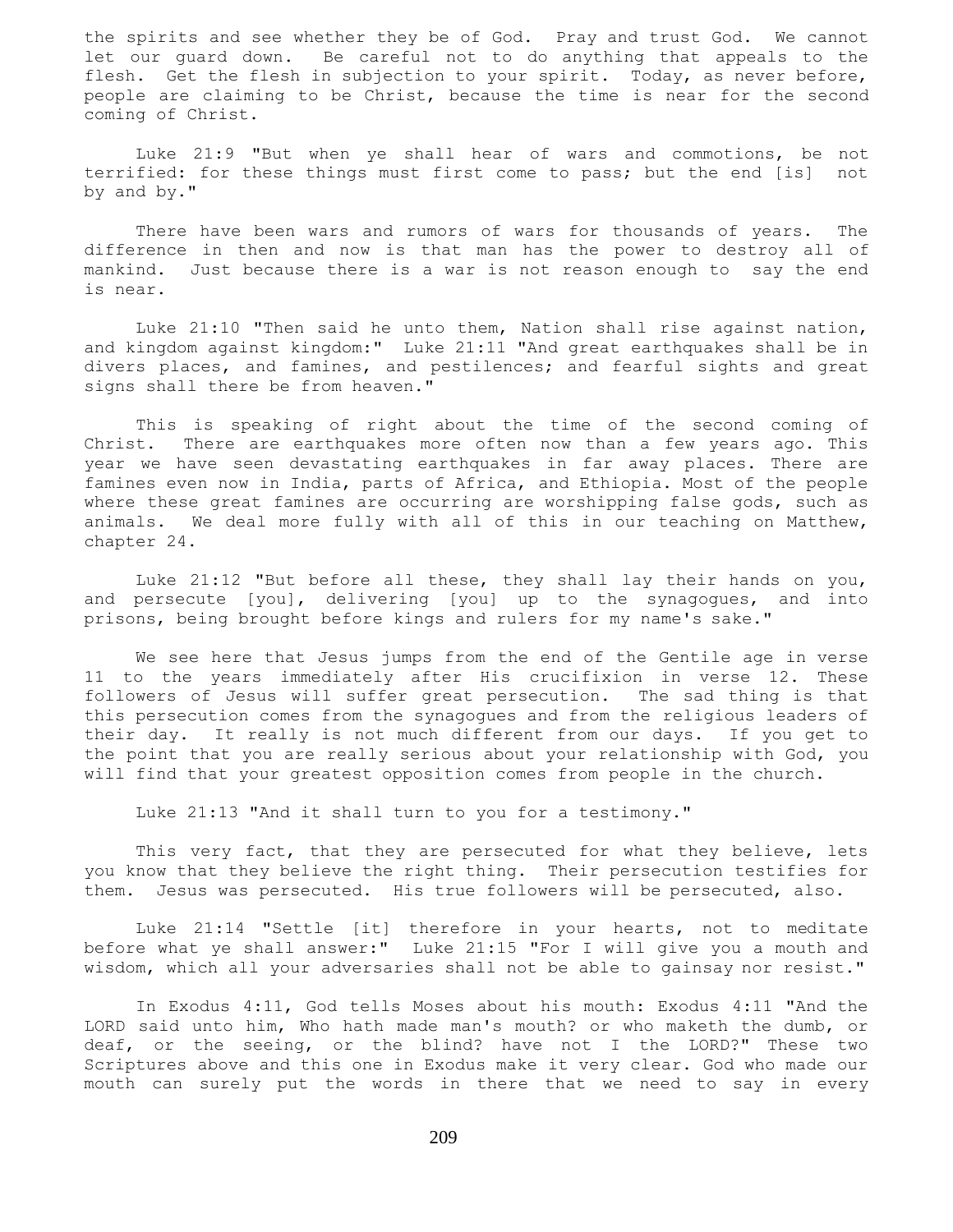the spirits and see whether they be of God. Pray and trust God. We cannot let our guard down. Be careful not to do anything that appeals to the flesh. Get the flesh in subjection to your spirit. Today, as never before, people are claiming to be Christ, because the time is near for the second coming of Christ.

Luke 21:9 "But when ye shall hear of wars and commotions, be not terrified: for these things must first come to pass; but the end [is] not by and by."

There have been wars and rumors of wars for thousands of years. The difference in then and now is that man has the power to destroy all of mankind. Just because there is a war is not reason enough to say the end is near.

Luke 21:10 "Then said he unto them, Nation shall rise against nation, and kingdom against kingdom:" Luke 21:11 "And great earthquakes shall be in divers places, and famines, and pestilences; and fearful sights and great signs shall there be from heaven."

This is speaking of right about the time of the second coming of Christ. There are earthquakes more often now than a few years ago. This year we have seen devastating earthquakes in far away places. There are famines even now in India, parts of Africa, and Ethiopia. Most of the people where these great famines are occurring are worshipping false gods, such as animals. We deal more fully with all of this in our teaching on Matthew, chapter 24.

Luke 21:12 "But before all these, they shall lay their hands on you, and persecute [you], delivering [you] up to the synagogues, and into prisons, being brought before kings and rulers for my name's sake."

We see here that Jesus jumps from the end of the Gentile age in verse 11 to the years immediately after His crucifixion in verse 12. These followers of Jesus will suffer great persecution. The sad thing is that this persecution comes from the synagogues and from the religious leaders of their day. It really is not much different from our days. If you get to the point that you are really serious about your relationship with God, you will find that your greatest opposition comes from people in the church.

Luke 21:13 "And it shall turn to you for a testimony."

This very fact, that they are persecuted for what they believe, lets you know that they believe the right thing. Their persecution testifies for them. Jesus was persecuted. His true followers will be persecuted, also.

Luke 21:14 "Settle [it] therefore in your hearts, not to meditate before what ye shall answer:" Luke 21:15 "For I will give you a mouth and wisdom, which all your adversaries shall not be able to gainsay nor resist."

In Exodus 4:11, God tells Moses about his mouth: Exodus 4:11 "And the LORD said unto him, Who hath made man's mouth? or who maketh the dumb, or deaf, or the seeing, or the blind? have not I the LORD?" These two Scriptures above and this one in Exodus make it very clear. God who made our mouth can surely put the words in there that we need to say in every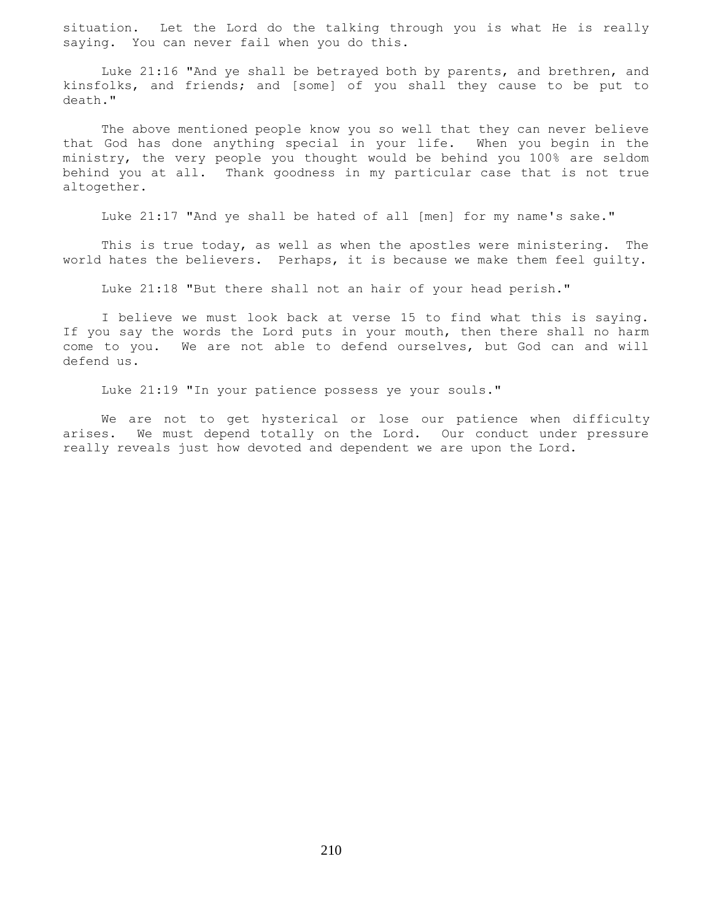situation. Let the Lord do the talking through you is what He is really saying. You can never fail when you do this.

Luke 21:16 "And ye shall be betrayed both by parents, and brethren, and kinsfolks, and friends; and [some] of you shall they cause to be put to death."

The above mentioned people know you so well that they can never believe that God has done anything special in your life. When you begin in the ministry, the very people you thought would be behind you 100% are seldom behind you at all. Thank goodness in my particular case that is not true altogether.

Luke 21:17 "And ye shall be hated of all [men] for my name's sake."

This is true today, as well as when the apostles were ministering. The world hates the believers. Perhaps, it is because we make them feel guilty.

Luke 21:18 "But there shall not an hair of your head perish."

I believe we must look back at verse 15 to find what this is saying. If you say the words the Lord puts in your mouth, then there shall no harm come to you. We are not able to defend ourselves, but God can and will defend us.

Luke 21:19 "In your patience possess ye your souls."

We are not to get hysterical or lose our patience when difficulty arises. We must depend totally on the Lord. Our conduct under pressure really reveals just how devoted and dependent we are upon the Lord.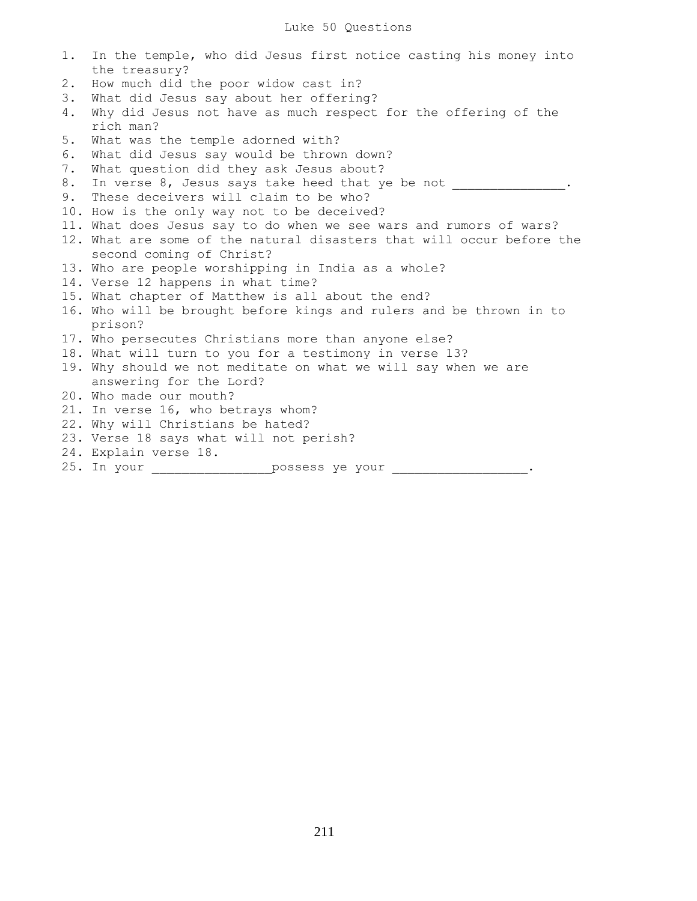# Luke 50 Questions

1. In the temple, who did Jesus first notice casting his money into the treasury?
2. How much did the poor widow cast in?
3. What did Jesus say about her offering?
4. Why did Jesus not have as much respect for the offering of the rich man?
5. What was the temple adorned with?
6. What did Jesus say would be thrown down?
7. What question did they ask Jesus about?
8. In verse 8, Jesus says take heed that ye be not _______________.
9. These deceivers will claim to be who?
10. How is the only way not to be deceived?
11. What does Jesus say to do when we see wars and rumors of wars?
12. What are some of the natural disasters that will occur before the second coming of Christ?
13. Who are people worshipping in India as a whole?
14. Verse 12 happens in what time?
15. What chapter of Matthew is all about the end?
16. Who will be brought before kings and rulers and be thrown in to prison?
17. Who persecutes Christians more than anyone else?
18. What will turn to you for a testimony in verse 13?
19. Why should we not meditate on what we will say when we are answering for the Lord?
20. Who made our mouth?
21. In verse 16, who betrays whom?
22. Why will Christians be hated?
23. Verse 18 says what will not perish?
24. Explain verse 18.
25. In your ________________possess ye your __________________.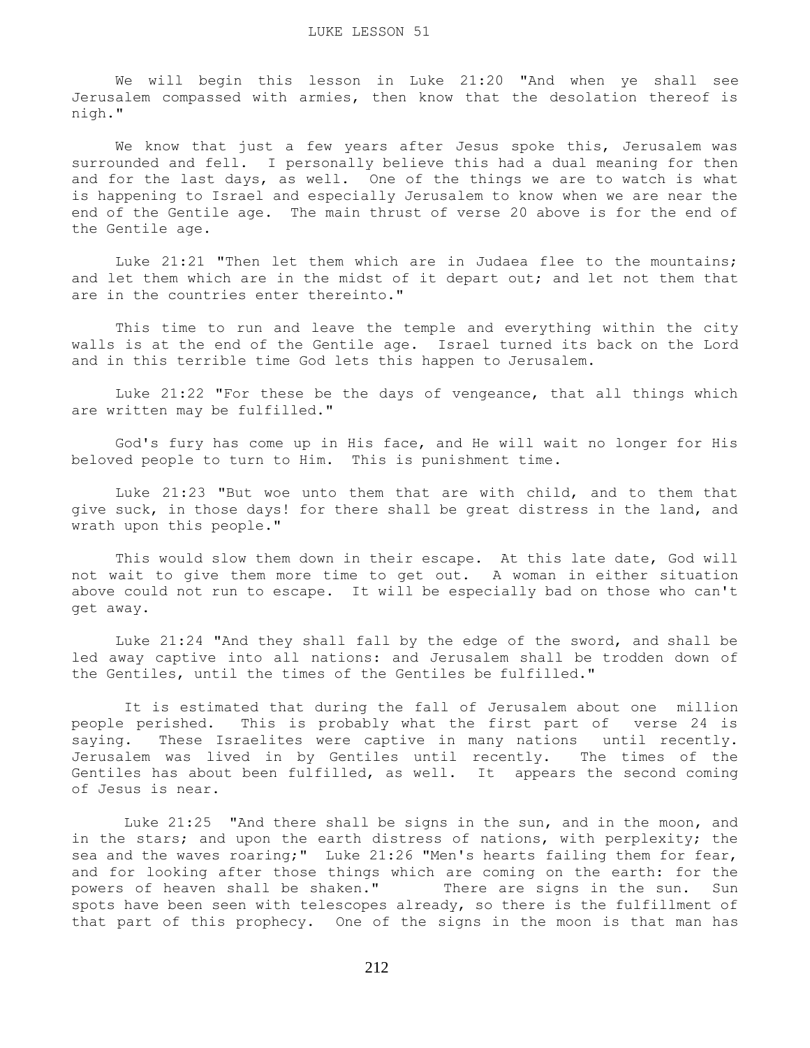LUKE LESSON 51

We will begin this lesson in Luke 21:20 "And when ye shall see Jerusalem compassed with armies, then know that the desolation thereof is nigh."

We know that just a few years after Jesus spoke this, Jerusalem was surrounded and fell. I personally believe this had a dual meaning for then and for the last days, as well. One of the things we are to watch is what is happening to Israel and especially Jerusalem to know when we are near the end of the Gentile age. The main thrust of verse 20 above is for the end of the Gentile age.

Luke 21:21 "Then let them which are in Judaea flee to the mountains; and let them which are in the midst of it depart out; and let not them that are in the countries enter thereinto."

This time to run and leave the temple and everything within the city walls is at the end of the Gentile age. Israel turned its back on the Lord and in this terrible time God lets this happen to Jerusalem.

Luke 21:22 "For these be the days of vengeance, that all things which are written may be fulfilled."

God's fury has come up in His face, and He will wait no longer for His beloved people to turn to Him. This is punishment time.

Luke 21:23 "But woe unto them that are with child, and to them that give suck, in those days! for there shall be great distress in the land, and wrath upon this people."

This would slow them down in their escape. At this late date, God will not wait to give them more time to get out. A woman in either situation above could not run to escape. It will be especially bad on those who can't get away.

Luke 21:24 "And they shall fall by the edge of the sword, and shall be led away captive into all nations: and Jerusalem shall be trodden down of the Gentiles, until the times of the Gentiles be fulfilled."

It is estimated that during the fall of Jerusalem about one million people perished. This is probably what the first part of verse 24 is saying. These Israelites were captive in many nations until recently. Jerusalem was lived in by Gentiles until recently. The times of the Gentiles has about been fulfilled, as well. It appears the second coming of Jesus is near.

Luke 21:25 "And there shall be signs in the sun, and in the moon, and in the stars; and upon the earth distress of nations, with perplexity; the sea and the waves roaring;" Luke 21:26 "Men's hearts failing them for fear, and for looking after those things which are coming on the earth: for the powers of heaven shall be shaken." There are signs in the sun. Sun spots have been seen with telescopes already, so there is the fulfillment of that part of this prophecy. One of the signs in the moon is that man has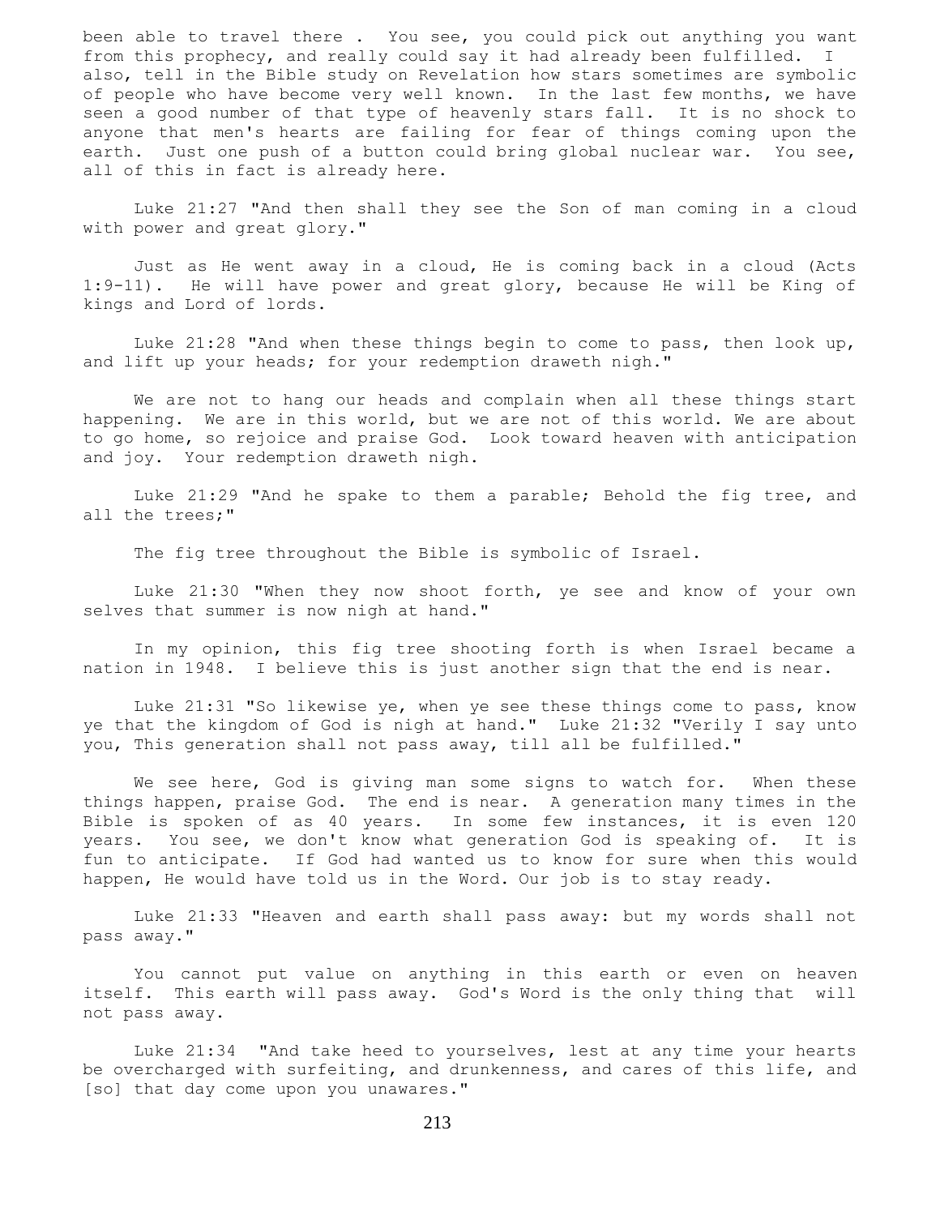been able to travel there . You see, you could pick out anything you want from this prophecy, and really could say it had already been fulfilled. I also, tell in the Bible study on Revelation how stars sometimes are symbolic of people who have become very well known. In the last few months, we have seen a good number of that type of heavenly stars fall. It is no shock to anyone that men's hearts are failing for fear of things coming upon the earth. Just one push of a button could bring global nuclear war. You see, all of this in fact is already here.

Luke 21:27 "And then shall they see the Son of man coming in a cloud with power and great glory."

Just as He went away in a cloud, He is coming back in a cloud (Acts 1:9-11). He will have power and great glory, because He will be King of kings and Lord of lords.

Luke 21:28 "And when these things begin to come to pass, then look up, and lift up your heads; for your redemption draweth nigh."

We are not to hang our heads and complain when all these things start happening. We are in this world, but we are not of this world. We are about to go home, so rejoice and praise God. Look toward heaven with anticipation and joy. Your redemption draweth nigh.

Luke 21:29 "And he spake to them a parable; Behold the fig tree, and all the trees;"

The fig tree throughout the Bible is symbolic of Israel.

Luke 21:30 "When they now shoot forth, ye see and know of your own selves that summer is now nigh at hand."

In my opinion, this fig tree shooting forth is when Israel became a nation in 1948. I believe this is just another sign that the end is near.

Luke 21:31 "So likewise ye, when ye see these things come to pass, know ye that the kingdom of God is nigh at hand." Luke 21:32 "Verily I say unto you, This generation shall not pass away, till all be fulfilled."

We see here, God is giving man some signs to watch for. When these things happen, praise God. The end is near. A generation many times in the Bible is spoken of as 40 years. In some few instances, it is even 120 years. You see, we don't know what generation God is speaking of. It is fun to anticipate. If God had wanted us to know for sure when this would happen, He would have told us in the Word. Our job is to stay ready.

Luke 21:33 "Heaven and earth shall pass away: but my words shall not pass away."

You cannot put value on anything in this earth or even on heaven itself. This earth will pass away. God's Word is the only thing that will not pass away.

Luke 21:34 "And take heed to yourselves, lest at any time your hearts be overcharged with surfeiting, and drunkenness, and cares of this life, and [so] that day come upon you unawares."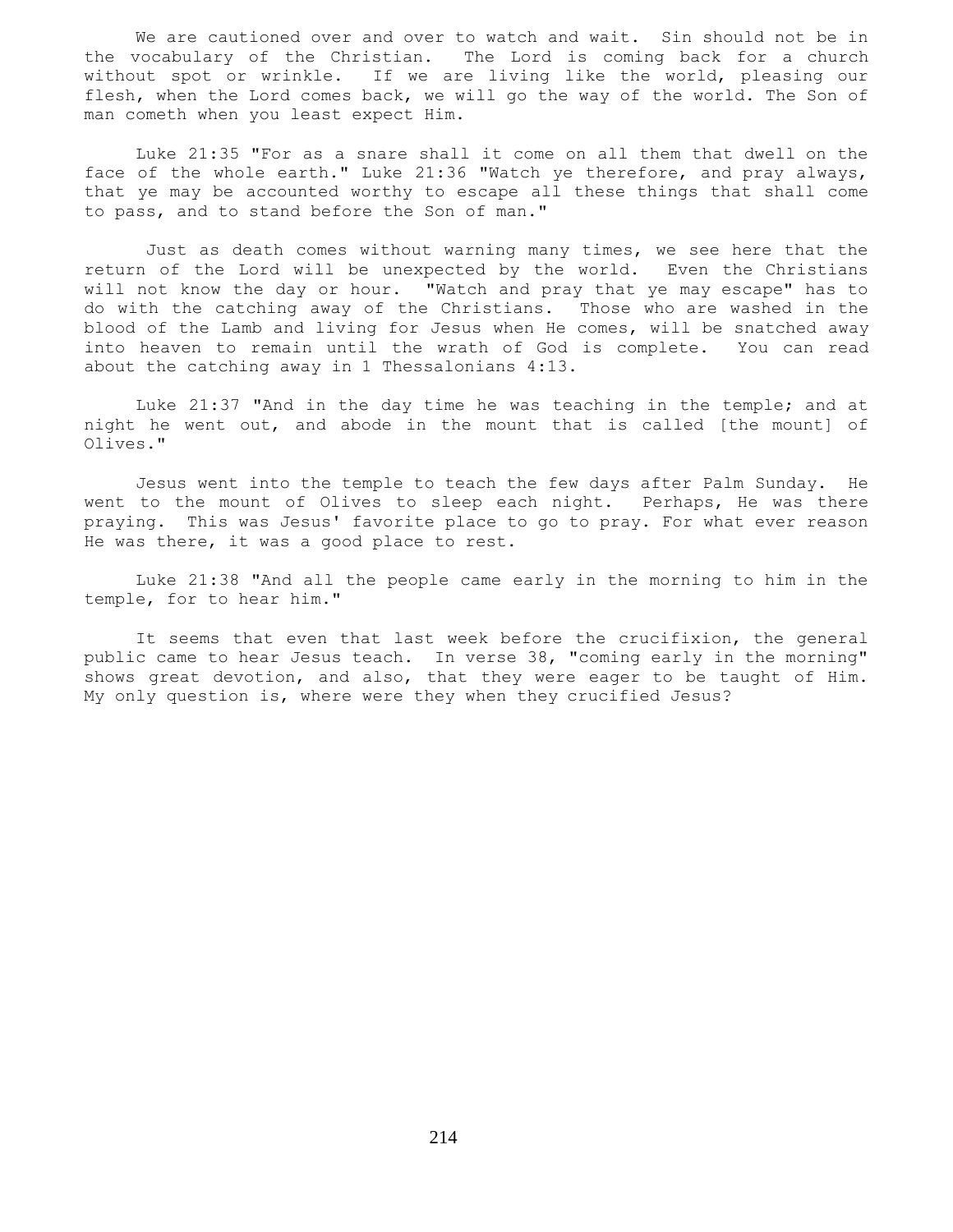We are cautioned over and over to watch and wait. Sin should not be in the vocabulary of the Christian. The Lord is coming back for a church without spot or wrinkle. If we are living like the world, pleasing our flesh, when the Lord comes back, we will go the way of the world. The Son of man cometh when you least expect Him.

Luke 21:35 "For as a snare shall it come on all them that dwell on the face of the whole earth." Luke 21:36 "Watch ye therefore, and pray always, that ye may be accounted worthy to escape all these things that shall come to pass, and to stand before the Son of man."

Just as death comes without warning many times, we see here that the return of the Lord will be unexpected by the world. Even the Christians will not know the day or hour. "Watch and pray that ye may escape" has to do with the catching away of the Christians. Those who are washed in the blood of the Lamb and living for Jesus when He comes, will be snatched away into heaven to remain until the wrath of God is complete. You can read about the catching away in 1 Thessalonians 4:13.

Luke 21:37 "And in the day time he was teaching in the temple; and at night he went out, and abode in the mount that is called [the mount] of Olives."

Jesus went into the temple to teach the few days after Palm Sunday. He went to the mount of Olives to sleep each night. Perhaps, He was there praying. This was Jesus' favorite place to go to pray. For what ever reason He was there, it was a good place to rest.

Luke 21:38 "And all the people came early in the morning to him in the temple, for to hear him."

It seems that even that last week before the crucifixion, the general public came to hear Jesus teach. In verse 38, "coming early in the morning" shows great devotion, and also, that they were eager to be taught of Him. My only question is, where were they when they crucified Jesus?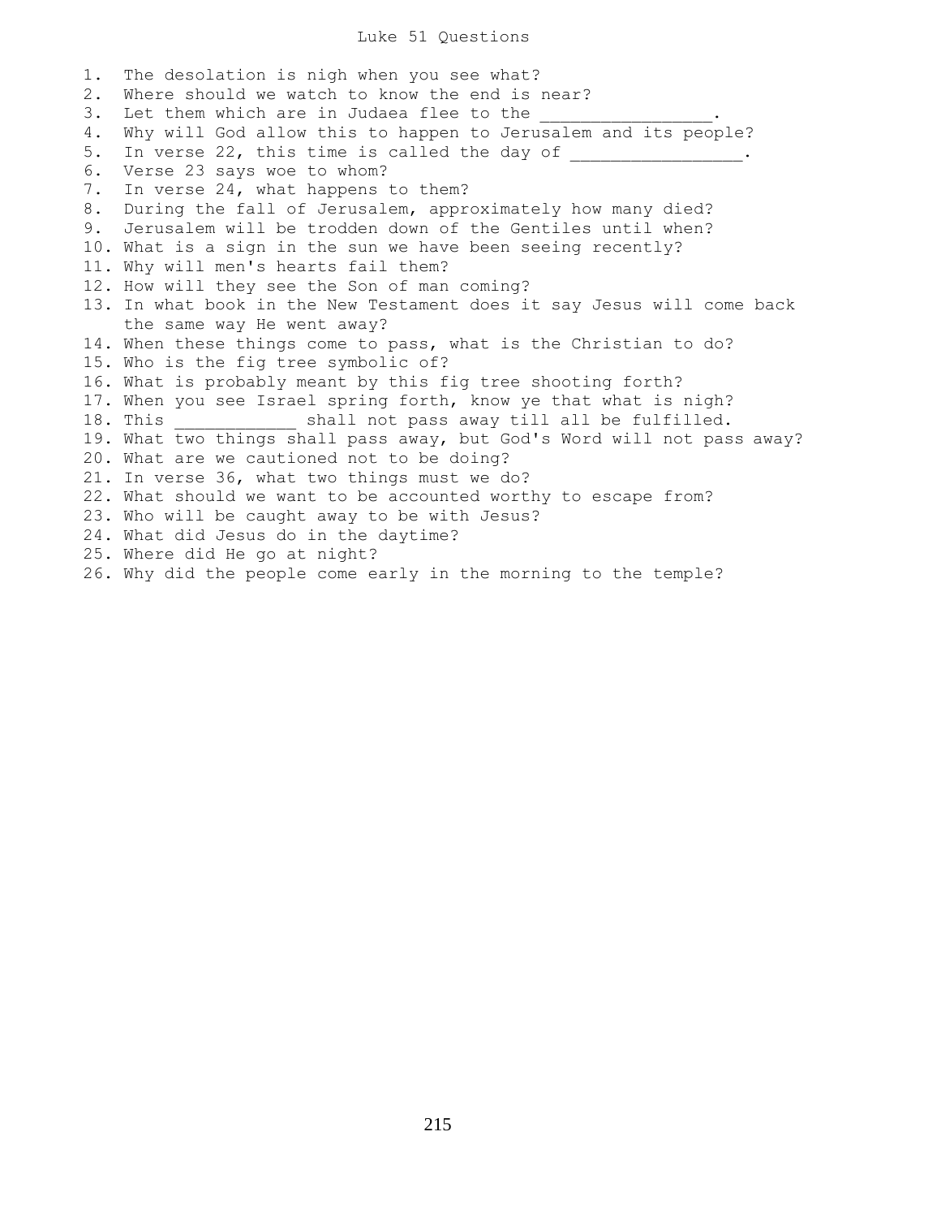# Luke 51 Questions

1. The desolation is nigh when you see what?
2. Where should we watch to know the end is near?
3. Let them which are in Judaea flee to the ________________.
4. Why will God allow this to happen to Jerusalem and its people?
5. In verse 22, this time is called the day of ________________.
6. Verse 23 says woe to whom?
7. In verse 24, what happens to them?
8. During the fall of Jerusalem, approximately how many died?
9. Jerusalem will be trodden down of the Gentiles until when?
10. What is a sign in the sun we have been seeing recently?
11. Why will men's hearts fail them?
12. How will they see the Son of man coming?
13. In what book in the New Testament does it say Jesus will come back the same way He went away?
14. When these things come to pass, what is the Christian to do?
15. Who is the fig tree symbolic of?
16. What is probably meant by this fig tree shooting forth?
17. When you see Israel spring forth, know ye that what is nigh?
18. This ____________ shall not pass away till all be fulfilled.
19. What two things shall pass away, but God's Word will not pass away?
20. What are we cautioned not to be doing?
21. In verse 36, what two things must we do?
22. What should we want to be accounted worthy to escape from?
23. Who will be caught away to be with Jesus?
24. What did Jesus do in the daytime?
25. Where did He go at night?
26. Why did the people come early in the morning to the temple?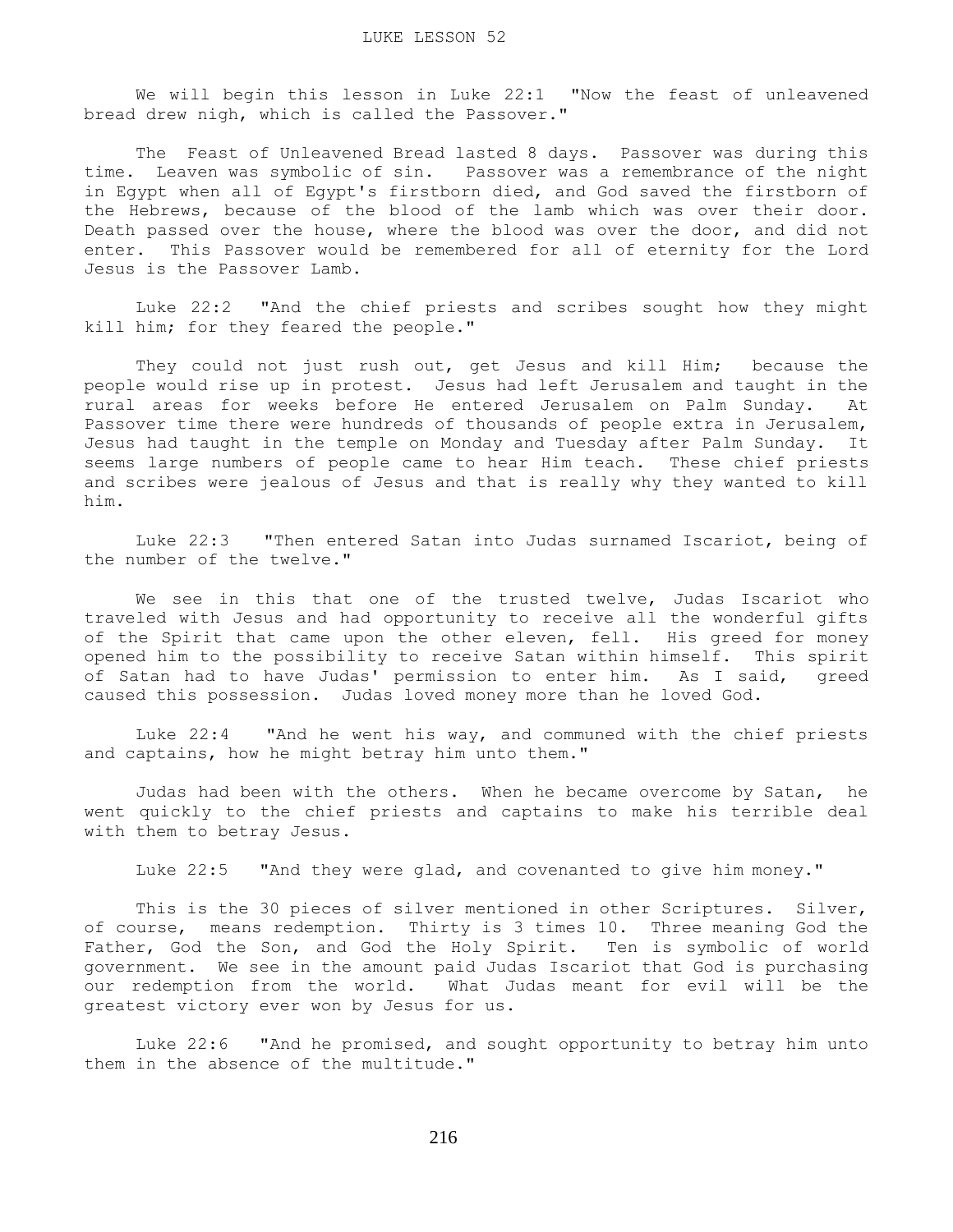# LUKE LESSON 52

We will begin this lesson in Luke 22:1 "Now the feast of unleavened bread drew nigh, which is called the Passover."

The Feast of Unleavened Bread lasted 8 days. Passover was during this time. Leaven was symbolic of sin. Passover was a remembrance of the night in Egypt when all of Egypt's firstborn died, and God saved the firstborn of the Hebrews, because of the blood of the lamb which was over their door. Death passed over the house, where the blood was over the door, and did not enter. This Passover would be remembered for all of eternity for the Lord Jesus is the Passover Lamb.

Luke 22:2 "And the chief priests and scribes sought how they might kill him; for they feared the people."

They could not just rush out, get Jesus and kill Him; because the people would rise up in protest. Jesus had left Jerusalem and taught in the rural areas for weeks before He entered Jerusalem on Palm Sunday. At Passover time there were hundreds of thousands of people extra in Jerusalem, Jesus had taught in the temple on Monday and Tuesday after Palm Sunday. It seems large numbers of people came to hear Him teach. These chief priests and scribes were jealous of Jesus and that is really why they wanted to kill him.

Luke 22:3 "Then entered Satan into Judas surnamed Iscariot, being of the number of the twelve."

We see in this that one of the trusted twelve, Judas Iscariot who traveled with Jesus and had opportunity to receive all the wonderful gifts of the Spirit that came upon the other eleven, fell. His greed for money opened him to the possibility to receive Satan within himself. This spirit of Satan had to have Judas' permission to enter him. As I said, greed caused this possession. Judas loved money more than he loved God.

Luke 22:4 "And he went his way, and communed with the chief priests and captains, how he might betray him unto them."

Judas had been with the others. When he became overcome by Satan, he went quickly to the chief priests and captains to make his terrible deal with them to betray Jesus.

Luke 22:5 "And they were glad, and covenanted to give him money."

This is the 30 pieces of silver mentioned in other Scriptures. Silver, of course, means redemption. Thirty is 3 times 10. Three meaning God the Father, God the Son, and God the Holy Spirit. Ten is symbolic of world government. We see in the amount paid Judas Iscariot that God is purchasing our redemption from the world. What Judas meant for evil will be the greatest victory ever won by Jesus for us.

Luke 22:6 "And he promised, and sought opportunity to betray him unto them in the absence of the multitude."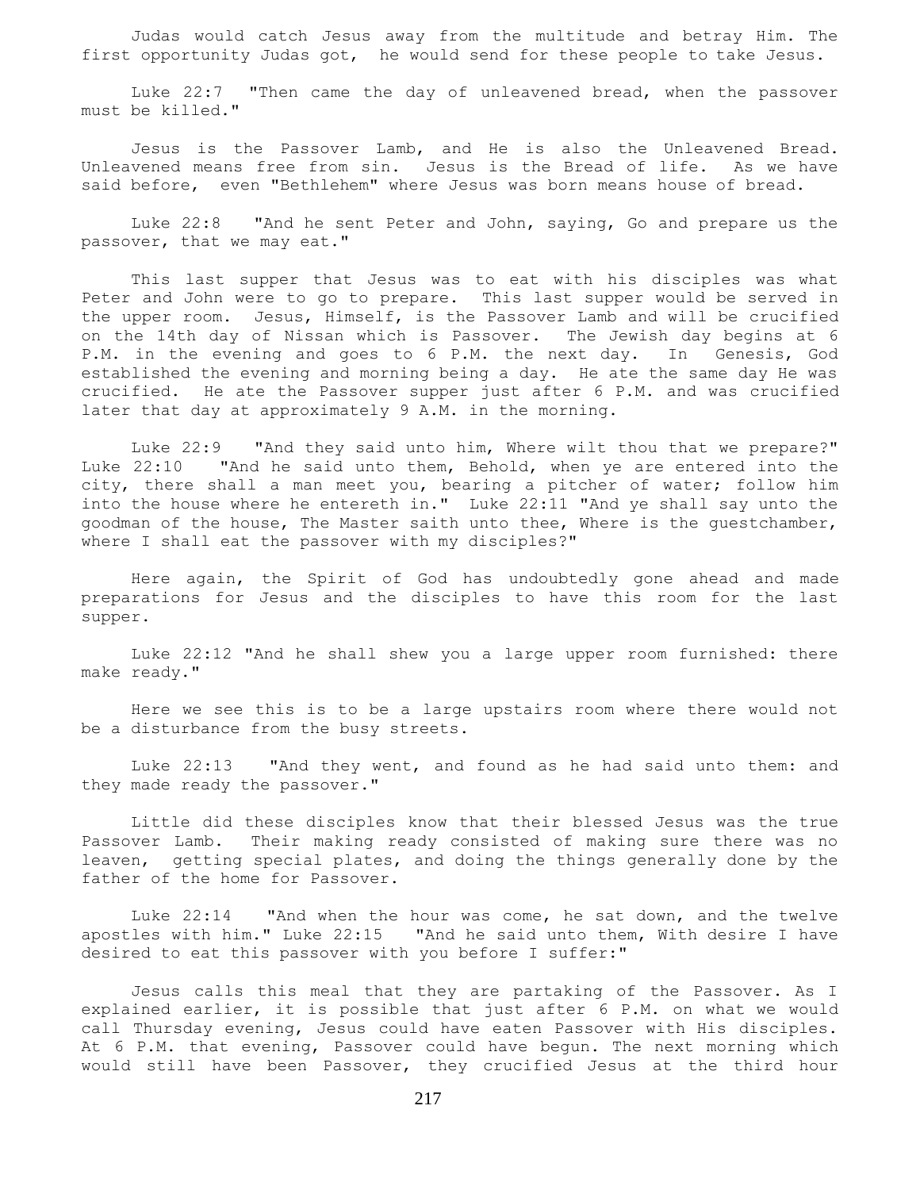Judas would catch Jesus away from the multitude and betray Him. The first opportunity Judas got, he would send for these people to take Jesus.

Luke 22:7 "Then came the day of unleavened bread, when the passover must be killed."

Jesus is the Passover Lamb, and He is also the Unleavened Bread. Unleavened means free from sin. Jesus is the Bread of life. As we have said before, even "Bethlehem" where Jesus was born means house of bread.

Luke 22:8 "And he sent Peter and John, saying, Go and prepare us the passover, that we may eat."

This last supper that Jesus was to eat with his disciples was what Peter and John were to go to prepare. This last supper would be served in the upper room. Jesus, Himself, is the Passover Lamb and will be crucified on the 14th day of Nissan which is Passover. The Jewish day begins at 6 P.M. in the evening and goes to 6 P.M. the next day. In Genesis, God established the evening and morning being a day. He ate the same day He was crucified. He ate the Passover supper just after 6 P.M. and was crucified later that day at approximately 9 A.M. in the morning.

Luke 22:9 "And they said unto him, Where wilt thou that we prepare?" Luke 22:10 "And he said unto them, Behold, when ye are entered into the city, there shall a man meet you, bearing a pitcher of water; follow him into the house where he entereth in." Luke 22:11 "And ye shall say unto the goodman of the house, The Master saith unto thee, Where is the guestchamber, where I shall eat the passover with my disciples?"

Here again, the Spirit of God has undoubtedly gone ahead and made preparations for Jesus and the disciples to have this room for the last supper.

Luke 22:12 "And he shall shew you a large upper room furnished: there make ready."

Here we see this is to be a large upstairs room where there would not be a disturbance from the busy streets.

Luke 22:13 "And they went, and found as he had said unto them: and they made ready the passover."

Little did these disciples know that their blessed Jesus was the true Passover Lamb. Their making ready consisted of making sure there was no leaven, getting special plates, and doing the things generally done by the father of the home for Passover.

Luke 22:14 "And when the hour was come, he sat down, and the twelve apostles with him." Luke 22:15 "And he said unto them, With desire I have desired to eat this passover with you before I suffer:"

Jesus calls this meal that they are partaking of the Passover. As I explained earlier, it is possible that just after 6 P.M. on what we would call Thursday evening, Jesus could have eaten Passover with His disciples. At 6 P.M. that evening, Passover could have begun. The next morning which would still have been Passover, they crucified Jesus at the third hour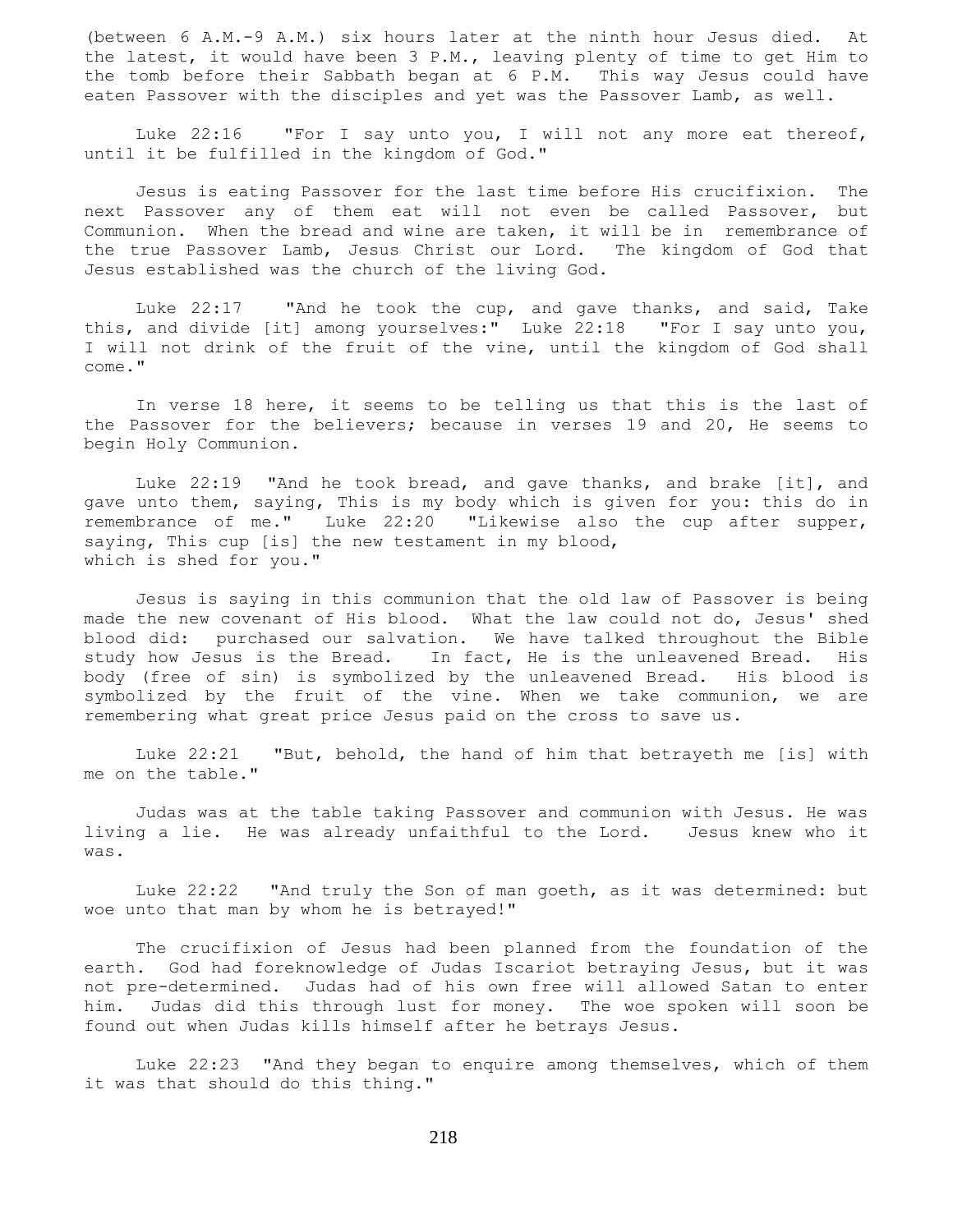(between 6 A.M.-9 A.M.) six hours later at the ninth hour Jesus died. At the latest, it would have been 3 P.M., leaving plenty of time to get Him to the tomb before their Sabbath began at 6 P.M. This way Jesus could have eaten Passover with the disciples and yet was the Passover Lamb, as well.

Luke 22:16 "For I say unto you, I will not any more eat thereof, until it be fulfilled in the kingdom of God."

Jesus is eating Passover for the last time before His crucifixion. The next Passover any of them eat will not even be called Passover, but Communion. When the bread and wine are taken, it will be in remembrance of the true Passover Lamb, Jesus Christ our Lord. The kingdom of God that Jesus established was the church of the living God.

Luke 22:17 "And he took the cup, and gave thanks, and said, Take this, and divide [it] among yourselves:" Luke 22:18 "For I say unto you, I will not drink of the fruit of the vine, until the kingdom of God shall come."

In verse 18 here, it seems to be telling us that this is the last of the Passover for the believers; because in verses 19 and 20, He seems to begin Holy Communion.

Luke 22:19 "And he took bread, and gave thanks, and brake [it], and gave unto them, saying, This is my body which is given for you: this do in remembrance of me." Luke 22:20 "Likewise also the cup after supper, saying, This cup [is] the new testament in my blood, which is shed for you."

Jesus is saying in this communion that the old law of Passover is being made the new covenant of His blood. What the law could not do, Jesus' shed blood did: purchased our salvation. We have talked throughout the Bible study how Jesus is the Bread. In fact, He is the unleavened Bread. His body (free of sin) is symbolized by the unleavened Bread. His blood is symbolized by the fruit of the vine. When we take communion, we are remembering what great price Jesus paid on the cross to save us.

Luke 22:21 "But, behold, the hand of him that betrayeth me [is] with me on the table."

Judas was at the table taking Passover and communion with Jesus. He was living a lie. He was already unfaithful to the Lord. Jesus knew who it was.

Luke 22:22 "And truly the Son of man goeth, as it was determined: but woe unto that man by whom he is betrayed!"

The crucifixion of Jesus had been planned from the foundation of the earth. God had foreknowledge of Judas Iscariot betraying Jesus, but it was not pre-determined. Judas had of his own free will allowed Satan to enter him. Judas did this through lust for money. The woe spoken will soon be found out when Judas kills himself after he betrays Jesus.

Luke 22:23 "And they began to enquire among themselves, which of them it was that should do this thing."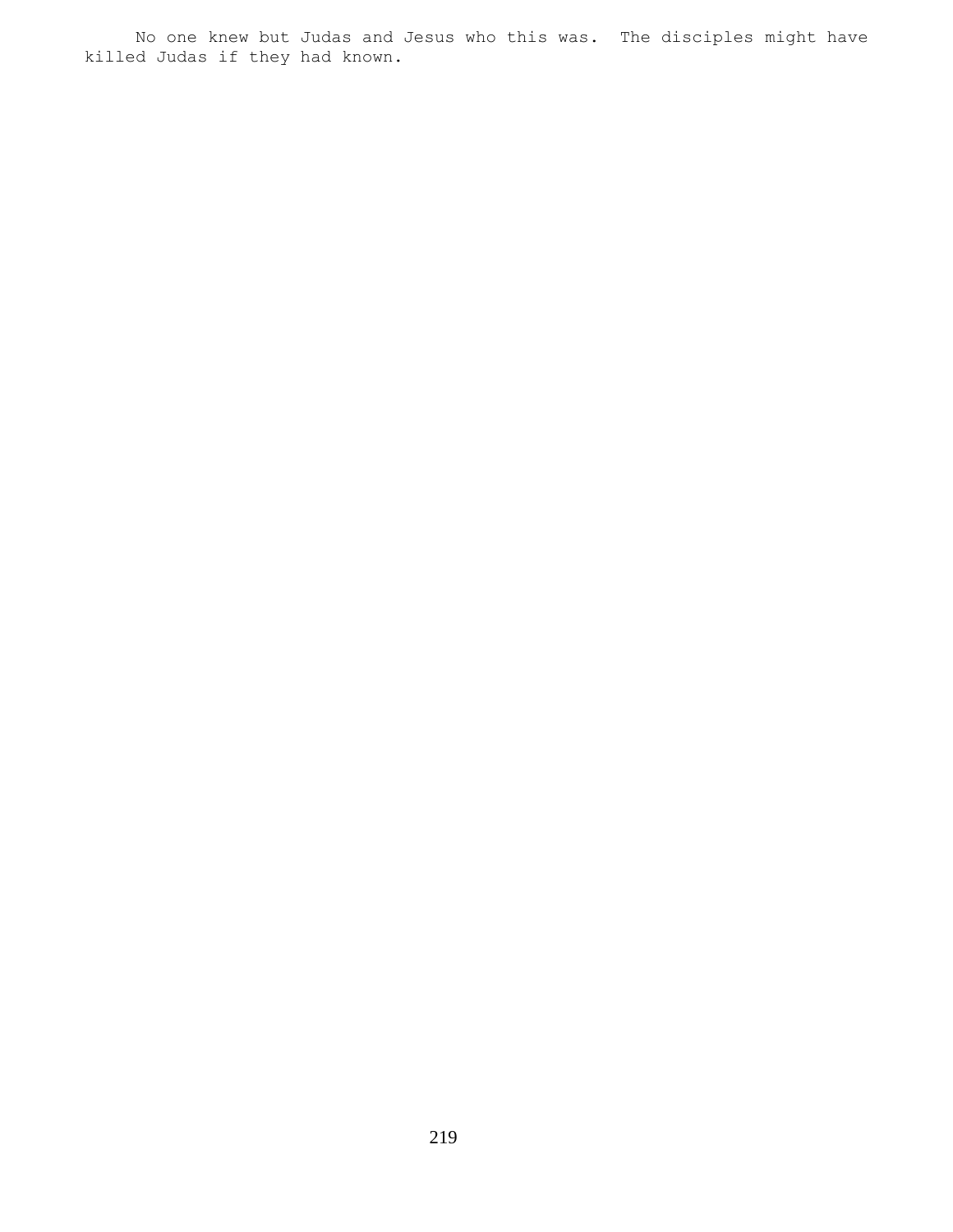No one knew but Judas and Jesus who this was. The disciples might have killed Judas if they had known.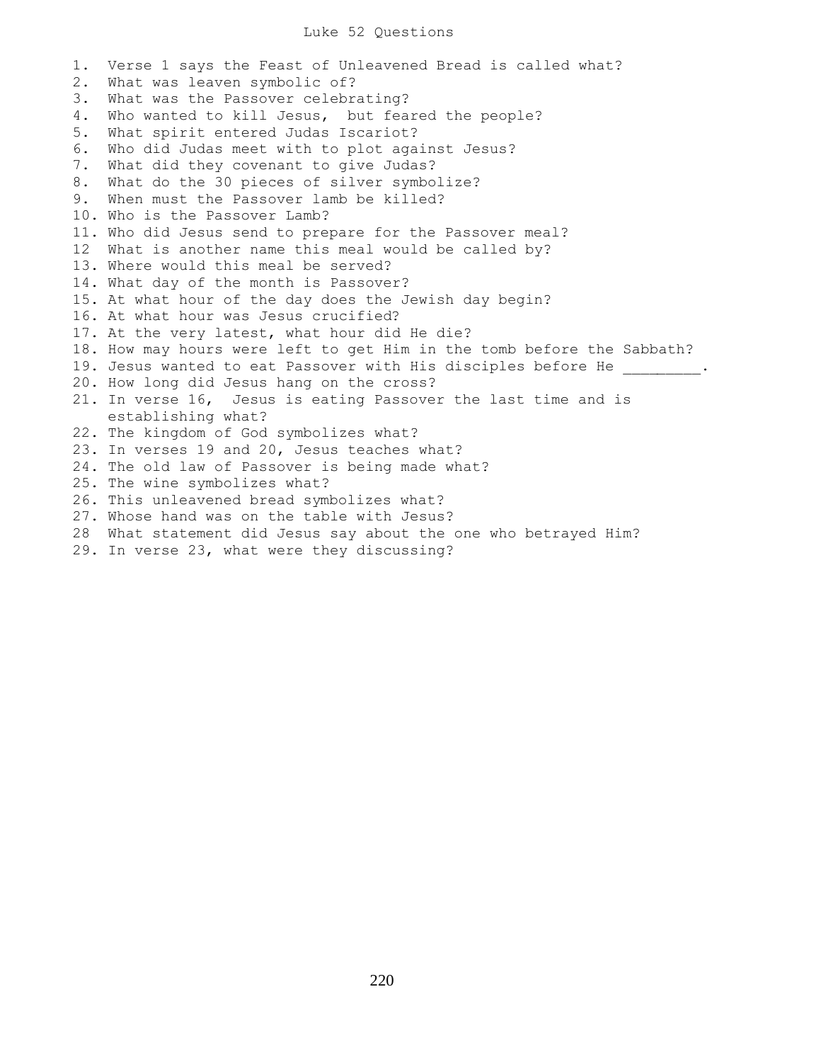# Luke 52 Questions

1. Verse 1 says the Feast of Unleavened Bread is called what?
2. What was leaven symbolic of?
3. What was the Passover celebrating?
4. Who wanted to kill Jesus, but feared the people?
5. What spirit entered Judas Iscariot?
6. Who did Judas meet with to plot against Jesus?
7. What did they covenant to give Judas?
8. What do the 30 pieces of silver symbolize?
9. When must the Passover lamb be killed?
10. Who is the Passover Lamb?
11. Who did Jesus send to prepare for the Passover meal?
12 What is another name this meal would be called by?
13. Where would this meal be served?
14. What day of the month is Passover?
15. At what hour of the day does the Jewish day begin?
16. At what hour was Jesus crucified?
17. At the very latest, what hour did He die?
18. How may hours were left to get Him in the tomb before the Sabbath?
19. Jesus wanted to eat Passover with His disciples before He _________.
20. How long did Jesus hang on the cross?
21. In verse 16, Jesus is eating Passover the last time and is establishing what?
22. The kingdom of God symbolizes what?
23. In verses 19 and 20, Jesus teaches what?
24. The old law of Passover is being made what?
25. The wine symbolizes what?
26. This unleavened bread symbolizes what?
27. Whose hand was on the table with Jesus?
28 What statement did Jesus say about the one who betrayed Him?
29. In verse 23, what were they discussing?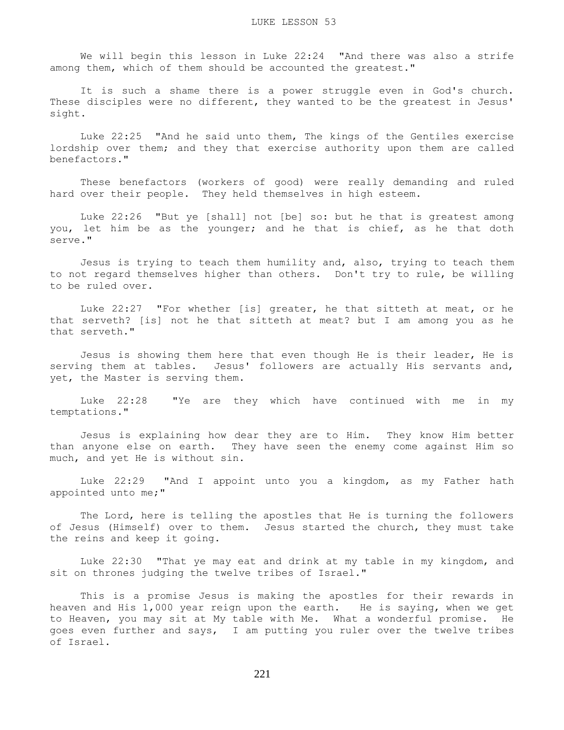# LUKE LESSON 53

We will begin this lesson in Luke 22:24 "And there was also a strife among them, which of them should be accounted the greatest."

It is such a shame there is a power struggle even in God's church. These disciples were no different, they wanted to be the greatest in Jesus' sight.

Luke 22:25 "And he said unto them, The kings of the Gentiles exercise lordship over them; and they that exercise authority upon them are called benefactors."

These benefactors (workers of good) were really demanding and ruled hard over their people. They held themselves in high esteem.

Luke 22:26 "But ye [shall] not [be] so: but he that is greatest among you, let him be as the younger; and he that is chief, as he that doth serve."

Jesus is trying to teach them humility and, also, trying to teach them to not regard themselves higher than others. Don't try to rule, be willing to be ruled over.

Luke 22:27 "For whether [is] greater, he that sitteth at meat, or he that serveth? [is] not he that sitteth at meat? but I am among you as he that serveth."

Jesus is showing them here that even though He is their leader, He is serving them at tables. Jesus' followers are actually His servants and, yet, the Master is serving them.

Luke 22:28 "Ye are they which have continued with me in my temptations."

Jesus is explaining how dear they are to Him. They know Him better than anyone else on earth. They have seen the enemy come against Him so much, and yet He is without sin.

Luke 22:29 "And I appoint unto you a kingdom, as my Father hath appointed unto me;"

The Lord, here is telling the apostles that He is turning the followers of Jesus (Himself) over to them. Jesus started the church, they must take the reins and keep it going.

Luke 22:30 "That ye may eat and drink at my table in my kingdom, and sit on thrones judging the twelve tribes of Israel."

This is a promise Jesus is making the apostles for their rewards in heaven and His 1,000 year reign upon the earth. He is saying, when we get to Heaven, you may sit at My table with Me. What a wonderful promise. He goes even further and says, I am putting you ruler over the twelve tribes of Israel.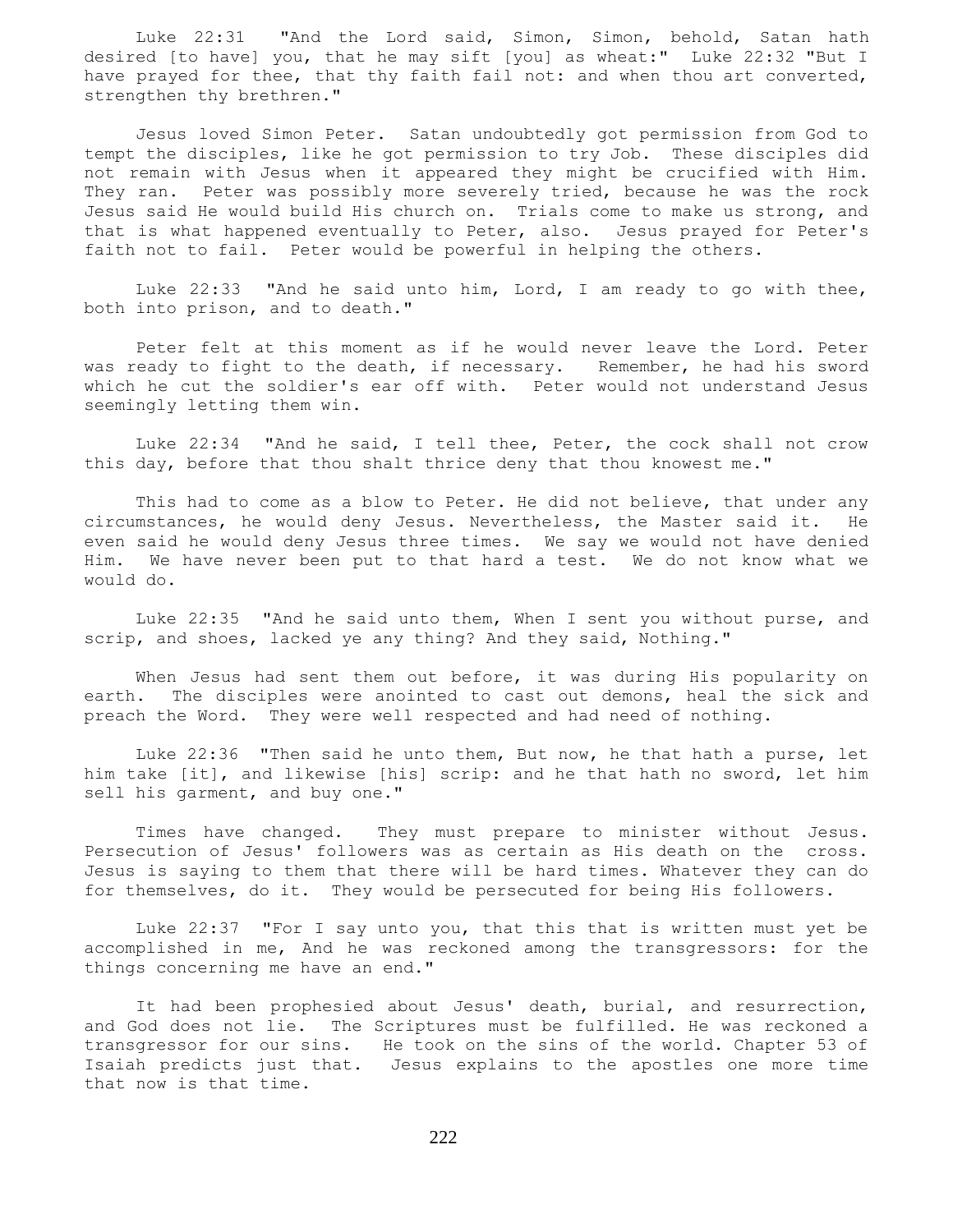Luke 22:31 "And the Lord said, Simon, Simon, behold, Satan hath desired [to have] you, that he may sift [you] as wheat:" Luke 22:32 "But I have prayed for thee, that thy faith fail not: and when thou art converted, strengthen thy brethren."

Jesus loved Simon Peter. Satan undoubtedly got permission from God to tempt the disciples, like he got permission to try Job. These disciples did not remain with Jesus when it appeared they might be crucified with Him. They ran. Peter was possibly more severely tried, because he was the rock Jesus said He would build His church on. Trials come to make us strong, and that is what happened eventually to Peter, also. Jesus prayed for Peter's faith not to fail. Peter would be powerful in helping the others.

Luke 22:33 "And he said unto him, Lord, I am ready to go with thee, both into prison, and to death."

Peter felt at this moment as if he would never leave the Lord. Peter was ready to fight to the death, if necessary. Remember, he had his sword which he cut the soldier's ear off with. Peter would not understand Jesus seemingly letting them win.

Luke 22:34 "And he said, I tell thee, Peter, the cock shall not crow this day, before that thou shalt thrice deny that thou knowest me."

This had to come as a blow to Peter. He did not believe, that under any circumstances, he would deny Jesus. Nevertheless, the Master said it. He even said he would deny Jesus three times. We say we would not have denied Him. We have never been put to that hard a test. We do not know what we would do.

Luke 22:35 "And he said unto them, When I sent you without purse, and scrip, and shoes, lacked ye any thing? And they said, Nothing."

When Jesus had sent them out before, it was during His popularity on earth. The disciples were anointed to cast out demons, heal the sick and preach the Word. They were well respected and had need of nothing.

Luke 22:36 "Then said he unto them, But now, he that hath a purse, let him take [it], and likewise [his] scrip: and he that hath no sword, let him sell his garment, and buy one."

Times have changed. They must prepare to minister without Jesus. Persecution of Jesus' followers was as certain as His death on the cross. Jesus is saying to them that there will be hard times. Whatever they can do for themselves, do it. They would be persecuted for being His followers.

Luke 22:37 "For I say unto you, that this that is written must yet be accomplished in me, And he was reckoned among the transgressors: for the things concerning me have an end."

It had been prophesied about Jesus' death, burial, and resurrection, and God does not lie. The Scriptures must be fulfilled. He was reckoned a transgressor for our sins. He took on the sins of the world. Chapter 53 of Isaiah predicts just that. Jesus explains to the apostles one more time that now is that time.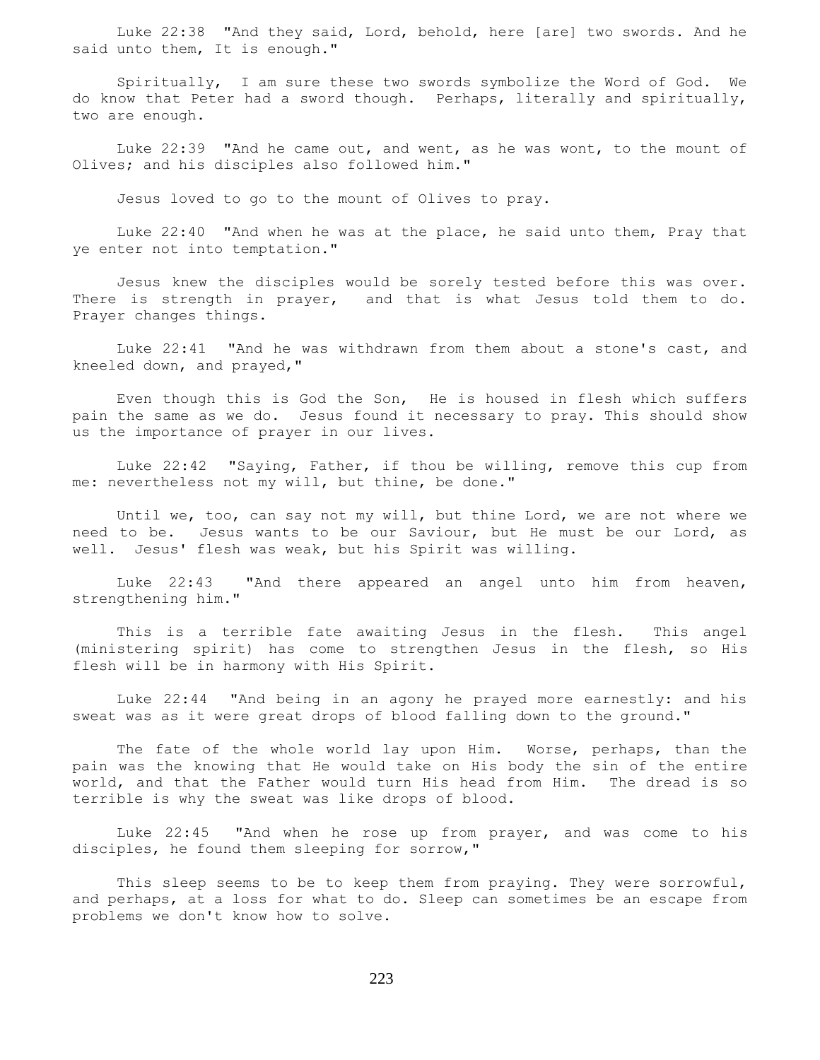Luke 22:38 "And they said, Lord, behold, here [are] two swords. And he said unto them, It is enough."

Spiritually, I am sure these two swords symbolize the Word of God. We do know that Peter had a sword though. Perhaps, literally and spiritually, two are enough.

Luke 22:39 "And he came out, and went, as he was wont, to the mount of Olives; and his disciples also followed him."

Jesus loved to go to the mount of Olives to pray.

Luke 22:40 "And when he was at the place, he said unto them, Pray that ye enter not into temptation."

Jesus knew the disciples would be sorely tested before this was over. There is strength in prayer, and that is what Jesus told them to do. Prayer changes things.

Luke 22:41 "And he was withdrawn from them about a stone's cast, and kneeled down, and prayed,"

Even though this is God the Son, He is housed in flesh which suffers pain the same as we do. Jesus found it necessary to pray. This should show us the importance of prayer in our lives.

Luke 22:42 "Saying, Father, if thou be willing, remove this cup from me: nevertheless not my will, but thine, be done."

Until we, too, can say not my will, but thine Lord, we are not where we need to be. Jesus wants to be our Saviour, but He must be our Lord, as well. Jesus' flesh was weak, but his Spirit was willing.

Luke 22:43 "And there appeared an angel unto him from heaven, strengthening him."

This is a terrible fate awaiting Jesus in the flesh. This angel (ministering spirit) has come to strengthen Jesus in the flesh, so His flesh will be in harmony with His Spirit.

Luke 22:44 "And being in an agony he prayed more earnestly: and his sweat was as it were great drops of blood falling down to the ground."

The fate of the whole world lay upon Him. Worse, perhaps, than the pain was the knowing that He would take on His body the sin of the entire world, and that the Father would turn His head from Him. The dread is so terrible is why the sweat was like drops of blood.

Luke 22:45 "And when he rose up from prayer, and was come to his disciples, he found them sleeping for sorrow,"

This sleep seems to be to keep them from praying. They were sorrowful, and perhaps, at a loss for what to do. Sleep can sometimes be an escape from problems we don't know how to solve.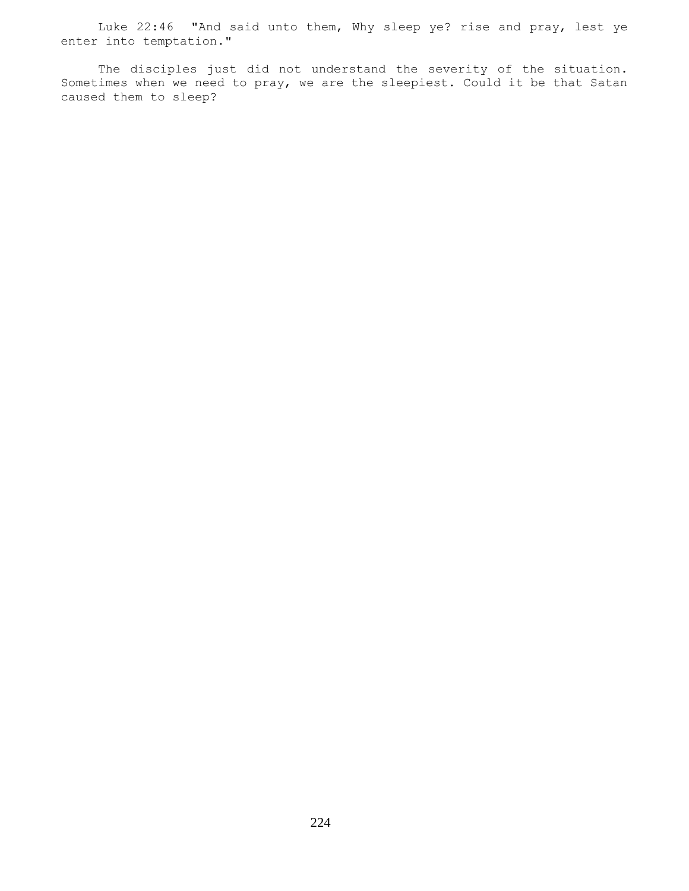Luke 22:46 "And said unto them, Why sleep ye? rise and pray, lest ye enter into temptation."

The disciples just did not understand the severity of the situation. Sometimes when we need to pray, we are the sleepiest. Could it be that Satan caused them to sleep?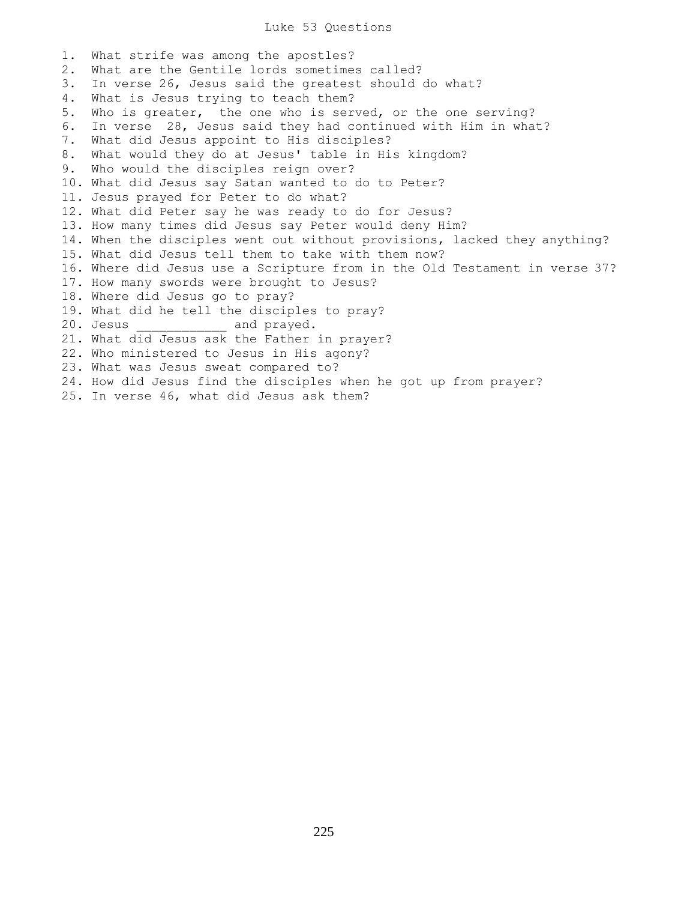# Luke 53 Questions

1. What strife was among the apostles?
2. What are the Gentile lords sometimes called?
3. In verse 26, Jesus said the greatest should do what?
4. What is Jesus trying to teach them?
5. Who is greater, the one who is served, or the one serving?
6. In verse 28, Jesus said they had continued with Him in what?
7. What did Jesus appoint to His disciples?
8. What would they do at Jesus' table in His kingdom?
9. Who would the disciples reign over?
10. What did Jesus say Satan wanted to do to Peter?
11. Jesus prayed for Peter to do what?
12. What did Peter say he was ready to do for Jesus?
13. How many times did Jesus say Peter would deny Him?
14. When the disciples went out without provisions, lacked they anything?
15. What did Jesus tell them to take with them now?
16. Where did Jesus use a Scripture from in the Old Testament in verse 37?
17. How many swords were brought to Jesus?
18. Where did Jesus go to pray?
19. What did he tell the disciples to pray?
20. Jesus ____________ and prayed.
21. What did Jesus ask the Father in prayer?
22. Who ministered to Jesus in His agony?
23. What was Jesus sweat compared to?
24. How did Jesus find the disciples when he got up from prayer?
25. In verse 46, what did Jesus ask them?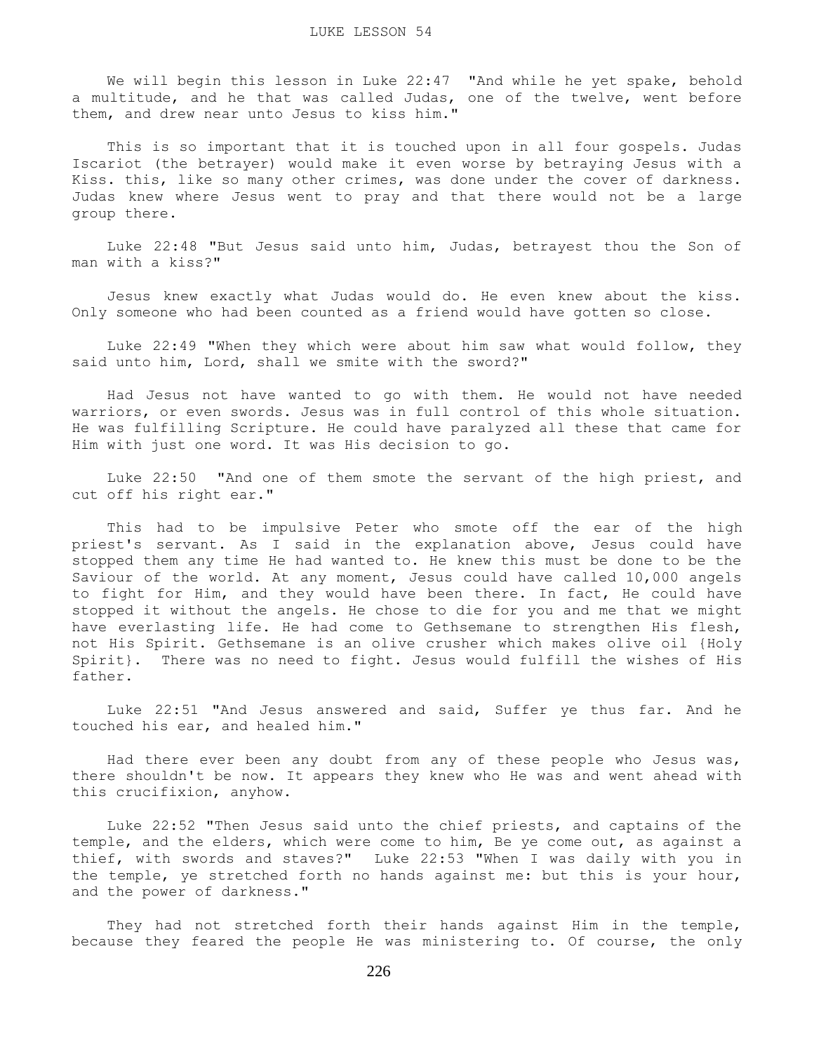LUKE LESSON 54

We will begin this lesson in Luke 22:47 "And while he yet spake, behold a multitude, and he that was called Judas, one of the twelve, went before them, and drew near unto Jesus to kiss him."

This is so important that it is touched upon in all four gospels. Judas Iscariot (the betrayer) would make it even worse by betraying Jesus with a Kiss. this, like so many other crimes, was done under the cover of darkness. Judas knew where Jesus went to pray and that there would not be a large group there.

Luke 22:48 "But Jesus said unto him, Judas, betrayest thou the Son of man with a kiss?"

Jesus knew exactly what Judas would do. He even knew about the kiss. Only someone who had been counted as a friend would have gotten so close.

Luke 22:49 "When they which were about him saw what would follow, they said unto him, Lord, shall we smite with the sword?"

Had Jesus not have wanted to go with them. He would not have needed warriors, or even swords. Jesus was in full control of this whole situation. He was fulfilling Scripture. He could have paralyzed all these that came for Him with just one word. It was His decision to go.

Luke 22:50 "And one of them smote the servant of the high priest, and cut off his right ear."

This had to be impulsive Peter who smote off the ear of the high priest's servant. As I said in the explanation above, Jesus could have stopped them any time He had wanted to. He knew this must be done to be the Saviour of the world. At any moment, Jesus could have called 10,000 angels to fight for Him, and they would have been there. In fact, He could have stopped it without the angels. He chose to die for you and me that we might have everlasting life. He had come to Gethsemane to strengthen His flesh, not His Spirit. Gethsemane is an olive crusher which makes olive oil {Holy Spirit}. There was no need to fight. Jesus would fulfill the wishes of His father.

Luke 22:51 "And Jesus answered and said, Suffer ye thus far. And he touched his ear, and healed him."

Had there ever been any doubt from any of these people who Jesus was, there shouldn't be now. It appears they knew who He was and went ahead with this crucifixion, anyhow.

Luke 22:52 "Then Jesus said unto the chief priests, and captains of the temple, and the elders, which were come to him, Be ye come out, as against a thief, with swords and staves?" Luke 22:53 "When I was daily with you in the temple, ye stretched forth no hands against me: but this is your hour, and the power of darkness."

They had not stretched forth their hands against Him in the temple, because they feared the people He was ministering to. Of course, the only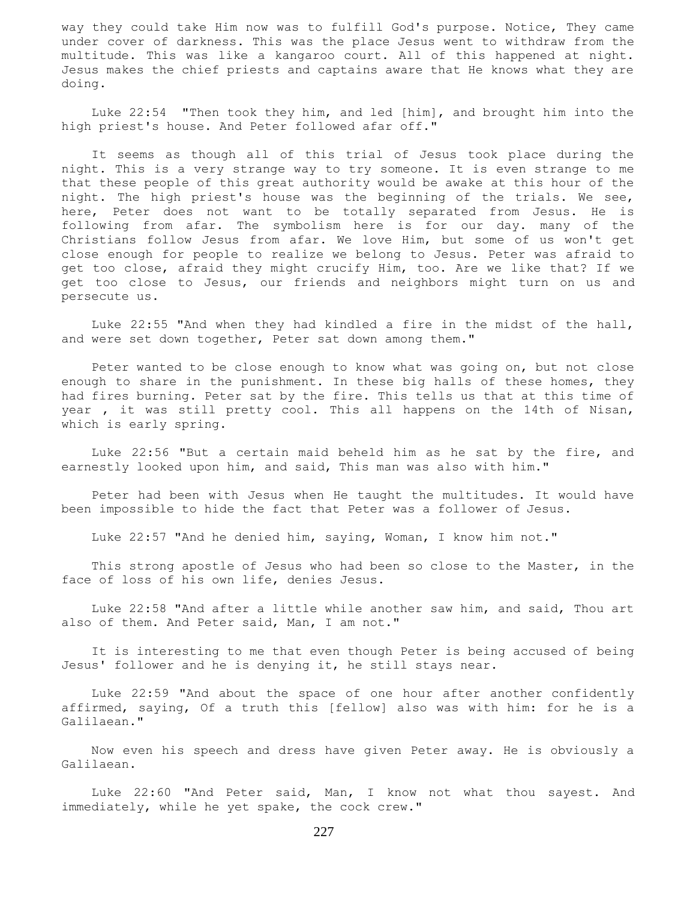way they could take Him now was to fulfill God's purpose. Notice, They came under cover of darkness. This was the place Jesus went to withdraw from the multitude. This was like a kangaroo court. All of this happened at night. Jesus makes the chief priests and captains aware that He knows what they are doing.

Luke 22:54 "Then took they him, and led [him], and brought him into the high priest's house. And Peter followed afar off."

It seems as though all of this trial of Jesus took place during the night. This is a very strange way to try someone. It is even strange to me that these people of this great authority would be awake at this hour of the night. The high priest's house was the beginning of the trials. We see, here, Peter does not want to be totally separated from Jesus. He is following from afar. The symbolism here is for our day. many of the Christians follow Jesus from afar. We love Him, but some of us won't get close enough for people to realize we belong to Jesus. Peter was afraid to get too close, afraid they might crucify Him, too. Are we like that? If we get too close to Jesus, our friends and neighbors might turn on us and persecute us.

Luke 22:55 "And when they had kindled a fire in the midst of the hall, and were set down together, Peter sat down among them."

Peter wanted to be close enough to know what was going on, but not close enough to share in the punishment. In these big halls of these homes, they had fires burning. Peter sat by the fire. This tells us that at this time of year , it was still pretty cool. This all happens on the 14th of Nisan, which is early spring.

Luke 22:56 "But a certain maid beheld him as he sat by the fire, and earnestly looked upon him, and said, This man was also with him."

Peter had been with Jesus when He taught the multitudes. It would have been impossible to hide the fact that Peter was a follower of Jesus.

Luke 22:57 "And he denied him, saying, Woman, I know him not."

This strong apostle of Jesus who had been so close to the Master, in the face of loss of his own life, denies Jesus.

Luke 22:58 "And after a little while another saw him, and said, Thou art also of them. And Peter said, Man, I am not."

It is interesting to me that even though Peter is being accused of being Jesus' follower and he is denying it, he still stays near.

Luke 22:59 "And about the space of one hour after another confidently affirmed, saying, Of a truth this [fellow] also was with him: for he is a Galilaean."

Now even his speech and dress have given Peter away. He is obviously a Galilaean.

Luke 22:60 "And Peter said, Man, I know not what thou sayest. And immediately, while he yet spake, the cock crew."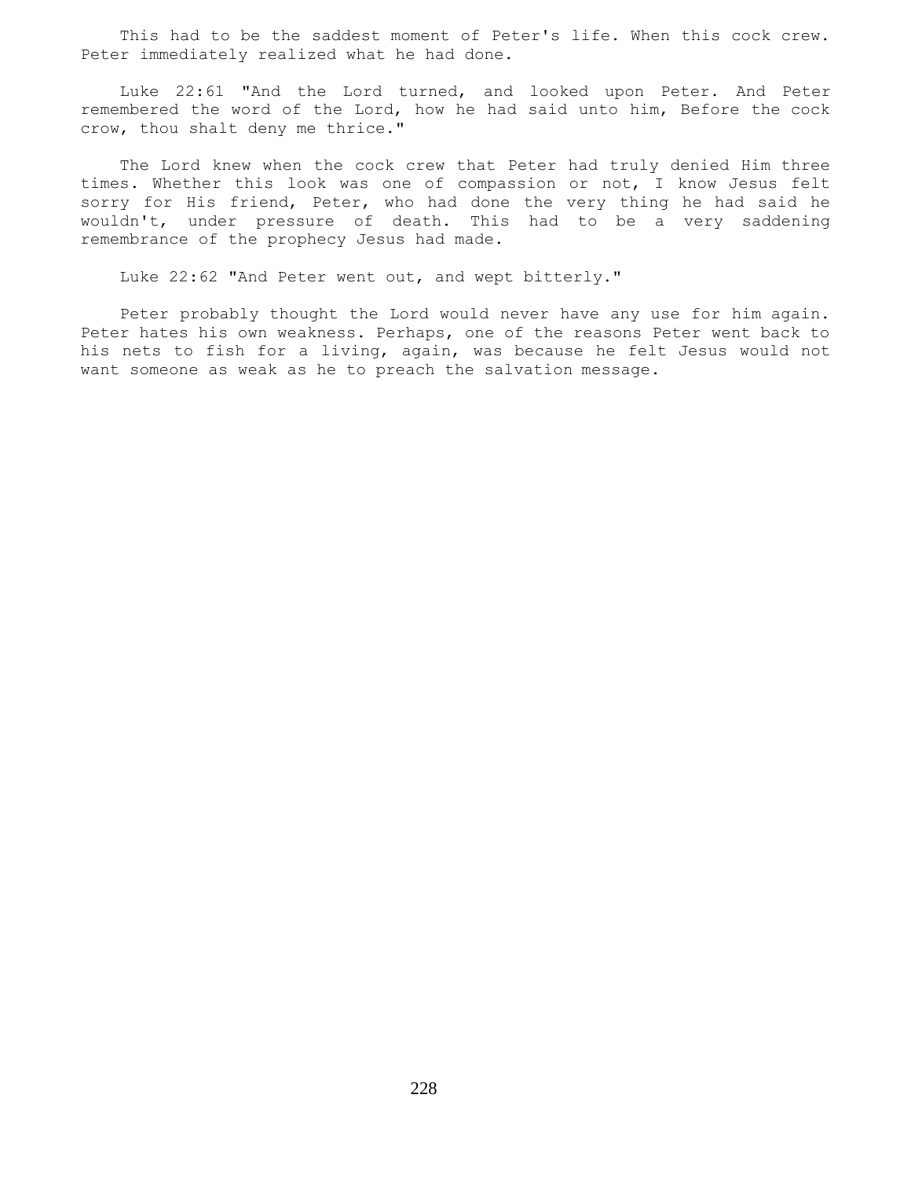This had to be the saddest moment of Peter's life. When this cock crew. Peter immediately realized what he had done.

Luke 22:61 "And the Lord turned, and looked upon Peter. And Peter remembered the word of the Lord, how he had said unto him, Before the cock crow, thou shalt deny me thrice."

The Lord knew when the cock crew that Peter had truly denied Him three times. Whether this look was one of compassion or not, I know Jesus felt sorry for His friend, Peter, who had done the very thing he had said he wouldn't, under pressure of death. This had to be a very saddening remembrance of the prophecy Jesus had made.

Luke 22:62 "And Peter went out, and wept bitterly."

Peter probably thought the Lord would never have any use for him again. Peter hates his own weakness. Perhaps, one of the reasons Peter went back to his nets to fish for a living, again, was because he felt Jesus would not want someone as weak as he to preach the salvation message.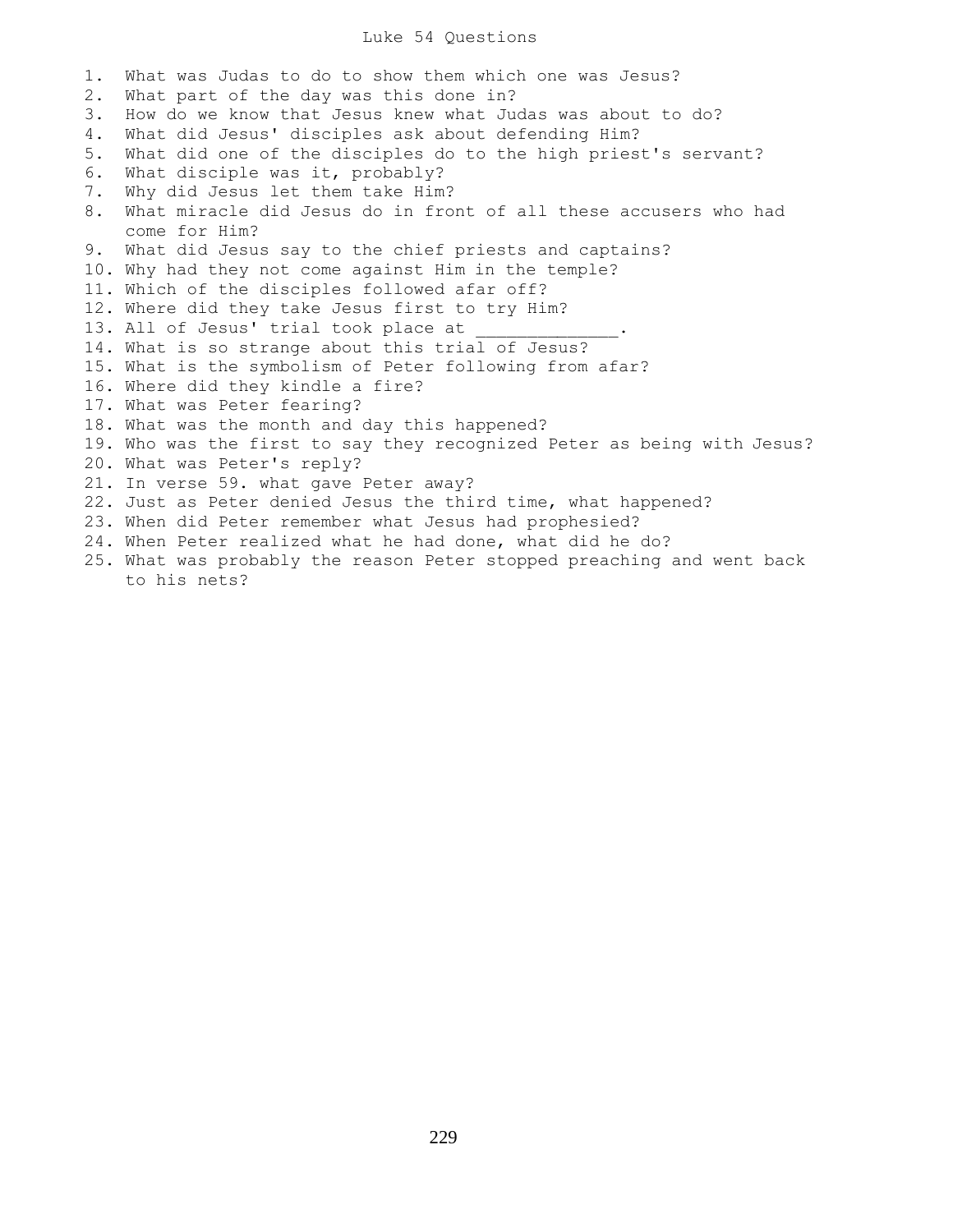# Luke 54 Questions

1. What was Judas to do to show them which one was Jesus?
2. What part of the day was this done in?
3. How do we know that Jesus knew what Judas was about to do?
4. What did Jesus' disciples ask about defending Him?
5. What did one of the disciples do to the high priest's servant?
6. What disciple was it, probably?
7. Why did Jesus let them take Him?
8. What miracle did Jesus do in front of all these accusers who had come for Him?
9. What did Jesus say to the chief priests and captains?
10. Why had they not come against Him in the temple?
11. Which of the disciples followed afar off?
12. Where did they take Jesus first to try Him?
13. All of Jesus' trial took place at _____________.
14. What is so strange about this trial of Jesus?
15. What is the symbolism of Peter following from afar?
16. Where did they kindle a fire?
17. What was Peter fearing?
18. What was the month and day this happened?
19. Who was the first to say they recognized Peter as being with Jesus?
20. What was Peter's reply?
21. In verse 59. what gave Peter away?
22. Just as Peter denied Jesus the third time, what happened?
23. When did Peter remember what Jesus had prophesied?
24. When Peter realized what he had done, what did he do?
25. What was probably the reason Peter stopped preaching and went back to his nets?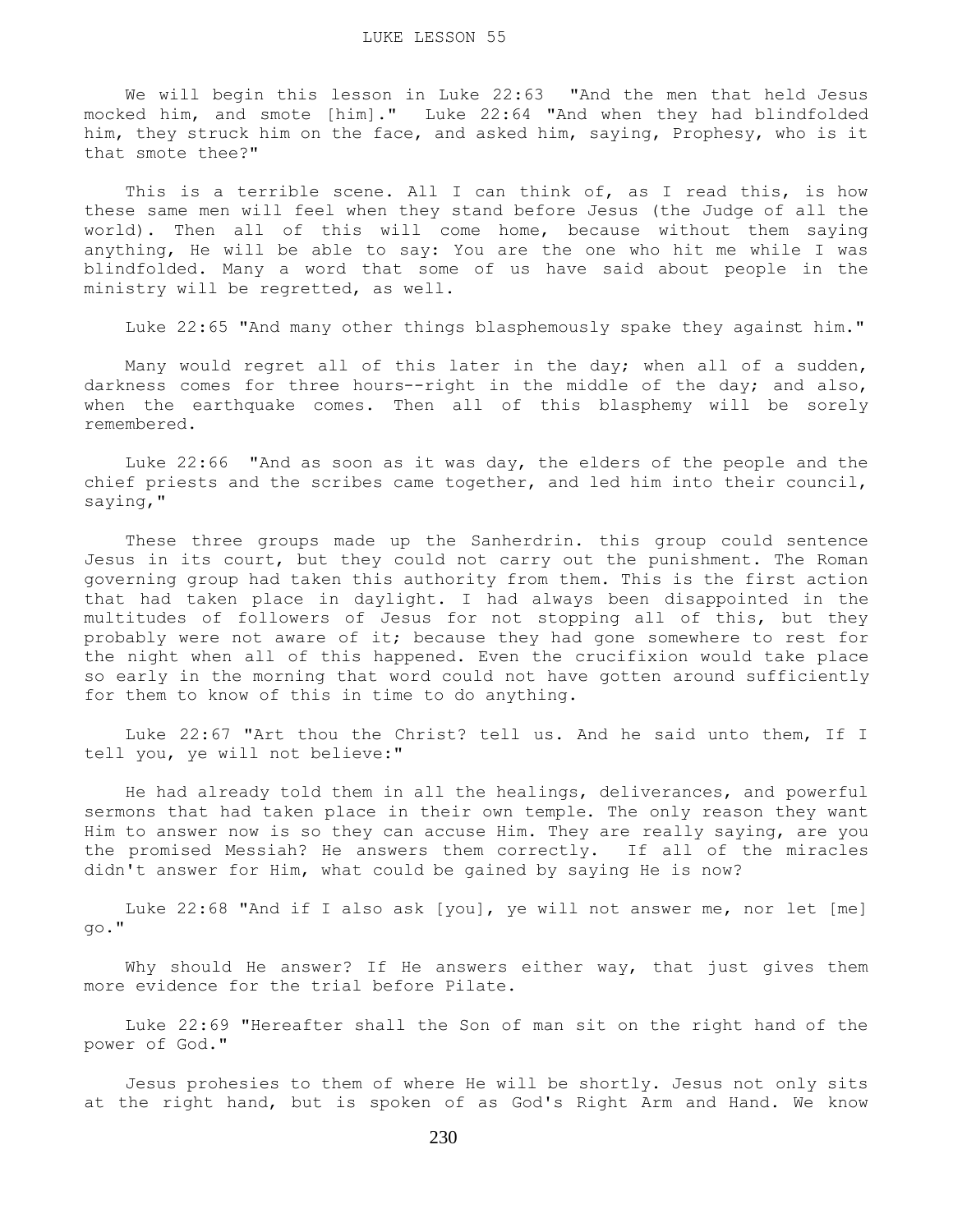LUKE LESSON 55

We will begin this lesson in Luke 22:63 "And the men that held Jesus mocked him, and smote [him]." Luke 22:64 "And when they had blindfolded him, they struck him on the face, and asked him, saying, Prophesy, who is it that smote thee?"

This is a terrible scene. All I can think of, as I read this, is how these same men will feel when they stand before Jesus (the Judge of all the world). Then all of this will come home, because without them saying anything, He will be able to say: You are the one who hit me while I was blindfolded. Many a word that some of us have said about people in the ministry will be regretted, as well.

Luke 22:65 "And many other things blasphemously spake they against him."

Many would regret all of this later in the day; when all of a sudden, darkness comes for three hours--right in the middle of the day; and also, when the earthquake comes. Then all of this blasphemy will be sorely remembered.

Luke 22:66 "And as soon as it was day, the elders of the people and the chief priests and the scribes came together, and led him into their council, saying,"

These three groups made up the Sanherdrin. this group could sentence Jesus in its court, but they could not carry out the punishment. The Roman governing group had taken this authority from them. This is the first action that had taken place in daylight. I had always been disappointed in the multitudes of followers of Jesus for not stopping all of this, but they probably were not aware of it; because they had gone somewhere to rest for the night when all of this happened. Even the crucifixion would take place so early in the morning that word could not have gotten around sufficiently for them to know of this in time to do anything.

Luke 22:67 "Art thou the Christ? tell us. And he said unto them, If I tell you, ye will not believe:"

He had already told them in all the healings, deliverances, and powerful sermons that had taken place in their own temple. The only reason they want Him to answer now is so they can accuse Him. They are really saying, are you the promised Messiah? He answers them correctly. If all of the miracles didn't answer for Him, what could be gained by saying He is now?

Luke 22:68 "And if I also ask [you], ye will not answer me, nor let [me] go."

Why should He answer? If He answers either way, that just gives them more evidence for the trial before Pilate.

Luke 22:69 "Hereafter shall the Son of man sit on the right hand of the power of God."

Jesus prohesies to them of where He will be shortly. Jesus not only sits at the right hand, but is spoken of as God's Right Arm and Hand. We know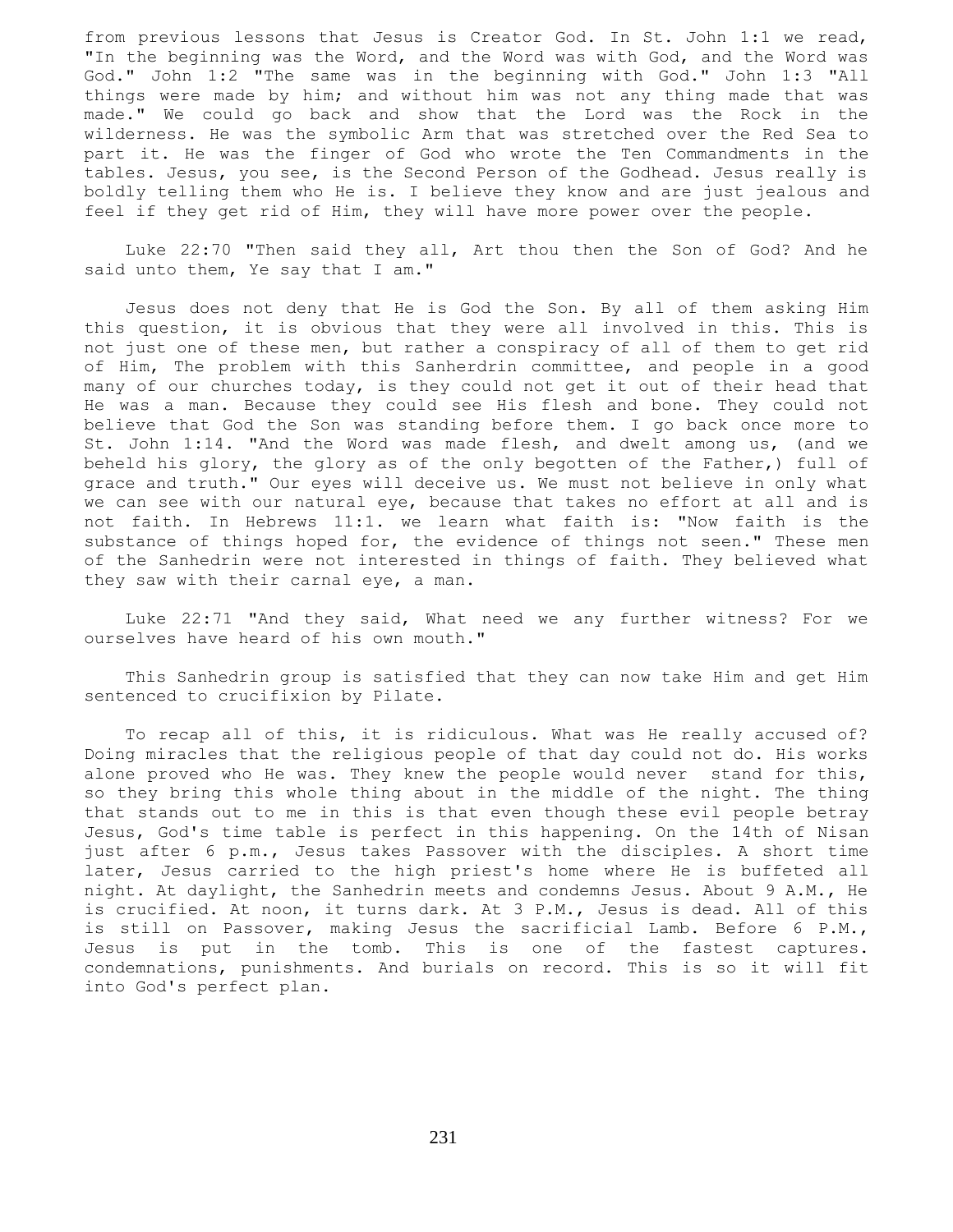from previous lessons that Jesus is Creator God. In St. John 1:1 we read, "In the beginning was the Word, and the Word was with God, and the Word was God." John 1:2 "The same was in the beginning with God." John 1:3 "All things were made by him; and without him was not any thing made that was made." We could go back and show that the Lord was the Rock in the wilderness. He was the symbolic Arm that was stretched over the Red Sea to part it. He was the finger of God who wrote the Ten Commandments in the tables. Jesus, you see, is the Second Person of the Godhead. Jesus really is boldly telling them who He is. I believe they know and are just jealous and feel if they get rid of Him, they will have more power over the people.

Luke 22:70 "Then said they all, Art thou then the Son of God? And he said unto them, Ye say that I am."

Jesus does not deny that He is God the Son. By all of them asking Him this question, it is obvious that they were all involved in this. This is not just one of these men, but rather a conspiracy of all of them to get rid of Him, The problem with this Sanherdrin committee, and people in a good many of our churches today, is they could not get it out of their head that He was a man. Because they could see His flesh and bone. They could not believe that God the Son was standing before them. I go back once more to St. John 1:14. "And the Word was made flesh, and dwelt among us, (and we beheld his glory, the glory as of the only begotten of the Father,) full of grace and truth." Our eyes will deceive us. We must not believe in only what we can see with our natural eye, because that takes no effort at all and is not faith. In Hebrews 11:1. we learn what faith is: "Now faith is the substance of things hoped for, the evidence of things not seen." These men of the Sanhedrin were not interested in things of faith. They believed what they saw with their carnal eye, a man.

Luke 22:71 "And they said, What need we any further witness? For we ourselves have heard of his own mouth."

This Sanhedrin group is satisfied that they can now take Him and get Him sentenced to crucifixion by Pilate.

To recap all of this, it is ridiculous. What was He really accused of? Doing miracles that the religious people of that day could not do. His works alone proved who He was. They knew the people would never stand for this, so they bring this whole thing about in the middle of the night. The thing that stands out to me in this is that even though these evil people betray Jesus, God's time table is perfect in this happening. On the 14th of Nisan just after 6 p.m., Jesus takes Passover with the disciples. A short time later, Jesus carried to the high priest's home where He is buffeted all night. At daylight, the Sanhedrin meets and condemns Jesus. About 9 A.M., He is crucified. At noon, it turns dark. At 3 P.M., Jesus is dead. All of this is still on Passover, making Jesus the sacrificial Lamb. Before 6 P.M., Jesus is put in the tomb. This is one of the fastest captures. condemnations, punishments. And burials on record. This is so it will fit into God's perfect plan.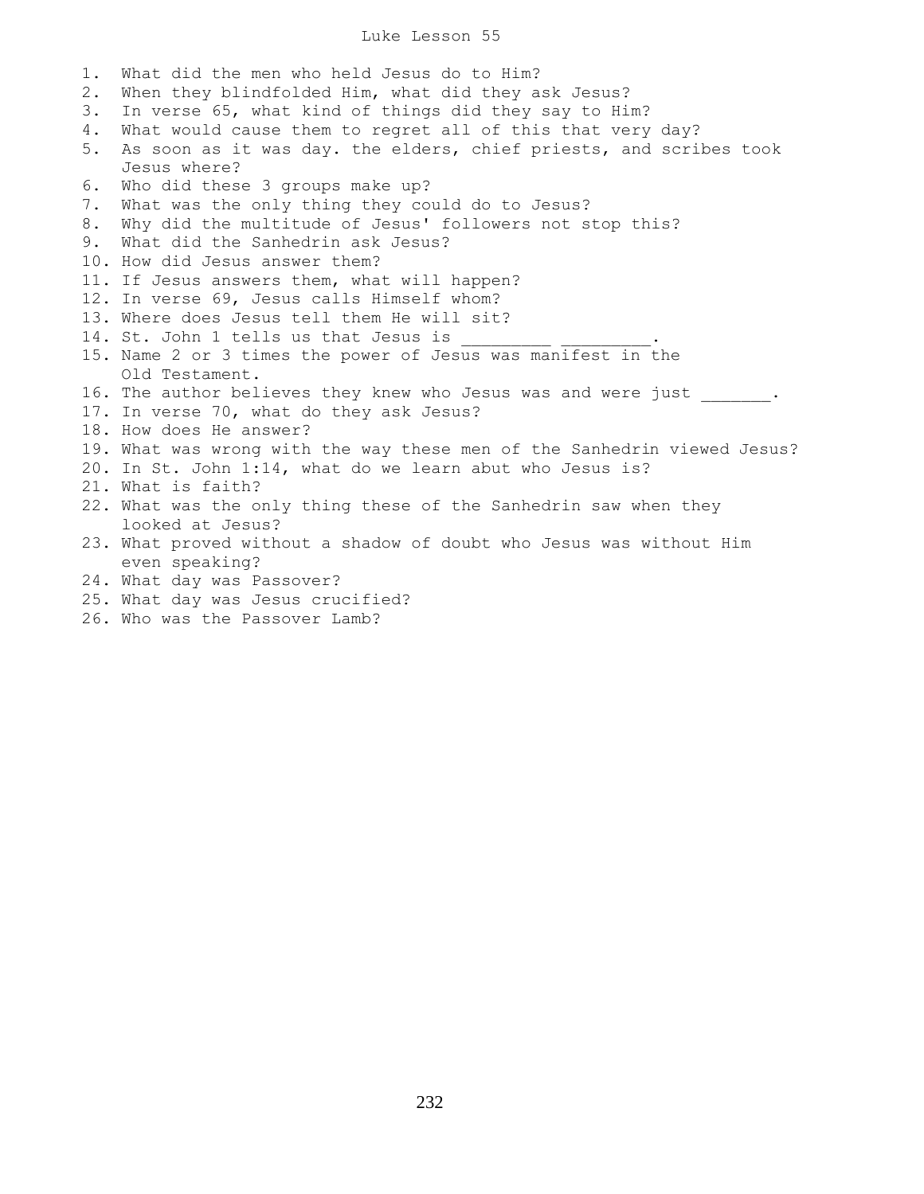# Luke Lesson 55

1. What did the men who held Jesus do to Him?
2. When they blindfolded Him, what did they ask Jesus?
3. In verse 65, what kind of things did they say to Him?
4. What would cause them to regret all of this that very day?
5. As soon as it was day. the elders, chief priests, and scribes took Jesus where?
6. Who did these 3 groups make up?
7. What was the only thing they could do to Jesus?
8. Why did the multitude of Jesus' followers not stop this?
9. What did the Sanhedrin ask Jesus?
10. How did Jesus answer them?
11. If Jesus answers them, what will happen?
12. In verse 69, Jesus calls Himself whom?
13. Where does Jesus tell them He will sit?
14. St. John 1 tells us that Jesus is _________ _________.
15. Name 2 or 3 times the power of Jesus was manifest in the Old Testament.
16. The author believes they knew who Jesus was and were just _______.
17. In verse 70, what do they ask Jesus?
18. How does He answer?
19. What was wrong with the way these men of the Sanhedrin viewed Jesus?
20. In St. John 1:14, what do we learn abut who Jesus is?
21. What is faith?
22. What was the only thing these of the Sanhedrin saw when they looked at Jesus?
23. What proved without a shadow of doubt who Jesus was without Him even speaking?
24. What day was Passover?
25. What day was Jesus crucified?
26. Who was the Passover Lamb?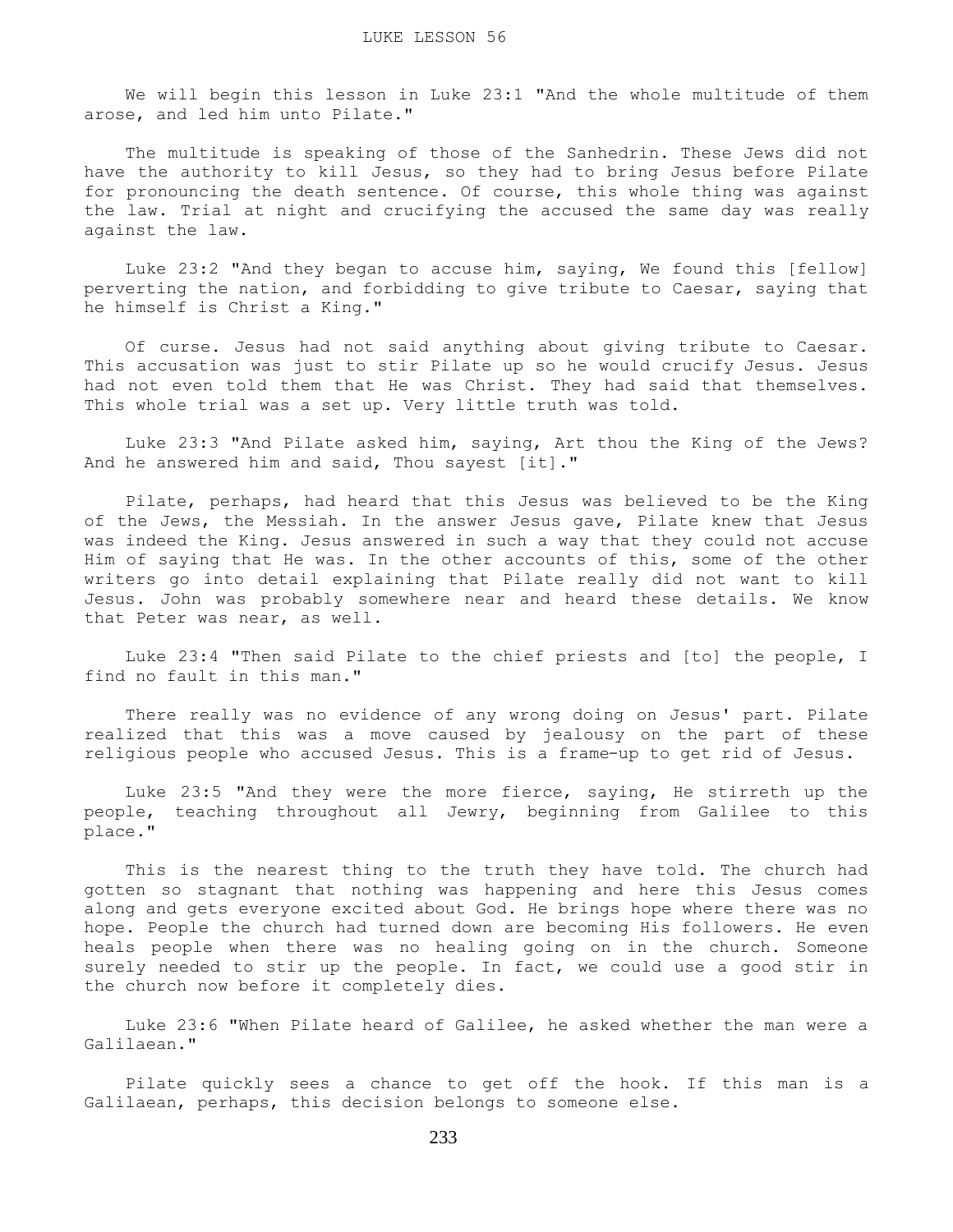LUKE LESSON 56

We will begin this lesson in Luke 23:1 "And the whole multitude of them arose, and led him unto Pilate."

The multitude is speaking of those of the Sanhedrin. These Jews did not have the authority to kill Jesus, so they had to bring Jesus before Pilate for pronouncing the death sentence. Of course, this whole thing was against the law. Trial at night and crucifying the accused the same day was really against the law.

Luke 23:2 "And they began to accuse him, saying, We found this [fellow] perverting the nation, and forbidding to give tribute to Caesar, saying that he himself is Christ a King."

Of curse. Jesus had not said anything about giving tribute to Caesar. This accusation was just to stir Pilate up so he would crucify Jesus. Jesus had not even told them that He was Christ. They had said that themselves. This whole trial was a set up. Very little truth was told.

Luke 23:3 "And Pilate asked him, saying, Art thou the King of the Jews? And he answered him and said, Thou sayest [it]."

Pilate, perhaps, had heard that this Jesus was believed to be the King of the Jews, the Messiah. In the answer Jesus gave, Pilate knew that Jesus was indeed the King. Jesus answered in such a way that they could not accuse Him of saying that He was. In the other accounts of this, some of the other writers go into detail explaining that Pilate really did not want to kill Jesus. John was probably somewhere near and heard these details. We know that Peter was near, as well.

Luke 23:4 "Then said Pilate to the chief priests and [to] the people, I find no fault in this man."

There really was no evidence of any wrong doing on Jesus' part. Pilate realized that this was a move caused by jealousy on the part of these religious people who accused Jesus. This is a frame-up to get rid of Jesus.

Luke 23:5 "And they were the more fierce, saying, He stirreth up the people, teaching throughout all Jewry, beginning from Galilee to this place."

This is the nearest thing to the truth they have told. The church had gotten so stagnant that nothing was happening and here this Jesus comes along and gets everyone excited about God. He brings hope where there was no hope. People the church had turned down are becoming His followers. He even heals people when there was no healing going on in the church. Someone surely needed to stir up the people. In fact, we could use a good stir in the church now before it completely dies.

Luke 23:6 "When Pilate heard of Galilee, he asked whether the man were a Galilaean."

Pilate quickly sees a chance to get off the hook. If this man is a Galilaean, perhaps, this decision belongs to someone else.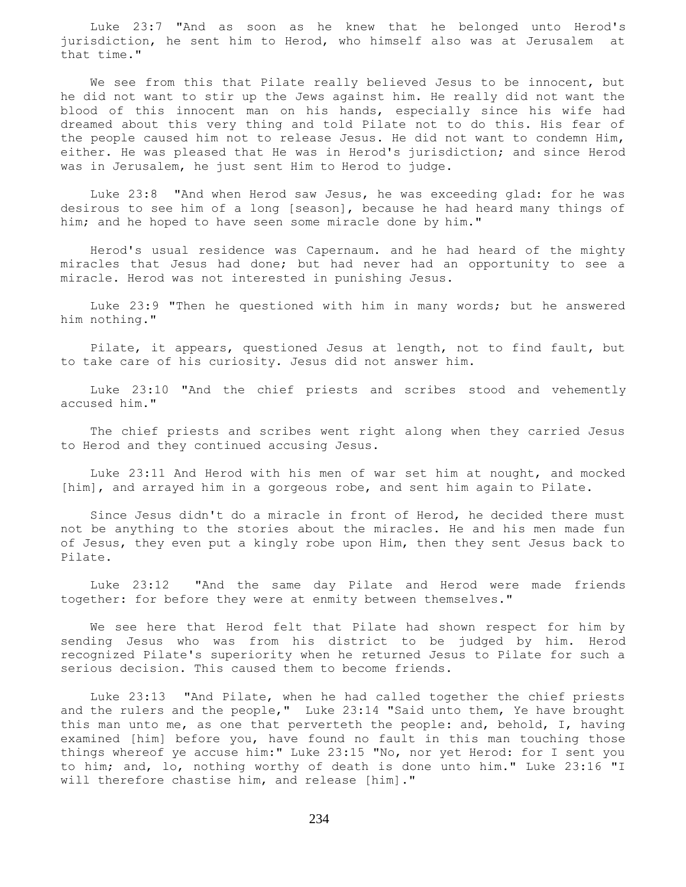Luke 23:7 "And as soon as he knew that he belonged unto Herod's jurisdiction, he sent him to Herod, who himself also was at Jerusalem at that time."

We see from this that Pilate really believed Jesus to be innocent, but he did not want to stir up the Jews against him. He really did not want the blood of this innocent man on his hands, especially since his wife had dreamed about this very thing and told Pilate not to do this. His fear of the people caused him not to release Jesus. He did not want to condemn Him, either. He was pleased that He was in Herod's jurisdiction; and since Herod was in Jerusalem, he just sent Him to Herod to judge.

Luke 23:8 "And when Herod saw Jesus, he was exceeding glad: for he was desirous to see him of a long [season], because he had heard many things of him; and he hoped to have seen some miracle done by him."

Herod's usual residence was Capernaum. and he had heard of the mighty miracles that Jesus had done; but had never had an opportunity to see a miracle. Herod was not interested in punishing Jesus.

Luke 23:9 "Then he questioned with him in many words; but he answered him nothing."

Pilate, it appears, questioned Jesus at length, not to find fault, but to take care of his curiosity. Jesus did not answer him.

Luke 23:10 "And the chief priests and scribes stood and vehemently accused him."

The chief priests and scribes went right along when they carried Jesus to Herod and they continued accusing Jesus.

Luke 23:11 And Herod with his men of war set him at nought, and mocked [him], and arrayed him in a gorgeous robe, and sent him again to Pilate.

Since Jesus didn't do a miracle in front of Herod, he decided there must not be anything to the stories about the miracles. He and his men made fun of Jesus, they even put a kingly robe upon Him, then they sent Jesus back to Pilate.

Luke 23:12 "And the same day Pilate and Herod were made friends together: for before they were at enmity between themselves."

We see here that Herod felt that Pilate had shown respect for him by sending Jesus who was from his district to be judged by him. Herod recognized Pilate's superiority when he returned Jesus to Pilate for such a serious decision. This caused them to become friends.

Luke 23:13 "And Pilate, when he had called together the chief priests and the rulers and the people," Luke 23:14 "Said unto them, Ye have brought this man unto me, as one that perverteth the people: and, behold, I, having examined [him] before you, have found no fault in this man touching those things whereof ye accuse him:" Luke 23:15 "No, nor yet Herod: for I sent you to him; and, lo, nothing worthy of death is done unto him." Luke 23:16 "I will therefore chastise him, and release [him]."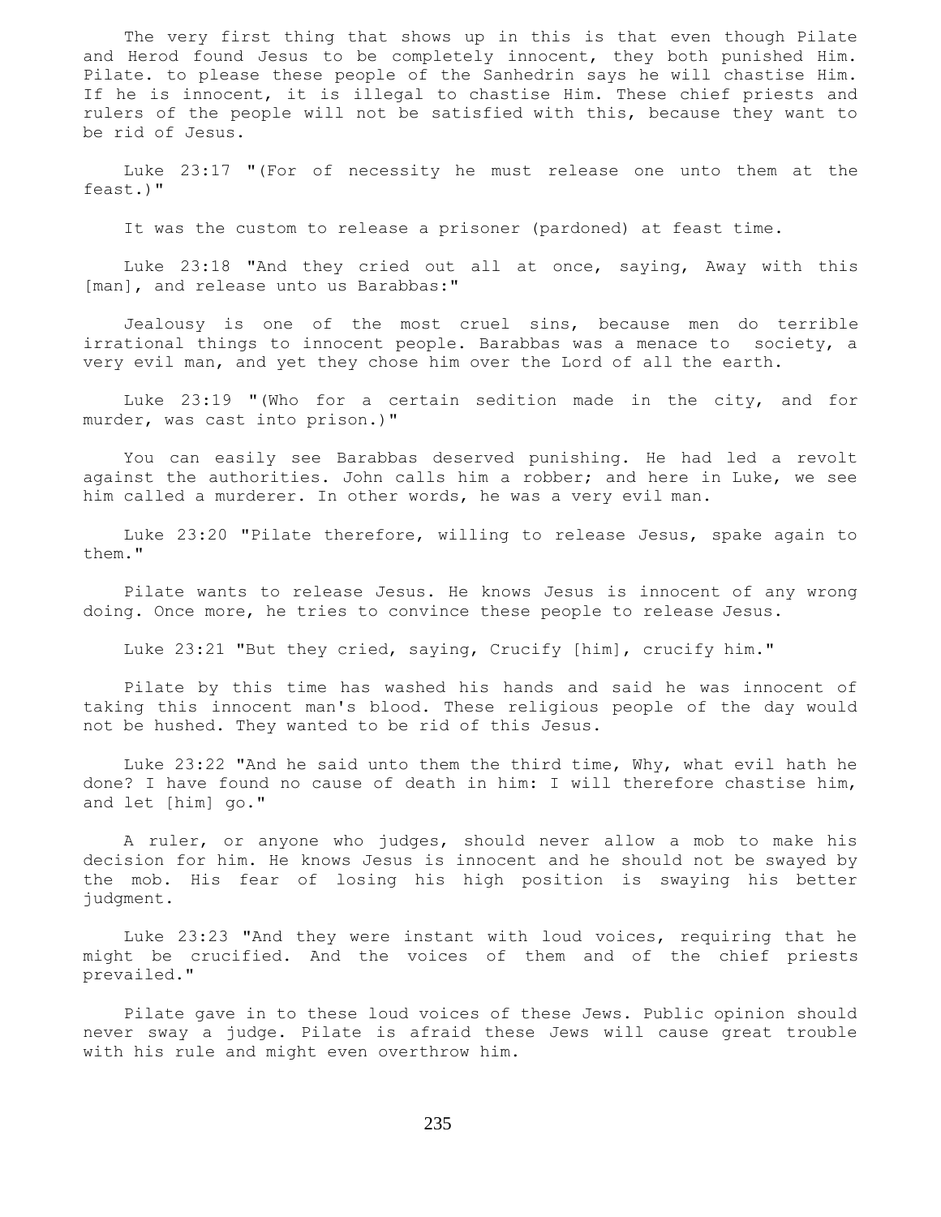The very first thing that shows up in this is that even though Pilate and Herod found Jesus to be completely innocent, they both punished Him. Pilate. to please these people of the Sanhedrin says he will chastise Him. If he is innocent, it is illegal to chastise Him. These chief priests and rulers of the people will not be satisfied with this, because they want to be rid of Jesus.

Luke 23:17 "(For of necessity he must release one unto them at the feast.)"

It was the custom to release a prisoner (pardoned) at feast time.

Luke 23:18 "And they cried out all at once, saying, Away with this [man], and release unto us Barabbas:"

Jealousy is one of the most cruel sins, because men do terrible irrational things to innocent people. Barabbas was a menace to society, a very evil man, and yet they chose him over the Lord of all the earth.

Luke 23:19 "(Who for a certain sedition made in the city, and for murder, was cast into prison.)"

You can easily see Barabbas deserved punishing. He had led a revolt against the authorities. John calls him a robber; and here in Luke, we see him called a murderer. In other words, he was a very evil man.

Luke 23:20 "Pilate therefore, willing to release Jesus, spake again to them."

Pilate wants to release Jesus. He knows Jesus is innocent of any wrong doing. Once more, he tries to convince these people to release Jesus.

Luke 23:21 "But they cried, saying, Crucify [him], crucify him."

Pilate by this time has washed his hands and said he was innocent of taking this innocent man's blood. These religious people of the day would not be hushed. They wanted to be rid of this Jesus.

Luke 23:22 "And he said unto them the third time, Why, what evil hath he done? I have found no cause of death in him: I will therefore chastise him, and let [him] go."

A ruler, or anyone who judges, should never allow a mob to make his decision for him. He knows Jesus is innocent and he should not be swayed by the mob. His fear of losing his high position is swaying his better judgment.

Luke 23:23 "And they were instant with loud voices, requiring that he might be crucified. And the voices of them and of the chief priests prevailed."

Pilate gave in to these loud voices of these Jews. Public opinion should never sway a judge. Pilate is afraid these Jews will cause great trouble with his rule and might even overthrow him.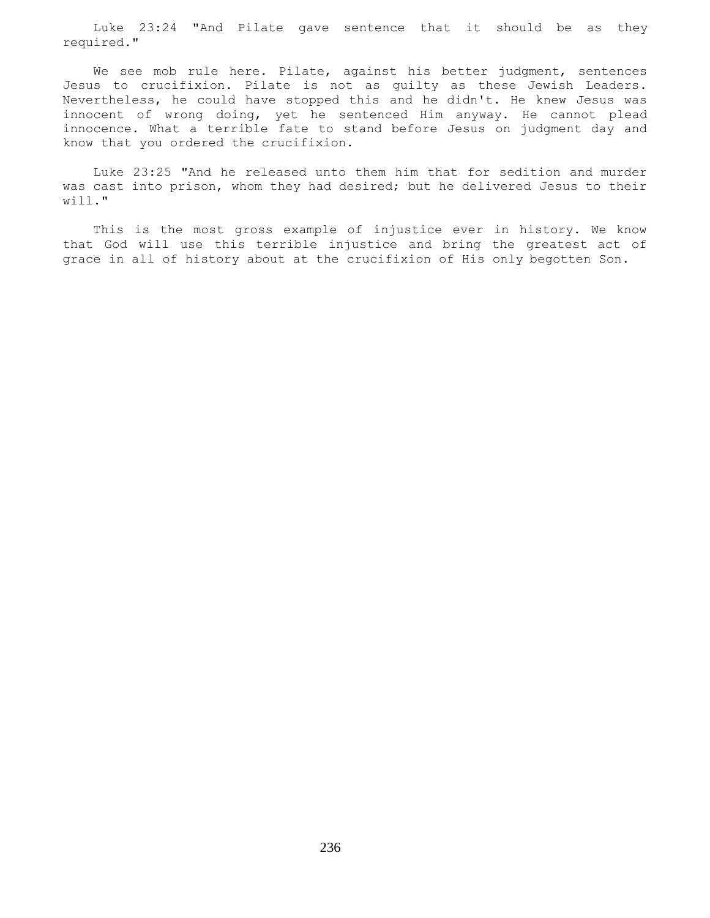Luke 23:24 "And Pilate gave sentence that it should be as they required."

We see mob rule here. Pilate, against his better judgment, sentences Jesus to crucifixion. Pilate is not as guilty as these Jewish Leaders. Nevertheless, he could have stopped this and he didn't. He knew Jesus was innocent of wrong doing, yet he sentenced Him anyway. He cannot plead innocence. What a terrible fate to stand before Jesus on judgment day and know that you ordered the crucifixion.

Luke 23:25 "And he released unto them him that for sedition and murder was cast into prison, whom they had desired; but he delivered Jesus to their will."

This is the most gross example of injustice ever in history. We know that God will use this terrible injustice and bring the greatest act of grace in all of history about at the crucifixion of His only begotten Son.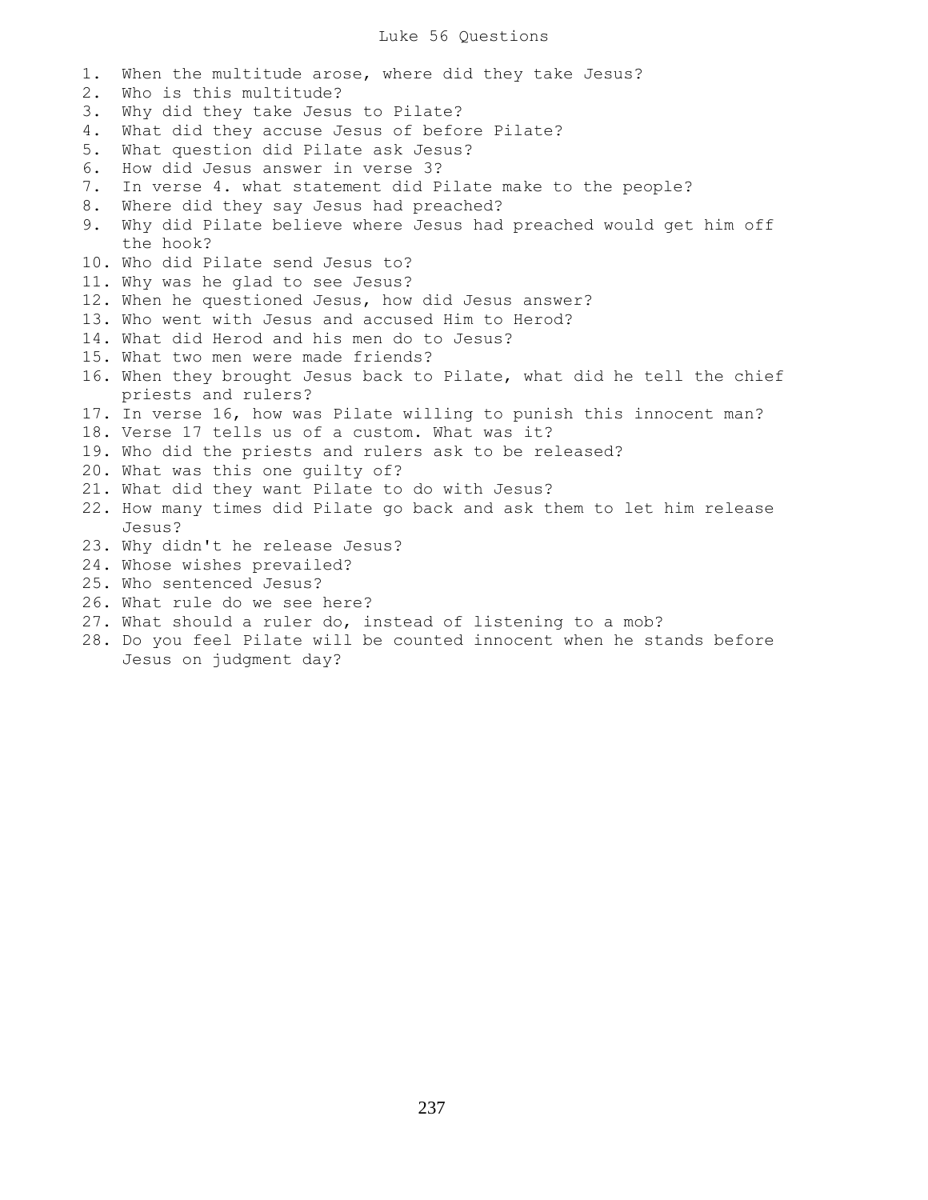# Luke 56 Questions

1. When the multitude arose, where did they take Jesus?
2. Who is this multitude?
3. Why did they take Jesus to Pilate?
4. What did they accuse Jesus of before Pilate?
5. What question did Pilate ask Jesus?
6. How did Jesus answer in verse 3?
7. In verse 4. what statement did Pilate make to the people?
8. Where did they say Jesus had preached?
9. Why did Pilate believe where Jesus had preached would get him off the hook?
10. Who did Pilate send Jesus to?
11. Why was he glad to see Jesus?
12. When he questioned Jesus, how did Jesus answer?
13. Who went with Jesus and accused Him to Herod?
14. What did Herod and his men do to Jesus?
15. What two men were made friends?
16. When they brought Jesus back to Pilate, what did he tell the chief priests and rulers?
17. In verse 16, how was Pilate willing to punish this innocent man?
18. Verse 17 tells us of a custom. What was it?
19. Who did the priests and rulers ask to be released?
20. What was this one guilty of?
21. What did they want Pilate to do with Jesus?
22. How many times did Pilate go back and ask them to let him release Jesus?
23. Why didn't he release Jesus?
24. Whose wishes prevailed?
25. Who sentenced Jesus?
26. What rule do we see here?
27. What should a ruler do, instead of listening to a mob?
28. Do you feel Pilate will be counted innocent when he stands before Jesus on judgment day?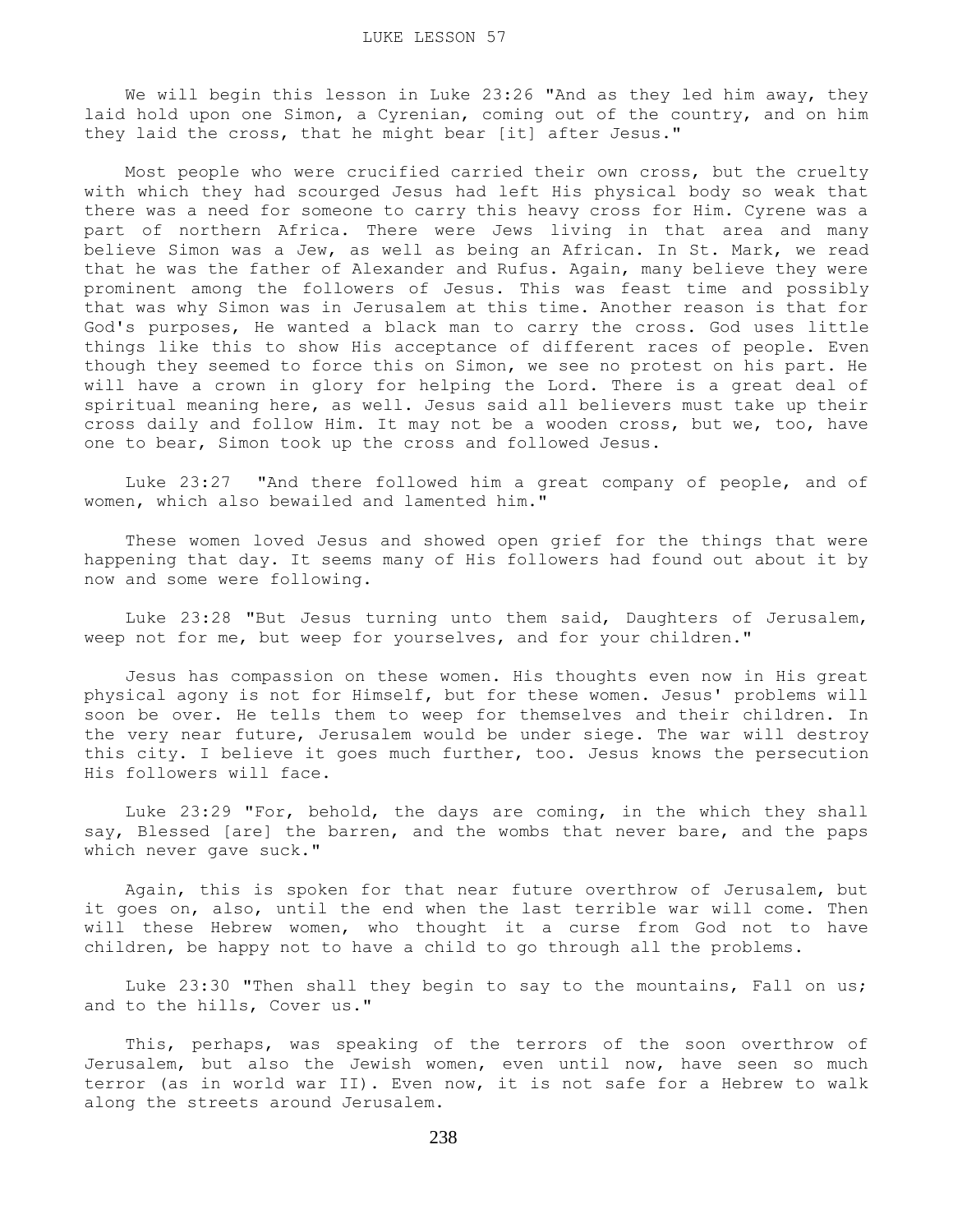LUKE LESSON 57

We will begin this lesson in Luke 23:26 "And as they led him away, they laid hold upon one Simon, a Cyrenian, coming out of the country, and on him they laid the cross, that he might bear [it] after Jesus."

Most people who were crucified carried their own cross, but the cruelty with which they had scourged Jesus had left His physical body so weak that there was a need for someone to carry this heavy cross for Him. Cyrene was a part of northern Africa. There were Jews living in that area and many believe Simon was a Jew, as well as being an African. In St. Mark, we read that he was the father of Alexander and Rufus. Again, many believe they were prominent among the followers of Jesus. This was feast time and possibly that was why Simon was in Jerusalem at this time. Another reason is that for God's purposes, He wanted a black man to carry the cross. God uses little things like this to show His acceptance of different races of people. Even though they seemed to force this on Simon, we see no protest on his part. He will have a crown in glory for helping the Lord. There is a great deal of spiritual meaning here, as well. Jesus said all believers must take up their cross daily and follow Him. It may not be a wooden cross, but we, too, have one to bear, Simon took up the cross and followed Jesus.

Luke 23:27 "And there followed him a great company of people, and of women, which also bewailed and lamented him."

These women loved Jesus and showed open grief for the things that were happening that day. It seems many of His followers had found out about it by now and some were following.

Luke 23:28 "But Jesus turning unto them said, Daughters of Jerusalem, weep not for me, but weep for yourselves, and for your children."

Jesus has compassion on these women. His thoughts even now in His great physical agony is not for Himself, but for these women. Jesus' problems will soon be over. He tells them to weep for themselves and their children. In the very near future, Jerusalem would be under siege. The war will destroy this city. I believe it goes much further, too. Jesus knows the persecution His followers will face.

Luke 23:29 "For, behold, the days are coming, in the which they shall say, Blessed [are] the barren, and the wombs that never bare, and the paps which never gave suck."

Again, this is spoken for that near future overthrow of Jerusalem, but it goes on, also, until the end when the last terrible war will come. Then will these Hebrew women, who thought it a curse from God not to have children, be happy not to have a child to go through all the problems.

Luke 23:30 "Then shall they begin to say to the mountains, Fall on us; and to the hills, Cover us."

This, perhaps, was speaking of the terrors of the soon overthrow of Jerusalem, but also the Jewish women, even until now, have seen so much terror (as in world war II). Even now, it is not safe for a Hebrew to walk along the streets around Jerusalem.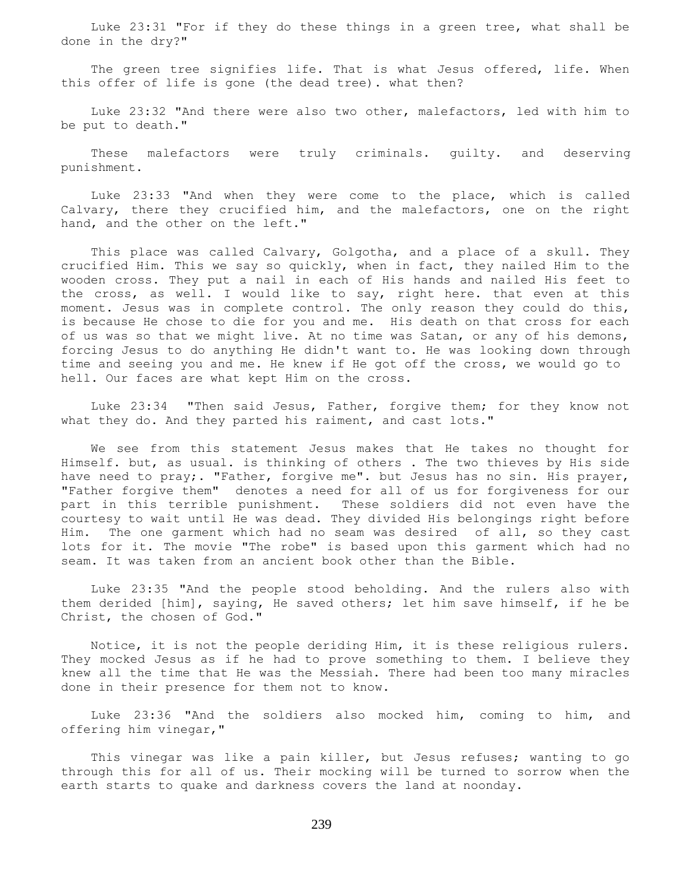Luke 23:31 "For if they do these things in a green tree, what shall be done in the dry?"

The green tree signifies life. That is what Jesus offered, life. When this offer of life is gone (the dead tree). what then?

Luke 23:32 "And there were also two other, malefactors, led with him to be put to death."

These malefactors were truly criminals. guilty. and deserving punishment.

Luke 23:33 "And when they were come to the place, which is called Calvary, there they crucified him, and the malefactors, one on the right hand, and the other on the left."

This place was called Calvary, Golgotha, and a place of a skull. They crucified Him. This we say so quickly, when in fact, they nailed Him to the wooden cross. They put a nail in each of His hands and nailed His feet to the cross, as well. I would like to say, right here. that even at this moment. Jesus was in complete control. The only reason they could do this, is because He chose to die for you and me. His death on that cross for each of us was so that we might live. At no time was Satan, or any of his demons, forcing Jesus to do anything He didn't want to. He was looking down through time and seeing you and me. He knew if He got off the cross, we would go to hell. Our faces are what kept Him on the cross.

Luke 23:34 "Then said Jesus, Father, forgive them; for they know not what they do. And they parted his raiment, and cast lots."

We see from this statement Jesus makes that He takes no thought for Himself. but, as usual. is thinking of others . The two thieves by His side have need to pray;. "Father, forgive me". but Jesus has no sin. His prayer, "Father forgive them" denotes a need for all of us for forgiveness for our part in this terrible punishment. These soldiers did not even have the courtesy to wait until He was dead. They divided His belongings right before Him. The one garment which had no seam was desired of all, so they cast lots for it. The movie "The robe" is based upon this garment which had no seam. It was taken from an ancient book other than the Bible.

Luke 23:35 "And the people stood beholding. And the rulers also with them derided [him], saying, He saved others; let him save himself, if he be Christ, the chosen of God."

Notice, it is not the people deriding Him, it is these religious rulers. They mocked Jesus as if he had to prove something to them. I believe they knew all the time that He was the Messiah. There had been too many miracles done in their presence for them not to know.

Luke 23:36 "And the soldiers also mocked him, coming to him, and offering him vinegar,"

This vinegar was like a pain killer, but Jesus refuses; wanting to go through this for all of us. Their mocking will be turned to sorrow when the earth starts to quake and darkness covers the land at noonday.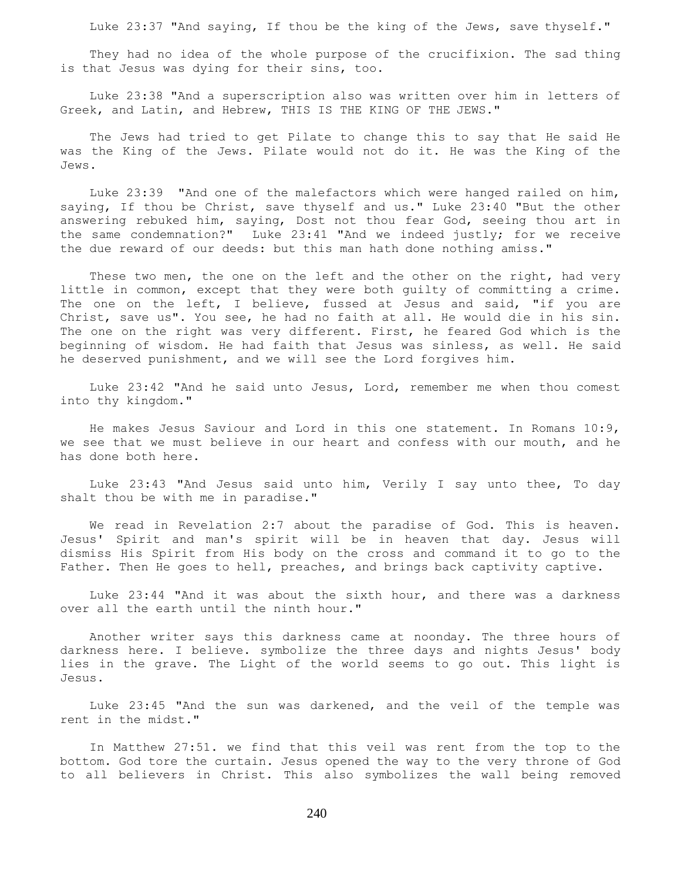Luke 23:37 "And saying, If thou be the king of the Jews, save thyself."

They had no idea of the whole purpose of the crucifixion. The sad thing is that Jesus was dying for their sins, too.

Luke 23:38 "And a superscription also was written over him in letters of Greek, and Latin, and Hebrew, THIS IS THE KING OF THE JEWS."

The Jews had tried to get Pilate to change this to say that He said He was the King of the Jews. Pilate would not do it. He was the King of the Jews.

Luke 23:39 "And one of the malefactors which were hanged railed on him, saying, If thou be Christ, save thyself and us." Luke 23:40 "But the other answering rebuked him, saying, Dost not thou fear God, seeing thou art in the same condemnation?" Luke 23:41 "And we indeed justly; for we receive the due reward of our deeds: but this man hath done nothing amiss."

These two men, the one on the left and the other on the right, had very little in common, except that they were both guilty of committing a crime. The one on the left, I believe, fussed at Jesus and said, "if you are Christ, save us". You see, he had no faith at all. He would die in his sin. The one on the right was very different. First, he feared God which is the beginning of wisdom. He had faith that Jesus was sinless, as well. He said he deserved punishment, and we will see the Lord forgives him.

Luke 23:42 "And he said unto Jesus, Lord, remember me when thou comest into thy kingdom."

He makes Jesus Saviour and Lord in this one statement. In Romans 10:9, we see that we must believe in our heart and confess with our mouth, and he has done both here.

Luke 23:43 "And Jesus said unto him, Verily I say unto thee, To day shalt thou be with me in paradise."

We read in Revelation 2:7 about the paradise of God. This is heaven. Jesus' Spirit and man's spirit will be in heaven that day. Jesus will dismiss His Spirit from His body on the cross and command it to go to the Father. Then He goes to hell, preaches, and brings back captivity captive.

Luke 23:44 "And it was about the sixth hour, and there was a darkness over all the earth until the ninth hour."

Another writer says this darkness came at noonday. The three hours of darkness here. I believe. symbolize the three days and nights Jesus' body lies in the grave. The Light of the world seems to go out. This light is Jesus.

Luke 23:45 "And the sun was darkened, and the veil of the temple was rent in the midst."

In Matthew 27:51. we find that this veil was rent from the top to the bottom. God tore the curtain. Jesus opened the way to the very throne of God to all believers in Christ. This also symbolizes the wall being removed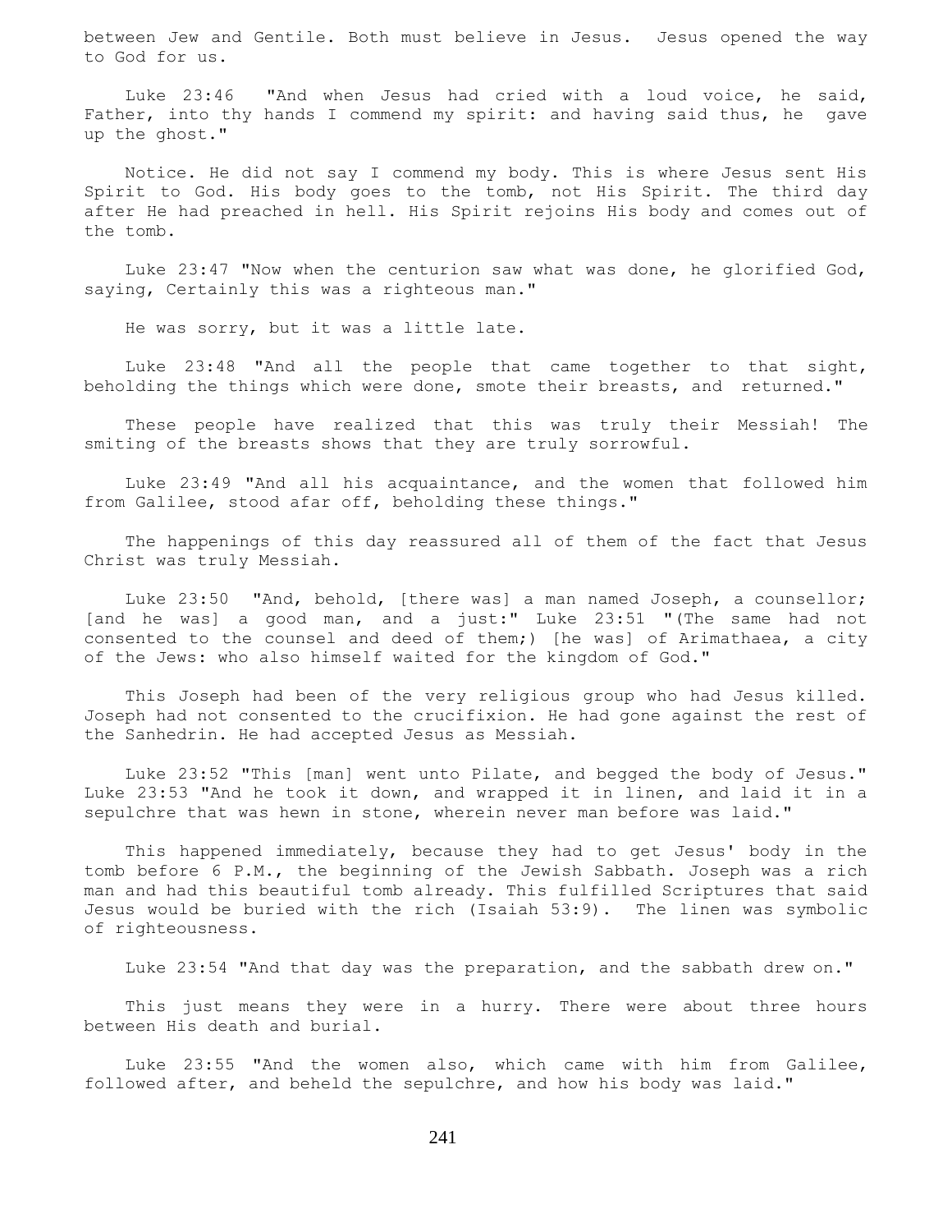between Jew and Gentile. Both must believe in Jesus. Jesus opened the way to God for us.

Luke 23:46 "And when Jesus had cried with a loud voice, he said, Father, into thy hands I commend my spirit: and having said thus, he gave up the ghost."

Notice. He did not say I commend my body. This is where Jesus sent His Spirit to God. His body goes to the tomb, not His Spirit. The third day after He had preached in hell. His Spirit rejoins His body and comes out of the tomb.

Luke 23:47 "Now when the centurion saw what was done, he glorified God, saying, Certainly this was a righteous man."

He was sorry, but it was a little late.

Luke 23:48 "And all the people that came together to that sight, beholding the things which were done, smote their breasts, and returned."

These people have realized that this was truly their Messiah! The smiting of the breasts shows that they are truly sorrowful.

Luke 23:49 "And all his acquaintance, and the women that followed him from Galilee, stood afar off, beholding these things."

The happenings of this day reassured all of them of the fact that Jesus Christ was truly Messiah.

Luke 23:50 "And, behold, [there was] a man named Joseph, a counsellor; [and he was] a good man, and a just:" Luke 23:51 "(The same had not consented to the counsel and deed of them;) [he was] of Arimathaea, a city of the Jews: who also himself waited for the kingdom of God."

This Joseph had been of the very religious group who had Jesus killed. Joseph had not consented to the crucifixion. He had gone against the rest of the Sanhedrin. He had accepted Jesus as Messiah.

Luke 23:52 "This [man] went unto Pilate, and begged the body of Jesus." Luke 23:53 "And he took it down, and wrapped it in linen, and laid it in a sepulchre that was hewn in stone, wherein never man before was laid."

This happened immediately, because they had to get Jesus' body in the tomb before 6 P.M., the beginning of the Jewish Sabbath. Joseph was a rich man and had this beautiful tomb already. This fulfilled Scriptures that said Jesus would be buried with the rich (Isaiah 53:9). The linen was symbolic of righteousness.

Luke 23:54 "And that day was the preparation, and the sabbath drew on."

This just means they were in a hurry. There were about three hours between His death and burial.

Luke 23:55 "And the women also, which came with him from Galilee, followed after, and beheld the sepulchre, and how his body was laid."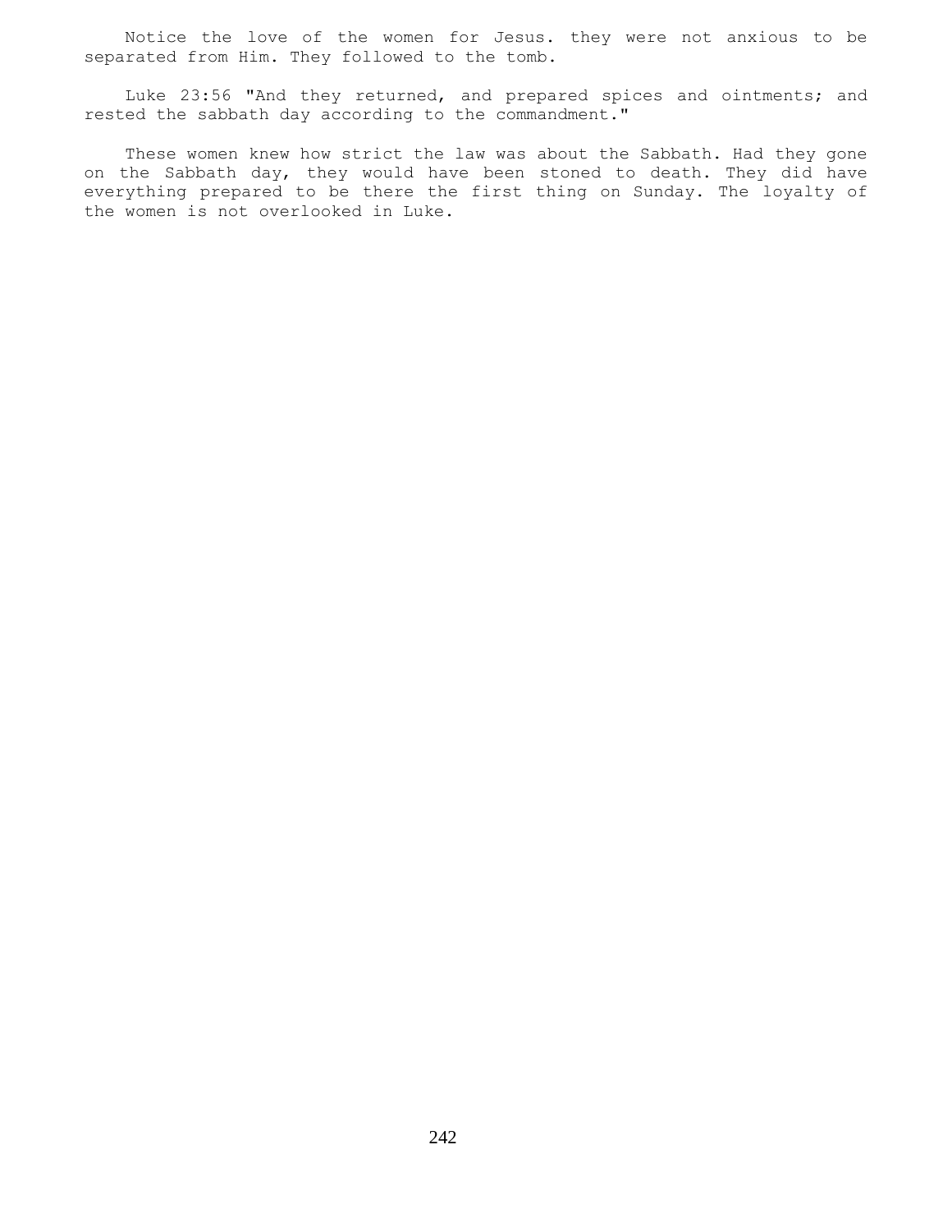Notice the love of the women for Jesus. they were not anxious to be separated from Him. They followed to the tomb.

Luke 23:56 "And they returned, and prepared spices and ointments; and rested the sabbath day according to the commandment."

These women knew how strict the law was about the Sabbath. Had they gone on the Sabbath day, they would have been stoned to death. They did have everything prepared to be there the first thing on Sunday. The loyalty of the women is not overlooked in Luke.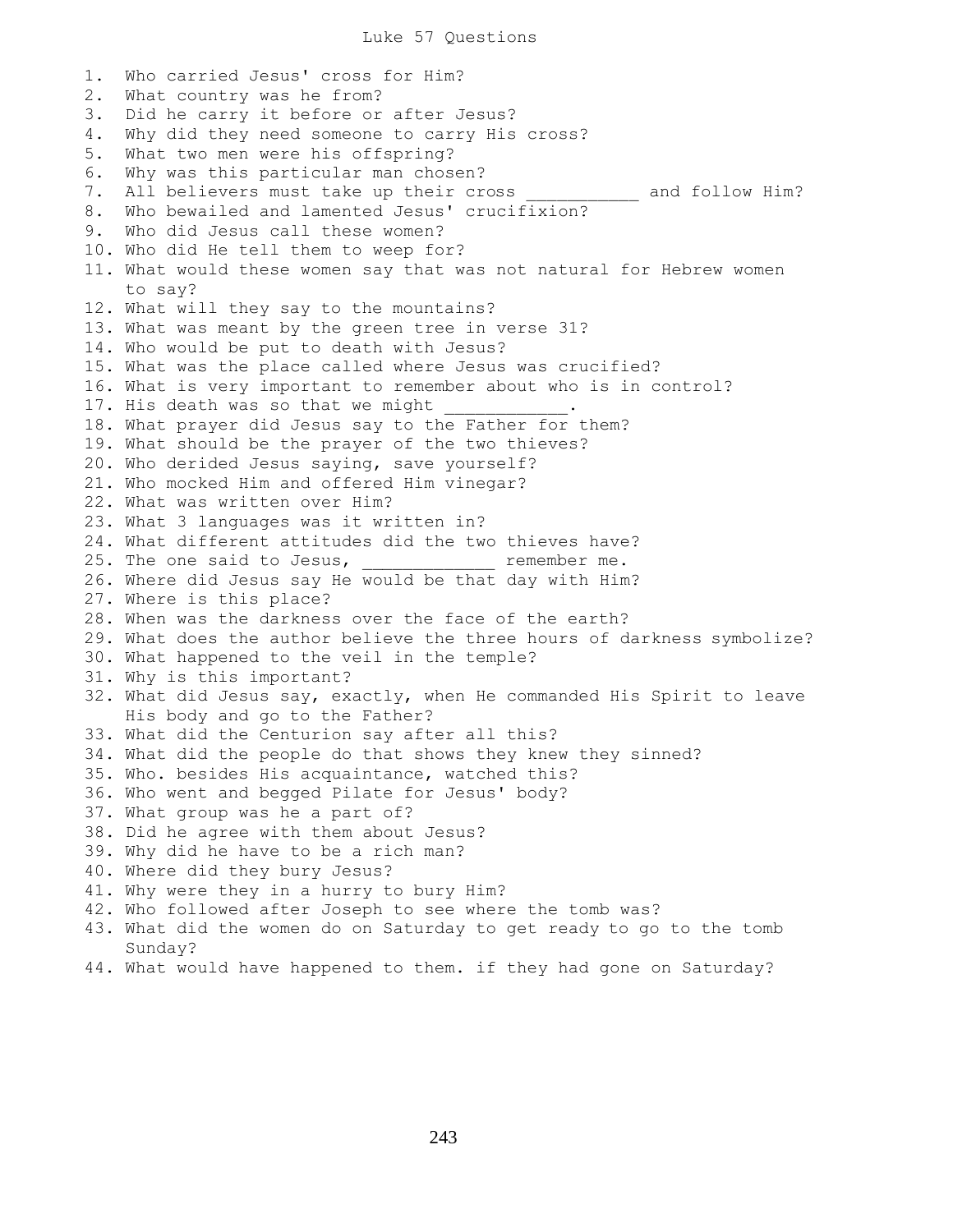# Luke 57 Questions

1. Who carried Jesus' cross for Him?
2. What country was he from?
3. Did he carry it before or after Jesus?
4. Why did they need someone to carry His cross?
5. What two men were his offspring?
6. Why was this particular man chosen?
7. All believers must take up their cross ___________ and follow Him?
8. Who bewailed and lamented Jesus' crucifixion?
9. Who did Jesus call these women?
10. Who did He tell them to weep for?
11. What would these women say that was not natural for Hebrew women to say?
12. What will they say to the mountains?
13. What was meant by the green tree in verse 31?
14. Who would be put to death with Jesus?
15. What was the place called where Jesus was crucified?
16. What is very important to remember about who is in control?
17. His death was so that we might ____________.
18. What prayer did Jesus say to the Father for them?
19. What should be the prayer of the two thieves?
20. Who derided Jesus saying, save yourself?
21. Who mocked Him and offered Him vinegar?
22. What was written over Him?
23. What 3 languages was it written in?
24. What different attitudes did the two thieves have?
25. The one said to Jesus, _____________ remember me.
26. Where did Jesus say He would be that day with Him?
27. Where is this place?
28. When was the darkness over the face of the earth?
29. What does the author believe the three hours of darkness symbolize?
30. What happened to the veil in the temple?
31. Why is this important?
32. What did Jesus say, exactly, when He commanded His Spirit to leave His body and go to the Father?
33. What did the Centurion say after all this?
34. What did the people do that shows they knew they sinned?
35. Who. besides His acquaintance, watched this?
36. Who went and begged Pilate for Jesus' body?
37. What group was he a part of?
38. Did he agree with them about Jesus?
39. Why did he have to be a rich man?
40. Where did they bury Jesus?
41. Why were they in a hurry to bury Him?
42. Who followed after Joseph to see where the tomb was?
43. What did the women do on Saturday to get ready to go to the tomb Sunday?
44. What would have happened to them. if they had gone on Saturday?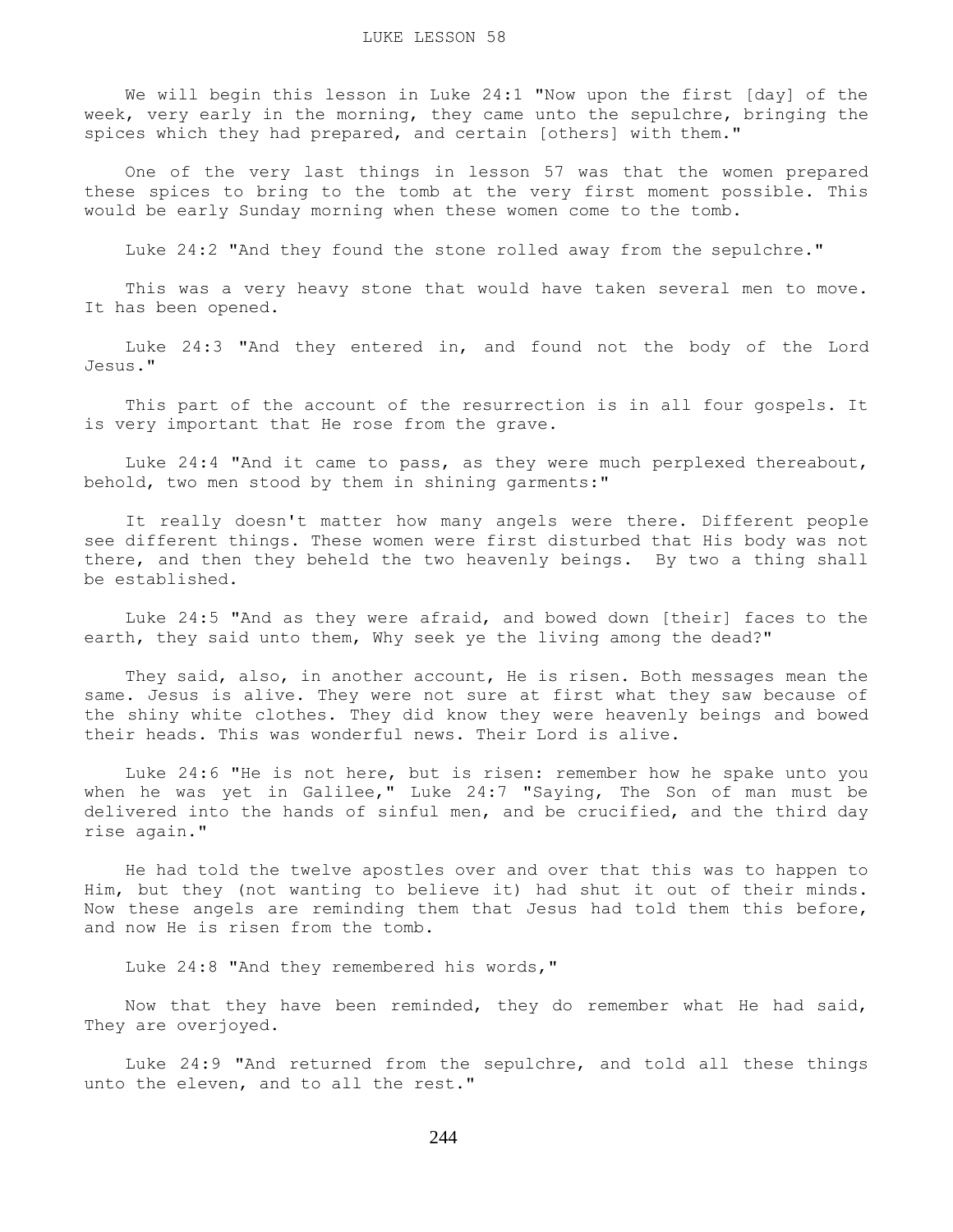# LUKE LESSON 58

We will begin this lesson in Luke 24:1 "Now upon the first [day] of the week, very early in the morning, they came unto the sepulchre, bringing the spices which they had prepared, and certain [others] with them."

One of the very last things in lesson 57 was that the women prepared these spices to bring to the tomb at the very first moment possible. This would be early Sunday morning when these women come to the tomb.

Luke 24:2 "And they found the stone rolled away from the sepulchre."

This was a very heavy stone that would have taken several men to move. It has been opened.

Luke 24:3 "And they entered in, and found not the body of the Lord Jesus."

This part of the account of the resurrection is in all four gospels. It is very important that He rose from the grave.

Luke 24:4 "And it came to pass, as they were much perplexed thereabout, behold, two men stood by them in shining garments:"

It really doesn't matter how many angels were there. Different people see different things. These women were first disturbed that His body was not there, and then they beheld the two heavenly beings. By two a thing shall be established.

Luke 24:5 "And as they were afraid, and bowed down [their] faces to the earth, they said unto them, Why seek ye the living among the dead?"

They said, also, in another account, He is risen. Both messages mean the same. Jesus is alive. They were not sure at first what they saw because of the shiny white clothes. They did know they were heavenly beings and bowed their heads. This was wonderful news. Their Lord is alive.

Luke 24:6 "He is not here, but is risen: remember how he spake unto you when he was yet in Galilee," Luke 24:7 "Saying, The Son of man must be delivered into the hands of sinful men, and be crucified, and the third day rise again."

He had told the twelve apostles over and over that this was to happen to Him, but they (not wanting to believe it) had shut it out of their minds. Now these angels are reminding them that Jesus had told them this before, and now He is risen from the tomb.

Luke 24:8 "And they remembered his words,"

Now that they have been reminded, they do remember what He had said, They are overjoyed.

Luke 24:9 "And returned from the sepulchre, and told all these things unto the eleven, and to all the rest."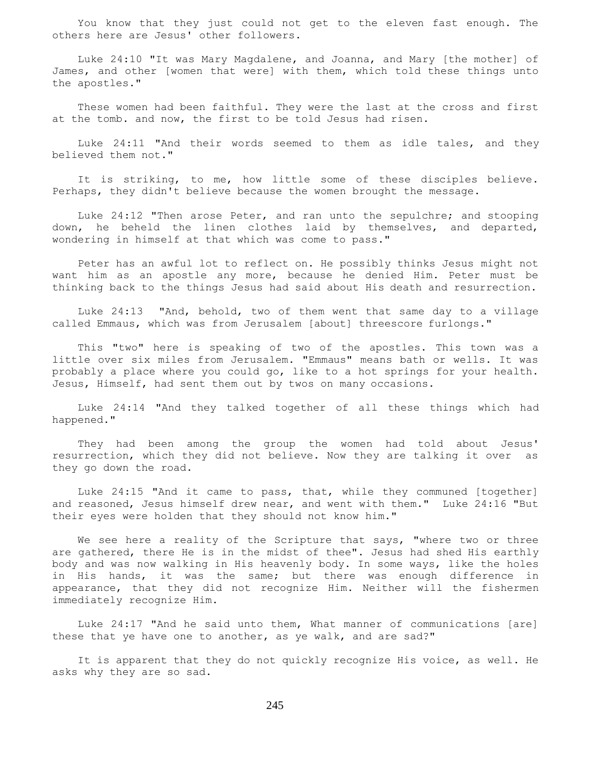You know that they just could not get to the eleven fast enough. The others here are Jesus' other followers.

Luke 24:10 "It was Mary Magdalene, and Joanna, and Mary [the mother] of James, and other [women that were] with them, which told these things unto the apostles."

These women had been faithful. They were the last at the cross and first at the tomb. and now, the first to be told Jesus had risen.

Luke 24:11 "And their words seemed to them as idle tales, and they believed them not."

It is striking, to me, how little some of these disciples believe. Perhaps, they didn't believe because the women brought the message.

Luke 24:12 "Then arose Peter, and ran unto the sepulchre; and stooping down, he beheld the linen clothes laid by themselves, and departed, wondering in himself at that which was come to pass."

Peter has an awful lot to reflect on. He possibly thinks Jesus might not want him as an apostle any more, because he denied Him. Peter must be thinking back to the things Jesus had said about His death and resurrection.

Luke 24:13 "And, behold, two of them went that same day to a village called Emmaus, which was from Jerusalem [about] threescore furlongs."

This "two" here is speaking of two of the apostles. This town was a little over six miles from Jerusalem. "Emmaus" means bath or wells. It was probably a place where you could go, like to a hot springs for your health. Jesus, Himself, had sent them out by twos on many occasions.

Luke 24:14 "And they talked together of all these things which had happened."

They had been among the group the women had told about Jesus' resurrection, which they did not believe. Now they are talking it over as they go down the road.

Luke 24:15 "And it came to pass, that, while they communed [together] and reasoned, Jesus himself drew near, and went with them." Luke 24:16 "But their eyes were holden that they should not know him."

We see here a reality of the Scripture that says, "where two or three are gathered, there He is in the midst of thee". Jesus had shed His earthly body and was now walking in His heavenly body. In some ways, like the holes in His hands, it was the same; but there was enough difference in appearance, that they did not recognize Him. Neither will the fishermen immediately recognize Him.

Luke 24:17 "And he said unto them, What manner of communications [are] these that ye have one to another, as ye walk, and are sad?"

It is apparent that they do not quickly recognize His voice, as well. He asks why they are so sad.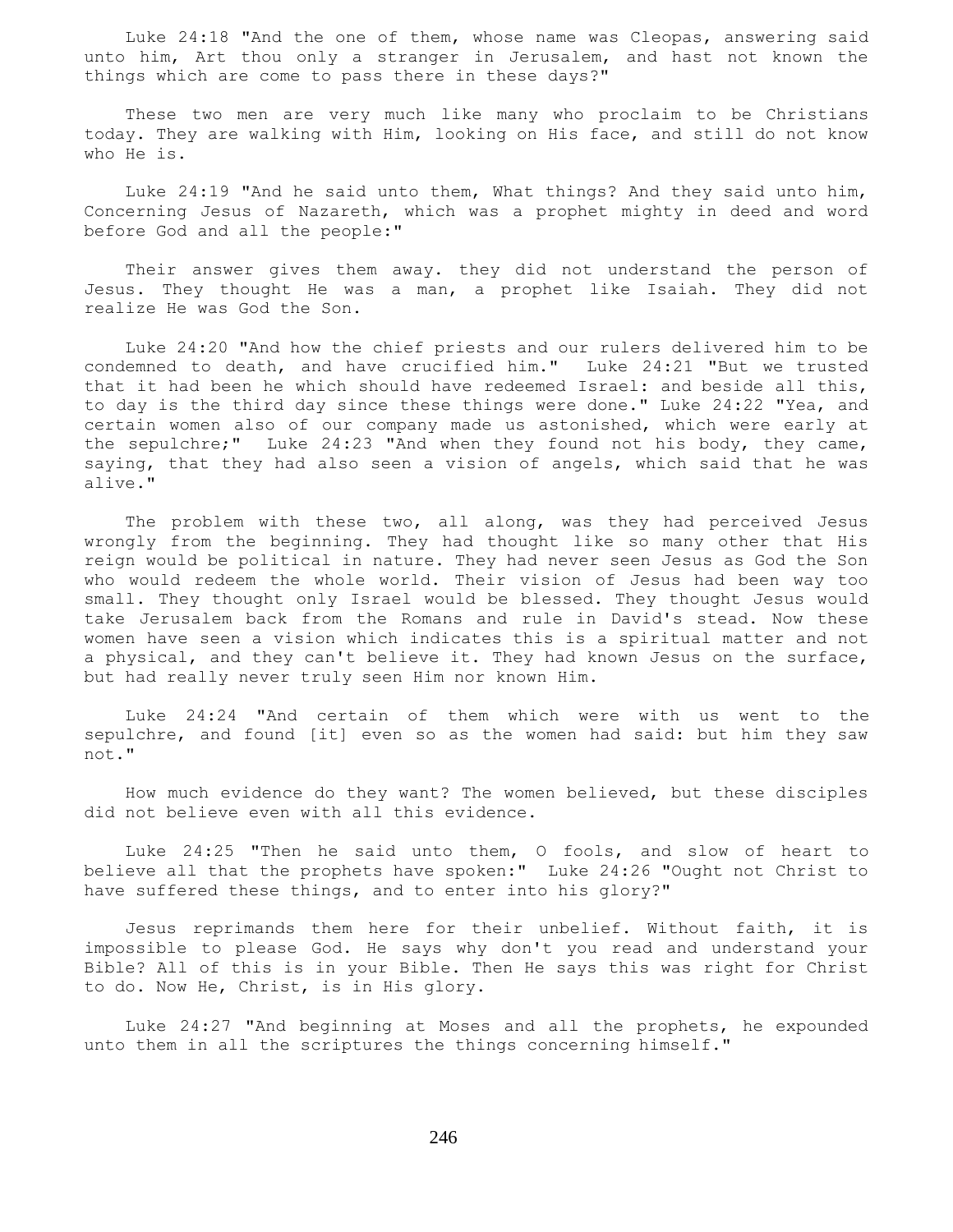Luke 24:18 "And the one of them, whose name was Cleopas, answering said unto him, Art thou only a stranger in Jerusalem, and hast not known the things which are come to pass there in these days?"

These two men are very much like many who proclaim to be Christians today. They are walking with Him, looking on His face, and still do not know who He is.

Luke 24:19 "And he said unto them, What things? And they said unto him, Concerning Jesus of Nazareth, which was a prophet mighty in deed and word before God and all the people:"

Their answer gives them away. they did not understand the person of Jesus. They thought He was a man, a prophet like Isaiah. They did not realize He was God the Son.

Luke 24:20 "And how the chief priests and our rulers delivered him to be condemned to death, and have crucified him." Luke 24:21 "But we trusted that it had been he which should have redeemed Israel: and beside all this, to day is the third day since these things were done." Luke 24:22 "Yea, and certain women also of our company made us astonished, which were early at the sepulchre;" Luke 24:23 "And when they found not his body, they came, saying, that they had also seen a vision of angels, which said that he was alive."

The problem with these two, all along, was they had perceived Jesus wrongly from the beginning. They had thought like so many other that His reign would be political in nature. They had never seen Jesus as God the Son who would redeem the whole world. Their vision of Jesus had been way too small. They thought only Israel would be blessed. They thought Jesus would take Jerusalem back from the Romans and rule in David's stead. Now these women have seen a vision which indicates this is a spiritual matter and not a physical, and they can't believe it. They had known Jesus on the surface, but had really never truly seen Him nor known Him.

Luke 24:24 "And certain of them which were with us went to the sepulchre, and found [it] even so as the women had said: but him they saw not."

How much evidence do they want? The women believed, but these disciples did not believe even with all this evidence.

Luke 24:25 "Then he said unto them, O fools, and slow of heart to believe all that the prophets have spoken:" Luke 24:26 "Ought not Christ to have suffered these things, and to enter into his glory?"

Jesus reprimands them here for their unbelief. Without faith, it is impossible to please God. He says why don't you read and understand your Bible? All of this is in your Bible. Then He says this was right for Christ to do. Now He, Christ, is in His glory.

Luke 24:27 "And beginning at Moses and all the prophets, he expounded unto them in all the scriptures the things concerning himself."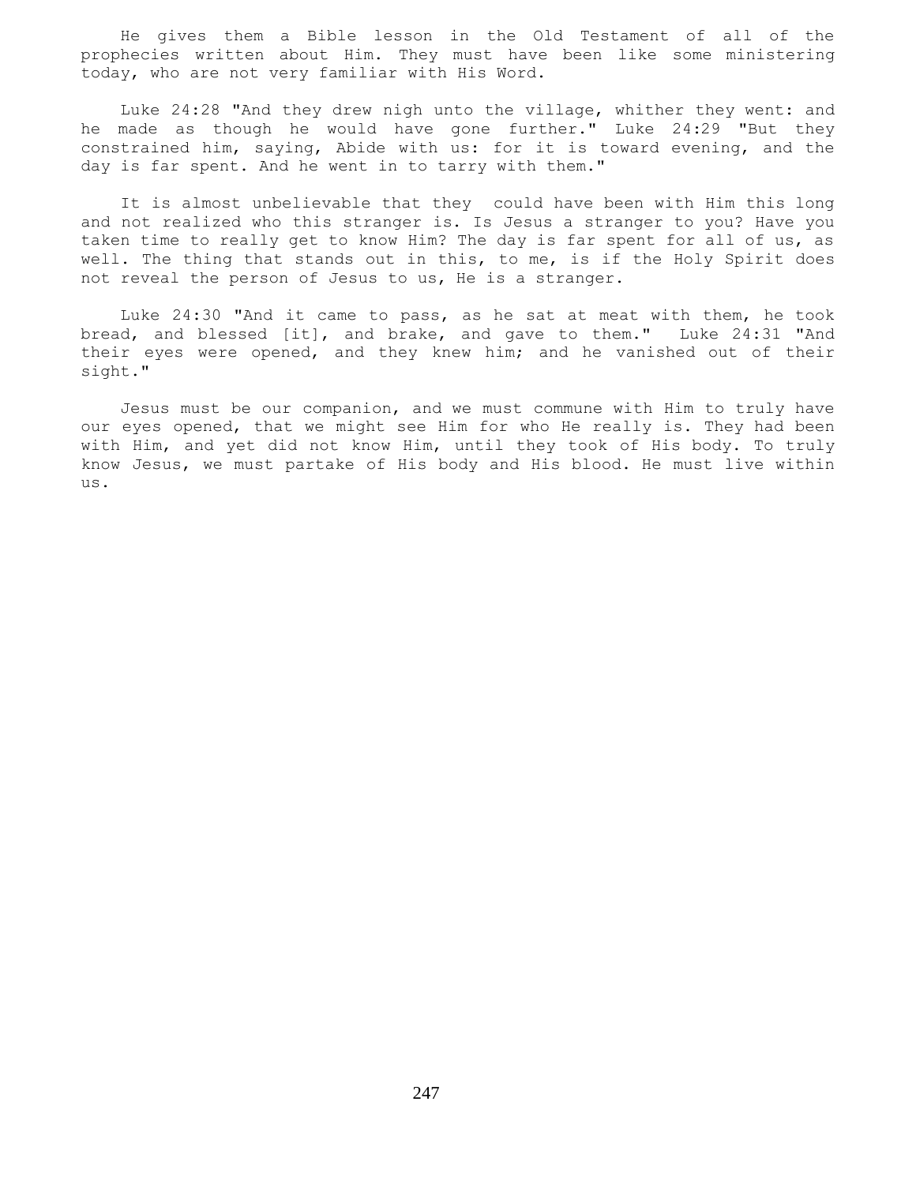He gives them a Bible lesson in the Old Testament of all of the prophecies written about Him. They must have been like some ministering today, who are not very familiar with His Word.

Luke 24:28 "And they drew nigh unto the village, whither they went: and he made as though he would have gone further." Luke 24:29 "But they constrained him, saying, Abide with us: for it is toward evening, and the day is far spent. And he went in to tarry with them."

It is almost unbelievable that they could have been with Him this long and not realized who this stranger is. Is Jesus a stranger to you? Have you taken time to really get to know Him? The day is far spent for all of us, as well. The thing that stands out in this, to me, is if the Holy Spirit does not reveal the person of Jesus to us, He is a stranger.

Luke 24:30 "And it came to pass, as he sat at meat with them, he took bread, and blessed [it], and brake, and gave to them." Luke 24:31 "And their eyes were opened, and they knew him; and he vanished out of their sight."

Jesus must be our companion, and we must commune with Him to truly have our eyes opened, that we might see Him for who He really is. They had been with Him, and yet did not know Him, until they took of His body. To truly know Jesus, we must partake of His body and His blood. He must live within us.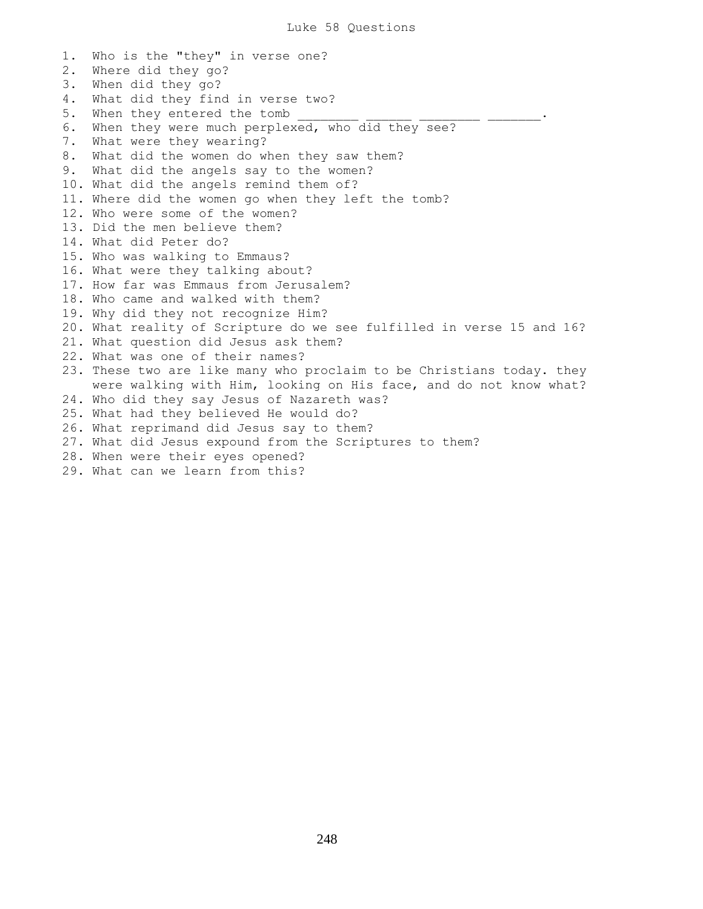# Luke 58 Questions

1. Who is the "they" in verse one?
2. Where did they go?
3. When did they go?
4. What did they find in verse two?
5. When they entered the tomb ________ ______ ________ _______.
6. When they were much perplexed, who did they see?
7. What were they wearing?
8. What did the women do when they saw them?
9. What did the angels say to the women?
10. What did the angels remind them of?
11. Where did the women go when they left the tomb?
12. Who were some of the women?
13. Did the men believe them?
14. What did Peter do?
15. Who was walking to Emmaus?
16. What were they talking about?
17. How far was Emmaus from Jerusalem?
18. Who came and walked with them?
19. Why did they not recognize Him?
20. What reality of Scripture do we see fulfilled in verse 15 and 16?
21. What question did Jesus ask them?
22. What was one of their names?
23. These two are like many who proclaim to be Christians today. they were walking with Him, looking on His face, and do not know what?
24. Who did they say Jesus of Nazareth was?
25. What had they believed He would do?
26. What reprimand did Jesus say to them?
27. What did Jesus expound from the Scriptures to them?
28. When were their eyes opened?
29. What can we learn from this?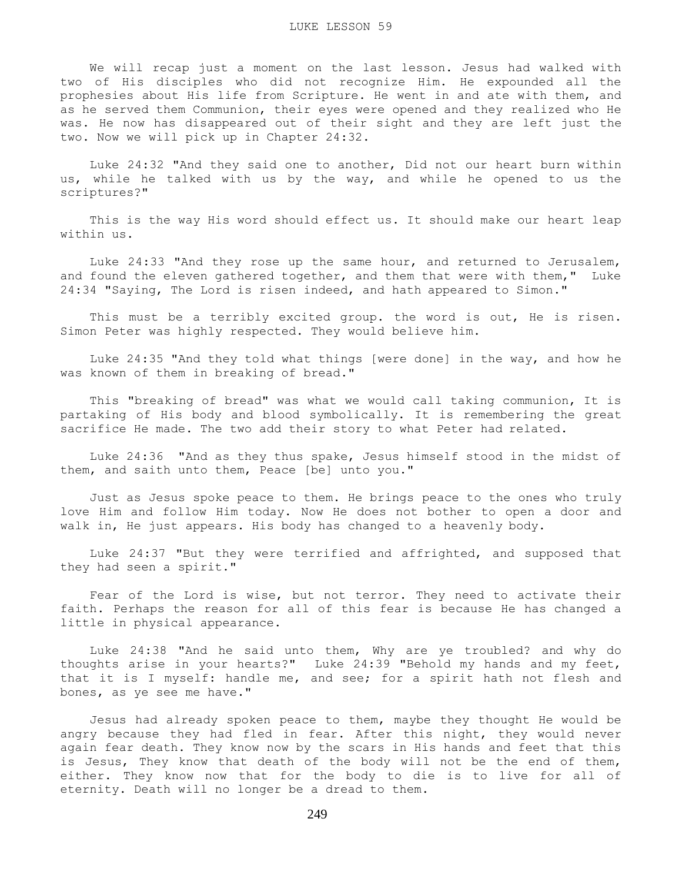# LUKE LESSON 59

We will recap just a moment on the last lesson. Jesus had walked with two of His disciples who did not recognize Him. He expounded all the prophesies about His life from Scripture. He went in and ate with them, and as he served them Communion, their eyes were opened and they realized who He was. He now has disappeared out of their sight and they are left just the two. Now we will pick up in Chapter 24:32.

Luke 24:32 "And they said one to another, Did not our heart burn within us, while he talked with us by the way, and while he opened to us the scriptures?"

This is the way His word should effect us. It should make our heart leap within us.

Luke 24:33 "And they rose up the same hour, and returned to Jerusalem, and found the eleven gathered together, and them that were with them," Luke 24:34 "Saying, The Lord is risen indeed, and hath appeared to Simon."

This must be a terribly excited group. the word is out, He is risen. Simon Peter was highly respected. They would believe him.

Luke 24:35 "And they told what things [were done] in the way, and how he was known of them in breaking of bread."

This "breaking of bread" was what we would call taking communion, It is partaking of His body and blood symbolically. It is remembering the great sacrifice He made. The two add their story to what Peter had related.

Luke 24:36 "And as they thus spake, Jesus himself stood in the midst of them, and saith unto them, Peace [be] unto you."

Just as Jesus spoke peace to them. He brings peace to the ones who truly love Him and follow Him today. Now He does not bother to open a door and walk in, He just appears. His body has changed to a heavenly body.

Luke 24:37 "But they were terrified and affrighted, and supposed that they had seen a spirit."

Fear of the Lord is wise, but not terror. They need to activate their faith. Perhaps the reason for all of this fear is because He has changed a little in physical appearance.

Luke 24:38 "And he said unto them, Why are ye troubled? and why do thoughts arise in your hearts?" Luke 24:39 "Behold my hands and my feet, that it is I myself: handle me, and see; for a spirit hath not flesh and bones, as ye see me have."

Jesus had already spoken peace to them, maybe they thought He would be angry because they had fled in fear. After this night, they would never again fear death. They know now by the scars in His hands and feet that this is Jesus, They know that death of the body will not be the end of them, either. They know now that for the body to die is to live for all of eternity. Death will no longer be a dread to them.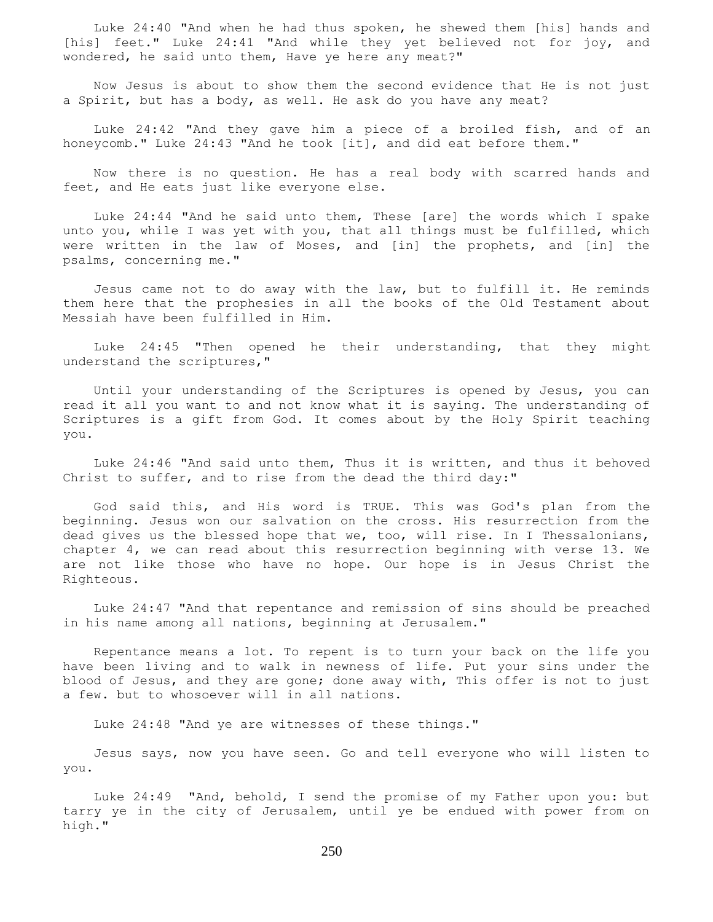Luke 24:40 "And when he had thus spoken, he shewed them [his] hands and [his] feet." Luke 24:41 "And while they yet believed not for joy, and wondered, he said unto them, Have ye here any meat?"

Now Jesus is about to show them the second evidence that He is not just a Spirit, but has a body, as well. He ask do you have any meat?

Luke 24:42 "And they gave him a piece of a broiled fish, and of an honeycomb." Luke 24:43 "And he took [it], and did eat before them."

Now there is no question. He has a real body with scarred hands and feet, and He eats just like everyone else.

Luke 24:44 "And he said unto them, These [are] the words which I spake unto you, while I was yet with you, that all things must be fulfilled, which were written in the law of Moses, and [in] the prophets, and [in] the psalms, concerning me."

Jesus came not to do away with the law, but to fulfill it. He reminds them here that the prophesies in all the books of the Old Testament about Messiah have been fulfilled in Him.

Luke 24:45 "Then opened he their understanding, that they might understand the scriptures,"

Until your understanding of the Scriptures is opened by Jesus, you can read it all you want to and not know what it is saying. The understanding of Scriptures is a gift from God. It comes about by the Holy Spirit teaching you.

Luke 24:46 "And said unto them, Thus it is written, and thus it behoved Christ to suffer, and to rise from the dead the third day:"

God said this, and His word is TRUE. This was God's plan from the beginning. Jesus won our salvation on the cross. His resurrection from the dead gives us the blessed hope that we, too, will rise. In I Thessalonians, chapter 4, we can read about this resurrection beginning with verse 13. We are not like those who have no hope. Our hope is in Jesus Christ the Righteous.

Luke 24:47 "And that repentance and remission of sins should be preached in his name among all nations, beginning at Jerusalem."

Repentance means a lot. To repent is to turn your back on the life you have been living and to walk in newness of life. Put your sins under the blood of Jesus, and they are gone; done away with, This offer is not to just a few. but to whosoever will in all nations.

Luke 24:48 "And ye are witnesses of these things."

Jesus says, now you have seen. Go and tell everyone who will listen to you.

Luke 24:49 "And, behold, I send the promise of my Father upon you: but tarry ye in the city of Jerusalem, until ye be endued with power from on high."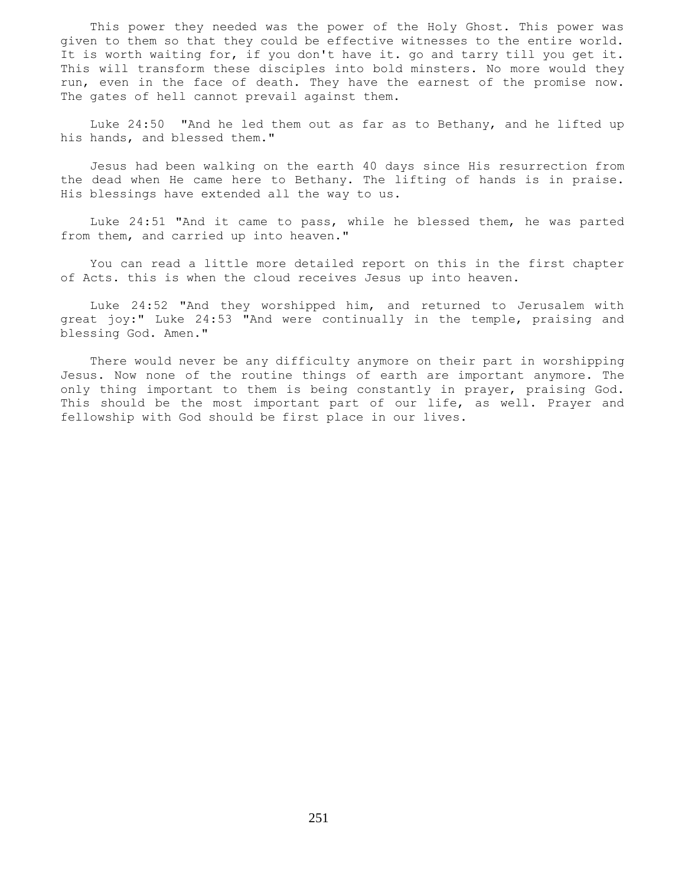This power they needed was the power of the Holy Ghost. This power was given to them so that they could be effective witnesses to the entire world. It is worth waiting for, if you don't have it. go and tarry till you get it. This will transform these disciples into bold minsters. No more would they run, even in the face of death. They have the earnest of the promise now. The gates of hell cannot prevail against them.

Luke 24:50 "And he led them out as far as to Bethany, and he lifted up his hands, and blessed them."

Jesus had been walking on the earth 40 days since His resurrection from the dead when He came here to Bethany. The lifting of hands is in praise. His blessings have extended all the way to us.

Luke 24:51 "And it came to pass, while he blessed them, he was parted from them, and carried up into heaven."

You can read a little more detailed report on this in the first chapter of Acts. this is when the cloud receives Jesus up into heaven.

Luke 24:52 "And they worshipped him, and returned to Jerusalem with great joy:" Luke 24:53 "And were continually in the temple, praising and blessing God. Amen."

There would never be any difficulty anymore on their part in worshipping Jesus. Now none of the routine things of earth are important anymore. The only thing important to them is being constantly in prayer, praising God. This should be the most important part of our life, as well. Prayer and fellowship with God should be first place in our lives.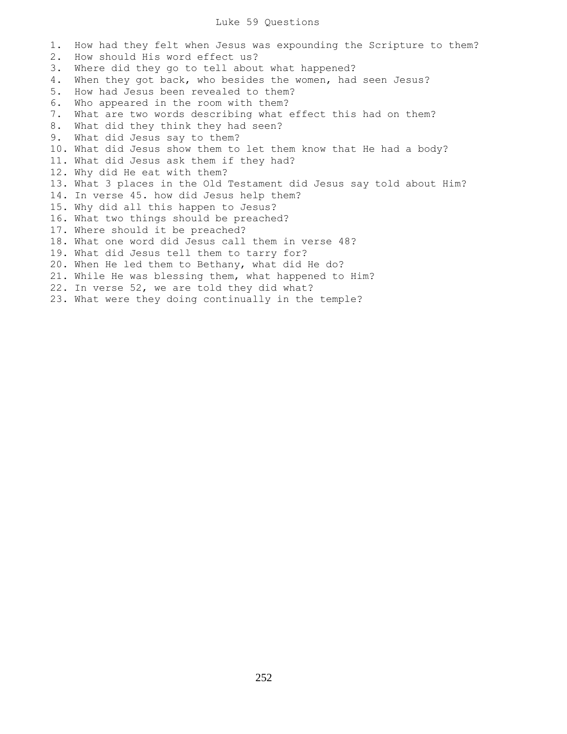# Luke 59 Questions

1. How had they felt when Jesus was expounding the Scripture to them?
2. How should His word effect us?
3. Where did they go to tell about what happened?
4. When they got back, who besides the women, had seen Jesus?
5. How had Jesus been revealed to them?
6. Who appeared in the room with them?
7. What are two words describing what effect this had on them?
8. What did they think they had seen?
9. What did Jesus say to them?
10. What did Jesus show them to let them know that He had a body?
11. What did Jesus ask them if they had?
12. Why did He eat with them?
13. What 3 places in the Old Testament did Jesus say told about Him?
14. In verse 45. how did Jesus help them?
15. Why did all this happen to Jesus?
16. What two things should be preached?
17. Where should it be preached?
18. What one word did Jesus call them in verse 48?
19. What did Jesus tell them to tarry for?
20. When He led them to Bethany, what did He do?
21. While He was blessing them, what happened to Him?
22. In verse 52, we are told they did what?
23. What were they doing continually in the temple?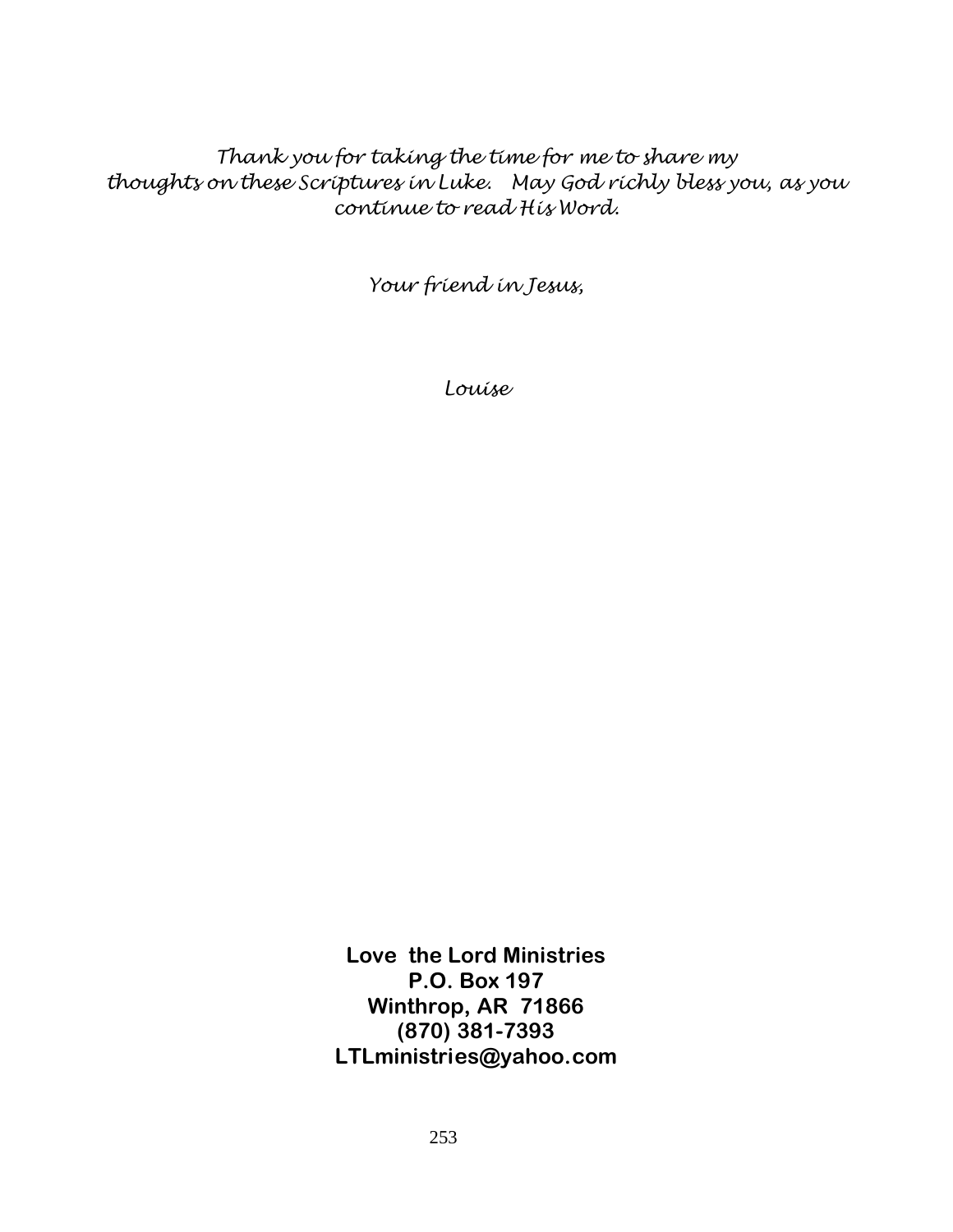*Thank you for taking the time for me to share my thoughts on these Scriptures in Luke.   May God richly bless you, as you continue to read His Word.*

*Your friend in Jesus,*

*Louise*

**Love the Lord Ministries**
**P.O. Box 197**
**Winthrop, AR 71866**
**(870) 381-7393**
**LTLministries@yahoo.com**